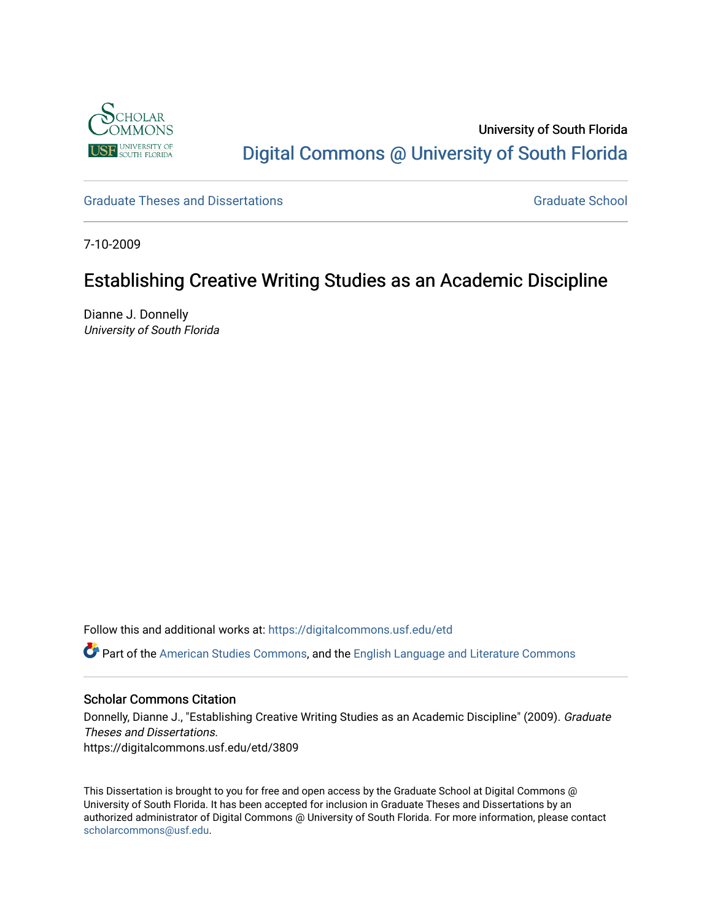University of South Florida

Digital Commons @ University of South Florida

Graduate Theses and Dissertations

Graduate School

7-10-2009

# Establishing Creative Writing Studies as an Academic Discipline

Dianne J. Donnelly
*University of South Florida*

Follow this and additional works at: https://digitalcommons.usf.edu/etd

Part of the American Studies Commons, and the English Language and Literature Commons

## Scholar Commons Citation

Donnelly, Dianne J., "Establishing Creative Writing Studies as an Academic Discipline" (2009). *Graduate Theses and Dissertations.*
https://digitalcommons.usf.edu/etd/3809

This Dissertation is brought to you for free and open access by the Graduate School at Digital Commons @ University of South Florida. It has been accepted for inclusion in Graduate Theses and Dissertations by an authorized administrator of Digital Commons @ University of South Florida. For more information, please contact scholarcommons@usf.edu.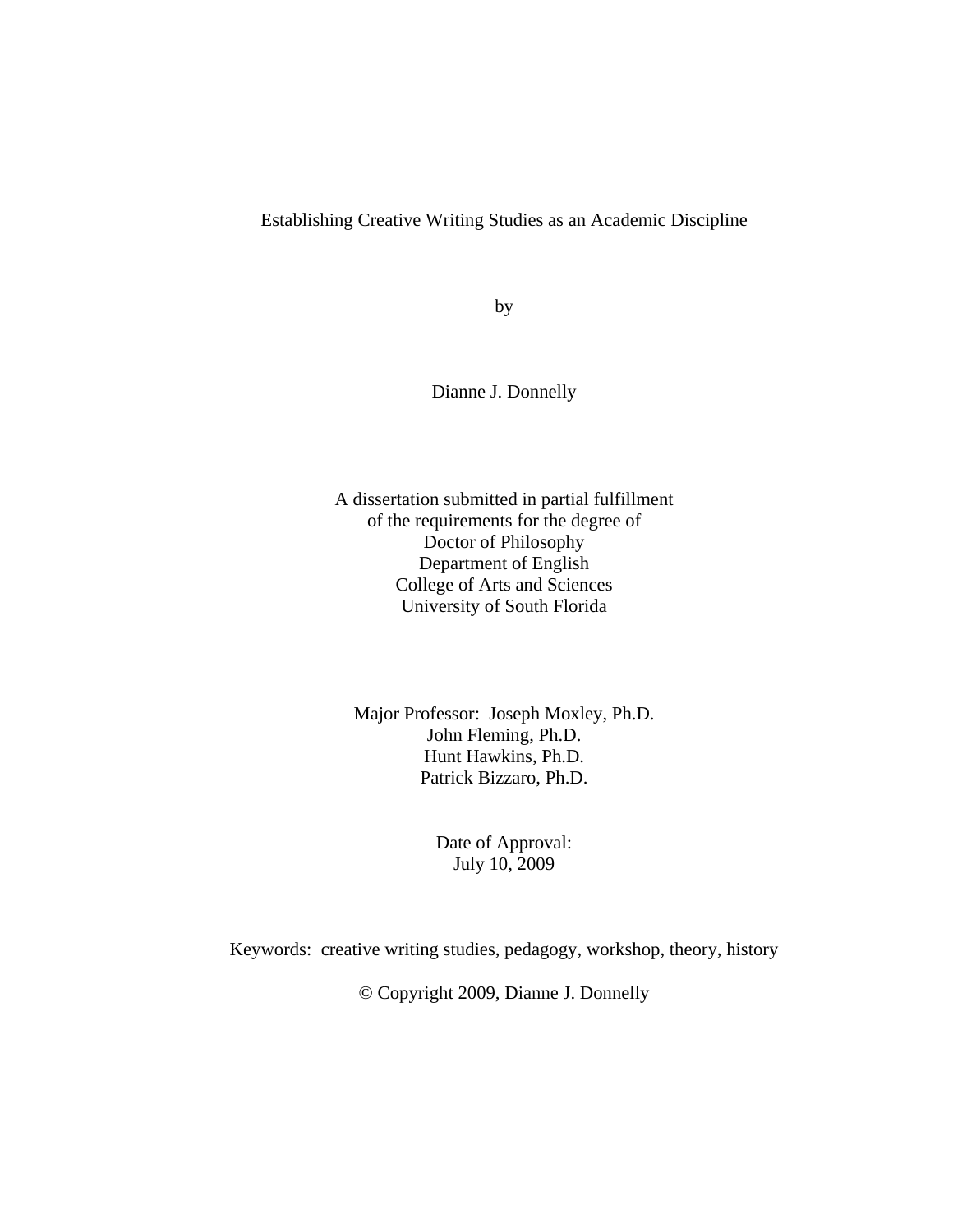# Establishing Creative Writing Studies as an Academic Discipline

by

Dianne J. Donnelly

A dissertation submitted in partial fulfillment
of the requirements for the degree of
Doctor of Philosophy
Department of English
College of Arts and Sciences
University of South Florida

Major Professor: Joseph Moxley, Ph.D.
John Fleming, Ph.D.
Hunt Hawkins, Ph.D.
Patrick Bizzaro, Ph.D.

Date of Approval:
July 10, 2009

Keywords: creative writing studies, pedagogy, workshop, theory, history

© Copyright 2009, Dianne J. Donnelly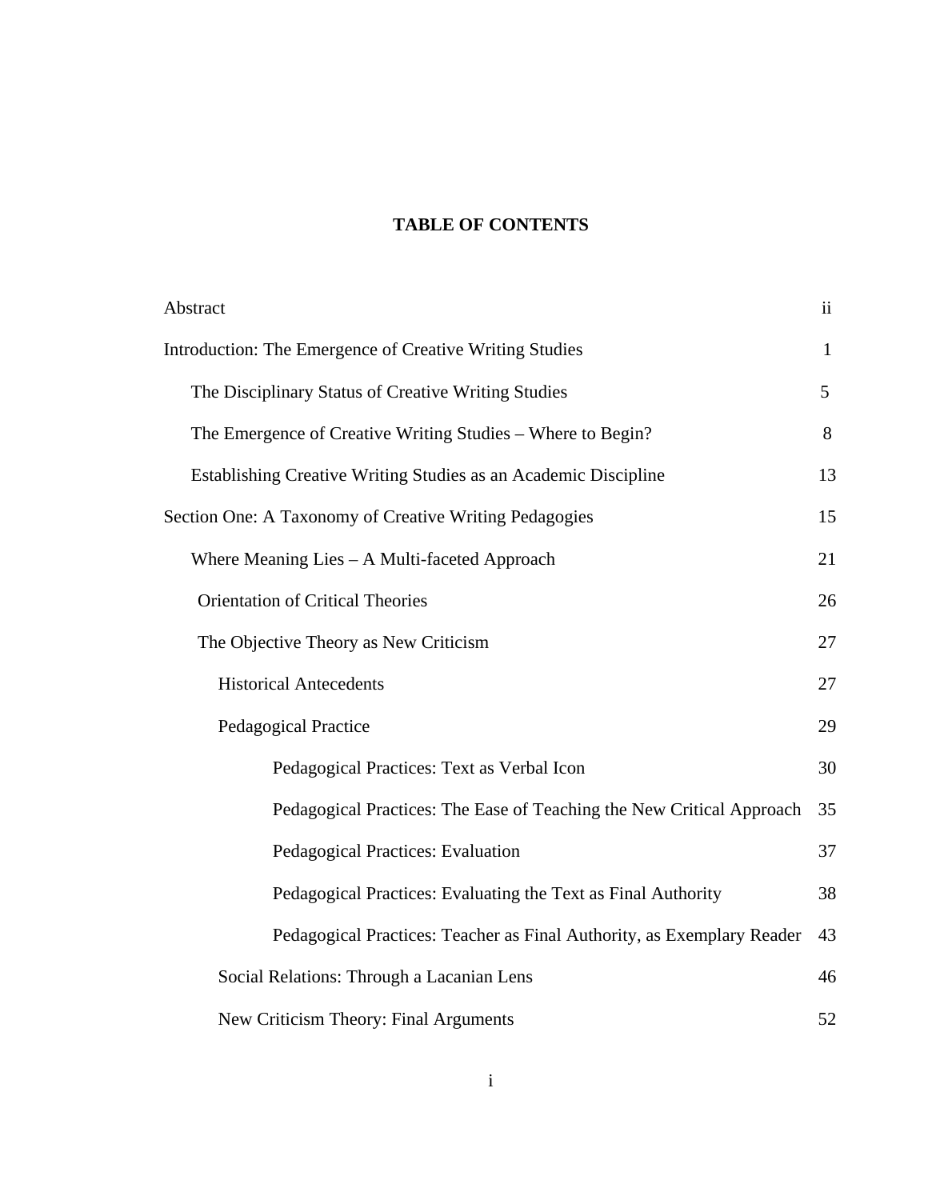# TABLE OF CONTENTS

| | |
|---|---|
| Abstract | ii |
| Introduction: The Emergence of Creative Writing Studies | 1 |
| The Disciplinary Status of Creative Writing Studies | 5 |
| The Emergence of Creative Writing Studies – Where to Begin? | 8 |
| Establishing Creative Writing Studies as an Academic Discipline | 13 |
| Section One: A Taxonomy of Creative Writing Pedagogies | 15 |
| Where Meaning Lies – A Multi-faceted Approach | 21 |
| Orientation of Critical Theories | 26 |
| The Objective Theory as New Criticism | 27 |
| Historical Antecedents | 27 |
| Pedagogical Practice | 29 |
| Pedagogical Practices: Text as Verbal Icon | 30 |
| Pedagogical Practices: The Ease of Teaching the New Critical Approach | 35 |
| Pedagogical Practices: Evaluation | 37 |
| Pedagogical Practices: Evaluating the Text as Final Authority | 38 |
| Pedagogical Practices: Teacher as Final Authority, as Exemplary Reader | 43 |
| Social Relations: Through a Lacanian Lens | 46 |
| New Criticism Theory: Final Arguments | 52 |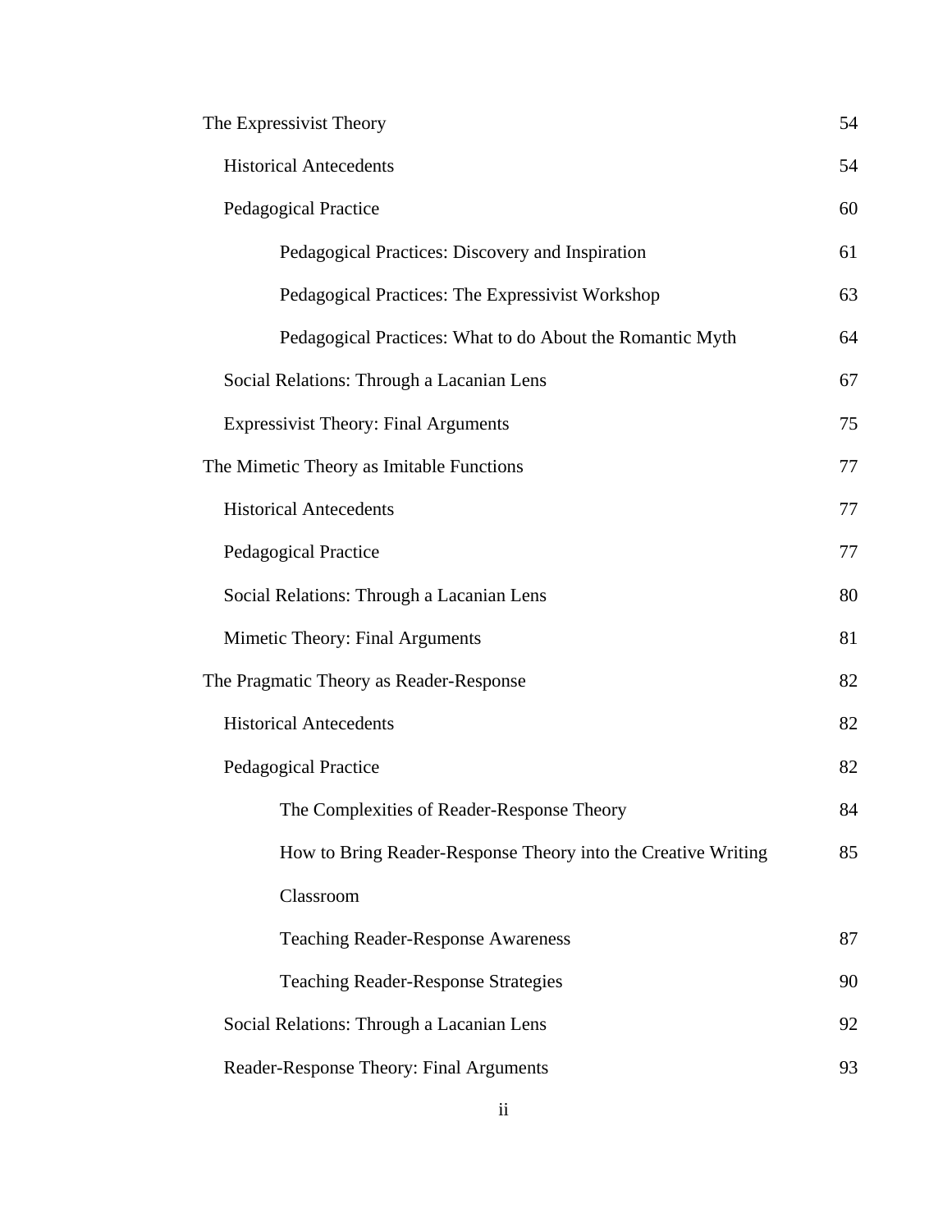| | |
|---|---|
| The Expressivist Theory | 54 |
| &nbsp;&nbsp;&nbsp;&nbsp;Historical Antecedents | 54 |
| &nbsp;&nbsp;&nbsp;&nbsp;Pedagogical Practice | 60 |
| &nbsp;&nbsp;&nbsp;&nbsp;&nbsp;&nbsp;&nbsp;&nbsp;Pedagogical Practices: Discovery and Inspiration | 61 |
| &nbsp;&nbsp;&nbsp;&nbsp;&nbsp;&nbsp;&nbsp;&nbsp;Pedagogical Practices: The Expressivist Workshop | 63 |
| &nbsp;&nbsp;&nbsp;&nbsp;&nbsp;&nbsp;&nbsp;&nbsp;Pedagogical Practices: What to do About the Romantic Myth | 64 |
| &nbsp;&nbsp;&nbsp;&nbsp;Social Relations: Through a Lacanian Lens | 67 |
| &nbsp;&nbsp;&nbsp;&nbsp;Expressivist Theory: Final Arguments | 75 |
| The Mimetic Theory as Imitable Functions | 77 |
| &nbsp;&nbsp;&nbsp;&nbsp;Historical Antecedents | 77 |
| &nbsp;&nbsp;&nbsp;&nbsp;Pedagogical Practice | 77 |
| &nbsp;&nbsp;&nbsp;&nbsp;Social Relations: Through a Lacanian Lens | 80 |
| &nbsp;&nbsp;&nbsp;&nbsp;Mimetic Theory: Final Arguments | 81 |
| The Pragmatic Theory as Reader-Response | 82 |
| &nbsp;&nbsp;&nbsp;&nbsp;Historical Antecedents | 82 |
| &nbsp;&nbsp;&nbsp;&nbsp;Pedagogical Practice | 82 |
| &nbsp;&nbsp;&nbsp;&nbsp;&nbsp;&nbsp;&nbsp;&nbsp;The Complexities of Reader-Response Theory | 84 |
| &nbsp;&nbsp;&nbsp;&nbsp;&nbsp;&nbsp;&nbsp;&nbsp;How to Bring Reader-Response Theory into the Creative Writing Classroom | 85 |
| &nbsp;&nbsp;&nbsp;&nbsp;&nbsp;&nbsp;&nbsp;&nbsp;Teaching Reader-Response Awareness | 87 |
| &nbsp;&nbsp;&nbsp;&nbsp;&nbsp;&nbsp;&nbsp;&nbsp;Teaching Reader-Response Strategies | 90 |
| &nbsp;&nbsp;&nbsp;&nbsp;Social Relations: Through a Lacanian Lens | 92 |
| &nbsp;&nbsp;&nbsp;&nbsp;Reader-Response Theory: Final Arguments | 93 |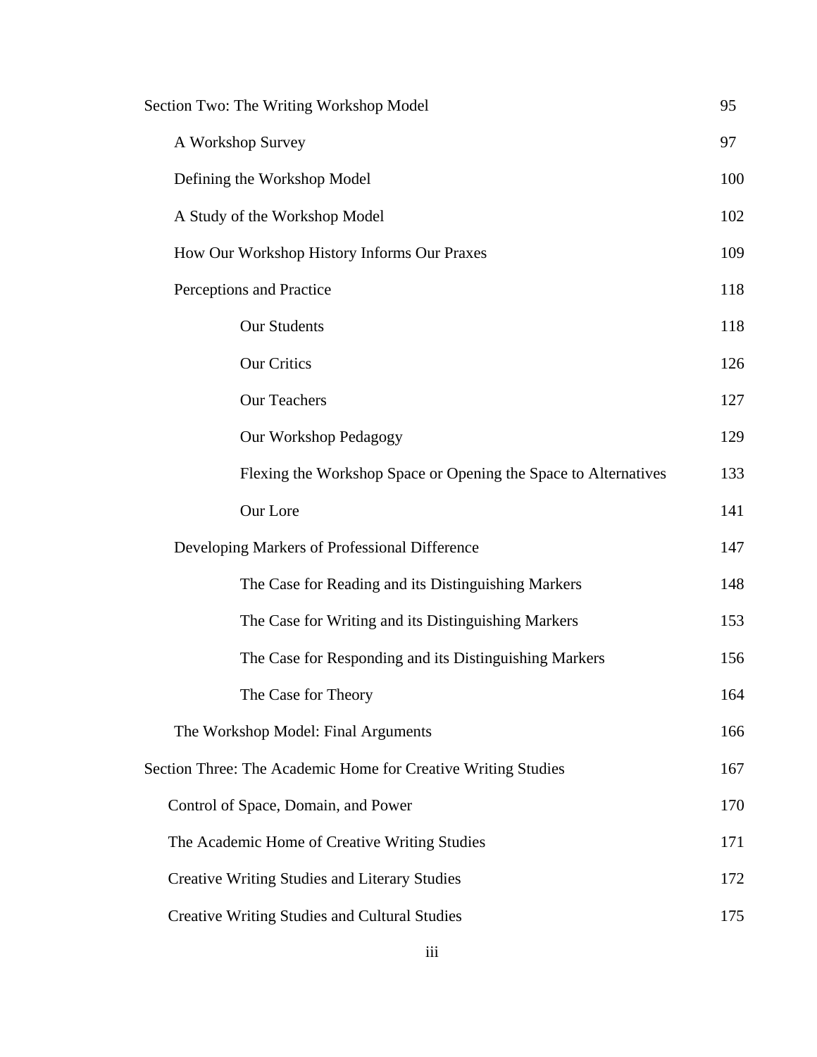| | |
|---|---|
| Section Two: The Writing Workshop Model | 95 |
| &nbsp;&nbsp;&nbsp;&nbsp;A Workshop Survey | 97 |
| &nbsp;&nbsp;&nbsp;&nbsp;Defining the Workshop Model | 100 |
| &nbsp;&nbsp;&nbsp;&nbsp;A Study of the Workshop Model | 102 |
| &nbsp;&nbsp;&nbsp;&nbsp;How Our Workshop History Informs Our Praxes | 109 |
| &nbsp;&nbsp;&nbsp;&nbsp;Perceptions and Practice | 118 |
| &nbsp;&nbsp;&nbsp;&nbsp;&nbsp;&nbsp;&nbsp;&nbsp;Our Students | 118 |
| &nbsp;&nbsp;&nbsp;&nbsp;&nbsp;&nbsp;&nbsp;&nbsp;Our Critics | 126 |
| &nbsp;&nbsp;&nbsp;&nbsp;&nbsp;&nbsp;&nbsp;&nbsp;Our Teachers | 127 |
| &nbsp;&nbsp;&nbsp;&nbsp;&nbsp;&nbsp;&nbsp;&nbsp;Our Workshop Pedagogy | 129 |
| &nbsp;&nbsp;&nbsp;&nbsp;&nbsp;&nbsp;&nbsp;&nbsp;Flexing the Workshop Space or Opening the Space to Alternatives | 133 |
| &nbsp;&nbsp;&nbsp;&nbsp;&nbsp;&nbsp;&nbsp;&nbsp;Our Lore | 141 |
| &nbsp;&nbsp;&nbsp;&nbsp;Developing Markers of Professional Difference | 147 |
| &nbsp;&nbsp;&nbsp;&nbsp;&nbsp;&nbsp;&nbsp;&nbsp;The Case for Reading and its Distinguishing Markers | 148 |
| &nbsp;&nbsp;&nbsp;&nbsp;&nbsp;&nbsp;&nbsp;&nbsp;The Case for Writing and its Distinguishing Markers | 153 |
| &nbsp;&nbsp;&nbsp;&nbsp;&nbsp;&nbsp;&nbsp;&nbsp;The Case for Responding and its Distinguishing Markers | 156 |
| &nbsp;&nbsp;&nbsp;&nbsp;&nbsp;&nbsp;&nbsp;&nbsp;The Case for Theory | 164 |
| &nbsp;&nbsp;&nbsp;&nbsp;The Workshop Model: Final Arguments | 166 |
| Section Three: The Academic Home for Creative Writing Studies | 167 |
| &nbsp;&nbsp;&nbsp;&nbsp;Control of Space, Domain, and Power | 170 |
| &nbsp;&nbsp;&nbsp;&nbsp;The Academic Home of Creative Writing Studies | 171 |
| &nbsp;&nbsp;&nbsp;&nbsp;Creative Writing Studies and Literary Studies | 172 |
| &nbsp;&nbsp;&nbsp;&nbsp;Creative Writing Studies and Cultural Studies | 175 |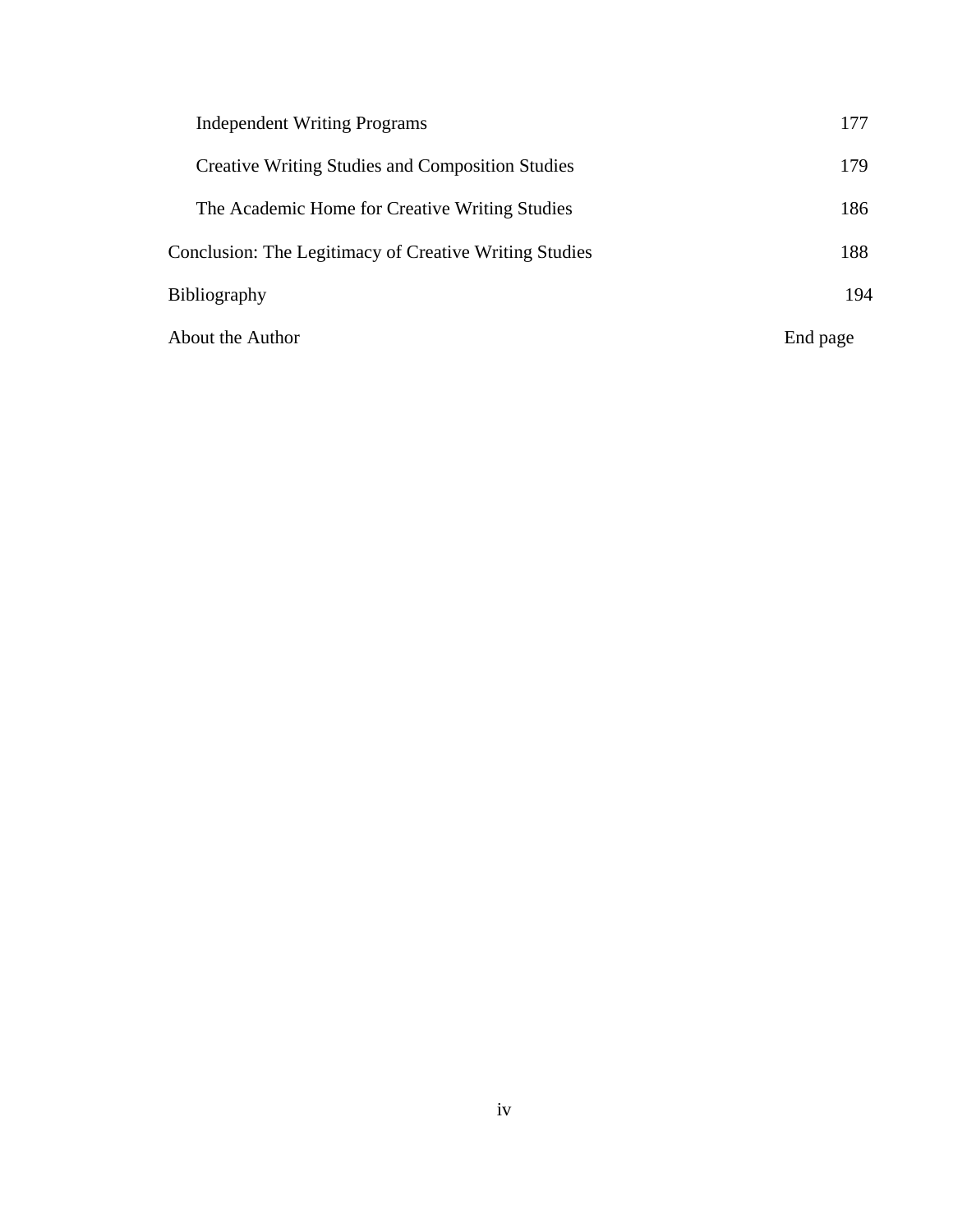| | |
|---|---|
| &nbsp;&nbsp;&nbsp;&nbsp;Independent Writing Programs | 177 |
| &nbsp;&nbsp;&nbsp;&nbsp;Creative Writing Studies and Composition Studies | 179 |
| &nbsp;&nbsp;&nbsp;&nbsp;The Academic Home for Creative Writing Studies | 186 |
| Conclusion: The Legitimacy of Creative Writing Studies | 188 |
| Bibliography | 194 |
| About the Author | End page |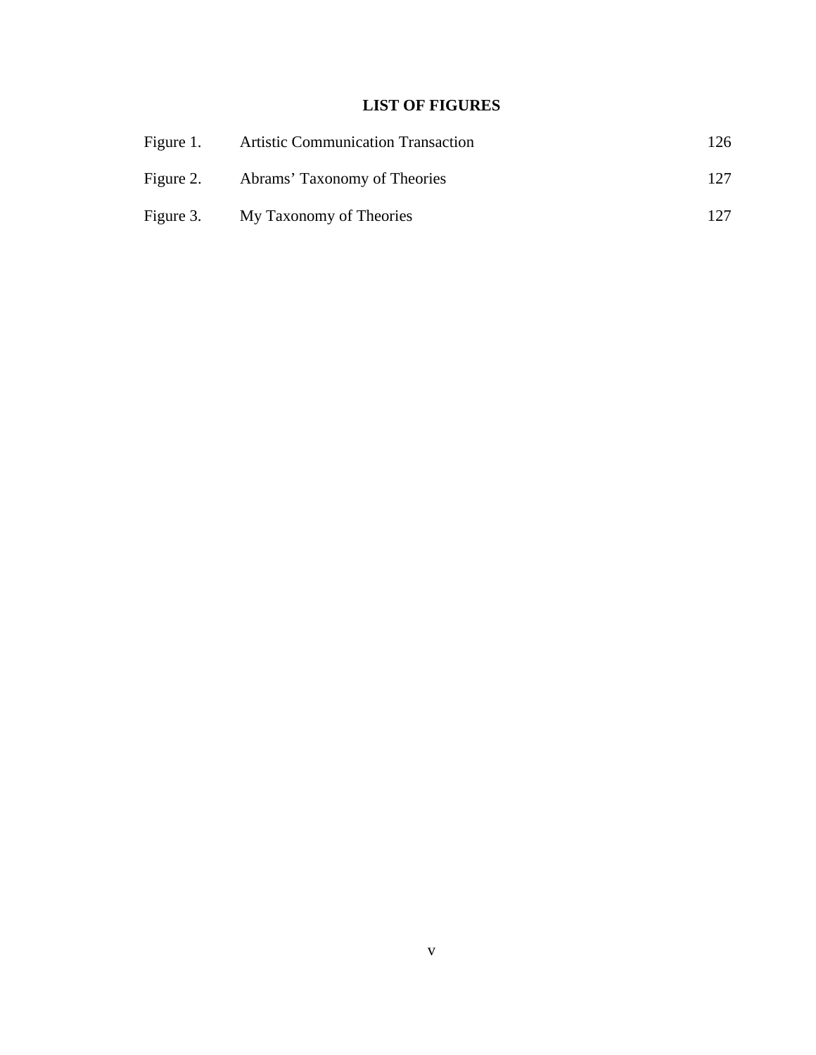## LIST OF FIGURES

| | | |
|---|---|---|
| Figure 1. | Artistic Communication Transaction | 126 |
| Figure 2. | Abrams' Taxonomy of Theories | 127 |
| Figure 3. | My Taxonomy of Theories | 127 |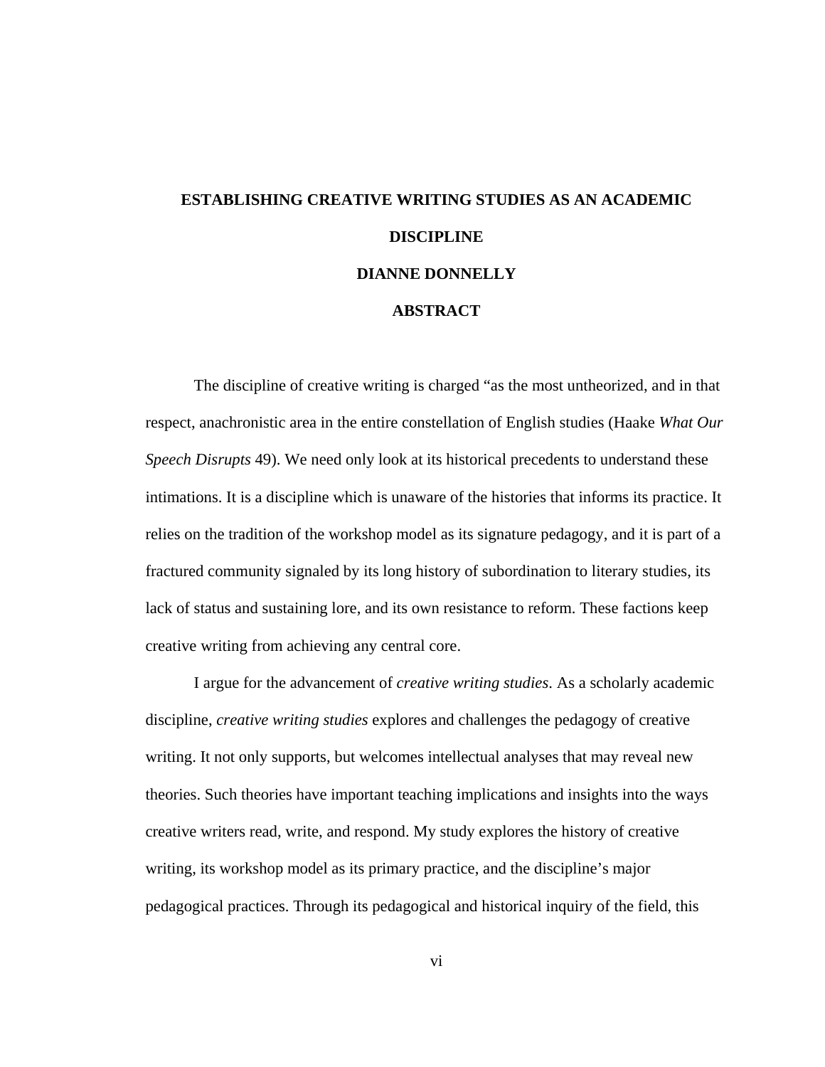# ESTABLISHING CREATIVE WRITING STUDIES AS AN ACADEMIC DISCIPLINE

**DIANNE DONNELLY**

**ABSTRACT**

The discipline of creative writing is charged "as the most untheorized, and in that respect, anachronistic area in the entire constellation of English studies (Haake *What Our Speech Disrupts* 49). We need only look at its historical precedents to understand these intimations. It is a discipline which is unaware of the histories that informs its practice. It relies on the tradition of the workshop model as its signature pedagogy, and it is part of a fractured community signaled by its long history of subordination to literary studies, its lack of status and sustaining lore, and its own resistance to reform. These factions keep creative writing from achieving any central core.

I argue for the advancement of *creative writing studies*. As a scholarly academic discipline, *creative writing studies* explores and challenges the pedagogy of creative writing. It not only supports, but welcomes intellectual analyses that may reveal new theories. Such theories have important teaching implications and insights into the ways creative writers read, write, and respond. My study explores the history of creative writing, its workshop model as its primary practice, and the discipline's major pedagogical practices. Through its pedagogical and historical inquiry of the field, this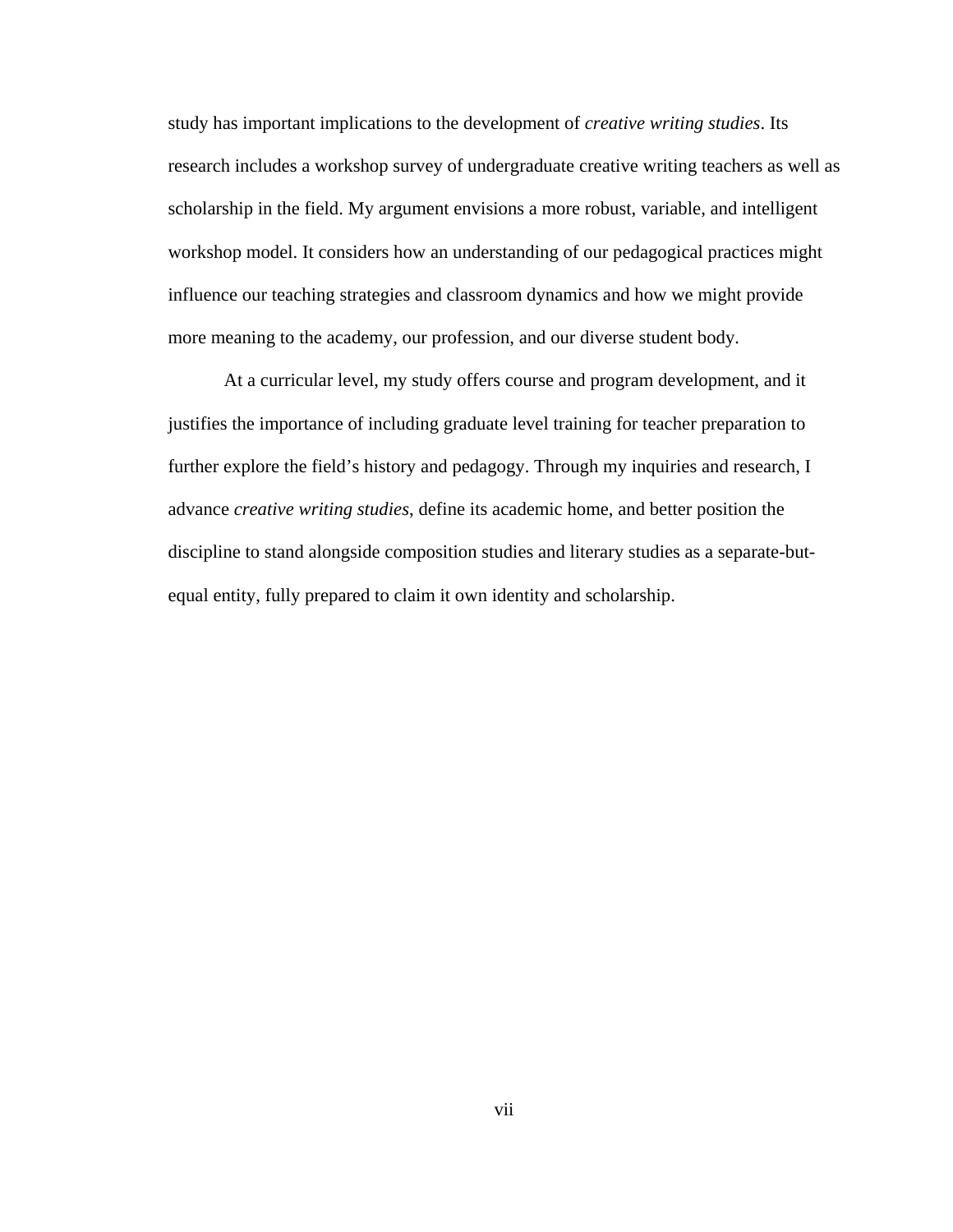study has important implications to the development of *creative writing studies*. Its research includes a workshop survey of undergraduate creative writing teachers as well as scholarship in the field. My argument envisions a more robust, variable, and intelligent workshop model. It considers how an understanding of our pedagogical practices might influence our teaching strategies and classroom dynamics and how we might provide more meaning to the academy, our profession, and our diverse student body.

At a curricular level, my study offers course and program development, and it justifies the importance of including graduate level training for teacher preparation to further explore the field's history and pedagogy. Through my inquiries and research, I advance *creative writing studies*, define its academic home, and better position the discipline to stand alongside composition studies and literary studies as a separate-but-equal entity, fully prepared to claim it own identity and scholarship.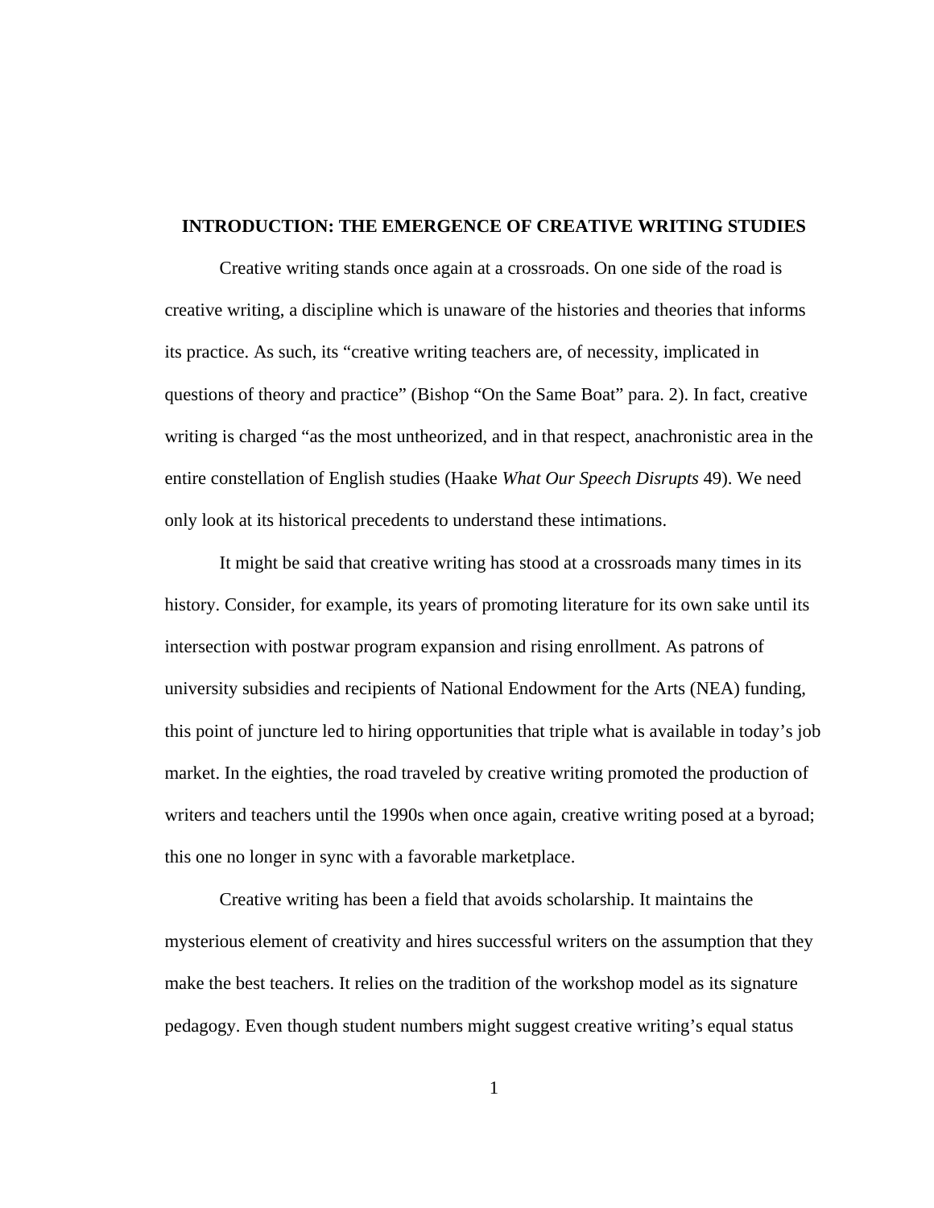# INTRODUCTION: THE EMERGENCE OF CREATIVE WRITING STUDIES

Creative writing stands once again at a crossroads. On one side of the road is creative writing, a discipline which is unaware of the histories and theories that informs its practice. As such, its "creative writing teachers are, of necessity, implicated in questions of theory and practice" (Bishop "On the Same Boat" para. 2). In fact, creative writing is charged "as the most untheorized, and in that respect, anachronistic area in the entire constellation of English studies (Haake *What Our Speech Disrupts* 49). We need only look at its historical precedents to understand these intimations.

It might be said that creative writing has stood at a crossroads many times in its history. Consider, for example, its years of promoting literature for its own sake until its intersection with postwar program expansion and rising enrollment. As patrons of university subsidies and recipients of National Endowment for the Arts (NEA) funding, this point of juncture led to hiring opportunities that triple what is available in today's job market. In the eighties, the road traveled by creative writing promoted the production of writers and teachers until the 1990s when once again, creative writing posed at a byroad; this one no longer in sync with a favorable marketplace.

Creative writing has been a field that avoids scholarship. It maintains the mysterious element of creativity and hires successful writers on the assumption that they make the best teachers. It relies on the tradition of the workshop model as its signature pedagogy. Even though student numbers might suggest creative writing's equal status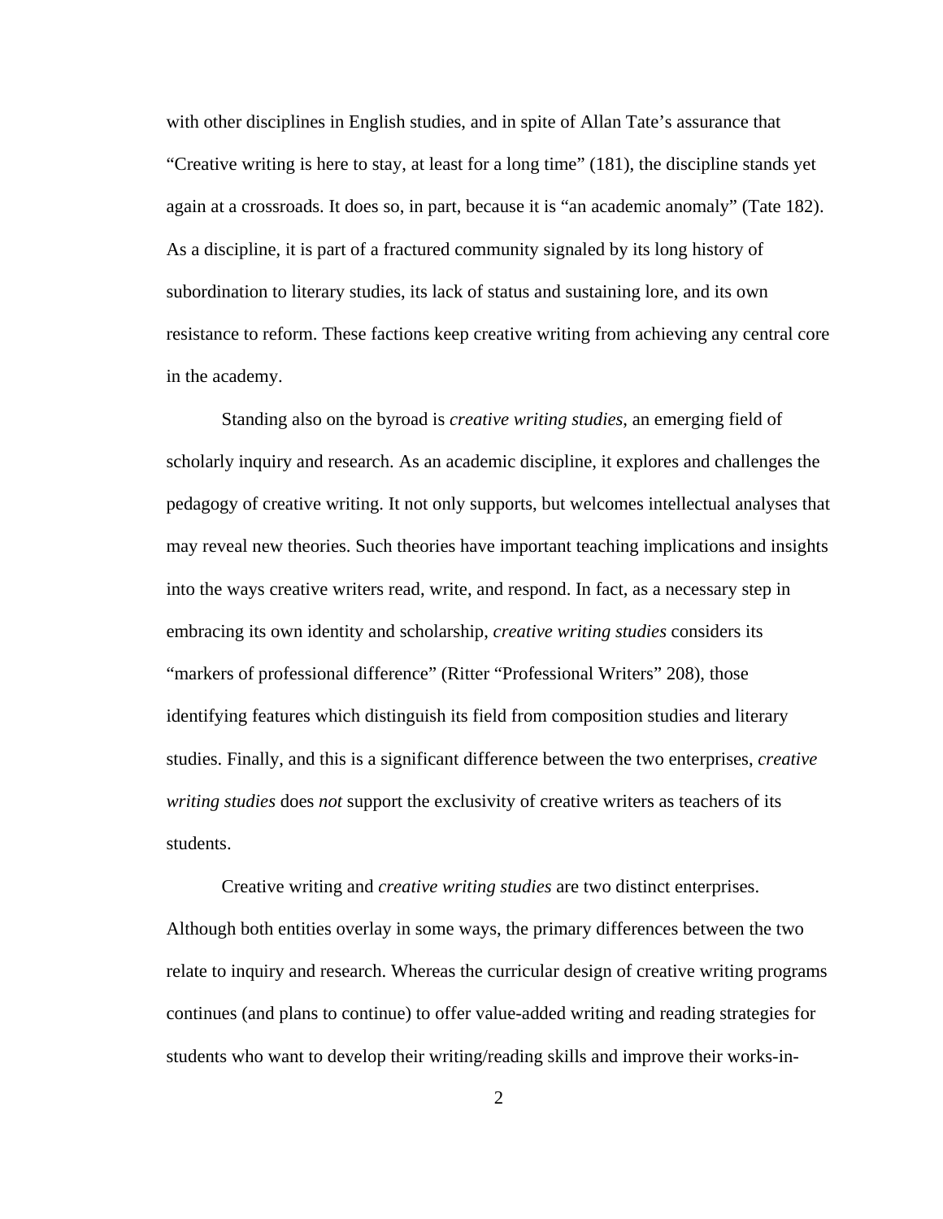with other disciplines in English studies, and in spite of Allan Tate's assurance that "Creative writing is here to stay, at least for a long time" (181), the discipline stands yet again at a crossroads. It does so, in part, because it is "an academic anomaly" (Tate 182). As a discipline, it is part of a fractured community signaled by its long history of subordination to literary studies, its lack of status and sustaining lore, and its own resistance to reform. These factions keep creative writing from achieving any central core in the academy.

Standing also on the byroad is *creative writing studies*, an emerging field of scholarly inquiry and research. As an academic discipline, it explores and challenges the pedagogy of creative writing. It not only supports, but welcomes intellectual analyses that may reveal new theories. Such theories have important teaching implications and insights into the ways creative writers read, write, and respond. In fact, as a necessary step in embracing its own identity and scholarship, *creative writing studies* considers its "markers of professional difference" (Ritter "Professional Writers" 208), those identifying features which distinguish its field from composition studies and literary studies. Finally, and this is a significant difference between the two enterprises, *creative writing studies* does *not* support the exclusivity of creative writers as teachers of its students.

Creative writing and *creative writing studies* are two distinct enterprises. Although both entities overlay in some ways, the primary differences between the two relate to inquiry and research. Whereas the curricular design of creative writing programs continues (and plans to continue) to offer value-added writing and reading strategies for students who want to develop their writing/reading skills and improve their works-in-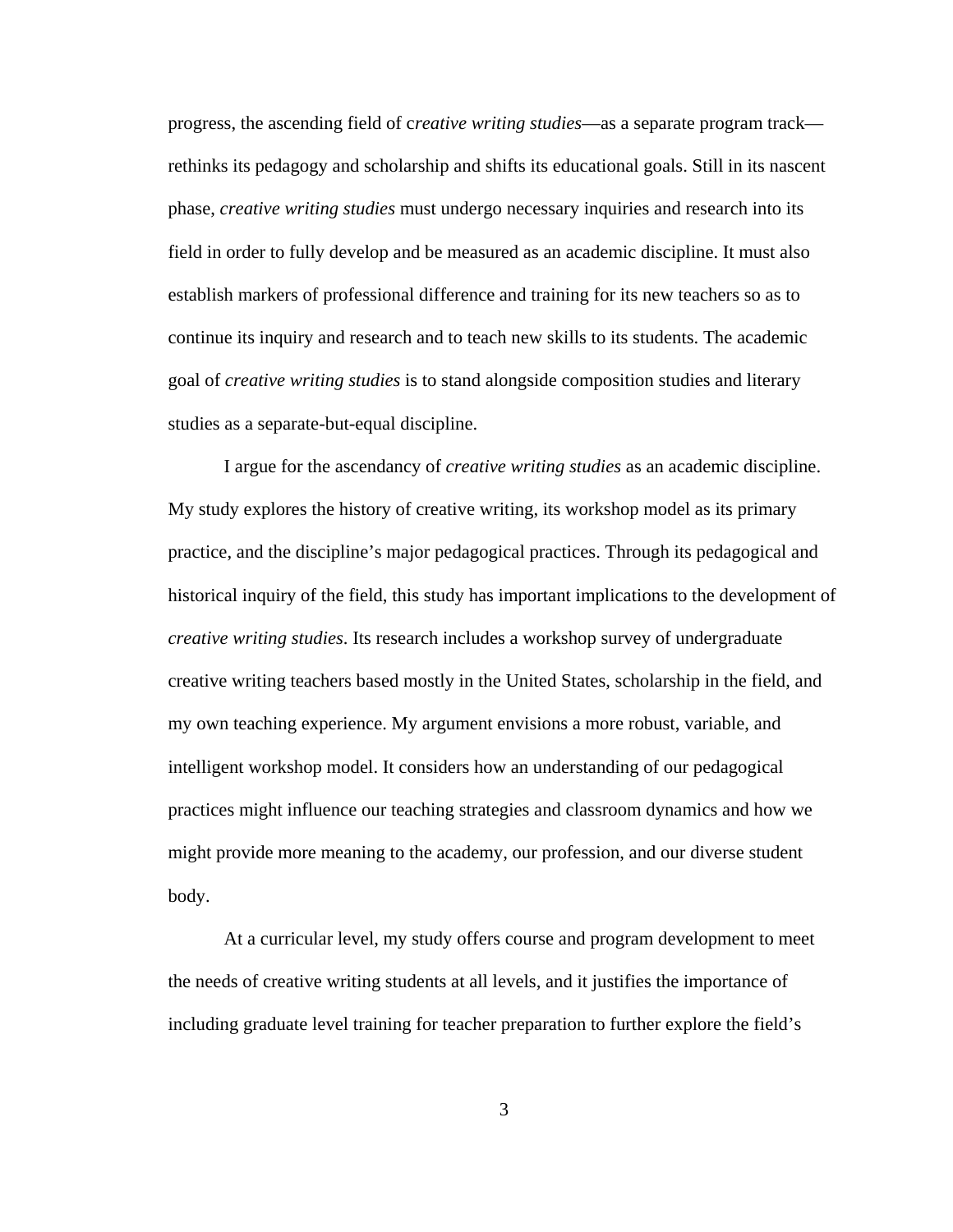progress, the ascending field of c*reative writing studies*—as a separate program track—rethinks its pedagogy and scholarship and shifts its educational goals. Still in its nascent phase, *creative writing studies* must undergo necessary inquiries and research into its field in order to fully develop and be measured as an academic discipline. It must also establish markers of professional difference and training for its new teachers so as to continue its inquiry and research and to teach new skills to its students. The academic goal of *creative writing studies* is to stand alongside composition studies and literary studies as a separate-but-equal discipline.

I argue for the ascendancy of *creative writing studies* as an academic discipline. My study explores the history of creative writing, its workshop model as its primary practice, and the discipline's major pedagogical practices. Through its pedagogical and historical inquiry of the field, this study has important implications to the development of *creative writing studies*. Its research includes a workshop survey of undergraduate creative writing teachers based mostly in the United States, scholarship in the field, and my own teaching experience. My argument envisions a more robust, variable, and intelligent workshop model. It considers how an understanding of our pedagogical practices might influence our teaching strategies and classroom dynamics and how we might provide more meaning to the academy, our profession, and our diverse student body.

At a curricular level, my study offers course and program development to meet the needs of creative writing students at all levels, and it justifies the importance of including graduate level training for teacher preparation to further explore the field's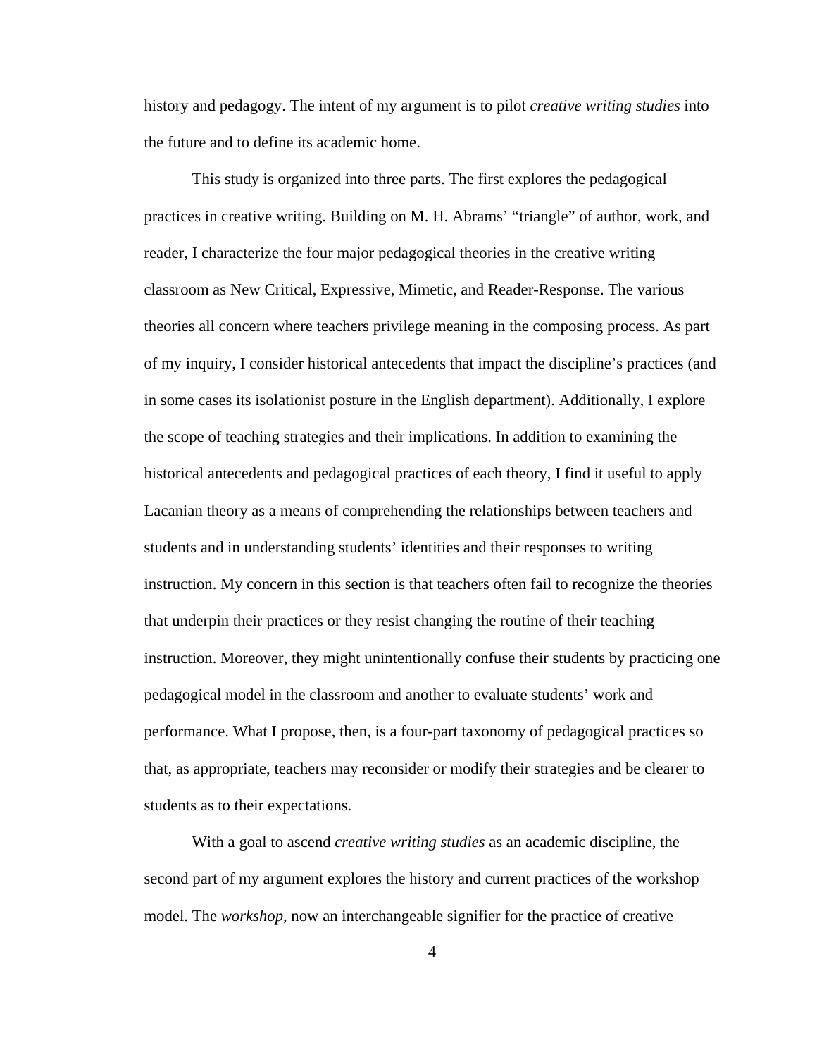history and pedagogy. The intent of my argument is to pilot *creative writing studies* into the future and to define its academic home.

This study is organized into three parts. The first explores the pedagogical practices in creative writing. Building on M. H. Abrams' "triangle" of author, work, and reader, I characterize the four major pedagogical theories in the creative writing classroom as New Critical, Expressive, Mimetic, and Reader-Response. The various theories all concern where teachers privilege meaning in the composing process. As part of my inquiry, I consider historical antecedents that impact the discipline's practices (and in some cases its isolationist posture in the English department). Additionally, I explore the scope of teaching strategies and their implications. In addition to examining the historical antecedents and pedagogical practices of each theory, I find it useful to apply Lacanian theory as a means of comprehending the relationships between teachers and students and in understanding students' identities and their responses to writing instruction. My concern in this section is that teachers often fail to recognize the theories that underpin their practices or they resist changing the routine of their teaching instruction. Moreover, they might unintentionally confuse their students by practicing one pedagogical model in the classroom and another to evaluate students' work and performance. What I propose, then, is a four-part taxonomy of pedagogical practices so that, as appropriate, teachers may reconsider or modify their strategies and be clearer to students as to their expectations.

With a goal to ascend *creative writing studies* as an academic discipline, the second part of my argument explores the history and current practices of the workshop model. The *workshop*, now an interchangeable signifier for the practice of creative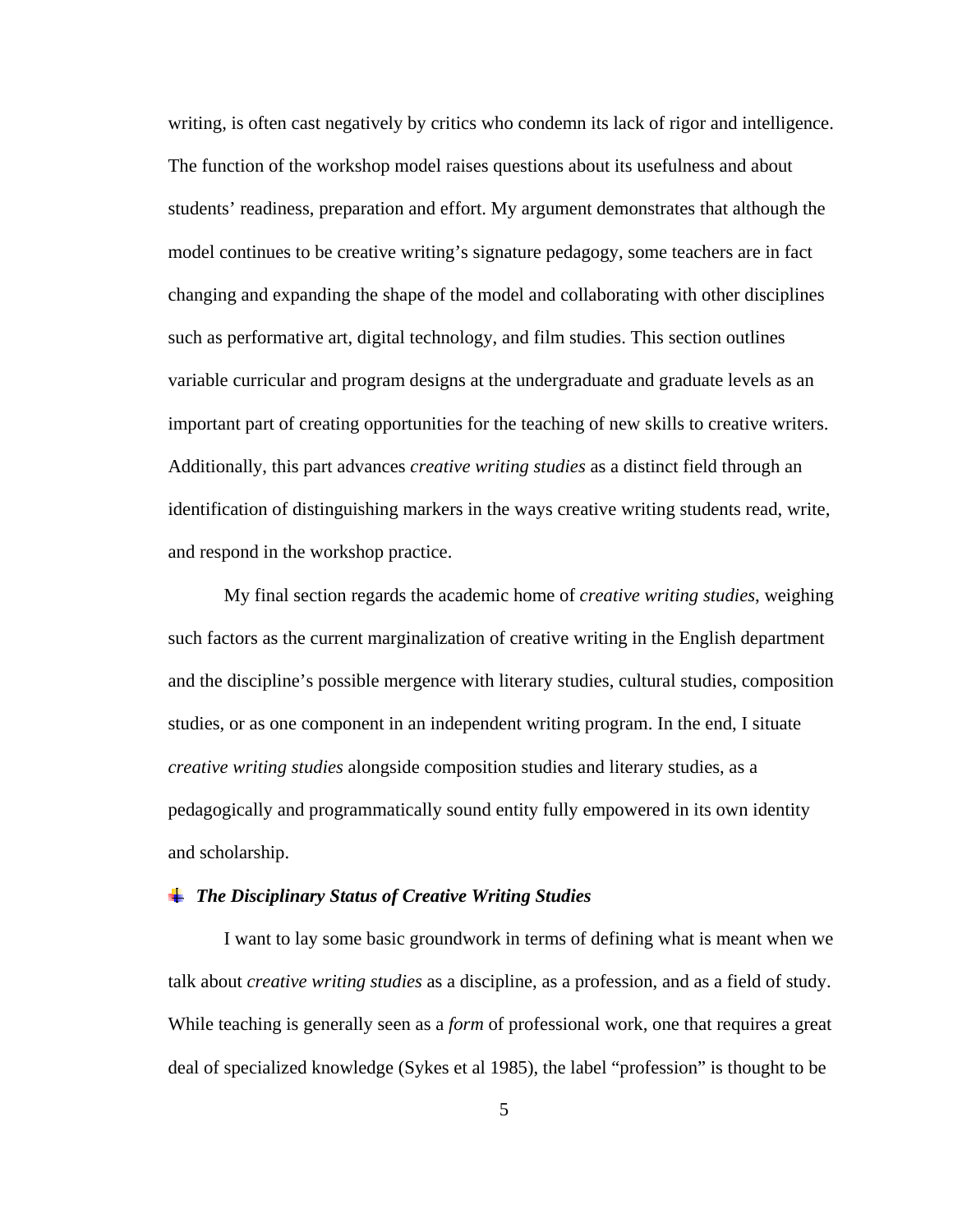writing, is often cast negatively by critics who condemn its lack of rigor and intelligence. The function of the workshop model raises questions about its usefulness and about students' readiness, preparation and effort. My argument demonstrates that although the model continues to be creative writing's signature pedagogy, some teachers are in fact changing and expanding the shape of the model and collaborating with other disciplines such as performative art, digital technology, and film studies. This section outlines variable curricular and program designs at the undergraduate and graduate levels as an important part of creating opportunities for the teaching of new skills to creative writers. Additionally, this part advances *creative writing studies* as a distinct field through an identification of distinguishing markers in the ways creative writing students read, write, and respond in the workshop practice.

My final section regards the academic home of *creative writing studies*, weighing such factors as the current marginalization of creative writing in the English department and the discipline's possible mergence with literary studies, cultural studies, composition studies, or as one component in an independent writing program. In the end, I situate *creative writing studies* alongside composition studies and literary studies, as a pedagogically and programmatically sound entity fully empowered in its own identity and scholarship.

### ***The Disciplinary Status of Creative Writing Studies***

I want to lay some basic groundwork in terms of defining what is meant when we talk about *creative writing studies* as a discipline, as a profession, and as a field of study. While teaching is generally seen as a *form* of professional work, one that requires a great deal of specialized knowledge (Sykes et al 1985), the label "profession" is thought to be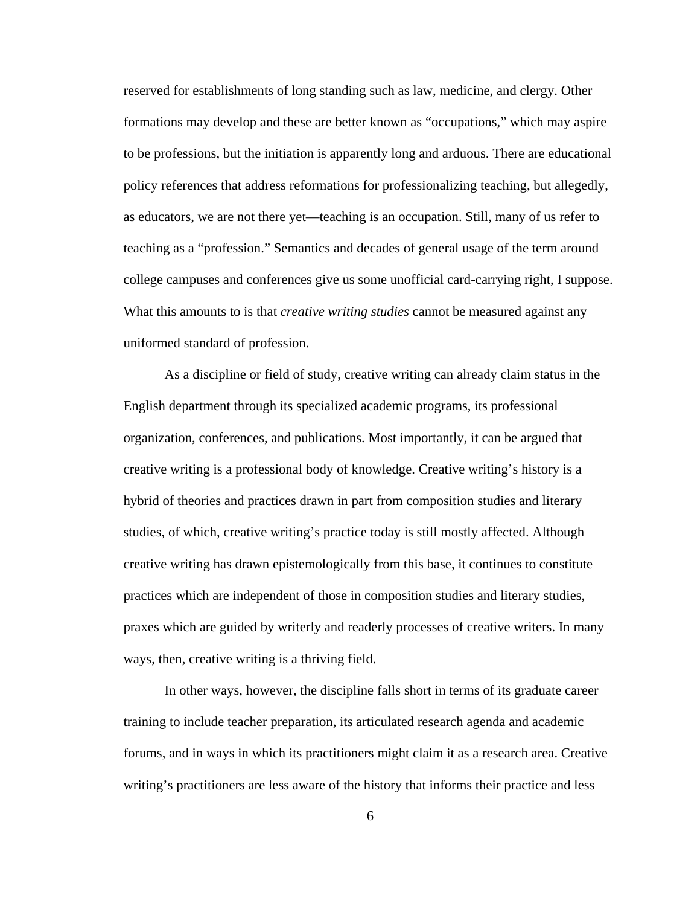reserved for establishments of long standing such as law, medicine, and clergy. Other formations may develop and these are better known as "occupations," which may aspire to be professions, but the initiation is apparently long and arduous. There are educational policy references that address reformations for professionalizing teaching, but allegedly, as educators, we are not there yet—teaching is an occupation. Still, many of us refer to teaching as a "profession." Semantics and decades of general usage of the term around college campuses and conferences give us some unofficial card-carrying right, I suppose. What this amounts to is that *creative writing studies* cannot be measured against any uniformed standard of profession.

As a discipline or field of study, creative writing can already claim status in the English department through its specialized academic programs, its professional organization, conferences, and publications. Most importantly, it can be argued that creative writing is a professional body of knowledge. Creative writing's history is a hybrid of theories and practices drawn in part from composition studies and literary studies, of which, creative writing's practice today is still mostly affected. Although creative writing has drawn epistemologically from this base, it continues to constitute practices which are independent of those in composition studies and literary studies, praxes which are guided by writerly and readerly processes of creative writers. In many ways, then, creative writing is a thriving field.

In other ways, however, the discipline falls short in terms of its graduate career training to include teacher preparation, its articulated research agenda and academic forums, and in ways in which its practitioners might claim it as a research area. Creative writing's practitioners are less aware of the history that informs their practice and less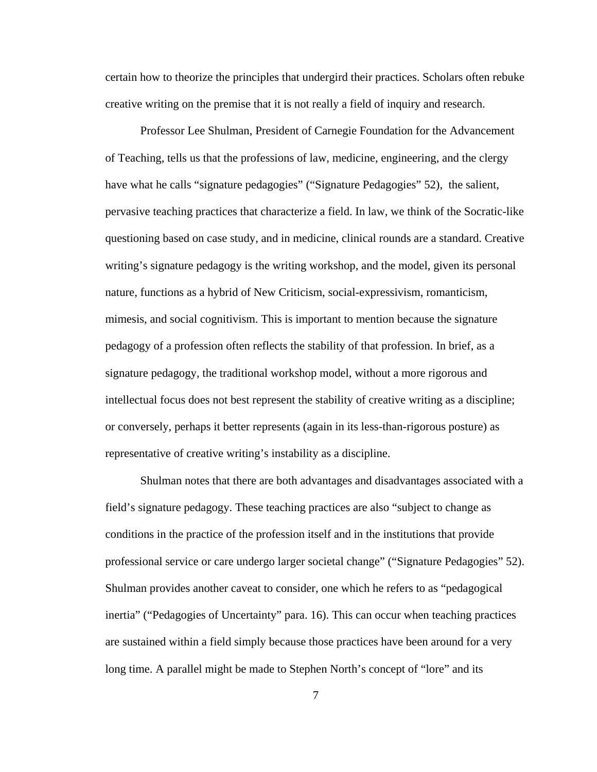certain how to theorize the principles that undergird their practices. Scholars often rebuke creative writing on the premise that it is not really a field of inquiry and research.

Professor Lee Shulman, President of Carnegie Foundation for the Advancement of Teaching, tells us that the professions of law, medicine, engineering, and the clergy have what he calls "signature pedagogies" ("Signature Pedagogies" 52), the salient, pervasive teaching practices that characterize a field. In law, we think of the Socratic-like questioning based on case study, and in medicine, clinical rounds are a standard. Creative writing's signature pedagogy is the writing workshop, and the model, given its personal nature, functions as a hybrid of New Criticism, social-expressivism, romanticism, mimesis, and social cognitivism. This is important to mention because the signature pedagogy of a profession often reflects the stability of that profession. In brief, as a signature pedagogy, the traditional workshop model, without a more rigorous and intellectual focus does not best represent the stability of creative writing as a discipline; or conversely, perhaps it better represents (again in its less-than-rigorous posture) as representative of creative writing's instability as a discipline.

Shulman notes that there are both advantages and disadvantages associated with a field's signature pedagogy. These teaching practices are also "subject to change as conditions in the practice of the profession itself and in the institutions that provide professional service or care undergo larger societal change" ("Signature Pedagogies" 52). Shulman provides another caveat to consider, one which he refers to as "pedagogical inertia" ("Pedagogies of Uncertainty" para. 16). This can occur when teaching practices are sustained within a field simply because those practices have been around for a very long time. A parallel might be made to Stephen North's concept of "lore" and its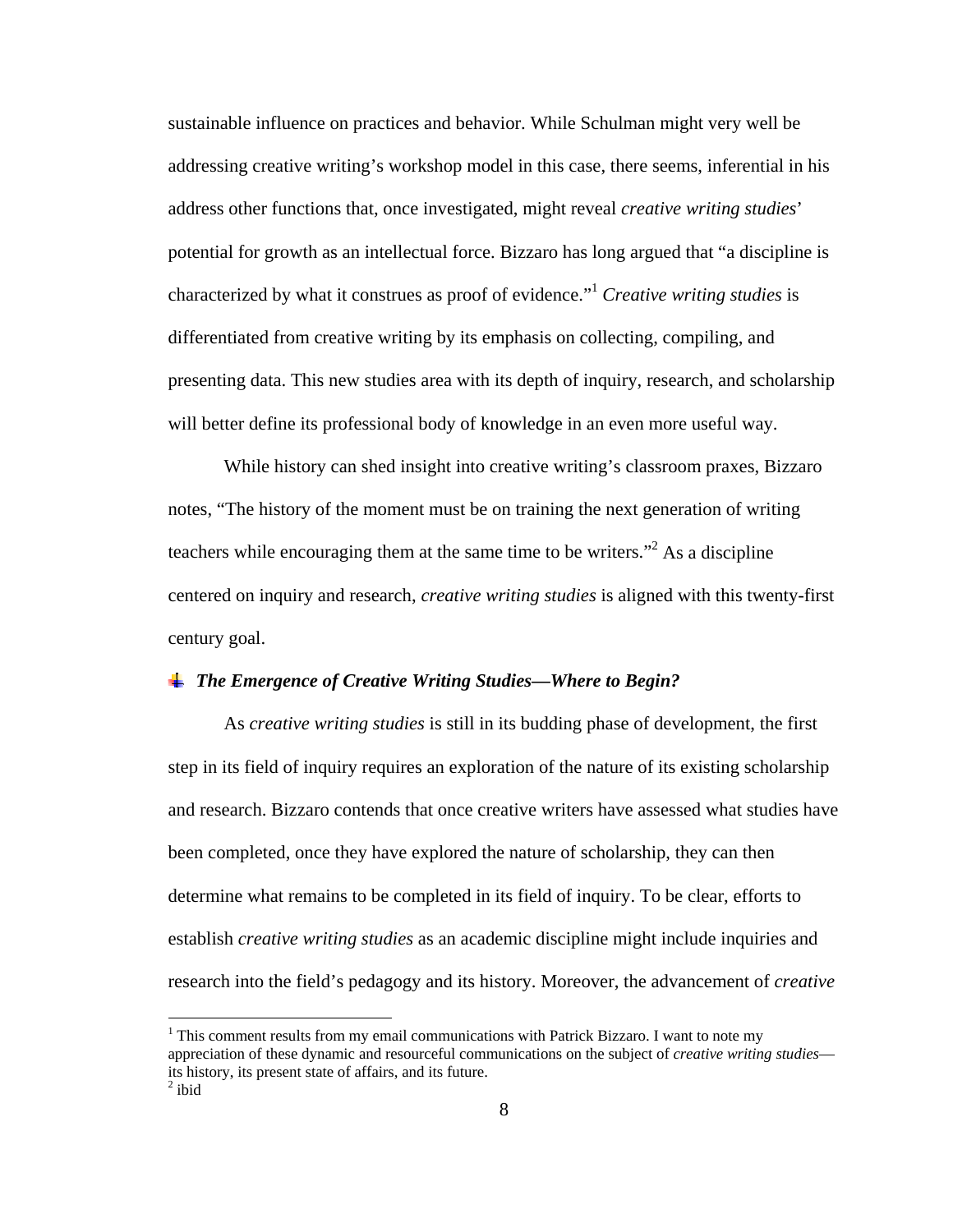sustainable influence on practices and behavior. While Schulman might very well be addressing creative writing's workshop model in this case, there seems, inferential in his address other functions that, once investigated, might reveal *creative writing studies*' potential for growth as an intellectual force. Bizzaro has long argued that "a discipline is characterized by what it construes as proof of evidence."[1] *Creative writing studies* is differentiated from creative writing by its emphasis on collecting, compiling, and presenting data. This new studies area with its depth of inquiry, research, and scholarship will better define its professional body of knowledge in an even more useful way.

While history can shed insight into creative writing's classroom praxes, Bizzaro notes, "The history of the moment must be on training the next generation of writing teachers while encouraging them at the same time to be writers."[2] As a discipline centered on inquiry and research, *creative writing studies* is aligned with this twenty-first century goal.

### ***The Emergence of Creative Writing Studies—Where to Begin?***

As *creative writing studies* is still in its budding phase of development, the first step in its field of inquiry requires an exploration of the nature of its existing scholarship and research. Bizzaro contends that once creative writers have assessed what studies have been completed, once they have explored the nature of scholarship, they can then determine what remains to be completed in its field of inquiry. To be clear, efforts to establish *creative writing studies* as an academic discipline might include inquiries and research into the field's pedagogy and its history. Moreover, the advancement of *creative*

---

[1] This comment results from my email communications with Patrick Bizzaro. I want to note my appreciation of these dynamic and resourceful communications on the subject of *creative writing studies*—its history, its present state of affairs, and its future.

[2] ibid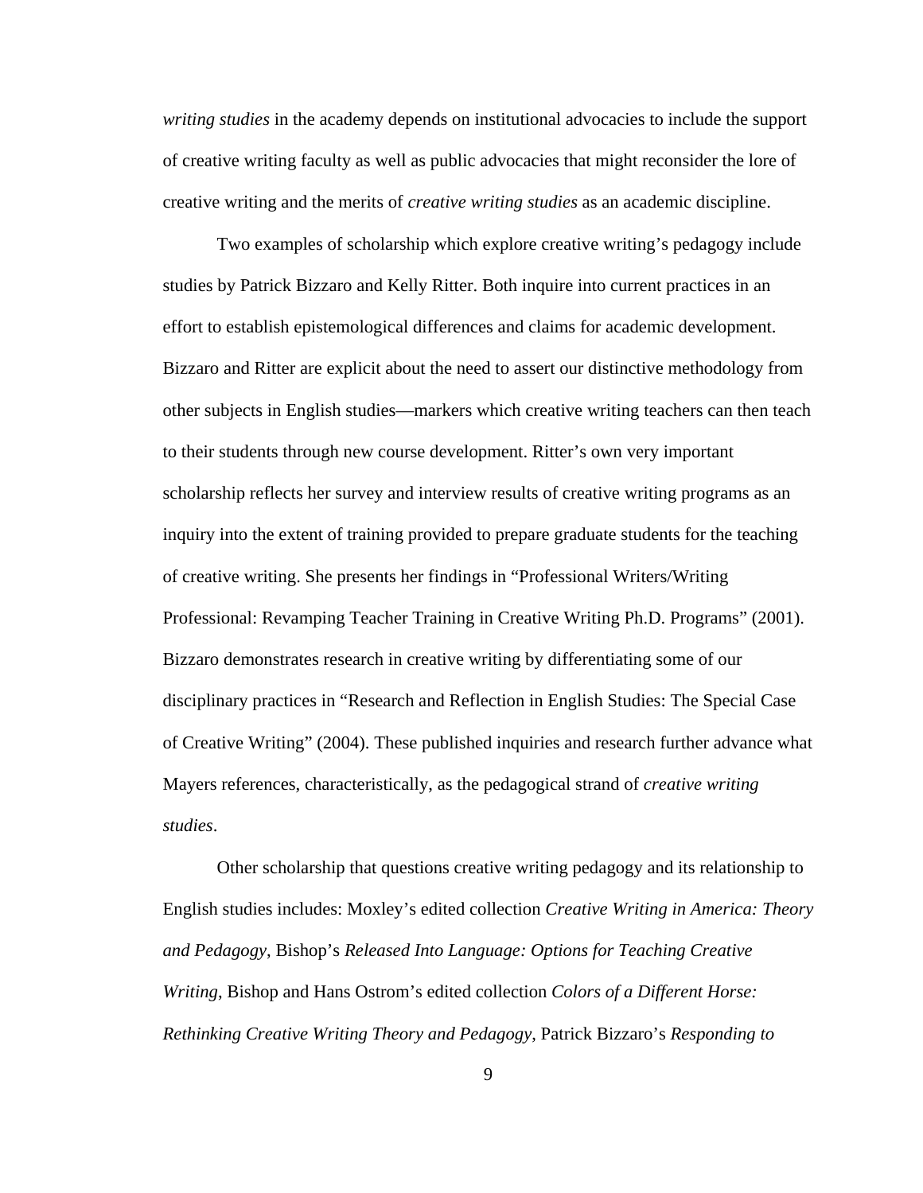*writing studies* in the academy depends on institutional advocacies to include the support of creative writing faculty as well as public advocacies that might reconsider the lore of creative writing and the merits of *creative writing studies* as an academic discipline.

Two examples of scholarship which explore creative writing's pedagogy include studies by Patrick Bizzaro and Kelly Ritter. Both inquire into current practices in an effort to establish epistemological differences and claims for academic development. Bizzaro and Ritter are explicit about the need to assert our distinctive methodology from other subjects in English studies—markers which creative writing teachers can then teach to their students through new course development. Ritter's own very important scholarship reflects her survey and interview results of creative writing programs as an inquiry into the extent of training provided to prepare graduate students for the teaching of creative writing. She presents her findings in "Professional Writers/Writing Professional: Revamping Teacher Training in Creative Writing Ph.D. Programs" (2001). Bizzaro demonstrates research in creative writing by differentiating some of our disciplinary practices in "Research and Reflection in English Studies: The Special Case of Creative Writing" (2004). These published inquiries and research further advance what Mayers references, characteristically, as the pedagogical strand of *creative writing studies*.

Other scholarship that questions creative writing pedagogy and its relationship to English studies includes: Moxley's edited collection *Creative Writing in America: Theory and Pedagogy*, Bishop's *Released Into Language: Options for Teaching Creative Writing*, Bishop and Hans Ostrom's edited collection *Colors of a Different Horse: Rethinking Creative Writing Theory and Pedagogy*, Patrick Bizzaro's *Responding to*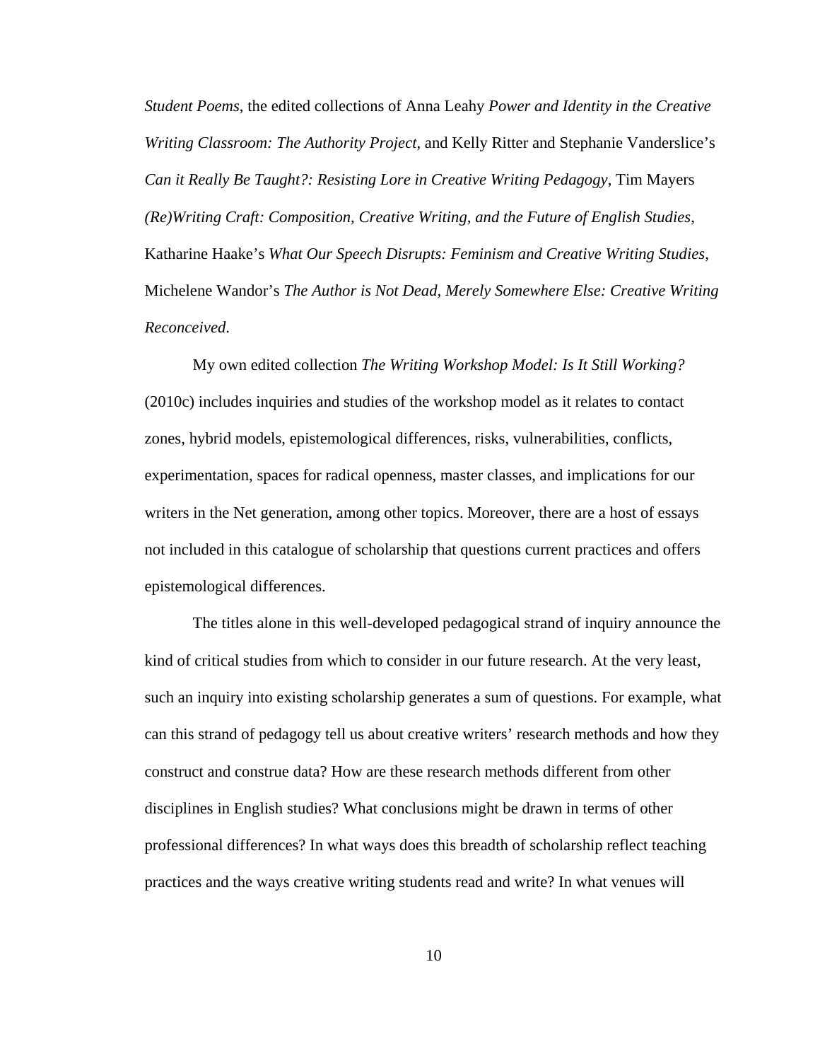*Student Poems*, the edited collections of Anna Leahy *Power and Identity in the Creative Writing Classroom: The Authority Project*, and Kelly Ritter and Stephanie Vanderslice's *Can it Really Be Taught?: Resisting Lore in Creative Writing Pedagogy*, Tim Mayers *(Re)Writing Craft: Composition, Creative Writing, and the Future of English Studies*, Katharine Haake's *What Our Speech Disrupts: Feminism and Creative Writing Studies*, Michelene Wandor's *The Author is Not Dead, Merely Somewhere Else: Creative Writing Reconceived*.

My own edited collection *The Writing Workshop Model: Is It Still Working?* (2010c) includes inquiries and studies of the workshop model as it relates to contact zones, hybrid models, epistemological differences, risks, vulnerabilities, conflicts, experimentation, spaces for radical openness, master classes, and implications for our writers in the Net generation, among other topics. Moreover, there are a host of essays not included in this catalogue of scholarship that questions current practices and offers epistemological differences.

The titles alone in this well-developed pedagogical strand of inquiry announce the kind of critical studies from which to consider in our future research. At the very least, such an inquiry into existing scholarship generates a sum of questions. For example, what can this strand of pedagogy tell us about creative writers' research methods and how they construct and construe data? How are these research methods different from other disciplines in English studies? What conclusions might be drawn in terms of other professional differences? In what ways does this breadth of scholarship reflect teaching practices and the ways creative writing students read and write? In what venues will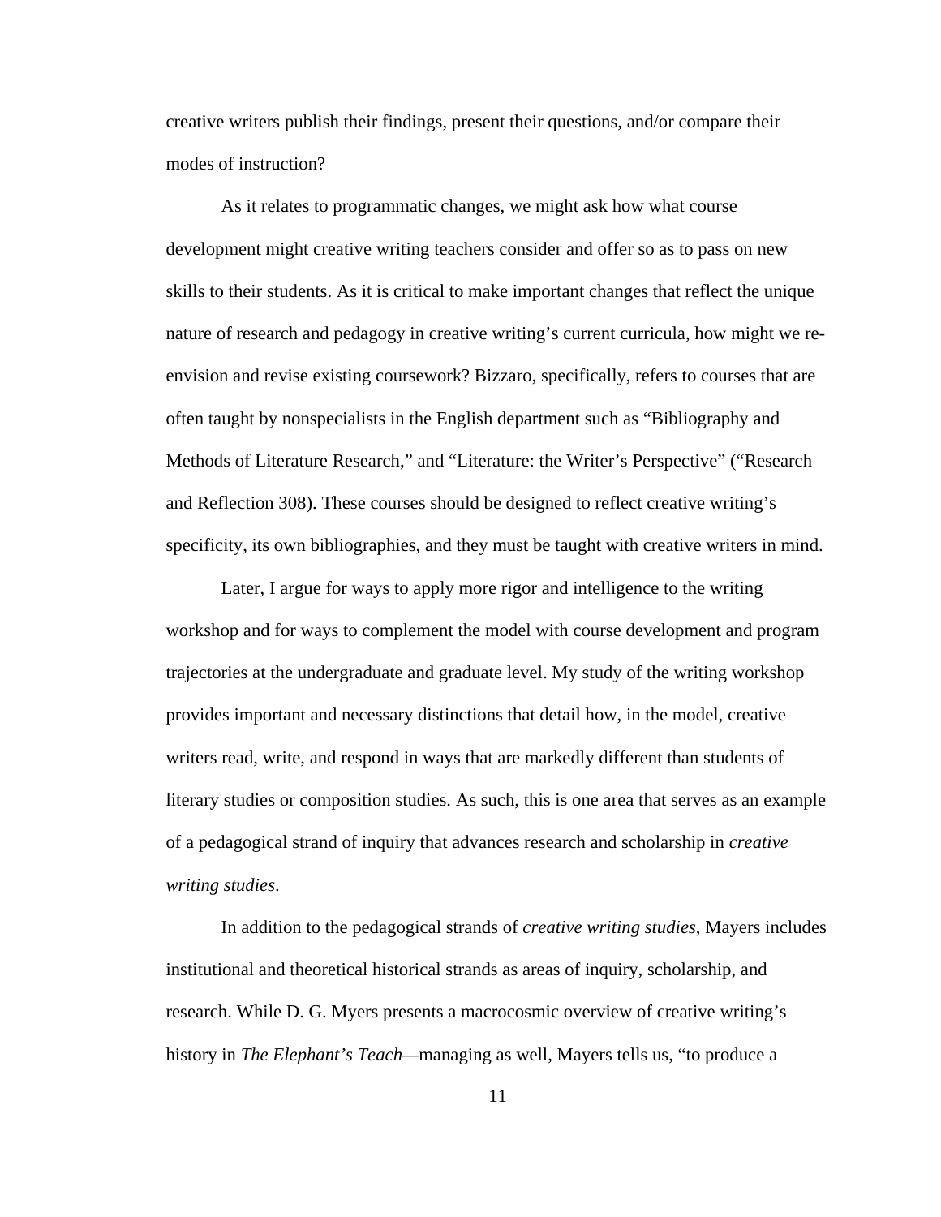creative writers publish their findings, present their questions, and/or compare their modes of instruction?

As it relates to programmatic changes, we might ask how what course development might creative writing teachers consider and offer so as to pass on new skills to their students. As it is critical to make important changes that reflect the unique nature of research and pedagogy in creative writing's current curricula, how might we re-envision and revise existing coursework? Bizzaro, specifically, refers to courses that are often taught by nonspecialists in the English department such as "Bibliography and Methods of Literature Research," and "Literature: the Writer's Perspective" ("Research and Reflection 308). These courses should be designed to reflect creative writing's specificity, its own bibliographies, and they must be taught with creative writers in mind.

Later, I argue for ways to apply more rigor and intelligence to the writing workshop and for ways to complement the model with course development and program trajectories at the undergraduate and graduate level. My study of the writing workshop provides important and necessary distinctions that detail how, in the model, creative writers read, write, and respond in ways that are markedly different than students of literary studies or composition studies. As such, this is one area that serves as an example of a pedagogical strand of inquiry that advances research and scholarship in *creative writing studies*.

In addition to the pedagogical strands of *creative writing studies*, Mayers includes institutional and theoretical historical strands as areas of inquiry, scholarship, and research. While D. G. Myers presents a macrocosmic overview of creative writing's history in *The Elephant's Teach*—managing as well, Mayers tells us, "to produce a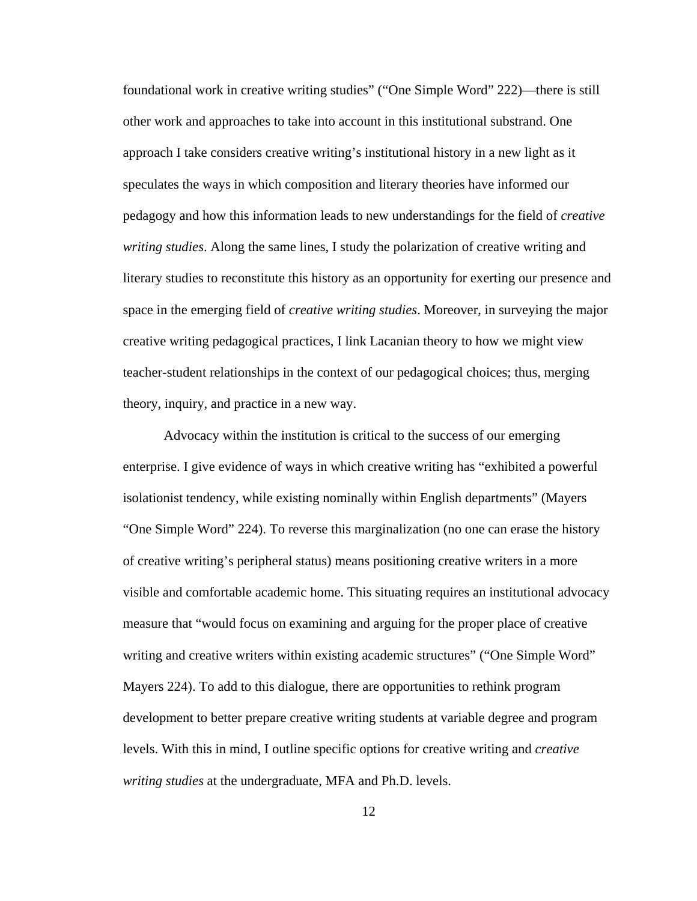foundational work in creative writing studies" ("One Simple Word" 222)—there is still other work and approaches to take into account in this institutional substrand. One approach I take considers creative writing's institutional history in a new light as it speculates the ways in which composition and literary theories have informed our pedagogy and how this information leads to new understandings for the field of *creative writing studies*. Along the same lines, I study the polarization of creative writing and literary studies to reconstitute this history as an opportunity for exerting our presence and space in the emerging field of *creative writing studies*. Moreover, in surveying the major creative writing pedagogical practices, I link Lacanian theory to how we might view teacher-student relationships in the context of our pedagogical choices; thus, merging theory, inquiry, and practice in a new way.

Advocacy within the institution is critical to the success of our emerging enterprise. I give evidence of ways in which creative writing has "exhibited a powerful isolationist tendency, while existing nominally within English departments" (Mayers "One Simple Word" 224). To reverse this marginalization (no one can erase the history of creative writing's peripheral status) means positioning creative writers in a more visible and comfortable academic home. This situating requires an institutional advocacy measure that "would focus on examining and arguing for the proper place of creative writing and creative writers within existing academic structures" ("One Simple Word" Mayers 224). To add to this dialogue, there are opportunities to rethink program development to better prepare creative writing students at variable degree and program levels. With this in mind, I outline specific options for creative writing and *creative writing studies* at the undergraduate, MFA and Ph.D. levels.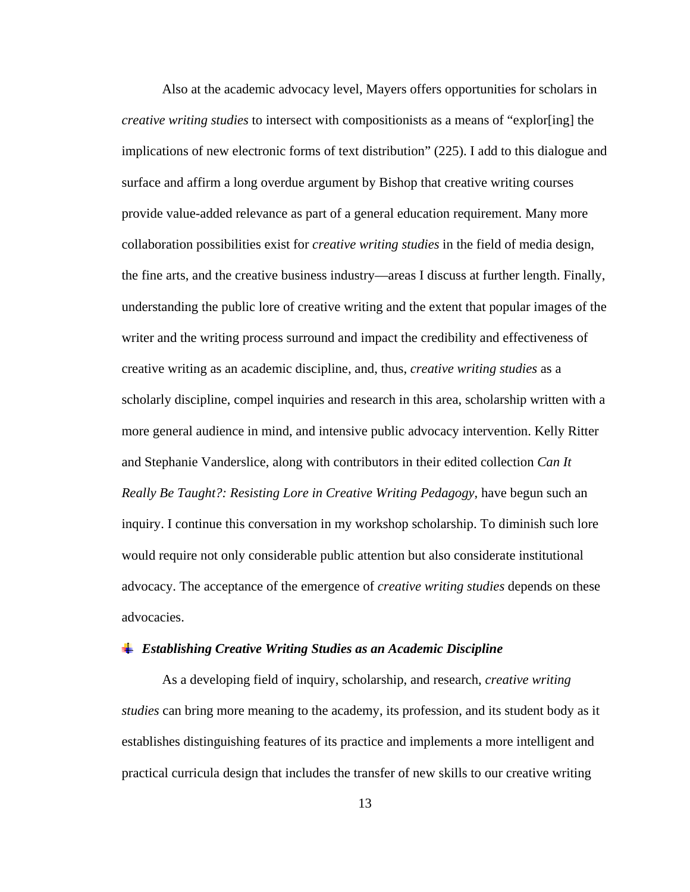Also at the academic advocacy level, Mayers offers opportunities for scholars in *creative writing studies* to intersect with compositionists as a means of "explor[ing] the implications of new electronic forms of text distribution" (225). I add to this dialogue and surface and affirm a long overdue argument by Bishop that creative writing courses provide value-added relevance as part of a general education requirement. Many more collaboration possibilities exist for *creative writing studies* in the field of media design, the fine arts, and the creative business industry—areas I discuss at further length. Finally, understanding the public lore of creative writing and the extent that popular images of the writer and the writing process surround and impact the credibility and effectiveness of creative writing as an academic discipline, and, thus, *creative writing studies* as a scholarly discipline, compel inquiries and research in this area, scholarship written with a more general audience in mind, and intensive public advocacy intervention. Kelly Ritter and Stephanie Vanderslice, along with contributors in their edited collection *Can It Really Be Taught?: Resisting Lore in Creative Writing Pedagogy*, have begun such an inquiry. I continue this conversation in my workshop scholarship. To diminish such lore would require not only considerable public attention but also considerate institutional advocacy. The acceptance of the emergence of *creative writing studies* depends on these advocacies.

### ***Establishing Creative Writing Studies as an Academic Discipline***

As a developing field of inquiry, scholarship, and research, *creative writing studies* can bring more meaning to the academy, its profession, and its student body as it establishes distinguishing features of its practice and implements a more intelligent and practical curricula design that includes the transfer of new skills to our creative writing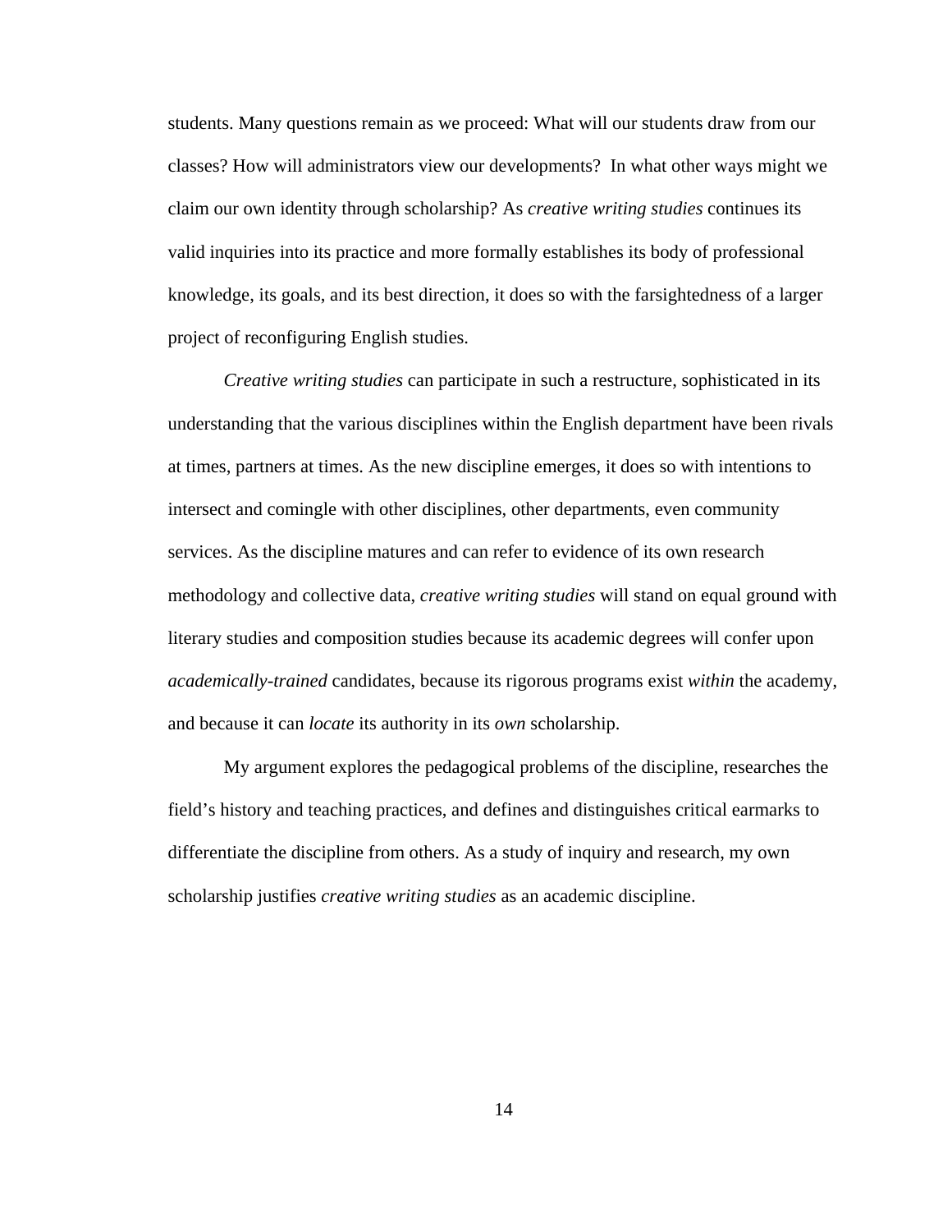students. Many questions remain as we proceed: What will our students draw from our classes? How will administrators view our developments? In what other ways might we claim our own identity through scholarship? As *creative writing studies* continues its valid inquiries into its practice and more formally establishes its body of professional knowledge, its goals, and its best direction, it does so with the farsightedness of a larger project of reconfiguring English studies.

*Creative writing studies* can participate in such a restructure, sophisticated in its understanding that the various disciplines within the English department have been rivals at times, partners at times. As the new discipline emerges, it does so with intentions to intersect and comingle with other disciplines, other departments, even community services. As the discipline matures and can refer to evidence of its own research methodology and collective data, *creative writing studies* will stand on equal ground with literary studies and composition studies because its academic degrees will confer upon *academically-trained* candidates, because its rigorous programs exist *within* the academy, and because it can *locate* its authority in its *own* scholarship.

My argument explores the pedagogical problems of the discipline, researches the field's history and teaching practices, and defines and distinguishes critical earmarks to differentiate the discipline from others. As a study of inquiry and research, my own scholarship justifies *creative writing studies* as an academic discipline.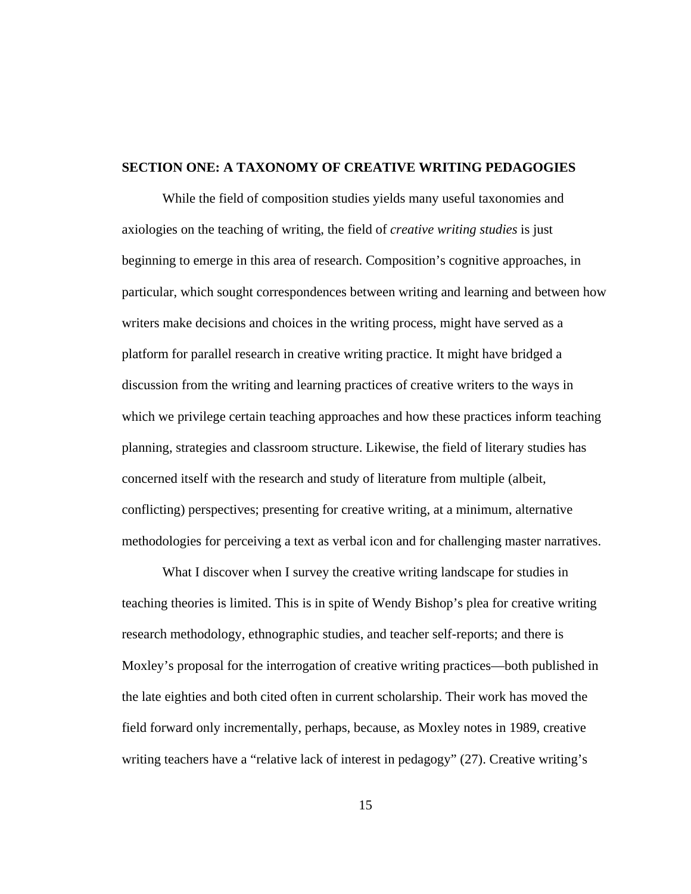## SECTION ONE: A TAXONOMY OF CREATIVE WRITING PEDAGOGIES

While the field of composition studies yields many useful taxonomies and axiologies on the teaching of writing, the field of *creative writing studies* is just beginning to emerge in this area of research. Composition's cognitive approaches, in particular, which sought correspondences between writing and learning and between how writers make decisions and choices in the writing process, might have served as a platform for parallel research in creative writing practice. It might have bridged a discussion from the writing and learning practices of creative writers to the ways in which we privilege certain teaching approaches and how these practices inform teaching planning, strategies and classroom structure. Likewise, the field of literary studies has concerned itself with the research and study of literature from multiple (albeit, conflicting) perspectives; presenting for creative writing, at a minimum, alternative methodologies for perceiving a text as verbal icon and for challenging master narratives.

What I discover when I survey the creative writing landscape for studies in teaching theories is limited. This is in spite of Wendy Bishop's plea for creative writing research methodology, ethnographic studies, and teacher self-reports; and there is Moxley's proposal for the interrogation of creative writing practices—both published in the late eighties and both cited often in current scholarship. Their work has moved the field forward only incrementally, perhaps, because, as Moxley notes in 1989, creative writing teachers have a "relative lack of interest in pedagogy" (27). Creative writing's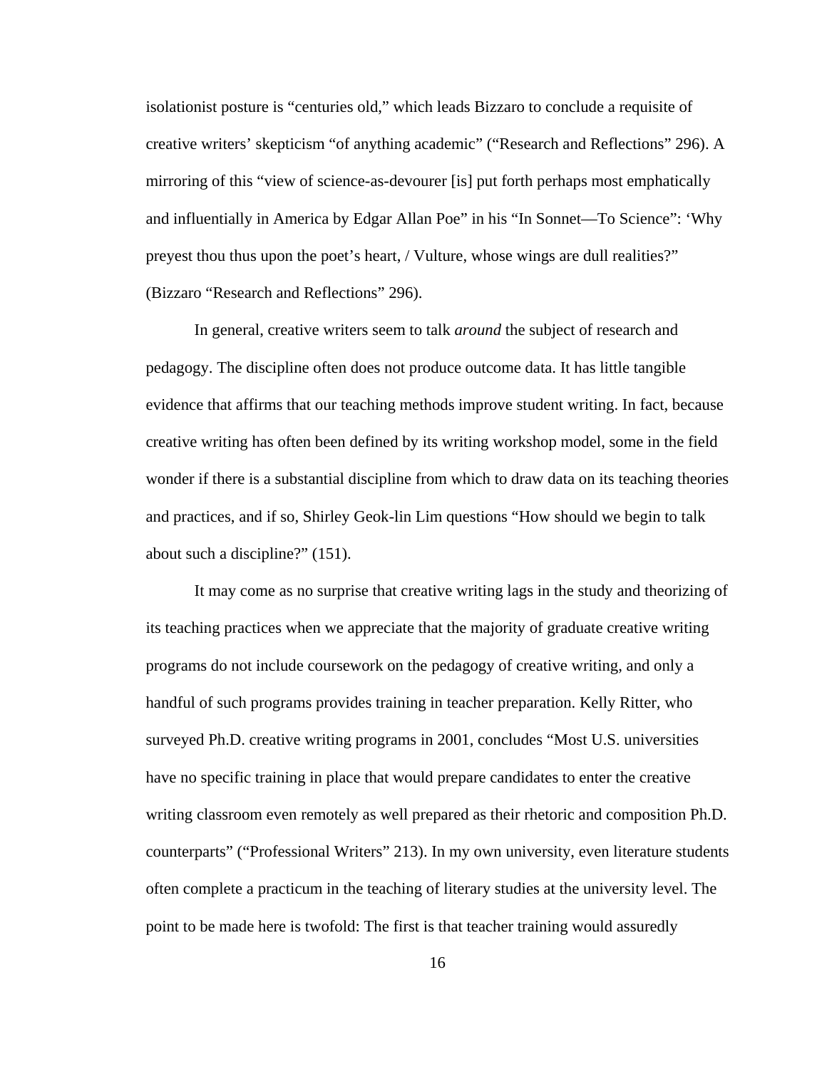isolationist posture is "centuries old," which leads Bizzaro to conclude a requisite of creative writers' skepticism "of anything academic" ("Research and Reflections" 296). A mirroring of this "view of science-as-devourer [is] put forth perhaps most emphatically and influentially in America by Edgar Allan Poe" in his "In Sonnet—To Science": 'Why preyest thou thus upon the poet's heart, / Vulture, whose wings are dull realities?" (Bizzaro "Research and Reflections" 296).

In general, creative writers seem to talk *around* the subject of research and pedagogy. The discipline often does not produce outcome data. It has little tangible evidence that affirms that our teaching methods improve student writing. In fact, because creative writing has often been defined by its writing workshop model, some in the field wonder if there is a substantial discipline from which to draw data on its teaching theories and practices, and if so, Shirley Geok-lin Lim questions "How should we begin to talk about such a discipline?" (151).

It may come as no surprise that creative writing lags in the study and theorizing of its teaching practices when we appreciate that the majority of graduate creative writing programs do not include coursework on the pedagogy of creative writing, and only a handful of such programs provides training in teacher preparation. Kelly Ritter, who surveyed Ph.D. creative writing programs in 2001, concludes "Most U.S. universities have no specific training in place that would prepare candidates to enter the creative writing classroom even remotely as well prepared as their rhetoric and composition Ph.D. counterparts" ("Professional Writers" 213). In my own university, even literature students often complete a practicum in the teaching of literary studies at the university level. The point to be made here is twofold: The first is that teacher training would assuredly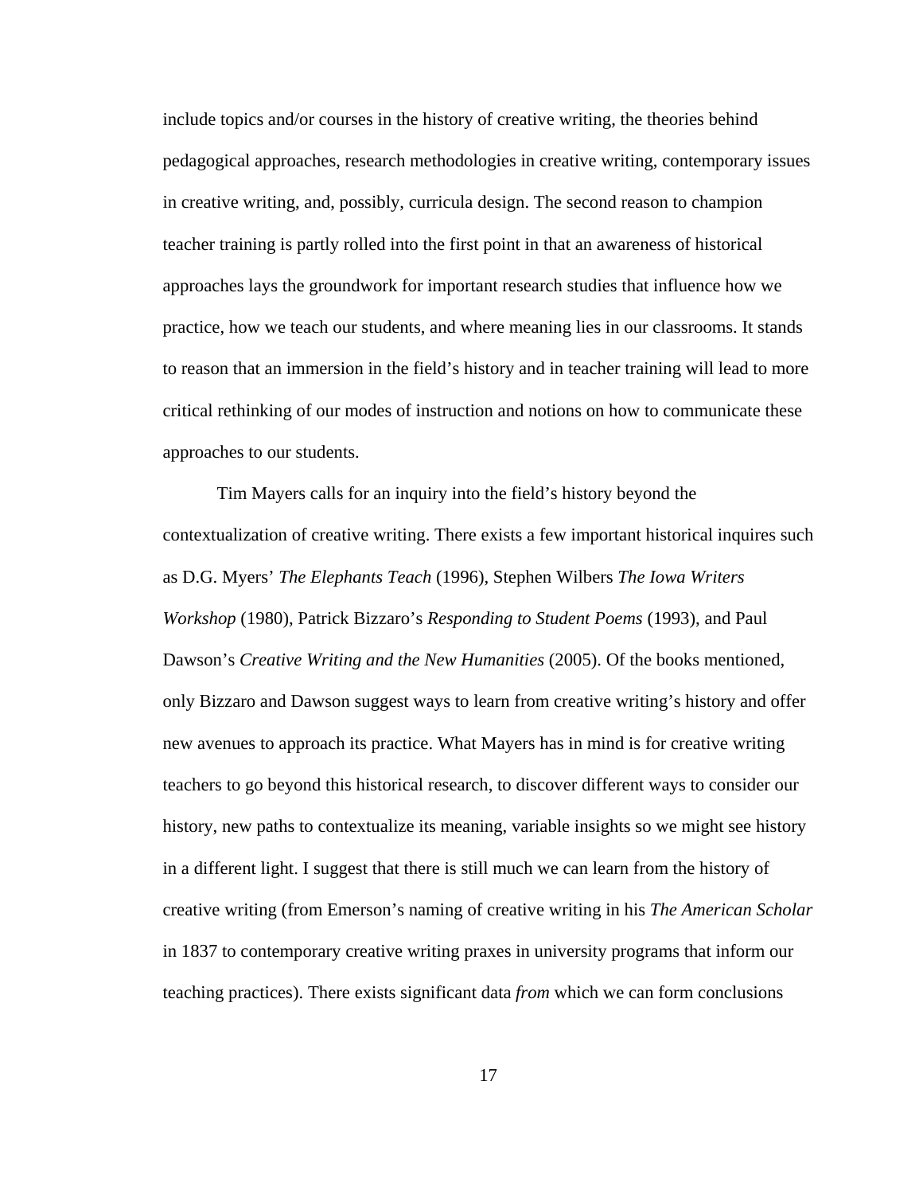include topics and/or courses in the history of creative writing, the theories behind pedagogical approaches, research methodologies in creative writing, contemporary issues in creative writing, and, possibly, curricula design. The second reason to champion teacher training is partly rolled into the first point in that an awareness of historical approaches lays the groundwork for important research studies that influence how we practice, how we teach our students, and where meaning lies in our classrooms. It stands to reason that an immersion in the field's history and in teacher training will lead to more critical rethinking of our modes of instruction and notions on how to communicate these approaches to our students.

Tim Mayers calls for an inquiry into the field's history beyond the contextualization of creative writing. There exists a few important historical inquires such as D.G. Myers' *The Elephants Teach* (1996), Stephen Wilbers *The Iowa Writers Workshop* (1980), Patrick Bizzaro's *Responding to Student Poems* (1993), and Paul Dawson's *Creative Writing and the New Humanities* (2005). Of the books mentioned, only Bizzaro and Dawson suggest ways to learn from creative writing's history and offer new avenues to approach its practice. What Mayers has in mind is for creative writing teachers to go beyond this historical research, to discover different ways to consider our history, new paths to contextualize its meaning, variable insights so we might see history in a different light. I suggest that there is still much we can learn from the history of creative writing (from Emerson's naming of creative writing in his *The American Scholar* in 1837 to contemporary creative writing praxes in university programs that inform our teaching practices). There exists significant data *from* which we can form conclusions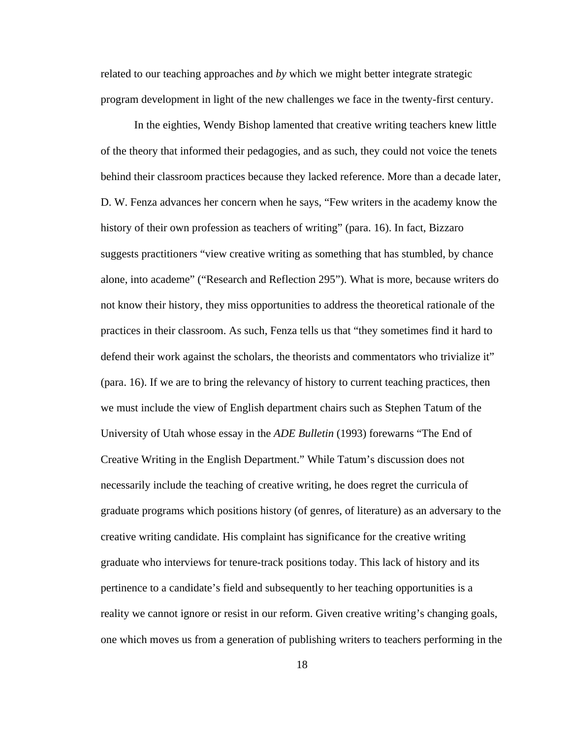related to our teaching approaches and *by* which we might better integrate strategic program development in light of the new challenges we face in the twenty-first century.

In the eighties, Wendy Bishop lamented that creative writing teachers knew little of the theory that informed their pedagogies, and as such, they could not voice the tenets behind their classroom practices because they lacked reference. More than a decade later, D. W. Fenza advances her concern when he says, "Few writers in the academy know the history of their own profession as teachers of writing" (para. 16). In fact, Bizzaro suggests practitioners "view creative writing as something that has stumbled, by chance alone, into academe" ("Research and Reflection 295"). What is more, because writers do not know their history, they miss opportunities to address the theoretical rationale of the practices in their classroom. As such, Fenza tells us that "they sometimes find it hard to defend their work against the scholars, the theorists and commentators who trivialize it" (para. 16). If we are to bring the relevancy of history to current teaching practices, then we must include the view of English department chairs such as Stephen Tatum of the University of Utah whose essay in the *ADE Bulletin* (1993) forewarns "The End of Creative Writing in the English Department." While Tatum's discussion does not necessarily include the teaching of creative writing, he does regret the curricula of graduate programs which positions history (of genres, of literature) as an adversary to the creative writing candidate. His complaint has significance for the creative writing graduate who interviews for tenure-track positions today. This lack of history and its pertinence to a candidate's field and subsequently to her teaching opportunities is a reality we cannot ignore or resist in our reform. Given creative writing's changing goals, one which moves us from a generation of publishing writers to teachers performing in the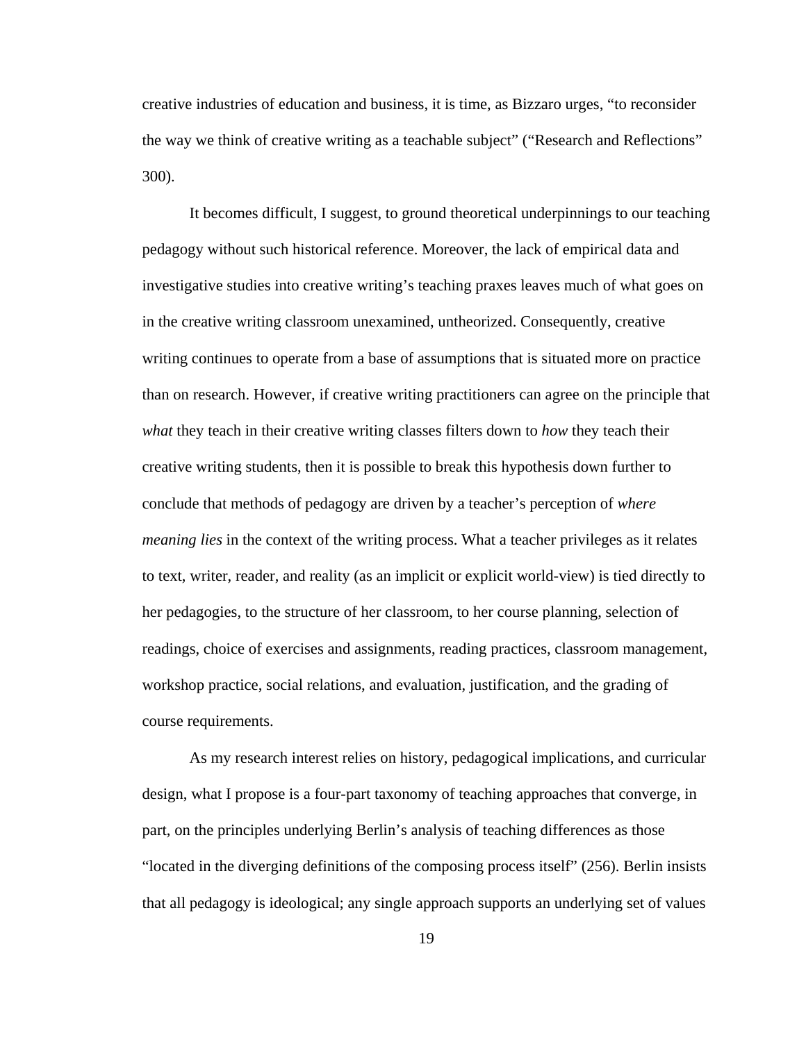creative industries of education and business, it is time, as Bizzaro urges, "to reconsider the way we think of creative writing as a teachable subject" ("Research and Reflections" 300).

It becomes difficult, I suggest, to ground theoretical underpinnings to our teaching pedagogy without such historical reference. Moreover, the lack of empirical data and investigative studies into creative writing's teaching praxes leaves much of what goes on in the creative writing classroom unexamined, untheorized. Consequently, creative writing continues to operate from a base of assumptions that is situated more on practice than on research. However, if creative writing practitioners can agree on the principle that *what* they teach in their creative writing classes filters down to *how* they teach their creative writing students, then it is possible to break this hypothesis down further to conclude that methods of pedagogy are driven by a teacher's perception of *where meaning lies* in the context of the writing process. What a teacher privileges as it relates to text, writer, reader, and reality (as an implicit or explicit world-view) is tied directly to her pedagogies, to the structure of her classroom, to her course planning, selection of readings, choice of exercises and assignments, reading practices, classroom management, workshop practice, social relations, and evaluation, justification, and the grading of course requirements.

As my research interest relies on history, pedagogical implications, and curricular design, what I propose is a four-part taxonomy of teaching approaches that converge, in part, on the principles underlying Berlin's analysis of teaching differences as those "located in the diverging definitions of the composing process itself" (256). Berlin insists that all pedagogy is ideological; any single approach supports an underlying set of values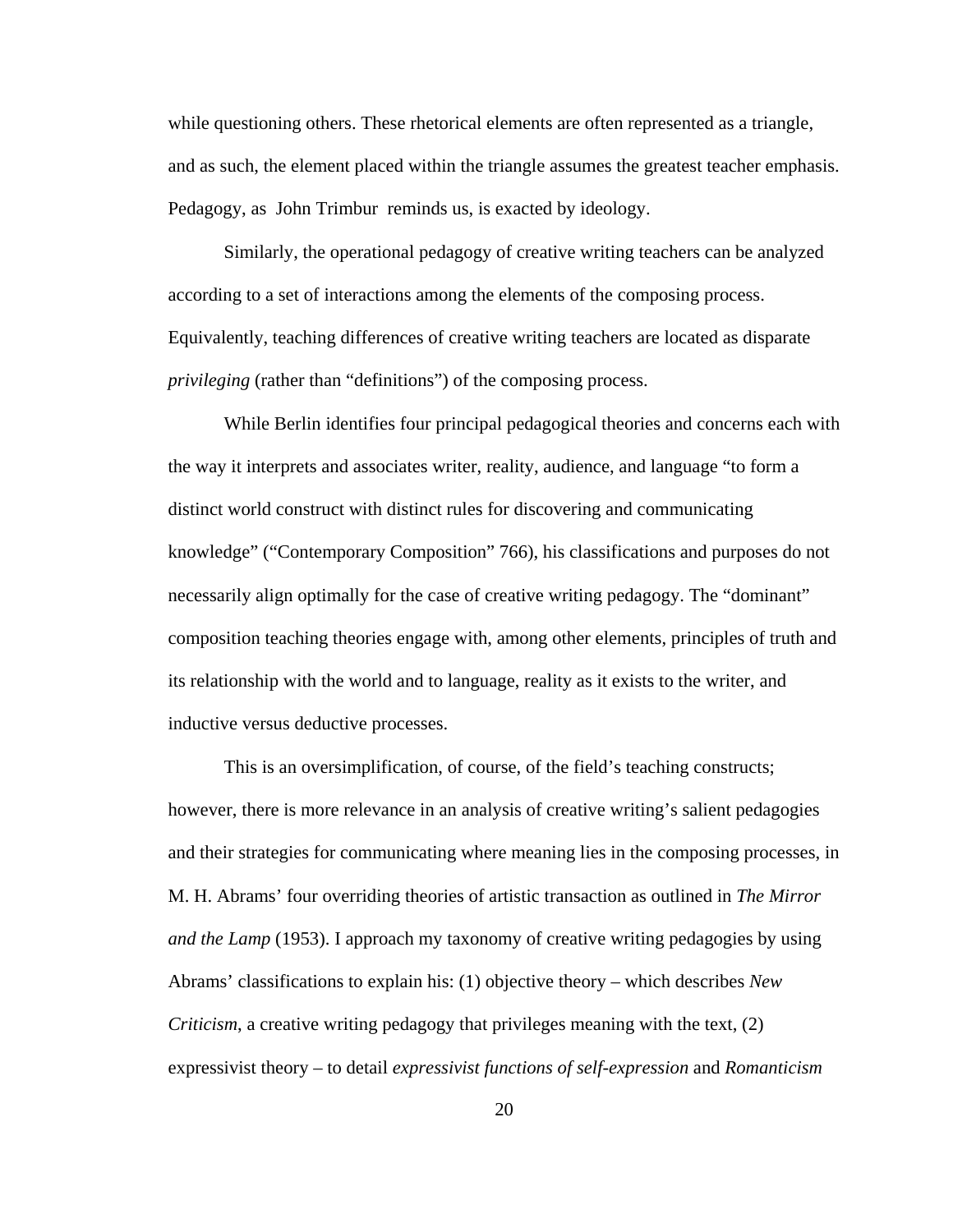while questioning others. These rhetorical elements are often represented as a triangle, and as such, the element placed within the triangle assumes the greatest teacher emphasis. Pedagogy, as John Trimbur reminds us, is exacted by ideology.

Similarly, the operational pedagogy of creative writing teachers can be analyzed according to a set of interactions among the elements of the composing process. Equivalently, teaching differences of creative writing teachers are located as disparate *privileging* (rather than "definitions") of the composing process.

While Berlin identifies four principal pedagogical theories and concerns each with the way it interprets and associates writer, reality, audience, and language "to form a distinct world construct with distinct rules for discovering and communicating knowledge" ("Contemporary Composition" 766), his classifications and purposes do not necessarily align optimally for the case of creative writing pedagogy. The "dominant" composition teaching theories engage with, among other elements, principles of truth and its relationship with the world and to language, reality as it exists to the writer, and inductive versus deductive processes.

This is an oversimplification, of course, of the field's teaching constructs; however, there is more relevance in an analysis of creative writing's salient pedagogies and their strategies for communicating where meaning lies in the composing processes, in M. H. Abrams' four overriding theories of artistic transaction as outlined in *The Mirror and the Lamp* (1953). I approach my taxonomy of creative writing pedagogies by using Abrams' classifications to explain his: (1) objective theory – which describes *New Criticism*, a creative writing pedagogy that privileges meaning with the text, (2) expressivist theory – to detail *expressivist functions of self-expression* and *Romanticism*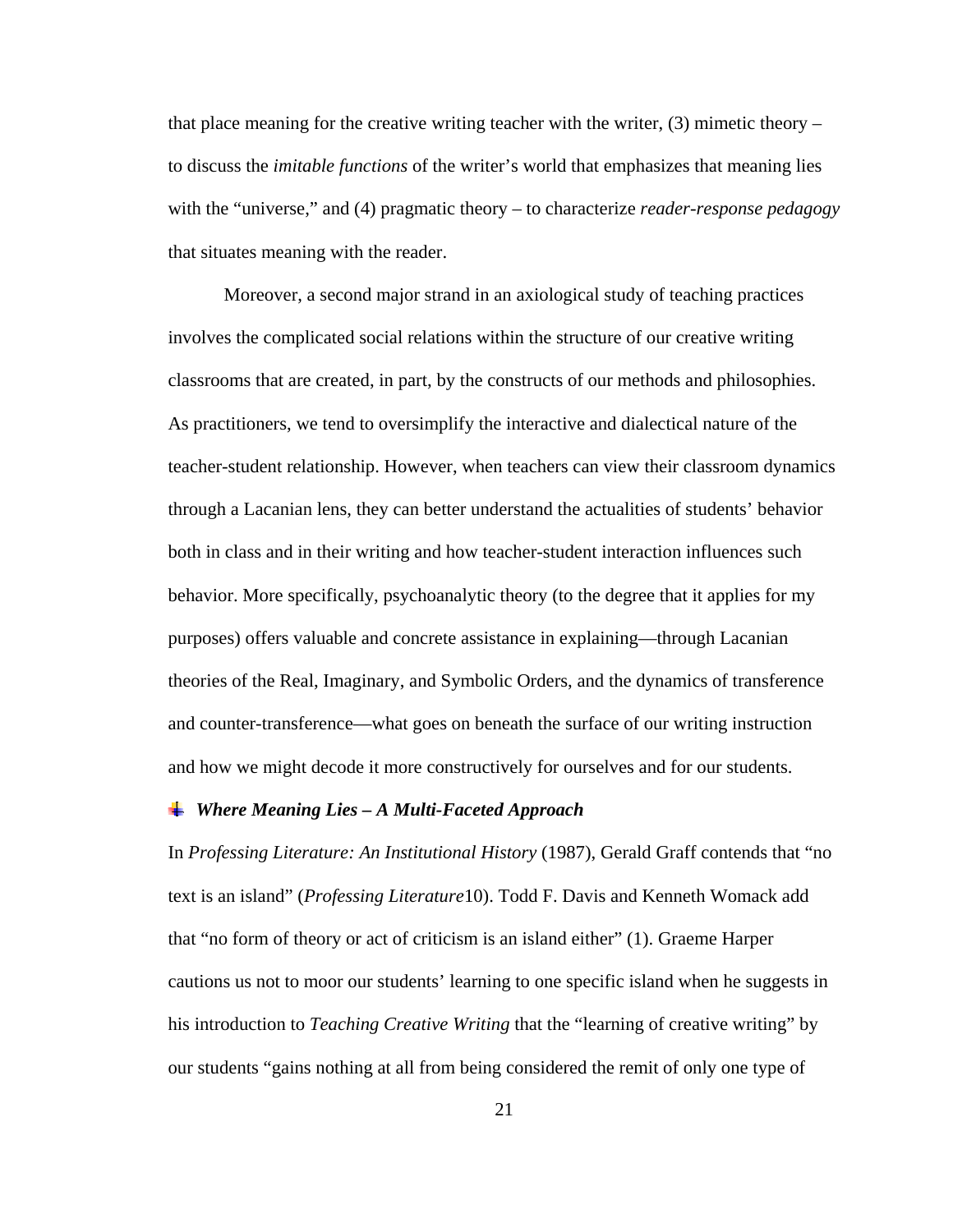that place meaning for the creative writing teacher with the writer, (3) mimetic theory – to discuss the *imitable functions* of the writer's world that emphasizes that meaning lies with the "universe," and (4) pragmatic theory – to characterize *reader-response pedagogy* that situates meaning with the reader.

Moreover, a second major strand in an axiological study of teaching practices involves the complicated social relations within the structure of our creative writing classrooms that are created, in part, by the constructs of our methods and philosophies. As practitioners, we tend to oversimplify the interactive and dialectical nature of the teacher-student relationship. However, when teachers can view their classroom dynamics through a Lacanian lens, they can better understand the actualities of students' behavior both in class and in their writing and how teacher-student interaction influences such behavior. More specifically, psychoanalytic theory (to the degree that it applies for my purposes) offers valuable and concrete assistance in explaining—through Lacanian theories of the Real, Imaginary, and Symbolic Orders, and the dynamics of transference and counter-transference—what goes on beneath the surface of our writing instruction and how we might decode it more constructively for ourselves and for our students.

### ***Where Meaning Lies – A Multi-Faceted Approach***

In *Professing Literature: An Institutional History* (1987), Gerald Graff contends that "no text is an island" (*Professing Literature*10). Todd F. Davis and Kenneth Womack add that "no form of theory or act of criticism is an island either" (1). Graeme Harper cautions us not to moor our students' learning to one specific island when he suggests in his introduction to *Teaching Creative Writing* that the "learning of creative writing" by our students "gains nothing at all from being considered the remit of only one type of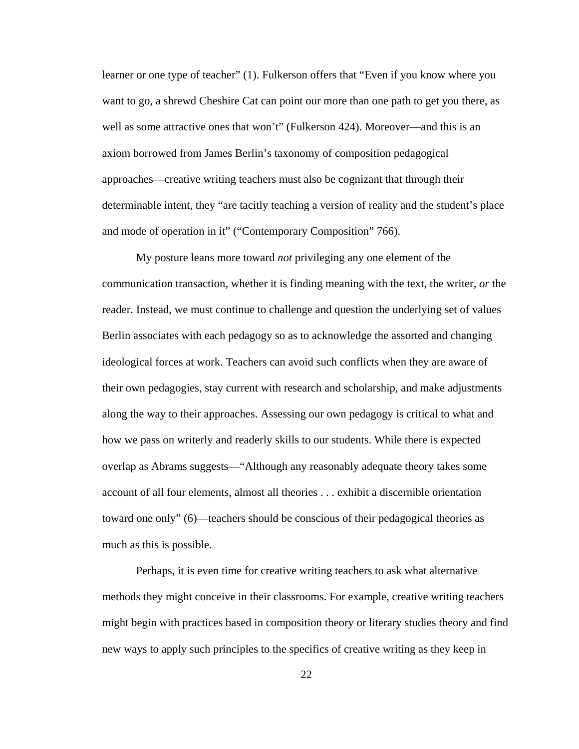learner or one type of teacher" (1). Fulkerson offers that "Even if you know where you want to go, a shrewd Cheshire Cat can point our more than one path to get you there, as well as some attractive ones that won't" (Fulkerson 424). Moreover—and this is an axiom borrowed from James Berlin's taxonomy of composition pedagogical approaches—creative writing teachers must also be cognizant that through their determinable intent, they "are tacitly teaching a version of reality and the student's place and mode of operation in it" ("Contemporary Composition" 766).

My posture leans more toward *not* privileging any one element of the communication transaction, whether it is finding meaning with the text, the writer, *or* the reader. Instead, we must continue to challenge and question the underlying set of values Berlin associates with each pedagogy so as to acknowledge the assorted and changing ideological forces at work. Teachers can avoid such conflicts when they are aware of their own pedagogies, stay current with research and scholarship, and make adjustments along the way to their approaches. Assessing our own pedagogy is critical to what and how we pass on writerly and readerly skills to our students. While there is expected overlap as Abrams suggests—"Although any reasonably adequate theory takes some account of all four elements, almost all theories . . . exhibit a discernible orientation toward one only" (6)—teachers should be conscious of their pedagogical theories as much as this is possible.

Perhaps, it is even time for creative writing teachers to ask what alternative methods they might conceive in their classrooms. For example, creative writing teachers might begin with practices based in composition theory or literary studies theory and find new ways to apply such principles to the specifics of creative writing as they keep in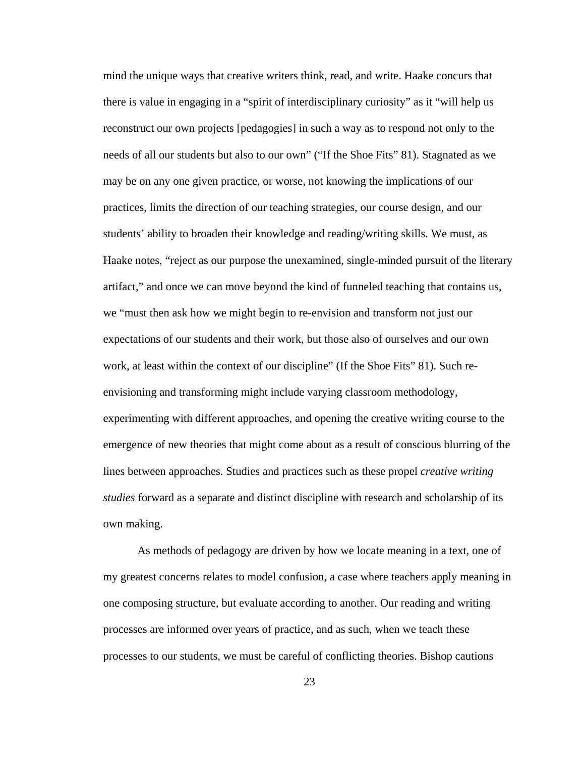mind the unique ways that creative writers think, read, and write. Haake concurs that there is value in engaging in a "spirit of interdisciplinary curiosity" as it "will help us reconstruct our own projects [pedagogies] in such a way as to respond not only to the needs of all our students but also to our own" ("If the Shoe Fits" 81). Stagnated as we may be on any one given practice, or worse, not knowing the implications of our practices, limits the direction of our teaching strategies, our course design, and our students' ability to broaden their knowledge and reading/writing skills. We must, as Haake notes, "reject as our purpose the unexamined, single-minded pursuit of the literary artifact," and once we can move beyond the kind of funneled teaching that contains us, we "must then ask how we might begin to re-envision and transform not just our expectations of our students and their work, but those also of ourselves and our own work, at least within the context of our discipline" (If the Shoe Fits" 81). Such re-envisioning and transforming might include varying classroom methodology, experimenting with different approaches, and opening the creative writing course to the emergence of new theories that might come about as a result of conscious blurring of the lines between approaches. Studies and practices such as these propel *creative writing studies* forward as a separate and distinct discipline with research and scholarship of its own making.

As methods of pedagogy are driven by how we locate meaning in a text, one of my greatest concerns relates to model confusion, a case where teachers apply meaning in one composing structure, but evaluate according to another. Our reading and writing processes are informed over years of practice, and as such, when we teach these processes to our students, we must be careful of conflicting theories. Bishop cautions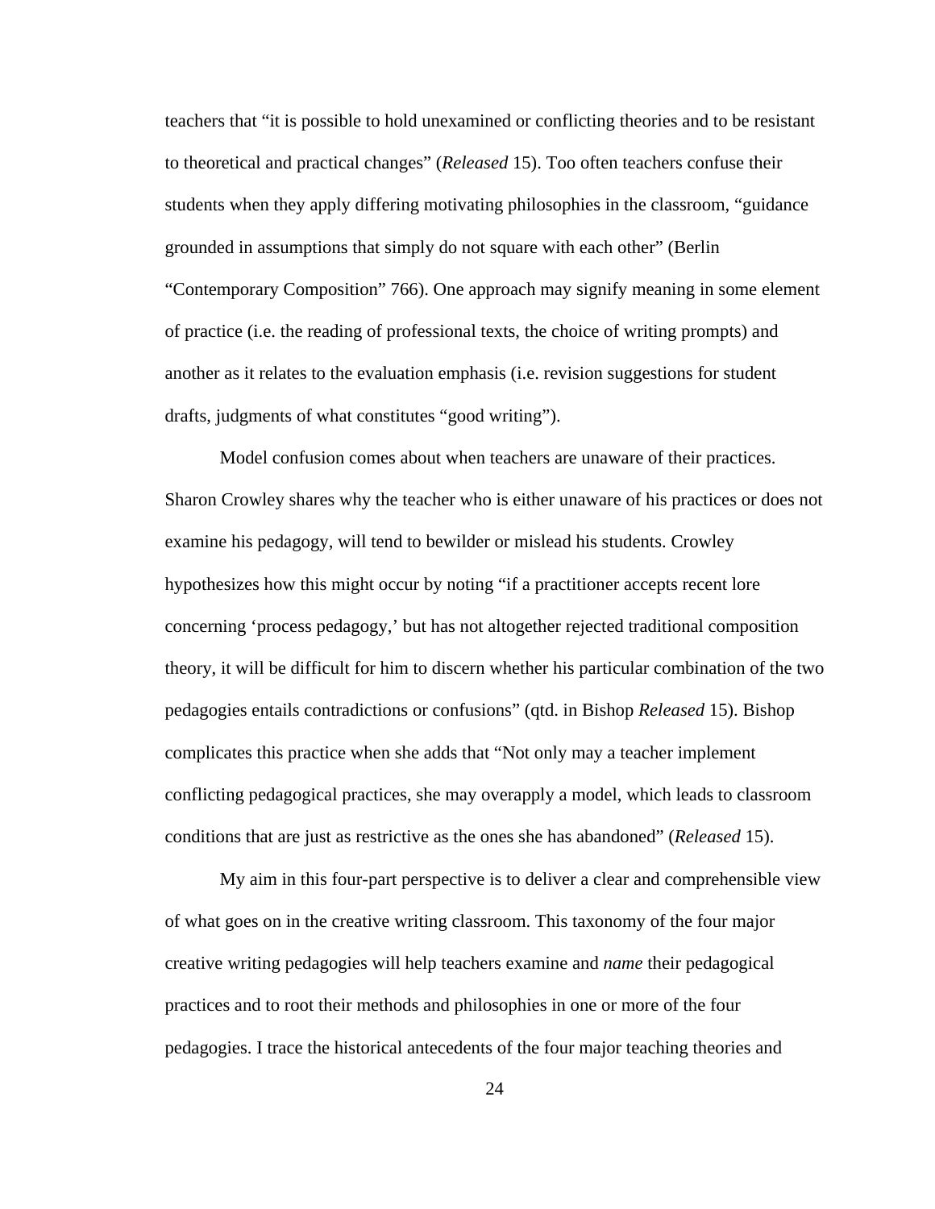teachers that "it is possible to hold unexamined or conflicting theories and to be resistant to theoretical and practical changes" (*Released* 15). Too often teachers confuse their students when they apply differing motivating philosophies in the classroom, "guidance grounded in assumptions that simply do not square with each other" (Berlin "Contemporary Composition" 766). One approach may signify meaning in some element of practice (i.e. the reading of professional texts, the choice of writing prompts) and another as it relates to the evaluation emphasis (i.e. revision suggestions for student drafts, judgments of what constitutes "good writing").

Model confusion comes about when teachers are unaware of their practices. Sharon Crowley shares why the teacher who is either unaware of his practices or does not examine his pedagogy, will tend to bewilder or mislead his students. Crowley hypothesizes how this might occur by noting "if a practitioner accepts recent lore concerning 'process pedagogy,' but has not altogether rejected traditional composition theory, it will be difficult for him to discern whether his particular combination of the two pedagogies entails contradictions or confusions" (qtd. in Bishop *Released* 15). Bishop complicates this practice when she adds that "Not only may a teacher implement conflicting pedagogical practices, she may overapply a model, which leads to classroom conditions that are just as restrictive as the ones she has abandoned" (*Released* 15).

My aim in this four-part perspective is to deliver a clear and comprehensible view of what goes on in the creative writing classroom. This taxonomy of the four major creative writing pedagogies will help teachers examine and *name* their pedagogical practices and to root their methods and philosophies in one or more of the four pedagogies. I trace the historical antecedents of the four major teaching theories and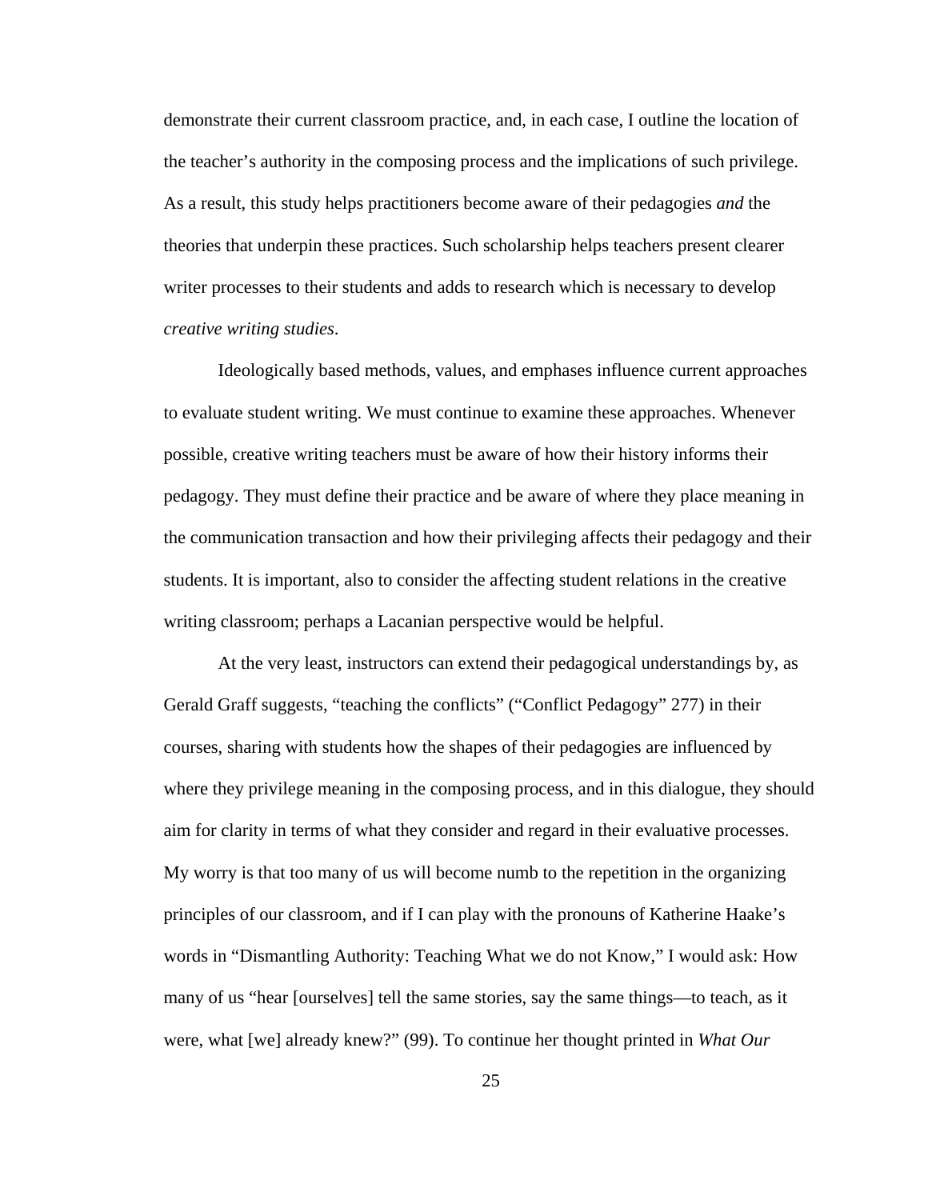demonstrate their current classroom practice, and, in each case, I outline the location of the teacher's authority in the composing process and the implications of such privilege. As a result, this study helps practitioners become aware of their pedagogies *and* the theories that underpin these practices. Such scholarship helps teachers present clearer writer processes to their students and adds to research which is necessary to develop *creative writing studies*.

Ideologically based methods, values, and emphases influence current approaches to evaluate student writing. We must continue to examine these approaches. Whenever possible, creative writing teachers must be aware of how their history informs their pedagogy. They must define their practice and be aware of where they place meaning in the communication transaction and how their privileging affects their pedagogy and their students. It is important, also to consider the affecting student relations in the creative writing classroom; perhaps a Lacanian perspective would be helpful.

At the very least, instructors can extend their pedagogical understandings by, as Gerald Graff suggests, "teaching the conflicts" ("Conflict Pedagogy" 277) in their courses, sharing with students how the shapes of their pedagogies are influenced by where they privilege meaning in the composing process, and in this dialogue, they should aim for clarity in terms of what they consider and regard in their evaluative processes. My worry is that too many of us will become numb to the repetition in the organizing principles of our classroom, and if I can play with the pronouns of Katherine Haake's words in "Dismantling Authority: Teaching What we do not Know," I would ask: How many of us "hear [ourselves] tell the same stories, say the same things—to teach, as it were, what [we] already knew?" (99). To continue her thought printed in *What Our*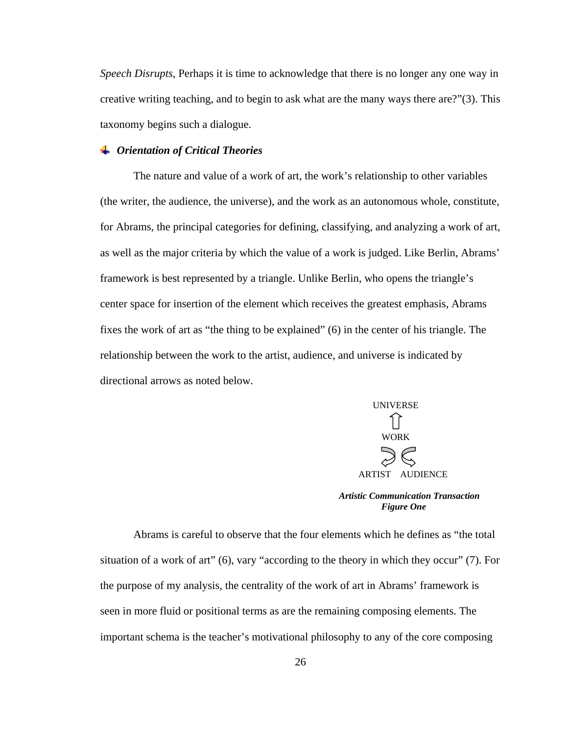*Speech Disrupts*, Perhaps it is time to acknowledge that there is no longer any one way in creative writing teaching, and to begin to ask what are the many ways there are?"(3). This taxonomy begins such a dialogue.

### *Orientation of Critical Theories*

The nature and value of a work of art, the work's relationship to other variables (the writer, the audience, the universe), and the work as an autonomous whole, constitute, for Abrams, the principal categories for defining, classifying, and analyzing a work of art, as well as the major criteria by which the value of a work is judged. Like Berlin, Abrams' framework is best represented by a triangle. Unlike Berlin, who opens the triangle's center space for insertion of the element which receives the greatest emphasis, Abrams fixes the work of art as "the thing to be explained" (6) in the center of his triangle. The relationship between the work to the artist, audience, and universe is indicated by directional arrows as noted below.

UNIVERSE

⇧

WORK

ARTIST    AUDIENCE

***Artistic Communication Transaction***
***Figure One***

Abrams is careful to observe that the four elements which he defines as "the total situation of a work of art" (6), vary "according to the theory in which they occur" (7). For the purpose of my analysis, the centrality of the work of art in Abrams' framework is seen in more fluid or positional terms as are the remaining composing elements. The important schema is the teacher's motivational philosophy to any of the core composing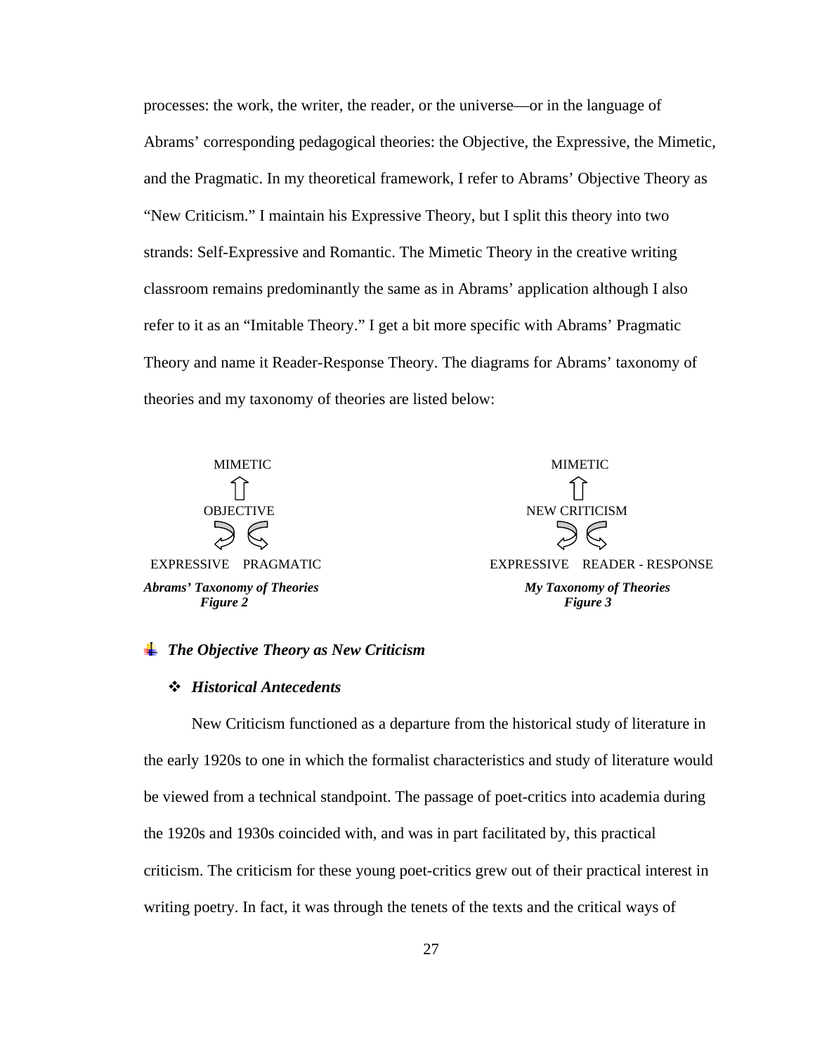processes: the work, the writer, the reader, or the universe—or in the language of Abrams' corresponding pedagogical theories: the Objective, the Expressive, the Mimetic, and the Pragmatic. In my theoretical framework, I refer to Abrams' Objective Theory as "New Criticism." I maintain his Expressive Theory, but I split this theory into two strands: Self-Expressive and Romantic. The Mimetic Theory in the creative writing classroom remains predominantly the same as in Abrams' application although I also refer to it as an "Imitable Theory." I get a bit more specific with Abrams' Pragmatic Theory and name it Reader-Response Theory. The diagrams for Abrams' taxonomy of theories and my taxonomy of theories are listed below:

MIMETIC
⇧
OBJECTIVE

EXPRESSIVE    PRAGMATIC

***Abrams' Taxonomy of Theories***
***Figure 2***

MIMETIC
⇧
NEW CRITICISM

EXPRESSIVE    READER - RESPONSE

***My Taxonomy of Theories***
***Figure 3***

## ***The Objective Theory as New Criticism***

### ***Historical Antecedents***

New Criticism functioned as a departure from the historical study of literature in the early 1920s to one in which the formalist characteristics and study of literature would be viewed from a technical standpoint. The passage of poet-critics into academia during the 1920s and 1930s coincided with, and was in part facilitated by, this practical criticism. The criticism for these young poet-critics grew out of their practical interest in writing poetry. In fact, it was through the tenets of the texts and the critical ways of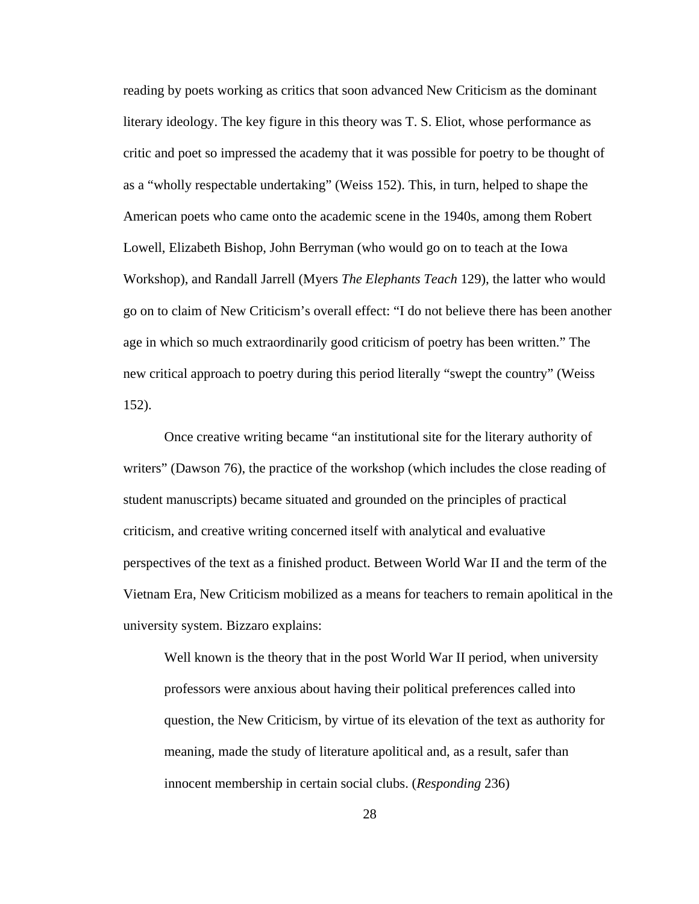reading by poets working as critics that soon advanced New Criticism as the dominant literary ideology. The key figure in this theory was T. S. Eliot, whose performance as critic and poet so impressed the academy that it was possible for poetry to be thought of as a "wholly respectable undertaking" (Weiss 152). This, in turn, helped to shape the American poets who came onto the academic scene in the 1940s, among them Robert Lowell, Elizabeth Bishop, John Berryman (who would go on to teach at the Iowa Workshop), and Randall Jarrell (Myers *The Elephants Teach* 129), the latter who would go on to claim of New Criticism's overall effect: "I do not believe there has been another age in which so much extraordinarily good criticism of poetry has been written." The new critical approach to poetry during this period literally "swept the country" (Weiss 152).

Once creative writing became "an institutional site for the literary authority of writers" (Dawson 76), the practice of the workshop (which includes the close reading of student manuscripts) became situated and grounded on the principles of practical criticism, and creative writing concerned itself with analytical and evaluative perspectives of the text as a finished product. Between World War II and the term of the Vietnam Era, New Criticism mobilized as a means for teachers to remain apolitical in the university system. Bizzaro explains:

> Well known is the theory that in the post World War II period, when university professors were anxious about having their political preferences called into question, the New Criticism, by virtue of its elevation of the text as authority for meaning, made the study of literature apolitical and, as a result, safer than innocent membership in certain social clubs. (*Responding* 236)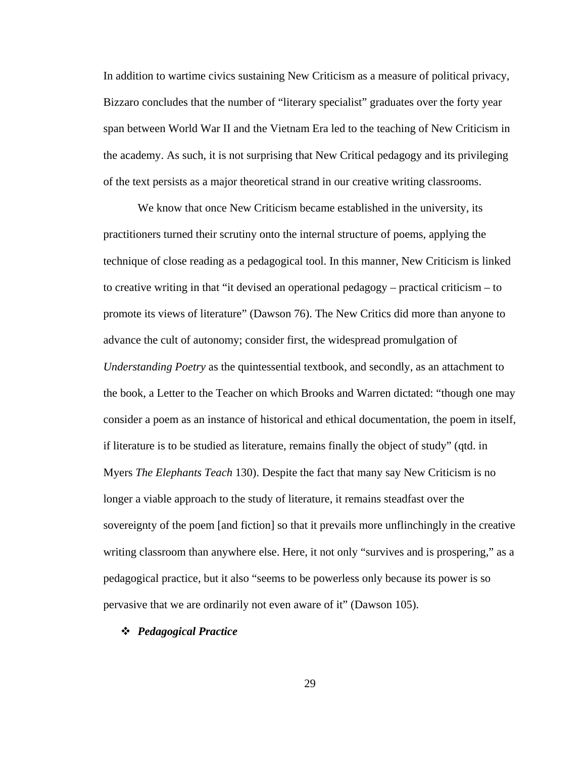In addition to wartime civics sustaining New Criticism as a measure of political privacy, Bizzaro concludes that the number of "literary specialist" graduates over the forty year span between World War II and the Vietnam Era led to the teaching of New Criticism in the academy. As such, it is not surprising that New Critical pedagogy and its privileging of the text persists as a major theoretical strand in our creative writing classrooms.

We know that once New Criticism became established in the university, its practitioners turned their scrutiny onto the internal structure of poems, applying the technique of close reading as a pedagogical tool. In this manner, New Criticism is linked to creative writing in that "it devised an operational pedagogy – practical criticism – to promote its views of literature" (Dawson 76). The New Critics did more than anyone to advance the cult of autonomy; consider first, the widespread promulgation of *Understanding Poetry* as the quintessential textbook, and secondly, as an attachment to the book, a Letter to the Teacher on which Brooks and Warren dictated: "though one may consider a poem as an instance of historical and ethical documentation, the poem in itself, if literature is to be studied as literature, remains finally the object of study" (qtd. in Myers *The Elephants Teach* 130). Despite the fact that many say New Criticism is no longer a viable approach to the study of literature, it remains steadfast over the sovereignty of the poem [and fiction] so that it prevails more unflinchingly in the creative writing classroom than anywhere else. Here, it not only "survives and is prospering," as a pedagogical practice, but it also "seems to be powerless only because its power is so pervasive that we are ordinarily not even aware of it" (Dawson 105).

❖ ***Pedagogical Practice***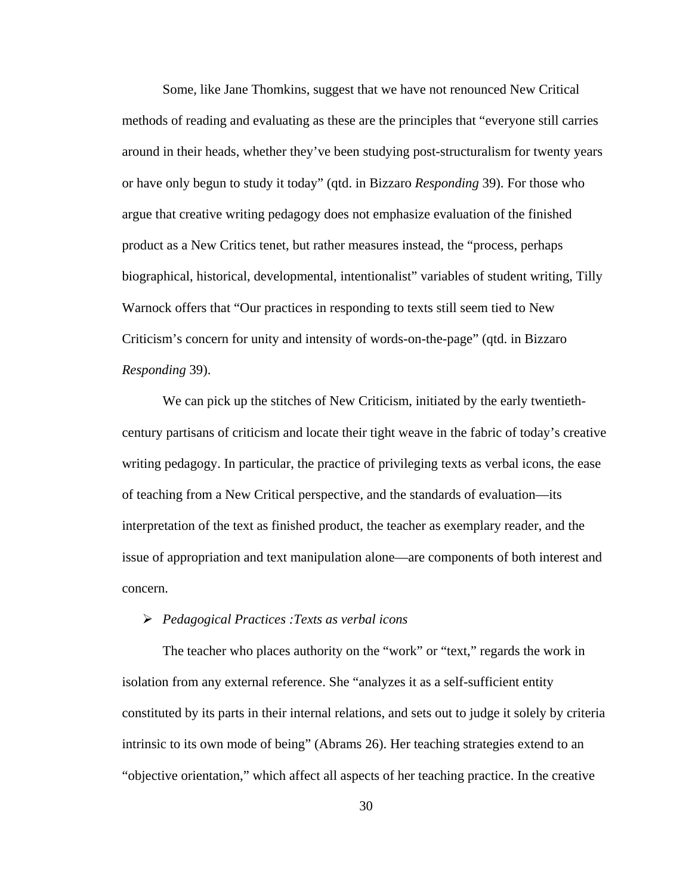Some, like Jane Thomkins, suggest that we have not renounced New Critical methods of reading and evaluating as these are the principles that "everyone still carries around in their heads, whether they've been studying post-structuralism for twenty years or have only begun to study it today" (qtd. in Bizzaro *Responding* 39). For those who argue that creative writing pedagogy does not emphasize evaluation of the finished product as a New Critics tenet, but rather measures instead, the "process, perhaps biographical, historical, developmental, intentionalist" variables of student writing, Tilly Warnock offers that "Our practices in responding to texts still seem tied to New Criticism's concern for unity and intensity of words-on-the-page" (qtd. in Bizzaro *Responding* 39).

We can pick up the stitches of New Criticism, initiated by the early twentieth-century partisans of criticism and locate their tight weave in the fabric of today's creative writing pedagogy. In particular, the practice of privileging texts as verbal icons, the ease of teaching from a New Critical perspective, and the standards of evaluation—its interpretation of the text as finished product, the teacher as exemplary reader, and the issue of appropriation and text manipulation alone—are components of both interest and concern.

- *Pedagogical Practices :Texts as verbal icons*

The teacher who places authority on the "work" or "text," regards the work in isolation from any external reference. She "analyzes it as a self-sufficient entity constituted by its parts in their internal relations, and sets out to judge it solely by criteria intrinsic to its own mode of being" (Abrams 26). Her teaching strategies extend to an "objective orientation," which affect all aspects of her teaching practice. In the creative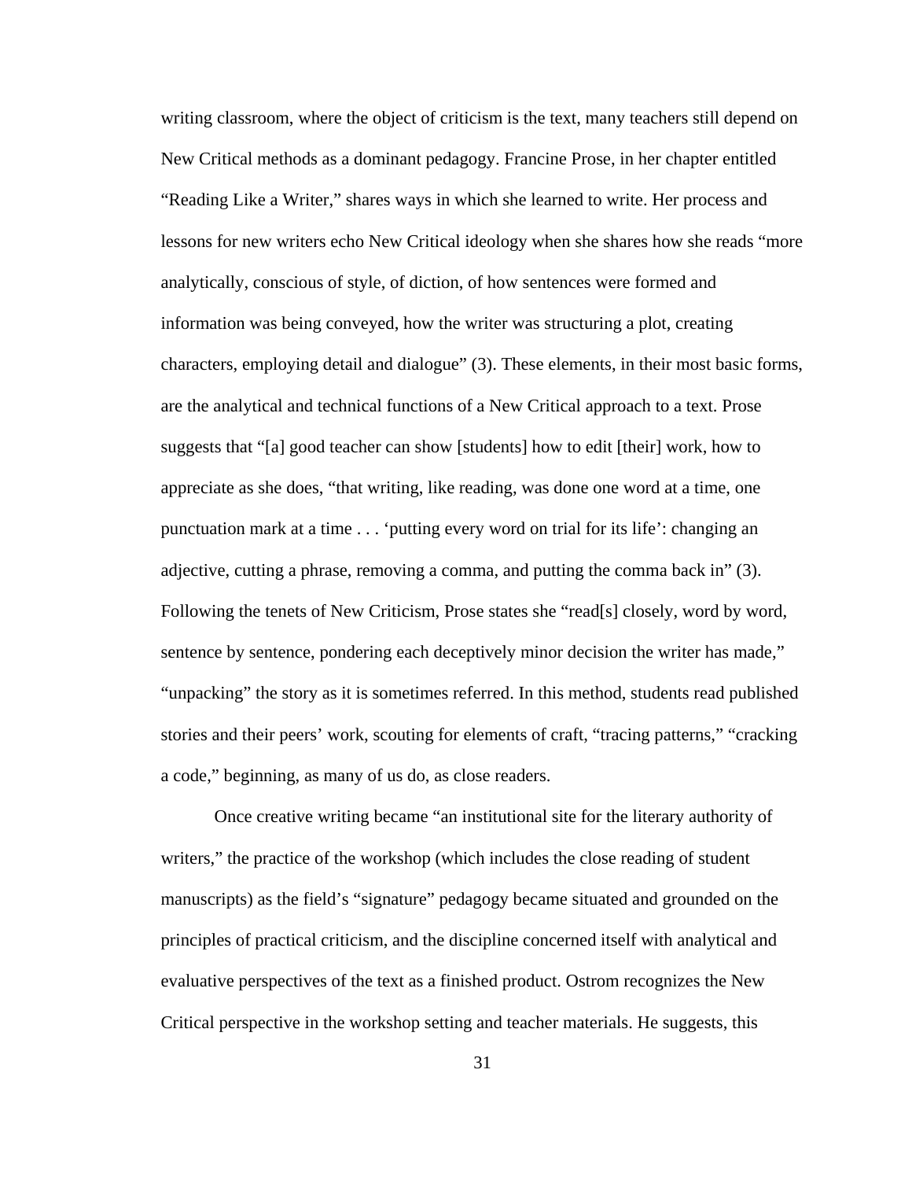writing classroom, where the object of criticism is the text, many teachers still depend on New Critical methods as a dominant pedagogy. Francine Prose, in her chapter entitled "Reading Like a Writer," shares ways in which she learned to write. Her process and lessons for new writers echo New Critical ideology when she shares how she reads "more analytically, conscious of style, of diction, of how sentences were formed and information was being conveyed, how the writer was structuring a plot, creating characters, employing detail and dialogue" (3). These elements, in their most basic forms, are the analytical and technical functions of a New Critical approach to a text. Prose suggests that "[a] good teacher can show [students] how to edit [their] work, how to appreciate as she does, "that writing, like reading, was done one word at a time, one punctuation mark at a time . . . 'putting every word on trial for its life': changing an adjective, cutting a phrase, removing a comma, and putting the comma back in" (3). Following the tenets of New Criticism, Prose states she "read[s] closely, word by word, sentence by sentence, pondering each deceptively minor decision the writer has made," "unpacking" the story as it is sometimes referred. In this method, students read published stories and their peers' work, scouting for elements of craft, "tracing patterns," "cracking a code," beginning, as many of us do, as close readers.

Once creative writing became "an institutional site for the literary authority of writers," the practice of the workshop (which includes the close reading of student manuscripts) as the field's "signature" pedagogy became situated and grounded on the principles of practical criticism, and the discipline concerned itself with analytical and evaluative perspectives of the text as a finished product. Ostrom recognizes the New Critical perspective in the workshop setting and teacher materials. He suggests, this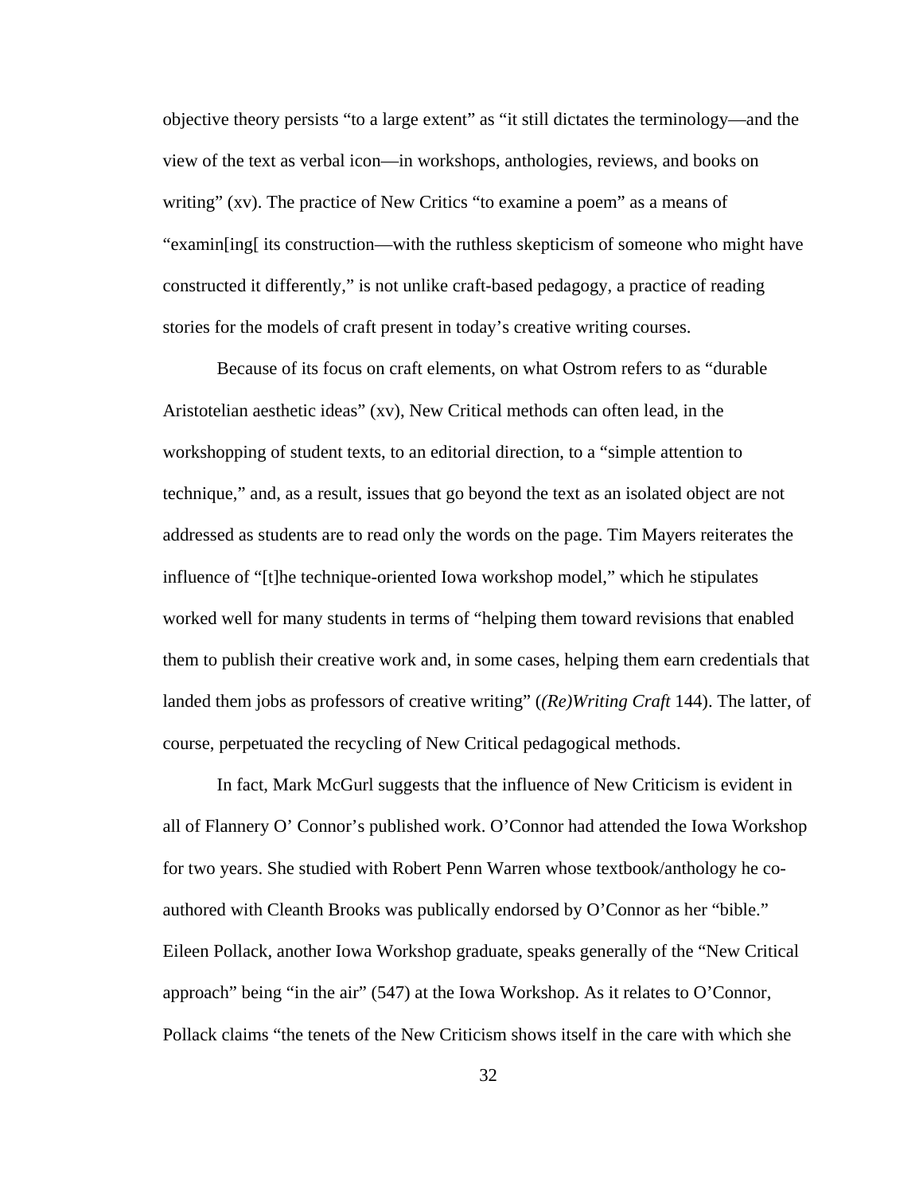objective theory persists "to a large extent" as "it still dictates the terminology—and the view of the text as verbal icon—in workshops, anthologies, reviews, and books on writing" (xv). The practice of New Critics "to examine a poem" as a means of "examin[ing[ its construction—with the ruthless skepticism of someone who might have constructed it differently," is not unlike craft-based pedagogy, a practice of reading stories for the models of craft present in today's creative writing courses.

Because of its focus on craft elements, on what Ostrom refers to as "durable Aristotelian aesthetic ideas" (xv), New Critical methods can often lead, in the workshopping of student texts, to an editorial direction, to a "simple attention to technique," and, as a result, issues that go beyond the text as an isolated object are not addressed as students are to read only the words on the page. Tim Mayers reiterates the influence of "[t]he technique-oriented Iowa workshop model," which he stipulates worked well for many students in terms of "helping them toward revisions that enabled them to publish their creative work and, in some cases, helping them earn credentials that landed them jobs as professors of creative writing" (*(Re)Writing Craft* 144). The latter, of course, perpetuated the recycling of New Critical pedagogical methods.

In fact, Mark McGurl suggests that the influence of New Criticism is evident in all of Flannery O' Connor's published work. O'Connor had attended the Iowa Workshop for two years. She studied with Robert Penn Warren whose textbook/anthology he co-authored with Cleanth Brooks was publically endorsed by O'Connor as her "bible." Eileen Pollack, another Iowa Workshop graduate, speaks generally of the "New Critical approach" being "in the air" (547) at the Iowa Workshop. As it relates to O'Connor, Pollack claims "the tenets of the New Criticism shows itself in the care with which she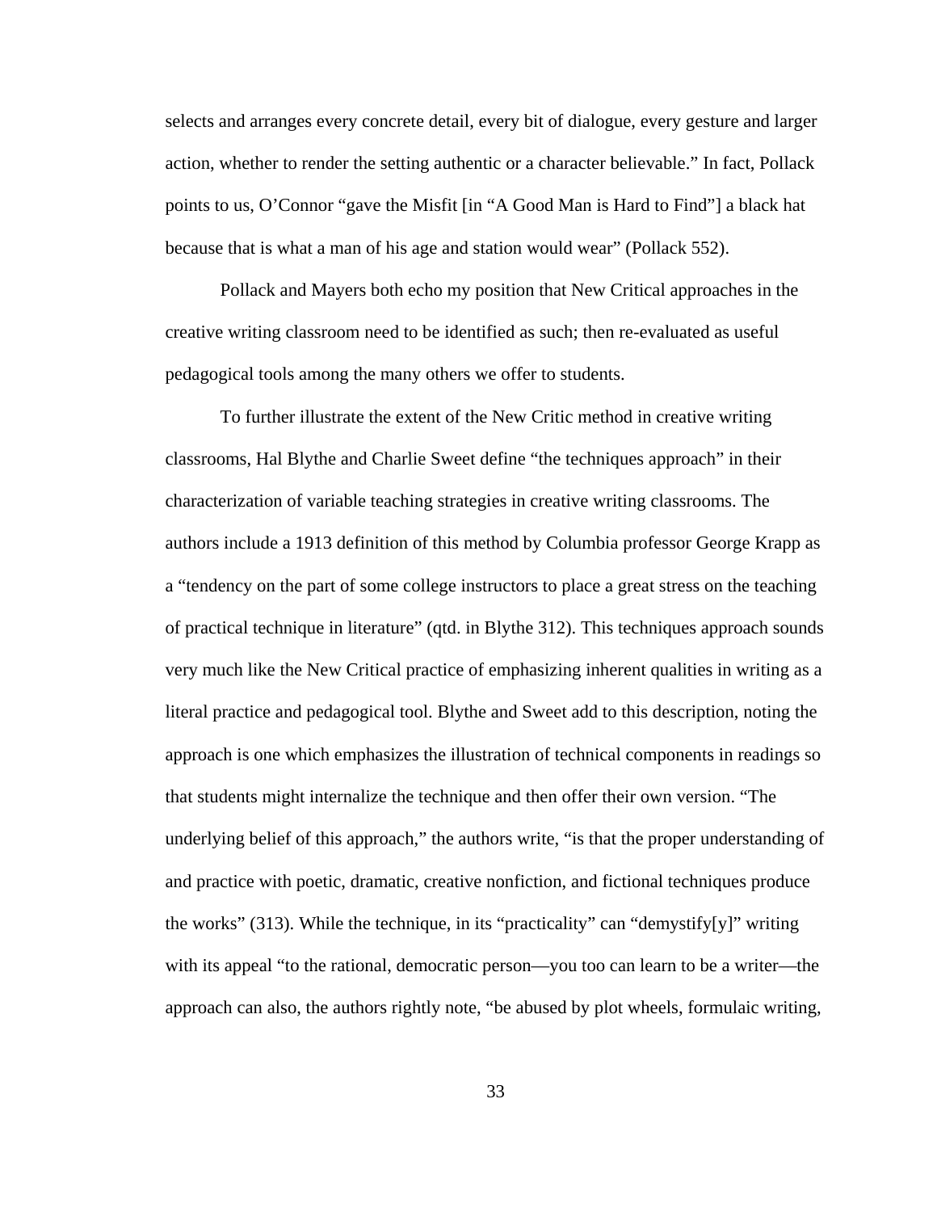selects and arranges every concrete detail, every bit of dialogue, every gesture and larger action, whether to render the setting authentic or a character believable." In fact, Pollack points to us, O'Connor "gave the Misfit [in "A Good Man is Hard to Find"] a black hat because that is what a man of his age and station would wear" (Pollack 552).

Pollack and Mayers both echo my position that New Critical approaches in the creative writing classroom need to be identified as such; then re-evaluated as useful pedagogical tools among the many others we offer to students.

To further illustrate the extent of the New Critic method in creative writing classrooms, Hal Blythe and Charlie Sweet define "the techniques approach" in their characterization of variable teaching strategies in creative writing classrooms. The authors include a 1913 definition of this method by Columbia professor George Krapp as a "tendency on the part of some college instructors to place a great stress on the teaching of practical technique in literature" (qtd. in Blythe 312). This techniques approach sounds very much like the New Critical practice of emphasizing inherent qualities in writing as a literal practice and pedagogical tool. Blythe and Sweet add to this description, noting the approach is one which emphasizes the illustration of technical components in readings so that students might internalize the technique and then offer their own version. "The underlying belief of this approach," the authors write, "is that the proper understanding of and practice with poetic, dramatic, creative nonfiction, and fictional techniques produce the works" (313). While the technique, in its "practicality" can "demystify[y]" writing with its appeal "to the rational, democratic person—you too can learn to be a writer—the approach can also, the authors rightly note, "be abused by plot wheels, formulaic writing,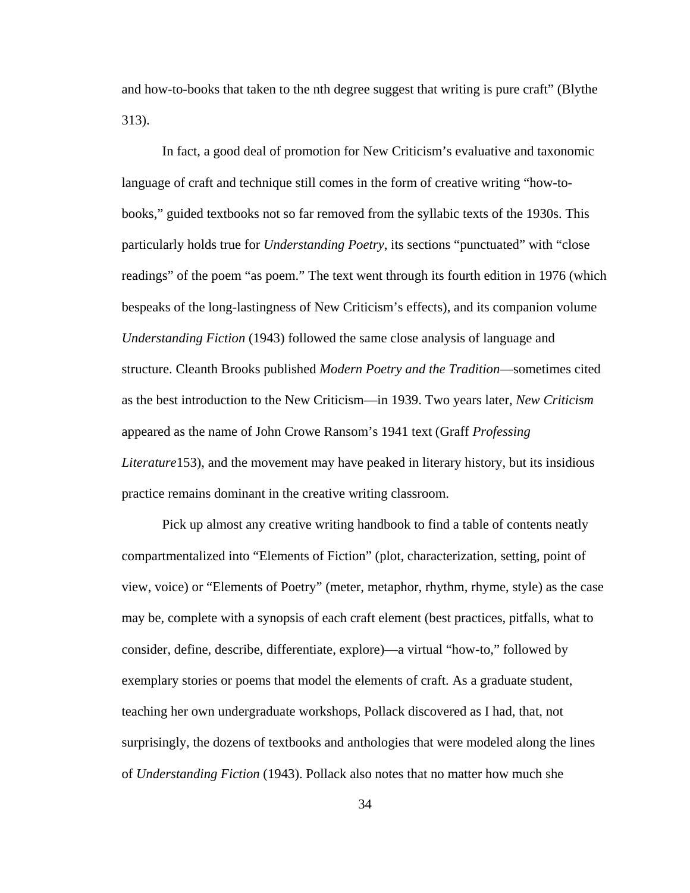and how-to-books that taken to the nth degree suggest that writing is pure craft" (Blythe 313).

In fact, a good deal of promotion for New Criticism's evaluative and taxonomic language of craft and technique still comes in the form of creative writing "how-to-books," guided textbooks not so far removed from the syllabic texts of the 1930s. This particularly holds true for *Understanding Poetry*, its sections "punctuated" with "close readings" of the poem "as poem." The text went through its fourth edition in 1976 (which bespeaks of the long-lastingness of New Criticism's effects), and its companion volume *Understanding Fiction* (1943) followed the same close analysis of language and structure. Cleanth Brooks published *Modern Poetry and the Tradition*—sometimes cited as the best introduction to the New Criticism—in 1939. Two years later, *New Criticism* appeared as the name of John Crowe Ransom's 1941 text (Graff *Professing Literature*153), and the movement may have peaked in literary history, but its insidious practice remains dominant in the creative writing classroom.

Pick up almost any creative writing handbook to find a table of contents neatly compartmentalized into "Elements of Fiction" (plot, characterization, setting, point of view, voice) or "Elements of Poetry" (meter, metaphor, rhythm, rhyme, style) as the case may be, complete with a synopsis of each craft element (best practices, pitfalls, what to consider, define, describe, differentiate, explore)—a virtual "how-to," followed by exemplary stories or poems that model the elements of craft. As a graduate student, teaching her own undergraduate workshops, Pollack discovered as I had, that, not surprisingly, the dozens of textbooks and anthologies that were modeled along the lines of *Understanding Fiction* (1943). Pollack also notes that no matter how much she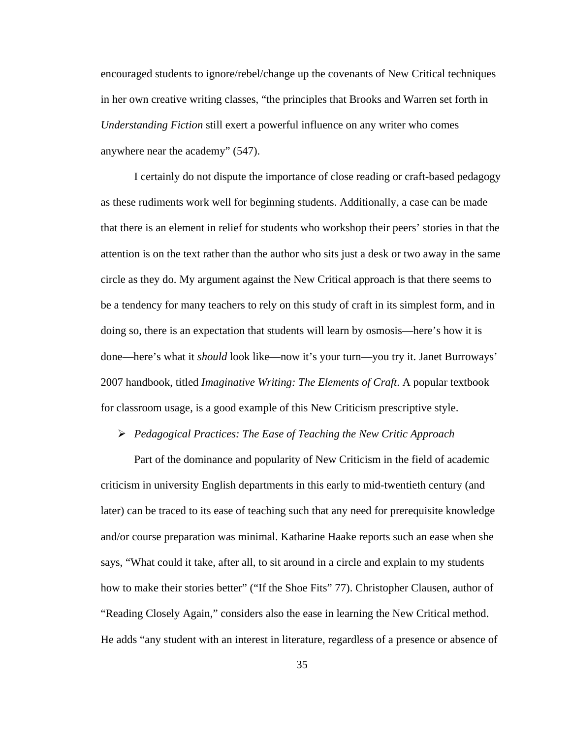encouraged students to ignore/rebel/change up the covenants of New Critical techniques in her own creative writing classes, "the principles that Brooks and Warren set forth in *Understanding Fiction* still exert a powerful influence on any writer who comes anywhere near the academy" (547).

I certainly do not dispute the importance of close reading or craft-based pedagogy as these rudiments work well for beginning students. Additionally, a case can be made that there is an element in relief for students who workshop their peers' stories in that the attention is on the text rather than the author who sits just a desk or two away in the same circle as they do. My argument against the New Critical approach is that there seems to be a tendency for many teachers to rely on this study of craft in its simplest form, and in doing so, there is an expectation that students will learn by osmosis—here's how it is done—here's what it *should* look like—now it's your turn—you try it. Janet Burroways' 2007 handbook, titled *Imaginative Writing: The Elements of Craft*. A popular textbook for classroom usage, is a good example of this New Criticism prescriptive style.

- *Pedagogical Practices: The Ease of Teaching the New Critic Approach*

Part of the dominance and popularity of New Criticism in the field of academic criticism in university English departments in this early to mid-twentieth century (and later) can be traced to its ease of teaching such that any need for prerequisite knowledge and/or course preparation was minimal. Katharine Haake reports such an ease when she says, "What could it take, after all, to sit around in a circle and explain to my students how to make their stories better" ("If the Shoe Fits" 77). Christopher Clausen, author of "Reading Closely Again," considers also the ease in learning the New Critical method. He adds "any student with an interest in literature, regardless of a presence or absence of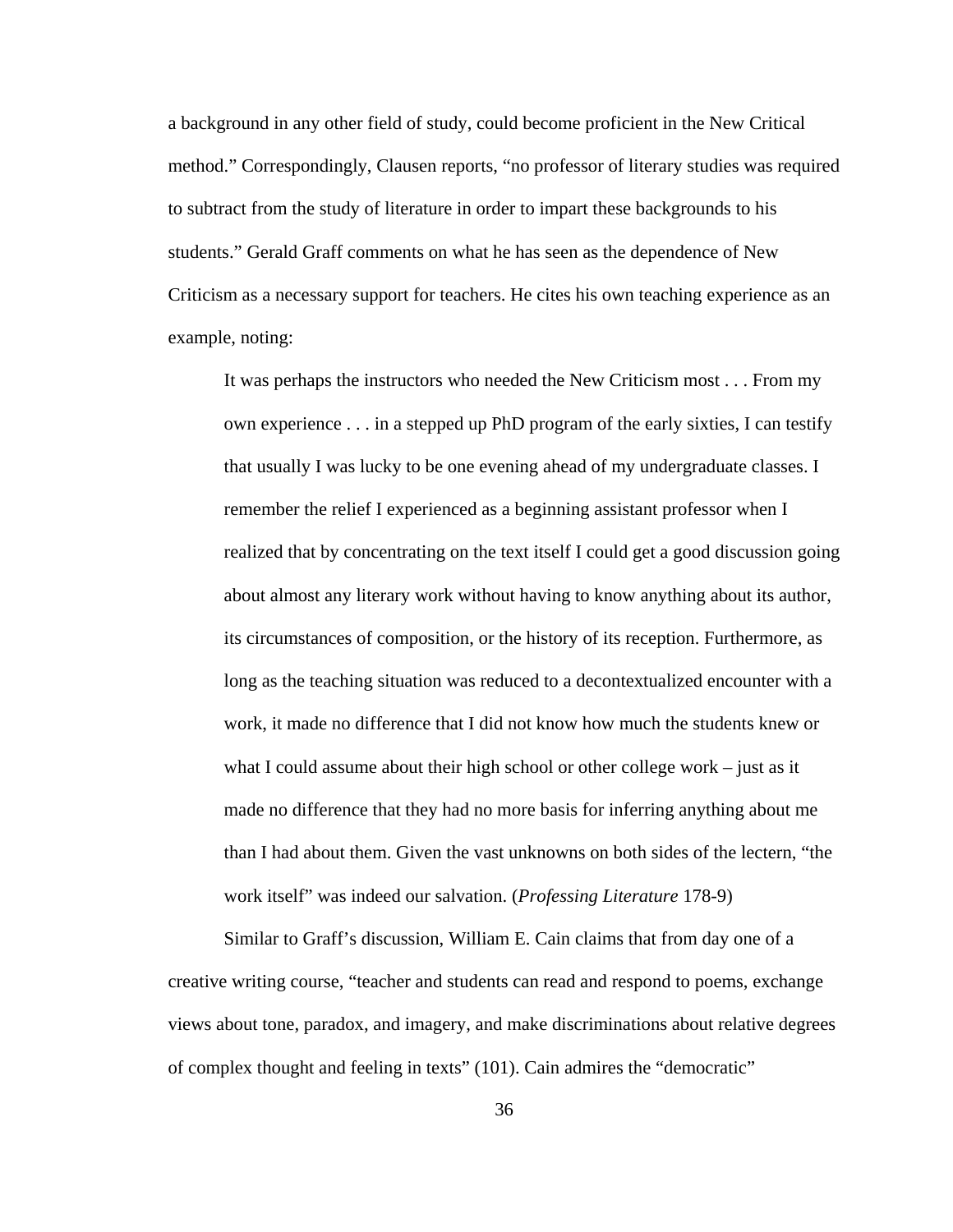a background in any other field of study, could become proficient in the New Critical method." Correspondingly, Clausen reports, "no professor of literary studies was required to subtract from the study of literature in order to impart these backgrounds to his students." Gerald Graff comments on what he has seen as the dependence of New Criticism as a necessary support for teachers. He cites his own teaching experience as an example, noting:

> It was perhaps the instructors who needed the New Criticism most . . . From my own experience . . . in a stepped up PhD program of the early sixties, I can testify that usually I was lucky to be one evening ahead of my undergraduate classes. I remember the relief I experienced as a beginning assistant professor when I realized that by concentrating on the text itself I could get a good discussion going about almost any literary work without having to know anything about its author, its circumstances of composition, or the history of its reception. Furthermore, as long as the teaching situation was reduced to a decontextualized encounter with a work, it made no difference that I did not know how much the students knew or what I could assume about their high school or other college work – just as it made no difference that they had no more basis for inferring anything about me than I had about them. Given the vast unknowns on both sides of the lectern, "the work itself" was indeed our salvation. (*Professing Literature* 178-9)

Similar to Graff's discussion, William E. Cain claims that from day one of a creative writing course, "teacher and students can read and respond to poems, exchange views about tone, paradox, and imagery, and make discriminations about relative degrees of complex thought and feeling in texts" (101). Cain admires the "democratic"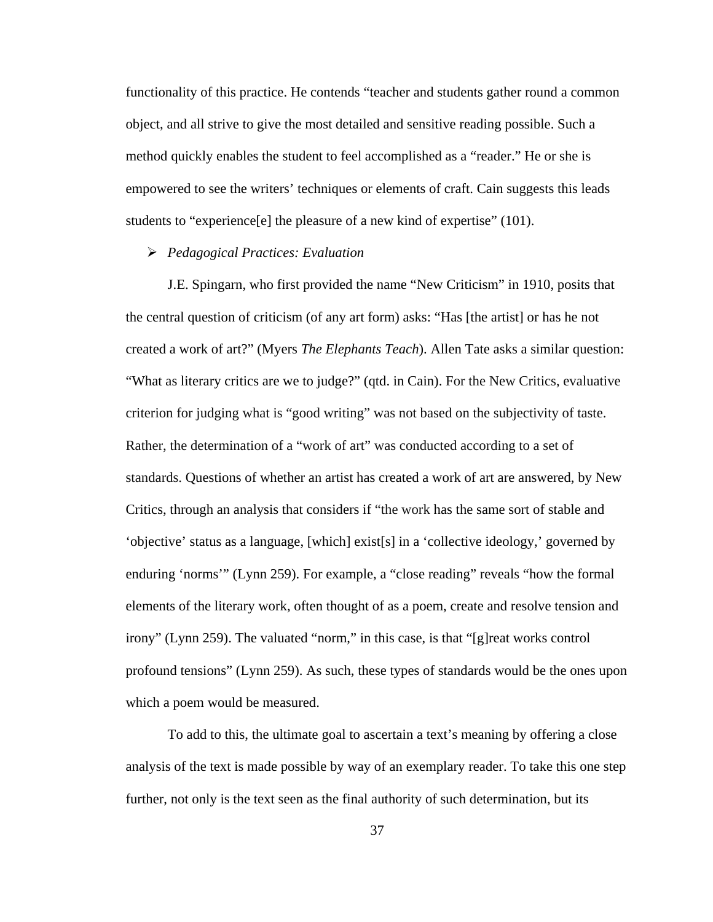functionality of this practice. He contends "teacher and students gather round a common object, and all strive to give the most detailed and sensitive reading possible. Such a method quickly enables the student to feel accomplished as a "reader." He or she is empowered to see the writers' techniques or elements of craft. Cain suggests this leads students to "experience[e] the pleasure of a new kind of expertise" (101).

- *Pedagogical Practices: Evaluation*

J.E. Spingarn, who first provided the name "New Criticism" in 1910, posits that the central question of criticism (of any art form) asks: "Has [the artist] or has he not created a work of art?" (Myers *The Elephants Teach*). Allen Tate asks a similar question: "What as literary critics are we to judge?" (qtd. in Cain). For the New Critics, evaluative criterion for judging what is "good writing" was not based on the subjectivity of taste. Rather, the determination of a "work of art" was conducted according to a set of standards. Questions of whether an artist has created a work of art are answered, by New Critics, through an analysis that considers if "the work has the same sort of stable and 'objective' status as a language, [which] exist[s] in a 'collective ideology,' governed by enduring 'norms'" (Lynn 259). For example, a "close reading" reveals "how the formal elements of the literary work, often thought of as a poem, create and resolve tension and irony" (Lynn 259). The valuated "norm," in this case, is that "[g]reat works control profound tensions" (Lynn 259). As such, these types of standards would be the ones upon which a poem would be measured.

To add to this, the ultimate goal to ascertain a text's meaning by offering a close analysis of the text is made possible by way of an exemplary reader. To take this one step further, not only is the text seen as the final authority of such determination, but its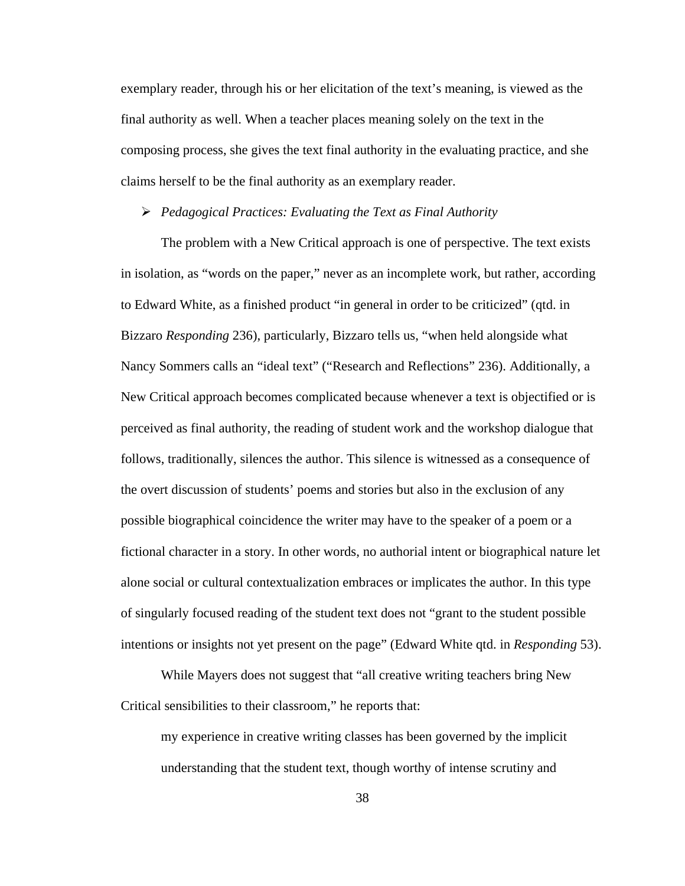exemplary reader, through his or her elicitation of the text's meaning, is viewed as the final authority as well. When a teacher places meaning solely on the text in the composing process, she gives the text final authority in the evaluating practice, and she claims herself to be the final authority as an exemplary reader.

- *Pedagogical Practices: Evaluating the Text as Final Authority*

The problem with a New Critical approach is one of perspective. The text exists in isolation, as "words on the paper," never as an incomplete work, but rather, according to Edward White, as a finished product "in general in order to be criticized" (qtd. in Bizzaro *Responding* 236), particularly, Bizzaro tells us, "when held alongside what Nancy Sommers calls an "ideal text" ("Research and Reflections" 236). Additionally, a New Critical approach becomes complicated because whenever a text is objectified or is perceived as final authority, the reading of student work and the workshop dialogue that follows, traditionally, silences the author. This silence is witnessed as a consequence of the overt discussion of students' poems and stories but also in the exclusion of any possible biographical coincidence the writer may have to the speaker of a poem or a fictional character in a story. In other words, no authorial intent or biographical nature let alone social or cultural contextualization embraces or implicates the author. In this type of singularly focused reading of the student text does not "grant to the student possible intentions or insights not yet present on the page" (Edward White qtd. in *Responding* 53).

While Mayers does not suggest that "all creative writing teachers bring New Critical sensibilities to their classroom," he reports that:

> my experience in creative writing classes has been governed by the implicit understanding that the student text, though worthy of intense scrutiny and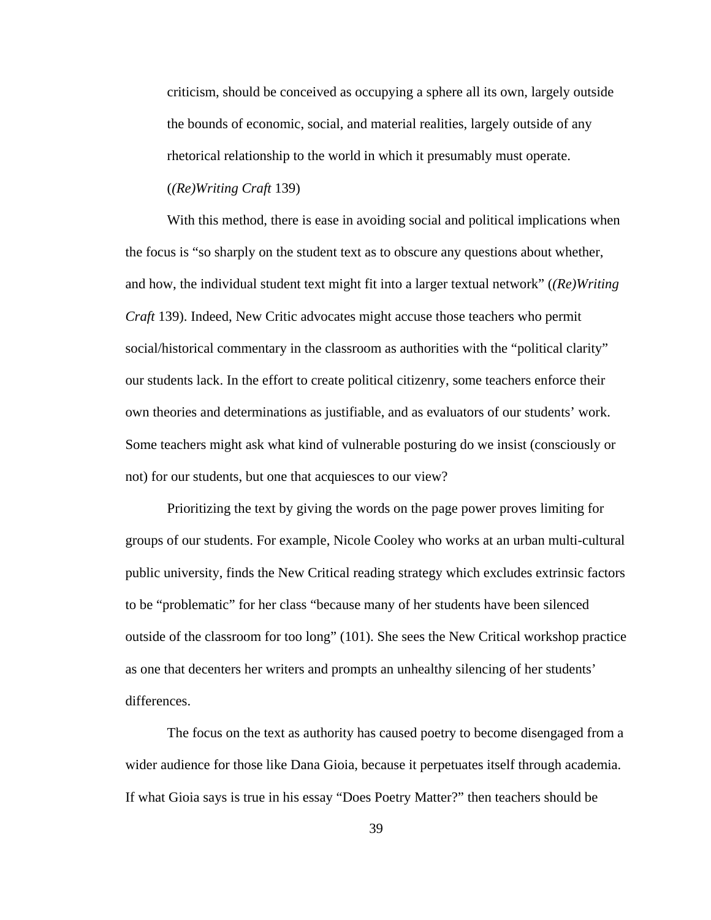> criticism, should be conceived as occupying a sphere all its own, largely outside the bounds of economic, social, and material realities, largely outside of any rhetorical relationship to the world in which it presumably must operate. (*(Re)Writing Craft* 139)

With this method, there is ease in avoiding social and political implications when the focus is "so sharply on the student text as to obscure any questions about whether, and how, the individual student text might fit into a larger textual network" (*(Re)Writing Craft* 139). Indeed, New Critic advocates might accuse those teachers who permit social/historical commentary in the classroom as authorities with the "political clarity" our students lack. In the effort to create political citizenry, some teachers enforce their own theories and determinations as justifiable, and as evaluators of our students' work. Some teachers might ask what kind of vulnerable posturing do we insist (consciously or not) for our students, but one that acquiesces to our view?

Prioritizing the text by giving the words on the page power proves limiting for groups of our students. For example, Nicole Cooley who works at an urban multi-cultural public university, finds the New Critical reading strategy which excludes extrinsic factors to be "problematic" for her class "because many of her students have been silenced outside of the classroom for too long" (101). She sees the New Critical workshop practice as one that decenters her writers and prompts an unhealthy silencing of her students' differences.

The focus on the text as authority has caused poetry to become disengaged from a wider audience for those like Dana Gioia, because it perpetuates itself through academia. If what Gioia says is true in his essay "Does Poetry Matter?" then teachers should be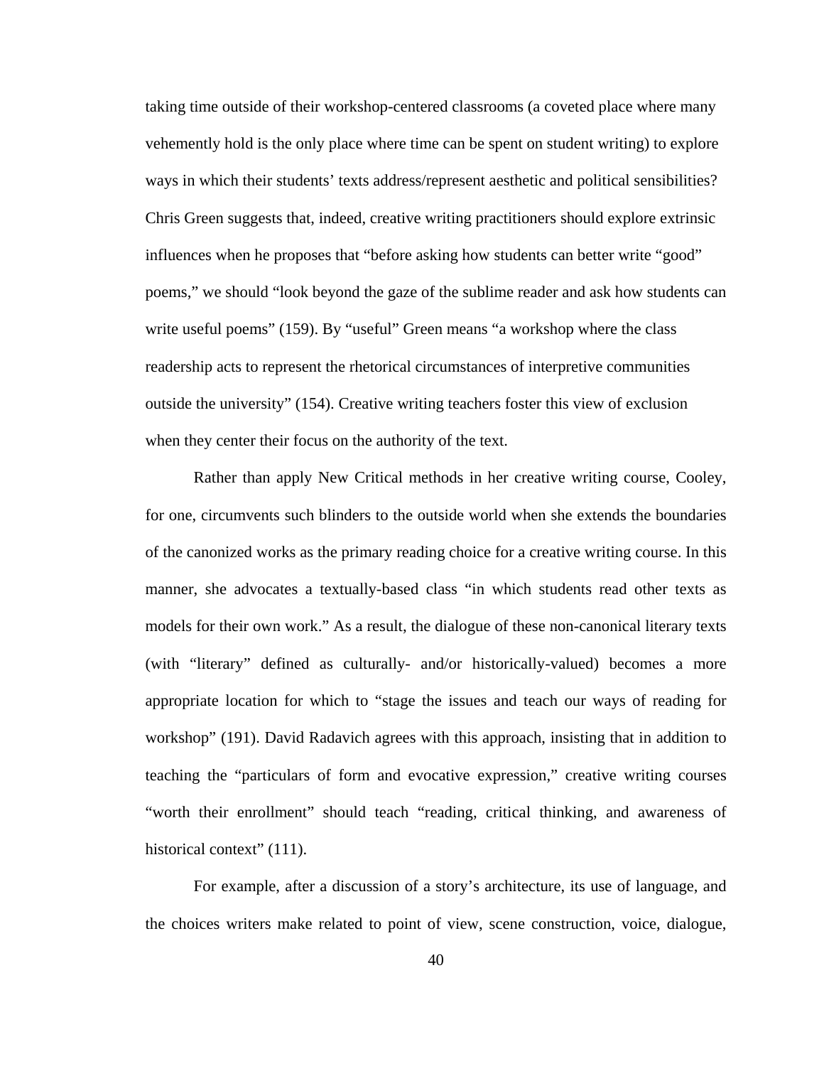taking time outside of their workshop-centered classrooms (a coveted place where many vehemently hold is the only place where time can be spent on student writing) to explore ways in which their students' texts address/represent aesthetic and political sensibilities? Chris Green suggests that, indeed, creative writing practitioners should explore extrinsic influences when he proposes that "before asking how students can better write "good" poems," we should "look beyond the gaze of the sublime reader and ask how students can write useful poems" (159). By "useful" Green means "a workshop where the class readership acts to represent the rhetorical circumstances of interpretive communities outside the university" (154). Creative writing teachers foster this view of exclusion when they center their focus on the authority of the text.

Rather than apply New Critical methods in her creative writing course, Cooley, for one, circumvents such blinders to the outside world when she extends the boundaries of the canonized works as the primary reading choice for a creative writing course. In this manner, she advocates a textually-based class "in which students read other texts as models for their own work." As a result, the dialogue of these non-canonical literary texts (with "literary" defined as culturally- and/or historically-valued) becomes a more appropriate location for which to "stage the issues and teach our ways of reading for workshop" (191). David Radavich agrees with this approach, insisting that in addition to teaching the "particulars of form and evocative expression," creative writing courses "worth their enrollment" should teach "reading, critical thinking, and awareness of historical context" (111).

For example, after a discussion of a story's architecture, its use of language, and the choices writers make related to point of view, scene construction, voice, dialogue,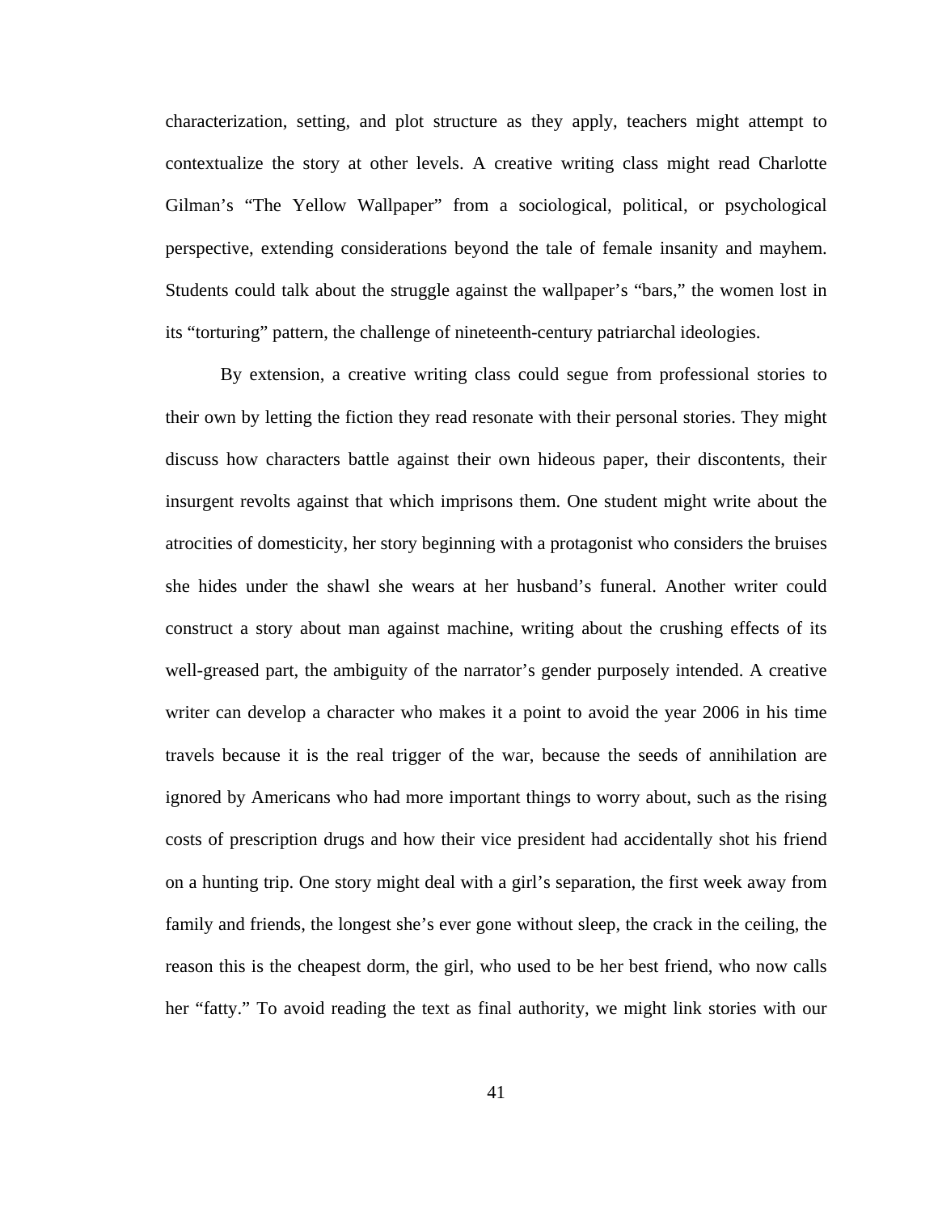characterization, setting, and plot structure as they apply, teachers might attempt to contextualize the story at other levels. A creative writing class might read Charlotte Gilman's "The Yellow Wallpaper" from a sociological, political, or psychological perspective, extending considerations beyond the tale of female insanity and mayhem. Students could talk about the struggle against the wallpaper's "bars," the women lost in its "torturing" pattern, the challenge of nineteenth-century patriarchal ideologies.

By extension, a creative writing class could segue from professional stories to their own by letting the fiction they read resonate with their personal stories. They might discuss how characters battle against their own hideous paper, their discontents, their insurgent revolts against that which imprisons them. One student might write about the atrocities of domesticity, her story beginning with a protagonist who considers the bruises she hides under the shawl she wears at her husband's funeral. Another writer could construct a story about man against machine, writing about the crushing effects of its well-greased part, the ambiguity of the narrator's gender purposely intended. A creative writer can develop a character who makes it a point to avoid the year 2006 in his time travels because it is the real trigger of the war, because the seeds of annihilation are ignored by Americans who had more important things to worry about, such as the rising costs of prescription drugs and how their vice president had accidentally shot his friend on a hunting trip. One story might deal with a girl's separation, the first week away from family and friends, the longest she's ever gone without sleep, the crack in the ceiling, the reason this is the cheapest dorm, the girl, who used to be her best friend, who now calls her "fatty." To avoid reading the text as final authority, we might link stories with our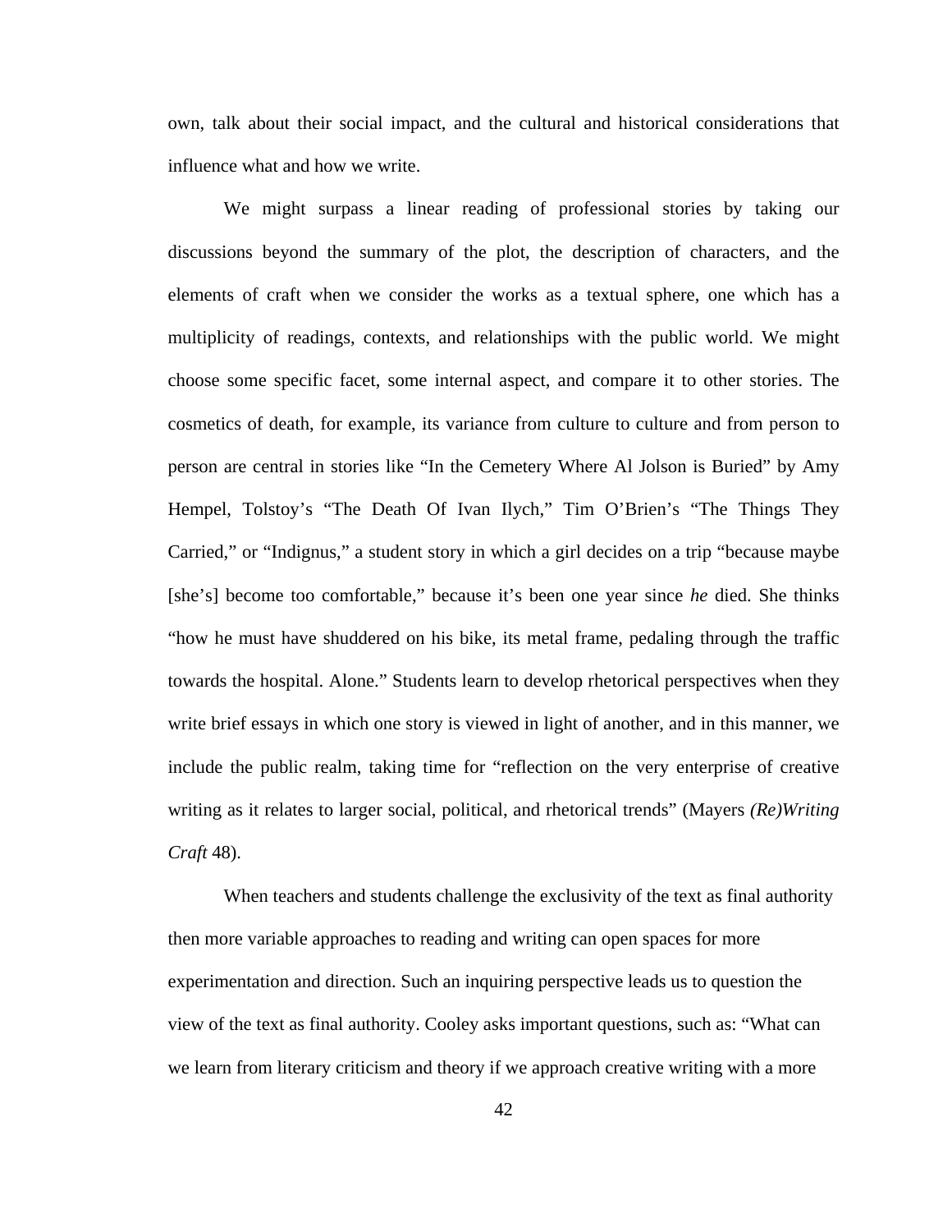own, talk about their social impact, and the cultural and historical considerations that influence what and how we write.

We might surpass a linear reading of professional stories by taking our discussions beyond the summary of the plot, the description of characters, and the elements of craft when we consider the works as a textual sphere, one which has a multiplicity of readings, contexts, and relationships with the public world. We might choose some specific facet, some internal aspect, and compare it to other stories. The cosmetics of death, for example, its variance from culture to culture and from person to person are central in stories like "In the Cemetery Where Al Jolson is Buried" by Amy Hempel, Tolstoy's "The Death Of Ivan Ilych," Tim O'Brien's "The Things They Carried," or "Indignus," a student story in which a girl decides on a trip "because maybe [she's] become too comfortable," because it's been one year since *he* died. She thinks "how he must have shuddered on his bike, its metal frame, pedaling through the traffic towards the hospital. Alone." Students learn to develop rhetorical perspectives when they write brief essays in which one story is viewed in light of another, and in this manner, we include the public realm, taking time for "reflection on the very enterprise of creative writing as it relates to larger social, political, and rhetorical trends" (Mayers *(Re)Writing Craft* 48).

When teachers and students challenge the exclusivity of the text as final authority then more variable approaches to reading and writing can open spaces for more experimentation and direction. Such an inquiring perspective leads us to question the view of the text as final authority. Cooley asks important questions, such as: "What can we learn from literary criticism and theory if we approach creative writing with a more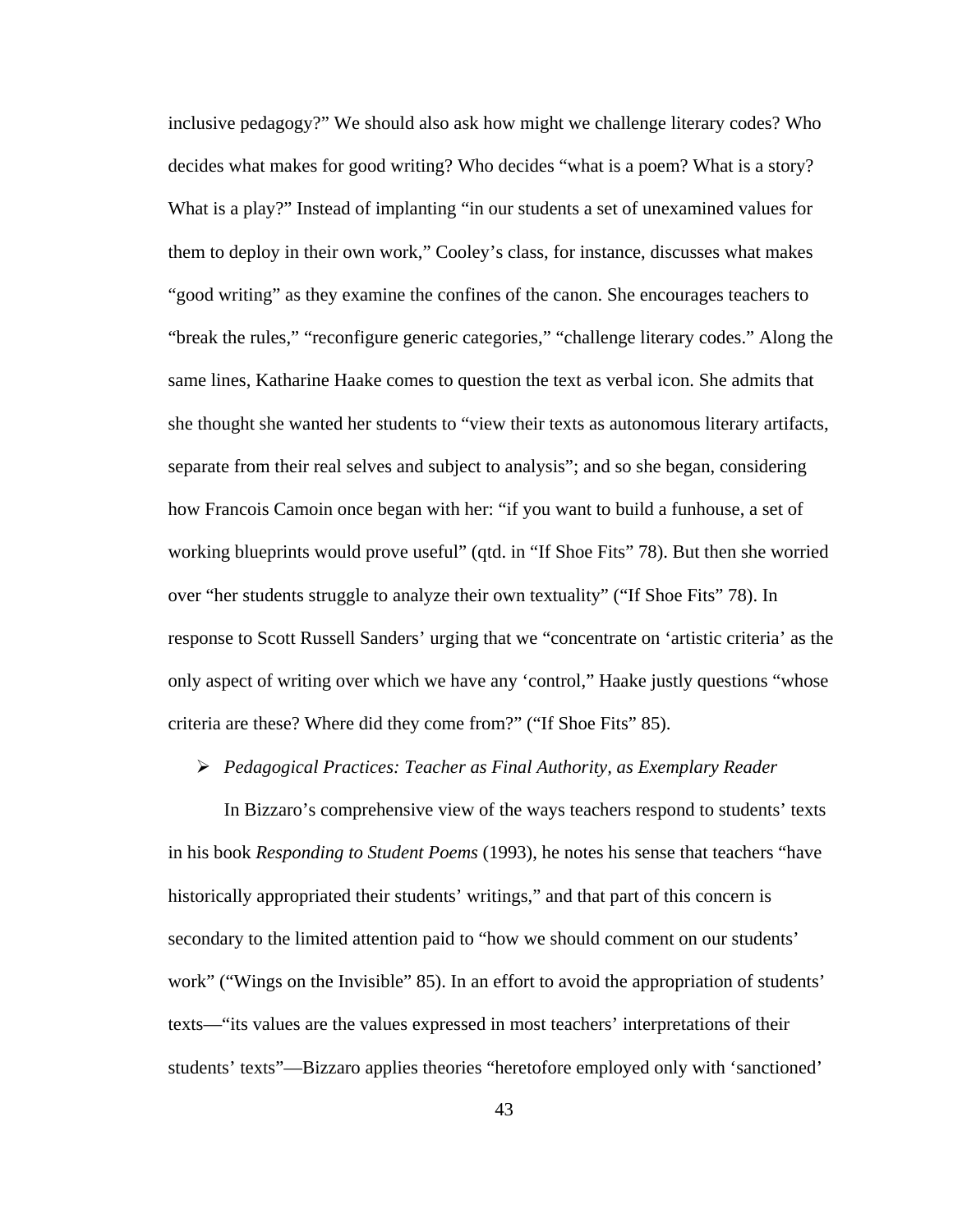inclusive pedagogy?" We should also ask how might we challenge literary codes? Who decides what makes for good writing? Who decides "what is a poem? What is a story? What is a play?" Instead of implanting "in our students a set of unexamined values for them to deploy in their own work," Cooley's class, for instance, discusses what makes "good writing" as they examine the confines of the canon. She encourages teachers to "break the rules," "reconfigure generic categories," "challenge literary codes." Along the same lines, Katharine Haake comes to question the text as verbal icon. She admits that she thought she wanted her students to "view their texts as autonomous literary artifacts, separate from their real selves and subject to analysis"; and so she began, considering how Francois Camoin once began with her: "if you want to build a funhouse, a set of working blueprints would prove useful" (qtd. in "If Shoe Fits" 78). But then she worried over "her students struggle to analyze their own textuality" ("If Shoe Fits" 78). In response to Scott Russell Sanders' urging that we "concentrate on 'artistic criteria' as the only aspect of writing over which we have any 'control,'" Haake justly questions "whose criteria are these? Where did they come from?" ("If Shoe Fits" 85).

- *Pedagogical Practices: Teacher as Final Authority, as Exemplary Reader*

In Bizzaro's comprehensive view of the ways teachers respond to students' texts in his book *Responding to Student Poems* (1993), he notes his sense that teachers "have historically appropriated their students' writings," and that part of this concern is secondary to the limited attention paid to "how we should comment on our students' work" ("Wings on the Invisible" 85). In an effort to avoid the appropriation of students' texts—"its values are the values expressed in most teachers' interpretations of their students' texts"—Bizzaro applies theories "heretofore employed only with 'sanctioned'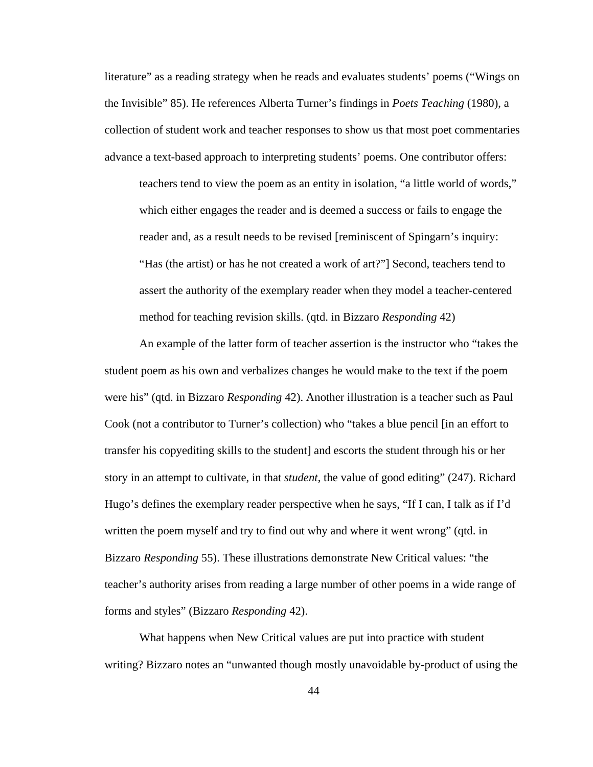literature" as a reading strategy when he reads and evaluates students' poems ("Wings on the Invisible" 85). He references Alberta Turner's findings in *Poets Teaching* (1980), a collection of student work and teacher responses to show us that most poet commentaries advance a text-based approach to interpreting students' poems. One contributor offers:

> teachers tend to view the poem as an entity in isolation, "a little world of words," which either engages the reader and is deemed a success or fails to engage the reader and, as a result needs to be revised [reminiscent of Spingarn's inquiry: "Has (the artist) or has he not created a work of art?"] Second, teachers tend to assert the authority of the exemplary reader when they model a teacher-centered method for teaching revision skills. (qtd. in Bizzaro *Responding* 42)

An example of the latter form of teacher assertion is the instructor who "takes the student poem as his own and verbalizes changes he would make to the text if the poem were his" (qtd. in Bizzaro *Responding* 42). Another illustration is a teacher such as Paul Cook (not a contributor to Turner's collection) who "takes a blue pencil [in an effort to transfer his copyediting skills to the student] and escorts the student through his or her story in an attempt to cultivate, in that *student*, the value of good editing" (247). Richard Hugo's defines the exemplary reader perspective when he says, "If I can, I talk as if I'd written the poem myself and try to find out why and where it went wrong" (qtd. in Bizzaro *Responding* 55). These illustrations demonstrate New Critical values: "the teacher's authority arises from reading a large number of other poems in a wide range of forms and styles" (Bizzaro *Responding* 42).

What happens when New Critical values are put into practice with student writing? Bizzaro notes an "unwanted though mostly unavoidable by-product of using the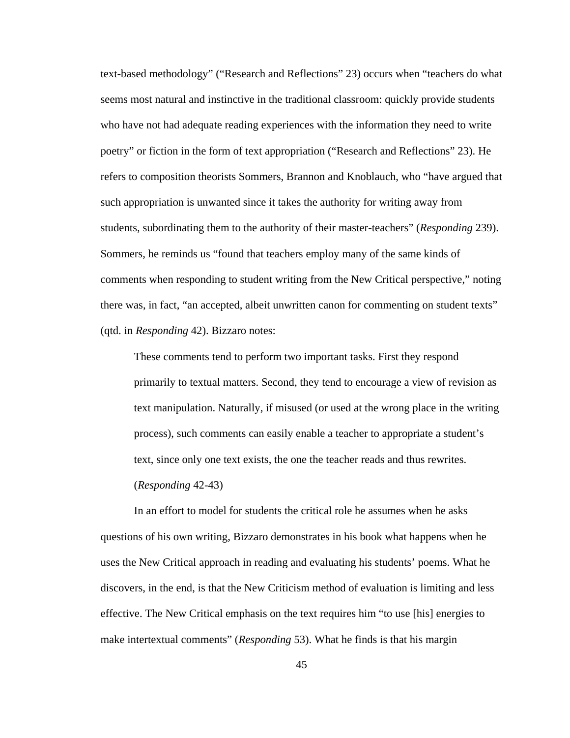text-based methodology" ("Research and Reflections" 23) occurs when "teachers do what seems most natural and instinctive in the traditional classroom: quickly provide students who have not had adequate reading experiences with the information they need to write poetry" or fiction in the form of text appropriation ("Research and Reflections" 23). He refers to composition theorists Sommers, Brannon and Knoblauch, who "have argued that such appropriation is unwanted since it takes the authority for writing away from students, subordinating them to the authority of their master-teachers" (*Responding* 239). Sommers, he reminds us "found that teachers employ many of the same kinds of comments when responding to student writing from the New Critical perspective," noting there was, in fact, "an accepted, albeit unwritten canon for commenting on student texts" (qtd. in *Responding* 42). Bizzaro notes:

> These comments tend to perform two important tasks. First they respond primarily to textual matters. Second, they tend to encourage a view of revision as text manipulation. Naturally, if misused (or used at the wrong place in the writing process), such comments can easily enable a teacher to appropriate a student's text, since only one text exists, the one the teacher reads and thus rewrites. (*Responding* 42-43)

In an effort to model for students the critical role he assumes when he asks questions of his own writing, Bizzaro demonstrates in his book what happens when he uses the New Critical approach in reading and evaluating his students' poems. What he discovers, in the end, is that the New Criticism method of evaluation is limiting and less effective. The New Critical emphasis on the text requires him "to use [his] energies to make intertextual comments" (*Responding* 53). What he finds is that his margin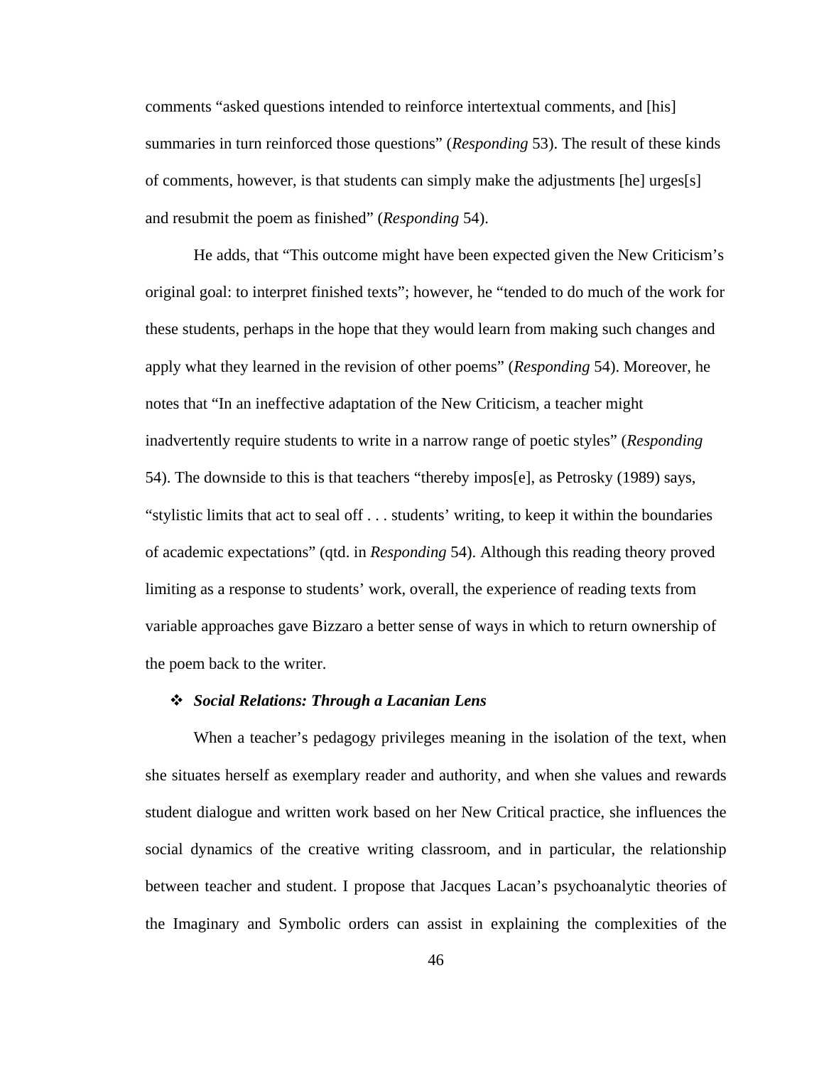comments "asked questions intended to reinforce intertextual comments, and [his] summaries in turn reinforced those questions" (*Responding* 53). The result of these kinds of comments, however, is that students can simply make the adjustments [he] urges[s] and resubmit the poem as finished" (*Responding* 54).

He adds, that "This outcome might have been expected given the New Criticism's original goal: to interpret finished texts"; however, he "tended to do much of the work for these students, perhaps in the hope that they would learn from making such changes and apply what they learned in the revision of other poems" (*Responding* 54). Moreover, he notes that "In an ineffective adaptation of the New Criticism, a teacher might inadvertently require students to write in a narrow range of poetic styles" (*Responding* 54). The downside to this is that teachers "thereby impos[e], as Petrosky (1989) says, "stylistic limits that act to seal off . . . students' writing, to keep it within the boundaries of academic expectations" (qtd. in *Responding* 54). Although this reading theory proved limiting as a response to students' work, overall, the experience of reading texts from variable approaches gave Bizzaro a better sense of ways in which to return ownership of the poem back to the writer.

### ❖ *Social Relations: Through a Lacanian Lens*

When a teacher's pedagogy privileges meaning in the isolation of the text, when she situates herself as exemplary reader and authority, and when she values and rewards student dialogue and written work based on her New Critical practice, she influences the social dynamics of the creative writing classroom, and in particular, the relationship between teacher and student. I propose that Jacques Lacan's psychoanalytic theories of the Imaginary and Symbolic orders can assist in explaining the complexities of the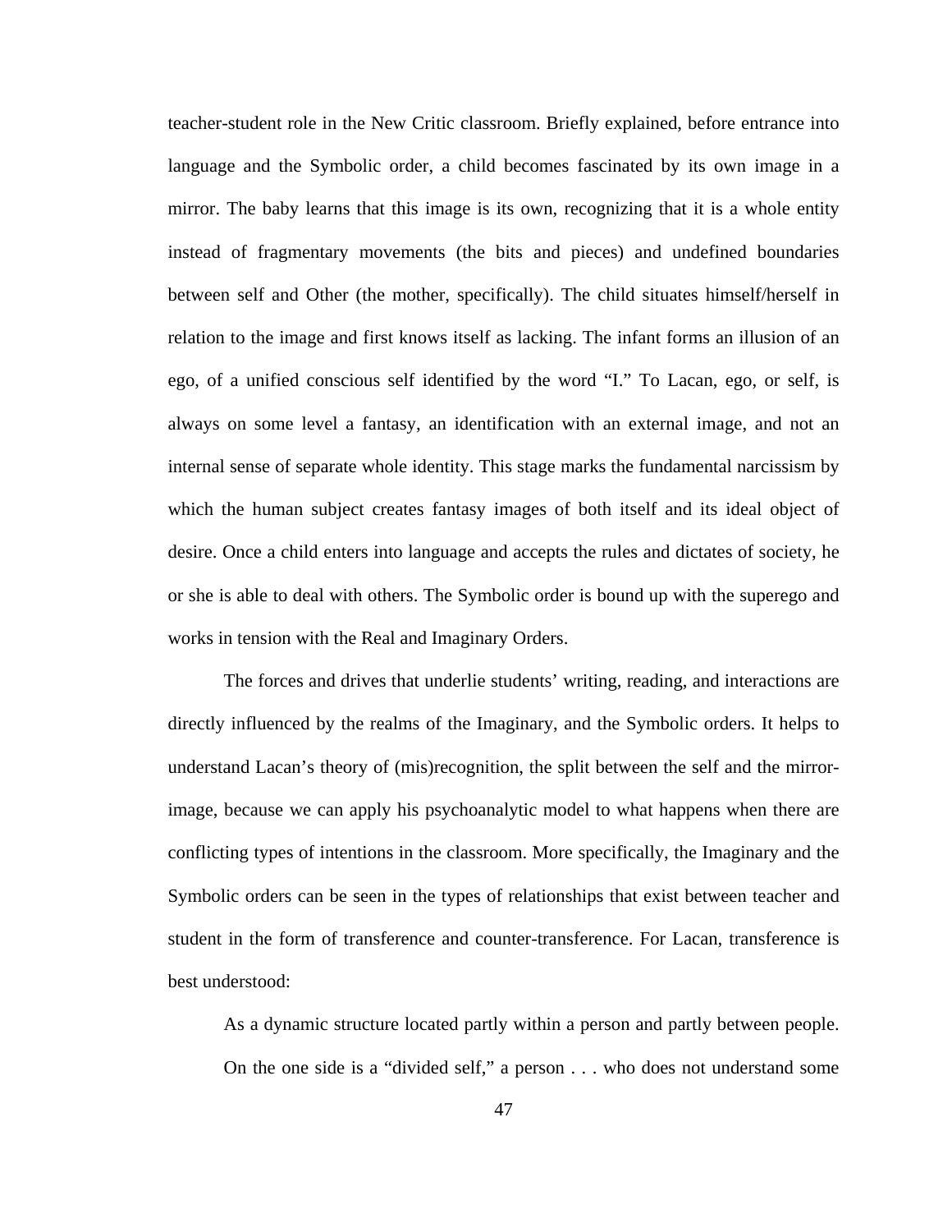teacher-student role in the New Critic classroom. Briefly explained, before entrance into language and the Symbolic order, a child becomes fascinated by its own image in a mirror. The baby learns that this image is its own, recognizing that it is a whole entity instead of fragmentary movements (the bits and pieces) and undefined boundaries between self and Other (the mother, specifically). The child situates himself/herself in relation to the image and first knows itself as lacking. The infant forms an illusion of an ego, of a unified conscious self identified by the word "I." To Lacan, ego, or self, is always on some level a fantasy, an identification with an external image, and not an internal sense of separate whole identity. This stage marks the fundamental narcissism by which the human subject creates fantasy images of both itself and its ideal object of desire. Once a child enters into language and accepts the rules and dictates of society, he or she is able to deal with others. The Symbolic order is bound up with the superego and works in tension with the Real and Imaginary Orders.

The forces and drives that underlie students' writing, reading, and interactions are directly influenced by the realms of the Imaginary, and the Symbolic orders. It helps to understand Lacan's theory of (mis)recognition, the split between the self and the mirror-image, because we can apply his psychoanalytic model to what happens when there are conflicting types of intentions in the classroom. More specifically, the Imaginary and the Symbolic orders can be seen in the types of relationships that exist between teacher and student in the form of transference and counter-transference. For Lacan, transference is best understood:

> As a dynamic structure located partly within a person and partly between people. On the one side is a "divided self," a person . . . who does not understand some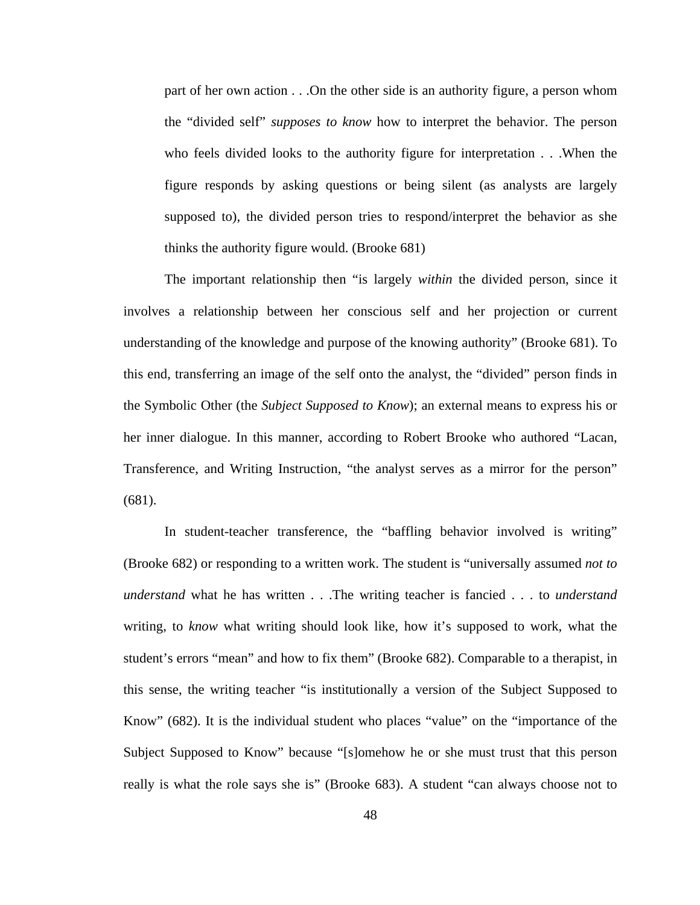> part of her own action . . .On the other side is an authority figure, a person whom the "divided self" *supposes to know* how to interpret the behavior. The person who feels divided looks to the authority figure for interpretation . . .When the figure responds by asking questions or being silent (as analysts are largely supposed to), the divided person tries to respond/interpret the behavior as she thinks the authority figure would. (Brooke 681)

The important relationship then "is largely *within* the divided person, since it involves a relationship between her conscious self and her projection or current understanding of the knowledge and purpose of the knowing authority" (Brooke 681). To this end, transferring an image of the self onto the analyst, the "divided" person finds in the Symbolic Other (the *Subject Supposed to Know*); an external means to express his or her inner dialogue. In this manner, according to Robert Brooke who authored "Lacan, Transference, and Writing Instruction, "the analyst serves as a mirror for the person" (681).

In student-teacher transference, the "baffling behavior involved is writing" (Brooke 682) or responding to a written work. The student is "universally assumed *not to understand* what he has written . . .The writing teacher is fancied . . . to *understand* writing, to *know* what writing should look like, how it's supposed to work, what the student's errors "mean" and how to fix them" (Brooke 682). Comparable to a therapist, in this sense, the writing teacher "is institutionally a version of the Subject Supposed to Know" (682). It is the individual student who places "value" on the "importance of the Subject Supposed to Know" because "[s]omehow he or she must trust that this person really is what the role says she is" (Brooke 683). A student "can always choose not to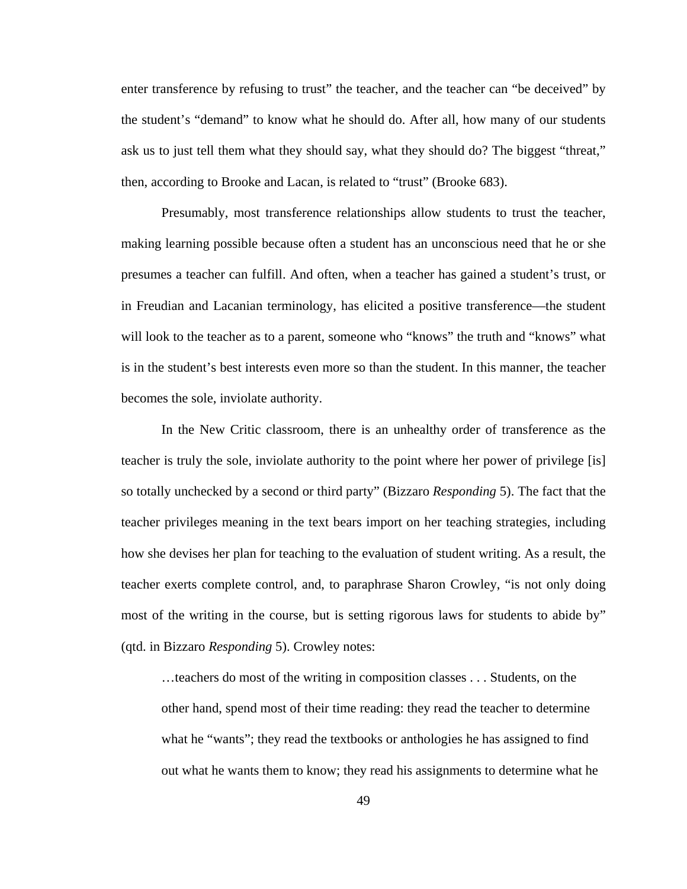enter transference by refusing to trust" the teacher, and the teacher can "be deceived" by the student's "demand" to know what he should do. After all, how many of our students ask us to just tell them what they should say, what they should do? The biggest "threat," then, according to Brooke and Lacan, is related to "trust" (Brooke 683).

Presumably, most transference relationships allow students to trust the teacher, making learning possible because often a student has an unconscious need that he or she presumes a teacher can fulfill. And often, when a teacher has gained a student's trust, or in Freudian and Lacanian terminology, has elicited a positive transference—the student will look to the teacher as to a parent, someone who "knows" the truth and "knows" what is in the student's best interests even more so than the student. In this manner, the teacher becomes the sole, inviolate authority.

In the New Critic classroom, there is an unhealthy order of transference as the teacher is truly the sole, inviolate authority to the point where her power of privilege [is] so totally unchecked by a second or third party" (Bizzaro *Responding* 5). The fact that the teacher privileges meaning in the text bears import on her teaching strategies, including how she devises her plan for teaching to the evaluation of student writing. As a result, the teacher exerts complete control, and, to paraphrase Sharon Crowley, "is not only doing most of the writing in the course, but is setting rigorous laws for students to abide by" (qtd. in Bizzaro *Responding* 5). Crowley notes:

> …teachers do most of the writing in composition classes . . . Students, on the other hand, spend most of their time reading: they read the teacher to determine what he "wants"; they read the textbooks or anthologies he has assigned to find out what he wants them to know; they read his assignments to determine what he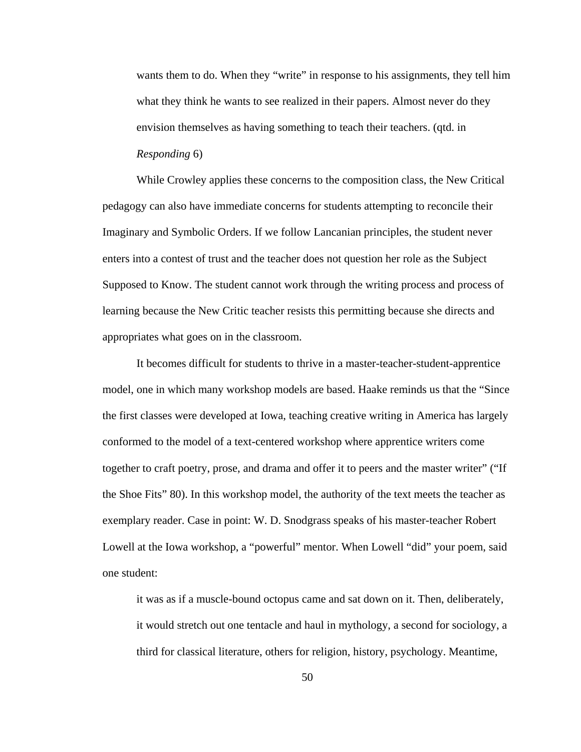> wants them to do. When they "write" in response to his assignments, they tell him what they think he wants to see realized in their papers. Almost never do they envision themselves as having something to teach their teachers. (qtd. in *Responding* 6)

While Crowley applies these concerns to the composition class, the New Critical pedagogy can also have immediate concerns for students attempting to reconcile their Imaginary and Symbolic Orders. If we follow Lancanian principles, the student never enters into a contest of trust and the teacher does not question her role as the Subject Supposed to Know. The student cannot work through the writing process and process of learning because the New Critic teacher resists this permitting because she directs and appropriates what goes on in the classroom.

It becomes difficult for students to thrive in a master-teacher-student-apprentice model, one in which many workshop models are based. Haake reminds us that the "Since the first classes were developed at Iowa, teaching creative writing in America has largely conformed to the model of a text-centered workshop where apprentice writers come together to craft poetry, prose, and drama and offer it to peers and the master writer" ("If the Shoe Fits" 80). In this workshop model, the authority of the text meets the teacher as exemplary reader. Case in point: W. D. Snodgrass speaks of his master-teacher Robert Lowell at the Iowa workshop, a "powerful" mentor. When Lowell "did" your poem, said one student:

> it was as if a muscle-bound octopus came and sat down on it. Then, deliberately, it would stretch out one tentacle and haul in mythology, a second for sociology, a third for classical literature, others for religion, history, psychology. Meantime,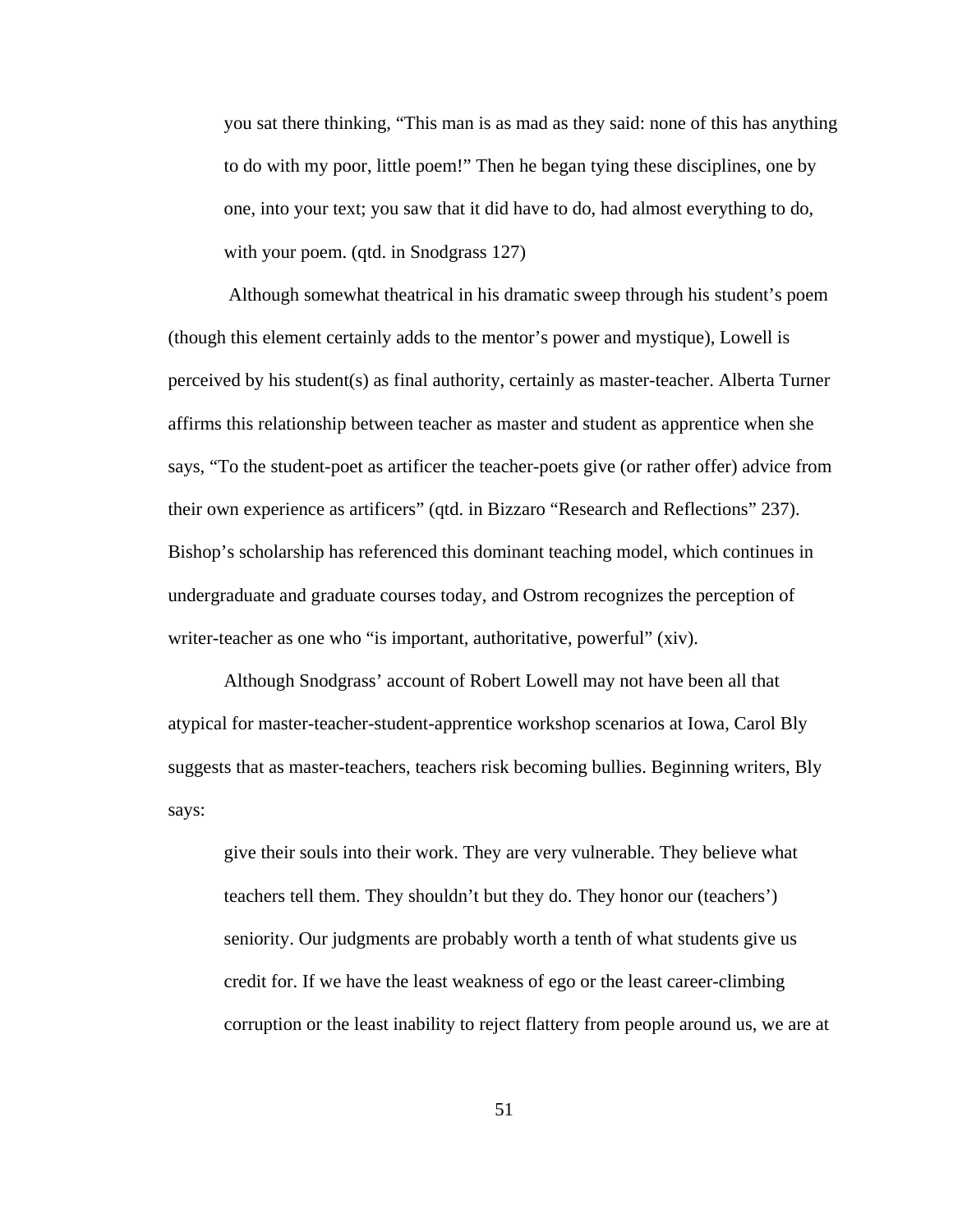> you sat there thinking, “This man is as mad as they said: none of this has anything to do with my poor, little poem!” Then he began tying these disciplines, one by one, into your text; you saw that it did have to do, had almost everything to do, with your poem. (qtd. in Snodgrass 127)

Although somewhat theatrical in his dramatic sweep through his student’s poem (though this element certainly adds to the mentor’s power and mystique), Lowell is perceived by his student(s) as final authority, certainly as master-teacher. Alberta Turner affirms this relationship between teacher as master and student as apprentice when she says, “To the student-poet as artificer the teacher-poets give (or rather offer) advice from their own experience as artificers” (qtd. in Bizzaro “Research and Reflections” 237). Bishop’s scholarship has referenced this dominant teaching model, which continues in undergraduate and graduate courses today, and Ostrom recognizes the perception of writer-teacher as one who “is important, authoritative, powerful” (xiv).

Although Snodgrass’ account of Robert Lowell may not have been all that atypical for master-teacher-student-apprentice workshop scenarios at Iowa, Carol Bly suggests that as master-teachers, teachers risk becoming bullies. Beginning writers, Bly says:

> give their souls into their work. They are very vulnerable. They believe what teachers tell them. They shouldn’t but they do. They honor our (teachers’) seniority. Our judgments are probably worth a tenth of what students give us credit for. If we have the least weakness of ego or the least career-climbing corruption or the least inability to reject flattery from people around us, we are at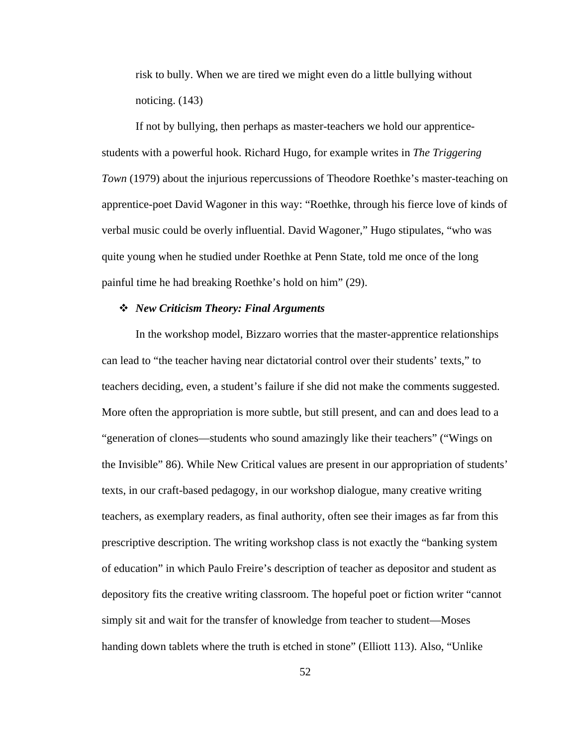> risk to bully. When we are tired we might even do a little bullying without noticing. (143)

If not by bullying, then perhaps as master-teachers we hold our apprentice-students with a powerful hook. Richard Hugo, for example writes in *The Triggering Town* (1979) about the injurious repercussions of Theodore Roethke's master-teaching on apprentice-poet David Wagoner in this way: "Roethke, through his fierce love of kinds of verbal music could be overly influential. David Wagoner," Hugo stipulates, "who was quite young when he studied under Roethke at Penn State, told me once of the long painful time he had breaking Roethke's hold on him" (29).

### ❖ *New Criticism Theory: Final Arguments*

In the workshop model, Bizzaro worries that the master-apprentice relationships can lead to "the teacher having near dictatorial control over their students' texts," to teachers deciding, even, a student's failure if she did not make the comments suggested. More often the appropriation is more subtle, but still present, and can and does lead to a "generation of clones—students who sound amazingly like their teachers" ("Wings on the Invisible" 86). While New Critical values are present in our appropriation of students' texts, in our craft-based pedagogy, in our workshop dialogue, many creative writing teachers, as exemplary readers, as final authority, often see their images as far from this prescriptive description. The writing workshop class is not exactly the "banking system of education" in which Paulo Freire's description of teacher as depositor and student as depository fits the creative writing classroom. The hopeful poet or fiction writer "cannot simply sit and wait for the transfer of knowledge from teacher to student—Moses handing down tablets where the truth is etched in stone" (Elliott 113). Also, "Unlike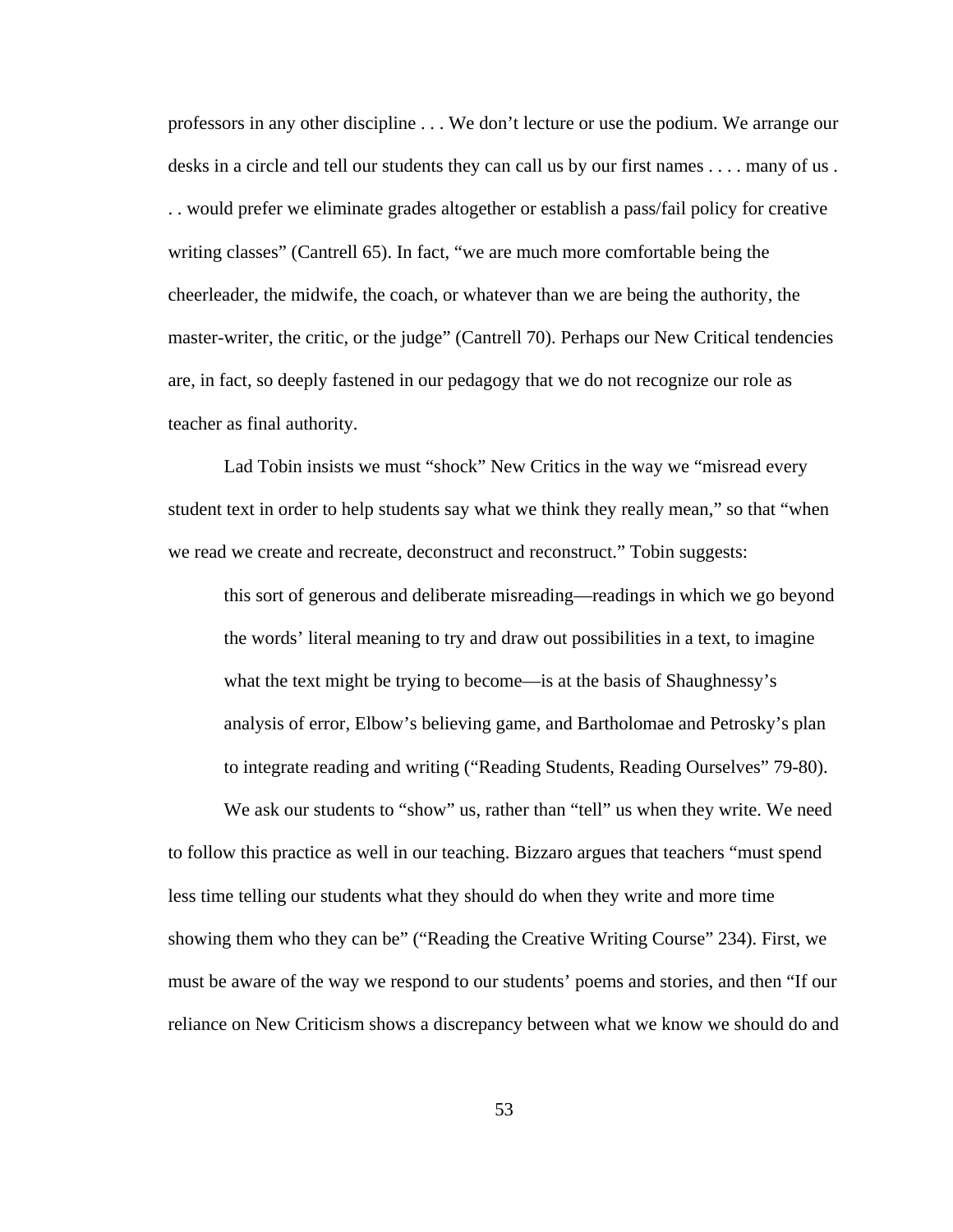professors in any other discipline . . . We don't lecture or use the podium. We arrange our desks in a circle and tell our students they can call us by our first names . . . . many of us . . . would prefer we eliminate grades altogether or establish a pass/fail policy for creative writing classes" (Cantrell 65). In fact, "we are much more comfortable being the cheerleader, the midwife, the coach, or whatever than we are being the authority, the master-writer, the critic, or the judge" (Cantrell 70). Perhaps our New Critical tendencies are, in fact, so deeply fastened in our pedagogy that we do not recognize our role as teacher as final authority.

Lad Tobin insists we must "shock" New Critics in the way we "misread every student text in order to help students say what we think they really mean," so that "when we read we create and recreate, deconstruct and reconstruct." Tobin suggests:

> this sort of generous and deliberate misreading—readings in which we go beyond the words' literal meaning to try and draw out possibilities in a text, to imagine what the text might be trying to become—is at the basis of Shaughnessy's analysis of error, Elbow's believing game, and Bartholomae and Petrosky's plan to integrate reading and writing ("Reading Students, Reading Ourselves" 79-80).

We ask our students to "show" us, rather than "tell" us when they write. We need to follow this practice as well in our teaching. Bizzaro argues that teachers "must spend less time telling our students what they should do when they write and more time showing them who they can be" ("Reading the Creative Writing Course" 234). First, we must be aware of the way we respond to our students' poems and stories, and then "If our reliance on New Criticism shows a discrepancy between what we know we should do and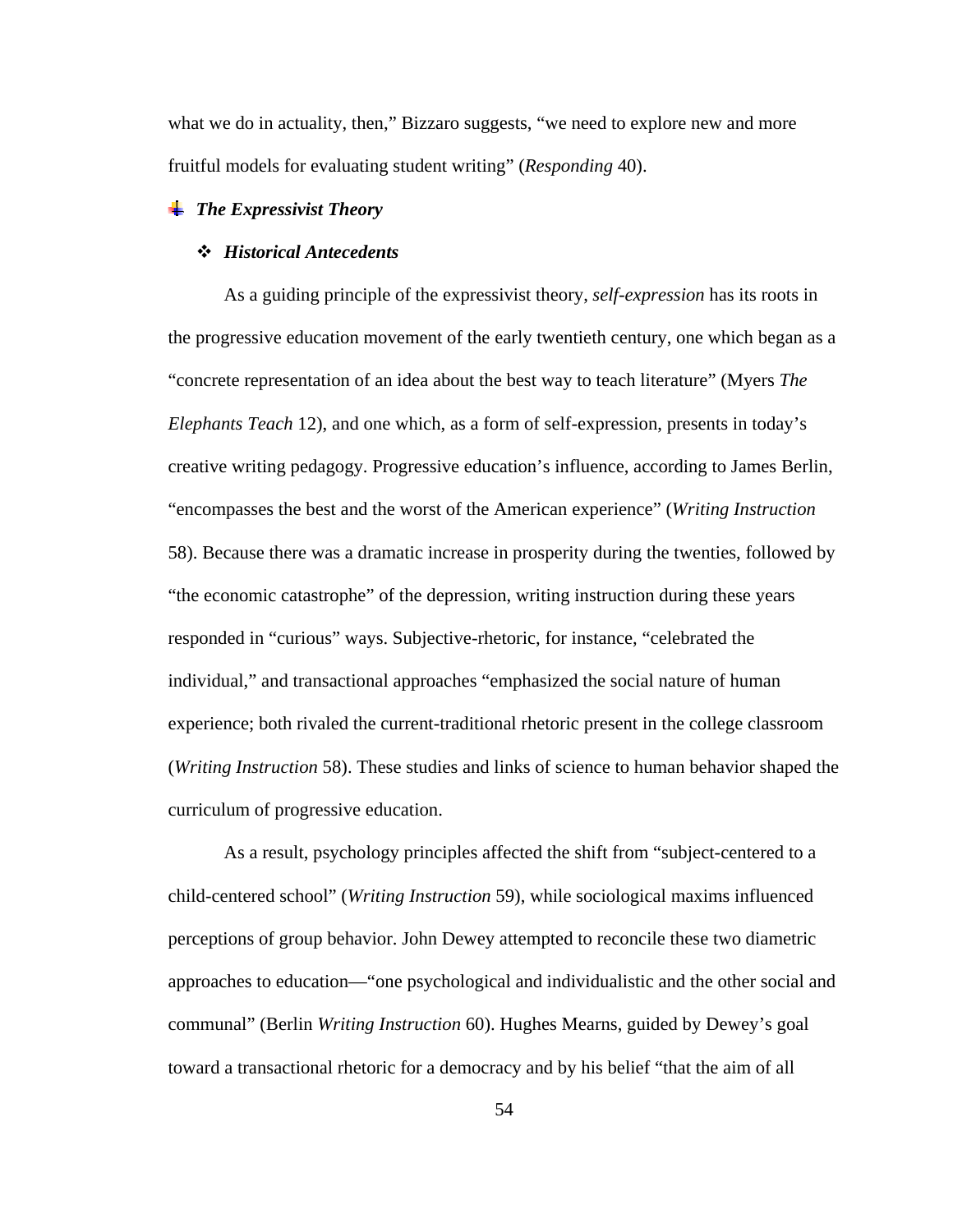what we do in actuality, then," Bizzaro suggests, "we need to explore new and more fruitful models for evaluating student writing" (*Responding* 40).

## ***The Expressivist Theory***

### ***Historical Antecedents***

As a guiding principle of the expressivist theory, *self-expression* has its roots in the progressive education movement of the early twentieth century, one which began as a "concrete representation of an idea about the best way to teach literature" (Myers *The Elephants Teach* 12), and one which, as a form of self-expression, presents in today's creative writing pedagogy. Progressive education's influence, according to James Berlin, "encompasses the best and the worst of the American experience" (*Writing Instruction* 58). Because there was a dramatic increase in prosperity during the twenties, followed by "the economic catastrophe" of the depression, writing instruction during these years responded in "curious" ways. Subjective-rhetoric, for instance, "celebrated the individual," and transactional approaches "emphasized the social nature of human experience; both rivaled the current-traditional rhetoric present in the college classroom (*Writing Instruction* 58). These studies and links of science to human behavior shaped the curriculum of progressive education.

As a result, psychology principles affected the shift from "subject-centered to a child-centered school" (*Writing Instruction* 59), while sociological maxims influenced perceptions of group behavior. John Dewey attempted to reconcile these two diametric approaches to education—"one psychological and individualistic and the other social and communal" (Berlin *Writing Instruction* 60). Hughes Mearns, guided by Dewey's goal toward a transactional rhetoric for a democracy and by his belief "that the aim of all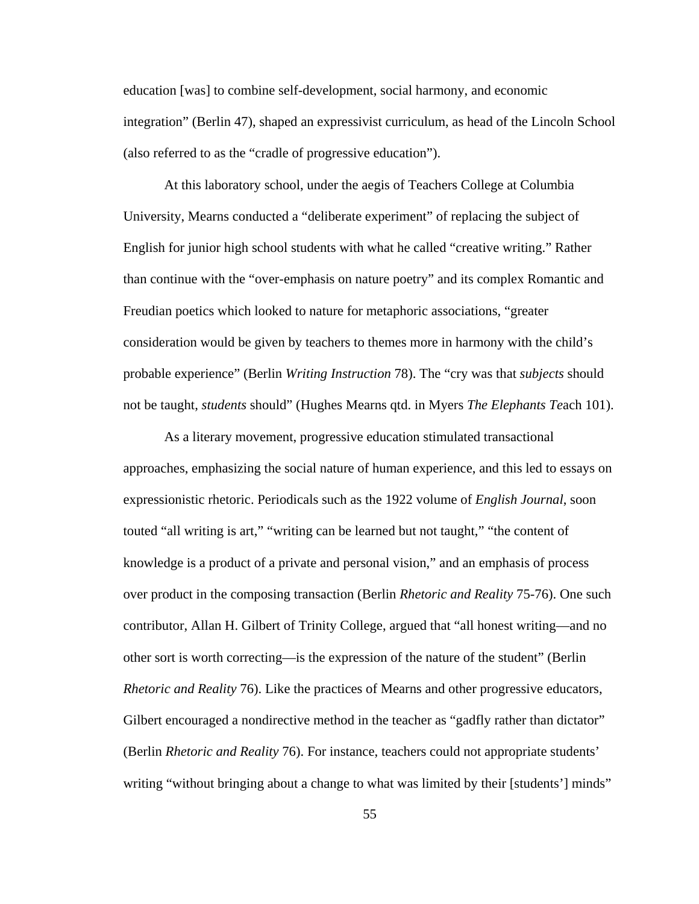education [was] to combine self-development, social harmony, and economic integration" (Berlin 47), shaped an expressivist curriculum, as head of the Lincoln School (also referred to as the "cradle of progressive education").

At this laboratory school, under the aegis of Teachers College at Columbia University, Mearns conducted a "deliberate experiment" of replacing the subject of English for junior high school students with what he called "creative writing." Rather than continue with the "over-emphasis on nature poetry" and its complex Romantic and Freudian poetics which looked to nature for metaphoric associations, "greater consideration would be given by teachers to themes more in harmony with the child's probable experience" (Berlin *Writing Instruction* 78). The "cry was that *subjects* should not be taught, *students* should" (Hughes Mearns qtd. in Myers *The Elephants Te*ach 101).

As a literary movement, progressive education stimulated transactional approaches, emphasizing the social nature of human experience, and this led to essays on expressionistic rhetoric. Periodicals such as the 1922 volume of *English Journal*, soon touted "all writing is art," "writing can be learned but not taught," "the content of knowledge is a product of a private and personal vision," and an emphasis of process over product in the composing transaction (Berlin *Rhetoric and Reality* 75-76). One such contributor, Allan H. Gilbert of Trinity College, argued that "all honest writing—and no other sort is worth correcting—is the expression of the nature of the student" (Berlin *Rhetoric and Reality* 76). Like the practices of Mearns and other progressive educators, Gilbert encouraged a nondirective method in the teacher as "gadfly rather than dictator" (Berlin *Rhetoric and Reality* 76). For instance, teachers could not appropriate students' writing "without bringing about a change to what was limited by their [students'] minds"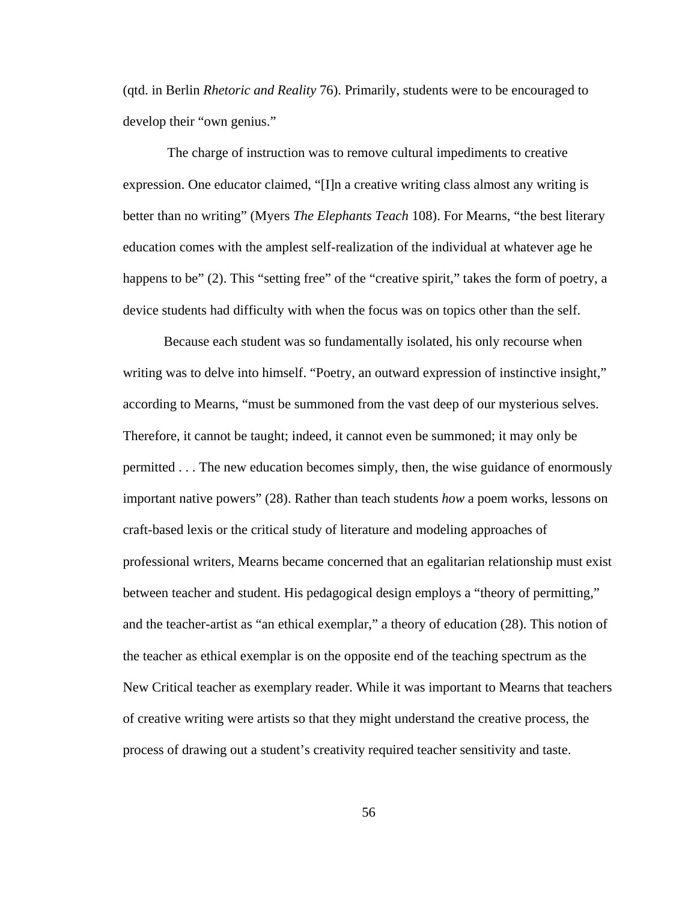(qtd. in Berlin *Rhetoric and Reality* 76). Primarily, students were to be encouraged to develop their "own genius."

The charge of instruction was to remove cultural impediments to creative expression. One educator claimed, "[I]n a creative writing class almost any writing is better than no writing" (Myers *The Elephants Teach* 108). For Mearns, "the best literary education comes with the amplest self-realization of the individual at whatever age he happens to be" (2). This "setting free" of the "creative spirit," takes the form of poetry, a device students had difficulty with when the focus was on topics other than the self.

Because each student was so fundamentally isolated, his only recourse when writing was to delve into himself. "Poetry, an outward expression of instinctive insight," according to Mearns, "must be summoned from the vast deep of our mysterious selves. Therefore, it cannot be taught; indeed, it cannot even be summoned; it may only be permitted . . . The new education becomes simply, then, the wise guidance of enormously important native powers" (28). Rather than teach students *how* a poem works, lessons on craft-based lexis or the critical study of literature and modeling approaches of professional writers, Mearns became concerned that an egalitarian relationship must exist between teacher and student. His pedagogical design employs a "theory of permitting," and the teacher-artist as "an ethical exemplar," a theory of education (28). This notion of the teacher as ethical exemplar is on the opposite end of the teaching spectrum as the New Critical teacher as exemplary reader. While it was important to Mearns that teachers of creative writing were artists so that they might understand the creative process, the process of drawing out a student's creativity required teacher sensitivity and taste.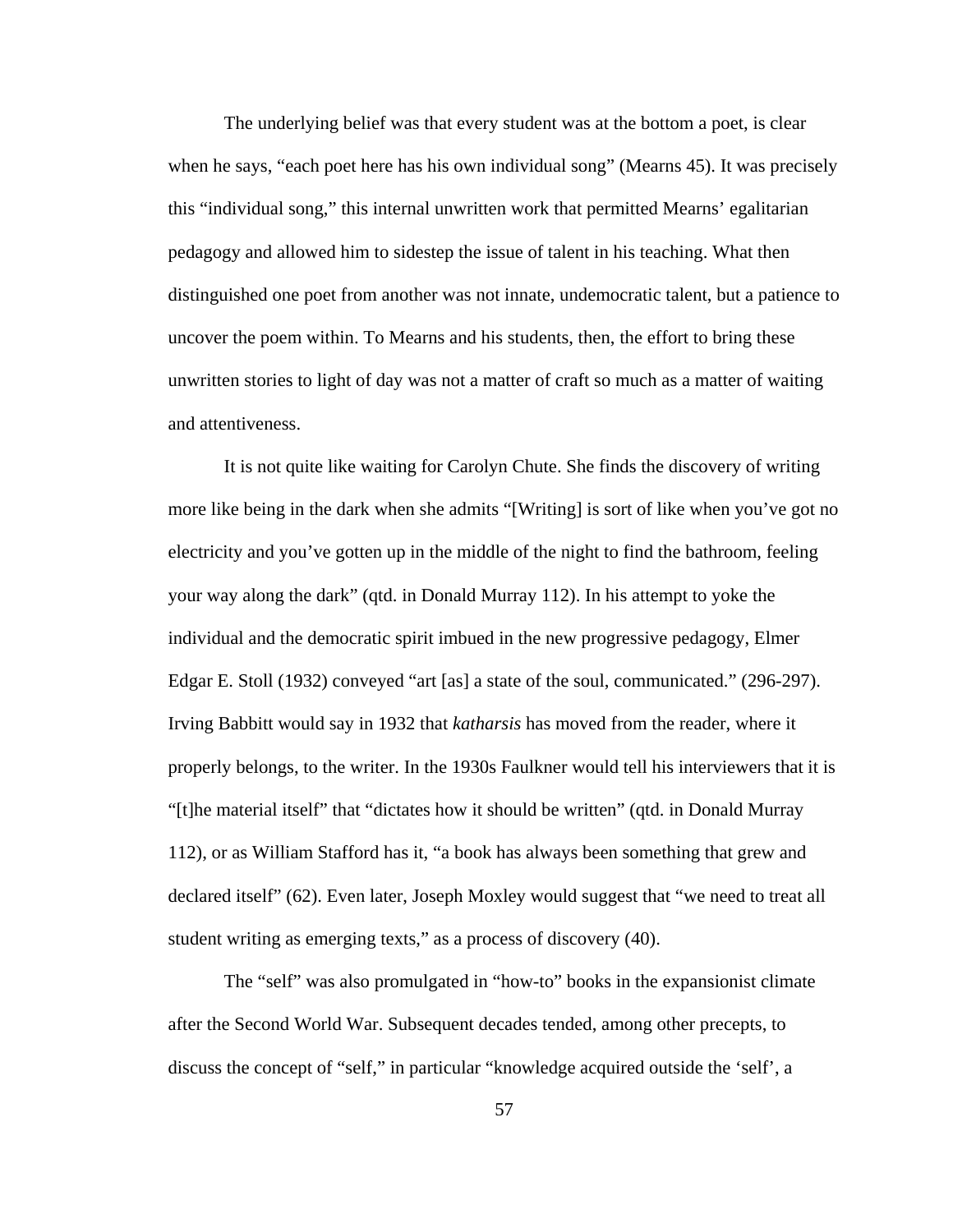The underlying belief was that every student was at the bottom a poet, is clear when he says, "each poet here has his own individual song" (Mearns 45). It was precisely this "individual song," this internal unwritten work that permitted Mearns' egalitarian pedagogy and allowed him to sidestep the issue of talent in his teaching. What then distinguished one poet from another was not innate, undemocratic talent, but a patience to uncover the poem within. To Mearns and his students, then, the effort to bring these unwritten stories to light of day was not a matter of craft so much as a matter of waiting and attentiveness.

It is not quite like waiting for Carolyn Chute. She finds the discovery of writing more like being in the dark when she admits "[Writing] is sort of like when you've got no electricity and you've gotten up in the middle of the night to find the bathroom, feeling your way along the dark" (qtd. in Donald Murray 112). In his attempt to yoke the individual and the democratic spirit imbued in the new progressive pedagogy, Elmer Edgar E. Stoll (1932) conveyed "art [as] a state of the soul, communicated." (296-297). Irving Babbitt would say in 1932 that *katharsis* has moved from the reader, where it properly belongs, to the writer. In the 1930s Faulkner would tell his interviewers that it is "[t]he material itself" that "dictates how it should be written" (qtd. in Donald Murray 112), or as William Stafford has it, "a book has always been something that grew and declared itself" (62). Even later, Joseph Moxley would suggest that "we need to treat all student writing as emerging texts," as a process of discovery (40).

The "self" was also promulgated in "how-to" books in the expansionist climate after the Second World War. Subsequent decades tended, among other precepts, to discuss the concept of "self," in particular "knowledge acquired outside the 'self', a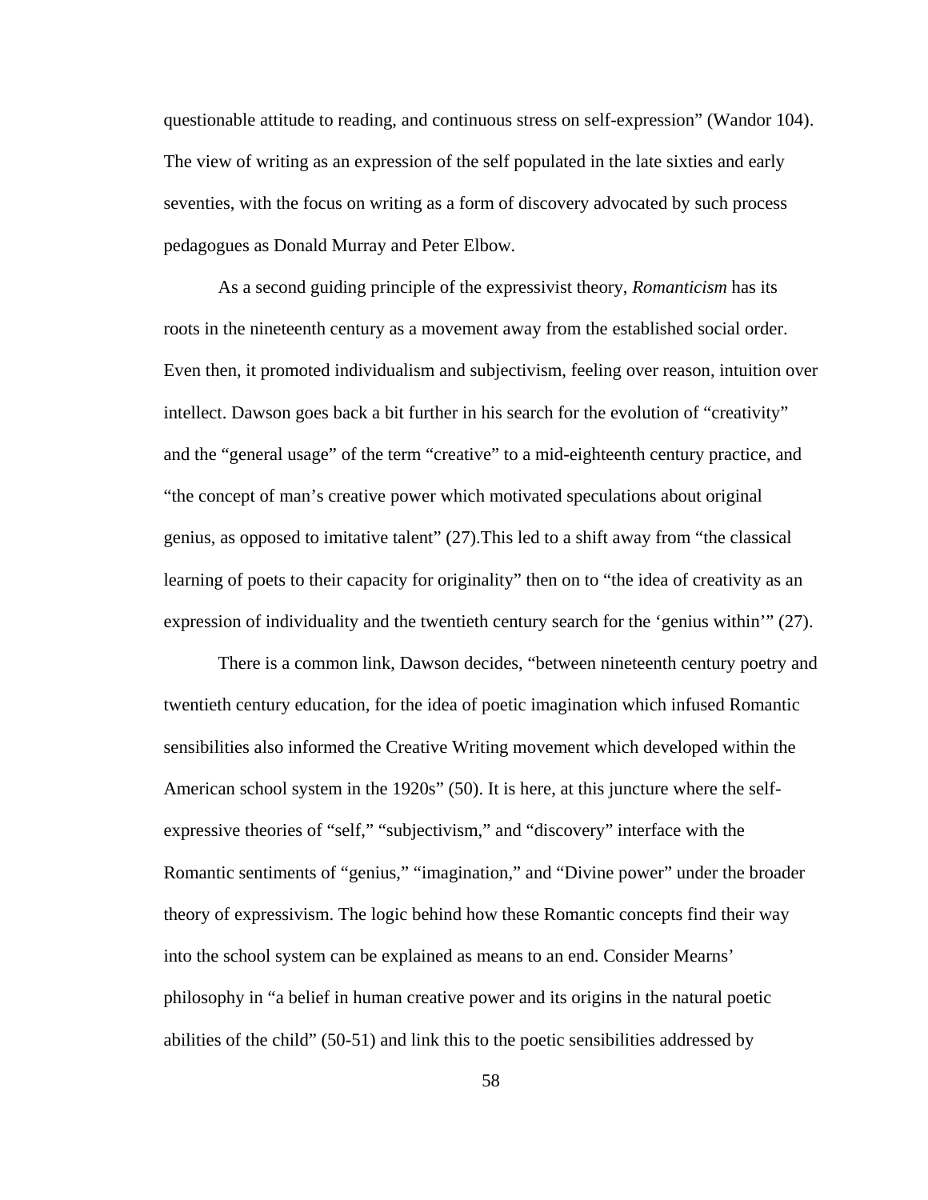questionable attitude to reading, and continuous stress on self-expression" (Wandor 104). The view of writing as an expression of the self populated in the late sixties and early seventies, with the focus on writing as a form of discovery advocated by such process pedagogues as Donald Murray and Peter Elbow.

As a second guiding principle of the expressivist theory, *Romanticism* has its roots in the nineteenth century as a movement away from the established social order. Even then, it promoted individualism and subjectivism, feeling over reason, intuition over intellect. Dawson goes back a bit further in his search for the evolution of "creativity" and the "general usage" of the term "creative" to a mid-eighteenth century practice, and "the concept of man's creative power which motivated speculations about original genius, as opposed to imitative talent" (27).This led to a shift away from "the classical learning of poets to their capacity for originality" then on to "the idea of creativity as an expression of individuality and the twentieth century search for the 'genius within'" (27).

There is a common link, Dawson decides, "between nineteenth century poetry and twentieth century education, for the idea of poetic imagination which infused Romantic sensibilities also informed the Creative Writing movement which developed within the American school system in the 1920s" (50). It is here, at this juncture where the self-expressive theories of "self," "subjectivism," and "discovery" interface with the Romantic sentiments of "genius," "imagination," and "Divine power" under the broader theory of expressivism. The logic behind how these Romantic concepts find their way into the school system can be explained as means to an end. Consider Mearns' philosophy in "a belief in human creative power and its origins in the natural poetic abilities of the child" (50-51) and link this to the poetic sensibilities addressed by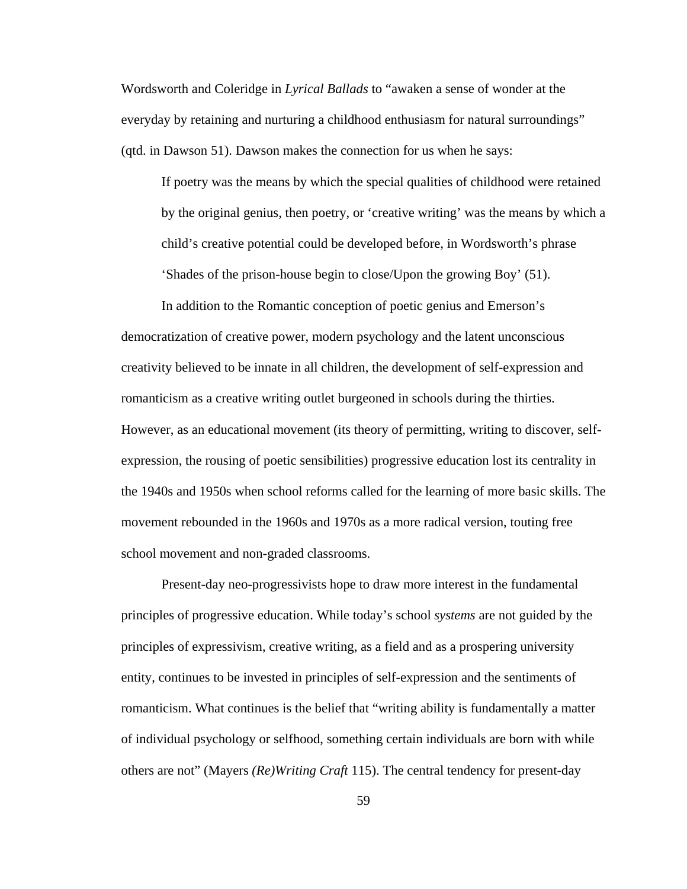Wordsworth and Coleridge in *Lyrical Ballads* to "awaken a sense of wonder at the everyday by retaining and nurturing a childhood enthusiasm for natural surroundings" (qtd. in Dawson 51). Dawson makes the connection for us when he says:

> If poetry was the means by which the special qualities of childhood were retained by the original genius, then poetry, or 'creative writing' was the means by which a child's creative potential could be developed before, in Wordsworth's phrase 'Shades of the prison-house begin to close/Upon the growing Boy' (51).

In addition to the Romantic conception of poetic genius and Emerson's democratization of creative power, modern psychology and the latent unconscious creativity believed to be innate in all children, the development of self-expression and romanticism as a creative writing outlet burgeoned in schools during the thirties. However, as an educational movement (its theory of permitting, writing to discover, self-expression, the rousing of poetic sensibilities) progressive education lost its centrality in the 1940s and 1950s when school reforms called for the learning of more basic skills. The movement rebounded in the 1960s and 1970s as a more radical version, touting free school movement and non-graded classrooms.

Present-day neo-progressivists hope to draw more interest in the fundamental principles of progressive education. While today's school *systems* are not guided by the principles of expressivism, creative writing, as a field and as a prospering university entity, continues to be invested in principles of self-expression and the sentiments of romanticism. What continues is the belief that "writing ability is fundamentally a matter of individual psychology or selfhood, something certain individuals are born with while others are not" (Mayers *(Re)Writing Craft* 115). The central tendency for present-day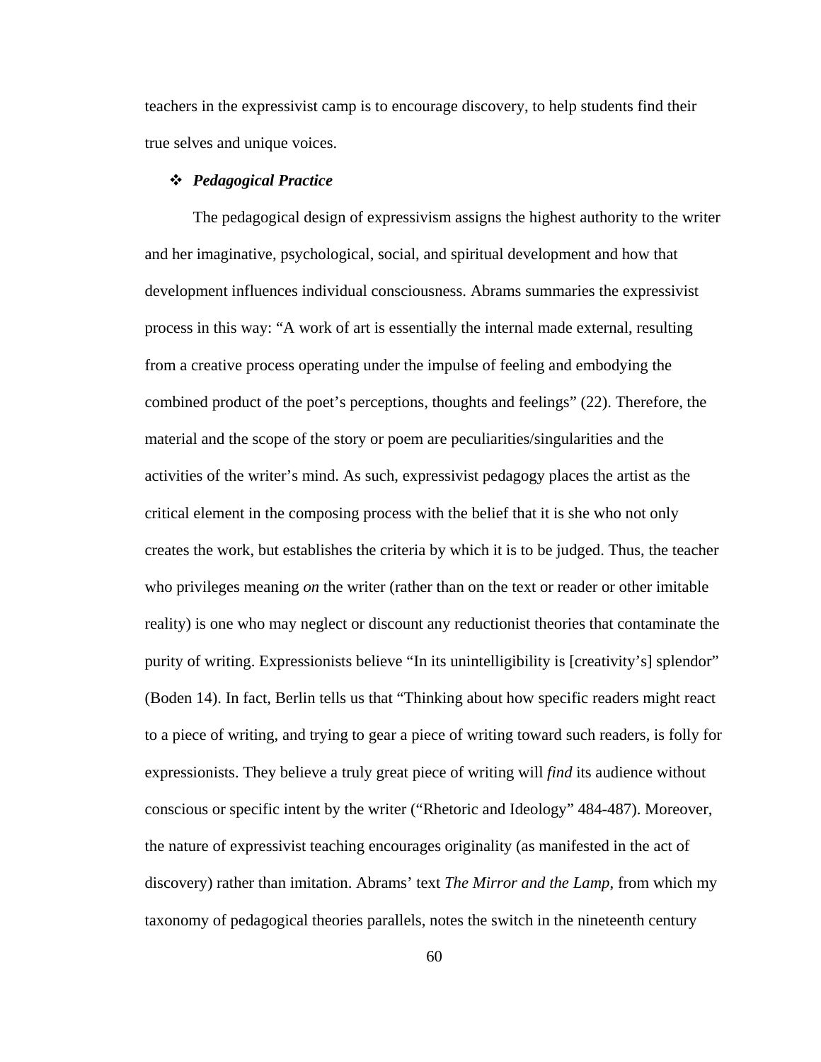teachers in the expressivist camp is to encourage discovery, to help students find their true selves and unique voices.

- ***Pedagogical Practice***

The pedagogical design of expressivism assigns the highest authority to the writer and her imaginative, psychological, social, and spiritual development and how that development influences individual consciousness. Abrams summaries the expressivist process in this way: "A work of art is essentially the internal made external, resulting from a creative process operating under the impulse of feeling and embodying the combined product of the poet's perceptions, thoughts and feelings" (22). Therefore, the material and the scope of the story or poem are peculiarities/singularities and the activities of the writer's mind. As such, expressivist pedagogy places the artist as the critical element in the composing process with the belief that it is she who not only creates the work, but establishes the criteria by which it is to be judged. Thus, the teacher who privileges meaning *on* the writer (rather than on the text or reader or other imitable reality) is one who may neglect or discount any reductionist theories that contaminate the purity of writing. Expressionists believe "In its unintelligibility is [creativity's] splendor" (Boden 14). In fact, Berlin tells us that "Thinking about how specific readers might react to a piece of writing, and trying to gear a piece of writing toward such readers, is folly for expressionists. They believe a truly great piece of writing will *find* its audience without conscious or specific intent by the writer ("Rhetoric and Ideology" 484-487). Moreover, the nature of expressivist teaching encourages originality (as manifested in the act of discovery) rather than imitation. Abrams' text *The Mirror and the Lamp*, from which my taxonomy of pedagogical theories parallels, notes the switch in the nineteenth century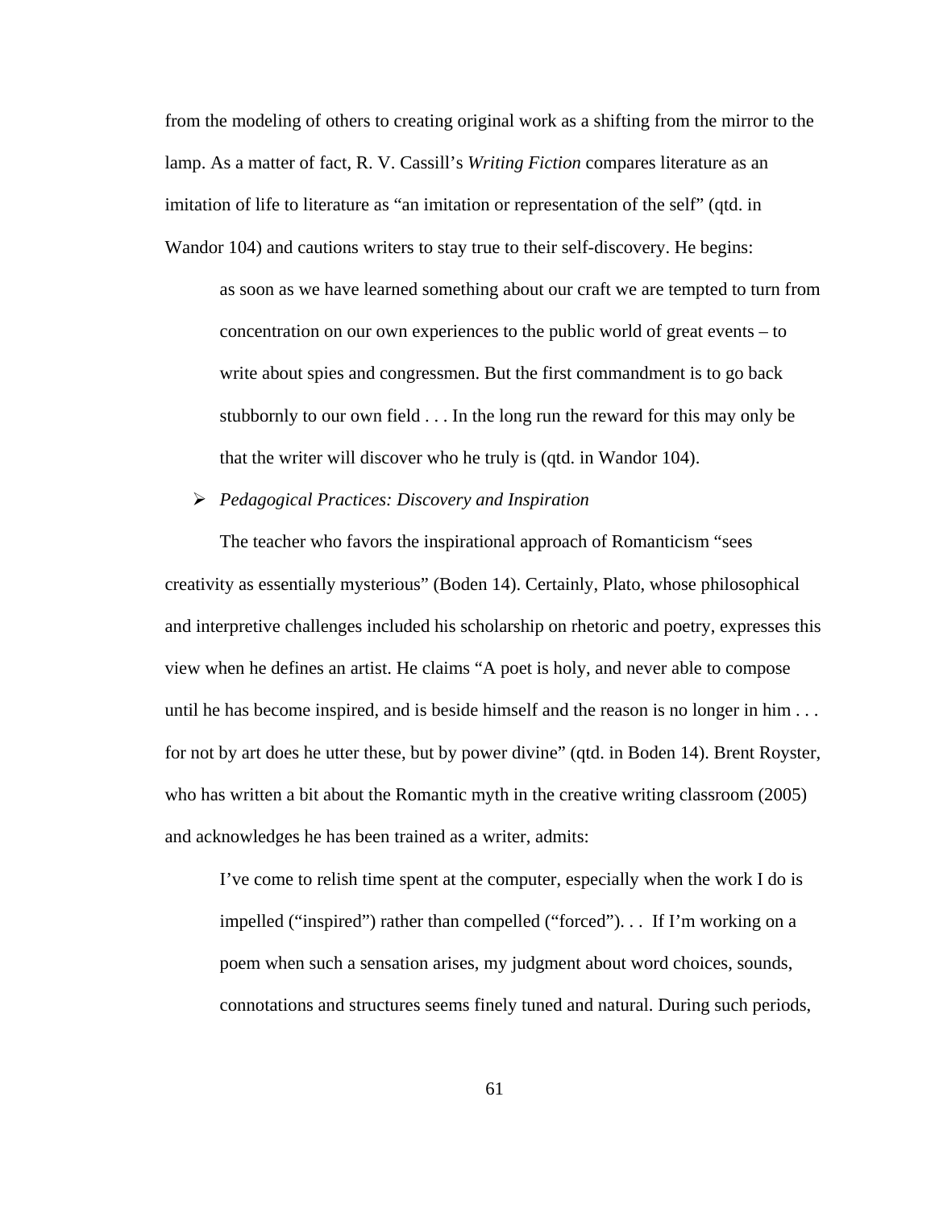from the modeling of others to creating original work as a shifting from the mirror to the lamp. As a matter of fact, R. V. Cassill's *Writing Fiction* compares literature as an imitation of life to literature as "an imitation or representation of the self" (qtd. in Wandor 104) and cautions writers to stay true to their self-discovery. He begins:

> as soon as we have learned something about our craft we are tempted to turn from concentration on our own experiences to the public world of great events – to write about spies and congressmen. But the first commandment is to go back stubbornly to our own field . . . In the long run the reward for this may only be that the writer will discover who he truly is (qtd. in Wandor 104).

- *Pedagogical Practices: Discovery and Inspiration*

The teacher who favors the inspirational approach of Romanticism "sees creativity as essentially mysterious" (Boden 14). Certainly, Plato, whose philosophical and interpretive challenges included his scholarship on rhetoric and poetry, expresses this view when he defines an artist. He claims "A poet is holy, and never able to compose until he has become inspired, and is beside himself and the reason is no longer in him . . . for not by art does he utter these, but by power divine" (qtd. in Boden 14). Brent Royster, who has written a bit about the Romantic myth in the creative writing classroom (2005) and acknowledges he has been trained as a writer, admits:

> I've come to relish time spent at the computer, especially when the work I do is impelled ("inspired") rather than compelled ("forced"). . . If I'm working on a poem when such a sensation arises, my judgment about word choices, sounds, connotations and structures seems finely tuned and natural. During such periods,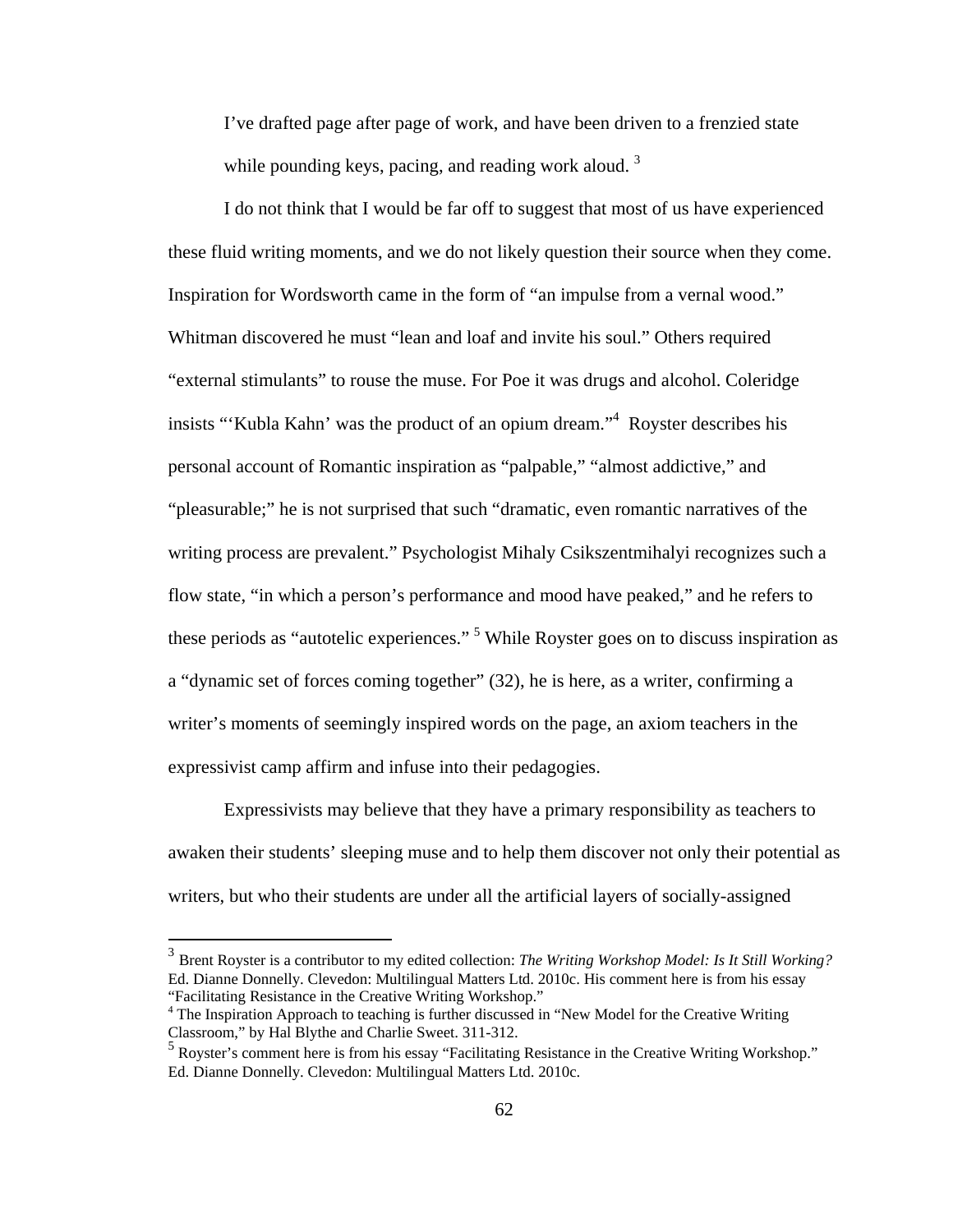I've drafted page after page of work, and have been driven to a frenzied state while pounding keys, pacing, and reading work aloud. [3]

I do not think that I would be far off to suggest that most of us have experienced these fluid writing moments, and we do not likely question their source when they come. Inspiration for Wordsworth came in the form of "an impulse from a vernal wood." Whitman discovered he must "lean and loaf and invite his soul." Others required "external stimulants" to rouse the muse. For Poe it was drugs and alcohol. Coleridge insists "'Kubla Kahn' was the product of an opium dream."[4] Royster describes his personal account of Romantic inspiration as "palpable," "almost addictive," and "pleasurable;" he is not surprised that such "dramatic, even romantic narratives of the writing process are prevalent." Psychologist Mihaly Csikszentmihalyi recognizes such a flow state, "in which a person's performance and mood have peaked," and he refers to these periods as "autotelic experiences." [5] While Royster goes on to discuss inspiration as a "dynamic set of forces coming together" (32), he is here, as a writer, confirming a writer's moments of seemingly inspired words on the page, an axiom teachers in the expressivist camp affirm and infuse into their pedagogies.

Expressivists may believe that they have a primary responsibility as teachers to awaken their students' sleeping muse and to help them discover not only their potential as writers, but who their students are under all the artificial layers of socially-assigned

---

[3] Brent Royster is a contributor to my edited collection: *The Writing Workshop Model: Is It Still Working?* Ed. Dianne Donnelly. Clevedon: Multilingual Matters Ltd. 2010c. His comment here is from his essay "Facilitating Resistance in the Creative Writing Workshop."

[4] The Inspiration Approach to teaching is further discussed in "New Model for the Creative Writing Classroom," by Hal Blythe and Charlie Sweet. 311-312.

[5] Royster's comment here is from his essay "Facilitating Resistance in the Creative Writing Workshop." Ed. Dianne Donnelly. Clevedon: Multilingual Matters Ltd. 2010c.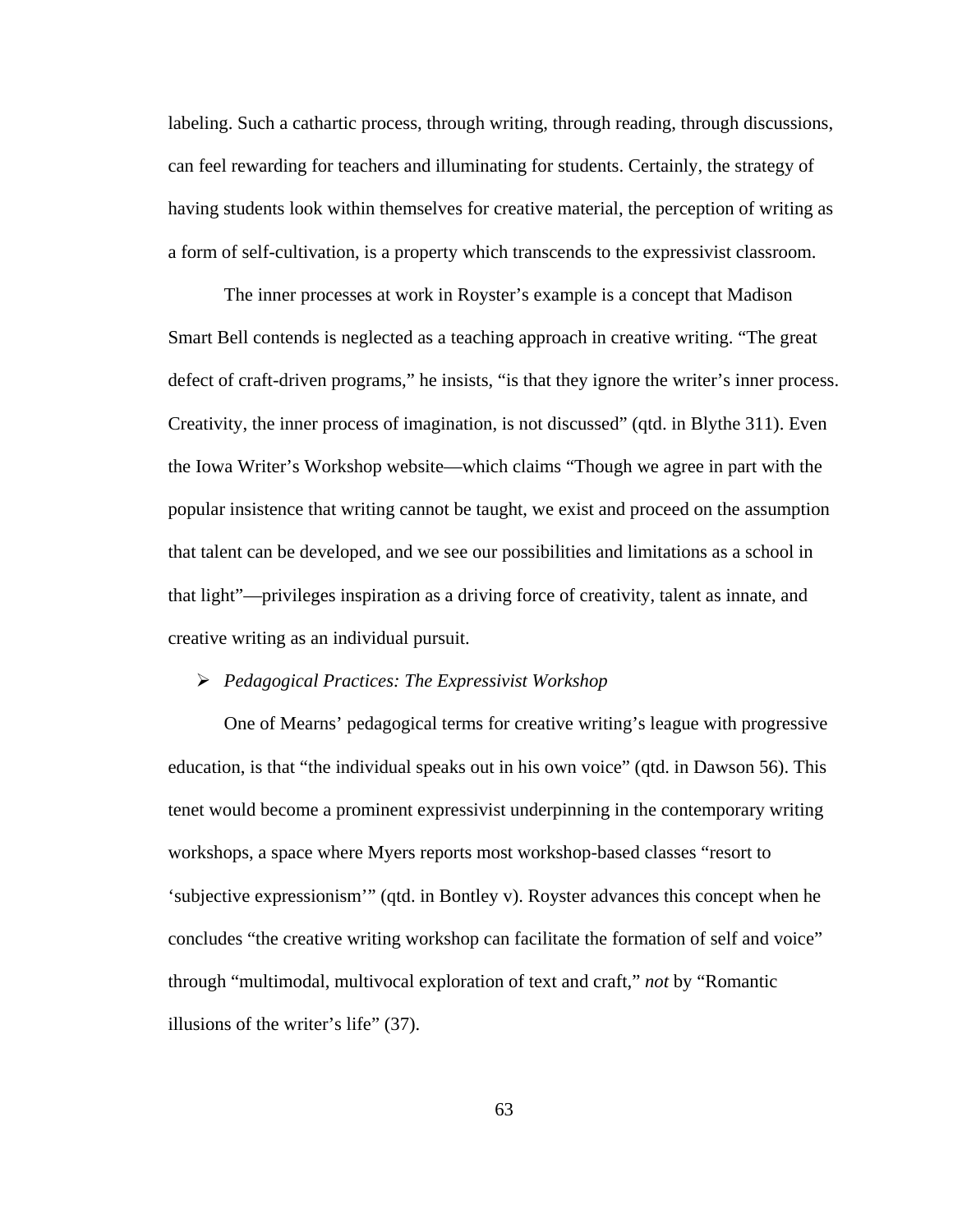labeling. Such a cathartic process, through writing, through reading, through discussions, can feel rewarding for teachers and illuminating for students. Certainly, the strategy of having students look within themselves for creative material, the perception of writing as a form of self-cultivation, is a property which transcends to the expressivist classroom.

The inner processes at work in Royster's example is a concept that Madison Smart Bell contends is neglected as a teaching approach in creative writing. "The great defect of craft-driven programs," he insists, "is that they ignore the writer's inner process. Creativity, the inner process of imagination, is not discussed" (qtd. in Blythe 311). Even the Iowa Writer's Workshop website—which claims "Though we agree in part with the popular insistence that writing cannot be taught, we exist and proceed on the assumption that talent can be developed, and we see our possibilities and limitations as a school in that light"—privileges inspiration as a driving force of creativity, talent as innate, and creative writing as an individual pursuit.

- *Pedagogical Practices: The Expressivist Workshop*

One of Mearns' pedagogical terms for creative writing's league with progressive education, is that "the individual speaks out in his own voice" (qtd. in Dawson 56). This tenet would become a prominent expressivist underpinning in the contemporary writing workshops, a space where Myers reports most workshop-based classes "resort to 'subjective expressionism'" (qtd. in Bontley v). Royster advances this concept when he concludes "the creative writing workshop can facilitate the formation of self and voice" through "multimodal, multivocal exploration of text and craft," *not* by "Romantic illusions of the writer's life" (37).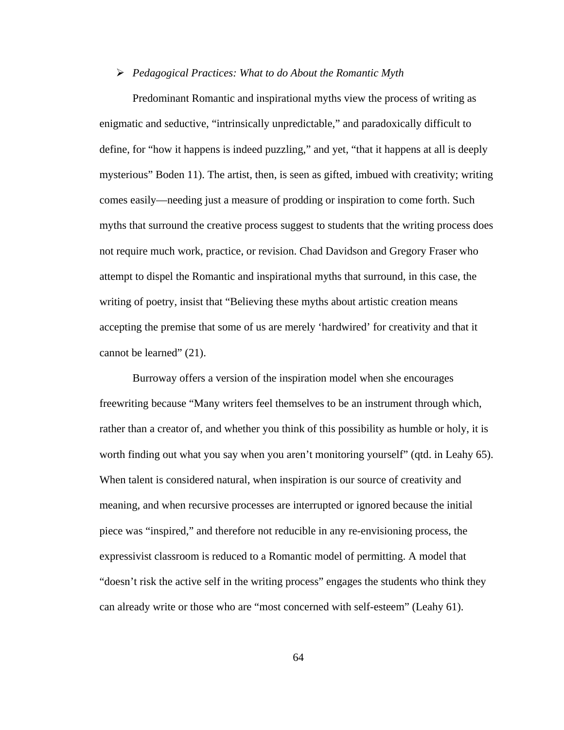- *Pedagogical Practices: What to do About the Romantic Myth*

Predominant Romantic and inspirational myths view the process of writing as enigmatic and seductive, "intrinsically unpredictable," and paradoxically difficult to define, for "how it happens is indeed puzzling," and yet, "that it happens at all is deeply mysterious" Boden 11). The artist, then, is seen as gifted, imbued with creativity; writing comes easily—needing just a measure of prodding or inspiration to come forth. Such myths that surround the creative process suggest to students that the writing process does not require much work, practice, or revision. Chad Davidson and Gregory Fraser who attempt to dispel the Romantic and inspirational myths that surround, in this case, the writing of poetry, insist that "Believing these myths about artistic creation means accepting the premise that some of us are merely 'hardwired' for creativity and that it cannot be learned" (21).

Burroway offers a version of the inspiration model when she encourages freewriting because "Many writers feel themselves to be an instrument through which, rather than a creator of, and whether you think of this possibility as humble or holy, it is worth finding out what you say when you aren't monitoring yourself" (qtd. in Leahy 65). When talent is considered natural, when inspiration is our source of creativity and meaning, and when recursive processes are interrupted or ignored because the initial piece was "inspired," and therefore not reducible in any re-envisioning process, the expressivist classroom is reduced to a Romantic model of permitting. A model that "doesn't risk the active self in the writing process" engages the students who think they can already write or those who are "most concerned with self-esteem" (Leahy 61).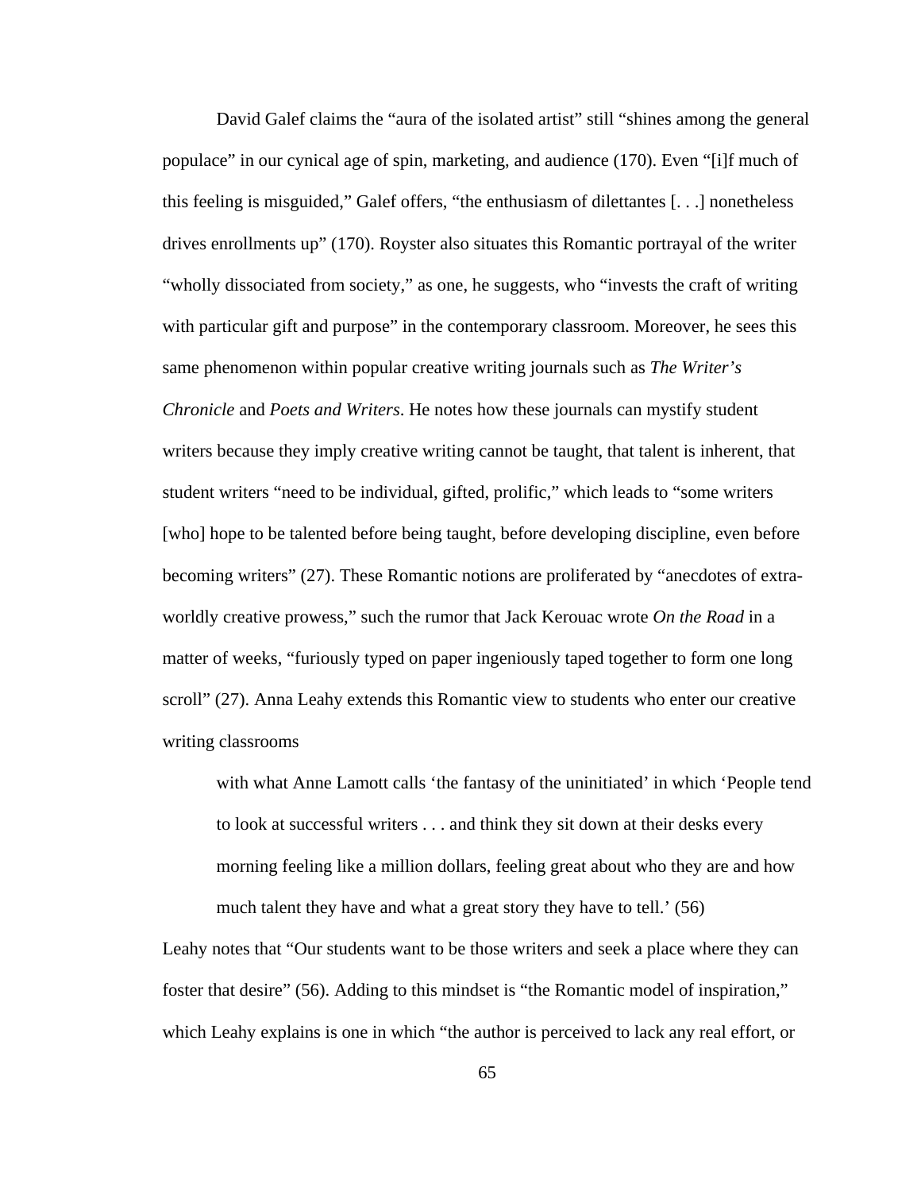David Galef claims the "aura of the isolated artist" still "shines among the general populace" in our cynical age of spin, marketing, and audience (170). Even "[i]f much of this feeling is misguided," Galef offers, "the enthusiasm of dilettantes [. . .] nonetheless drives enrollments up" (170). Royster also situates this Romantic portrayal of the writer "wholly dissociated from society," as one, he suggests, who "invests the craft of writing with particular gift and purpose" in the contemporary classroom. Moreover, he sees this same phenomenon within popular creative writing journals such as *The Writer's Chronicle* and *Poets and Writers*. He notes how these journals can mystify student writers because they imply creative writing cannot be taught, that talent is inherent, that student writers "need to be individual, gifted, prolific," which leads to "some writers [who] hope to be talented before being taught, before developing discipline, even before becoming writers" (27). These Romantic notions are proliferated by "anecdotes of extra-worldly creative prowess," such the rumor that Jack Kerouac wrote *On the Road* in a matter of weeks, "furiously typed on paper ingeniously taped together to form one long scroll" (27). Anna Leahy extends this Romantic view to students who enter our creative writing classrooms

> with what Anne Lamott calls 'the fantasy of the uninitiated' in which 'People tend to look at successful writers . . . and think they sit down at their desks every morning feeling like a million dollars, feeling great about who they are and how much talent they have and what a great story they have to tell.' (56)

Leahy notes that "Our students want to be those writers and seek a place where they can foster that desire" (56). Adding to this mindset is "the Romantic model of inspiration," which Leahy explains is one in which "the author is perceived to lack any real effort, or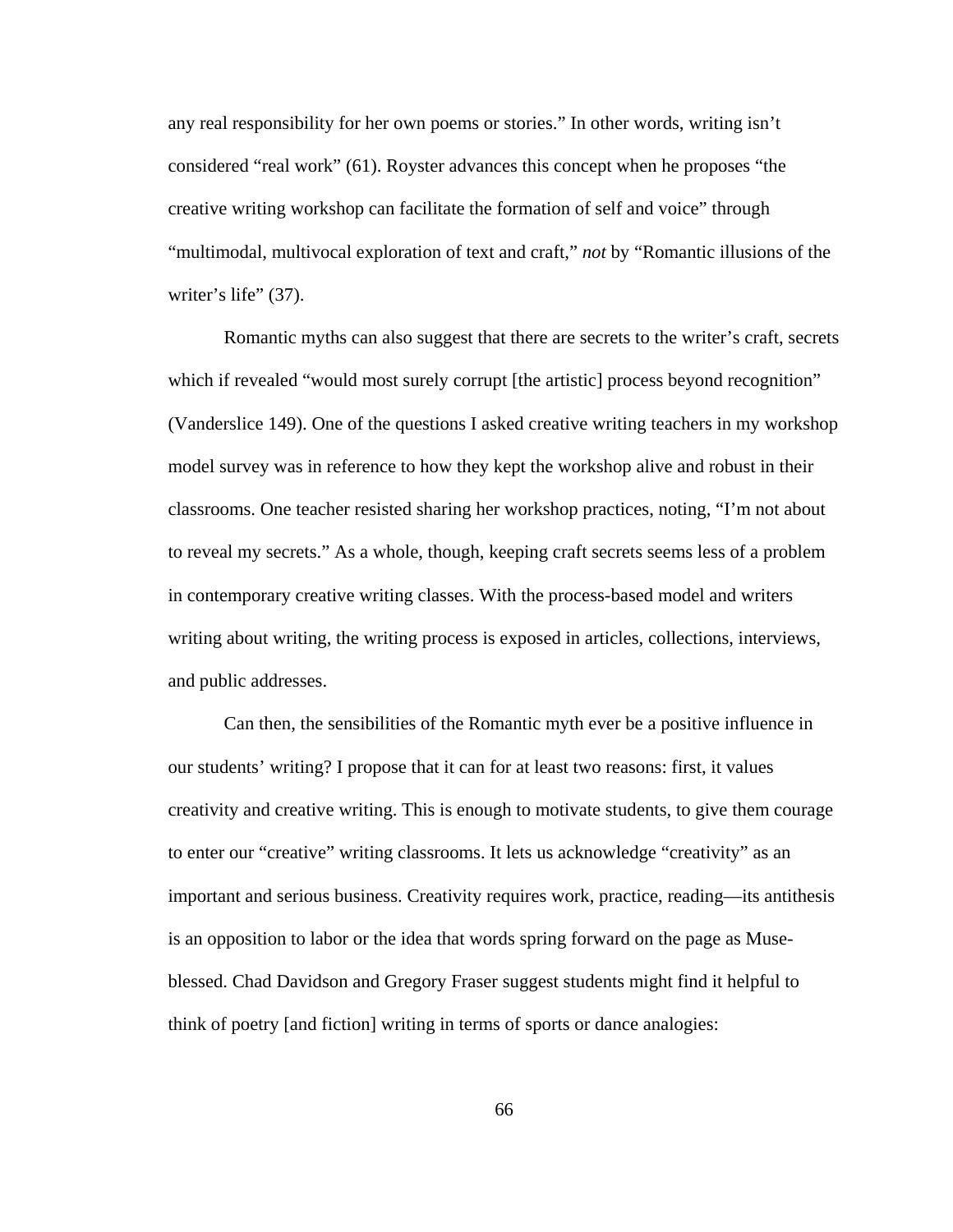any real responsibility for her own poems or stories." In other words, writing isn't considered "real work" (61). Royster advances this concept when he proposes "the creative writing workshop can facilitate the formation of self and voice" through "multimodal, multivocal exploration of text and craft," *not* by "Romantic illusions of the writer's life" (37).

Romantic myths can also suggest that there are secrets to the writer's craft, secrets which if revealed "would most surely corrupt [the artistic] process beyond recognition" (Vanderslice 149). One of the questions I asked creative writing teachers in my workshop model survey was in reference to how they kept the workshop alive and robust in their classrooms. One teacher resisted sharing her workshop practices, noting, "I'm not about to reveal my secrets." As a whole, though, keeping craft secrets seems less of a problem in contemporary creative writing classes. With the process-based model and writers writing about writing, the writing process is exposed in articles, collections, interviews, and public addresses.

Can then, the sensibilities of the Romantic myth ever be a positive influence in our students' writing? I propose that it can for at least two reasons: first, it values creativity and creative writing. This is enough to motivate students, to give them courage to enter our "creative" writing classrooms. It lets us acknowledge "creativity" as an important and serious business. Creativity requires work, practice, reading—its antithesis is an opposition to labor or the idea that words spring forward on the page as Muse-blessed. Chad Davidson and Gregory Fraser suggest students might find it helpful to think of poetry [and fiction] writing in terms of sports or dance analogies: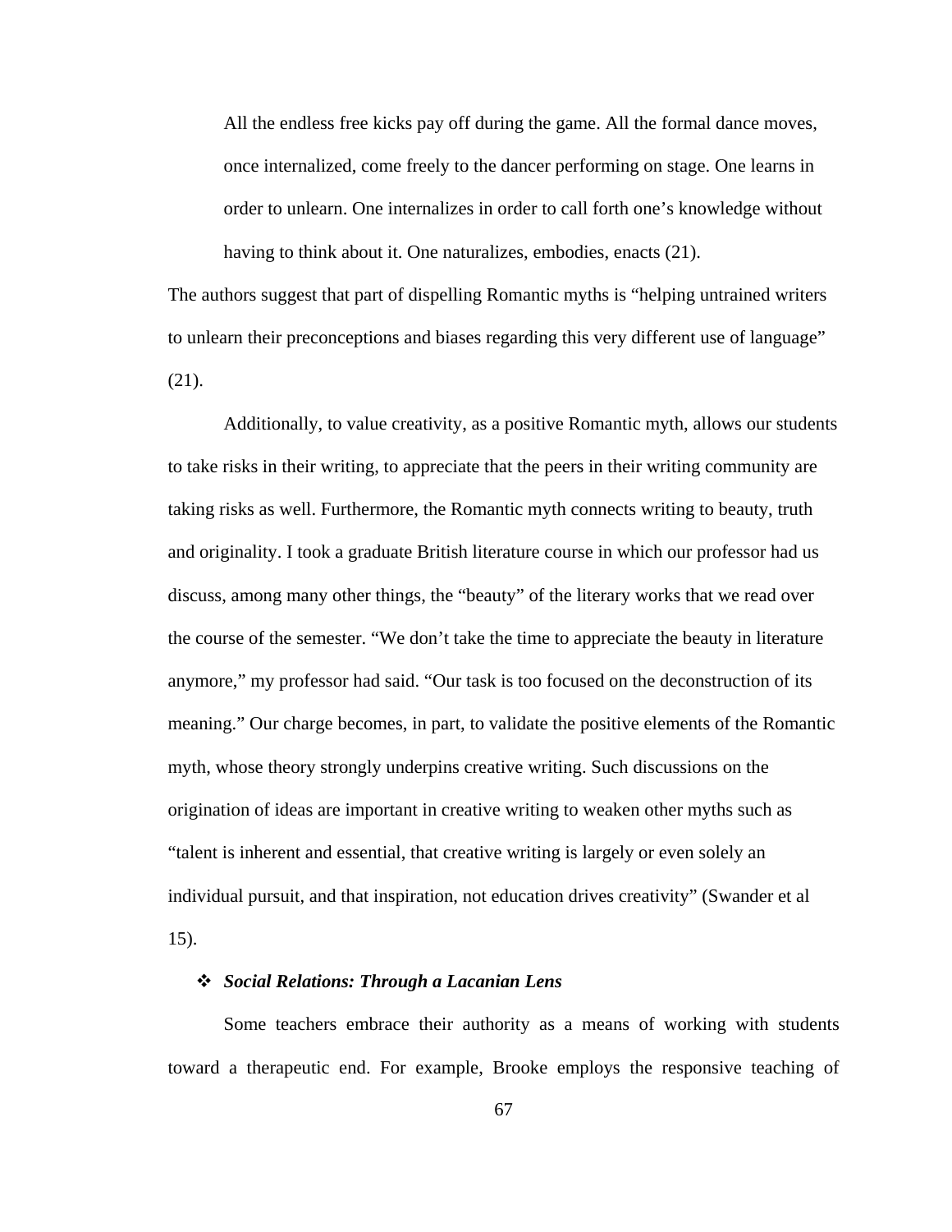> All the endless free kicks pay off during the game. All the formal dance moves, once internalized, come freely to the dancer performing on stage. One learns in order to unlearn. One internalizes in order to call forth one's knowledge without having to think about it. One naturalizes, embodies, enacts (21).

The authors suggest that part of dispelling Romantic myths is "helping untrained writers to unlearn their preconceptions and biases regarding this very different use of language" (21).

Additionally, to value creativity, as a positive Romantic myth, allows our students to take risks in their writing, to appreciate that the peers in their writing community are taking risks as well. Furthermore, the Romantic myth connects writing to beauty, truth and originality. I took a graduate British literature course in which our professor had us discuss, among many other things, the "beauty" of the literary works that we read over the course of the semester. "We don't take the time to appreciate the beauty in literature anymore," my professor had said. "Our task is too focused on the deconstruction of its meaning." Our charge becomes, in part, to validate the positive elements of the Romantic myth, whose theory strongly underpins creative writing. Such discussions on the origination of ideas are important in creative writing to weaken other myths such as "talent is inherent and essential, that creative writing is largely or even solely an individual pursuit, and that inspiration, not education drives creativity" (Swander et al 15).

- ***Social Relations: Through a Lacanian Lens***

Some teachers embrace their authority as a means of working with students toward a therapeutic end. For example, Brooke employs the responsive teaching of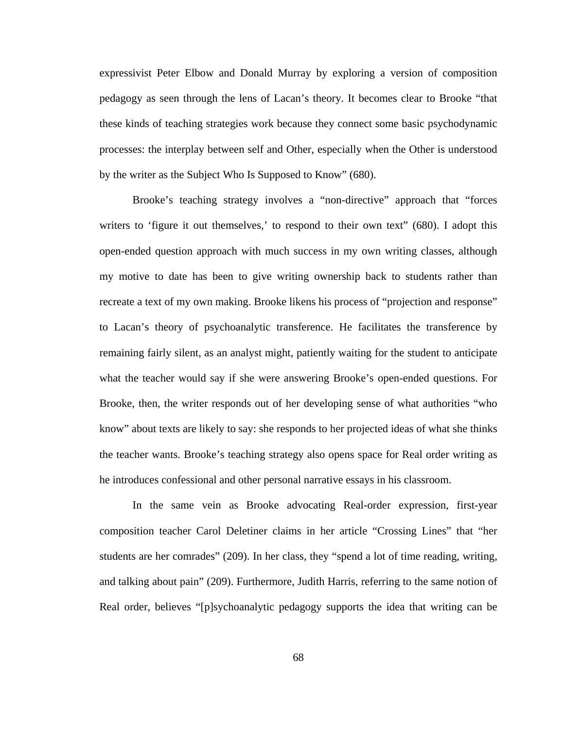expressivist Peter Elbow and Donald Murray by exploring a version of composition pedagogy as seen through the lens of Lacan's theory. It becomes clear to Brooke "that these kinds of teaching strategies work because they connect some basic psychodynamic processes: the interplay between self and Other, especially when the Other is understood by the writer as the Subject Who Is Supposed to Know" (680).

Brooke's teaching strategy involves a "non-directive" approach that "forces writers to 'figure it out themselves,' to respond to their own text" (680). I adopt this open-ended question approach with much success in my own writing classes, although my motive to date has been to give writing ownership back to students rather than recreate a text of my own making. Brooke likens his process of "projection and response" to Lacan's theory of psychoanalytic transference. He facilitates the transference by remaining fairly silent, as an analyst might, patiently waiting for the student to anticipate what the teacher would say if she were answering Brooke's open-ended questions. For Brooke, then, the writer responds out of her developing sense of what authorities "who know" about texts are likely to say: she responds to her projected ideas of what she thinks the teacher wants. Brooke's teaching strategy also opens space for Real order writing as he introduces confessional and other personal narrative essays in his classroom.

In the same vein as Brooke advocating Real-order expression, first-year composition teacher Carol Deletiner claims in her article "Crossing Lines" that "her students are her comrades" (209). In her class, they "spend a lot of time reading, writing, and talking about pain" (209). Furthermore, Judith Harris, referring to the same notion of Real order, believes "[p]sychoanalytic pedagogy supports the idea that writing can be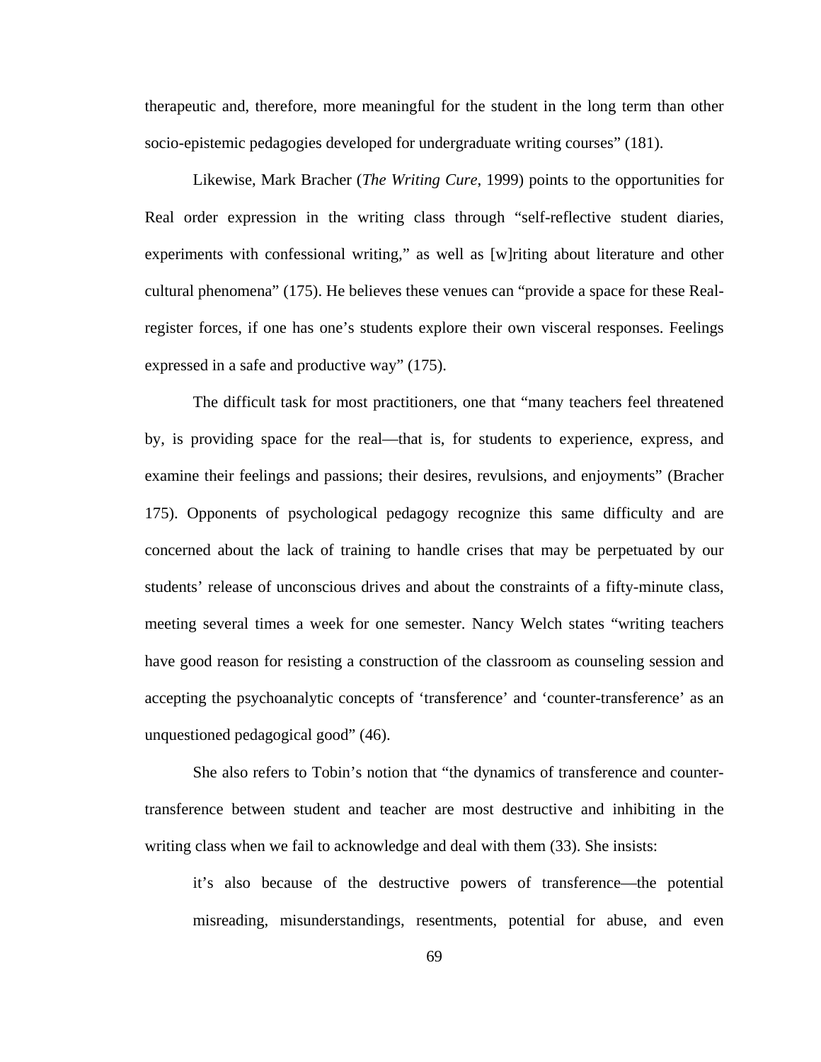therapeutic and, therefore, more meaningful for the student in the long term than other socio-epistemic pedagogies developed for undergraduate writing courses" (181).

Likewise, Mark Bracher (*The Writing Cure*, 1999) points to the opportunities for Real order expression in the writing class through "self-reflective student diaries, experiments with confessional writing," as well as [w]riting about literature and other cultural phenomena" (175). He believes these venues can "provide a space for these Real-register forces, if one has one's students explore their own visceral responses. Feelings expressed in a safe and productive way" (175).

The difficult task for most practitioners, one that "many teachers feel threatened by, is providing space for the real—that is, for students to experience, express, and examine their feelings and passions; their desires, revulsions, and enjoyments" (Bracher 175). Opponents of psychological pedagogy recognize this same difficulty and are concerned about the lack of training to handle crises that may be perpetuated by our students' release of unconscious drives and about the constraints of a fifty-minute class, meeting several times a week for one semester. Nancy Welch states "writing teachers have good reason for resisting a construction of the classroom as counseling session and accepting the psychoanalytic concepts of 'transference' and 'counter-transference' as an unquestioned pedagogical good" (46).

She also refers to Tobin's notion that "the dynamics of transference and counter-transference between student and teacher are most destructive and inhibiting in the writing class when we fail to acknowledge and deal with them (33). She insists:

> it's also because of the destructive powers of transference—the potential misreading, misunderstandings, resentments, potential for abuse, and even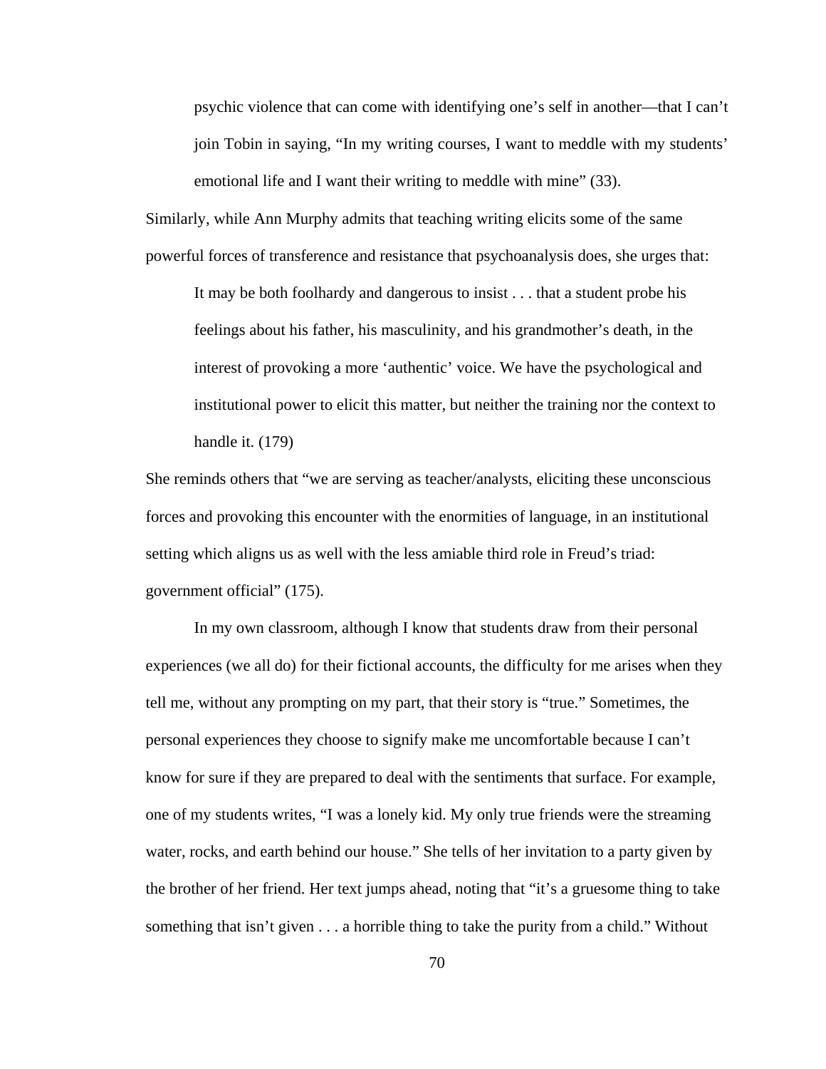> psychic violence that can come with identifying one's self in another—that I can't join Tobin in saying, "In my writing courses, I want to meddle with my students' emotional life and I want their writing to meddle with mine" (33).

Similarly, while Ann Murphy admits that teaching writing elicits some of the same powerful forces of transference and resistance that psychoanalysis does, she urges that:

> It may be both foolhardy and dangerous to insist . . . that a student probe his feelings about his father, his masculinity, and his grandmother's death, in the interest of provoking a more 'authentic' voice. We have the psychological and institutional power to elicit this matter, but neither the training nor the context to handle it. (179)

She reminds others that "we are serving as teacher/analysts, eliciting these unconscious forces and provoking this encounter with the enormities of language, in an institutional setting which aligns us as well with the less amiable third role in Freud's triad: government official" (175).

In my own classroom, although I know that students draw from their personal experiences (we all do) for their fictional accounts, the difficulty for me arises when they tell me, without any prompting on my part, that their story is "true." Sometimes, the personal experiences they choose to signify make me uncomfortable because I can't know for sure if they are prepared to deal with the sentiments that surface. For example, one of my students writes, "I was a lonely kid. My only true friends were the streaming water, rocks, and earth behind our house." She tells of her invitation to a party given by the brother of her friend. Her text jumps ahead, noting that "it's a gruesome thing to take something that isn't given . . . a horrible thing to take the purity from a child." Without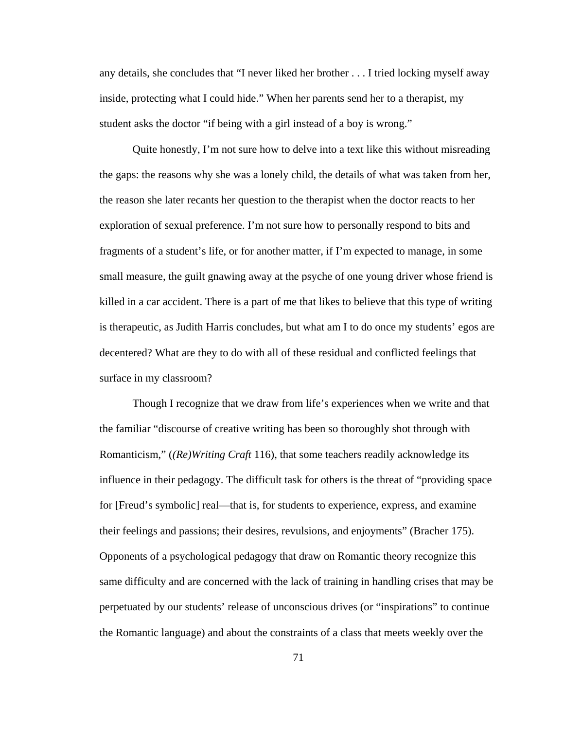any details, she concludes that “I never liked her brother . . . I tried locking myself away inside, protecting what I could hide.” When her parents send her to a therapist, my student asks the doctor “if being with a girl instead of a boy is wrong.”

Quite honestly, I’m not sure how to delve into a text like this without misreading the gaps: the reasons why she was a lonely child, the details of what was taken from her, the reason she later recants her question to the therapist when the doctor reacts to her exploration of sexual preference. I’m not sure how to personally respond to bits and fragments of a student’s life, or for another matter, if I’m expected to manage, in some small measure, the guilt gnawing away at the psyche of one young driver whose friend is killed in a car accident. There is a part of me that likes to believe that this type of writing is therapeutic, as Judith Harris concludes, but what am I to do once my students’ egos are decentered? What are they to do with all of these residual and conflicted feelings that surface in my classroom?

Though I recognize that we draw from life’s experiences when we write and that the familiar “discourse of creative writing has been so thoroughly shot through with Romanticism,” (*(Re)Writing Craft* 116), that some teachers readily acknowledge its influence in their pedagogy. The difficult task for others is the threat of “providing space for [Freud’s symbolic] real—that is, for students to experience, express, and examine their feelings and passions; their desires, revulsions, and enjoyments” (Bracher 175). Opponents of a psychological pedagogy that draw on Romantic theory recognize this same difficulty and are concerned with the lack of training in handling crises that may be perpetuated by our students’ release of unconscious drives (or “inspirations” to continue the Romantic language) and about the constraints of a class that meets weekly over the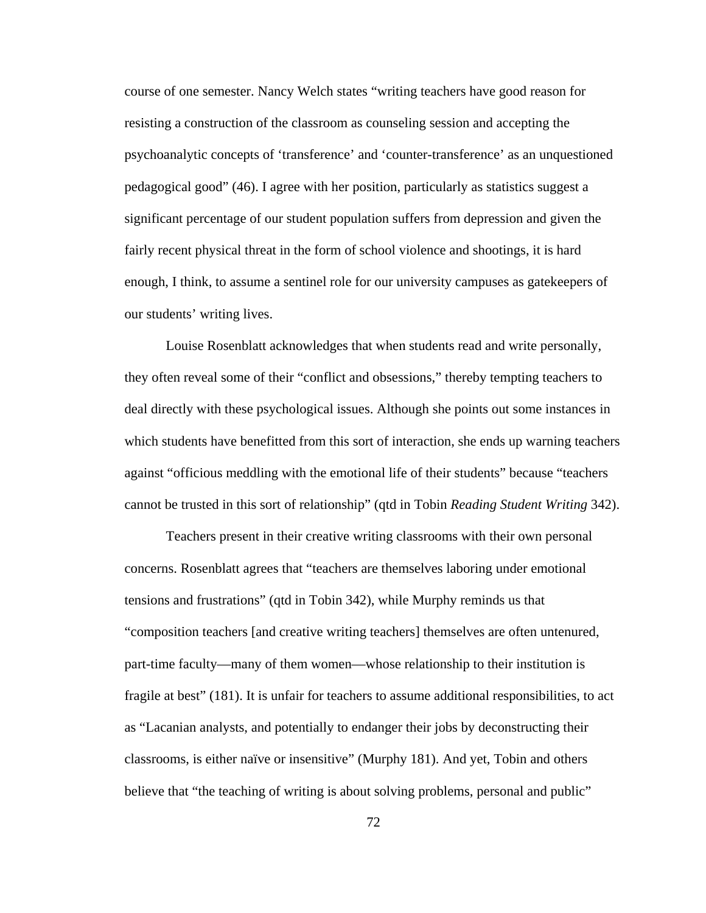course of one semester. Nancy Welch states "writing teachers have good reason for resisting a construction of the classroom as counseling session and accepting the psychoanalytic concepts of 'transference' and 'counter-transference' as an unquestioned pedagogical good" (46). I agree with her position, particularly as statistics suggest a significant percentage of our student population suffers from depression and given the fairly recent physical threat in the form of school violence and shootings, it is hard enough, I think, to assume a sentinel role for our university campuses as gatekeepers of our students' writing lives.

Louise Rosenblatt acknowledges that when students read and write personally, they often reveal some of their "conflict and obsessions," thereby tempting teachers to deal directly with these psychological issues. Although she points out some instances in which students have benefitted from this sort of interaction, she ends up warning teachers against "officious meddling with the emotional life of their students" because "teachers cannot be trusted in this sort of relationship" (qtd in Tobin *Reading Student Writing* 342).

Teachers present in their creative writing classrooms with their own personal concerns. Rosenblatt agrees that "teachers are themselves laboring under emotional tensions and frustrations" (qtd in Tobin 342), while Murphy reminds us that "composition teachers [and creative writing teachers] themselves are often untenured, part-time faculty—many of them women—whose relationship to their institution is fragile at best" (181). It is unfair for teachers to assume additional responsibilities, to act as "Lacanian analysts, and potentially to endanger their jobs by deconstructing their classrooms, is either naïve or insensitive" (Murphy 181). And yet, Tobin and others believe that "the teaching of writing is about solving problems, personal and public"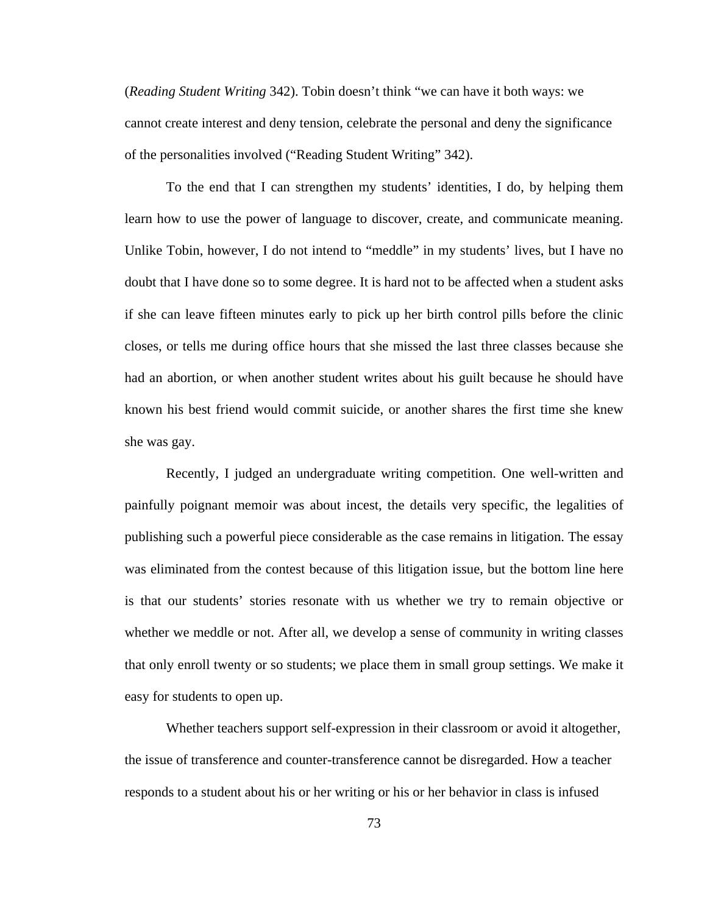(*Reading Student Writing* 342). Tobin doesn't think "we can have it both ways: we cannot create interest and deny tension, celebrate the personal and deny the significance of the personalities involved ("Reading Student Writing" 342).

To the end that I can strengthen my students' identities, I do, by helping them learn how to use the power of language to discover, create, and communicate meaning. Unlike Tobin, however, I do not intend to "meddle" in my students' lives, but I have no doubt that I have done so to some degree. It is hard not to be affected when a student asks if she can leave fifteen minutes early to pick up her birth control pills before the clinic closes, or tells me during office hours that she missed the last three classes because she had an abortion, or when another student writes about his guilt because he should have known his best friend would commit suicide, or another shares the first time she knew she was gay.

Recently, I judged an undergraduate writing competition. One well-written and painfully poignant memoir was about incest, the details very specific, the legalities of publishing such a powerful piece considerable as the case remains in litigation. The essay was eliminated from the contest because of this litigation issue, but the bottom line here is that our students' stories resonate with us whether we try to remain objective or whether we meddle or not. After all, we develop a sense of community in writing classes that only enroll twenty or so students; we place them in small group settings. We make it easy for students to open up.

Whether teachers support self-expression in their classroom or avoid it altogether, the issue of transference and counter-transference cannot be disregarded. How a teacher responds to a student about his or her writing or his or her behavior in class is infused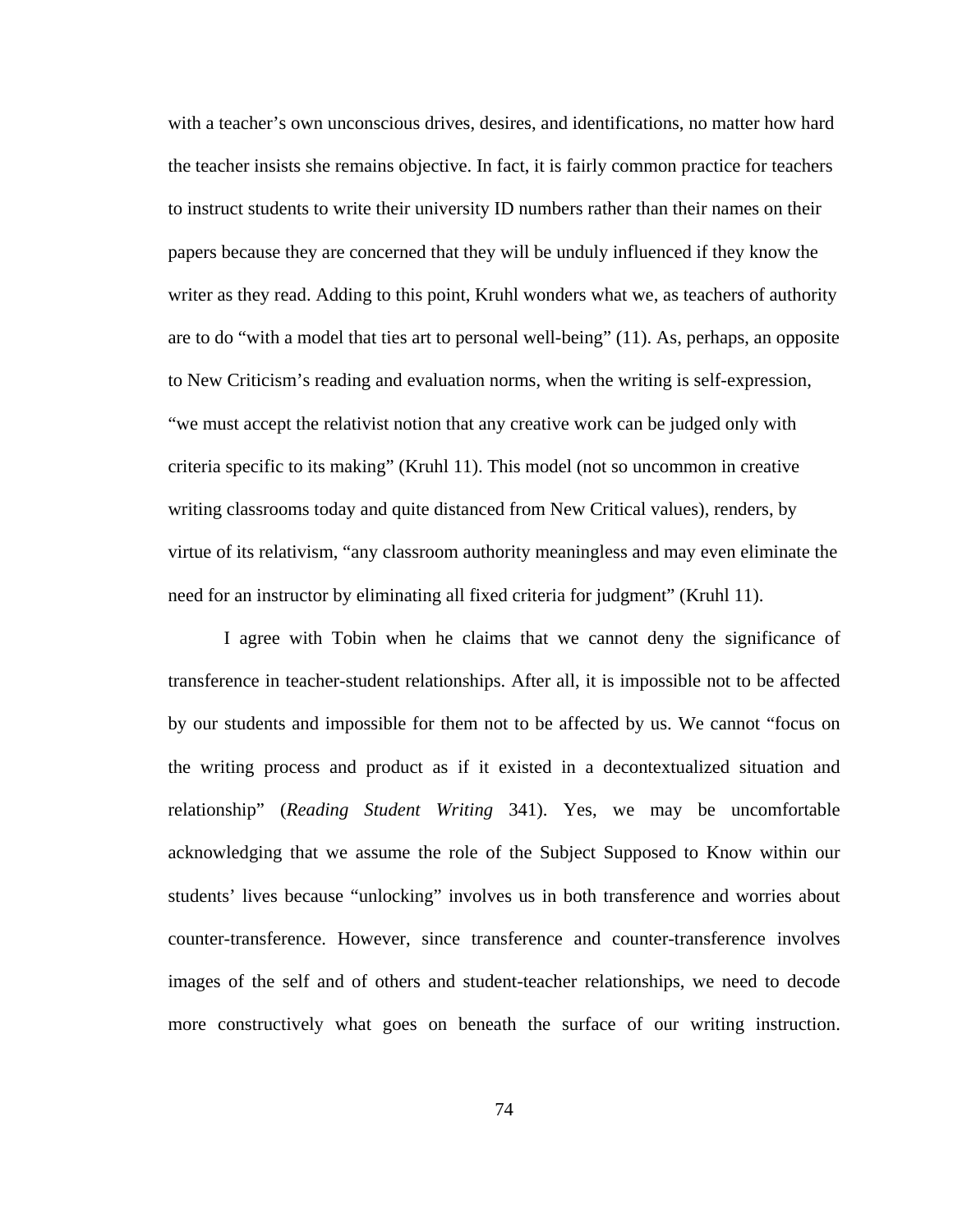with a teacher's own unconscious drives, desires, and identifications, no matter how hard the teacher insists she remains objective. In fact, it is fairly common practice for teachers to instruct students to write their university ID numbers rather than their names on their papers because they are concerned that they will be unduly influenced if they know the writer as they read. Adding to this point, Kruhl wonders what we, as teachers of authority are to do "with a model that ties art to personal well-being" (11). As, perhaps, an opposite to New Criticism's reading and evaluation norms, when the writing is self-expression, "we must accept the relativist notion that any creative work can be judged only with criteria specific to its making" (Kruhl 11). This model (not so uncommon in creative writing classrooms today and quite distanced from New Critical values), renders, by virtue of its relativism, "any classroom authority meaningless and may even eliminate the need for an instructor by eliminating all fixed criteria for judgment" (Kruhl 11).

I agree with Tobin when he claims that we cannot deny the significance of transference in teacher-student relationships. After all, it is impossible not to be affected by our students and impossible for them not to be affected by us. We cannot "focus on the writing process and product as if it existed in a decontextualized situation and relationship" (*Reading Student Writing* 341). Yes, we may be uncomfortable acknowledging that we assume the role of the Subject Supposed to Know within our students' lives because "unlocking" involves us in both transference and worries about counter-transference. However, since transference and counter-transference involves images of the self and of others and student-teacher relationships, we need to decode more constructively what goes on beneath the surface of our writing instruction.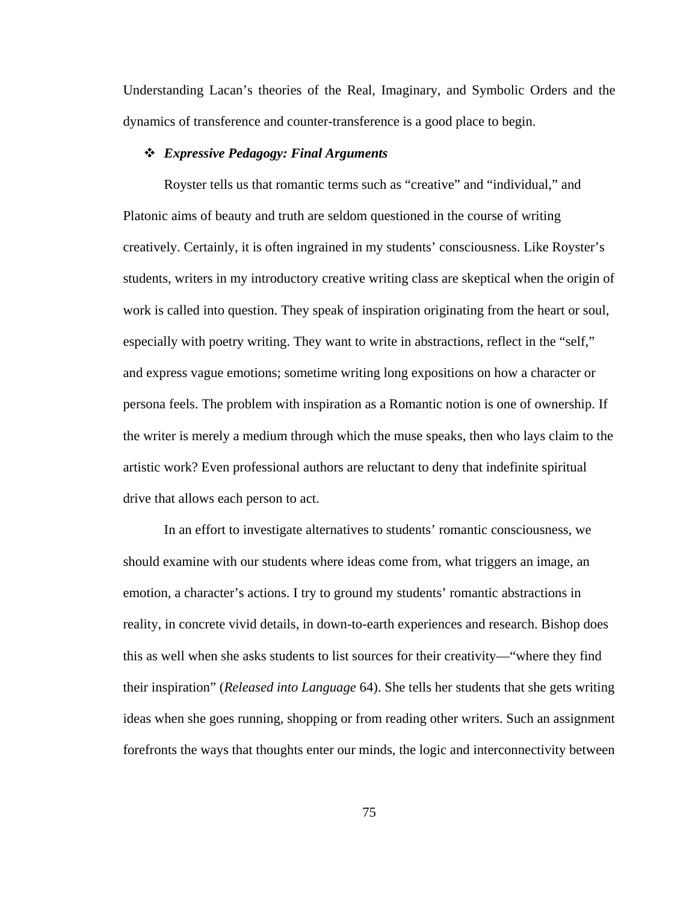Understanding Lacan’s theories of the Real, Imaginary, and Symbolic Orders and the dynamics of transference and counter-transference is a good place to begin.

### ❖ *Expressive Pedagogy: Final Arguments*

Royster tells us that romantic terms such as “creative” and “individual,” and Platonic aims of beauty and truth are seldom questioned in the course of writing creatively. Certainly, it is often ingrained in my students’ consciousness. Like Royster’s students, writers in my introductory creative writing class are skeptical when the origin of work is called into question. They speak of inspiration originating from the heart or soul, especially with poetry writing. They want to write in abstractions, reflect in the “self,” and express vague emotions; sometime writing long expositions on how a character or persona feels. The problem with inspiration as a Romantic notion is one of ownership. If the writer is merely a medium through which the muse speaks, then who lays claim to the artistic work? Even professional authors are reluctant to deny that indefinite spiritual drive that allows each person to act.

In an effort to investigate alternatives to students’ romantic consciousness, we should examine with our students where ideas come from, what triggers an image, an emotion, a character’s actions. I try to ground my students’ romantic abstractions in reality, in concrete vivid details, in down-to-earth experiences and research. Bishop does this as well when she asks students to list sources for their creativity—“where they find their inspiration” (*Released into Language* 64). She tells her students that she gets writing ideas when she goes running, shopping or from reading other writers. Such an assignment forefronts the ways that thoughts enter our minds, the logic and interconnectivity between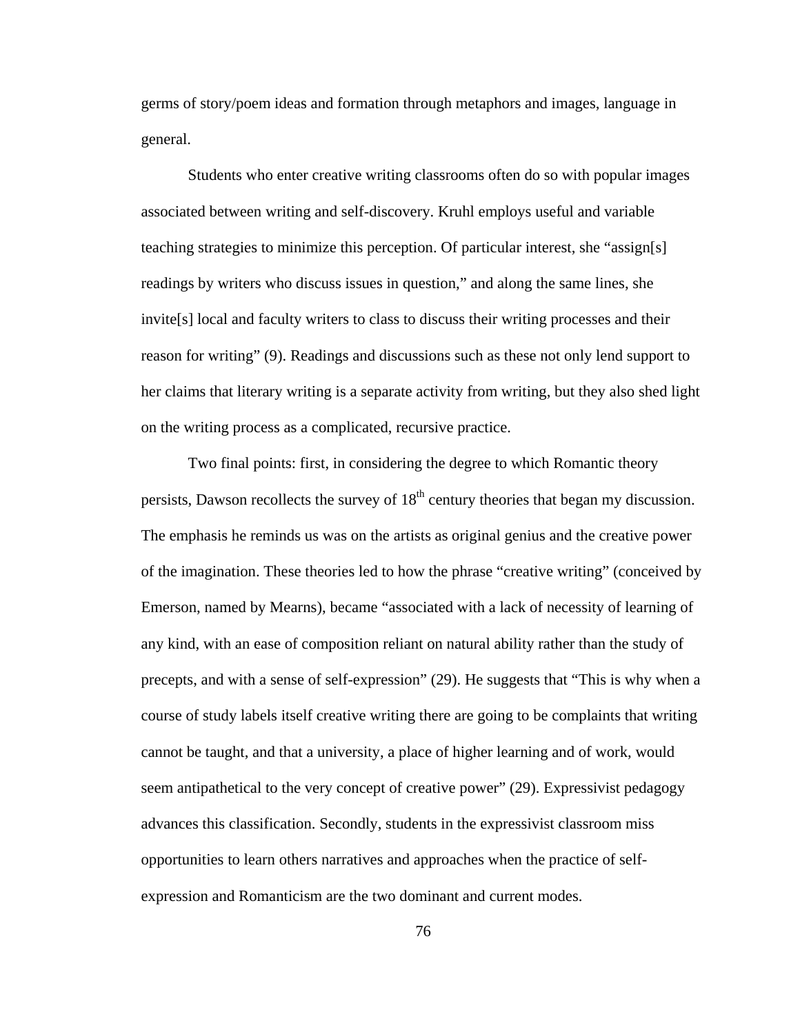germs of story/poem ideas and formation through metaphors and images, language in general.

Students who enter creative writing classrooms often do so with popular images associated between writing and self-discovery. Kruhl employs useful and variable teaching strategies to minimize this perception. Of particular interest, she "assign[s] readings by writers who discuss issues in question," and along the same lines, she invite[s] local and faculty writers to class to discuss their writing processes and their reason for writing" (9). Readings and discussions such as these not only lend support to her claims that literary writing is a separate activity from writing, but they also shed light on the writing process as a complicated, recursive practice.

Two final points: first, in considering the degree to which Romantic theory persists, Dawson recollects the survey of 18th century theories that began my discussion. The emphasis he reminds us was on the artists as original genius and the creative power of the imagination. These theories led to how the phrase "creative writing" (conceived by Emerson, named by Mearns), became "associated with a lack of necessity of learning of any kind, with an ease of composition reliant on natural ability rather than the study of precepts, and with a sense of self-expression" (29). He suggests that "This is why when a course of study labels itself creative writing there are going to be complaints that writing cannot be taught, and that a university, a place of higher learning and of work, would seem antipathetical to the very concept of creative power" (29). Expressivist pedagogy advances this classification. Secondly, students in the expressivist classroom miss opportunities to learn others narratives and approaches when the practice of self-expression and Romanticism are the two dominant and current modes.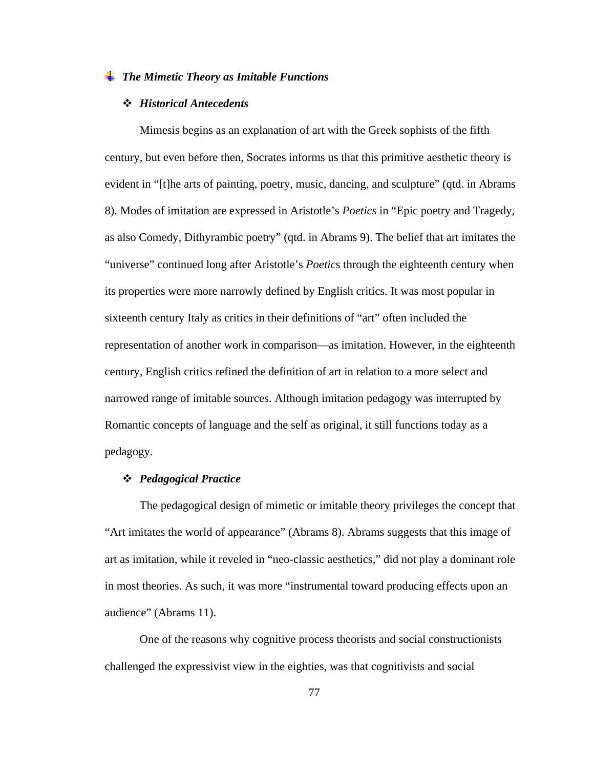## *The Mimetic Theory as Imitable Functions*

### *Historical Antecedents*

Mimesis begins as an explanation of art with the Greek sophists of the fifth century, but even before then, Socrates informs us that this primitive aesthetic theory is evident in "[t]he arts of painting, poetry, music, dancing, and sculpture" (qtd. in Abrams 8). Modes of imitation are expressed in Aristotle's *Poetics* in "Epic poetry and Tragedy, as also Comedy, Dithyrambic poetry" (qtd. in Abrams 9). The belief that art imitates the "universe" continued long after Aristotle's *Poetic*s through the eighteenth century when its properties were more narrowly defined by English critics. It was most popular in sixteenth century Italy as critics in their definitions of "art" often included the representation of another work in comparison—as imitation. However, in the eighteenth century, English critics refined the definition of art in relation to a more select and narrowed range of imitable sources. Although imitation pedagogy was interrupted by Romantic concepts of language and the self as original, it still functions today as a pedagogy.

### *Pedagogical Practice*

The pedagogical design of mimetic or imitable theory privileges the concept that "Art imitates the world of appearance" (Abrams 8). Abrams suggests that this image of art as imitation, while it reveled in "neo-classic aesthetics," did not play a dominant role in most theories. As such, it was more "instrumental toward producing effects upon an audience" (Abrams 11).

One of the reasons why cognitive process theorists and social constructionists challenged the expressivist view in the eighties, was that cognitivists and social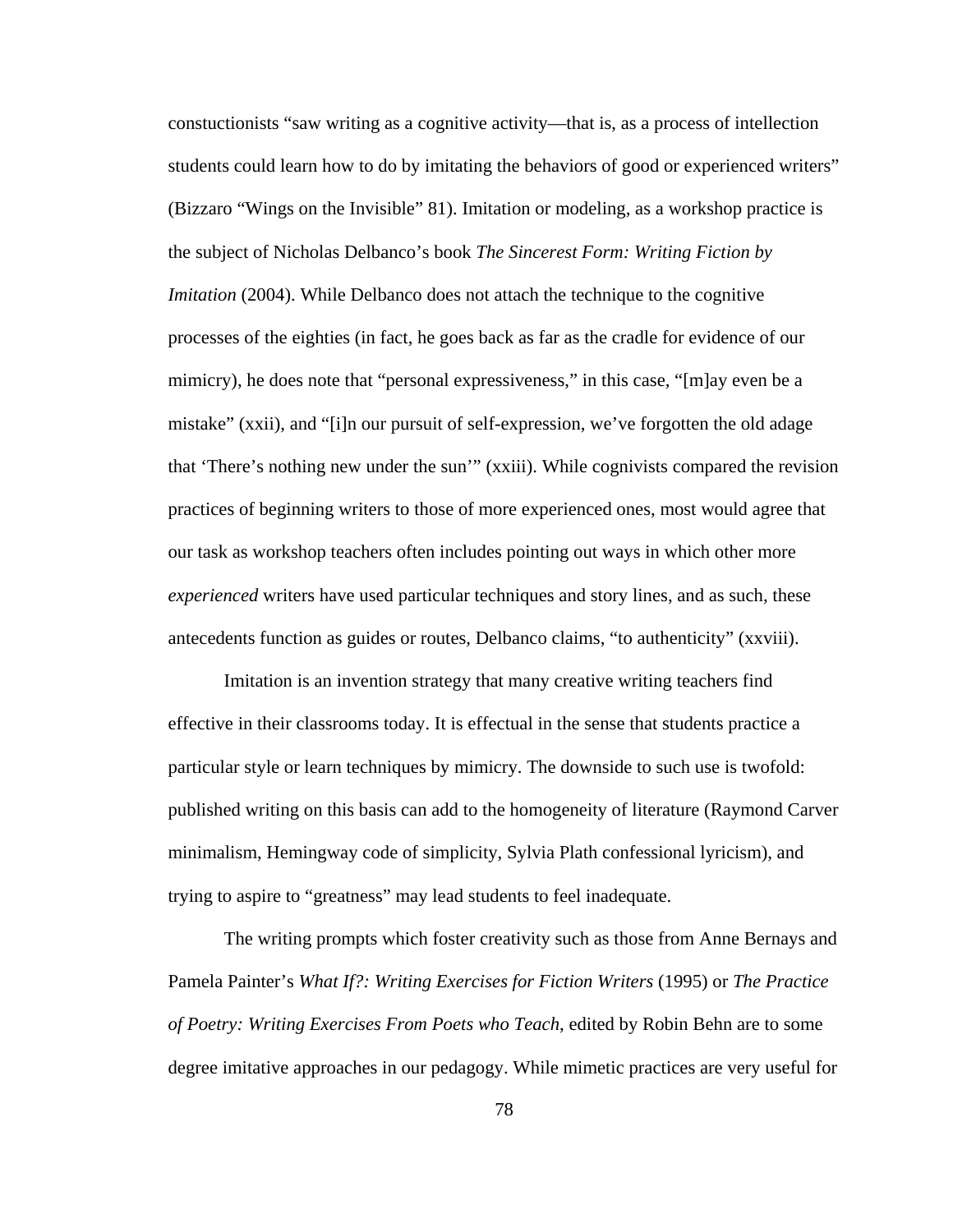constuctionists “saw writing as a cognitive activity—that is, as a process of intellection students could learn how to do by imitating the behaviors of good or experienced writers” (Bizzaro “Wings on the Invisible” 81). Imitation or modeling, as a workshop practice is the subject of Nicholas Delbanco’s book *The Sincerest Form: Writing Fiction by Imitation* (2004). While Delbanco does not attach the technique to the cognitive processes of the eighties (in fact, he goes back as far as the cradle for evidence of our mimicry), he does note that “personal expressiveness,” in this case, “[m]ay even be a mistake” (xxii), and “[i]n our pursuit of self-expression, we’ve forgotten the old adage that ‘There’s nothing new under the sun’” (xxiii). While cognivists compared the revision practices of beginning writers to those of more experienced ones, most would agree that our task as workshop teachers often includes pointing out ways in which other more *experienced* writers have used particular techniques and story lines, and as such, these antecedents function as guides or routes, Delbanco claims, “to authenticity” (xxviii).

Imitation is an invention strategy that many creative writing teachers find effective in their classrooms today. It is effectual in the sense that students practice a particular style or learn techniques by mimicry. The downside to such use is twofold: published writing on this basis can add to the homogeneity of literature (Raymond Carver minimalism, Hemingway code of simplicity, Sylvia Plath confessional lyricism), and trying to aspire to “greatness” may lead students to feel inadequate.

The writing prompts which foster creativity such as those from Anne Bernays and Pamela Painter’s *What If?: Writing Exercises for Fiction Writers* (1995) or *The Practice of Poetry: Writing Exercises From Poets who Teach*, edited by Robin Behn are to some degree imitative approaches in our pedagogy. While mimetic practices are very useful for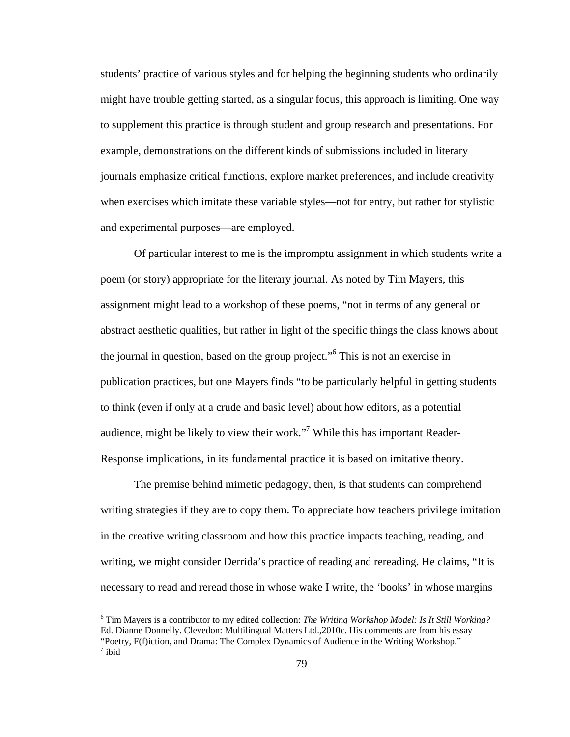students' practice of various styles and for helping the beginning students who ordinarily might have trouble getting started, as a singular focus, this approach is limiting. One way to supplement this practice is through student and group research and presentations. For example, demonstrations on the different kinds of submissions included in literary journals emphasize critical functions, explore market preferences, and include creativity when exercises which imitate these variable styles—not for entry, but rather for stylistic and experimental purposes—are employed.

Of particular interest to me is the impromptu assignment in which students write a poem (or story) appropriate for the literary journal. As noted by Tim Mayers, this assignment might lead to a workshop of these poems, "not in terms of any general or abstract aesthetic qualities, but rather in light of the specific things the class knows about the journal in question, based on the group project."[6] This is not an exercise in publication practices, but one Mayers finds "to be particularly helpful in getting students to think (even if only at a crude and basic level) about how editors, as a potential audience, might be likely to view their work."[7] While this has important Reader-Response implications, in its fundamental practice it is based on imitative theory.

The premise behind mimetic pedagogy, then, is that students can comprehend writing strategies if they are to copy them. To appreciate how teachers privilege imitation in the creative writing classroom and how this practice impacts teaching, reading, and writing, we might consider Derrida's practice of reading and rereading. He claims, "It is necessary to read and reread those in whose wake I write, the 'books' in whose margins

---

[6] Tim Mayers is a contributor to my edited collection: *The Writing Workshop Model: Is It Still Working?* Ed. Dianne Donnelly. Clevedon: Multilingual Matters Ltd.,2010c. His comments are from his essay "Poetry, F(f)iction, and Drama: The Complex Dynamics of Audience in the Writing Workshop."

[7] ibid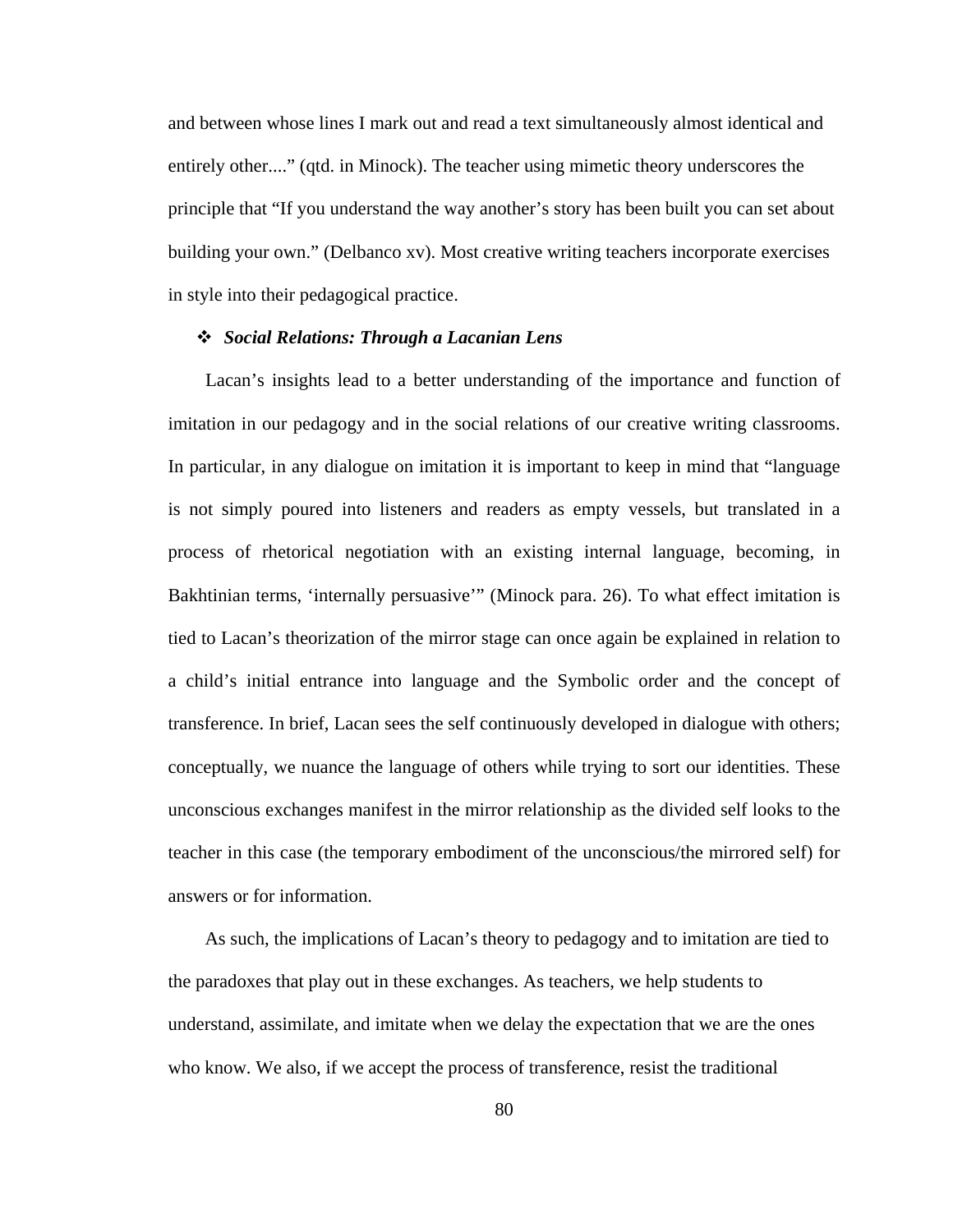and between whose lines I mark out and read a text simultaneously almost identical and entirely other...." (qtd. in Minock). The teacher using mimetic theory underscores the principle that "If you understand the way another's story has been built you can set about building your own." (Delbanco xv). Most creative writing teachers incorporate exercises in style into their pedagogical practice.

❖ ***Social Relations: Through a Lacanian Lens***

Lacan's insights lead to a better understanding of the importance and function of imitation in our pedagogy and in the social relations of our creative writing classrooms. In particular, in any dialogue on imitation it is important to keep in mind that "language is not simply poured into listeners and readers as empty vessels, but translated in a process of rhetorical negotiation with an existing internal language, becoming, in Bakhtinian terms, 'internally persuasive'" (Minock para. 26). To what effect imitation is tied to Lacan's theorization of the mirror stage can once again be explained in relation to a child's initial entrance into language and the Symbolic order and the concept of transference. In brief, Lacan sees the self continuously developed in dialogue with others; conceptually, we nuance the language of others while trying to sort our identities. These unconscious exchanges manifest in the mirror relationship as the divided self looks to the teacher in this case (the temporary embodiment of the unconscious/the mirrored self) for answers or for information.

As such, the implications of Lacan's theory to pedagogy and to imitation are tied to the paradoxes that play out in these exchanges. As teachers, we help students to understand, assimilate, and imitate when we delay the expectation that we are the ones who know. We also, if we accept the process of transference, resist the traditional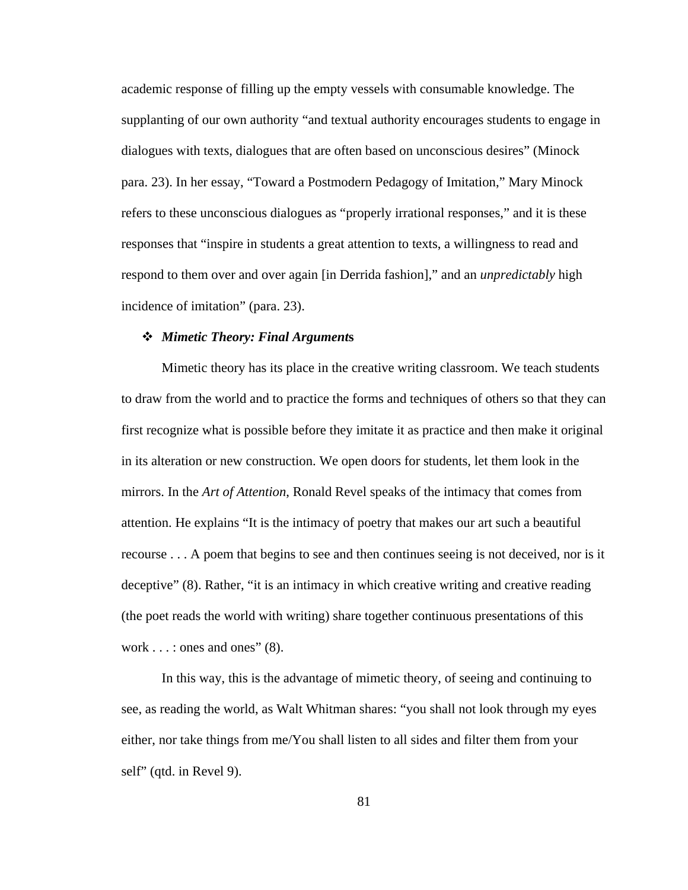academic response of filling up the empty vessels with consumable knowledge. The supplanting of our own authority "and textual authority encourages students to engage in dialogues with texts, dialogues that are often based on unconscious desires" (Minock para. 23). In her essay, "Toward a Postmodern Pedagogy of Imitation," Mary Minock refers to these unconscious dialogues as "properly irrational responses," and it is these responses that "inspire in students a great attention to texts, a willingness to read and respond to them over and over again [in Derrida fashion]," and an *unpredictably* high incidence of imitation" (para. 23).

### ❖ *Mimetic Theory: Final Arguments*

Mimetic theory has its place in the creative writing classroom. We teach students to draw from the world and to practice the forms and techniques of others so that they can first recognize what is possible before they imitate it as practice and then make it original in its alteration or new construction. We open doors for students, let them look in the mirrors. In the *Art of Attention*, Ronald Revel speaks of the intimacy that comes from attention. He explains "It is the intimacy of poetry that makes our art such a beautiful recourse . . . A poem that begins to see and then continues seeing is not deceived, nor is it deceptive" (8). Rather, "it is an intimacy in which creative writing and creative reading (the poet reads the world with writing) share together continuous presentations of this work . . . : ones and ones" (8).

In this way, this is the advantage of mimetic theory, of seeing and continuing to see, as reading the world, as Walt Whitman shares: "you shall not look through my eyes either, nor take things from me/You shall listen to all sides and filter them from your self" (qtd. in Revel 9).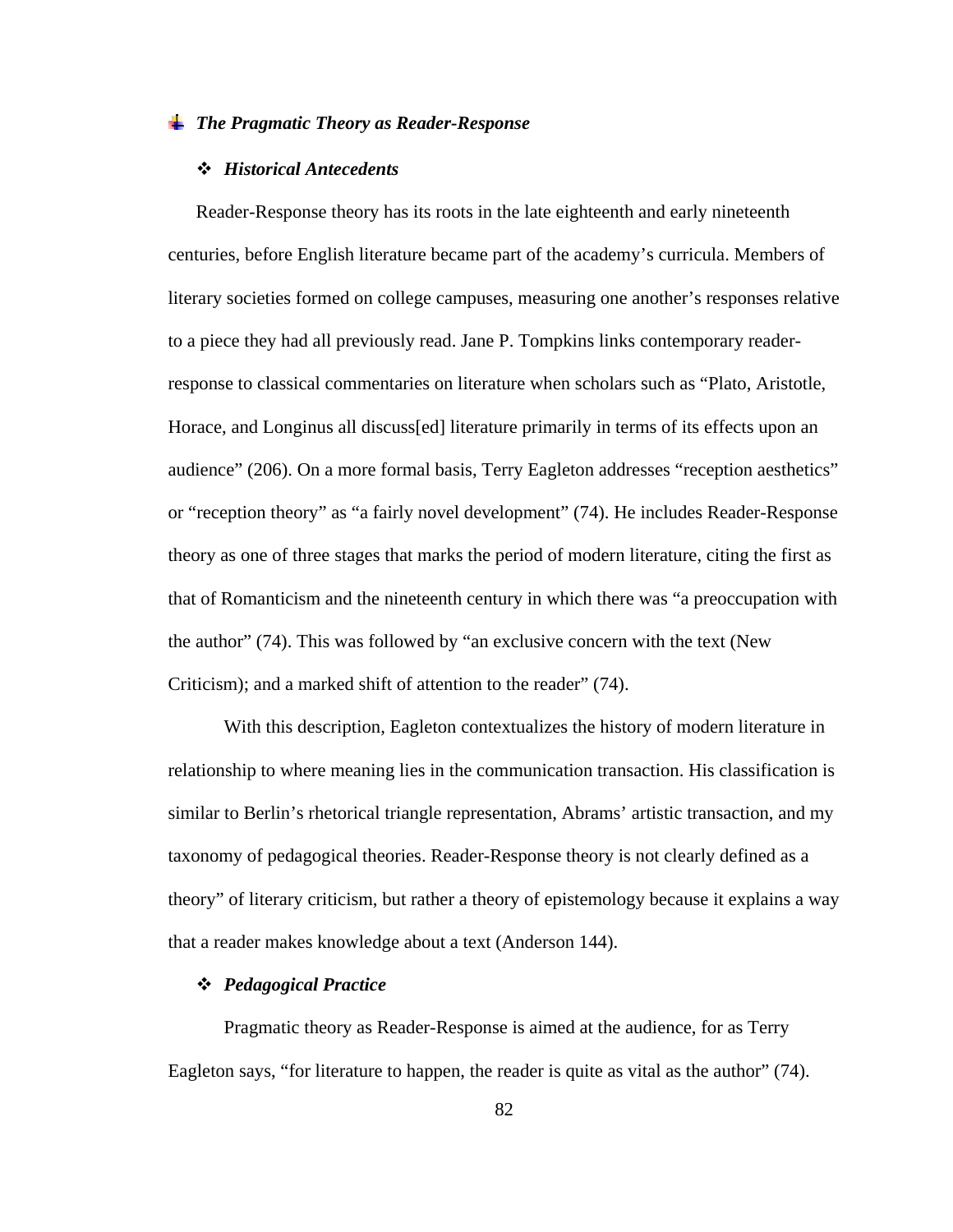### *The Pragmatic Theory as Reader-Response*

#### *Historical Antecedents*

Reader-Response theory has its roots in the late eighteenth and early nineteenth centuries, before English literature became part of the academy's curricula. Members of literary societies formed on college campuses, measuring one another's responses relative to a piece they had all previously read. Jane P. Tompkins links contemporary reader-response to classical commentaries on literature when scholars such as "Plato, Aristotle, Horace, and Longinus all discuss[ed] literature primarily in terms of its effects upon an audience" (206). On a more formal basis, Terry Eagleton addresses "reception aesthetics" or "reception theory" as "a fairly novel development" (74). He includes Reader-Response theory as one of three stages that marks the period of modern literature, citing the first as that of Romanticism and the nineteenth century in which there was "a preoccupation with the author" (74). This was followed by "an exclusive concern with the text (New Criticism); and a marked shift of attention to the reader" (74).

With this description, Eagleton contextualizes the history of modern literature in relationship to where meaning lies in the communication transaction. His classification is similar to Berlin's rhetorical triangle representation, Abrams' artistic transaction, and my taxonomy of pedagogical theories. Reader-Response theory is not clearly defined as a theory" of literary criticism, but rather a theory of epistemology because it explains a way that a reader makes knowledge about a text (Anderson 144).

#### *Pedagogical Practice*

Pragmatic theory as Reader-Response is aimed at the audience, for as Terry Eagleton says, "for literature to happen, the reader is quite as vital as the author" (74).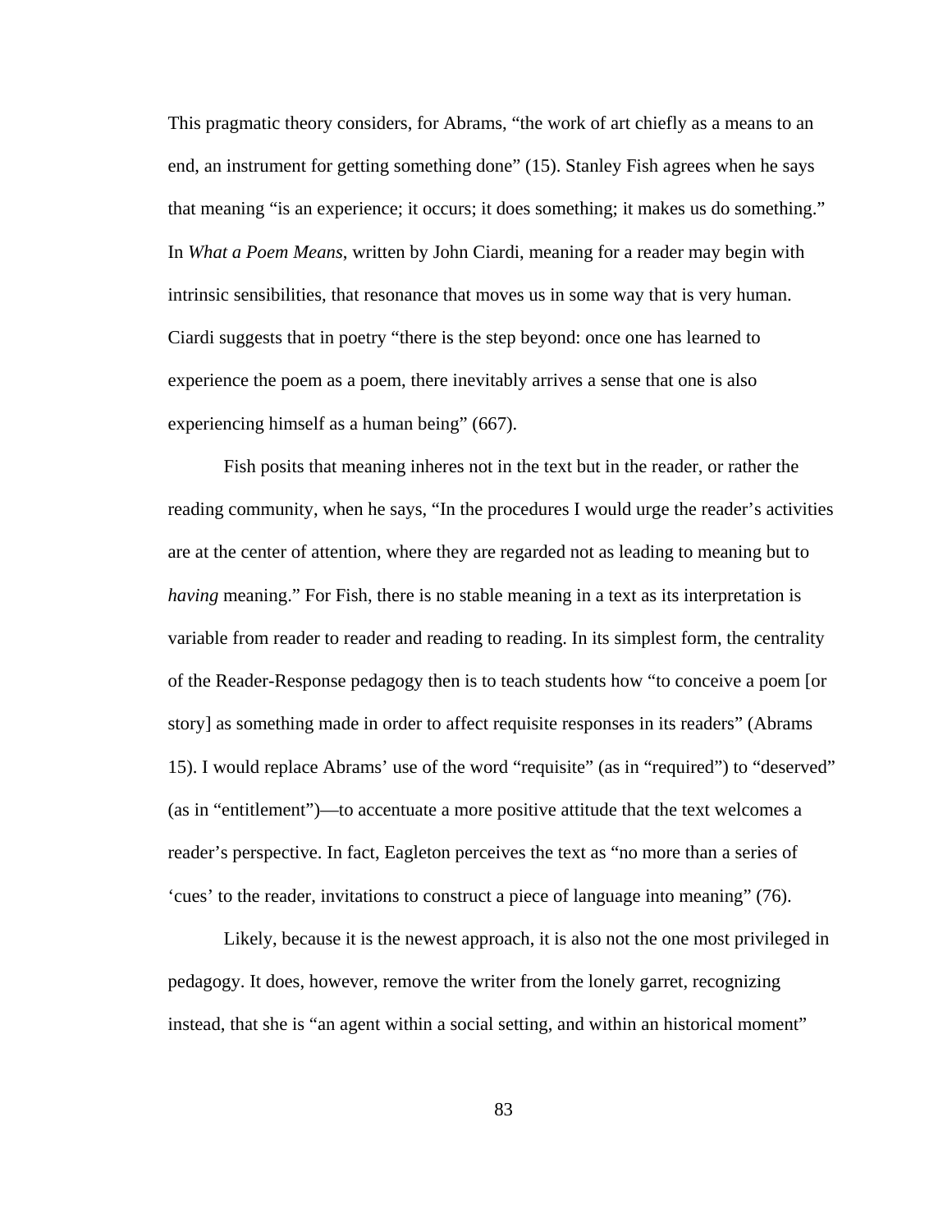This pragmatic theory considers, for Abrams, "the work of art chiefly as a means to an end, an instrument for getting something done" (15). Stanley Fish agrees when he says that meaning "is an experience; it occurs; it does something; it makes us do something." In *What a Poem Means*, written by John Ciardi, meaning for a reader may begin with intrinsic sensibilities, that resonance that moves us in some way that is very human. Ciardi suggests that in poetry "there is the step beyond: once one has learned to experience the poem as a poem, there inevitably arrives a sense that one is also experiencing himself as a human being" (667).

Fish posits that meaning inheres not in the text but in the reader, or rather the reading community, when he says, "In the procedures I would urge the reader's activities are at the center of attention, where they are regarded not as leading to meaning but to *having* meaning." For Fish, there is no stable meaning in a text as its interpretation is variable from reader to reader and reading to reading. In its simplest form, the centrality of the Reader-Response pedagogy then is to teach students how "to conceive a poem [or story] as something made in order to affect requisite responses in its readers" (Abrams 15). I would replace Abrams' use of the word "requisite" (as in "required") to "deserved" (as in "entitlement")—to accentuate a more positive attitude that the text welcomes a reader's perspective. In fact, Eagleton perceives the text as "no more than a series of 'cues' to the reader, invitations to construct a piece of language into meaning" (76).

Likely, because it is the newest approach, it is also not the one most privileged in pedagogy. It does, however, remove the writer from the lonely garret, recognizing instead, that she is "an agent within a social setting, and within an historical moment"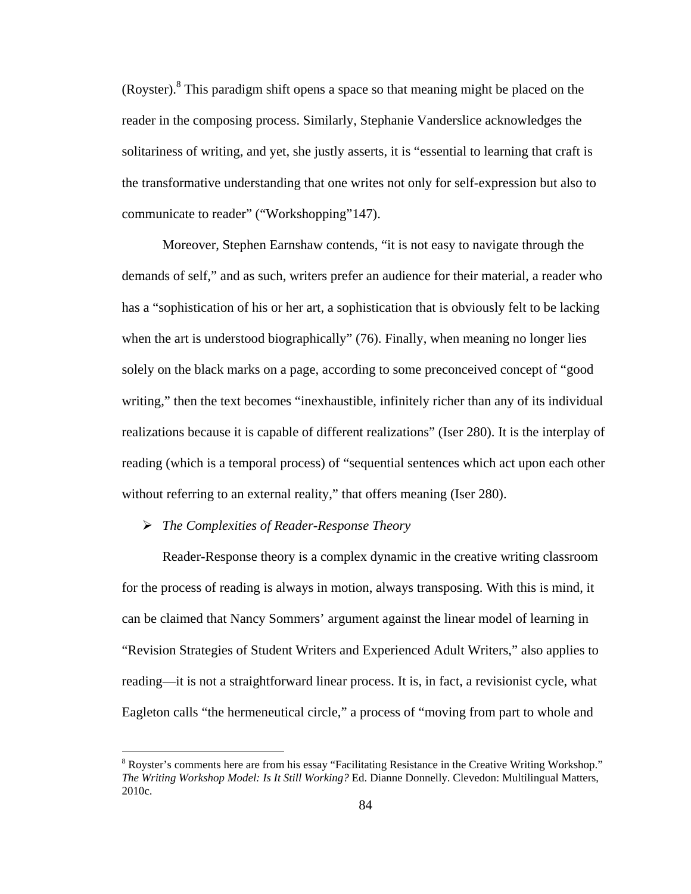(Royster).[8] This paradigm shift opens a space so that meaning might be placed on the reader in the composing process. Similarly, Stephanie Vanderslice acknowledges the solitariness of writing, and yet, she justly asserts, it is "essential to learning that craft is the transformative understanding that one writes not only for self-expression but also to communicate to reader" ("Workshopping"147).

Moreover, Stephen Earnshaw contends, "it is not easy to navigate through the demands of self," and as such, writers prefer an audience for their material, a reader who has a "sophistication of his or her art, a sophistication that is obviously felt to be lacking when the art is understood biographically" (76). Finally, when meaning no longer lies solely on the black marks on a page, according to some preconceived concept of "good writing," then the text becomes "inexhaustible, infinitely richer than any of its individual realizations because it is capable of different realizations" (Iser 280). It is the interplay of reading (which is a temporal process) of "sequential sentences which act upon each other without referring to an external reality," that offers meaning (Iser 280).

- *The Complexities of Reader-Response Theory*

Reader-Response theory is a complex dynamic in the creative writing classroom for the process of reading is always in motion, always transposing. With this is mind, it can be claimed that Nancy Sommers' argument against the linear model of learning in "Revision Strategies of Student Writers and Experienced Adult Writers," also applies to reading—it is not a straightforward linear process. It is, in fact, a revisionist cycle, what Eagleton calls "the hermeneutical circle," a process of "moving from part to whole and

[8] Royster's comments here are from his essay "Facilitating Resistance in the Creative Writing Workshop." *The Writing Workshop Model: Is It Still Working?* Ed. Dianne Donnelly. Clevedon: Multilingual Matters, 2010c.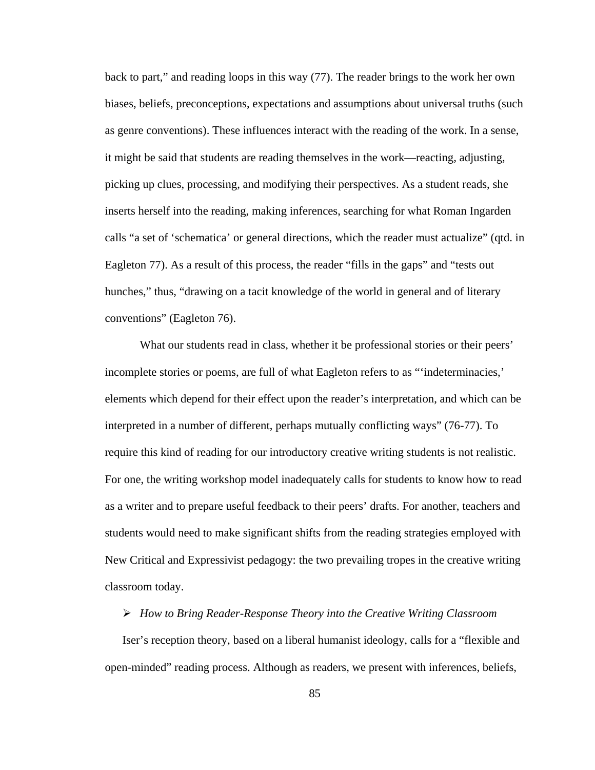back to part," and reading loops in this way (77). The reader brings to the work her own biases, beliefs, preconceptions, expectations and assumptions about universal truths (such as genre conventions). These influences interact with the reading of the work. In a sense, it might be said that students are reading themselves in the work—reacting, adjusting, picking up clues, processing, and modifying their perspectives. As a student reads, she inserts herself into the reading, making inferences, searching for what Roman Ingarden calls "a set of 'schematica' or general directions, which the reader must actualize" (qtd. in Eagleton 77). As a result of this process, the reader "fills in the gaps" and "tests out hunches," thus, "drawing on a tacit knowledge of the world in general and of literary conventions" (Eagleton 76).

What our students read in class, whether it be professional stories or their peers' incomplete stories or poems, are full of what Eagleton refers to as "'indeterminacies,' elements which depend for their effect upon the reader's interpretation, and which can be interpreted in a number of different, perhaps mutually conflicting ways" (76-77). To require this kind of reading for our introductory creative writing students is not realistic. For one, the writing workshop model inadequately calls for students to know how to read as a writer and to prepare useful feedback to their peers' drafts. For another, teachers and students would need to make significant shifts from the reading strategies employed with New Critical and Expressivist pedagogy: the two prevailing tropes in the creative writing classroom today.

- *How to Bring Reader-Response Theory into the Creative Writing Classroom*

Iser's reception theory, based on a liberal humanist ideology, calls for a "flexible and open-minded" reading process. Although as readers, we present with inferences, beliefs,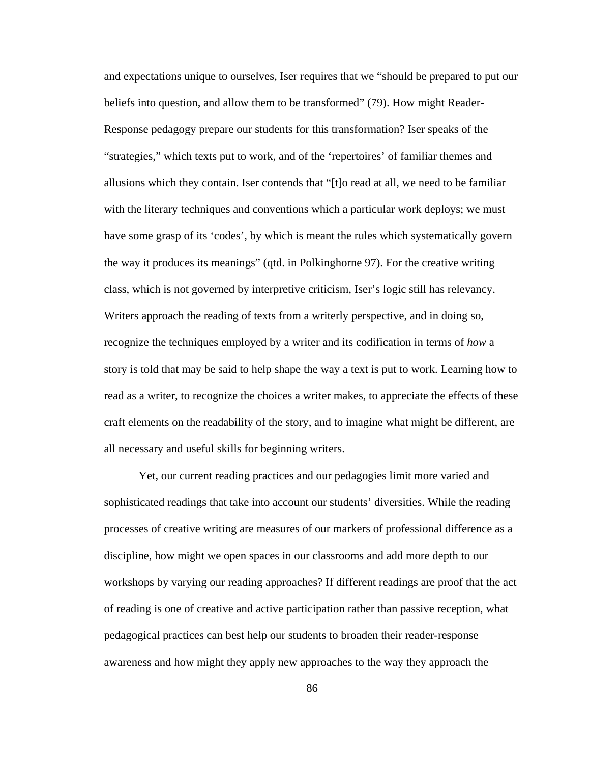and expectations unique to ourselves, Iser requires that we "should be prepared to put our beliefs into question, and allow them to be transformed" (79). How might Reader-Response pedagogy prepare our students for this transformation? Iser speaks of the "strategies," which texts put to work, and of the 'repertoires' of familiar themes and allusions which they contain. Iser contends that "[t]o read at all, we need to be familiar with the literary techniques and conventions which a particular work deploys; we must have some grasp of its 'codes', by which is meant the rules which systematically govern the way it produces its meanings" (qtd. in Polkinghorne 97). For the creative writing class, which is not governed by interpretive criticism, Iser's logic still has relevancy. Writers approach the reading of texts from a writerly perspective, and in doing so, recognize the techniques employed by a writer and its codification in terms of *how* a story is told that may be said to help shape the way a text is put to work. Learning how to read as a writer, to recognize the choices a writer makes, to appreciate the effects of these craft elements on the readability of the story, and to imagine what might be different, are all necessary and useful skills for beginning writers.

Yet, our current reading practices and our pedagogies limit more varied and sophisticated readings that take into account our students' diversities. While the reading processes of creative writing are measures of our markers of professional difference as a discipline, how might we open spaces in our classrooms and add more depth to our workshops by varying our reading approaches? If different readings are proof that the act of reading is one of creative and active participation rather than passive reception, what pedagogical practices can best help our students to broaden their reader-response awareness and how might they apply new approaches to the way they approach the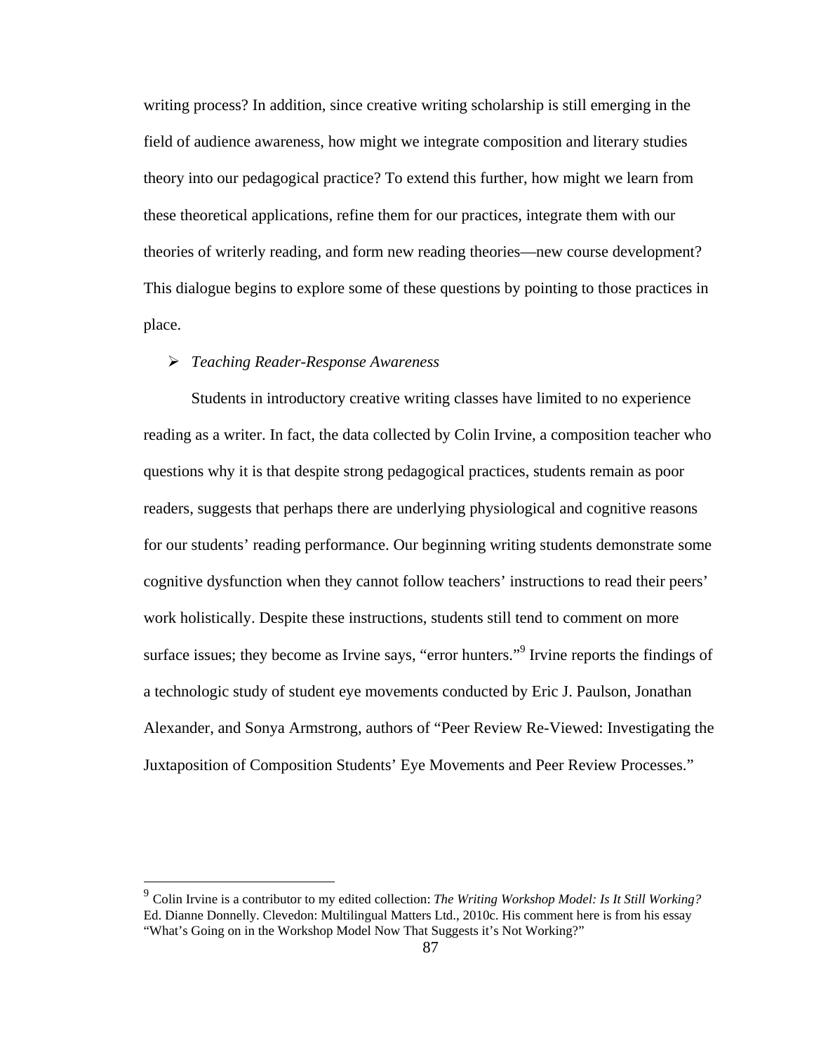writing process? In addition, since creative writing scholarship is still emerging in the field of audience awareness, how might we integrate composition and literary studies theory into our pedagogical practice? To extend this further, how might we learn from these theoretical applications, refine them for our practices, integrate them with our theories of writerly reading, and form new reading theories—new course development? This dialogue begins to explore some of these questions by pointing to those practices in place.

- *Teaching Reader-Response Awareness*

Students in introductory creative writing classes have limited to no experience reading as a writer. In fact, the data collected by Colin Irvine, a composition teacher who questions why it is that despite strong pedagogical practices, students remain as poor readers, suggests that perhaps there are underlying physiological and cognitive reasons for our students' reading performance. Our beginning writing students demonstrate some cognitive dysfunction when they cannot follow teachers' instructions to read their peers' work holistically. Despite these instructions, students still tend to comment on more surface issues; they become as Irvine says, "error hunters."[9] Irvine reports the findings of a technologic study of student eye movements conducted by Eric J. Paulson, Jonathan Alexander, and Sonya Armstrong, authors of "Peer Review Re-Viewed: Investigating the Juxtaposition of Composition Students' Eye Movements and Peer Review Processes."

---

[9] Colin Irvine is a contributor to my edited collection: *The Writing Workshop Model: Is It Still Working?* Ed. Dianne Donnelly. Clevedon: Multilingual Matters Ltd., 2010c. His comment here is from his essay "What's Going on in the Workshop Model Now That Suggests it's Not Working?"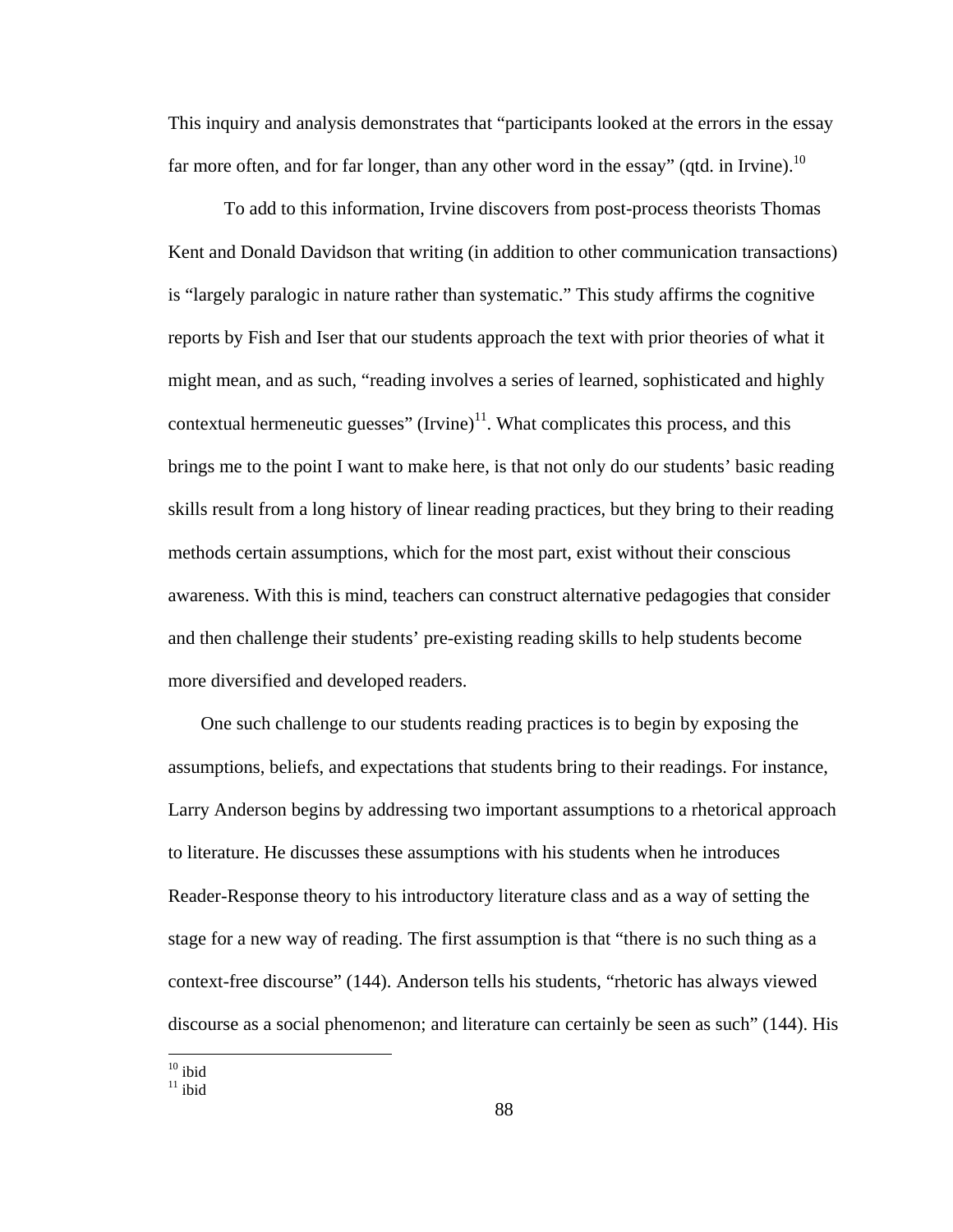This inquiry and analysis demonstrates that "participants looked at the errors in the essay far more often, and for far longer, than any other word in the essay" (qtd. in Irvine).[10]

To add to this information, Irvine discovers from post-process theorists Thomas Kent and Donald Davidson that writing (in addition to other communication transactions) is "largely paralogic in nature rather than systematic." This study affirms the cognitive reports by Fish and Iser that our students approach the text with prior theories of what it might mean, and as such, "reading involves a series of learned, sophisticated and highly contextual hermeneutic guesses" (Irvine)[11]. What complicates this process, and this brings me to the point I want to make here, is that not only do our students' basic reading skills result from a long history of linear reading practices, but they bring to their reading methods certain assumptions, which for the most part, exist without their conscious awareness. With this is mind, teachers can construct alternative pedagogies that consider and then challenge their students' pre-existing reading skills to help students become more diversified and developed readers.

One such challenge to our students reading practices is to begin by exposing the assumptions, beliefs, and expectations that students bring to their readings. For instance, Larry Anderson begins by addressing two important assumptions to a rhetorical approach to literature. He discusses these assumptions with his students when he introduces Reader-Response theory to his introductory literature class and as a way of setting the stage for a new way of reading. The first assumption is that "there is no such thing as a context-free discourse" (144). Anderson tells his students, "rhetoric has always viewed discourse as a social phenomenon; and literature can certainly be seen as such" (144). His

[10] ibid

[11] ibid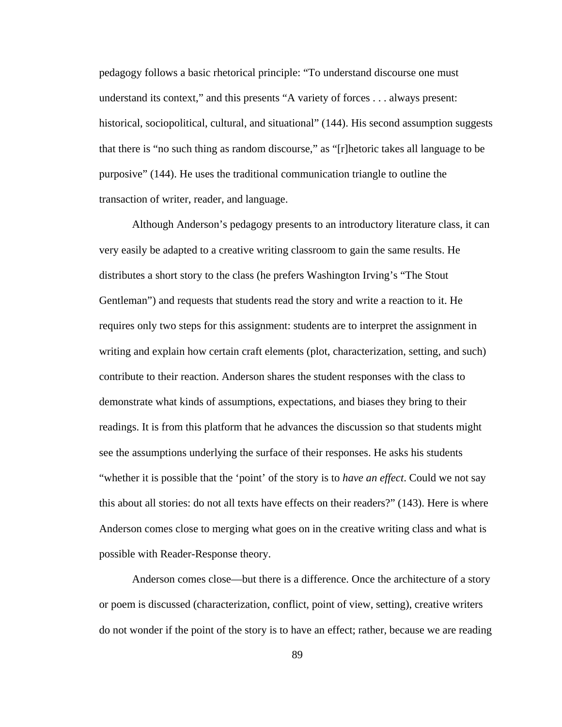pedagogy follows a basic rhetorical principle: "To understand discourse one must understand its context," and this presents "A variety of forces . . . always present: historical, sociopolitical, cultural, and situational" (144). His second assumption suggests that there is "no such thing as random discourse," as "[r]hetoric takes all language to be purposive" (144). He uses the traditional communication triangle to outline the transaction of writer, reader, and language.

Although Anderson's pedagogy presents to an introductory literature class, it can very easily be adapted to a creative writing classroom to gain the same results. He distributes a short story to the class (he prefers Washington Irving's "The Stout Gentleman") and requests that students read the story and write a reaction to it. He requires only two steps for this assignment: students are to interpret the assignment in writing and explain how certain craft elements (plot, characterization, setting, and such) contribute to their reaction. Anderson shares the student responses with the class to demonstrate what kinds of assumptions, expectations, and biases they bring to their readings. It is from this platform that he advances the discussion so that students might see the assumptions underlying the surface of their responses. He asks his students "whether it is possible that the 'point' of the story is to *have an effect*. Could we not say this about all stories: do not all texts have effects on their readers?" (143). Here is where Anderson comes close to merging what goes on in the creative writing class and what is possible with Reader-Response theory.

Anderson comes close—but there is a difference. Once the architecture of a story or poem is discussed (characterization, conflict, point of view, setting), creative writers do not wonder if the point of the story is to have an effect; rather, because we are reading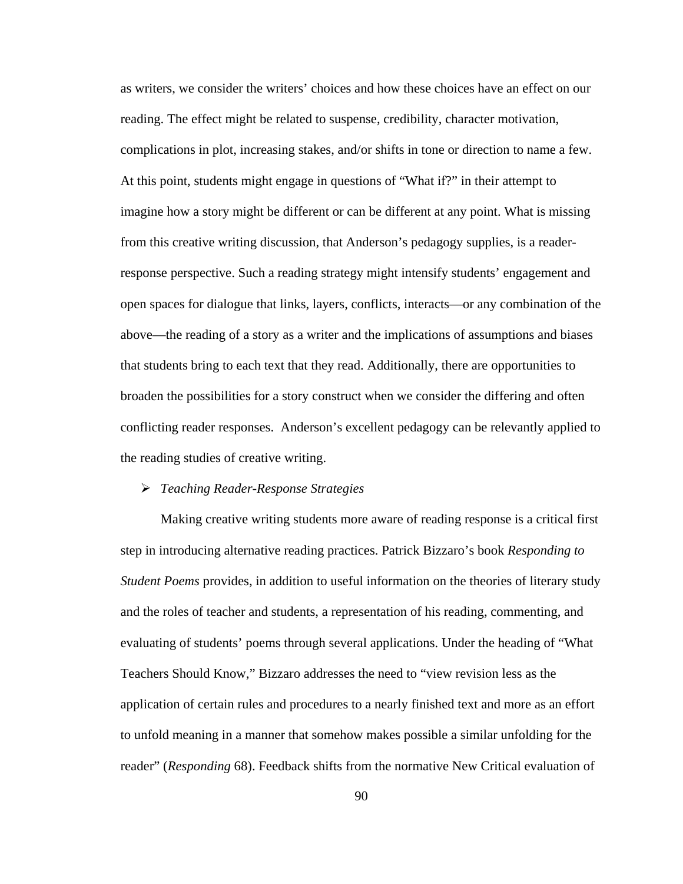as writers, we consider the writers' choices and how these choices have an effect on our reading. The effect might be related to suspense, credibility, character motivation, complications in plot, increasing stakes, and/or shifts in tone or direction to name a few. At this point, students might engage in questions of "What if?" in their attempt to imagine how a story might be different or can be different at any point. What is missing from this creative writing discussion, that Anderson's pedagogy supplies, is a reader-response perspective. Such a reading strategy might intensify students' engagement and open spaces for dialogue that links, layers, conflicts, interacts—or any combination of the above—the reading of a story as a writer and the implications of assumptions and biases that students bring to each text that they read. Additionally, there are opportunities to broaden the possibilities for a story construct when we consider the differing and often conflicting reader responses.  Anderson's excellent pedagogy can be relevantly applied to the reading studies of creative writing.

- *Teaching Reader-Response Strategies*

Making creative writing students more aware of reading response is a critical first step in introducing alternative reading practices. Patrick Bizzaro's book *Responding to Student Poems* provides, in addition to useful information on the theories of literary study and the roles of teacher and students, a representation of his reading, commenting, and evaluating of students' poems through several applications. Under the heading of "What Teachers Should Know," Bizzaro addresses the need to "view revision less as the application of certain rules and procedures to a nearly finished text and more as an effort to unfold meaning in a manner that somehow makes possible a similar unfolding for the reader" (*Responding* 68). Feedback shifts from the normative New Critical evaluation of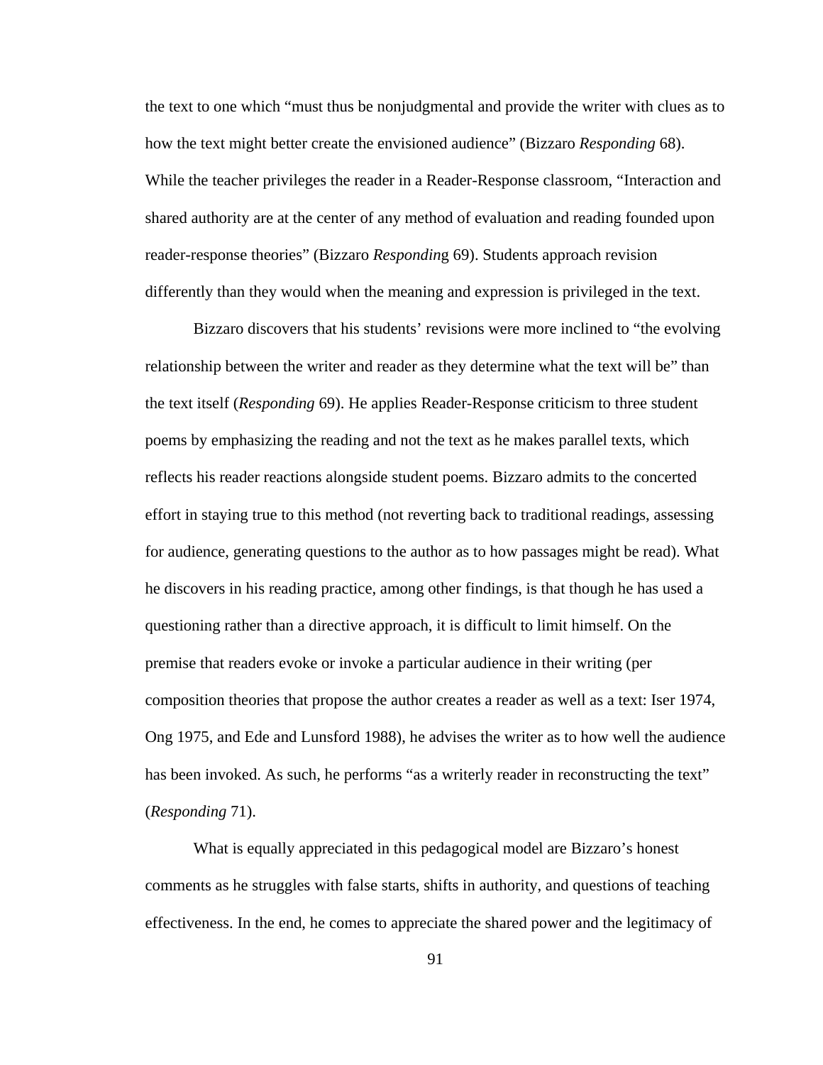the text to one which "must thus be nonjudgmental and provide the writer with clues as to how the text might better create the envisioned audience" (Bizzaro *Responding* 68). While the teacher privileges the reader in a Reader-Response classroom, "Interaction and shared authority are at the center of any method of evaluation and reading founded upon reader-response theories" (Bizzaro *Responding* 69). Students approach revision differently than they would when the meaning and expression is privileged in the text.

Bizzaro discovers that his students' revisions were more inclined to "the evolving relationship between the writer and reader as they determine what the text will be" than the text itself (*Responding* 69). He applies Reader-Response criticism to three student poems by emphasizing the reading and not the text as he makes parallel texts, which reflects his reader reactions alongside student poems. Bizzaro admits to the concerted effort in staying true to this method (not reverting back to traditional readings, assessing for audience, generating questions to the author as to how passages might be read). What he discovers in his reading practice, among other findings, is that though he has used a questioning rather than a directive approach, it is difficult to limit himself. On the premise that readers evoke or invoke a particular audience in their writing (per composition theories that propose the author creates a reader as well as a text: Iser 1974, Ong 1975, and Ede and Lunsford 1988), he advises the writer as to how well the audience has been invoked. As such, he performs "as a writerly reader in reconstructing the text" (*Responding* 71).

What is equally appreciated in this pedagogical model are Bizzaro's honest comments as he struggles with false starts, shifts in authority, and questions of teaching effectiveness. In the end, he comes to appreciate the shared power and the legitimacy of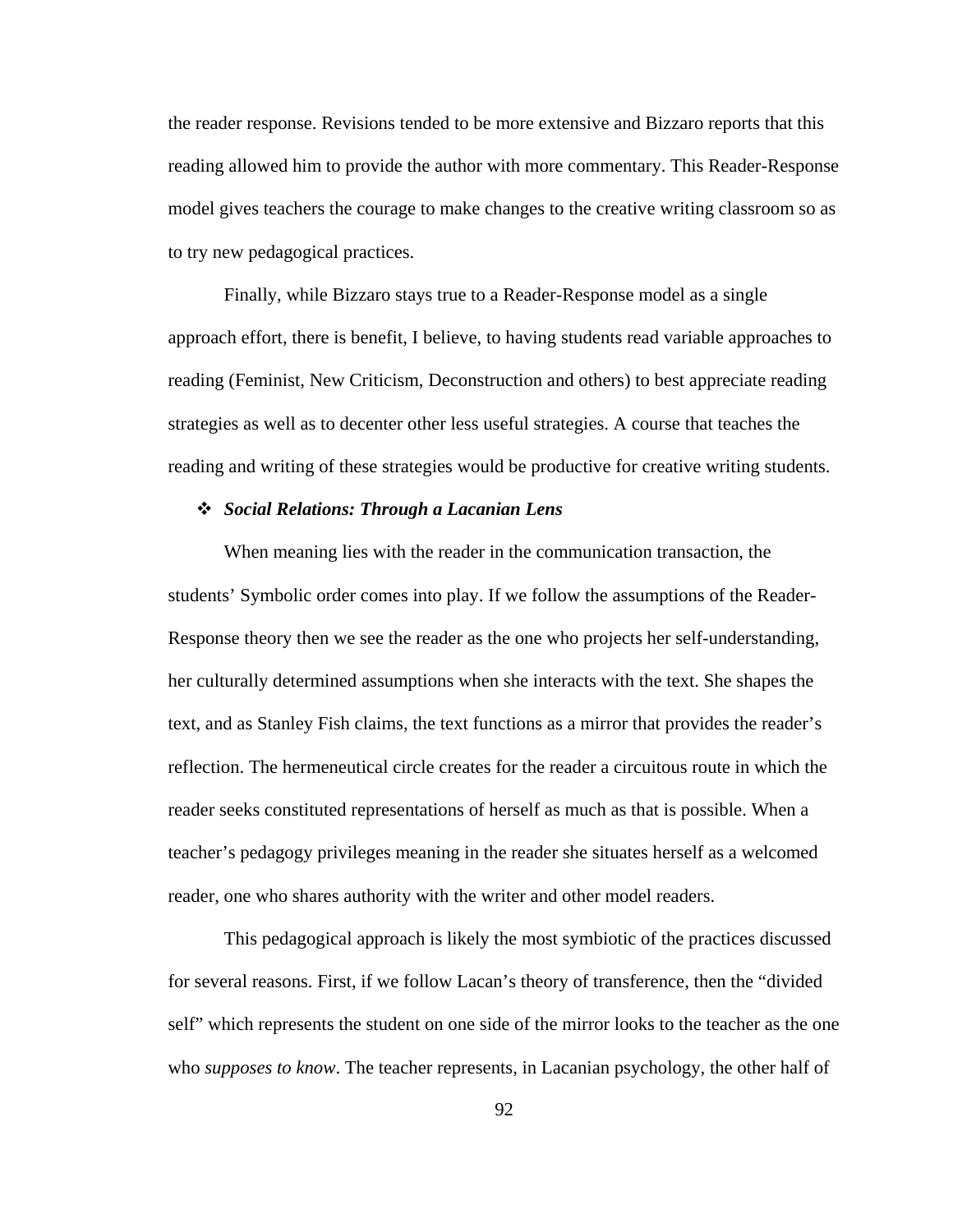the reader response. Revisions tended to be more extensive and Bizzaro reports that this reading allowed him to provide the author with more commentary. This Reader-Response model gives teachers the courage to make changes to the creative writing classroom so as to try new pedagogical practices.

Finally, while Bizzaro stays true to a Reader-Response model as a single approach effort, there is benefit, I believe, to having students read variable approaches to reading (Feminist, New Criticism, Deconstruction and others) to best appreciate reading strategies as well as to decenter other less useful strategies. A course that teaches the reading and writing of these strategies would be productive for creative writing students.

- ***Social Relations: Through a Lacanian Lens***

When meaning lies with the reader in the communication transaction, the students' Symbolic order comes into play. If we follow the assumptions of the Reader-Response theory then we see the reader as the one who projects her self-understanding, her culturally determined assumptions when she interacts with the text. She shapes the text, and as Stanley Fish claims, the text functions as a mirror that provides the reader's reflection. The hermeneutical circle creates for the reader a circuitous route in which the reader seeks constituted representations of herself as much as that is possible. When a teacher's pedagogy privileges meaning in the reader she situates herself as a welcomed reader, one who shares authority with the writer and other model readers.

This pedagogical approach is likely the most symbiotic of the practices discussed for several reasons. First, if we follow Lacan's theory of transference, then the "divided self" which represents the student on one side of the mirror looks to the teacher as the one who *supposes to know*. The teacher represents, in Lacanian psychology, the other half of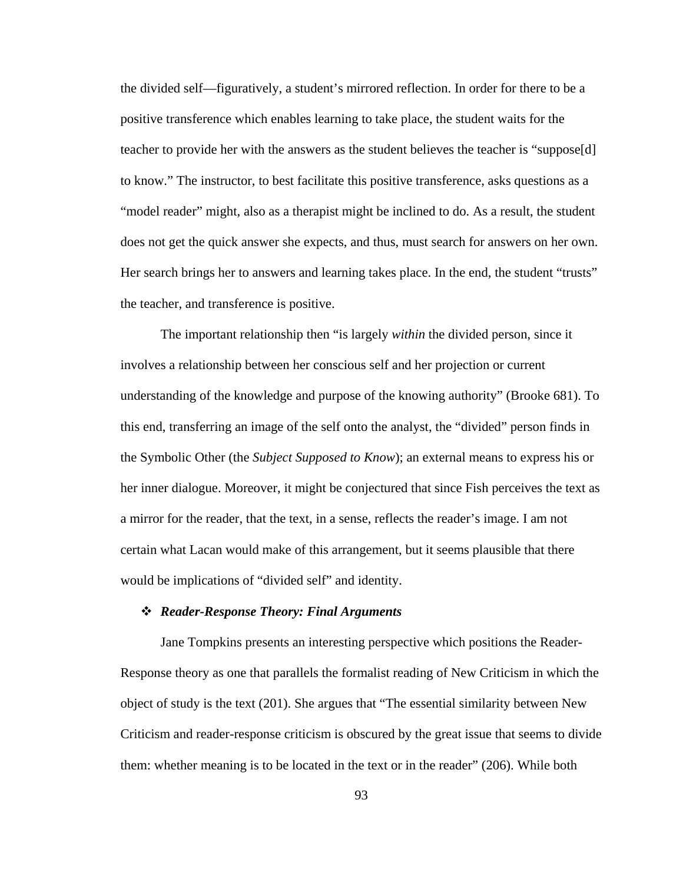the divided self—figuratively, a student's mirrored reflection. In order for there to be a positive transference which enables learning to take place, the student waits for the teacher to provide her with the answers as the student believes the teacher is "suppose[d] to know." The instructor, to best facilitate this positive transference, asks questions as a "model reader" might, also as a therapist might be inclined to do. As a result, the student does not get the quick answer she expects, and thus, must search for answers on her own. Her search brings her to answers and learning takes place. In the end, the student "trusts" the teacher, and transference is positive.

The important relationship then "is largely *within* the divided person, since it involves a relationship between her conscious self and her projection or current understanding of the knowledge and purpose of the knowing authority" (Brooke 681). To this end, transferring an image of the self onto the analyst, the "divided" person finds in the Symbolic Other (the *Subject Supposed to Know*); an external means to express his or her inner dialogue. Moreover, it might be conjectured that since Fish perceives the text as a mirror for the reader, that the text, in a sense, reflects the reader's image. I am not certain what Lacan would make of this arrangement, but it seems plausible that there would be implications of "divided self" and identity.

### ❖ *Reader-Response Theory: Final Arguments*

Jane Tompkins presents an interesting perspective which positions the Reader-Response theory as one that parallels the formalist reading of New Criticism in which the object of study is the text (201). She argues that "The essential similarity between New Criticism and reader-response criticism is obscured by the great issue that seems to divide them: whether meaning is to be located in the text or in the reader" (206). While both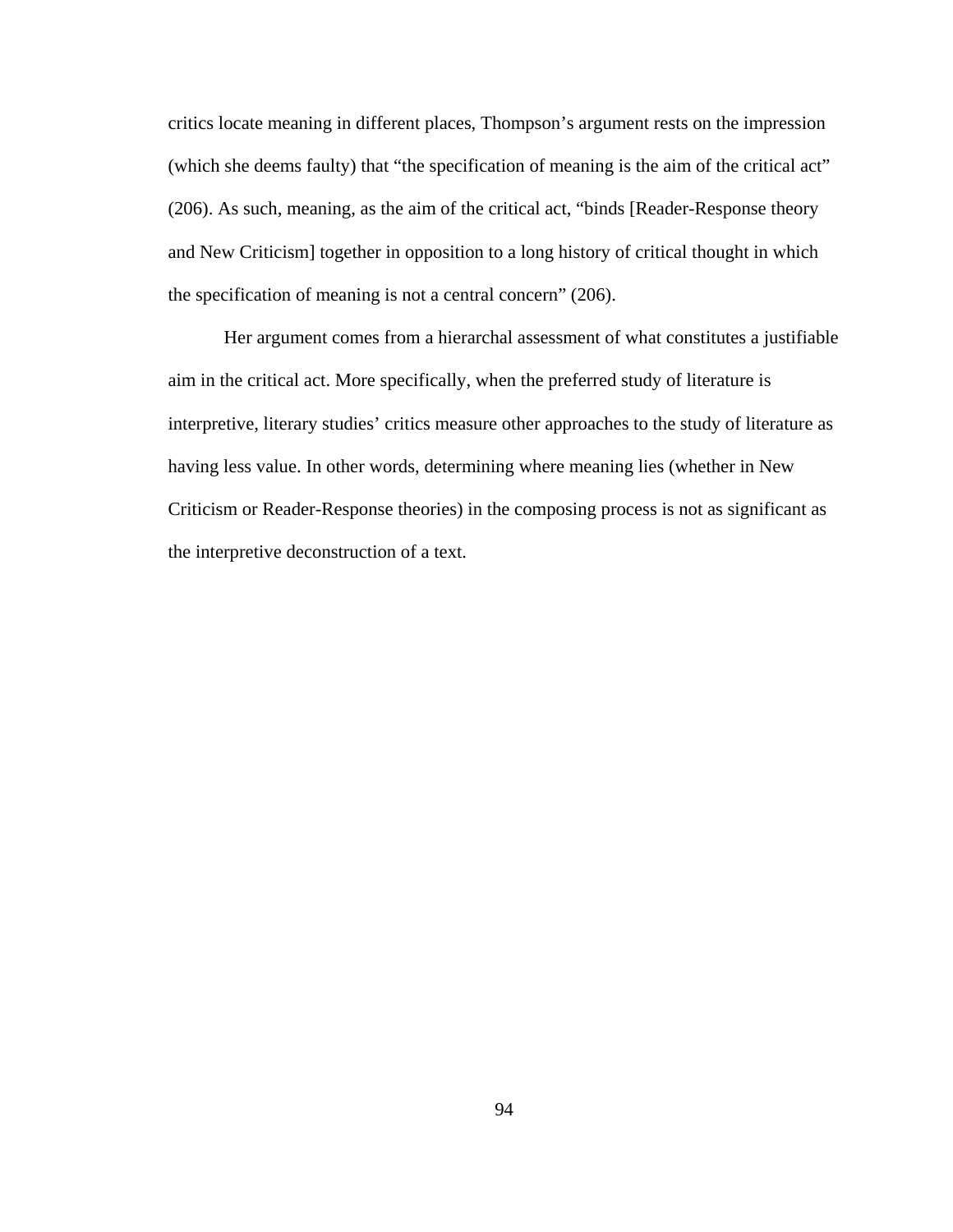critics locate meaning in different places, Thompson's argument rests on the impression (which she deems faulty) that "the specification of meaning is the aim of the critical act" (206). As such, meaning, as the aim of the critical act, "binds [Reader-Response theory and New Criticism] together in opposition to a long history of critical thought in which the specification of meaning is not a central concern" (206).

Her argument comes from a hierarchal assessment of what constitutes a justifiable aim in the critical act. More specifically, when the preferred study of literature is interpretive, literary studies' critics measure other approaches to the study of literature as having less value. In other words, determining where meaning lies (whether in New Criticism or Reader-Response theories) in the composing process is not as significant as the interpretive deconstruction of a text.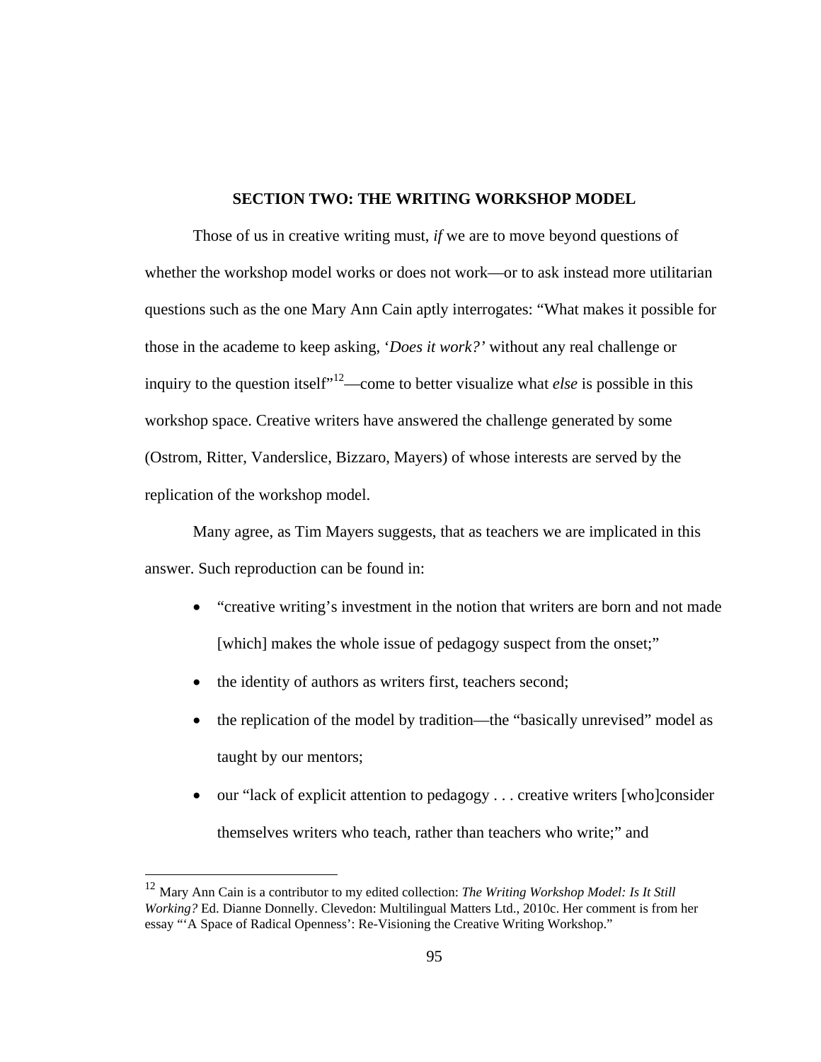## SECTION TWO: THE WRITING WORKSHOP MODEL

Those of us in creative writing must, *if* we are to move beyond questions of whether the workshop model works or does not work—or to ask instead more utilitarian questions such as the one Mary Ann Cain aptly interrogates: "What makes it possible for those in the academe to keep asking, '*Does it work?'* without any real challenge or inquiry to the question itself"[12]—come to better visualize what *else* is possible in this workshop space. Creative writers have answered the challenge generated by some (Ostrom, Ritter, Vanderslice, Bizzaro, Mayers) of whose interests are served by the replication of the workshop model.

Many agree, as Tim Mayers suggests, that as teachers we are implicated in this answer. Such reproduction can be found in:

- "creative writing's investment in the notion that writers are born and not made [which] makes the whole issue of pedagogy suspect from the onset;"
- the identity of authors as writers first, teachers second;
- the replication of the model by tradition—the "basically unrevised" model as taught by our mentors;
- our "lack of explicit attention to pedagogy . . . creative writers [who]consider themselves writers who teach, rather than teachers who write;" and

[12] Mary Ann Cain is a contributor to my edited collection: *The Writing Workshop Model: Is It Still Working?* Ed. Dianne Donnelly. Clevedon: Multilingual Matters Ltd., 2010c. Her comment is from her essay "'A Space of Radical Openness': Re-Visioning the Creative Writing Workshop."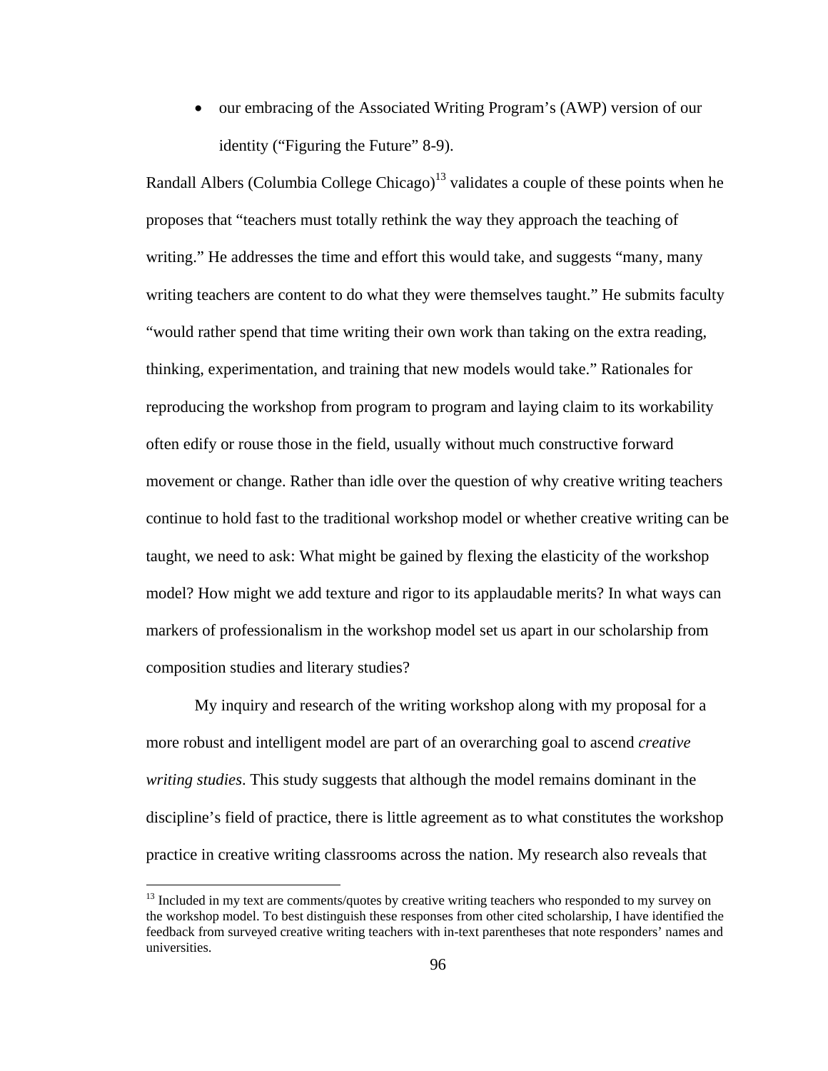- our embracing of the Associated Writing Program's (AWP) version of our identity ("Figuring the Future" 8-9).

Randall Albers (Columbia College Chicago)[13] validates a couple of these points when he proposes that "teachers must totally rethink the way they approach the teaching of writing." He addresses the time and effort this would take, and suggests "many, many writing teachers are content to do what they were themselves taught." He submits faculty "would rather spend that time writing their own work than taking on the extra reading, thinking, experimentation, and training that new models would take." Rationales for reproducing the workshop from program to program and laying claim to its workability often edify or rouse those in the field, usually without much constructive forward movement or change. Rather than idle over the question of why creative writing teachers continue to hold fast to the traditional workshop model or whether creative writing can be taught, we need to ask: What might be gained by flexing the elasticity of the workshop model? How might we add texture and rigor to its applaudable merits? In what ways can markers of professionalism in the workshop model set us apart in our scholarship from composition studies and literary studies?

My inquiry and research of the writing workshop along with my proposal for a more robust and intelligent model are part of an overarching goal to ascend *creative writing studies*. This study suggests that although the model remains dominant in the discipline's field of practice, there is little agreement as to what constitutes the workshop practice in creative writing classrooms across the nation. My research also reveals that

[13] Included in my text are comments/quotes by creative writing teachers who responded to my survey on the workshop model. To best distinguish these responses from other cited scholarship, I have identified the feedback from surveyed creative writing teachers with in-text parentheses that note responders' names and universities.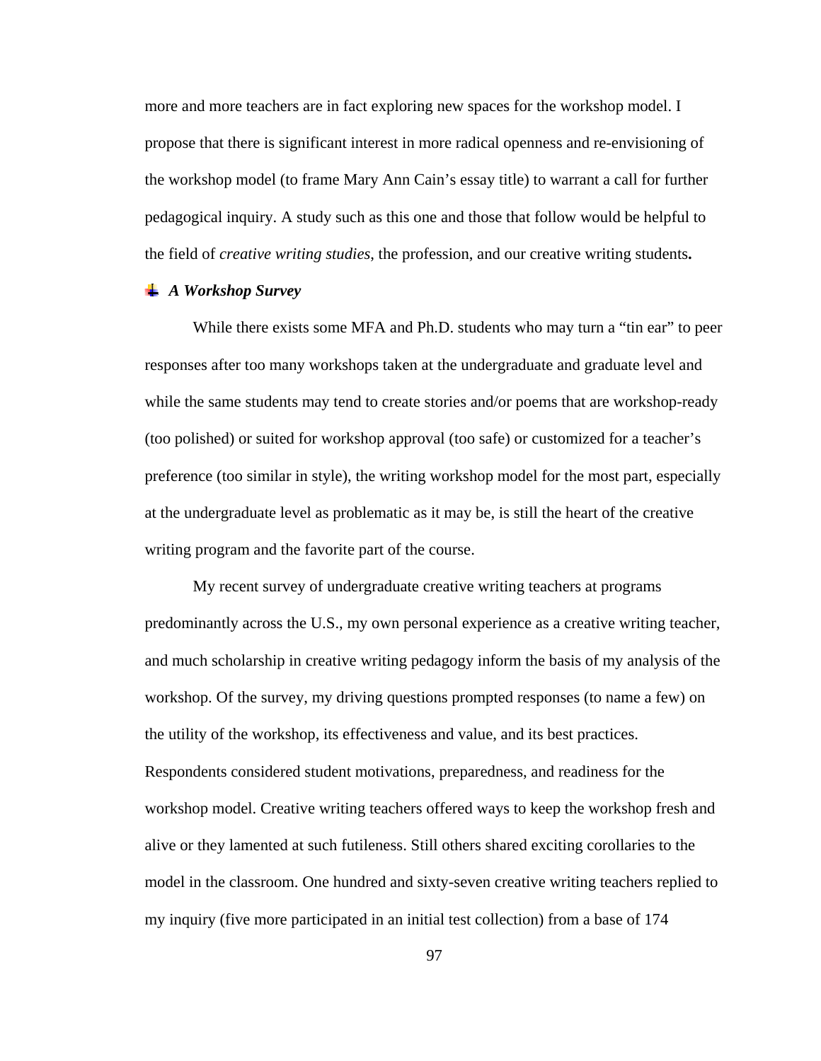more and more teachers are in fact exploring new spaces for the workshop model. I propose that there is significant interest in more radical openness and re-envisioning of the workshop model (to frame Mary Ann Cain's essay title) to warrant a call for further pedagogical inquiry. A study such as this one and those that follow would be helpful to the field of *creative writing studies*, the profession, and our creative writing students**.**

### *A Workshop Survey*

While there exists some MFA and Ph.D. students who may turn a "tin ear" to peer responses after too many workshops taken at the undergraduate and graduate level and while the same students may tend to create stories and/or poems that are workshop-ready (too polished) or suited for workshop approval (too safe) or customized for a teacher's preference (too similar in style), the writing workshop model for the most part, especially at the undergraduate level as problematic as it may be, is still the heart of the creative writing program and the favorite part of the course.

My recent survey of undergraduate creative writing teachers at programs predominantly across the U.S., my own personal experience as a creative writing teacher, and much scholarship in creative writing pedagogy inform the basis of my analysis of the workshop. Of the survey, my driving questions prompted responses (to name a few) on the utility of the workshop, its effectiveness and value, and its best practices. Respondents considered student motivations, preparedness, and readiness for the workshop model. Creative writing teachers offered ways to keep the workshop fresh and alive or they lamented at such futileness. Still others shared exciting corollaries to the model in the classroom. One hundred and sixty-seven creative writing teachers replied to my inquiry (five more participated in an initial test collection) from a base of 174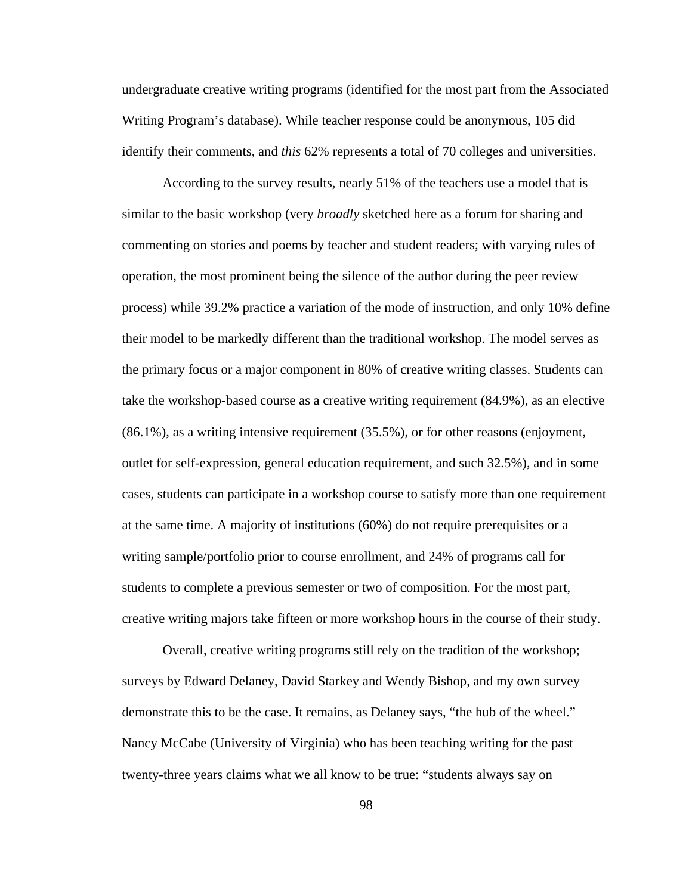undergraduate creative writing programs (identified for the most part from the Associated Writing Program's database). While teacher response could be anonymous, 105 did identify their comments, and *this* 62% represents a total of 70 colleges and universities.

According to the survey results, nearly 51% of the teachers use a model that is similar to the basic workshop (very *broadly* sketched here as a forum for sharing and commenting on stories and poems by teacher and student readers; with varying rules of operation, the most prominent being the silence of the author during the peer review process) while 39.2% practice a variation of the mode of instruction, and only 10% define their model to be markedly different than the traditional workshop. The model serves as the primary focus or a major component in 80% of creative writing classes. Students can take the workshop-based course as a creative writing requirement (84.9%), as an elective (86.1%), as a writing intensive requirement (35.5%), or for other reasons (enjoyment, outlet for self-expression, general education requirement, and such 32.5%), and in some cases, students can participate in a workshop course to satisfy more than one requirement at the same time. A majority of institutions (60%) do not require prerequisites or a writing sample/portfolio prior to course enrollment, and 24% of programs call for students to complete a previous semester or two of composition. For the most part, creative writing majors take fifteen or more workshop hours in the course of their study.

Overall, creative writing programs still rely on the tradition of the workshop; surveys by Edward Delaney, David Starkey and Wendy Bishop, and my own survey demonstrate this to be the case. It remains, as Delaney says, "the hub of the wheel." Nancy McCabe (University of Virginia) who has been teaching writing for the past twenty-three years claims what we all know to be true: "students always say on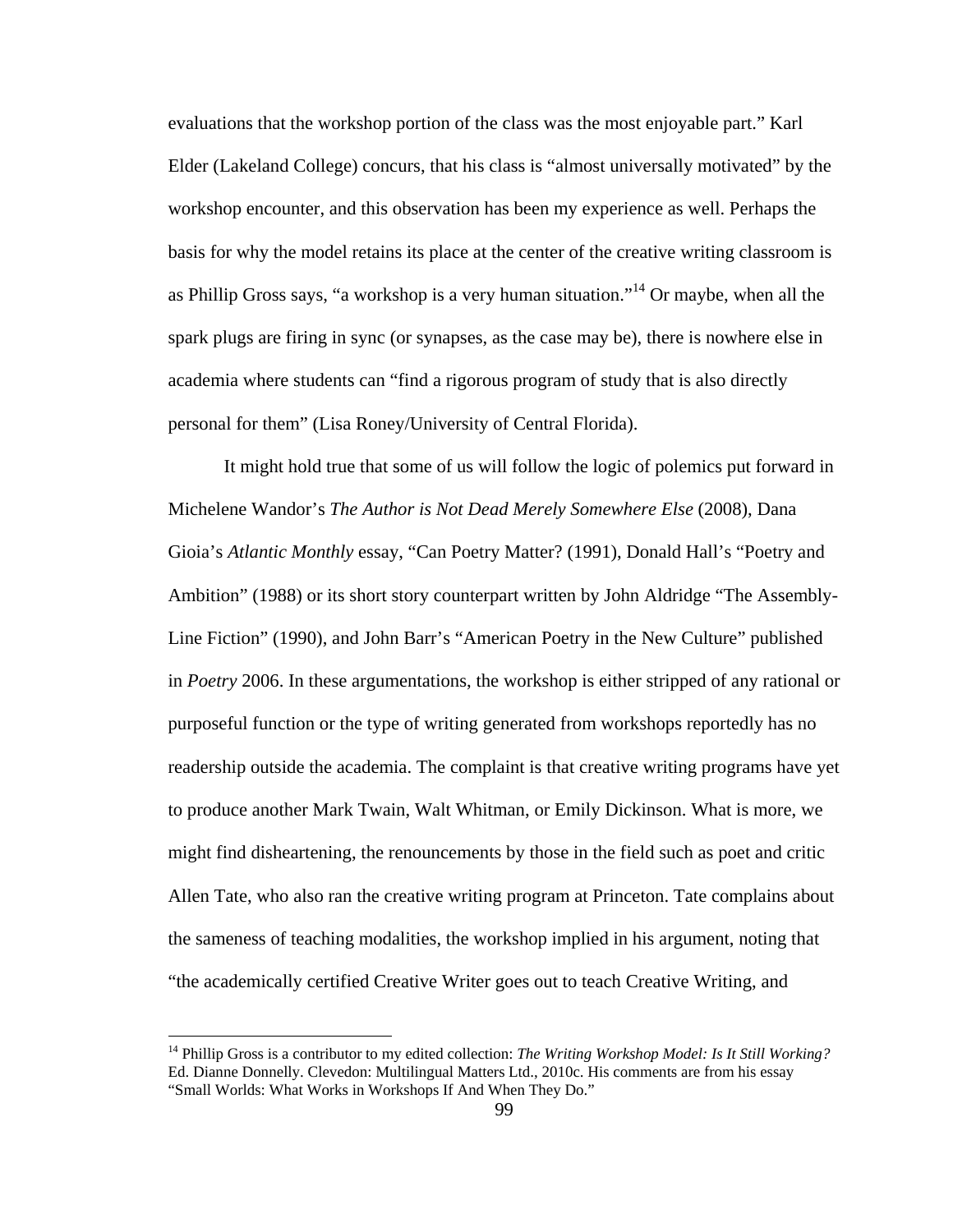evaluations that the workshop portion of the class was the most enjoyable part." Karl Elder (Lakeland College) concurs, that his class is "almost universally motivated" by the workshop encounter, and this observation has been my experience as well. Perhaps the basis for why the model retains its place at the center of the creative writing classroom is as Phillip Gross says, "a workshop is a very human situation."[14] Or maybe, when all the spark plugs are firing in sync (or synapses, as the case may be), there is nowhere else in academia where students can "find a rigorous program of study that is also directly personal for them" (Lisa Roney/University of Central Florida).

It might hold true that some of us will follow the logic of polemics put forward in Michelene Wandor's *The Author is Not Dead Merely Somewhere Else* (2008), Dana Gioia's *Atlantic Monthly* essay, "Can Poetry Matter? (1991), Donald Hall's "Poetry and Ambition" (1988) or its short story counterpart written by John Aldridge "The Assembly-Line Fiction" (1990), and John Barr's "American Poetry in the New Culture" published in *Poetry* 2006. In these argumentations, the workshop is either stripped of any rational or purposeful function or the type of writing generated from workshops reportedly has no readership outside the academia. The complaint is that creative writing programs have yet to produce another Mark Twain, Walt Whitman, or Emily Dickinson. What is more, we might find disheartening, the renouncements by those in the field such as poet and critic Allen Tate, who also ran the creative writing program at Princeton. Tate complains about the sameness of teaching modalities, the workshop implied in his argument, noting that "the academically certified Creative Writer goes out to teach Creative Writing, and

[14] Phillip Gross is a contributor to my edited collection: *The Writing Workshop Model: Is It Still Working?* Ed. Dianne Donnelly. Clevedon: Multilingual Matters Ltd., 2010c. His comments are from his essay "Small Worlds: What Works in Workshops If And When They Do."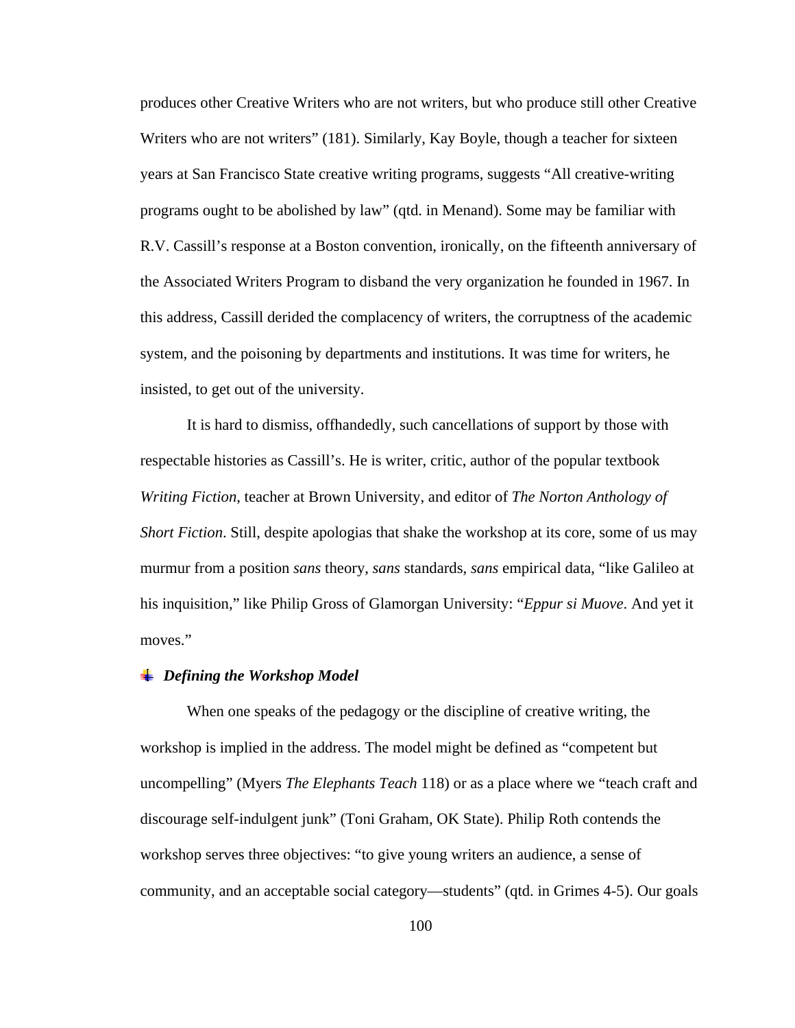produces other Creative Writers who are not writers, but who produce still other Creative Writers who are not writers" (181). Similarly, Kay Boyle, though a teacher for sixteen years at San Francisco State creative writing programs, suggests "All creative-writing programs ought to be abolished by law" (qtd. in Menand). Some may be familiar with R.V. Cassill's response at a Boston convention, ironically, on the fifteenth anniversary of the Associated Writers Program to disband the very organization he founded in 1967. In this address, Cassill derided the complacency of writers, the corruptness of the academic system, and the poisoning by departments and institutions. It was time for writers, he insisted, to get out of the university.

It is hard to dismiss, offhandedly, such cancellations of support by those with respectable histories as Cassill's. He is writer, critic, author of the popular textbook *Writing Fiction*, teacher at Brown University, and editor of *The Norton Anthology of Short Fiction*. Still, despite apologias that shake the workshop at its core, some of us may murmur from a position *sans* theory, *sans* standards, *sans* empirical data, "like Galileo at his inquisition," like Philip Gross of Glamorgan University: "*Eppur si Muove*. And yet it moves."

### *Defining the Workshop Model*

When one speaks of the pedagogy or the discipline of creative writing, the workshop is implied in the address. The model might be defined as "competent but uncompelling" (Myers *The Elephants Teach* 118) or as a place where we "teach craft and discourage self-indulgent junk" (Toni Graham, OK State). Philip Roth contends the workshop serves three objectives: "to give young writers an audience, a sense of community, and an acceptable social category—students" (qtd. in Grimes 4-5). Our goals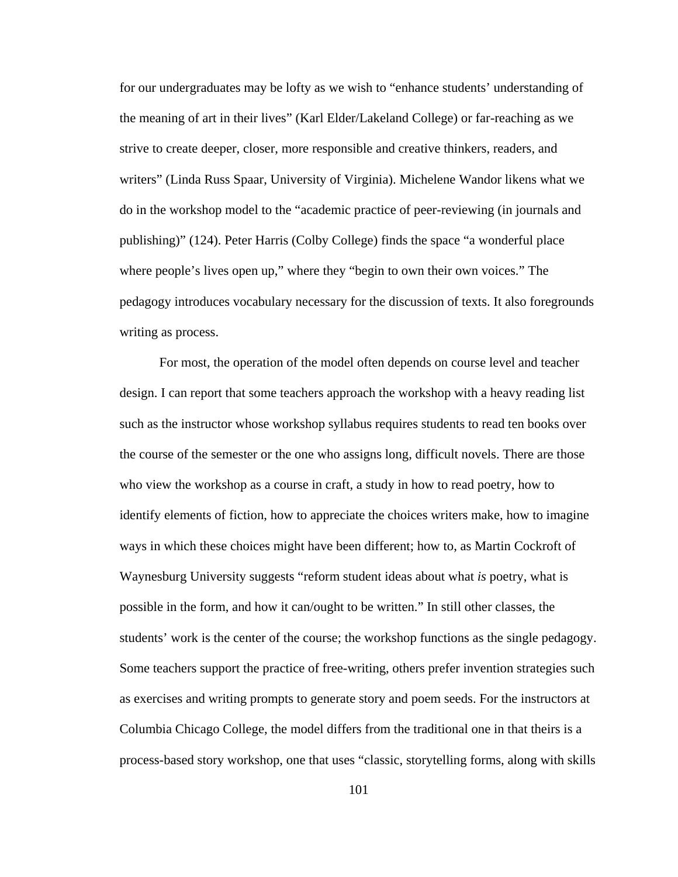for our undergraduates may be lofty as we wish to "enhance students' understanding of the meaning of art in their lives" (Karl Elder/Lakeland College) or far-reaching as we strive to create deeper, closer, more responsible and creative thinkers, readers, and writers" (Linda Russ Spaar, University of Virginia). Michelene Wandor likens what we do in the workshop model to the "academic practice of peer-reviewing (in journals and publishing)" (124). Peter Harris (Colby College) finds the space "a wonderful place where people's lives open up," where they "begin to own their own voices." The pedagogy introduces vocabulary necessary for the discussion of texts. It also foregrounds writing as process.

For most, the operation of the model often depends on course level and teacher design. I can report that some teachers approach the workshop with a heavy reading list such as the instructor whose workshop syllabus requires students to read ten books over the course of the semester or the one who assigns long, difficult novels. There are those who view the workshop as a course in craft, a study in how to read poetry, how to identify elements of fiction, how to appreciate the choices writers make, how to imagine ways in which these choices might have been different; how to, as Martin Cockroft of Waynesburg University suggests "reform student ideas about what *is* poetry, what is possible in the form, and how it can/ought to be written." In still other classes, the students' work is the center of the course; the workshop functions as the single pedagogy. Some teachers support the practice of free-writing, others prefer invention strategies such as exercises and writing prompts to generate story and poem seeds. For the instructors at Columbia Chicago College, the model differs from the traditional one in that theirs is a process-based story workshop, one that uses "classic, storytelling forms, along with skills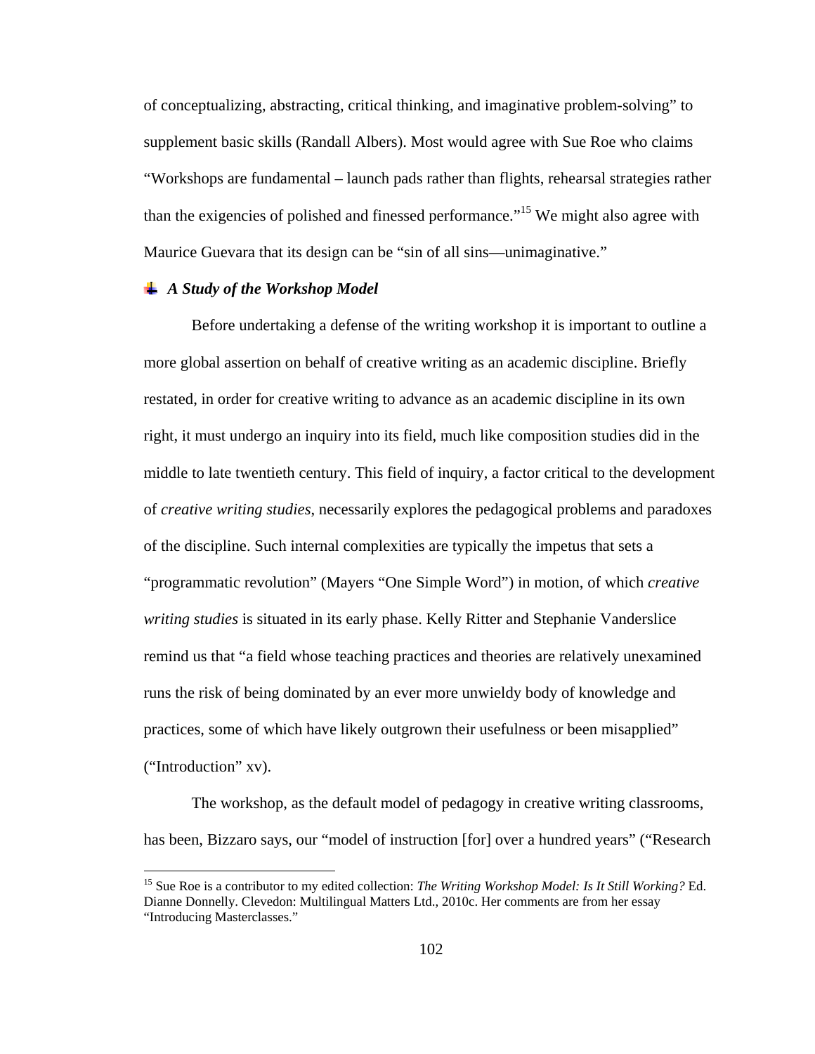of conceptualizing, abstracting, critical thinking, and imaginative problem-solving" to supplement basic skills (Randall Albers). Most would agree with Sue Roe who claims "Workshops are fundamental – launch pads rather than flights, rehearsal strategies rather than the exigencies of polished and finessed performance."[15] We might also agree with Maurice Guevara that its design can be "sin of all sins—unimaginative."

### *A Study of the Workshop Model*

Before undertaking a defense of the writing workshop it is important to outline a more global assertion on behalf of creative writing as an academic discipline. Briefly restated, in order for creative writing to advance as an academic discipline in its own right, it must undergo an inquiry into its field, much like composition studies did in the middle to late twentieth century. This field of inquiry, a factor critical to the development of *creative writing studies*, necessarily explores the pedagogical problems and paradoxes of the discipline. Such internal complexities are typically the impetus that sets a "programmatic revolution" (Mayers "One Simple Word") in motion, of which *creative writing studies* is situated in its early phase. Kelly Ritter and Stephanie Vanderslice remind us that "a field whose teaching practices and theories are relatively unexamined runs the risk of being dominated by an ever more unwieldy body of knowledge and practices, some of which have likely outgrown their usefulness or been misapplied" ("Introduction" xv).

The workshop, as the default model of pedagogy in creative writing classrooms, has been, Bizzaro says, our "model of instruction [for] over a hundred years" ("Research

---

[15] Sue Roe is a contributor to my edited collection: *The Writing Workshop Model: Is It Still Working?* Ed. Dianne Donnelly. Clevedon: Multilingual Matters Ltd., 2010c. Her comments are from her essay "Introducing Masterclasses."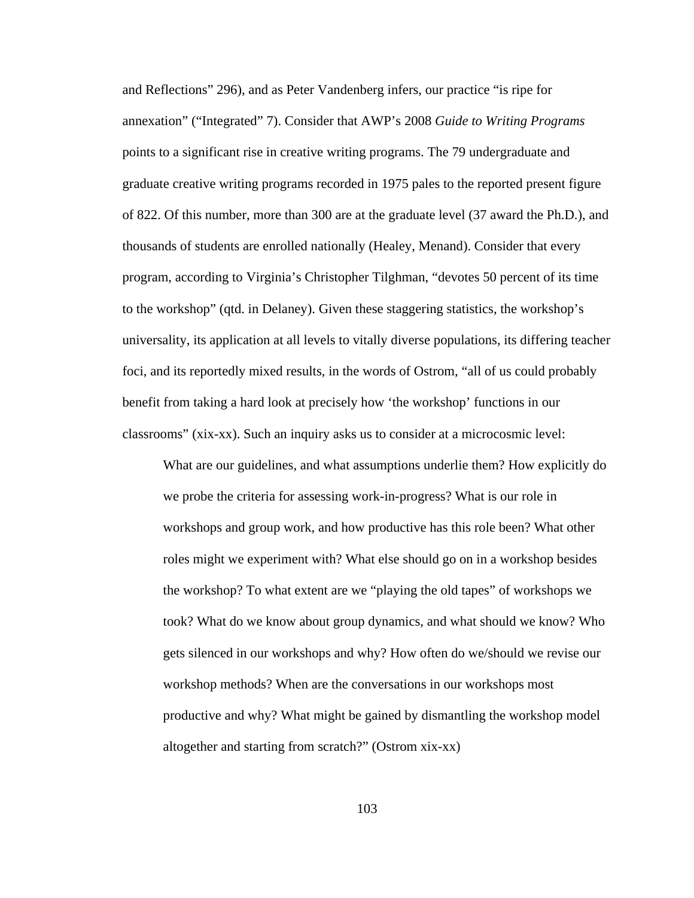and Reflections" 296), and as Peter Vandenberg infers, our practice "is ripe for annexation" ("Integrated" 7). Consider that AWP's 2008 *Guide to Writing Programs* points to a significant rise in creative writing programs. The 79 undergraduate and graduate creative writing programs recorded in 1975 pales to the reported present figure of 822. Of this number, more than 300 are at the graduate level (37 award the Ph.D.), and thousands of students are enrolled nationally (Healey, Menand). Consider that every program, according to Virginia's Christopher Tilghman, "devotes 50 percent of its time to the workshop" (qtd. in Delaney). Given these staggering statistics, the workshop's universality, its application at all levels to vitally diverse populations, its differing teacher foci, and its reportedly mixed results, in the words of Ostrom, "all of us could probably benefit from taking a hard look at precisely how 'the workshop' functions in our classrooms" (xix-xx). Such an inquiry asks us to consider at a microcosmic level:

> What are our guidelines, and what assumptions underlie them? How explicitly do we probe the criteria for assessing work-in-progress? What is our role in workshops and group work, and how productive has this role been? What other roles might we experiment with? What else should go on in a workshop besides the workshop? To what extent are we "playing the old tapes" of workshops we took? What do we know about group dynamics, and what should we know? Who gets silenced in our workshops and why? How often do we/should we revise our workshop methods? When are the conversations in our workshops most productive and why? What might be gained by dismantling the workshop model altogether and starting from scratch?" (Ostrom xix-xx)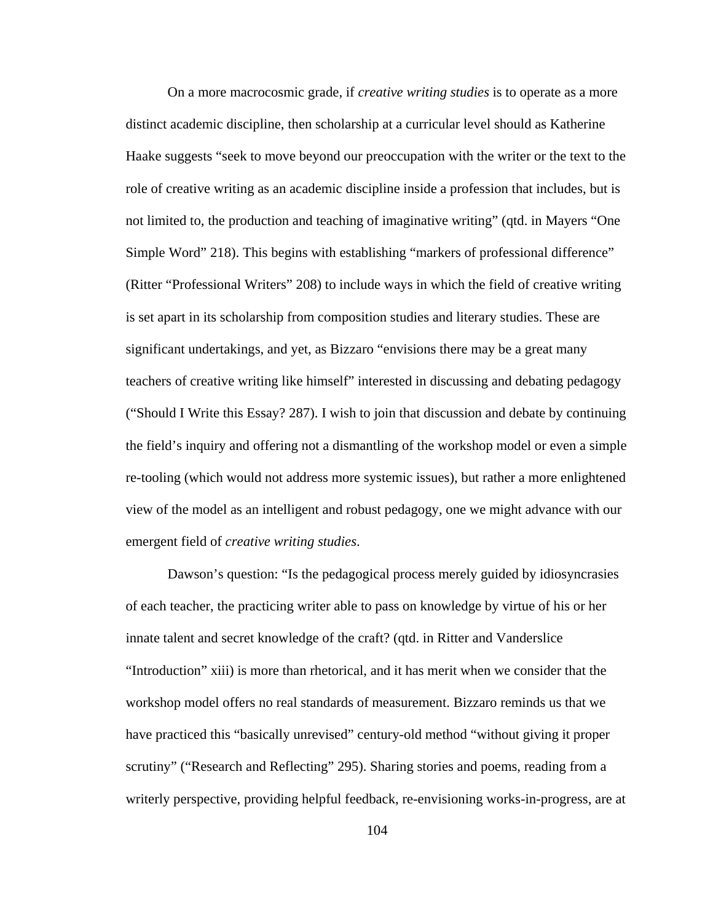On a more macrocosmic grade, if *creative writing studies* is to operate as a more distinct academic discipline, then scholarship at a curricular level should as Katherine Haake suggests "seek to move beyond our preoccupation with the writer or the text to the role of creative writing as an academic discipline inside a profession that includes, but is not limited to, the production and teaching of imaginative writing" (qtd. in Mayers "One Simple Word" 218). This begins with establishing "markers of professional difference" (Ritter "Professional Writers" 208) to include ways in which the field of creative writing is set apart in its scholarship from composition studies and literary studies. These are significant undertakings, and yet, as Bizzaro "envisions there may be a great many teachers of creative writing like himself" interested in discussing and debating pedagogy ("Should I Write this Essay? 287). I wish to join that discussion and debate by continuing the field's inquiry and offering not a dismantling of the workshop model or even a simple re-tooling (which would not address more systemic issues), but rather a more enlightened view of the model as an intelligent and robust pedagogy, one we might advance with our emergent field of *creative writing studies*.

Dawson's question: "Is the pedagogical process merely guided by idiosyncrasies of each teacher, the practicing writer able to pass on knowledge by virtue of his or her innate talent and secret knowledge of the craft? (qtd. in Ritter and Vanderslice "Introduction" xiii) is more than rhetorical, and it has merit when we consider that the workshop model offers no real standards of measurement. Bizzaro reminds us that we have practiced this "basically unrevised" century-old method "without giving it proper scrutiny" ("Research and Reflecting" 295). Sharing stories and poems, reading from a writerly perspective, providing helpful feedback, re-envisioning works-in-progress, are at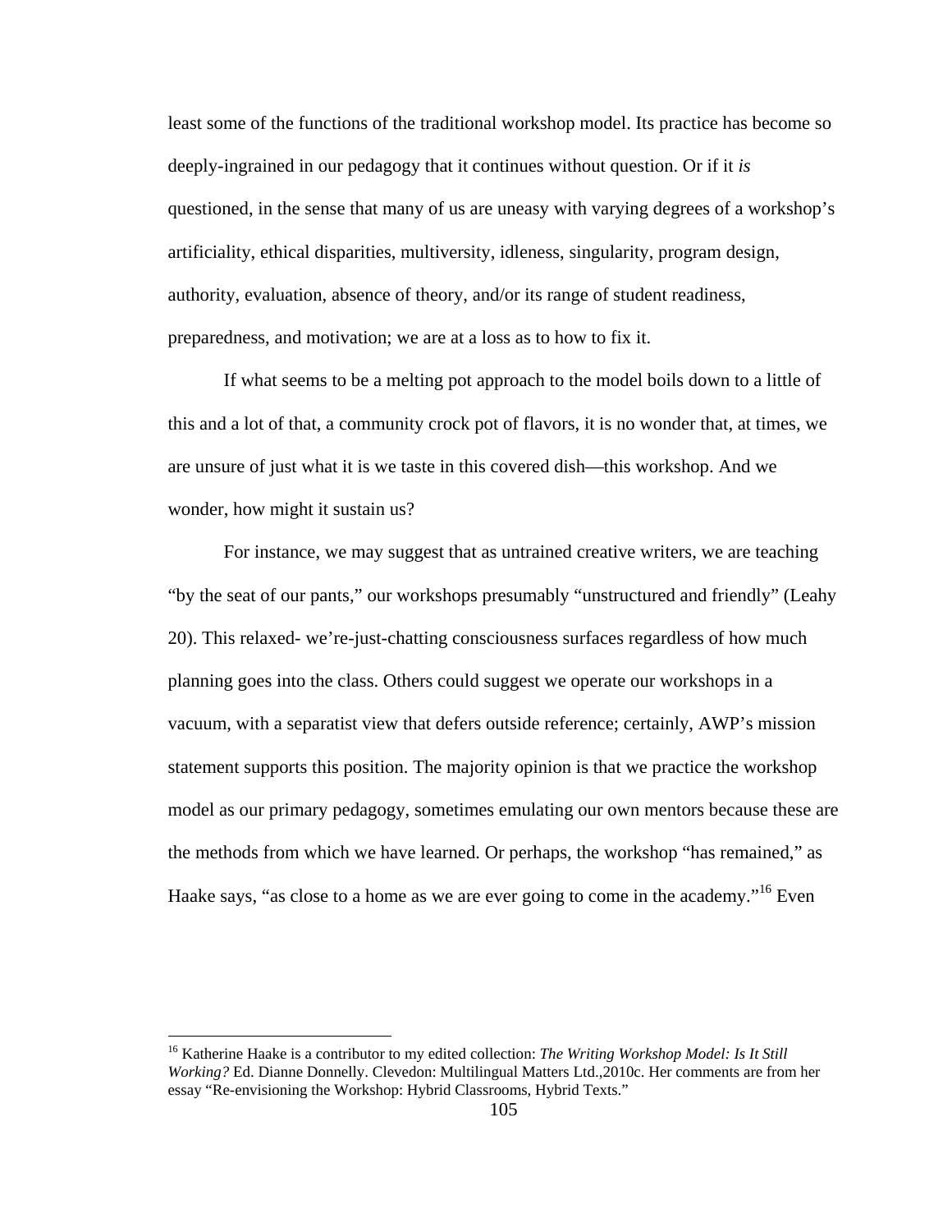least some of the functions of the traditional workshop model. Its practice has become so deeply-ingrained in our pedagogy that it continues without question. Or if it *is* questioned, in the sense that many of us are uneasy with varying degrees of a workshop's artificiality, ethical disparities, multiversity, idleness, singularity, program design, authority, evaluation, absence of theory, and/or its range of student readiness, preparedness, and motivation; we are at a loss as to how to fix it.

If what seems to be a melting pot approach to the model boils down to a little of this and a lot of that, a community crock pot of flavors, it is no wonder that, at times, we are unsure of just what it is we taste in this covered dish—this workshop. And we wonder, how might it sustain us?

For instance, we may suggest that as untrained creative writers, we are teaching "by the seat of our pants," our workshops presumably "unstructured and friendly" (Leahy 20). This relaxed- we're-just-chatting consciousness surfaces regardless of how much planning goes into the class. Others could suggest we operate our workshops in a vacuum, with a separatist view that defers outside reference; certainly, AWP's mission statement supports this position. The majority opinion is that we practice the workshop model as our primary pedagogy, sometimes emulating our own mentors because these are the methods from which we have learned. Or perhaps, the workshop "has remained," as Haake says, "as close to a home as we are ever going to come in the academy."[16] Even

[16] Katherine Haake is a contributor to my edited collection: *The Writing Workshop Model: Is It Still Working?* Ed. Dianne Donnelly. Clevedon: Multilingual Matters Ltd.,2010c. Her comments are from her essay "Re-envisioning the Workshop: Hybrid Classrooms, Hybrid Texts."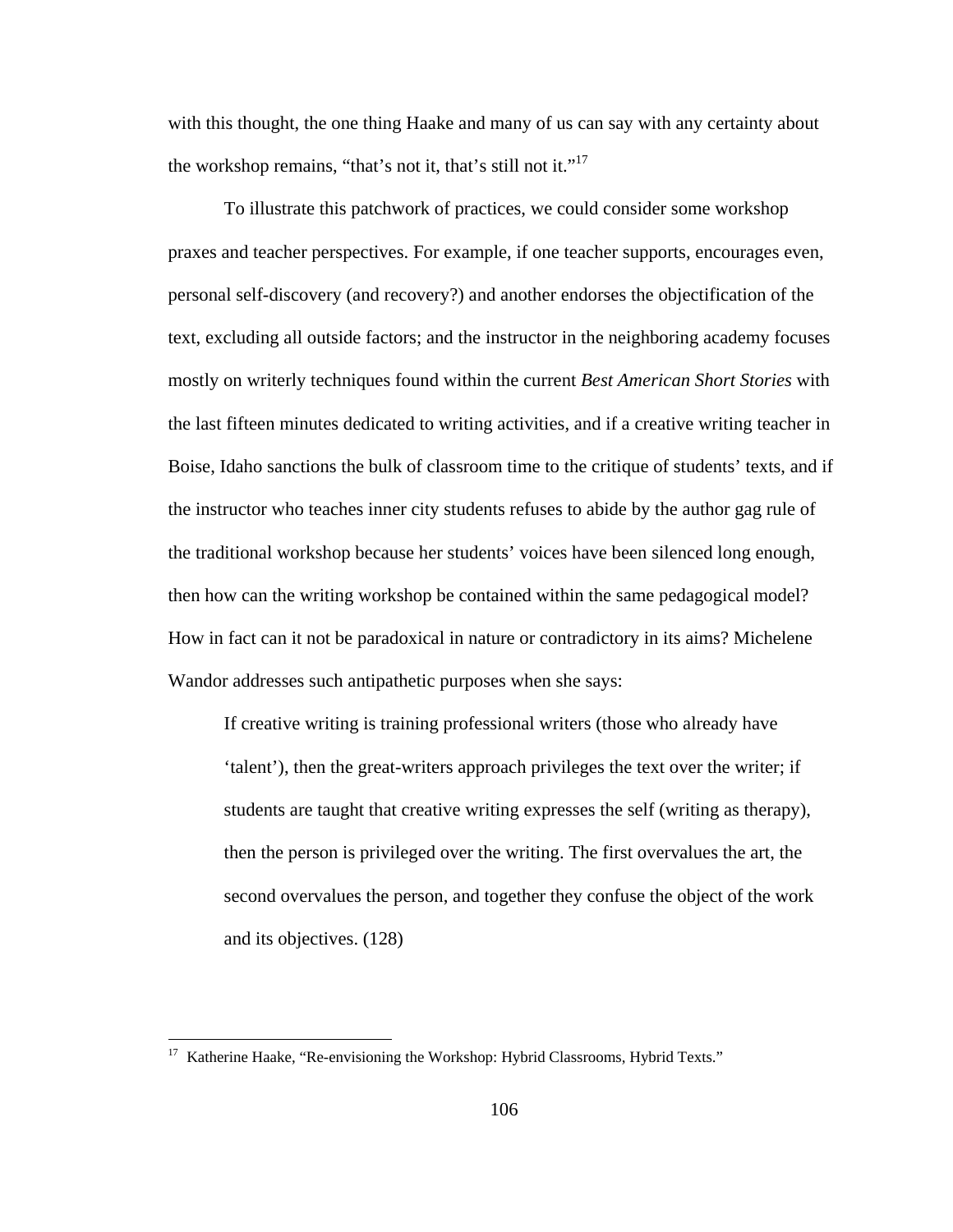with this thought, the one thing Haake and many of us can say with any certainty about the workshop remains, "that's not it, that's still not it."[17]

To illustrate this patchwork of practices, we could consider some workshop praxes and teacher perspectives. For example, if one teacher supports, encourages even, personal self-discovery (and recovery?) and another endorses the objectification of the text, excluding all outside factors; and the instructor in the neighboring academy focuses mostly on writerly techniques found within the current *Best American Short Stories* with the last fifteen minutes dedicated to writing activities, and if a creative writing teacher in Boise, Idaho sanctions the bulk of classroom time to the critique of students' texts, and if the instructor who teaches inner city students refuses to abide by the author gag rule of the traditional workshop because her students' voices have been silenced long enough, then how can the writing workshop be contained within the same pedagogical model? How in fact can it not be paradoxical in nature or contradictory in its aims? Michelene Wandor addresses such antipathetic purposes when she says:

> If creative writing is training professional writers (those who already have 'talent'), then the great-writers approach privileges the text over the writer; if students are taught that creative writing expresses the self (writing as therapy), then the person is privileged over the writing. The first overvalues the art, the second overvalues the person, and together they confuse the object of the work and its objectives. (128)

---

[17] Katherine Haake, "Re-envisioning the Workshop: Hybrid Classrooms, Hybrid Texts."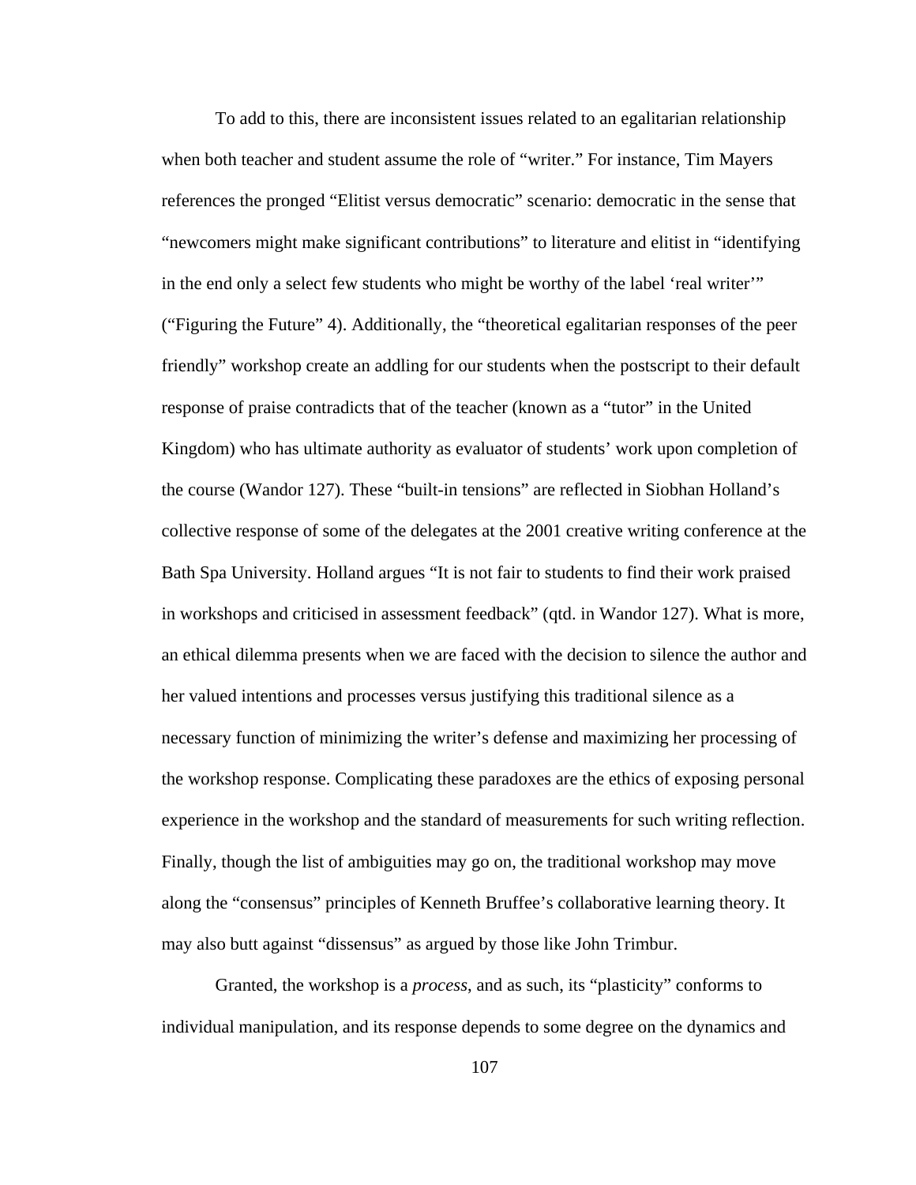To add to this, there are inconsistent issues related to an egalitarian relationship when both teacher and student assume the role of "writer." For instance, Tim Mayers references the pronged "Elitist versus democratic" scenario: democratic in the sense that "newcomers might make significant contributions" to literature and elitist in "identifying in the end only a select few students who might be worthy of the label 'real writer'" ("Figuring the Future" 4). Additionally, the "theoretical egalitarian responses of the peer friendly" workshop create an addling for our students when the postscript to their default response of praise contradicts that of the teacher (known as a "tutor" in the United Kingdom) who has ultimate authority as evaluator of students' work upon completion of the course (Wandor 127). These "built-in tensions" are reflected in Siobhan Holland's collective response of some of the delegates at the 2001 creative writing conference at the Bath Spa University. Holland argues "It is not fair to students to find their work praised in workshops and criticised in assessment feedback" (qtd. in Wandor 127). What is more, an ethical dilemma presents when we are faced with the decision to silence the author and her valued intentions and processes versus justifying this traditional silence as a necessary function of minimizing the writer's defense and maximizing her processing of the workshop response. Complicating these paradoxes are the ethics of exposing personal experience in the workshop and the standard of measurements for such writing reflection. Finally, though the list of ambiguities may go on, the traditional workshop may move along the "consensus" principles of Kenneth Bruffee's collaborative learning theory. It may also butt against "dissensus" as argued by those like John Trimbur.

Granted, the workshop is a *process*, and as such, its "plasticity" conforms to individual manipulation, and its response depends to some degree on the dynamics and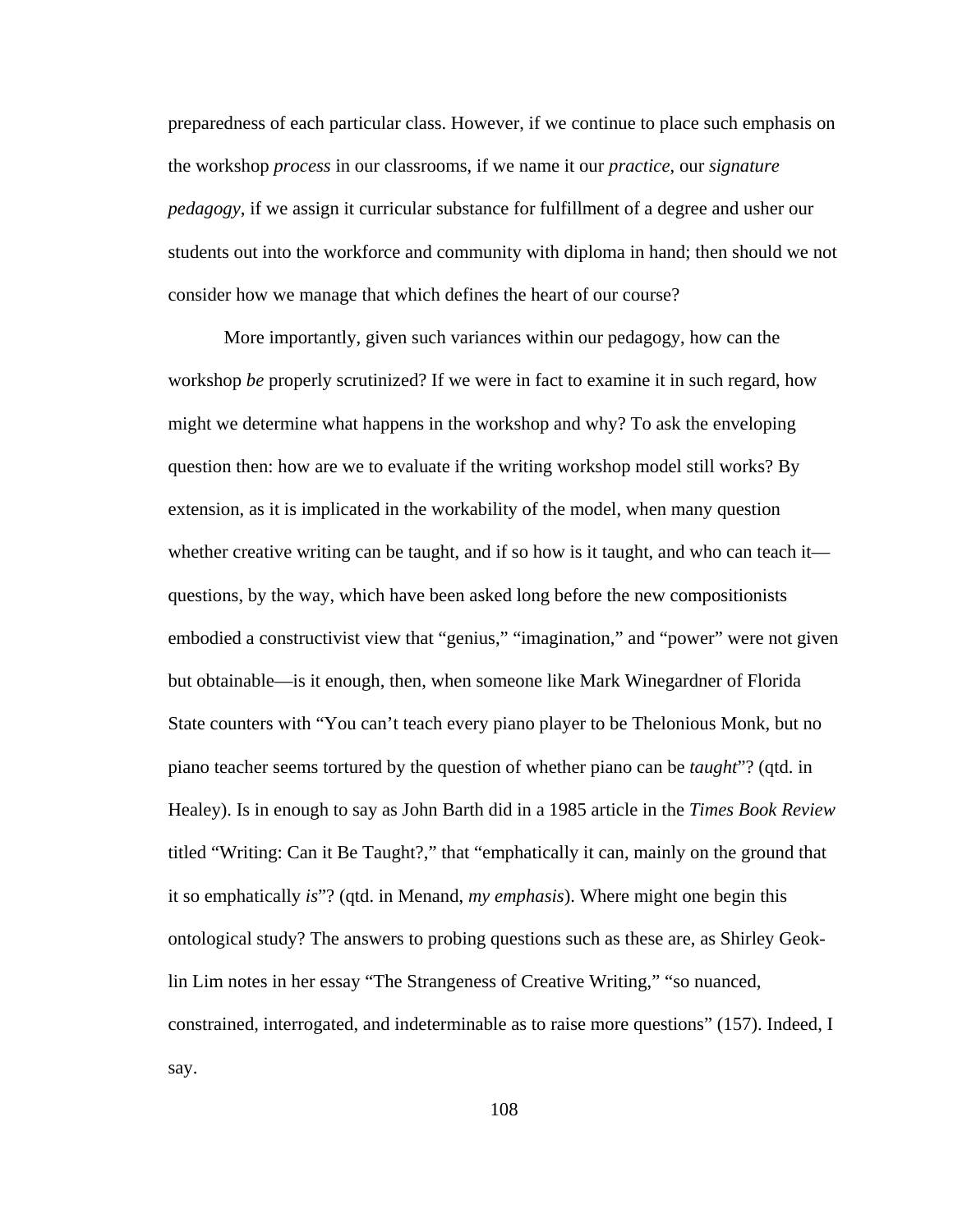preparedness of each particular class. However, if we continue to place such emphasis on the workshop *process* in our classrooms, if we name it our *practice*, our *signature pedagogy*, if we assign it curricular substance for fulfillment of a degree and usher our students out into the workforce and community with diploma in hand; then should we not consider how we manage that which defines the heart of our course?

More importantly, given such variances within our pedagogy, how can the workshop *be* properly scrutinized? If we were in fact to examine it in such regard, how might we determine what happens in the workshop and why? To ask the enveloping question then: how are we to evaluate if the writing workshop model still works? By extension, as it is implicated in the workability of the model, when many question whether creative writing can be taught, and if so how is it taught, and who can teach it—questions, by the way, which have been asked long before the new compositionists embodied a constructivist view that "genius," "imagination," and "power" were not given but obtainable—is it enough, then, when someone like Mark Winegardner of Florida State counters with "You can't teach every piano player to be Thelonious Monk, but no piano teacher seems tortured by the question of whether piano can be *taught*"? (qtd. in Healey). Is in enough to say as John Barth did in a 1985 article in the *Times Book Review* titled "Writing: Can it Be Taught?," that "emphatically it can, mainly on the ground that it so emphatically *is*"? (qtd. in Menand, *my emphasis*). Where might one begin this ontological study? The answers to probing questions such as these are, as Shirley Geok-lin Lim notes in her essay "The Strangeness of Creative Writing," "so nuanced, constrained, interrogated, and indeterminable as to raise more questions" (157). Indeed, I say.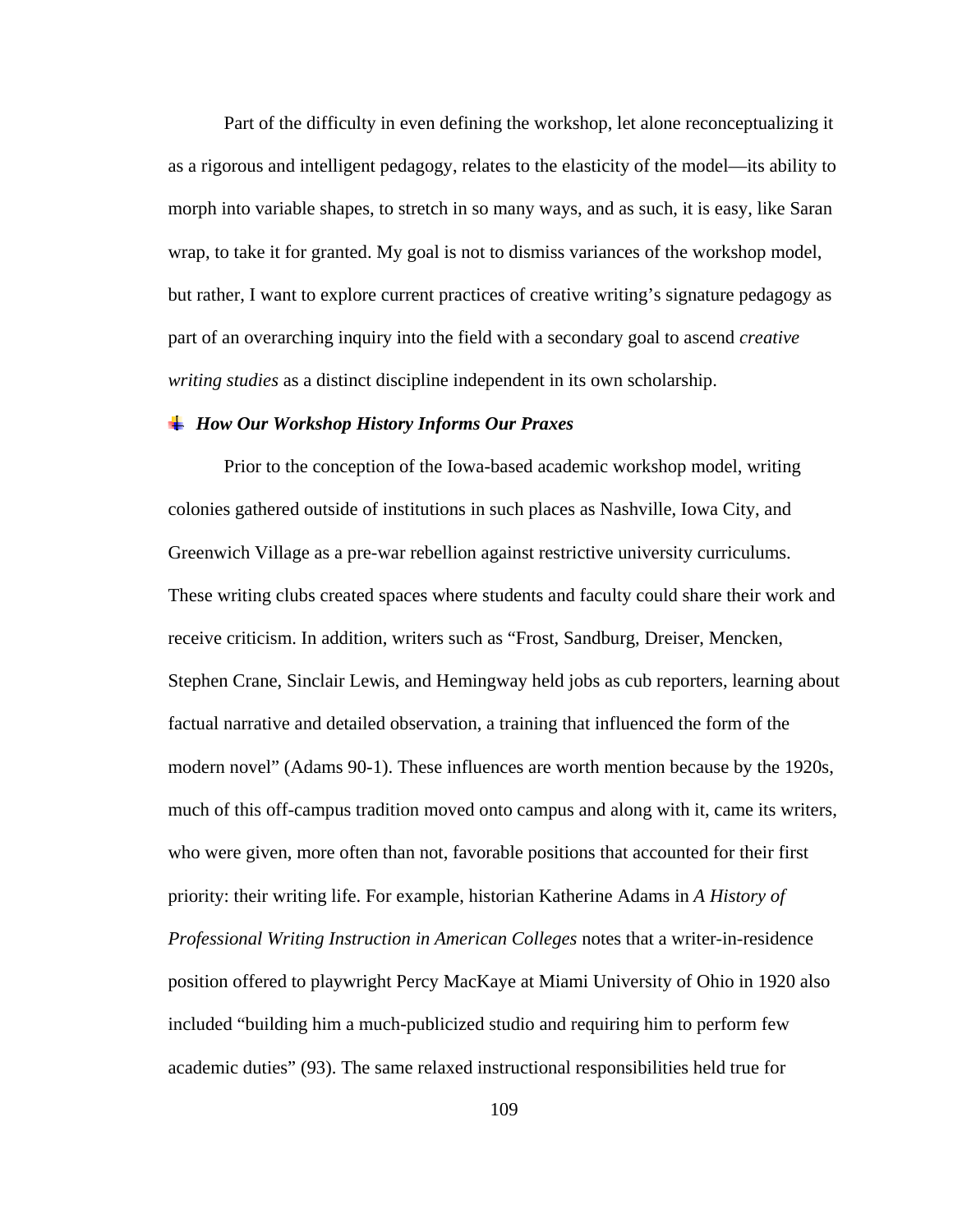Part of the difficulty in even defining the workshop, let alone reconceptualizing it as a rigorous and intelligent pedagogy, relates to the elasticity of the model—its ability to morph into variable shapes, to stretch in so many ways, and as such, it is easy, like Saran wrap, to take it for granted. My goal is not to dismiss variances of the workshop model, but rather, I want to explore current practices of creative writing's signature pedagogy as part of an overarching inquiry into the field with a secondary goal to ascend *creative writing studies* as a distinct discipline independent in its own scholarship.

### ***How Our Workshop History Informs Our Praxes***

Prior to the conception of the Iowa-based academic workshop model, writing colonies gathered outside of institutions in such places as Nashville, Iowa City, and Greenwich Village as a pre-war rebellion against restrictive university curriculums. These writing clubs created spaces where students and faculty could share their work and receive criticism. In addition, writers such as "Frost, Sandburg, Dreiser, Mencken, Stephen Crane, Sinclair Lewis, and Hemingway held jobs as cub reporters, learning about factual narrative and detailed observation, a training that influenced the form of the modern novel" (Adams 90-1). These influences are worth mention because by the 1920s, much of this off-campus tradition moved onto campus and along with it, came its writers, who were given, more often than not, favorable positions that accounted for their first priority: their writing life. For example, historian Katherine Adams in *A History of Professional Writing Instruction in American Colleges* notes that a writer-in-residence position offered to playwright Percy MacKaye at Miami University of Ohio in 1920 also included "building him a much-publicized studio and requiring him to perform few academic duties" (93). The same relaxed instructional responsibilities held true for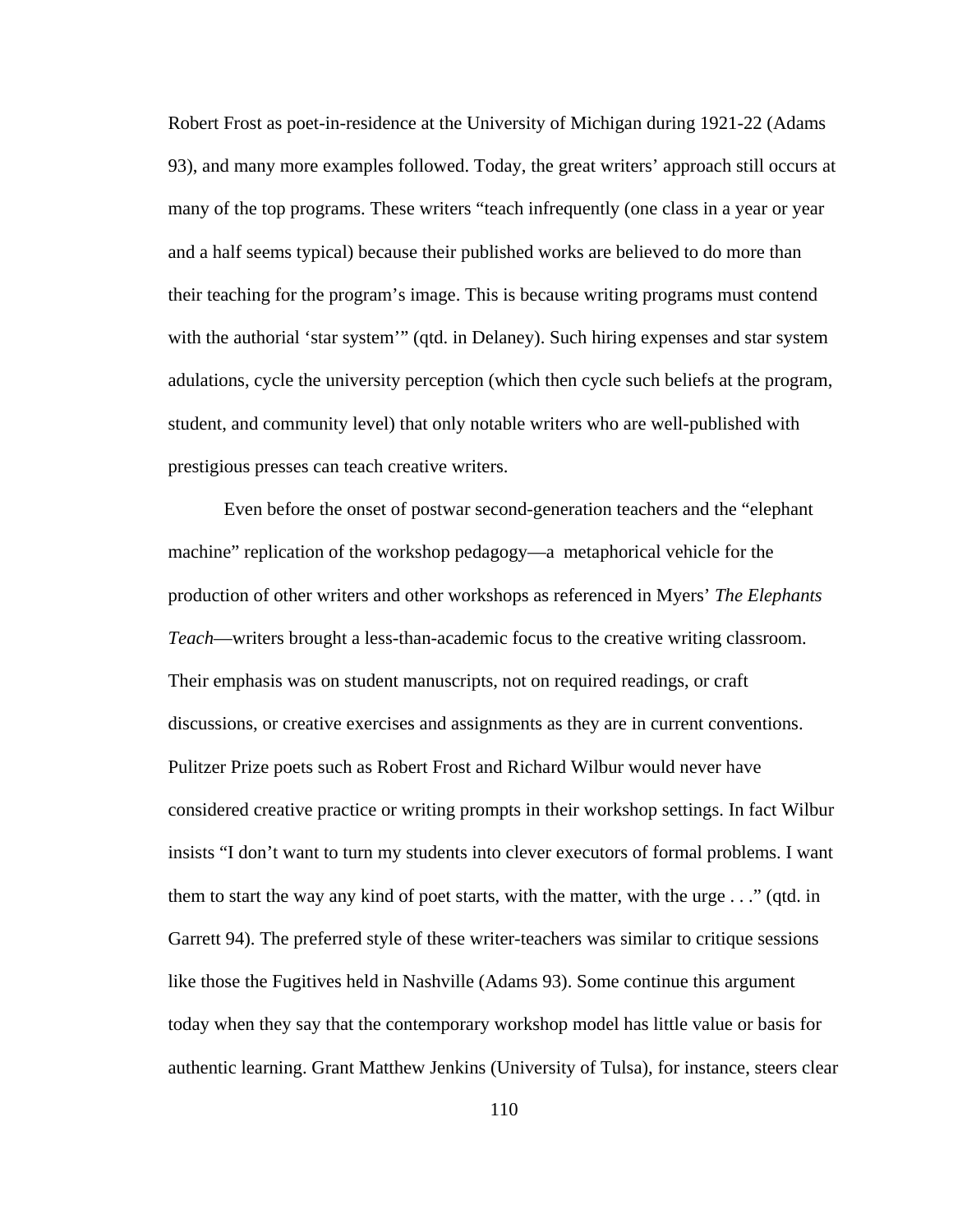Robert Frost as poet-in-residence at the University of Michigan during 1921-22 (Adams 93), and many more examples followed. Today, the great writers' approach still occurs at many of the top programs. These writers "teach infrequently (one class in a year or year and a half seems typical) because their published works are believed to do more than their teaching for the program's image. This is because writing programs must contend with the authorial 'star system'" (qtd. in Delaney). Such hiring expenses and star system adulations, cycle the university perception (which then cycle such beliefs at the program, student, and community level) that only notable writers who are well-published with prestigious presses can teach creative writers.

Even before the onset of postwar second-generation teachers and the "elephant machine" replication of the workshop pedagogy—a metaphorical vehicle for the production of other writers and other workshops as referenced in Myers' *The Elephants Teach*—writers brought a less-than-academic focus to the creative writing classroom. Their emphasis was on student manuscripts, not on required readings, or craft discussions, or creative exercises and assignments as they are in current conventions. Pulitzer Prize poets such as Robert Frost and Richard Wilbur would never have considered creative practice or writing prompts in their workshop settings. In fact Wilbur insists "I don't want to turn my students into clever executors of formal problems. I want them to start the way any kind of poet starts, with the matter, with the urge . . ." (qtd. in Garrett 94). The preferred style of these writer-teachers was similar to critique sessions like those the Fugitives held in Nashville (Adams 93). Some continue this argument today when they say that the contemporary workshop model has little value or basis for authentic learning. Grant Matthew Jenkins (University of Tulsa), for instance, steers clear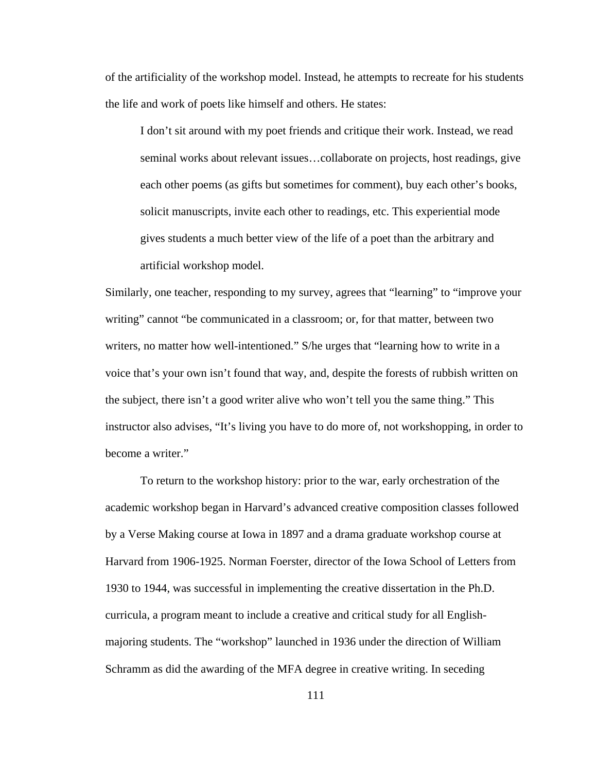of the artificiality of the workshop model. Instead, he attempts to recreate for his students the life and work of poets like himself and others. He states:

> I don't sit around with my poet friends and critique their work. Instead, we read seminal works about relevant issues…collaborate on projects, host readings, give each other poems (as gifts but sometimes for comment), buy each other's books, solicit manuscripts, invite each other to readings, etc. This experiential mode gives students a much better view of the life of a poet than the arbitrary and artificial workshop model.

Similarly, one teacher, responding to my survey, agrees that "learning" to "improve your writing" cannot "be communicated in a classroom; or, for that matter, between two writers, no matter how well-intentioned." S/he urges that "learning how to write in a voice that's your own isn't found that way, and, despite the forests of rubbish written on the subject, there isn't a good writer alive who won't tell you the same thing." This instructor also advises, "It's living you have to do more of, not workshopping, in order to become a writer."

To return to the workshop history: prior to the war, early orchestration of the academic workshop began in Harvard's advanced creative composition classes followed by a Verse Making course at Iowa in 1897 and a drama graduate workshop course at Harvard from 1906-1925. Norman Foerster, director of the Iowa School of Letters from 1930 to 1944, was successful in implementing the creative dissertation in the Ph.D. curricula, a program meant to include a creative and critical study for all English-majoring students. The "workshop" launched in 1936 under the direction of William Schramm as did the awarding of the MFA degree in creative writing. In seceding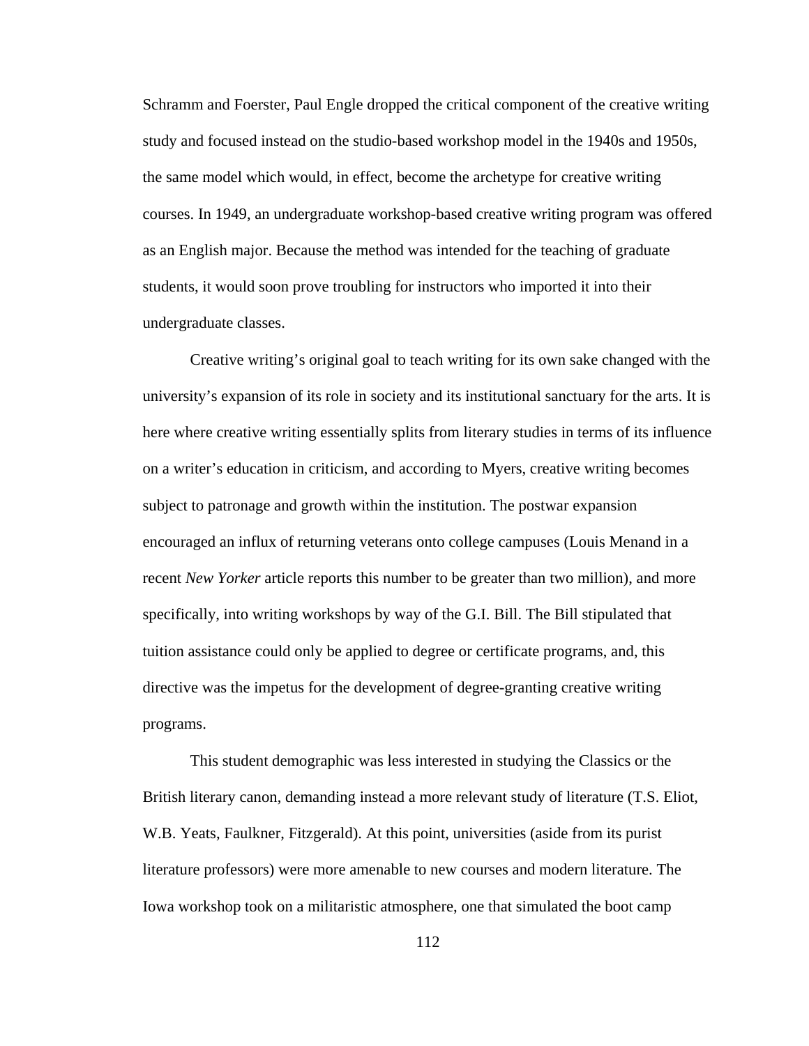Schramm and Foerster, Paul Engle dropped the critical component of the creative writing study and focused instead on the studio-based workshop model in the 1940s and 1950s, the same model which would, in effect, become the archetype for creative writing courses. In 1949, an undergraduate workshop-based creative writing program was offered as an English major. Because the method was intended for the teaching of graduate students, it would soon prove troubling for instructors who imported it into their undergraduate classes.

Creative writing's original goal to teach writing for its own sake changed with the university's expansion of its role in society and its institutional sanctuary for the arts. It is here where creative writing essentially splits from literary studies in terms of its influence on a writer's education in criticism, and according to Myers, creative writing becomes subject to patronage and growth within the institution. The postwar expansion encouraged an influx of returning veterans onto college campuses (Louis Menand in a recent *New Yorker* article reports this number to be greater than two million), and more specifically, into writing workshops by way of the G.I. Bill. The Bill stipulated that tuition assistance could only be applied to degree or certificate programs, and, this directive was the impetus for the development of degree-granting creative writing programs.

This student demographic was less interested in studying the Classics or the British literary canon, demanding instead a more relevant study of literature (T.S. Eliot, W.B. Yeats, Faulkner, Fitzgerald). At this point, universities (aside from its purist literature professors) were more amenable to new courses and modern literature. The Iowa workshop took on a militaristic atmosphere, one that simulated the boot camp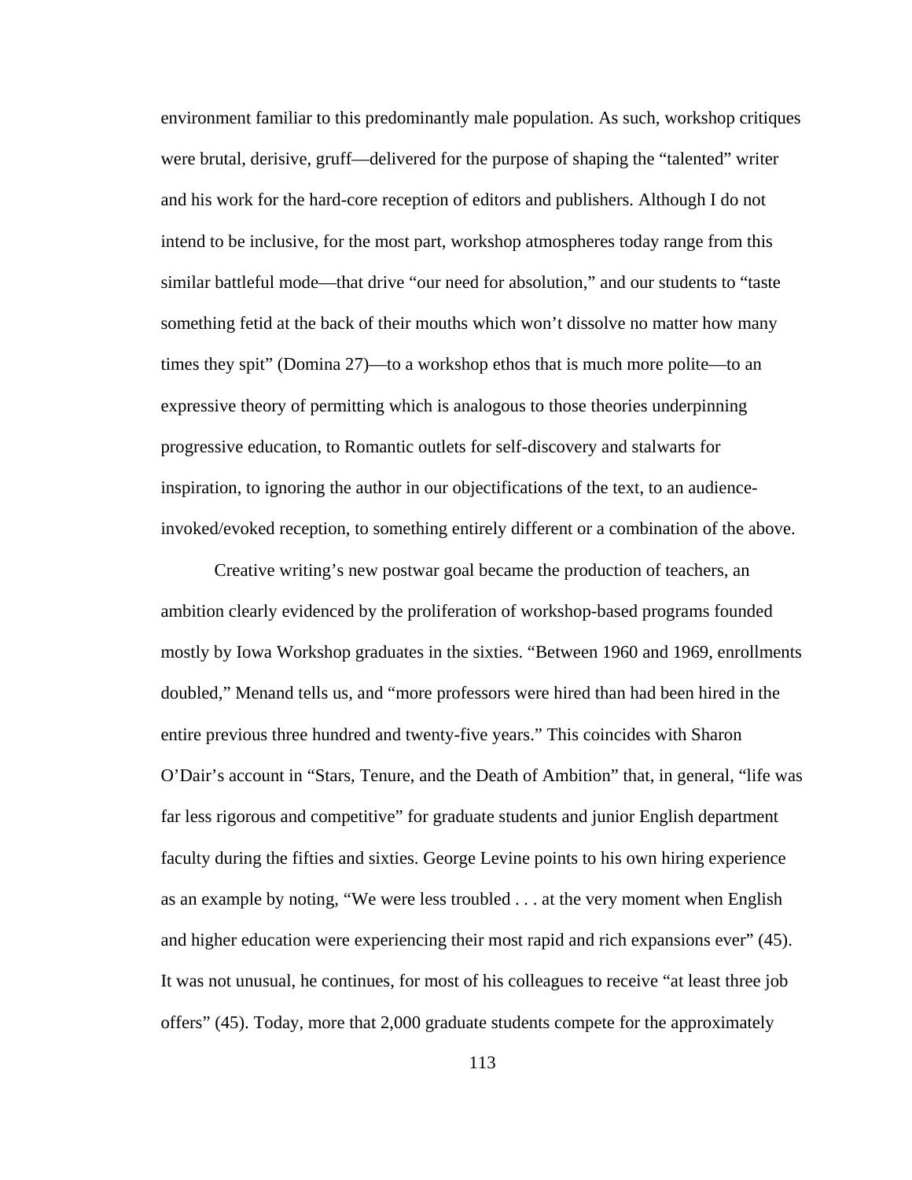environment familiar to this predominantly male population. As such, workshop critiques were brutal, derisive, gruff—delivered for the purpose of shaping the "talented" writer and his work for the hard-core reception of editors and publishers. Although I do not intend to be inclusive, for the most part, workshop atmospheres today range from this similar battleful mode—that drive "our need for absolution," and our students to "taste something fetid at the back of their mouths which won't dissolve no matter how many times they spit" (Domina 27)—to a workshop ethos that is much more polite—to an expressive theory of permitting which is analogous to those theories underpinning progressive education, to Romantic outlets for self-discovery and stalwarts for inspiration, to ignoring the author in our objectifications of the text, to an audience-invoked/evoked reception, to something entirely different or a combination of the above.

Creative writing's new postwar goal became the production of teachers, an ambition clearly evidenced by the proliferation of workshop-based programs founded mostly by Iowa Workshop graduates in the sixties. "Between 1960 and 1969, enrollments doubled," Menand tells us, and "more professors were hired than had been hired in the entire previous three hundred and twenty-five years." This coincides with Sharon O'Dair's account in "Stars, Tenure, and the Death of Ambition" that, in general, "life was far less rigorous and competitive" for graduate students and junior English department faculty during the fifties and sixties. George Levine points to his own hiring experience as an example by noting, "We were less troubled . . . at the very moment when English and higher education were experiencing their most rapid and rich expansions ever" (45). It was not unusual, he continues, for most of his colleagues to receive "at least three job offers" (45). Today, more that 2,000 graduate students compete for the approximately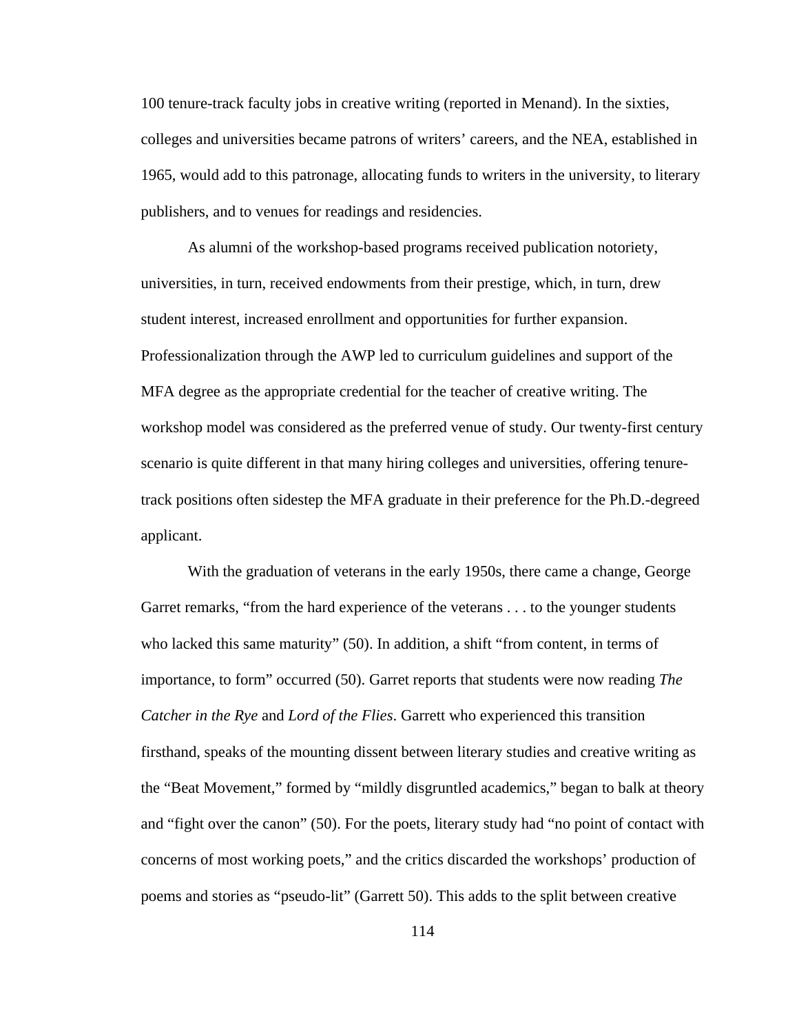100 tenure-track faculty jobs in creative writing (reported in Menand). In the sixties, colleges and universities became patrons of writers' careers, and the NEA, established in 1965, would add to this patronage, allocating funds to writers in the university, to literary publishers, and to venues for readings and residencies.

As alumni of the workshop-based programs received publication notoriety, universities, in turn, received endowments from their prestige, which, in turn, drew student interest, increased enrollment and opportunities for further expansion. Professionalization through the AWP led to curriculum guidelines and support of the MFA degree as the appropriate credential for the teacher of creative writing. The workshop model was considered as the preferred venue of study. Our twenty-first century scenario is quite different in that many hiring colleges and universities, offering tenure-track positions often sidestep the MFA graduate in their preference for the Ph.D.-degreed applicant.

With the graduation of veterans in the early 1950s, there came a change, George Garret remarks, "from the hard experience of the veterans . . . to the younger students who lacked this same maturity" (50). In addition, a shift "from content, in terms of importance, to form" occurred (50). Garret reports that students were now reading *The Catcher in the Rye* and *Lord of the Flies*. Garrett who experienced this transition firsthand, speaks of the mounting dissent between literary studies and creative writing as the "Beat Movement," formed by "mildly disgruntled academics," began to balk at theory and "fight over the canon" (50). For the poets, literary study had "no point of contact with concerns of most working poets," and the critics discarded the workshops' production of poems and stories as "pseudo-lit" (Garrett 50). This adds to the split between creative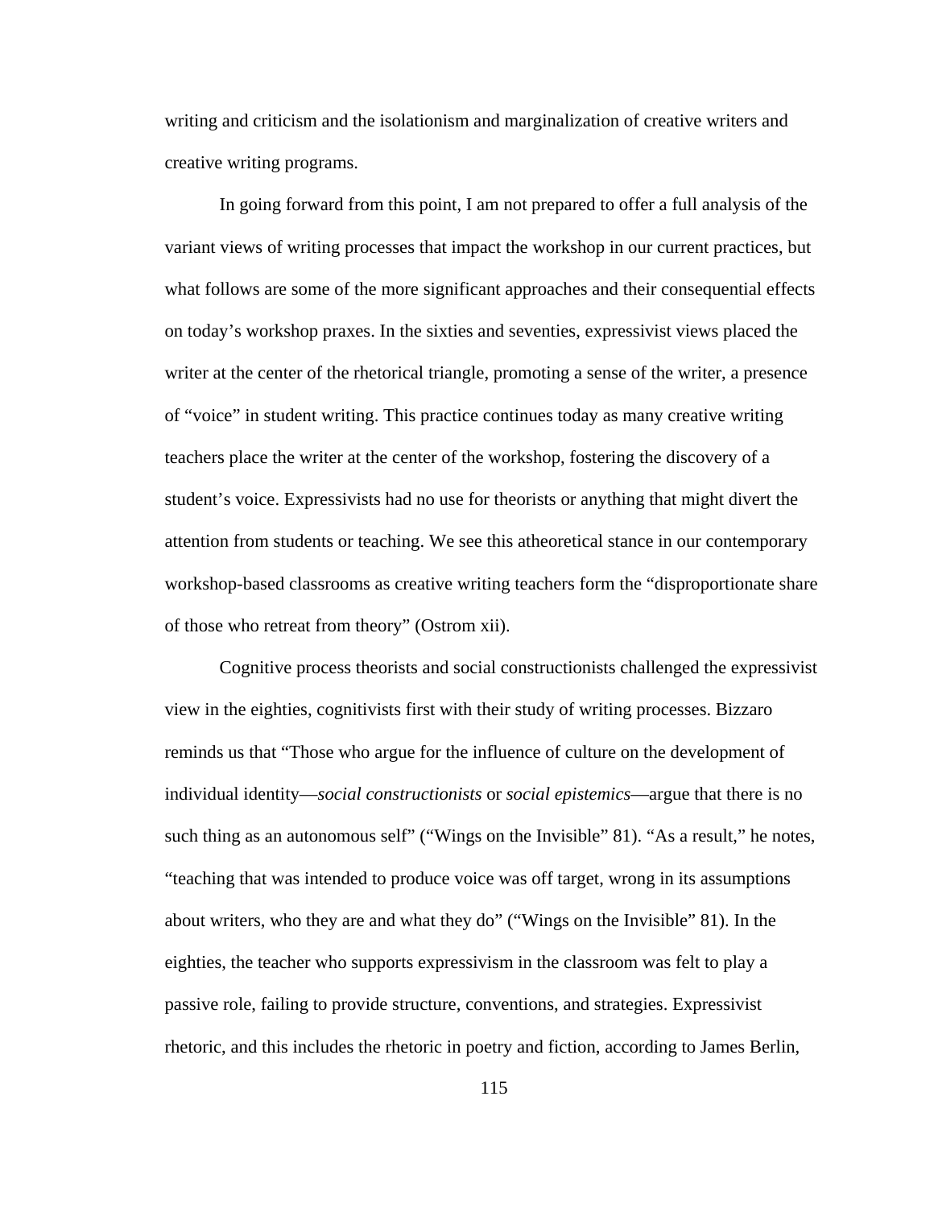writing and criticism and the isolationism and marginalization of creative writers and creative writing programs.

In going forward from this point, I am not prepared to offer a full analysis of the variant views of writing processes that impact the workshop in our current practices, but what follows are some of the more significant approaches and their consequential effects on today's workshop praxes. In the sixties and seventies, expressivist views placed the writer at the center of the rhetorical triangle, promoting a sense of the writer, a presence of "voice" in student writing. This practice continues today as many creative writing teachers place the writer at the center of the workshop, fostering the discovery of a student's voice. Expressivists had no use for theorists or anything that might divert the attention from students or teaching. We see this atheoretical stance in our contemporary workshop-based classrooms as creative writing teachers form the "disproportionate share of those who retreat from theory" (Ostrom xii).

Cognitive process theorists and social constructionists challenged the expressivist view in the eighties, cognitivists first with their study of writing processes. Bizzaro reminds us that "Those who argue for the influence of culture on the development of individual identity—*social constructionists* or *social epistemics*—argue that there is no such thing as an autonomous self" ("Wings on the Invisible" 81). "As a result," he notes, "teaching that was intended to produce voice was off target, wrong in its assumptions about writers, who they are and what they do" ("Wings on the Invisible" 81). In the eighties, the teacher who supports expressivism in the classroom was felt to play a passive role, failing to provide structure, conventions, and strategies. Expressivist rhetoric, and this includes the rhetoric in poetry and fiction, according to James Berlin,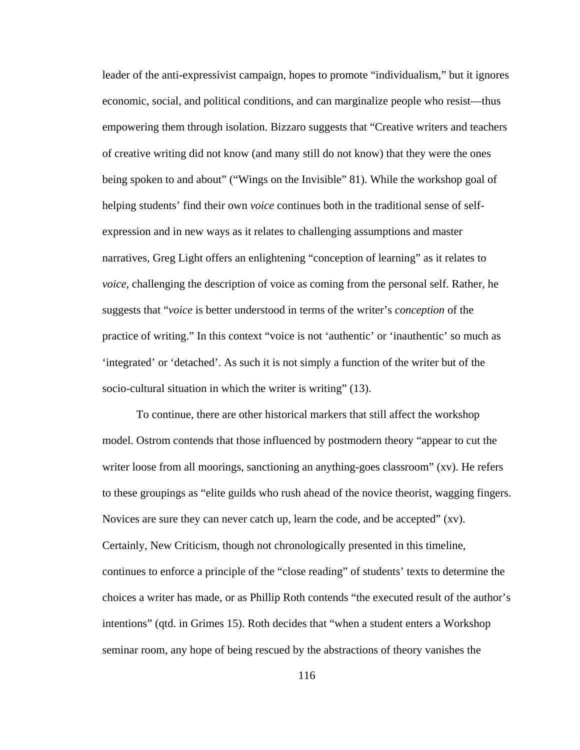leader of the anti-expressivist campaign, hopes to promote "individualism," but it ignores economic, social, and political conditions, and can marginalize people who resist—thus empowering them through isolation. Bizzaro suggests that "Creative writers and teachers of creative writing did not know (and many still do not know) that they were the ones being spoken to and about" ("Wings on the Invisible" 81). While the workshop goal of helping students' find their own *voice* continues both in the traditional sense of self-expression and in new ways as it relates to challenging assumptions and master narratives, Greg Light offers an enlightening "conception of learning" as it relates to *voice*, challenging the description of voice as coming from the personal self. Rather, he suggests that "*voice* is better understood in terms of the writer's *conception* of the practice of writing." In this context "voice is not 'authentic' or 'inauthentic' so much as 'integrated' or 'detached'. As such it is not simply a function of the writer but of the socio-cultural situation in which the writer is writing" (13).

To continue, there are other historical markers that still affect the workshop model. Ostrom contends that those influenced by postmodern theory "appear to cut the writer loose from all moorings, sanctioning an anything-goes classroom" (xv). He refers to these groupings as "elite guilds who rush ahead of the novice theorist, wagging fingers. Novices are sure they can never catch up, learn the code, and be accepted" (xv). Certainly, New Criticism, though not chronologically presented in this timeline, continues to enforce a principle of the "close reading" of students' texts to determine the choices a writer has made, or as Phillip Roth contends "the executed result of the author's intentions" (qtd. in Grimes 15). Roth decides that "when a student enters a Workshop seminar room, any hope of being rescued by the abstractions of theory vanishes the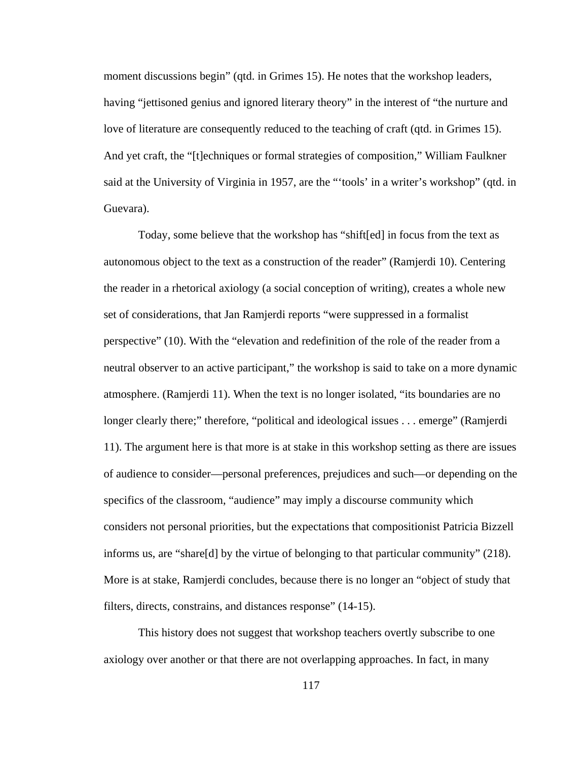moment discussions begin" (qtd. in Grimes 15). He notes that the workshop leaders, having "jettisoned genius and ignored literary theory" in the interest of "the nurture and love of literature are consequently reduced to the teaching of craft (qtd. in Grimes 15). And yet craft, the "[t]echniques or formal strategies of composition," William Faulkner said at the University of Virginia in 1957, are the "'tools' in a writer's workshop" (qtd. in Guevara).

Today, some believe that the workshop has "shift[ed] in focus from the text as autonomous object to the text as a construction of the reader" (Ramjerdi 10). Centering the reader in a rhetorical axiology (a social conception of writing), creates a whole new set of considerations, that Jan Ramjerdi reports "were suppressed in a formalist perspective" (10). With the "elevation and redefinition of the role of the reader from a neutral observer to an active participant," the workshop is said to take on a more dynamic atmosphere. (Ramjerdi 11). When the text is no longer isolated, "its boundaries are no longer clearly there;" therefore, "political and ideological issues . . . emerge" (Ramjerdi 11). The argument here is that more is at stake in this workshop setting as there are issues of audience to consider—personal preferences, prejudices and such—or depending on the specifics of the classroom, "audience" may imply a discourse community which considers not personal priorities, but the expectations that compositionist Patricia Bizzell informs us, are "share[d] by the virtue of belonging to that particular community" (218). More is at stake, Ramjerdi concludes, because there is no longer an "object of study that filters, directs, constrains, and distances response" (14-15).

This history does not suggest that workshop teachers overtly subscribe to one axiology over another or that there are not overlapping approaches. In fact, in many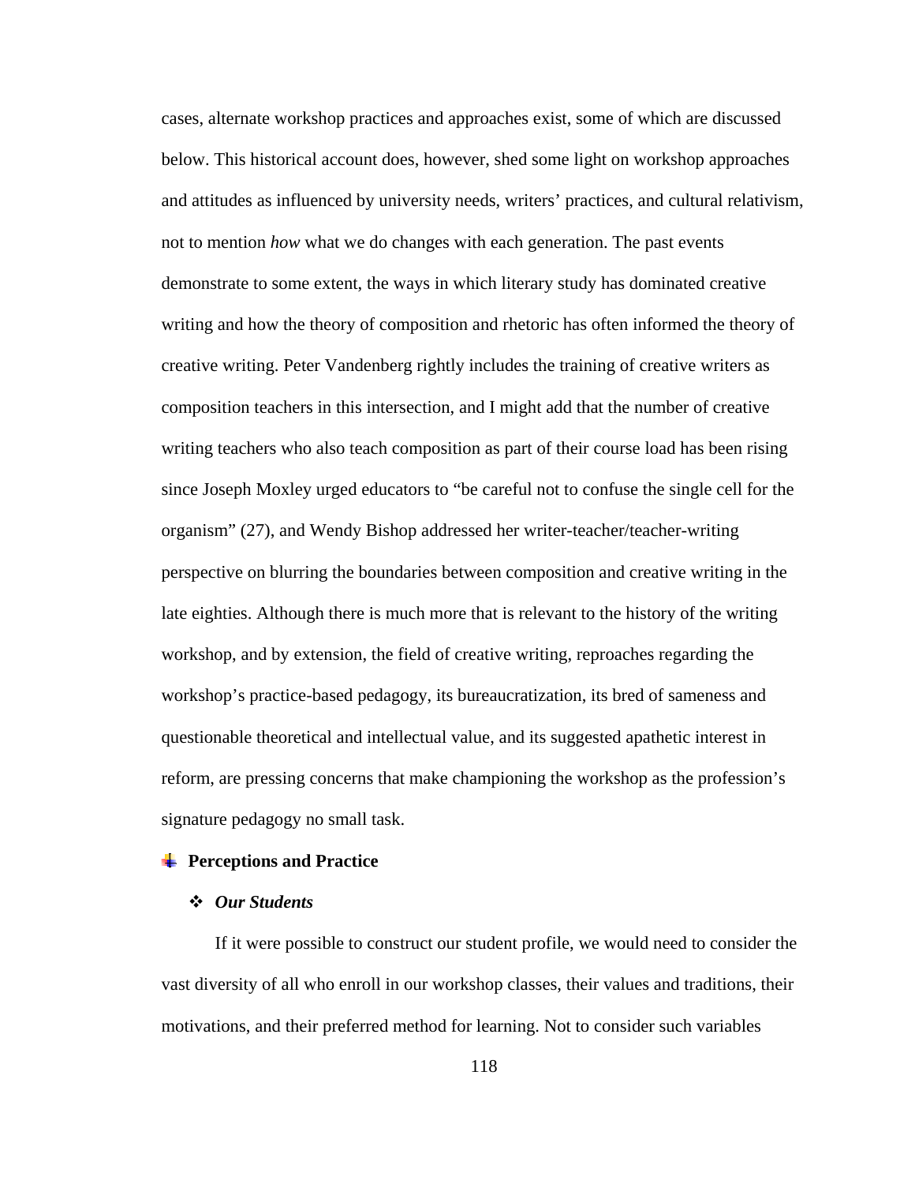cases, alternate workshop practices and approaches exist, some of which are discussed below. This historical account does, however, shed some light on workshop approaches and attitudes as influenced by university needs, writers' practices, and cultural relativism, not to mention *how* what we do changes with each generation. The past events demonstrate to some extent, the ways in which literary study has dominated creative writing and how the theory of composition and rhetoric has often informed the theory of creative writing. Peter Vandenberg rightly includes the training of creative writers as composition teachers in this intersection, and I might add that the number of creative writing teachers who also teach composition as part of their course load has been rising since Joseph Moxley urged educators to "be careful not to confuse the single cell for the organism" (27), and Wendy Bishop addressed her writer-teacher/teacher-writing perspective on blurring the boundaries between composition and creative writing in the late eighties. Although there is much more that is relevant to the history of the writing workshop, and by extension, the field of creative writing, reproaches regarding the workshop's practice-based pedagogy, its bureaucratization, its bred of sameness and questionable theoretical and intellectual value, and its suggested apathetic interest in reform, are pressing concerns that make championing the workshop as the profession's signature pedagogy no small task.

## Perceptions and Practice

### *Our Students*

If it were possible to construct our student profile, we would need to consider the vast diversity of all who enroll in our workshop classes, their values and traditions, their motivations, and their preferred method for learning. Not to consider such variables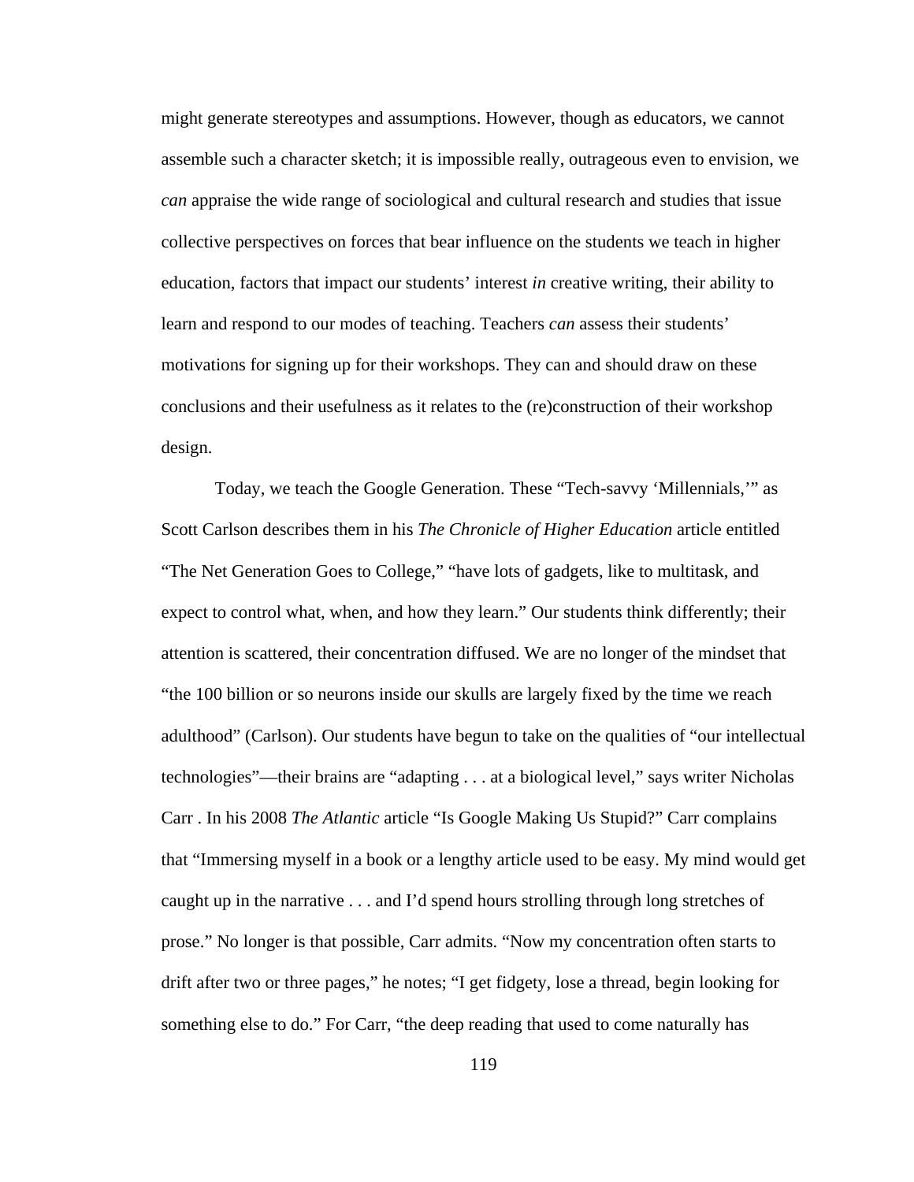might generate stereotypes and assumptions. However, though as educators, we cannot assemble such a character sketch; it is impossible really, outrageous even to envision, we *can* appraise the wide range of sociological and cultural research and studies that issue collective perspectives on forces that bear influence on the students we teach in higher education, factors that impact our students' interest *in* creative writing, their ability to learn and respond to our modes of teaching. Teachers *can* assess their students' motivations for signing up for their workshops. They can and should draw on these conclusions and their usefulness as it relates to the (re)construction of their workshop design.

Today, we teach the Google Generation. These "Tech-savvy 'Millennials,'" as Scott Carlson describes them in his *The Chronicle of Higher Education* article entitled "The Net Generation Goes to College," "have lots of gadgets, like to multitask, and expect to control what, when, and how they learn." Our students think differently; their attention is scattered, their concentration diffused. We are no longer of the mindset that "the 100 billion or so neurons inside our skulls are largely fixed by the time we reach adulthood" (Carlson). Our students have begun to take on the qualities of "our intellectual technologies"—their brains are "adapting . . . at a biological level," says writer Nicholas Carr . In his 2008 *The Atlantic* article "Is Google Making Us Stupid?" Carr complains that "Immersing myself in a book or a lengthy article used to be easy. My mind would get caught up in the narrative . . . and I'd spend hours strolling through long stretches of prose." No longer is that possible, Carr admits. "Now my concentration often starts to drift after two or three pages," he notes; "I get fidgety, lose a thread, begin looking for something else to do." For Carr, "the deep reading that used to come naturally has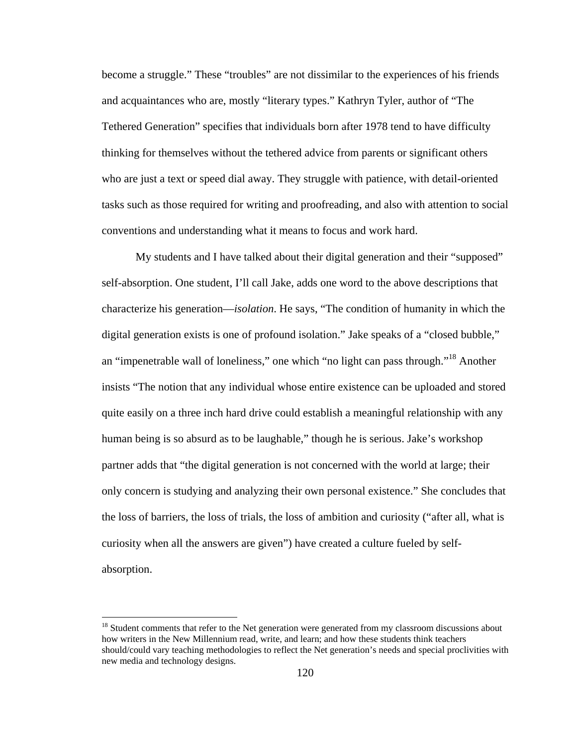become a struggle." These "troubles" are not dissimilar to the experiences of his friends and acquaintances who are, mostly "literary types." Kathryn Tyler, author of "The Tethered Generation" specifies that individuals born after 1978 tend to have difficulty thinking for themselves without the tethered advice from parents or significant others who are just a text or speed dial away. They struggle with patience, with detail-oriented tasks such as those required for writing and proofreading, and also with attention to social conventions and understanding what it means to focus and work hard.

My students and I have talked about their digital generation and their "supposed" self-absorption. One student, I'll call Jake, adds one word to the above descriptions that characterize his generation—*isolation*. He says, "The condition of humanity in which the digital generation exists is one of profound isolation." Jake speaks of a "closed bubble," an "impenetrable wall of loneliness," one which "no light can pass through."[18] Another insists "The notion that any individual whose entire existence can be uploaded and stored quite easily on a three inch hard drive could establish a meaningful relationship with any human being is so absurd as to be laughable," though he is serious. Jake's workshop partner adds that "the digital generation is not concerned with the world at large; their only concern is studying and analyzing their own personal existence." She concludes that the loss of barriers, the loss of trials, the loss of ambition and curiosity ("after all, what is curiosity when all the answers are given") have created a culture fueled by self-absorption.

---

[18] Student comments that refer to the Net generation were generated from my classroom discussions about how writers in the New Millennium read, write, and learn; and how these students think teachers should/could vary teaching methodologies to reflect the Net generation's needs and special proclivities with new media and technology designs.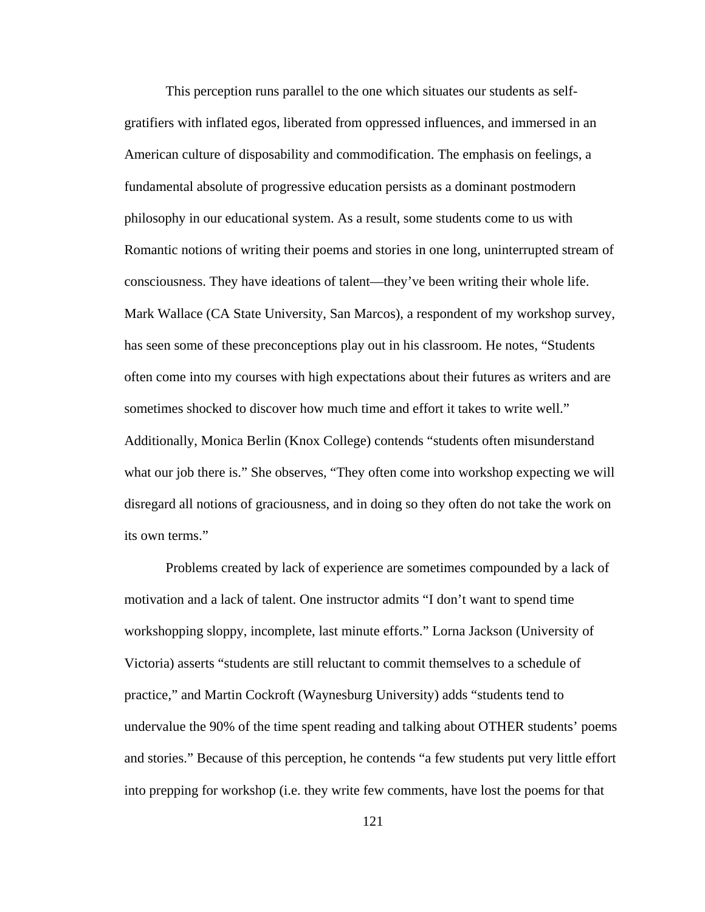This perception runs parallel to the one which situates our students as self-gratifiers with inflated egos, liberated from oppressed influences, and immersed in an American culture of disposability and commodification. The emphasis on feelings, a fundamental absolute of progressive education persists as a dominant postmodern philosophy in our educational system. As a result, some students come to us with Romantic notions of writing their poems and stories in one long, uninterrupted stream of consciousness. They have ideations of talent—they've been writing their whole life. Mark Wallace (CA State University, San Marcos), a respondent of my workshop survey, has seen some of these preconceptions play out in his classroom. He notes, "Students often come into my courses with high expectations about their futures as writers and are sometimes shocked to discover how much time and effort it takes to write well." Additionally, Monica Berlin (Knox College) contends "students often misunderstand what our job there is." She observes, "They often come into workshop expecting we will disregard all notions of graciousness, and in doing so they often do not take the work on its own terms."

Problems created by lack of experience are sometimes compounded by a lack of motivation and a lack of talent. One instructor admits "I don't want to spend time workshopping sloppy, incomplete, last minute efforts." Lorna Jackson (University of Victoria) asserts "students are still reluctant to commit themselves to a schedule of practice," and Martin Cockroft (Waynesburg University) adds "students tend to undervalue the 90% of the time spent reading and talking about OTHER students' poems and stories." Because of this perception, he contends "a few students put very little effort into prepping for workshop (i.e. they write few comments, have lost the poems for that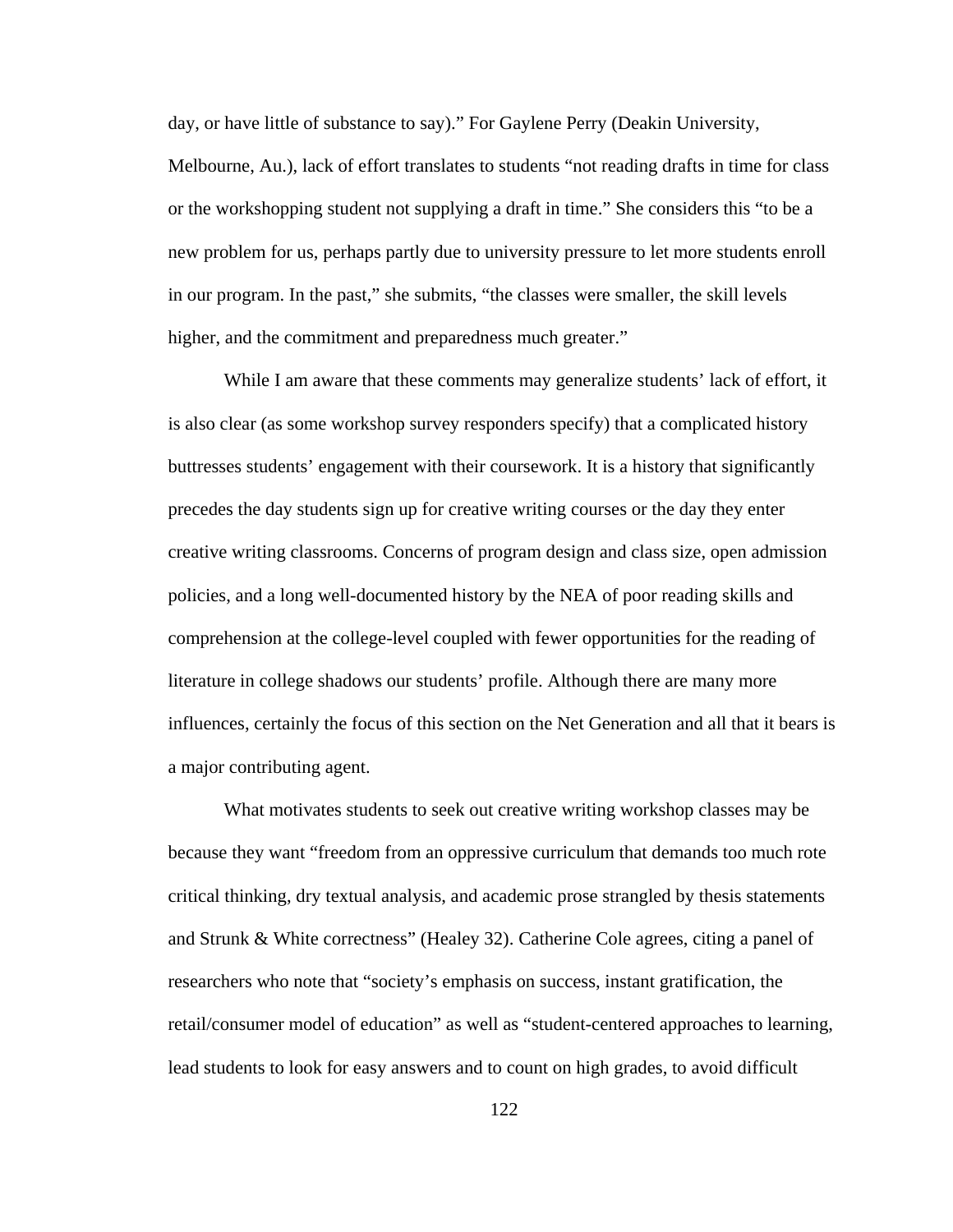day, or have little of substance to say)." For Gaylene Perry (Deakin University, Melbourne, Au.), lack of effort translates to students "not reading drafts in time for class or the workshopping student not supplying a draft in time." She considers this "to be a new problem for us, perhaps partly due to university pressure to let more students enroll in our program. In the past," she submits, "the classes were smaller, the skill levels higher, and the commitment and preparedness much greater."

While I am aware that these comments may generalize students' lack of effort, it is also clear (as some workshop survey responders specify) that a complicated history buttresses students' engagement with their coursework. It is a history that significantly precedes the day students sign up for creative writing courses or the day they enter creative writing classrooms. Concerns of program design and class size, open admission policies, and a long well-documented history by the NEA of poor reading skills and comprehension at the college-level coupled with fewer opportunities for the reading of literature in college shadows our students' profile. Although there are many more influences, certainly the focus of this section on the Net Generation and all that it bears is a major contributing agent.

What motivates students to seek out creative writing workshop classes may be because they want "freedom from an oppressive curriculum that demands too much rote critical thinking, dry textual analysis, and academic prose strangled by thesis statements and Strunk & White correctness" (Healey 32). Catherine Cole agrees, citing a panel of researchers who note that "society's emphasis on success, instant gratification, the retail/consumer model of education" as well as "student-centered approaches to learning, lead students to look for easy answers and to count on high grades, to avoid difficult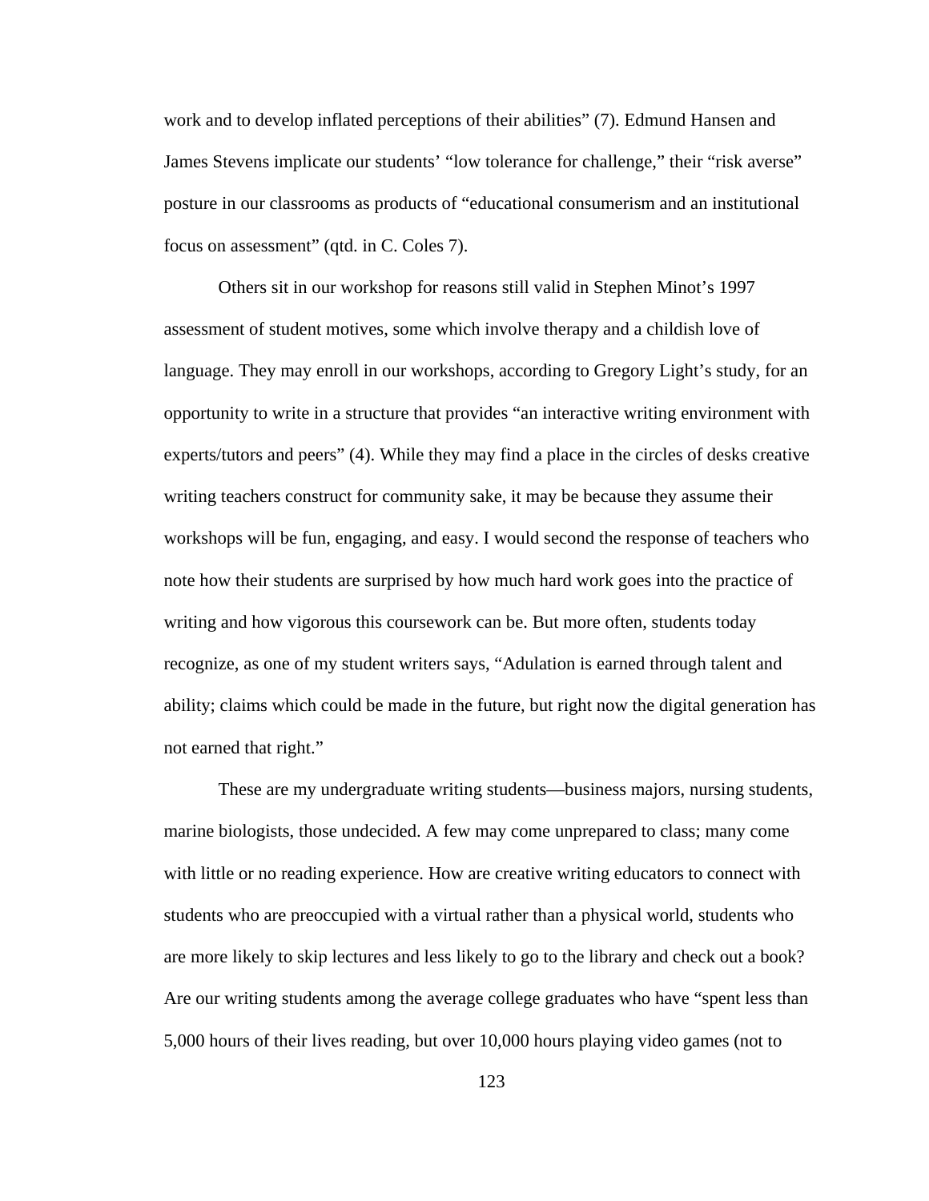work and to develop inflated perceptions of their abilities" (7). Edmund Hansen and James Stevens implicate our students' "low tolerance for challenge," their "risk averse" posture in our classrooms as products of "educational consumerism and an institutional focus on assessment" (qtd. in C. Coles 7).

Others sit in our workshop for reasons still valid in Stephen Minot's 1997 assessment of student motives, some which involve therapy and a childish love of language. They may enroll in our workshops, according to Gregory Light's study, for an opportunity to write in a structure that provides "an interactive writing environment with experts/tutors and peers" (4). While they may find a place in the circles of desks creative writing teachers construct for community sake, it may be because they assume their workshops will be fun, engaging, and easy. I would second the response of teachers who note how their students are surprised by how much hard work goes into the practice of writing and how vigorous this coursework can be. But more often, students today recognize, as one of my student writers says, "Adulation is earned through talent and ability; claims which could be made in the future, but right now the digital generation has not earned that right."

These are my undergraduate writing students—business majors, nursing students, marine biologists, those undecided. A few may come unprepared to class; many come with little or no reading experience. How are creative writing educators to connect with students who are preoccupied with a virtual rather than a physical world, students who are more likely to skip lectures and less likely to go to the library and check out a book? Are our writing students among the average college graduates who have "spent less than 5,000 hours of their lives reading, but over 10,000 hours playing video games (not to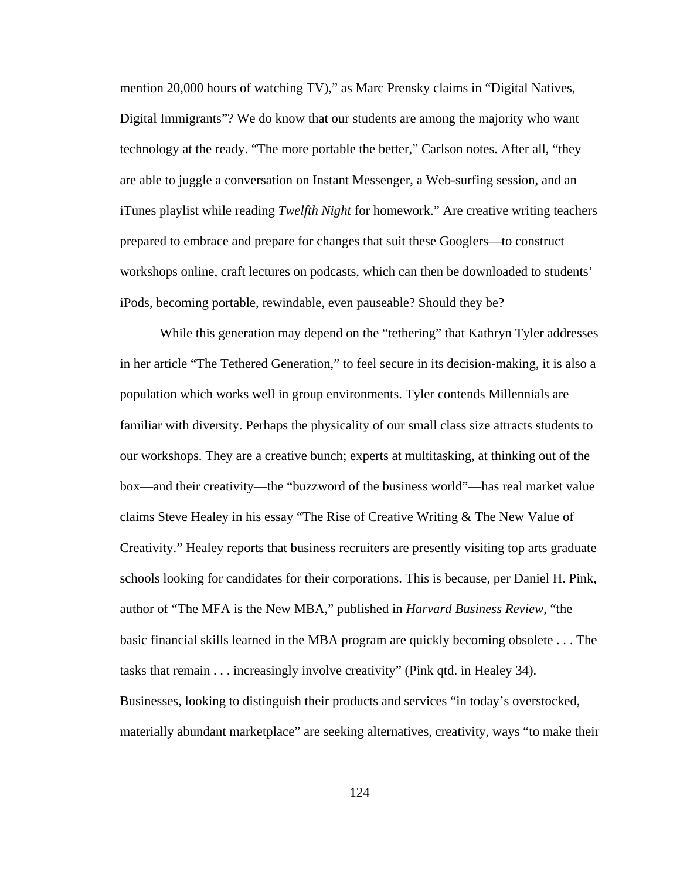mention 20,000 hours of watching TV)," as Marc Prensky claims in "Digital Natives, Digital Immigrants"? We do know that our students are among the majority who want technology at the ready. "The more portable the better," Carlson notes. After all, "they are able to juggle a conversation on Instant Messenger, a Web-surfing session, and an iTunes playlist while reading *Twelfth Night* for homework." Are creative writing teachers prepared to embrace and prepare for changes that suit these Googlers—to construct workshops online, craft lectures on podcasts, which can then be downloaded to students' iPods, becoming portable, rewindable, even pauseable? Should they be?

While this generation may depend on the "tethering" that Kathryn Tyler addresses in her article "The Tethered Generation," to feel secure in its decision-making, it is also a population which works well in group environments. Tyler contends Millennials are familiar with diversity. Perhaps the physicality of our small class size attracts students to our workshops. They are a creative bunch; experts at multitasking, at thinking out of the box—and their creativity—the "buzzword of the business world"—has real market value claims Steve Healey in his essay "The Rise of Creative Writing & The New Value of Creativity." Healey reports that business recruiters are presently visiting top arts graduate schools looking for candidates for their corporations. This is because, per Daniel H. Pink, author of "The MFA is the New MBA," published in *Harvard Business Review*, "the basic financial skills learned in the MBA program are quickly becoming obsolete . . . The tasks that remain . . . increasingly involve creativity" (Pink qtd. in Healey 34). Businesses, looking to distinguish their products and services "in today's overstocked, materially abundant marketplace" are seeking alternatives, creativity, ways "to make their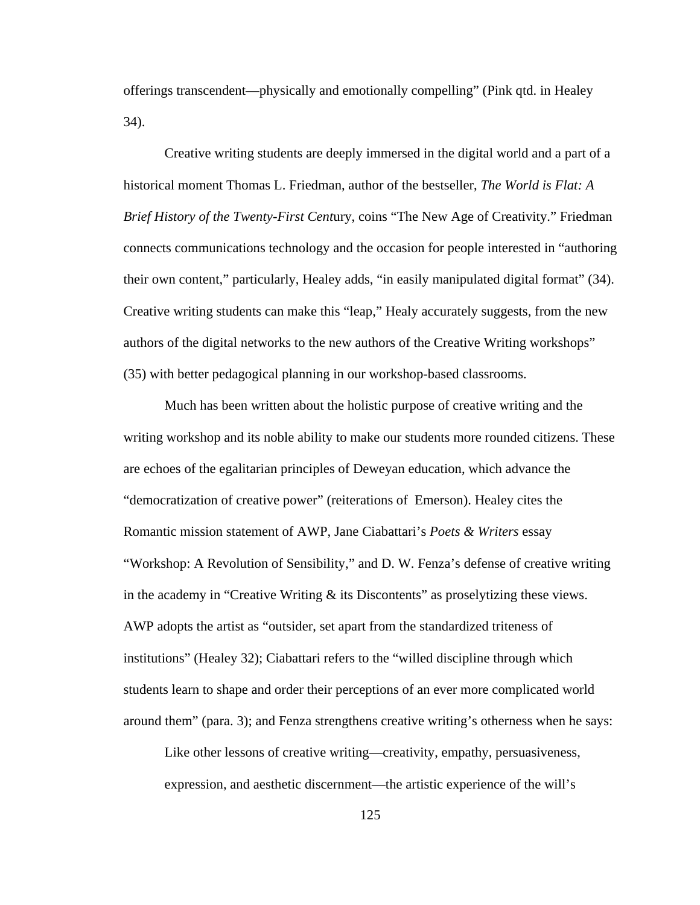offerings transcendent—physically and emotionally compelling" (Pink qtd. in Healey 34).

Creative writing students are deeply immersed in the digital world and a part of a historical moment Thomas L. Friedman, author of the bestseller, *The World is Flat: A Brief History of the Twenty-First Cent*ury, coins "The New Age of Creativity." Friedman connects communications technology and the occasion for people interested in "authoring their own content," particularly, Healey adds, "in easily manipulated digital format" (34). Creative writing students can make this "leap," Healy accurately suggests, from the new authors of the digital networks to the new authors of the Creative Writing workshops" (35) with better pedagogical planning in our workshop-based classrooms.

Much has been written about the holistic purpose of creative writing and the writing workshop and its noble ability to make our students more rounded citizens. These are echoes of the egalitarian principles of Deweyan education, which advance the "democratization of creative power" (reiterations of Emerson). Healey cites the Romantic mission statement of AWP, Jane Ciabattari's *Poets & Writers* essay "Workshop: A Revolution of Sensibility," and D. W. Fenza's defense of creative writing in the academy in "Creative Writing & its Discontents" as proselytizing these views. AWP adopts the artist as "outsider, set apart from the standardized triteness of institutions" (Healey 32); Ciabattari refers to the "willed discipline through which students learn to shape and order their perceptions of an ever more complicated world around them" (para. 3); and Fenza strengthens creative writing's otherness when he says:

> Like other lessons of creative writing—creativity, empathy, persuasiveness, expression, and aesthetic discernment—the artistic experience of the will's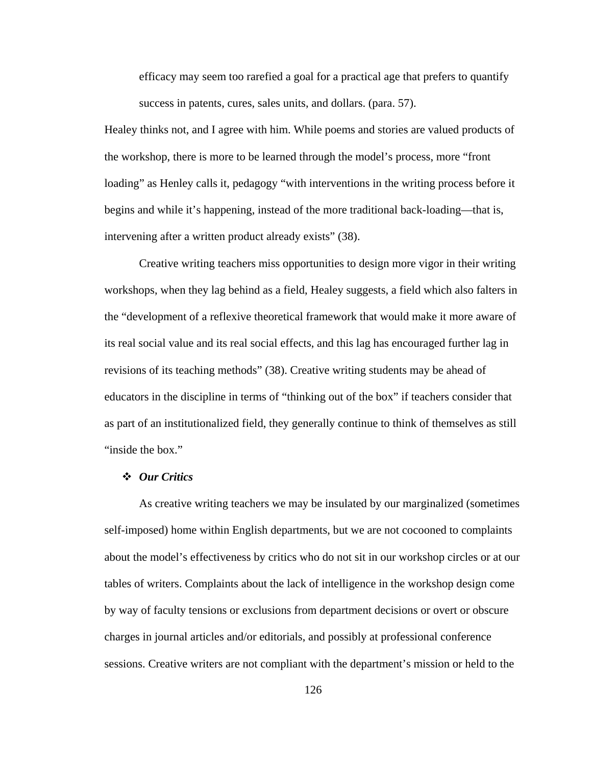> efficacy may seem too rarefied a goal for a practical age that prefers to quantify success in patents, cures, sales units, and dollars. (para. 57).

Healey thinks not, and I agree with him. While poems and stories are valued products of the workshop, there is more to be learned through the model's process, more "front loading" as Henley calls it, pedagogy "with interventions in the writing process before it begins and while it's happening, instead of the more traditional back-loading—that is, intervening after a written product already exists" (38).

Creative writing teachers miss opportunities to design more vigor in their writing workshops, when they lag behind as a field, Healey suggests, a field which also falters in the "development of a reflexive theoretical framework that would make it more aware of its real social value and its real social effects, and this lag has encouraged further lag in revisions of its teaching methods" (38). Creative writing students may be ahead of educators in the discipline in terms of "thinking out of the box" if teachers consider that as part of an institutionalized field, they generally continue to think of themselves as still "inside the box."

- ***Our Critics***

As creative writing teachers we may be insulated by our marginalized (sometimes self-imposed) home within English departments, but we are not cocooned to complaints about the model's effectiveness by critics who do not sit in our workshop circles or at our tables of writers. Complaints about the lack of intelligence in the workshop design come by way of faculty tensions or exclusions from department decisions or overt or obscure charges in journal articles and/or editorials, and possibly at professional conference sessions. Creative writers are not compliant with the department's mission or held to the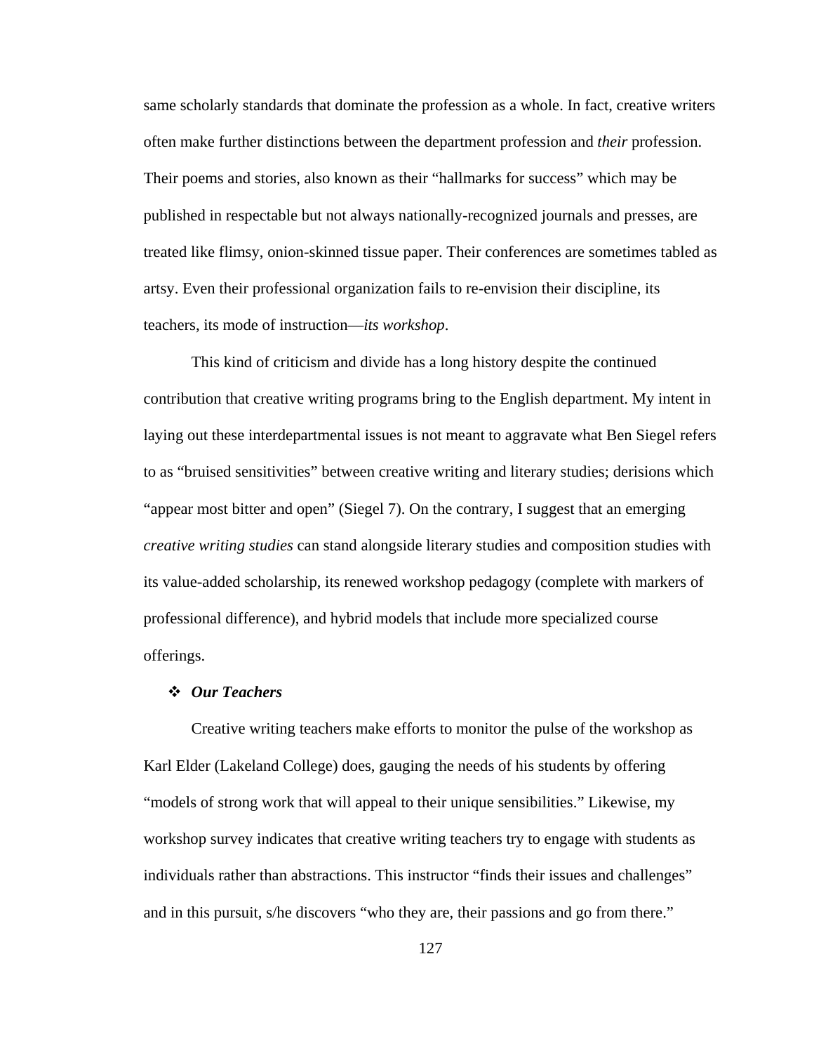same scholarly standards that dominate the profession as a whole. In fact, creative writers often make further distinctions between the department profession and *their* profession. Their poems and stories, also known as their "hallmarks for success" which may be published in respectable but not always nationally-recognized journals and presses, are treated like flimsy, onion-skinned tissue paper. Their conferences are sometimes tabled as artsy. Even their professional organization fails to re-envision their discipline, its teachers, its mode of instruction—*its workshop*.

This kind of criticism and divide has a long history despite the continued contribution that creative writing programs bring to the English department. My intent in laying out these interdepartmental issues is not meant to aggravate what Ben Siegel refers to as "bruised sensitivities" between creative writing and literary studies; derisions which "appear most bitter and open" (Siegel 7). On the contrary, I suggest that an emerging *creative writing studies* can stand alongside literary studies and composition studies with its value-added scholarship, its renewed workshop pedagogy (complete with markers of professional difference), and hybrid models that include more specialized course offerings.

- ***Our Teachers***

Creative writing teachers make efforts to monitor the pulse of the workshop as Karl Elder (Lakeland College) does, gauging the needs of his students by offering "models of strong work that will appeal to their unique sensibilities." Likewise, my workshop survey indicates that creative writing teachers try to engage with students as individuals rather than abstractions. This instructor "finds their issues and challenges" and in this pursuit, s/he discovers "who they are, their passions and go from there."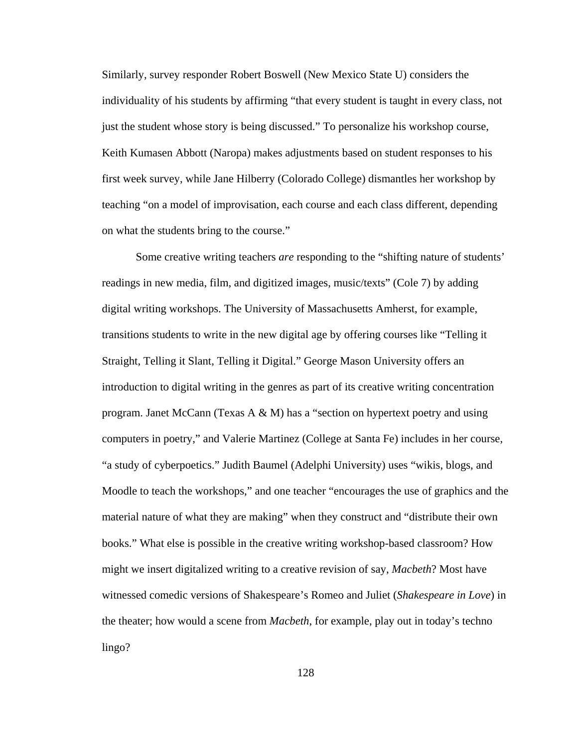Similarly, survey responder Robert Boswell (New Mexico State U) considers the individuality of his students by affirming "that every student is taught in every class, not just the student whose story is being discussed." To personalize his workshop course, Keith Kumasen Abbott (Naropa) makes adjustments based on student responses to his first week survey, while Jane Hilberry (Colorado College) dismantles her workshop by teaching "on a model of improvisation, each course and each class different, depending on what the students bring to the course."

Some creative writing teachers *are* responding to the "shifting nature of students' readings in new media, film, and digitized images, music/texts" (Cole 7) by adding digital writing workshops. The University of Massachusetts Amherst, for example, transitions students to write in the new digital age by offering courses like "Telling it Straight, Telling it Slant, Telling it Digital." George Mason University offers an introduction to digital writing in the genres as part of its creative writing concentration program. Janet McCann (Texas A & M) has a "section on hypertext poetry and using computers in poetry," and Valerie Martinez (College at Santa Fe) includes in her course, "a study of cyberpoetics." Judith Baumel (Adelphi University) uses "wikis, blogs, and Moodle to teach the workshops," and one teacher "encourages the use of graphics and the material nature of what they are making" when they construct and "distribute their own books." What else is possible in the creative writing workshop-based classroom? How might we insert digitalized writing to a creative revision of say, *Macbeth*? Most have witnessed comedic versions of Shakespeare's Romeo and Juliet (*Shakespeare in Love*) in the theater; how would a scene from *Macbeth*, for example, play out in today's techno lingo?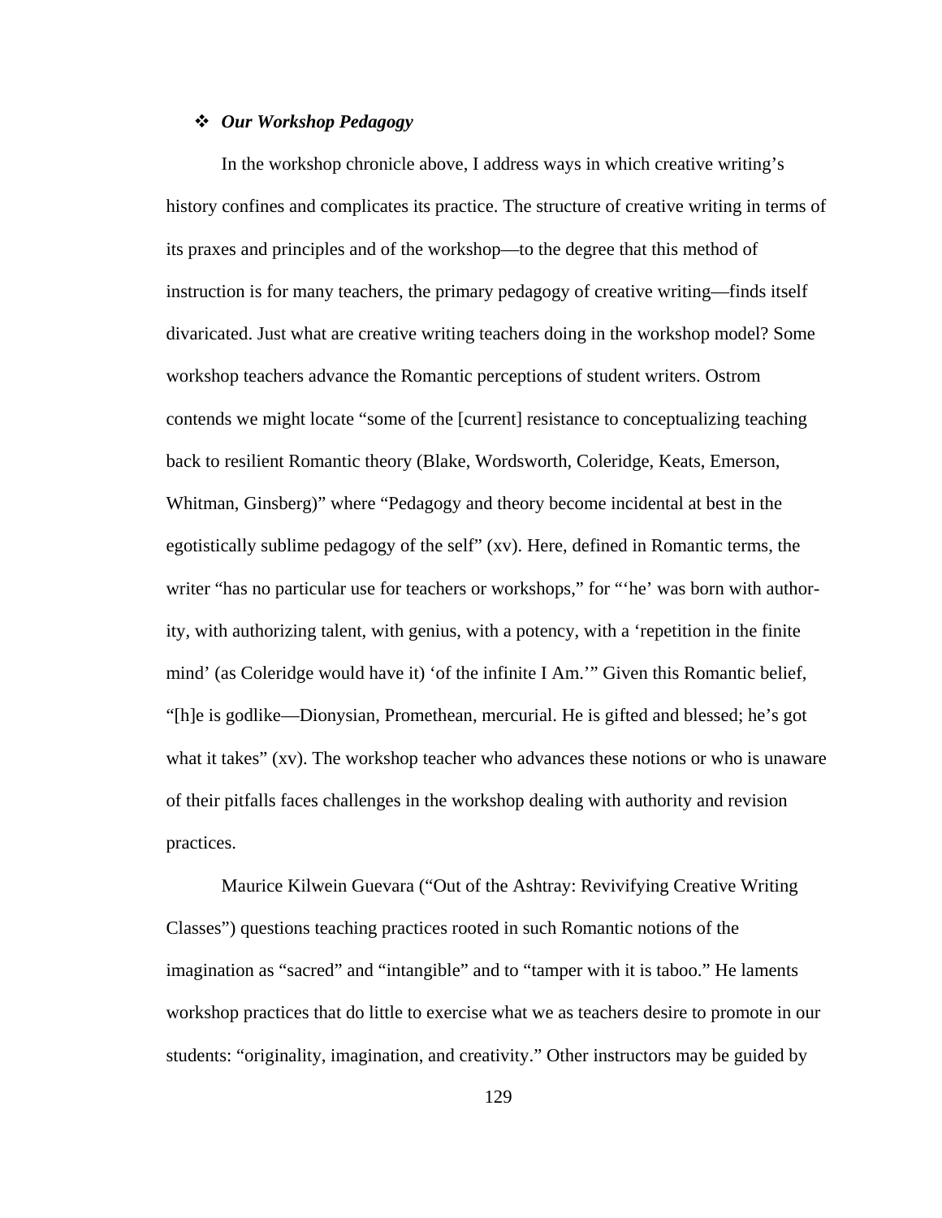### ❖ *Our Workshop Pedagogy*

In the workshop chronicle above, I address ways in which creative writing's history confines and complicates its practice. The structure of creative writing in terms of its praxes and principles and of the workshop—to the degree that this method of instruction is for many teachers, the primary pedagogy of creative writing—finds itself divaricated. Just what are creative writing teachers doing in the workshop model? Some workshop teachers advance the Romantic perceptions of student writers. Ostrom contends we might locate "some of the [current] resistance to conceptualizing teaching back to resilient Romantic theory (Blake, Wordsworth, Coleridge, Keats, Emerson, Whitman, Ginsberg)" where "Pedagogy and theory become incidental at best in the egotistically sublime pedagogy of the self" (xv). Here, defined in Romantic terms, the writer "has no particular use for teachers or workshops," for "'he' was born with authority, with authorizing talent, with genius, with a potency, with a 'repetition in the finite mind' (as Coleridge would have it) 'of the infinite I Am.'" Given this Romantic belief, "[h]e is godlike—Dionysian, Promethean, mercurial. He is gifted and blessed; he's got what it takes" (xv). The workshop teacher who advances these notions or who is unaware of their pitfalls faces challenges in the workshop dealing with authority and revision practices.

Maurice Kilwein Guevara ("Out of the Ashtray: Revivifying Creative Writing Classes") questions teaching practices rooted in such Romantic notions of the imagination as "sacred" and "intangible" and to "tamper with it is taboo." He laments workshop practices that do little to exercise what we as teachers desire to promote in our students: "originality, imagination, and creativity." Other instructors may be guided by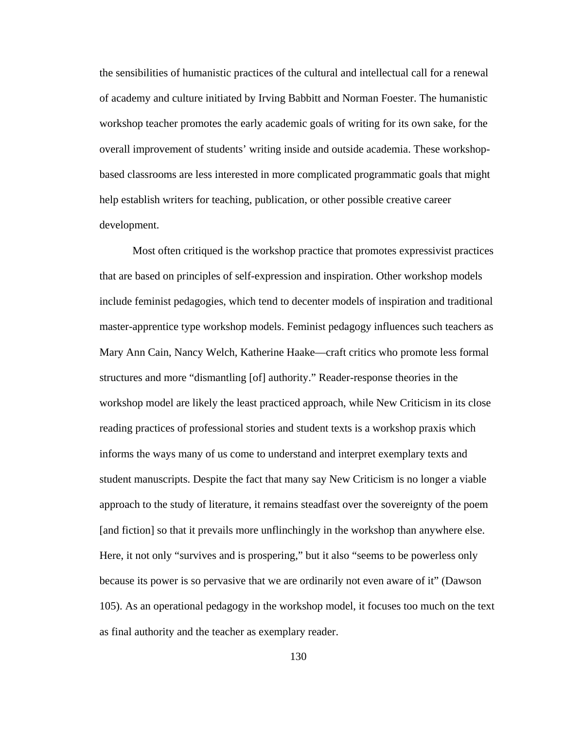the sensibilities of humanistic practices of the cultural and intellectual call for a renewal of academy and culture initiated by Irving Babbitt and Norman Foester. The humanistic workshop teacher promotes the early academic goals of writing for its own sake, for the overall improvement of students' writing inside and outside academia. These workshop-based classrooms are less interested in more complicated programmatic goals that might help establish writers for teaching, publication, or other possible creative career development.

Most often critiqued is the workshop practice that promotes expressivist practices that are based on principles of self-expression and inspiration. Other workshop models include feminist pedagogies, which tend to decenter models of inspiration and traditional master-apprentice type workshop models. Feminist pedagogy influences such teachers as Mary Ann Cain, Nancy Welch, Katherine Haake—craft critics who promote less formal structures and more "dismantling [of] authority." Reader-response theories in the workshop model are likely the least practiced approach, while New Criticism in its close reading practices of professional stories and student texts is a workshop praxis which informs the ways many of us come to understand and interpret exemplary texts and student manuscripts. Despite the fact that many say New Criticism is no longer a viable approach to the study of literature, it remains steadfast over the sovereignty of the poem [and fiction] so that it prevails more unflinchingly in the workshop than anywhere else. Here, it not only "survives and is prospering," but it also "seems to be powerless only because its power is so pervasive that we are ordinarily not even aware of it" (Dawson 105). As an operational pedagogy in the workshop model, it focuses too much on the text as final authority and the teacher as exemplary reader.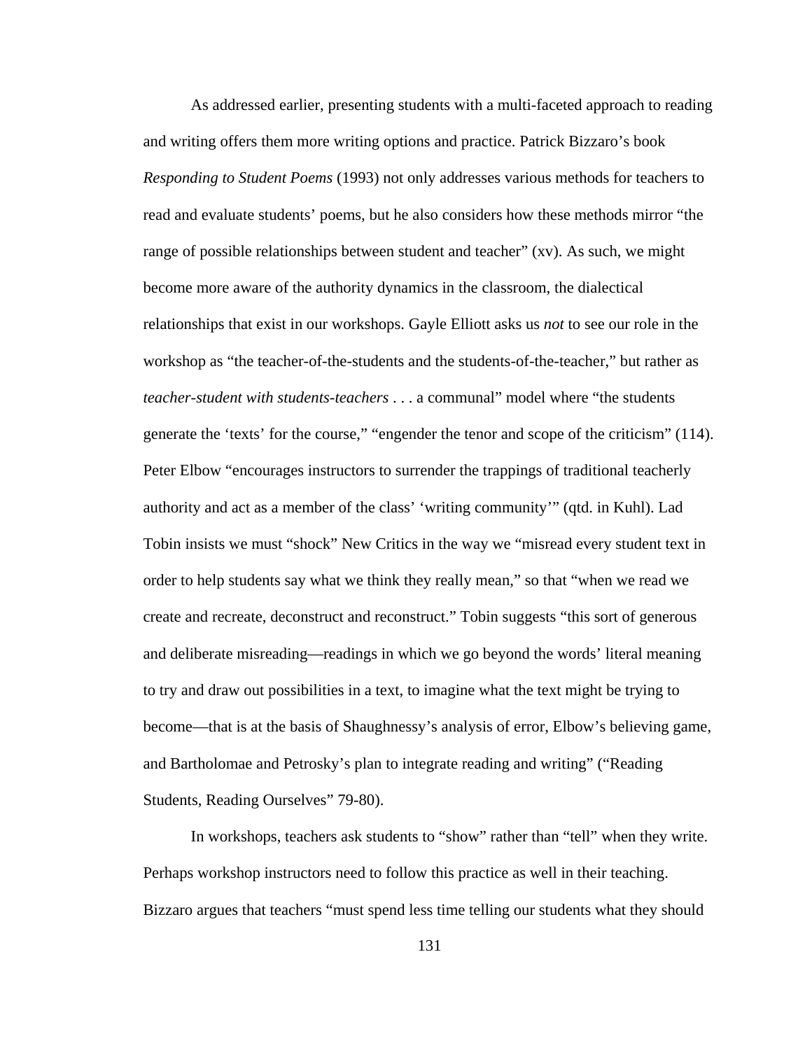As addressed earlier, presenting students with a multi-faceted approach to reading and writing offers them more writing options and practice. Patrick Bizzaro's book *Responding to Student Poems* (1993) not only addresses various methods for teachers to read and evaluate students' poems, but he also considers how these methods mirror "the range of possible relationships between student and teacher" (xv). As such, we might become more aware of the authority dynamics in the classroom, the dialectical relationships that exist in our workshops. Gayle Elliott asks us *not* to see our role in the workshop as "the teacher-of-the-students and the students-of-the-teacher," but rather as *teacher-student with students-teachers* . . . a communal" model where "the students generate the 'texts' for the course," "engender the tenor and scope of the criticism" (114). Peter Elbow "encourages instructors to surrender the trappings of traditional teacherly authority and act as a member of the class' 'writing community'" (qtd. in Kuhl). Lad Tobin insists we must "shock" New Critics in the way we "misread every student text in order to help students say what we think they really mean," so that "when we read we create and recreate, deconstruct and reconstruct." Tobin suggests "this sort of generous and deliberate misreading—readings in which we go beyond the words' literal meaning to try and draw out possibilities in a text, to imagine what the text might be trying to become—that is at the basis of Shaughnessy's analysis of error, Elbow's believing game, and Bartholomae and Petrosky's plan to integrate reading and writing" ("Reading Students, Reading Ourselves" 79-80).

In workshops, teachers ask students to "show" rather than "tell" when they write. Perhaps workshop instructors need to follow this practice as well in their teaching. Bizzaro argues that teachers "must spend less time telling our students what they should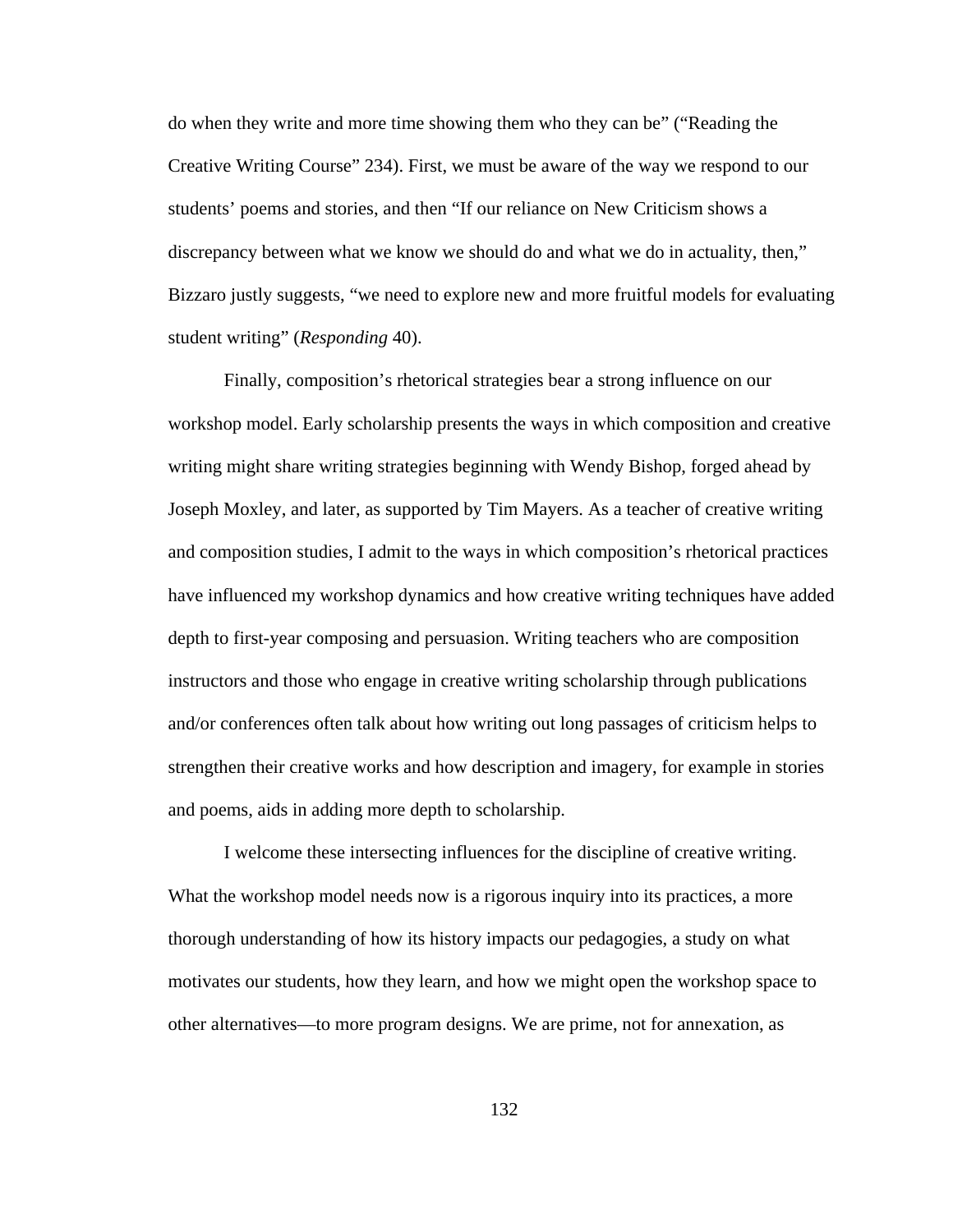do when they write and more time showing them who they can be" ("Reading the Creative Writing Course" 234). First, we must be aware of the way we respond to our students' poems and stories, and then "If our reliance on New Criticism shows a discrepancy between what we know we should do and what we do in actuality, then," Bizzaro justly suggests, "we need to explore new and more fruitful models for evaluating student writing" (*Responding* 40).

Finally, composition's rhetorical strategies bear a strong influence on our workshop model. Early scholarship presents the ways in which composition and creative writing might share writing strategies beginning with Wendy Bishop, forged ahead by Joseph Moxley, and later, as supported by Tim Mayers. As a teacher of creative writing and composition studies, I admit to the ways in which composition's rhetorical practices have influenced my workshop dynamics and how creative writing techniques have added depth to first-year composing and persuasion. Writing teachers who are composition instructors and those who engage in creative writing scholarship through publications and/or conferences often talk about how writing out long passages of criticism helps to strengthen their creative works and how description and imagery, for example in stories and poems, aids in adding more depth to scholarship.

I welcome these intersecting influences for the discipline of creative writing. What the workshop model needs now is a rigorous inquiry into its practices, a more thorough understanding of how its history impacts our pedagogies, a study on what motivates our students, how they learn, and how we might open the workshop space to other alternatives—to more program designs. We are prime, not for annexation, as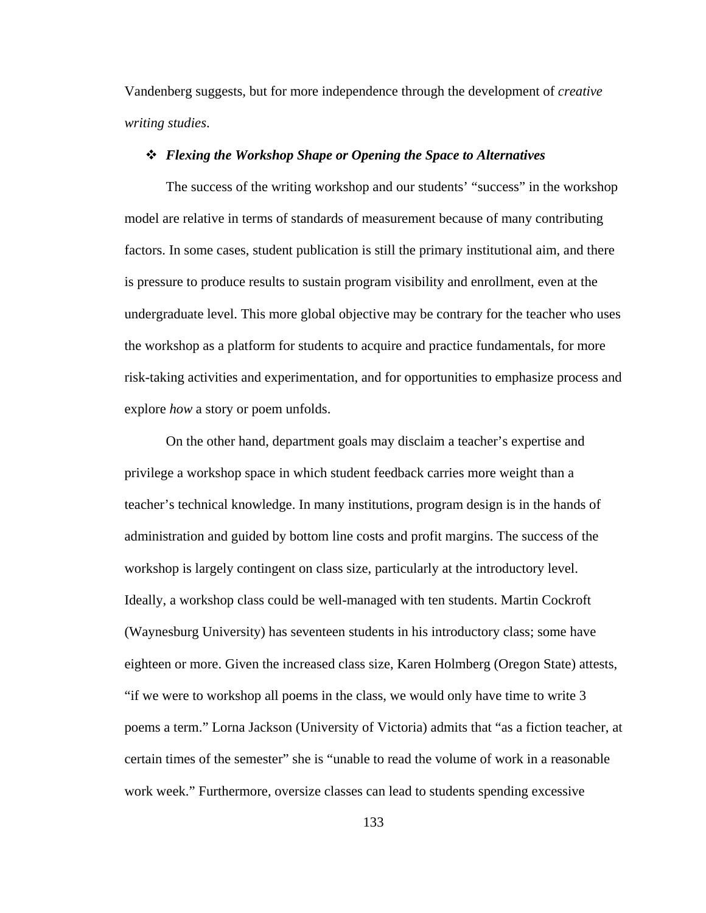Vandenberg suggests, but for more independence through the development of *creative writing studies*.

### ❖ *Flexing the Workshop Shape or Opening the Space to Alternatives*

The success of the writing workshop and our students' "success" in the workshop model are relative in terms of standards of measurement because of many contributing factors. In some cases, student publication is still the primary institutional aim, and there is pressure to produce results to sustain program visibility and enrollment, even at the undergraduate level. This more global objective may be contrary for the teacher who uses the workshop as a platform for students to acquire and practice fundamentals, for more risk-taking activities and experimentation, and for opportunities to emphasize process and explore *how* a story or poem unfolds.

On the other hand, department goals may disclaim a teacher's expertise and privilege a workshop space in which student feedback carries more weight than a teacher's technical knowledge. In many institutions, program design is in the hands of administration and guided by bottom line costs and profit margins. The success of the workshop is largely contingent on class size, particularly at the introductory level. Ideally, a workshop class could be well-managed with ten students. Martin Cockroft (Waynesburg University) has seventeen students in his introductory class; some have eighteen or more. Given the increased class size, Karen Holmberg (Oregon State) attests, "if we were to workshop all poems in the class, we would only have time to write 3 poems a term." Lorna Jackson (University of Victoria) admits that "as a fiction teacher, at certain times of the semester" she is "unable to read the volume of work in a reasonable work week." Furthermore, oversize classes can lead to students spending excessive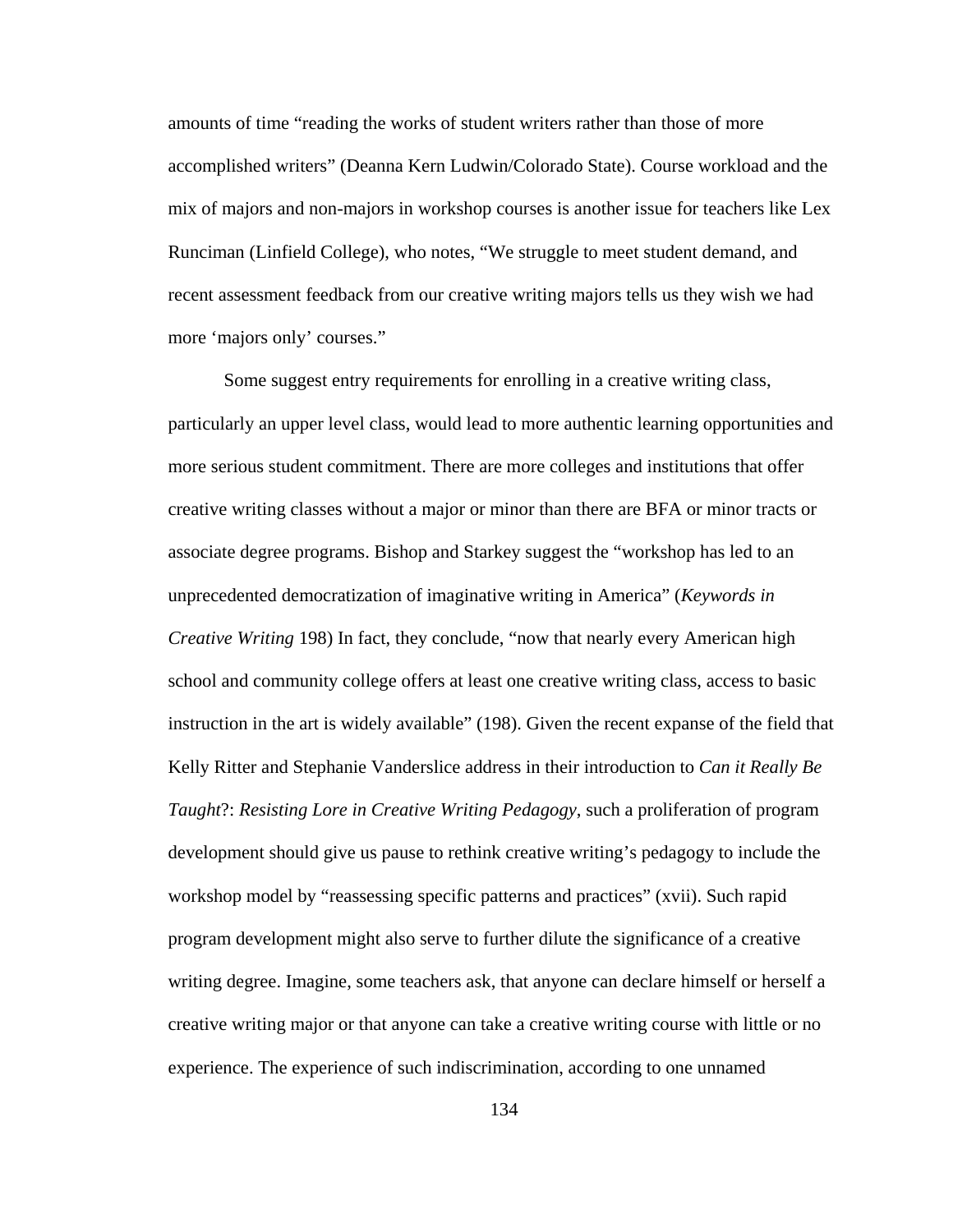amounts of time "reading the works of student writers rather than those of more accomplished writers" (Deanna Kern Ludwin/Colorado State). Course workload and the mix of majors and non-majors in workshop courses is another issue for teachers like Lex Runciman (Linfield College), who notes, "We struggle to meet student demand, and recent assessment feedback from our creative writing majors tells us they wish we had more 'majors only' courses."

Some suggest entry requirements for enrolling in a creative writing class, particularly an upper level class, would lead to more authentic learning opportunities and more serious student commitment. There are more colleges and institutions that offer creative writing classes without a major or minor than there are BFA or minor tracts or associate degree programs. Bishop and Starkey suggest the "workshop has led to an unprecedented democratization of imaginative writing in America" (*Keywords in Creative Writing* 198) In fact, they conclude, "now that nearly every American high school and community college offers at least one creative writing class, access to basic instruction in the art is widely available" (198). Given the recent expanse of the field that Kelly Ritter and Stephanie Vanderslice address in their introduction to *Can it Really Be Taught*?: *Resisting Lore in Creative Writing Pedagogy*, such a proliferation of program development should give us pause to rethink creative writing's pedagogy to include the workshop model by "reassessing specific patterns and practices" (xvii). Such rapid program development might also serve to further dilute the significance of a creative writing degree. Imagine, some teachers ask, that anyone can declare himself or herself a creative writing major or that anyone can take a creative writing course with little or no experience. The experience of such indiscrimination, according to one unnamed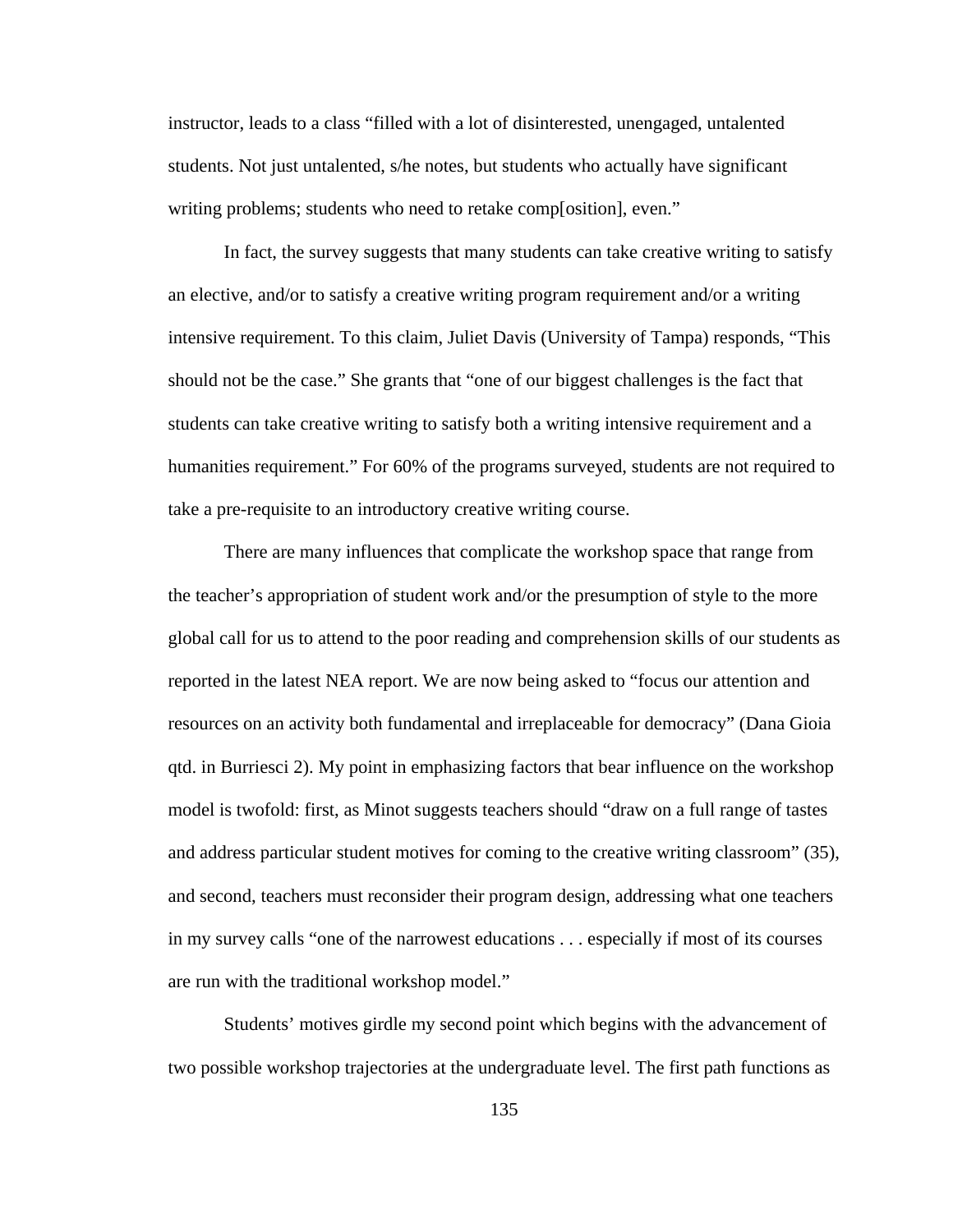instructor, leads to a class "filled with a lot of disinterested, unengaged, untalented students. Not just untalented, s/he notes, but students who actually have significant writing problems; students who need to retake comp[osition], even."

In fact, the survey suggests that many students can take creative writing to satisfy an elective, and/or to satisfy a creative writing program requirement and/or a writing intensive requirement. To this claim, Juliet Davis (University of Tampa) responds, "This should not be the case." She grants that "one of our biggest challenges is the fact that students can take creative writing to satisfy both a writing intensive requirement and a humanities requirement." For 60% of the programs surveyed, students are not required to take a pre-requisite to an introductory creative writing course.

There are many influences that complicate the workshop space that range from the teacher's appropriation of student work and/or the presumption of style to the more global call for us to attend to the poor reading and comprehension skills of our students as reported in the latest NEA report. We are now being asked to "focus our attention and resources on an activity both fundamental and irreplaceable for democracy" (Dana Gioia qtd. in Burriesci 2). My point in emphasizing factors that bear influence on the workshop model is twofold: first, as Minot suggests teachers should "draw on a full range of tastes and address particular student motives for coming to the creative writing classroom" (35), and second, teachers must reconsider their program design, addressing what one teachers in my survey calls "one of the narrowest educations . . . especially if most of its courses are run with the traditional workshop model."

Students' motives girdle my second point which begins with the advancement of two possible workshop trajectories at the undergraduate level. The first path functions as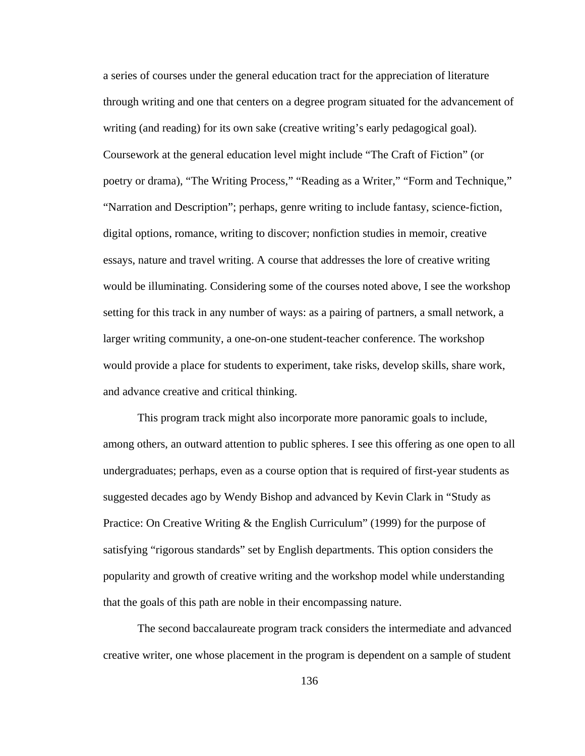a series of courses under the general education tract for the appreciation of literature through writing and one that centers on a degree program situated for the advancement of writing (and reading) for its own sake (creative writing's early pedagogical goal). Coursework at the general education level might include "The Craft of Fiction" (or poetry or drama), "The Writing Process," "Reading as a Writer," "Form and Technique," "Narration and Description"; perhaps, genre writing to include fantasy, science-fiction, digital options, romance, writing to discover; nonfiction studies in memoir, creative essays, nature and travel writing. A course that addresses the lore of creative writing would be illuminating. Considering some of the courses noted above, I see the workshop setting for this track in any number of ways: as a pairing of partners, a small network, a larger writing community, a one-on-one student-teacher conference. The workshop would provide a place for students to experiment, take risks, develop skills, share work, and advance creative and critical thinking.

This program track might also incorporate more panoramic goals to include, among others, an outward attention to public spheres. I see this offering as one open to all undergraduates; perhaps, even as a course option that is required of first-year students as suggested decades ago by Wendy Bishop and advanced by Kevin Clark in "Study as Practice: On Creative Writing & the English Curriculum" (1999) for the purpose of satisfying "rigorous standards" set by English departments. This option considers the popularity and growth of creative writing and the workshop model while understanding that the goals of this path are noble in their encompassing nature.

The second baccalaureate program track considers the intermediate and advanced creative writer, one whose placement in the program is dependent on a sample of student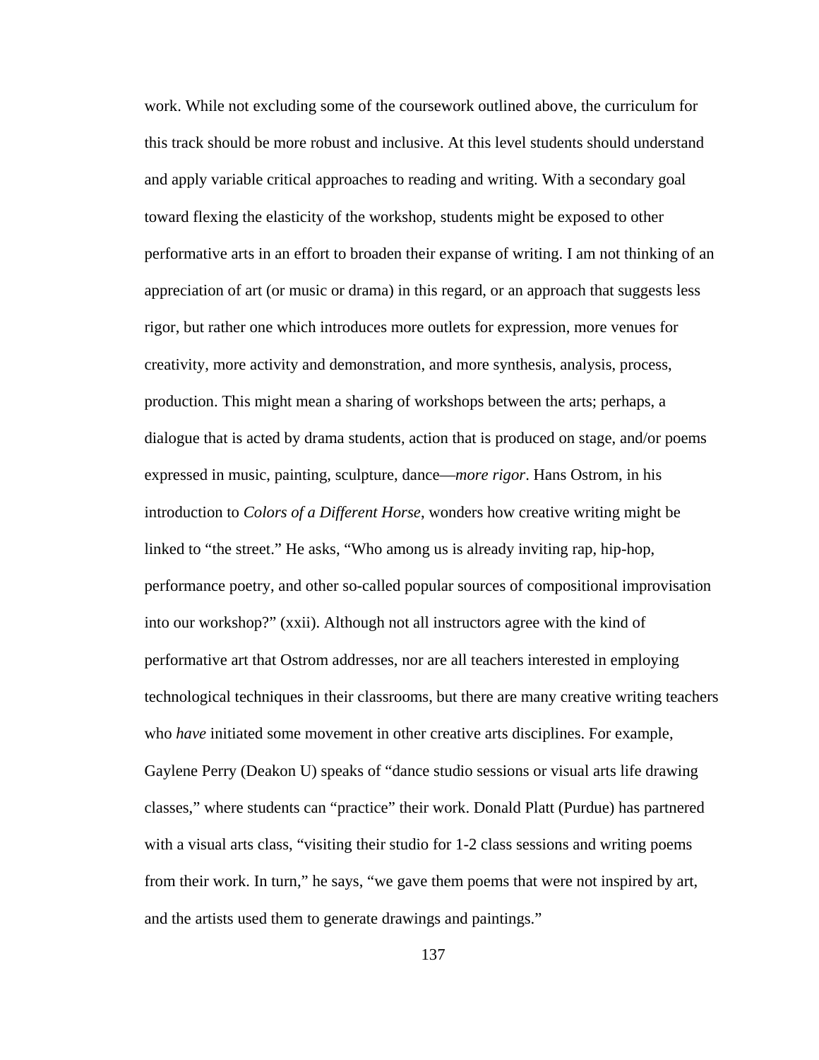work. While not excluding some of the coursework outlined above, the curriculum for this track should be more robust and inclusive. At this level students should understand and apply variable critical approaches to reading and writing. With a secondary goal toward flexing the elasticity of the workshop, students might be exposed to other performative arts in an effort to broaden their expanse of writing. I am not thinking of an appreciation of art (or music or drama) in this regard, or an approach that suggests less rigor, but rather one which introduces more outlets for expression, more venues for creativity, more activity and demonstration, and more synthesis, analysis, process, production. This might mean a sharing of workshops between the arts; perhaps, a dialogue that is acted by drama students, action that is produced on stage, and/or poems expressed in music, painting, sculpture, dance—*more rigor*. Hans Ostrom, in his introduction to *Colors of a Different Horse*, wonders how creative writing might be linked to "the street." He asks, "Who among us is already inviting rap, hip-hop, performance poetry, and other so-called popular sources of compositional improvisation into our workshop?" (xxii). Although not all instructors agree with the kind of performative art that Ostrom addresses, nor are all teachers interested in employing technological techniques in their classrooms, but there are many creative writing teachers who *have* initiated some movement in other creative arts disciplines. For example, Gaylene Perry (Deakon U) speaks of "dance studio sessions or visual arts life drawing classes," where students can "practice" their work. Donald Platt (Purdue) has partnered with a visual arts class, "visiting their studio for 1-2 class sessions and writing poems from their work. In turn," he says, "we gave them poems that were not inspired by art, and the artists used them to generate drawings and paintings."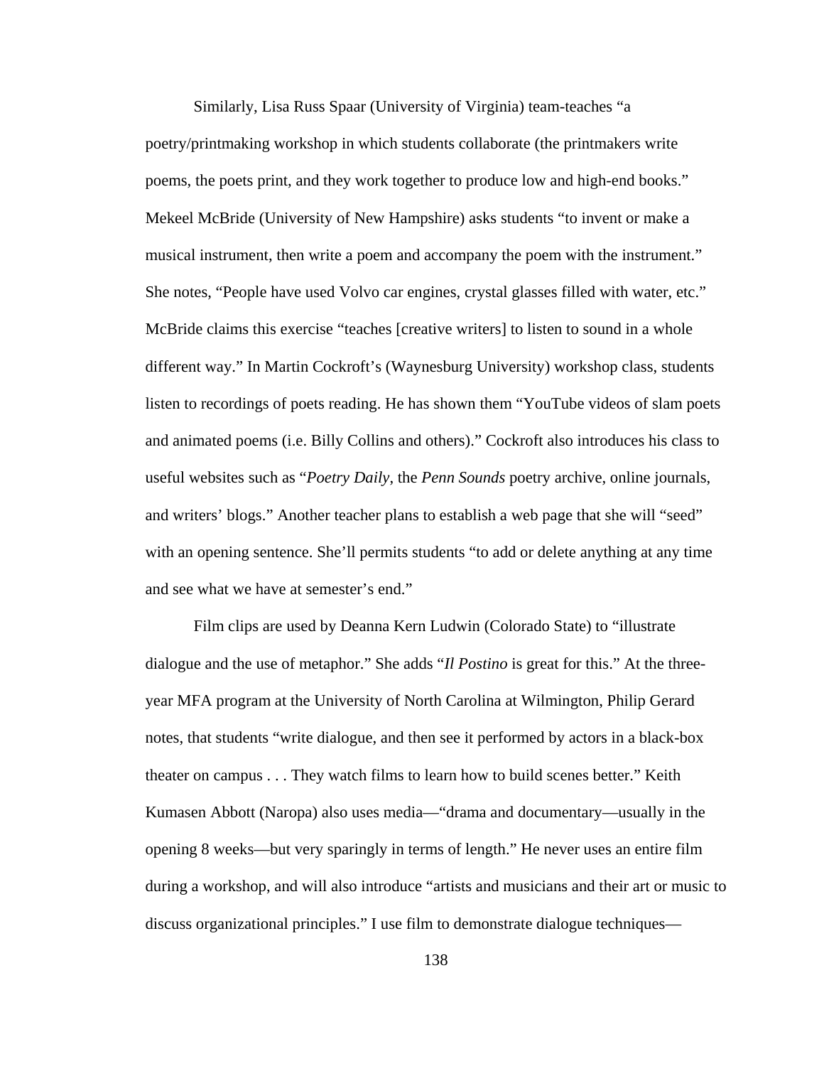Similarly, Lisa Russ Spaar (University of Virginia) team-teaches “a poetry/printmaking workshop in which students collaborate (the printmakers write poems, the poets print, and they work together to produce low and high-end books.” Mekeel McBride (University of New Hampshire) asks students “to invent or make a musical instrument, then write a poem and accompany the poem with the instrument.” She notes, “People have used Volvo car engines, crystal glasses filled with water, etc.” McBride claims this exercise “teaches [creative writers] to listen to sound in a whole different way.” In Martin Cockroft’s (Waynesburg University) workshop class, students listen to recordings of poets reading. He has shown them “YouTube videos of slam poets and animated poems (i.e. Billy Collins and others).” Cockroft also introduces his class to useful websites such as “*Poetry Daily*, the *Penn Sounds* poetry archive, online journals, and writers’ blogs.” Another teacher plans to establish a web page that she will “seed” with an opening sentence. She’ll permits students “to add or delete anything at any time and see what we have at semester’s end.”

Film clips are used by Deanna Kern Ludwin (Colorado State) to “illustrate dialogue and the use of metaphor.” She adds “*Il Postino* is great for this.” At the three-year MFA program at the University of North Carolina at Wilmington, Philip Gerard notes, that students “write dialogue, and then see it performed by actors in a black-box theater on campus . . . They watch films to learn how to build scenes better.” Keith Kumasen Abbott (Naropa) also uses media—“drama and documentary—usually in the opening 8 weeks—but very sparingly in terms of length.” He never uses an entire film during a workshop, and will also introduce “artists and musicians and their art or music to discuss organizational principles.” I use film to demonstrate dialogue techniques—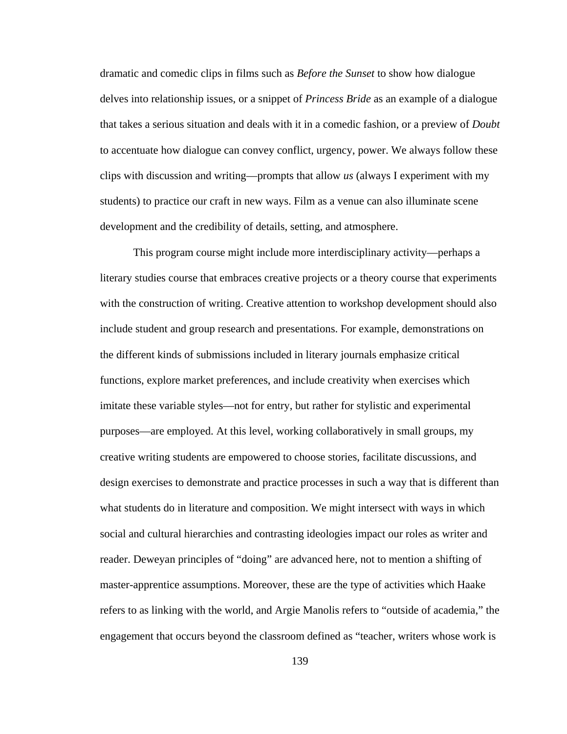dramatic and comedic clips in films such as *Before the Sunset* to show how dialogue delves into relationship issues, or a snippet of *Princess Bride* as an example of a dialogue that takes a serious situation and deals with it in a comedic fashion, or a preview of *Doubt* to accentuate how dialogue can convey conflict, urgency, power. We always follow these clips with discussion and writing—prompts that allow *us* (always I experiment with my students) to practice our craft in new ways. Film as a venue can also illuminate scene development and the credibility of details, setting, and atmosphere.

This program course might include more interdisciplinary activity—perhaps a literary studies course that embraces creative projects or a theory course that experiments with the construction of writing. Creative attention to workshop development should also include student and group research and presentations. For example, demonstrations on the different kinds of submissions included in literary journals emphasize critical functions, explore market preferences, and include creativity when exercises which imitate these variable styles—not for entry, but rather for stylistic and experimental purposes—are employed. At this level, working collaboratively in small groups, my creative writing students are empowered to choose stories, facilitate discussions, and design exercises to demonstrate and practice processes in such a way that is different than what students do in literature and composition. We might intersect with ways in which social and cultural hierarchies and contrasting ideologies impact our roles as writer and reader. Deweyan principles of "doing" are advanced here, not to mention a shifting of master-apprentice assumptions. Moreover, these are the type of activities which Haake refers to as linking with the world, and Argie Manolis refers to "outside of academia," the engagement that occurs beyond the classroom defined as "teacher, writers whose work is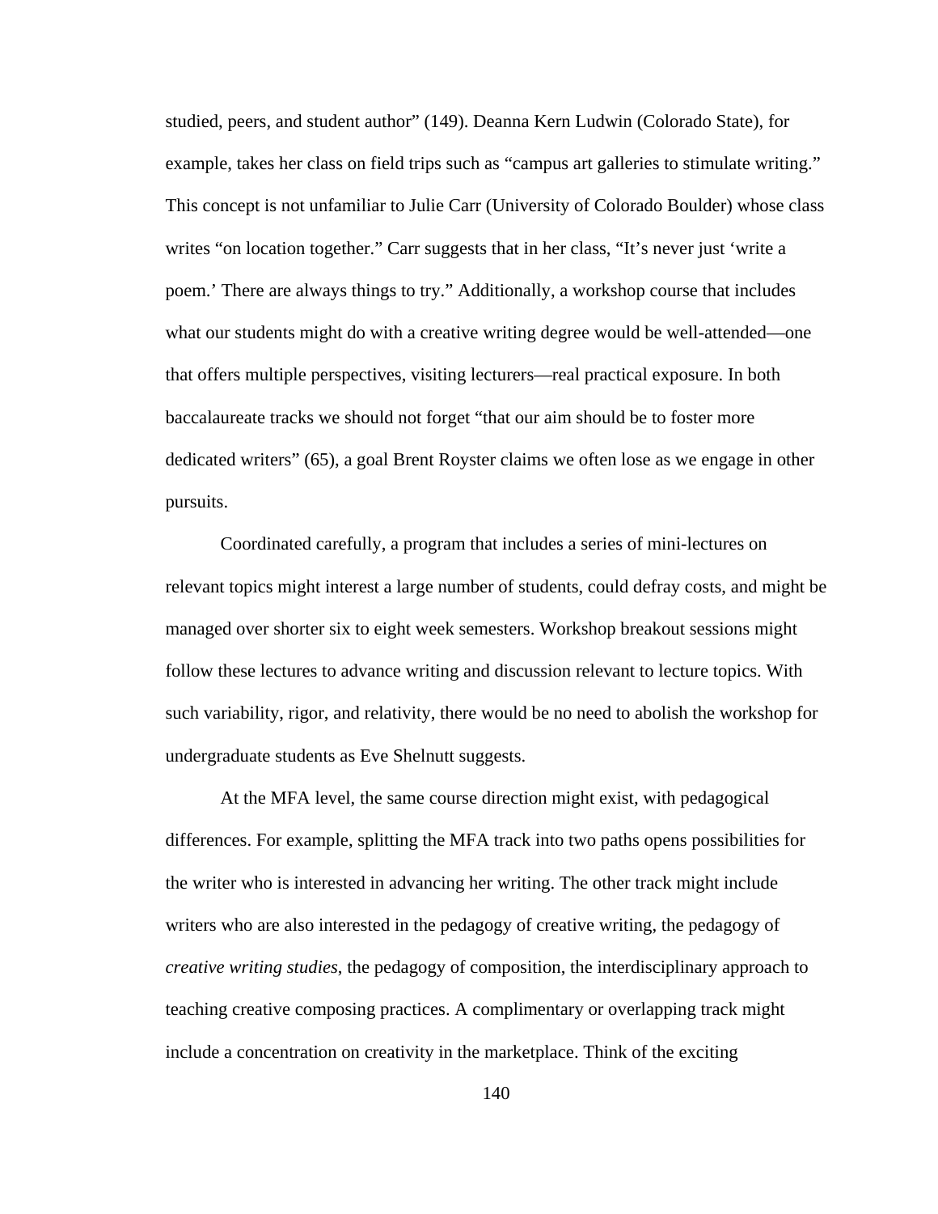studied, peers, and student author" (149). Deanna Kern Ludwin (Colorado State), for example, takes her class on field trips such as "campus art galleries to stimulate writing." This concept is not unfamiliar to Julie Carr (University of Colorado Boulder) whose class writes "on location together." Carr suggests that in her class, "It's never just 'write a poem.' There are always things to try." Additionally, a workshop course that includes what our students might do with a creative writing degree would be well-attended—one that offers multiple perspectives, visiting lecturers—real practical exposure. In both baccalaureate tracks we should not forget "that our aim should be to foster more dedicated writers" (65), a goal Brent Royster claims we often lose as we engage in other pursuits.

Coordinated carefully, a program that includes a series of mini-lectures on relevant topics might interest a large number of students, could defray costs, and might be managed over shorter six to eight week semesters. Workshop breakout sessions might follow these lectures to advance writing and discussion relevant to lecture topics. With such variability, rigor, and relativity, there would be no need to abolish the workshop for undergraduate students as Eve Shelnutt suggests.

At the MFA level, the same course direction might exist, with pedagogical differences. For example, splitting the MFA track into two paths opens possibilities for the writer who is interested in advancing her writing. The other track might include writers who are also interested in the pedagogy of creative writing, the pedagogy of *creative writing studies*, the pedagogy of composition, the interdisciplinary approach to teaching creative composing practices. A complimentary or overlapping track might include a concentration on creativity in the marketplace. Think of the exciting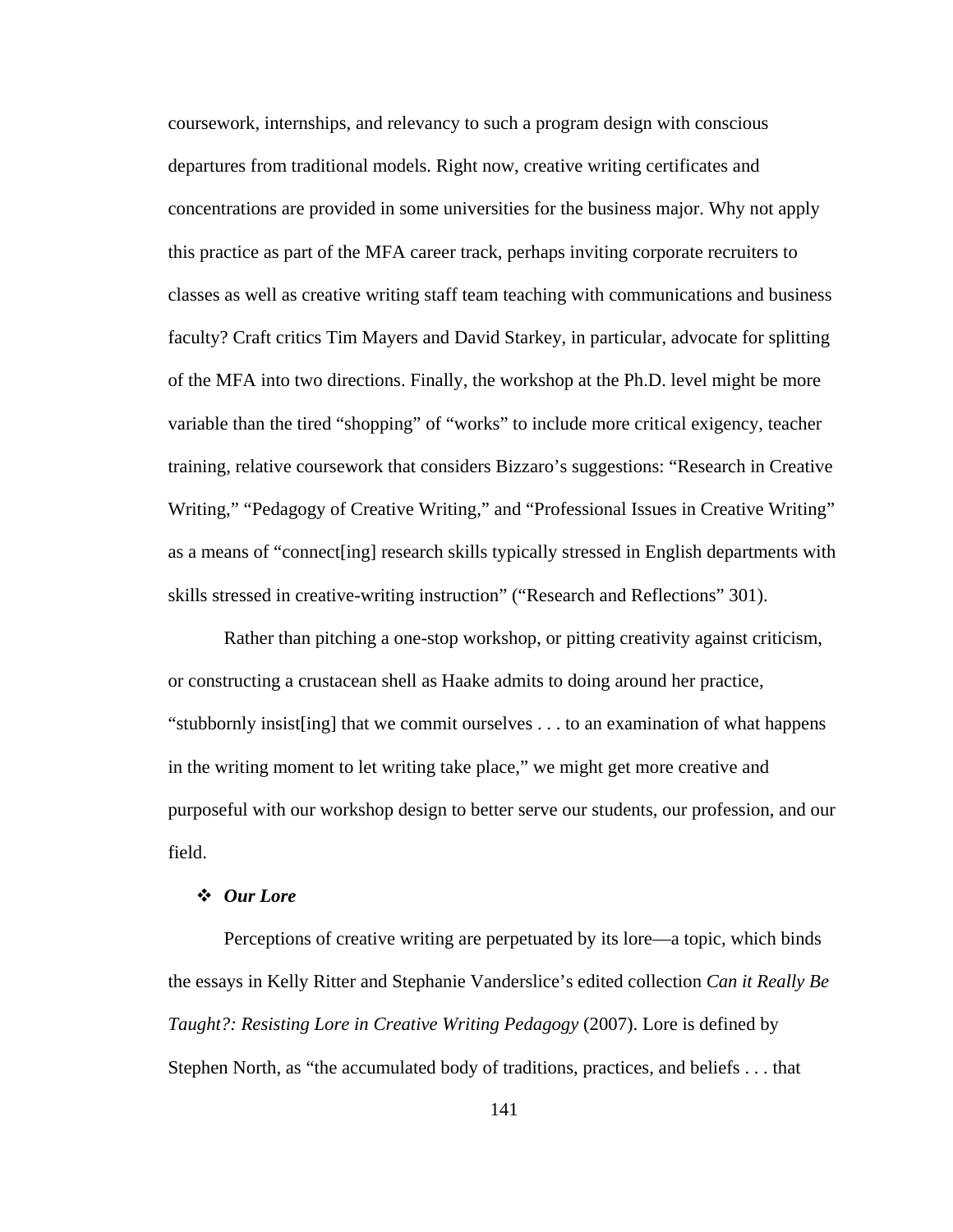coursework, internships, and relevancy to such a program design with conscious departures from traditional models. Right now, creative writing certificates and concentrations are provided in some universities for the business major. Why not apply this practice as part of the MFA career track, perhaps inviting corporate recruiters to classes as well as creative writing staff team teaching with communications and business faculty? Craft critics Tim Mayers and David Starkey, in particular, advocate for splitting of the MFA into two directions. Finally, the workshop at the Ph.D. level might be more variable than the tired "shopping" of "works" to include more critical exigency, teacher training, relative coursework that considers Bizzaro's suggestions: "Research in Creative Writing," "Pedagogy of Creative Writing," and "Professional Issues in Creative Writing" as a means of "connect[ing] research skills typically stressed in English departments with skills stressed in creative-writing instruction" ("Research and Reflections" 301).

Rather than pitching a one-stop workshop, or pitting creativity against criticism, or constructing a crustacean shell as Haake admits to doing around her practice, "stubbornly insist[ing] that we commit ourselves . . . to an examination of what happens in the writing moment to let writing take place," we might get more creative and purposeful with our workshop design to better serve our students, our profession, and our field.

- ***Our Lore***

Perceptions of creative writing are perpetuated by its lore—a topic, which binds the essays in Kelly Ritter and Stephanie Vanderslice's edited collection *Can it Really Be Taught?: Resisting Lore in Creative Writing Pedagogy* (2007). Lore is defined by Stephen North, as "the accumulated body of traditions, practices, and beliefs . . . that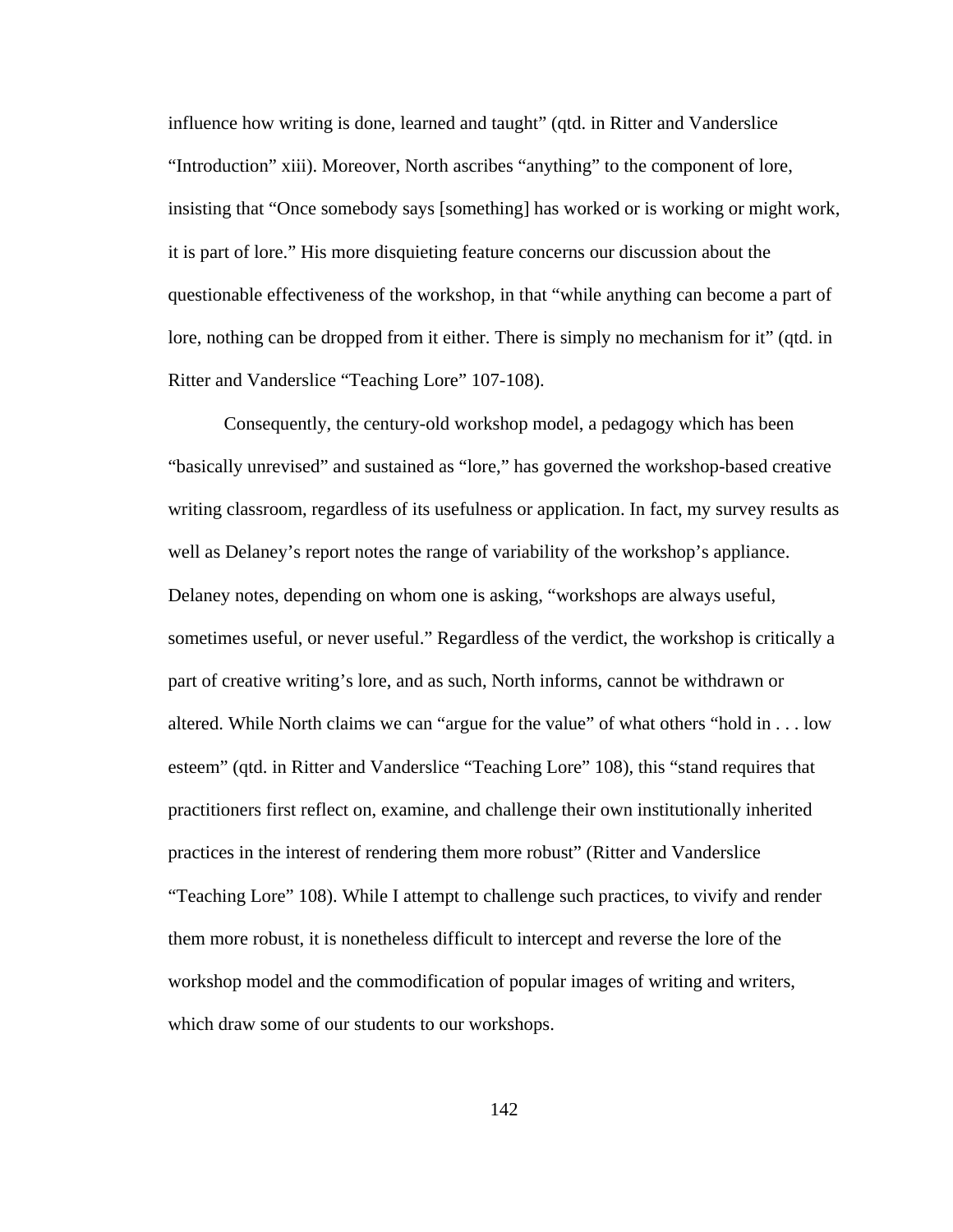influence how writing is done, learned and taught" (qtd. in Ritter and Vanderslice "Introduction" xiii). Moreover, North ascribes "anything" to the component of lore, insisting that "Once somebody says [something] has worked or is working or might work, it is part of lore." His more disquieting feature concerns our discussion about the questionable effectiveness of the workshop, in that "while anything can become a part of lore, nothing can be dropped from it either. There is simply no mechanism for it" (qtd. in Ritter and Vanderslice "Teaching Lore" 107-108).

Consequently, the century-old workshop model, a pedagogy which has been "basically unrevised" and sustained as "lore," has governed the workshop-based creative writing classroom, regardless of its usefulness or application. In fact, my survey results as well as Delaney's report notes the range of variability of the workshop's appliance. Delaney notes, depending on whom one is asking, "workshops are always useful, sometimes useful, or never useful." Regardless of the verdict, the workshop is critically a part of creative writing's lore, and as such, North informs, cannot be withdrawn or altered. While North claims we can "argue for the value" of what others "hold in . . . low esteem" (qtd. in Ritter and Vanderslice "Teaching Lore" 108), this "stand requires that practitioners first reflect on, examine, and challenge their own institutionally inherited practices in the interest of rendering them more robust" (Ritter and Vanderslice "Teaching Lore" 108). While I attempt to challenge such practices, to vivify and render them more robust, it is nonetheless difficult to intercept and reverse the lore of the workshop model and the commodification of popular images of writing and writers, which draw some of our students to our workshops.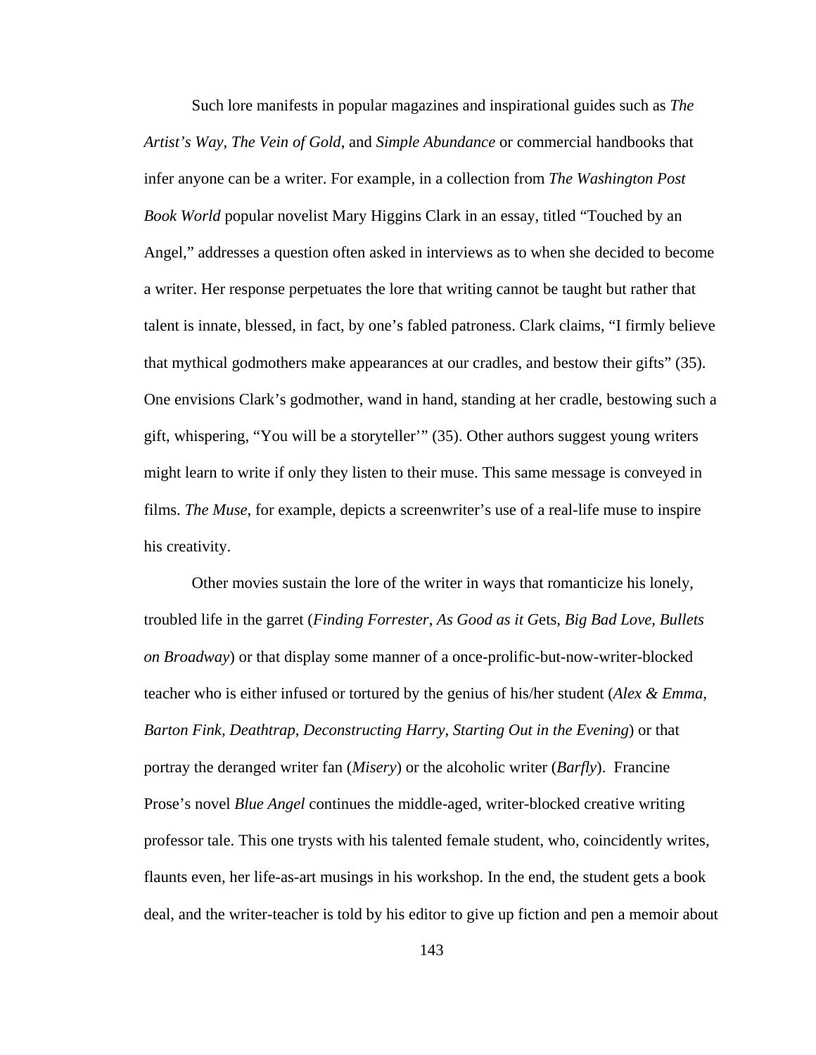Such lore manifests in popular magazines and inspirational guides such as *The Artist's Way*, *The Vein of Gold*, and *Simple Abundance* or commercial handbooks that infer anyone can be a writer. For example, in a collection from *The Washington Post Book World* popular novelist Mary Higgins Clark in an essay, titled "Touched by an Angel," addresses a question often asked in interviews as to when she decided to become a writer. Her response perpetuates the lore that writing cannot be taught but rather that talent is innate, blessed, in fact, by one's fabled patroness. Clark claims, "I firmly believe that mythical godmothers make appearances at our cradles, and bestow their gifts" (35). One envisions Clark's godmother, wand in hand, standing at her cradle, bestowing such a gift, whispering, "You will be a storyteller'" (35). Other authors suggest young writers might learn to write if only they listen to their muse. This same message is conveyed in films. *The Muse*, for example, depicts a screenwriter's use of a real-life muse to inspire his creativity.

Other movies sustain the lore of the writer in ways that romanticize his lonely, troubled life in the garret (*Finding Forrester*, *As Good as it G*ets, *Big Bad Love*, *Bullets on Broadway*) or that display some manner of a once-prolific-but-now-writer-blocked teacher who is either infused or tortured by the genius of his/her student (*Alex & Emma*, *Barton Fink*, *Deathtrap*, *Deconstructing Harry*, *Starting Out in the Evening*) or that portray the deranged writer fan (*Misery*) or the alcoholic writer (*Barfly*). Francine Prose's novel *Blue Angel* continues the middle-aged, writer-blocked creative writing professor tale. This one trysts with his talented female student, who, coincidently writes, flaunts even, her life-as-art musings in his workshop. In the end, the student gets a book deal, and the writer-teacher is told by his editor to give up fiction and pen a memoir about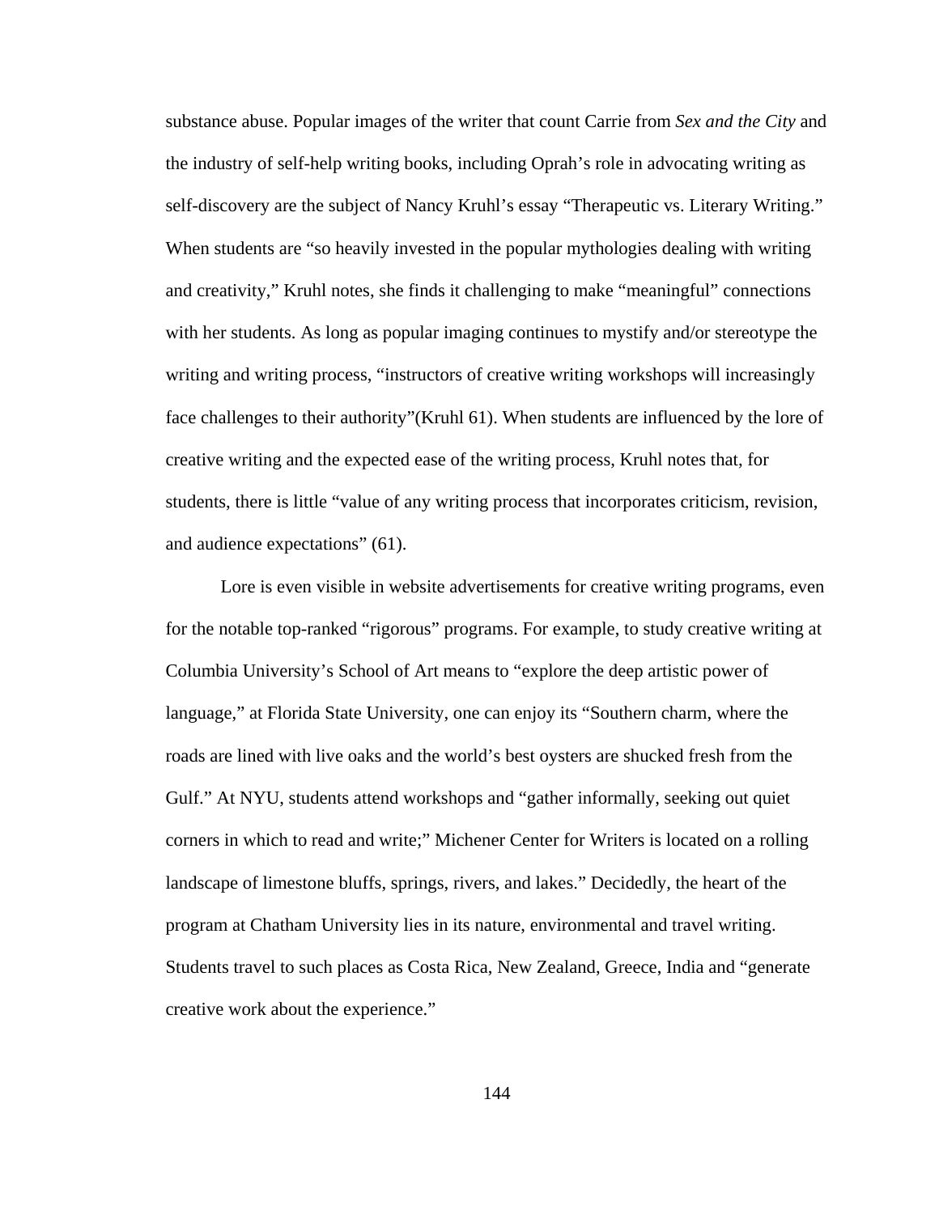substance abuse. Popular images of the writer that count Carrie from *Sex and the City* and the industry of self-help writing books, including Oprah's role in advocating writing as self-discovery are the subject of Nancy Kruhl's essay "Therapeutic vs. Literary Writing." When students are "so heavily invested in the popular mythologies dealing with writing and creativity," Kruhl notes, she finds it challenging to make "meaningful" connections with her students. As long as popular imaging continues to mystify and/or stereotype the writing and writing process, "instructors of creative writing workshops will increasingly face challenges to their authority"(Kruhl 61). When students are influenced by the lore of creative writing and the expected ease of the writing process, Kruhl notes that, for students, there is little "value of any writing process that incorporates criticism, revision, and audience expectations" (61).

Lore is even visible in website advertisements for creative writing programs, even for the notable top-ranked "rigorous" programs. For example, to study creative writing at Columbia University's School of Art means to "explore the deep artistic power of language," at Florida State University, one can enjoy its "Southern charm, where the roads are lined with live oaks and the world's best oysters are shucked fresh from the Gulf." At NYU, students attend workshops and "gather informally, seeking out quiet corners in which to read and write;" Michener Center for Writers is located on a rolling landscape of limestone bluffs, springs, rivers, and lakes." Decidedly, the heart of the program at Chatham University lies in its nature, environmental and travel writing. Students travel to such places as Costa Rica, New Zealand, Greece, India and "generate creative work about the experience."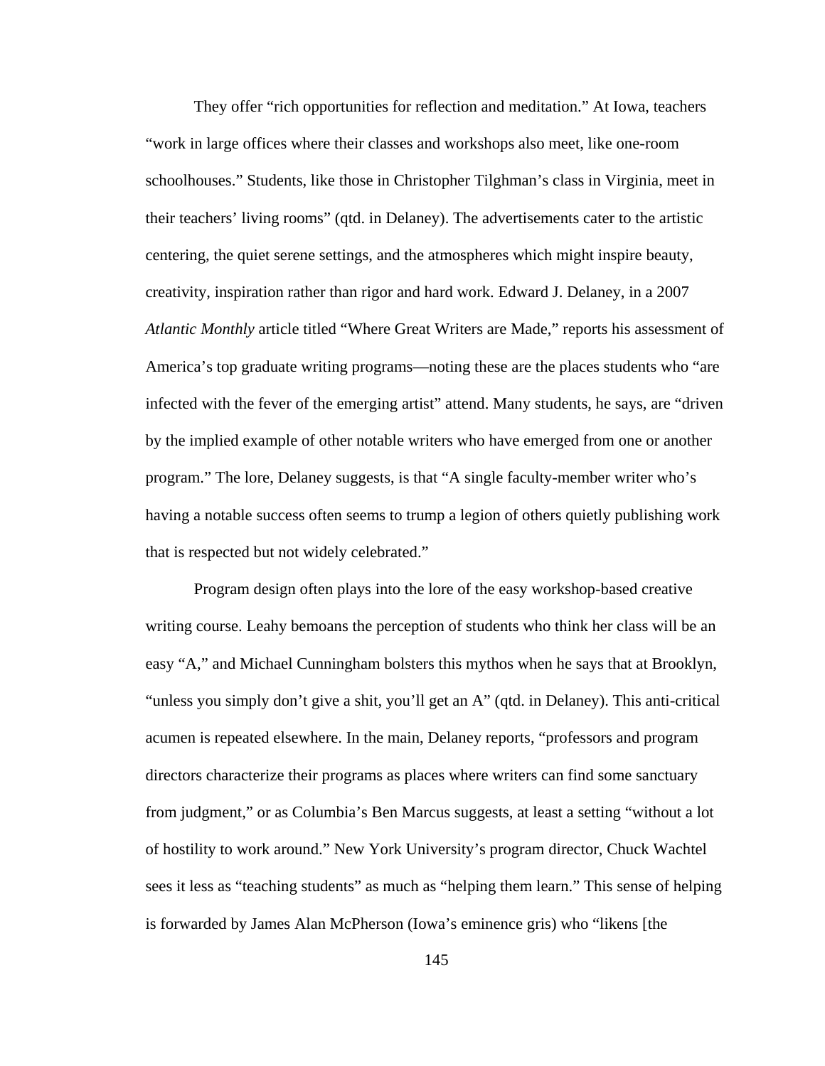They offer “rich opportunities for reflection and meditation.” At Iowa, teachers “work in large offices where their classes and workshops also meet, like one-room schoolhouses.” Students, like those in Christopher Tilghman’s class in Virginia, meet in their teachers’ living rooms” (qtd. in Delaney). The advertisements cater to the artistic centering, the quiet serene settings, and the atmospheres which might inspire beauty, creativity, inspiration rather than rigor and hard work. Edward J. Delaney, in a 2007 *Atlantic Monthly* article titled “Where Great Writers are Made,” reports his assessment of America’s top graduate writing programs—noting these are the places students who “are infected with the fever of the emerging artist” attend. Many students, he says, are “driven by the implied example of other notable writers who have emerged from one or another program.” The lore, Delaney suggests, is that “A single faculty-member writer who’s having a notable success often seems to trump a legion of others quietly publishing work that is respected but not widely celebrated.”

Program design often plays into the lore of the easy workshop-based creative writing course. Leahy bemoans the perception of students who think her class will be an easy “A,” and Michael Cunningham bolsters this mythos when he says that at Brooklyn, “unless you simply don’t give a shit, you’ll get an A” (qtd. in Delaney). This anti-critical acumen is repeated elsewhere. In the main, Delaney reports, “professors and program directors characterize their programs as places where writers can find some sanctuary from judgment,” or as Columbia’s Ben Marcus suggests, at least a setting “without a lot of hostility to work around.” New York University’s program director, Chuck Wachtel sees it less as “teaching students” as much as “helping them learn.” This sense of helping is forwarded by James Alan McPherson (Iowa’s eminence gris) who “likens [the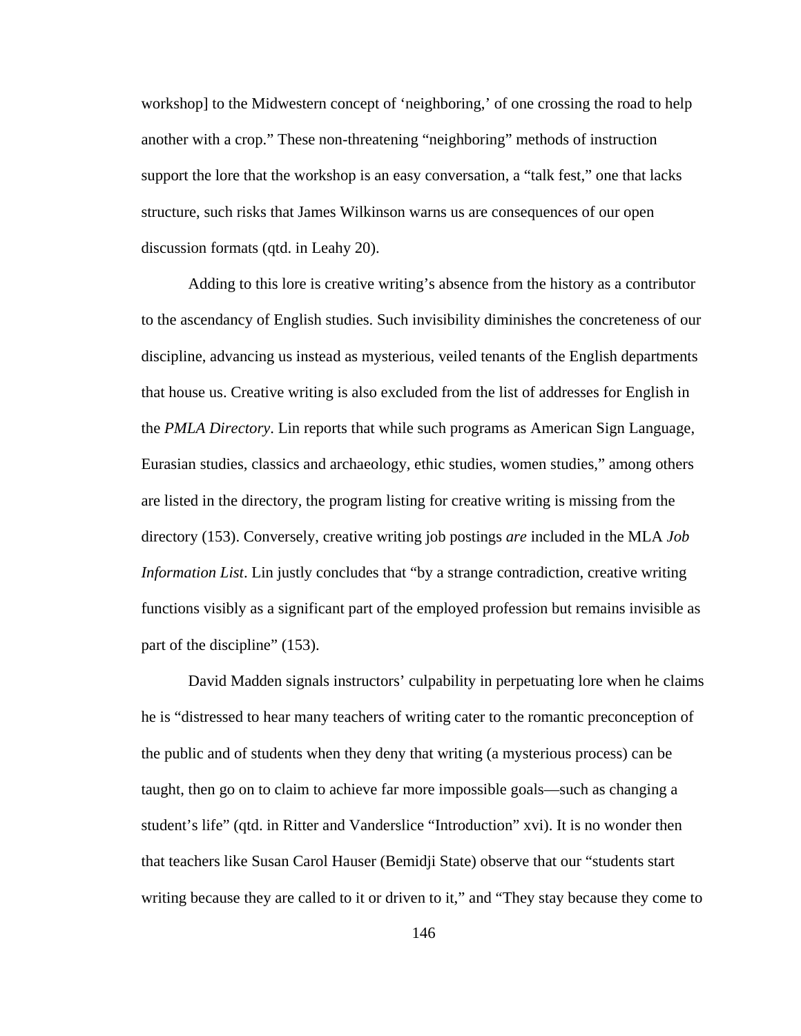workshop] to the Midwestern concept of 'neighboring,' of one crossing the road to help another with a crop." These non-threatening "neighboring" methods of instruction support the lore that the workshop is an easy conversation, a "talk fest," one that lacks structure, such risks that James Wilkinson warns us are consequences of our open discussion formats (qtd. in Leahy 20).

Adding to this lore is creative writing's absence from the history as a contributor to the ascendancy of English studies. Such invisibility diminishes the concreteness of our discipline, advancing us instead as mysterious, veiled tenants of the English departments that house us. Creative writing is also excluded from the list of addresses for English in the *PMLA Directory*. Lin reports that while such programs as American Sign Language, Eurasian studies, classics and archaeology, ethic studies, women studies," among others are listed in the directory, the program listing for creative writing is missing from the directory (153). Conversely, creative writing job postings *are* included in the MLA *Job Information List*. Lin justly concludes that "by a strange contradiction, creative writing functions visibly as a significant part of the employed profession but remains invisible as part of the discipline" (153).

David Madden signals instructors' culpability in perpetuating lore when he claims he is "distressed to hear many teachers of writing cater to the romantic preconception of the public and of students when they deny that writing (a mysterious process) can be taught, then go on to claim to achieve far more impossible goals—such as changing a student's life" (qtd. in Ritter and Vanderslice "Introduction" xvi). It is no wonder then that teachers like Susan Carol Hauser (Bemidji State) observe that our "students start writing because they are called to it or driven to it," and "They stay because they come to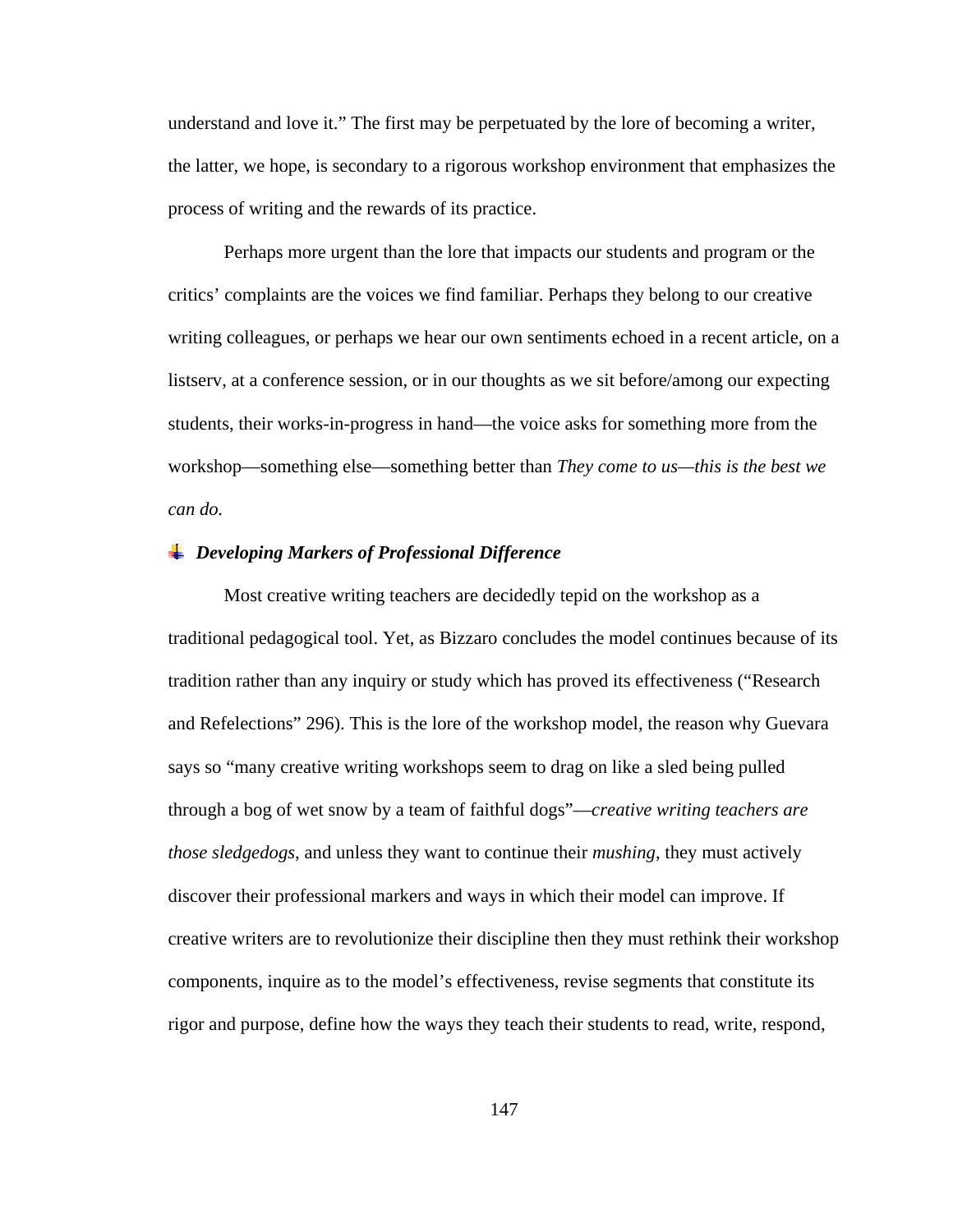understand and love it." The first may be perpetuated by the lore of becoming a writer, the latter, we hope, is secondary to a rigorous workshop environment that emphasizes the process of writing and the rewards of its practice.

Perhaps more urgent than the lore that impacts our students and program or the critics' complaints are the voices we find familiar. Perhaps they belong to our creative writing colleagues, or perhaps we hear our own sentiments echoed in a recent article, on a listserv, at a conference session, or in our thoughts as we sit before/among our expecting students, their works-in-progress in hand—the voice asks for something more from the workshop—something else—something better than *They come to us—this is the best we can do.*

### *Developing Markers of Professional Difference*

Most creative writing teachers are decidedly tepid on the workshop as a traditional pedagogical tool. Yet, as Bizzaro concludes the model continues because of its tradition rather than any inquiry or study which has proved its effectiveness ("Research and Refelections" 296). This is the lore of the workshop model, the reason why Guevara says so "many creative writing workshops seem to drag on like a sled being pulled through a bog of wet snow by a team of faithful dogs"—*creative writing teachers are those sledgedogs*, and unless they want to continue their *mushing*, they must actively discover their professional markers and ways in which their model can improve. If creative writers are to revolutionize their discipline then they must rethink their workshop components, inquire as to the model's effectiveness, revise segments that constitute its rigor and purpose, define how the ways they teach their students to read, write, respond,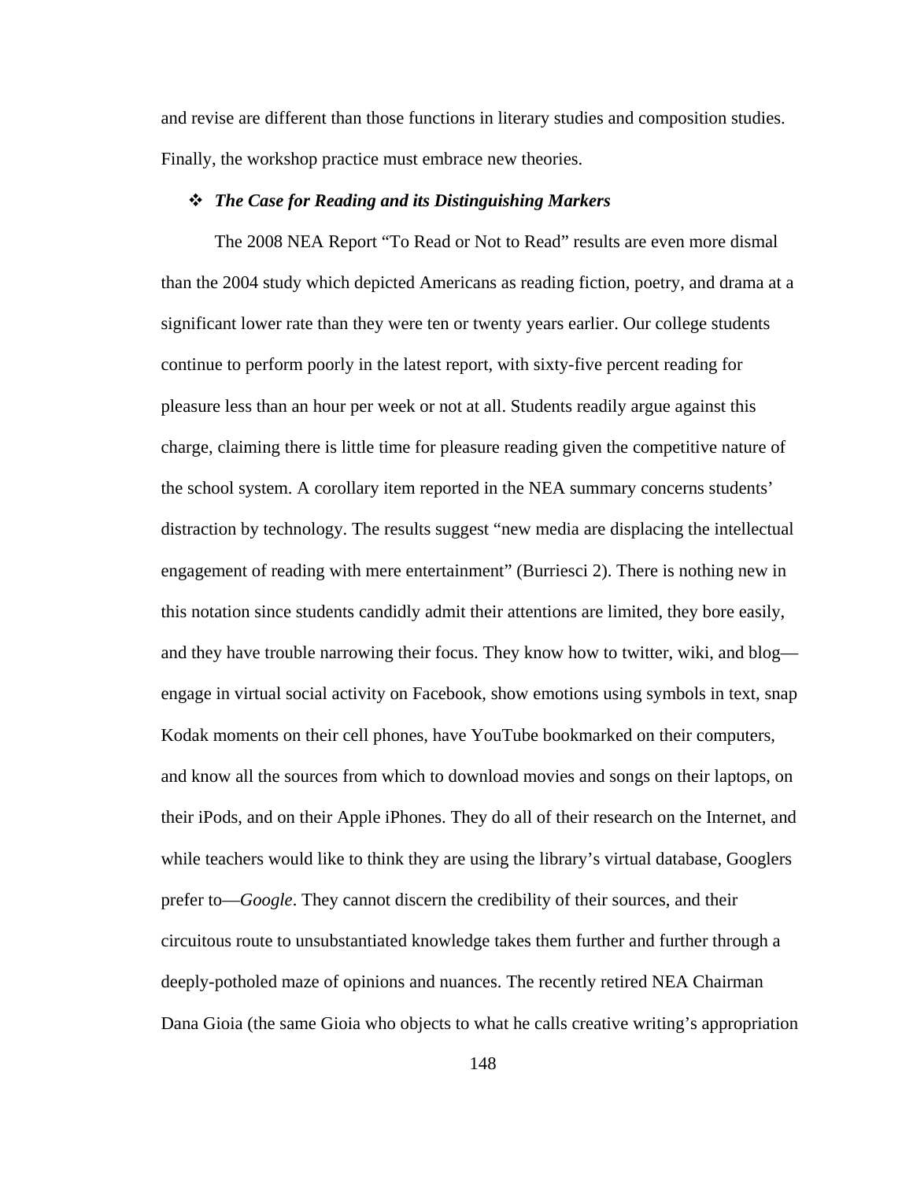and revise are different than those functions in literary studies and composition studies. Finally, the workshop practice must embrace new theories.

### ❖ *The Case for Reading and its Distinguishing Markers*

The 2008 NEA Report "To Read or Not to Read" results are even more dismal than the 2004 study which depicted Americans as reading fiction, poetry, and drama at a significant lower rate than they were ten or twenty years earlier. Our college students continue to perform poorly in the latest report, with sixty-five percent reading for pleasure less than an hour per week or not at all. Students readily argue against this charge, claiming there is little time for pleasure reading given the competitive nature of the school system. A corollary item reported in the NEA summary concerns students' distraction by technology. The results suggest "new media are displacing the intellectual engagement of reading with mere entertainment" (Burriesci 2). There is nothing new in this notation since students candidly admit their attentions are limited, they bore easily, and they have trouble narrowing their focus. They know how to twitter, wiki, and blog—engage in virtual social activity on Facebook, show emotions using symbols in text, snap Kodak moments on their cell phones, have YouTube bookmarked on their computers, and know all the sources from which to download movies and songs on their laptops, on their iPods, and on their Apple iPhones. They do all of their research on the Internet, and while teachers would like to think they are using the library's virtual database, Googlers prefer to—*Google*. They cannot discern the credibility of their sources, and their circuitous route to unsubstantiated knowledge takes them further and further through a deeply-potholed maze of opinions and nuances. The recently retired NEA Chairman Dana Gioia (the same Gioia who objects to what he calls creative writing's appropriation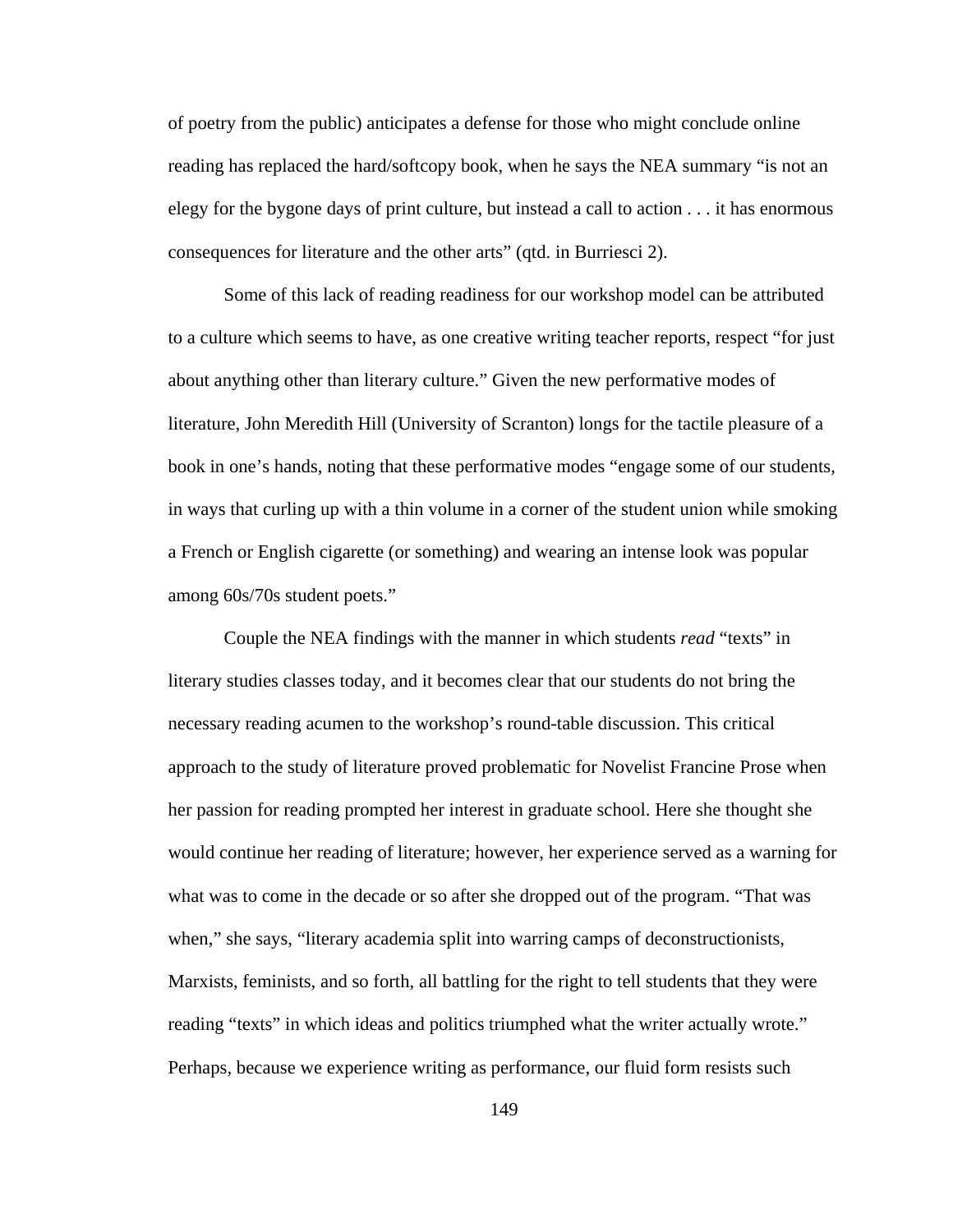of poetry from the public) anticipates a defense for those who might conclude online reading has replaced the hard/softcopy book, when he says the NEA summary "is not an elegy for the bygone days of print culture, but instead a call to action . . . it has enormous consequences for literature and the other arts" (qtd. in Burriesci 2).

Some of this lack of reading readiness for our workshop model can be attributed to a culture which seems to have, as one creative writing teacher reports, respect "for just about anything other than literary culture." Given the new performative modes of literature, John Meredith Hill (University of Scranton) longs for the tactile pleasure of a book in one's hands, noting that these performative modes "engage some of our students, in ways that curling up with a thin volume in a corner of the student union while smoking a French or English cigarette (or something) and wearing an intense look was popular among 60s/70s student poets."

Couple the NEA findings with the manner in which students *read* "texts" in literary studies classes today, and it becomes clear that our students do not bring the necessary reading acumen to the workshop's round-table discussion. This critical approach to the study of literature proved problematic for Novelist Francine Prose when her passion for reading prompted her interest in graduate school. Here she thought she would continue her reading of literature; however, her experience served as a warning for what was to come in the decade or so after she dropped out of the program. "That was when," she says, "literary academia split into warring camps of deconstructionists, Marxists, feminists, and so forth, all battling for the right to tell students that they were reading "texts" in which ideas and politics triumphed what the writer actually wrote." Perhaps, because we experience writing as performance, our fluid form resists such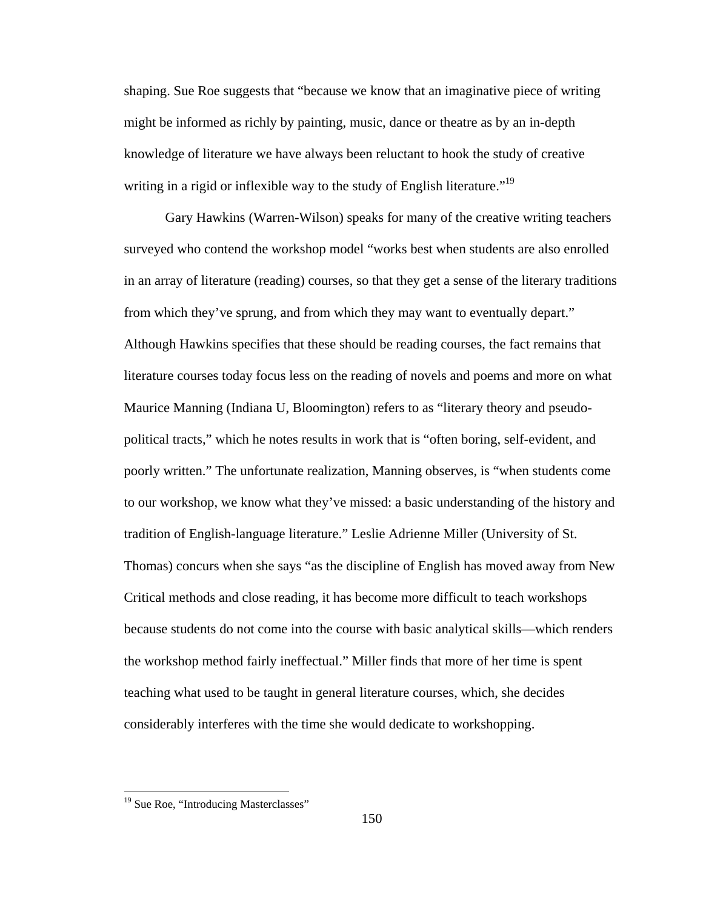shaping. Sue Roe suggests that “because we know that an imaginative piece of writing might be informed as richly by painting, music, dance or theatre as by an in-depth knowledge of literature we have always been reluctant to hook the study of creative writing in a rigid or inflexible way to the study of English literature.”[19]

Gary Hawkins (Warren-Wilson) speaks for many of the creative writing teachers surveyed who contend the workshop model “works best when students are also enrolled in an array of literature (reading) courses, so that they get a sense of the literary traditions from which they’ve sprung, and from which they may want to eventually depart.” Although Hawkins specifies that these should be reading courses, the fact remains that literature courses today focus less on the reading of novels and poems and more on what Maurice Manning (Indiana U, Bloomington) refers to as “literary theory and pseudo-political tracts,” which he notes results in work that is “often boring, self-evident, and poorly written.” The unfortunate realization, Manning observes, is “when students come to our workshop, we know what they’ve missed: a basic understanding of the history and tradition of English-language literature.” Leslie Adrienne Miller (University of St. Thomas) concurs when she says “as the discipline of English has moved away from New Critical methods and close reading, it has become more difficult to teach workshops because students do not come into the course with basic analytical skills—which renders the workshop method fairly ineffectual.” Miller finds that more of her time is spent teaching what used to be taught in general literature courses, which, she decides considerably interferes with the time she would dedicate to workshopping.

---

[19] Sue Roe, “Introducing Masterclasses”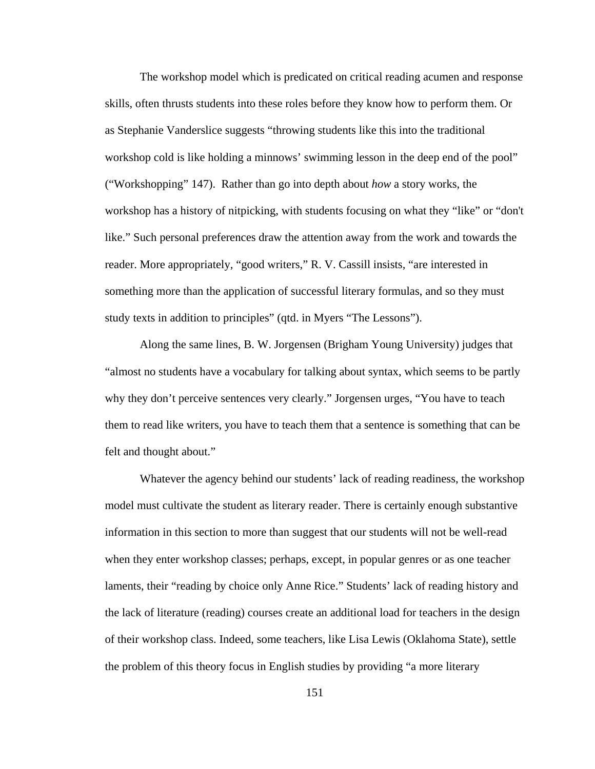The workshop model which is predicated on critical reading acumen and response skills, often thrusts students into these roles before they know how to perform them. Or as Stephanie Vanderslice suggests "throwing students like this into the traditional workshop cold is like holding a minnows' swimming lesson in the deep end of the pool" ("Workshopping" 147). Rather than go into depth about *how* a story works, the workshop has a history of nitpicking, with students focusing on what they "like" or "don't like." Such personal preferences draw the attention away from the work and towards the reader. More appropriately, "good writers," R. V. Cassill insists, "are interested in something more than the application of successful literary formulas, and so they must study texts in addition to principles" (qtd. in Myers "The Lessons").

Along the same lines, B. W. Jorgensen (Brigham Young University) judges that "almost no students have a vocabulary for talking about syntax, which seems to be partly why they don't perceive sentences very clearly." Jorgensen urges, "You have to teach them to read like writers, you have to teach them that a sentence is something that can be felt and thought about."

Whatever the agency behind our students' lack of reading readiness, the workshop model must cultivate the student as literary reader. There is certainly enough substantive information in this section to more than suggest that our students will not be well-read when they enter workshop classes; perhaps, except, in popular genres or as one teacher laments, their "reading by choice only Anne Rice." Students' lack of reading history and the lack of literature (reading) courses create an additional load for teachers in the design of their workshop class. Indeed, some teachers, like Lisa Lewis (Oklahoma State), settle the problem of this theory focus in English studies by providing "a more literary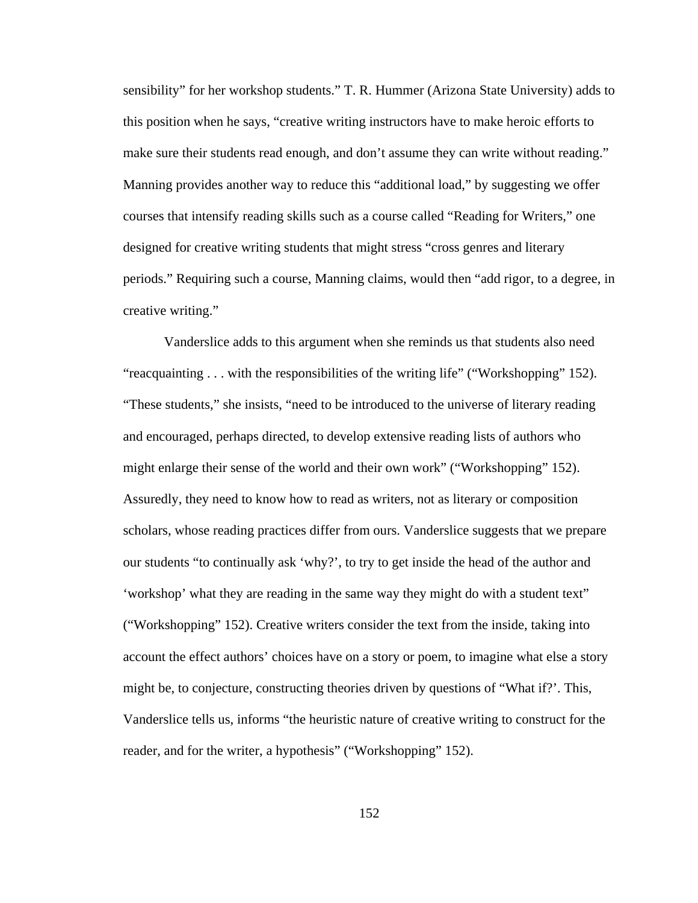sensibility" for her workshop students." T. R. Hummer (Arizona State University) adds to this position when he says, "creative writing instructors have to make heroic efforts to make sure their students read enough, and don't assume they can write without reading." Manning provides another way to reduce this "additional load," by suggesting we offer courses that intensify reading skills such as a course called "Reading for Writers," one designed for creative writing students that might stress "cross genres and literary periods." Requiring such a course, Manning claims, would then "add rigor, to a degree, in creative writing."

Vanderslice adds to this argument when she reminds us that students also need "reacquainting . . . with the responsibilities of the writing life" ("Workshopping" 152). "These students," she insists, "need to be introduced to the universe of literary reading and encouraged, perhaps directed, to develop extensive reading lists of authors who might enlarge their sense of the world and their own work" ("Workshopping" 152). Assuredly, they need to know how to read as writers, not as literary or composition scholars, whose reading practices differ from ours. Vanderslice suggests that we prepare our students "to continually ask 'why?', to try to get inside the head of the author and 'workshop' what they are reading in the same way they might do with a student text" ("Workshopping" 152). Creative writers consider the text from the inside, taking into account the effect authors' choices have on a story or poem, to imagine what else a story might be, to conjecture, constructing theories driven by questions of "What if?'. This, Vanderslice tells us, informs "the heuristic nature of creative writing to construct for the reader, and for the writer, a hypothesis" ("Workshopping" 152).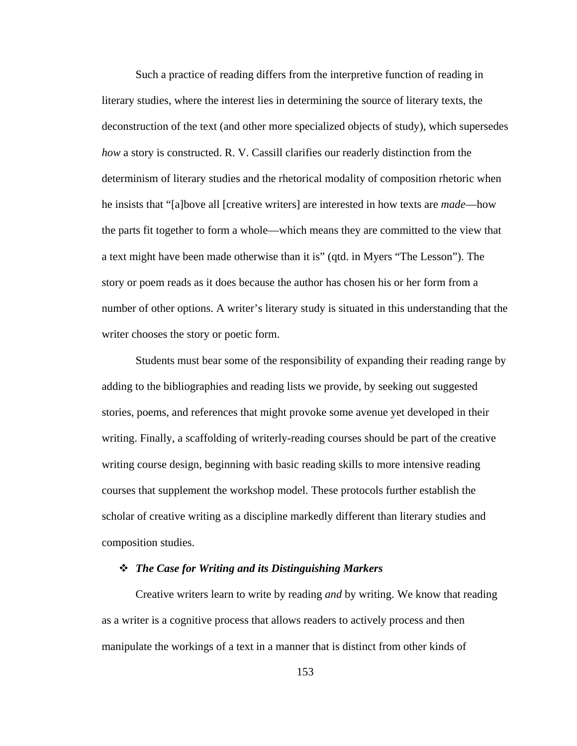Such a practice of reading differs from the interpretive function of reading in literary studies, where the interest lies in determining the source of literary texts, the deconstruction of the text (and other more specialized objects of study), which supersedes *how* a story is constructed. R. V. Cassill clarifies our readerly distinction from the determinism of literary studies and the rhetorical modality of composition rhetoric when he insists that "[a]bove all [creative writers] are interested in how texts are *made*—how the parts fit together to form a whole—which means they are committed to the view that a text might have been made otherwise than it is" (qtd. in Myers "The Lesson"). The story or poem reads as it does because the author has chosen his or her form from a number of other options. A writer's literary study is situated in this understanding that the writer chooses the story or poetic form.

Students must bear some of the responsibility of expanding their reading range by adding to the bibliographies and reading lists we provide, by seeking out suggested stories, poems, and references that might provoke some avenue yet developed in their writing. Finally, a scaffolding of writerly-reading courses should be part of the creative writing course design, beginning with basic reading skills to more intensive reading courses that supplement the workshop model. These protocols further establish the scholar of creative writing as a discipline markedly different than literary studies and composition studies.

### ❖ *The Case for Writing and its Distinguishing Markers*

Creative writers learn to write by reading *and* by writing. We know that reading as a writer is a cognitive process that allows readers to actively process and then manipulate the workings of a text in a manner that is distinct from other kinds of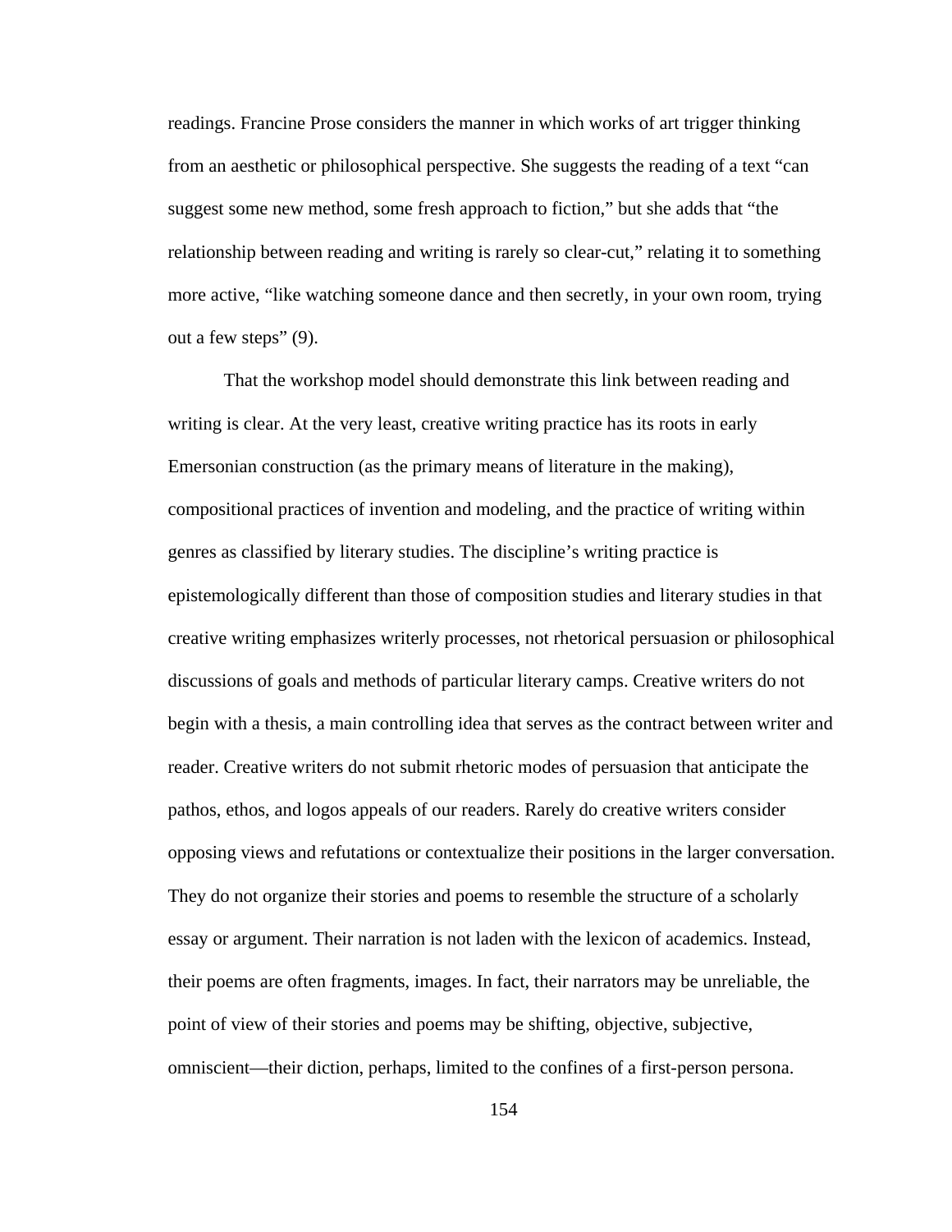readings. Francine Prose considers the manner in which works of art trigger thinking from an aesthetic or philosophical perspective. She suggests the reading of a text "can suggest some new method, some fresh approach to fiction," but she adds that "the relationship between reading and writing is rarely so clear-cut," relating it to something more active, "like watching someone dance and then secretly, in your own room, trying out a few steps" (9).

That the workshop model should demonstrate this link between reading and writing is clear. At the very least, creative writing practice has its roots in early Emersonian construction (as the primary means of literature in the making), compositional practices of invention and modeling, and the practice of writing within genres as classified by literary studies. The discipline's writing practice is epistemologically different than those of composition studies and literary studies in that creative writing emphasizes writerly processes, not rhetorical persuasion or philosophical discussions of goals and methods of particular literary camps. Creative writers do not begin with a thesis, a main controlling idea that serves as the contract between writer and reader. Creative writers do not submit rhetoric modes of persuasion that anticipate the pathos, ethos, and logos appeals of our readers. Rarely do creative writers consider opposing views and refutations or contextualize their positions in the larger conversation. They do not organize their stories and poems to resemble the structure of a scholarly essay or argument. Their narration is not laden with the lexicon of academics. Instead, their poems are often fragments, images. In fact, their narrators may be unreliable, the point of view of their stories and poems may be shifting, objective, subjective, omniscient—their diction, perhaps, limited to the confines of a first-person persona.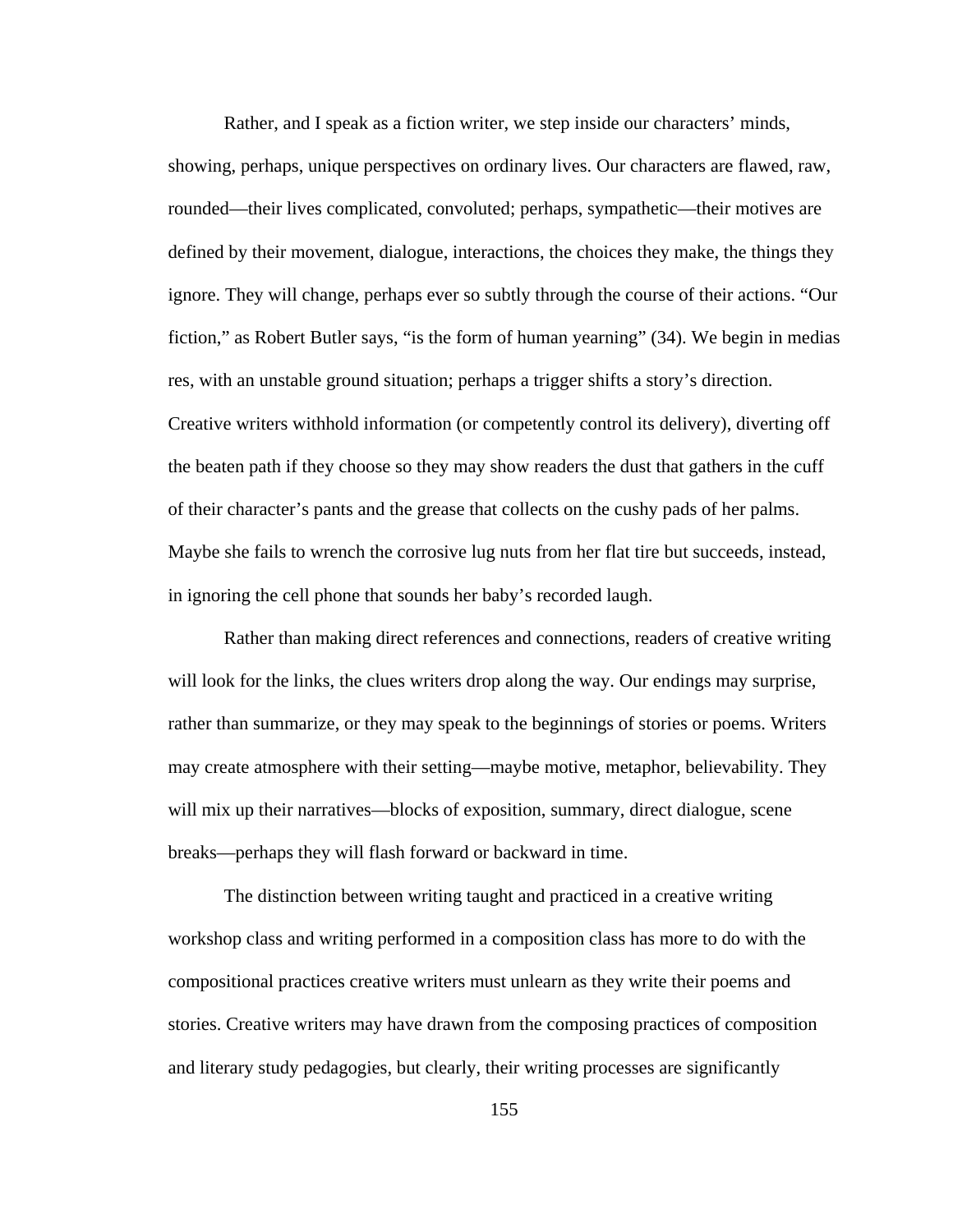Rather, and I speak as a fiction writer, we step inside our characters' minds, showing, perhaps, unique perspectives on ordinary lives. Our characters are flawed, raw, rounded—their lives complicated, convoluted; perhaps, sympathetic—their motives are defined by their movement, dialogue, interactions, the choices they make, the things they ignore. They will change, perhaps ever so subtly through the course of their actions. "Our fiction," as Robert Butler says, "is the form of human yearning" (34). We begin in medias res, with an unstable ground situation; perhaps a trigger shifts a story's direction. Creative writers withhold information (or competently control its delivery), diverting off the beaten path if they choose so they may show readers the dust that gathers in the cuff of their character's pants and the grease that collects on the cushy pads of her palms. Maybe she fails to wrench the corrosive lug nuts from her flat tire but succeeds, instead, in ignoring the cell phone that sounds her baby's recorded laugh.

Rather than making direct references and connections, readers of creative writing will look for the links, the clues writers drop along the way. Our endings may surprise, rather than summarize, or they may speak to the beginnings of stories or poems. Writers may create atmosphere with their setting—maybe motive, metaphor, believability. They will mix up their narratives—blocks of exposition, summary, direct dialogue, scene breaks—perhaps they will flash forward or backward in time.

The distinction between writing taught and practiced in a creative writing workshop class and writing performed in a composition class has more to do with the compositional practices creative writers must unlearn as they write their poems and stories. Creative writers may have drawn from the composing practices of composition and literary study pedagogies, but clearly, their writing processes are significantly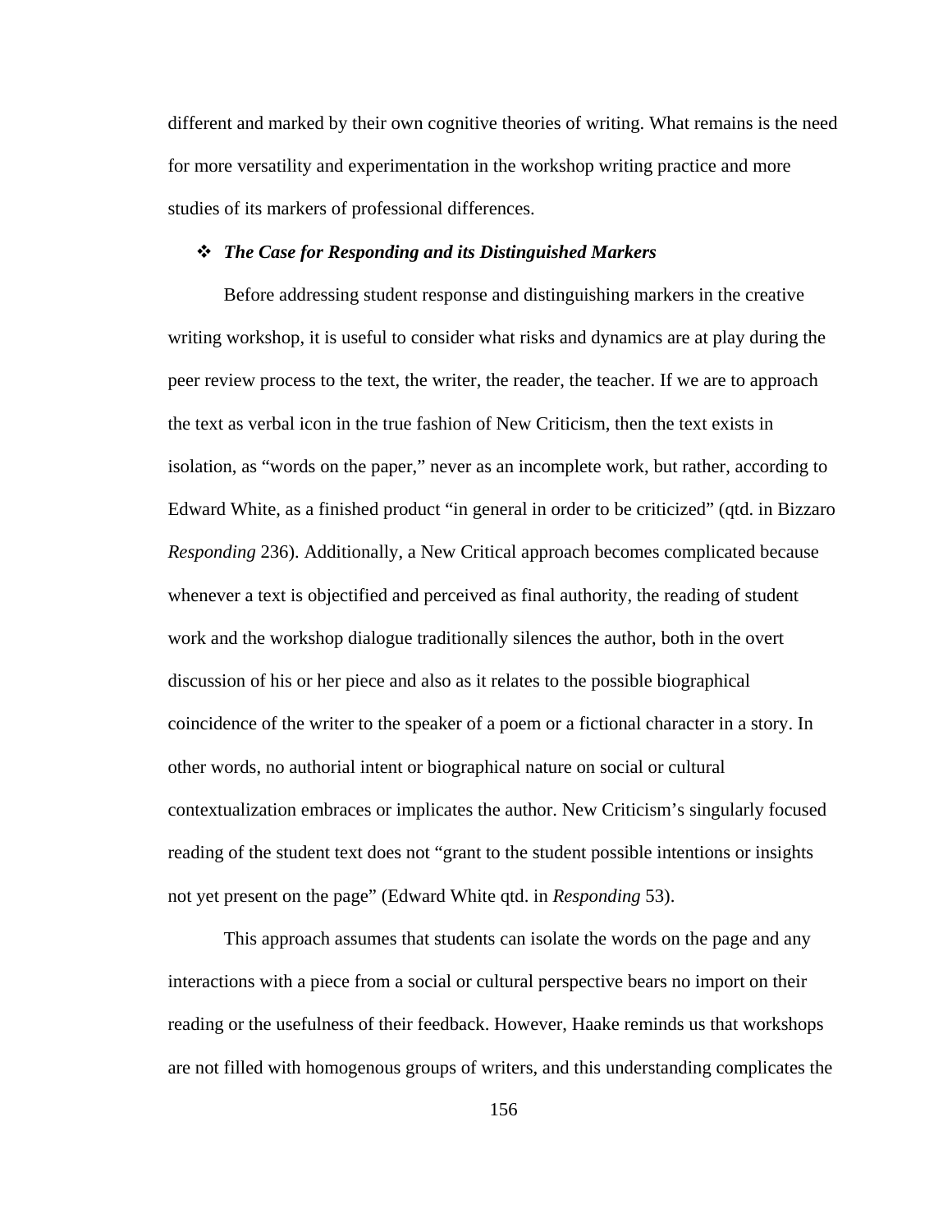different and marked by their own cognitive theories of writing. What remains is the need for more versatility and experimentation in the workshop writing practice and more studies of its markers of professional differences.

### ❖ ***The Case for Responding and its Distinguished Markers***

Before addressing student response and distinguishing markers in the creative writing workshop, it is useful to consider what risks and dynamics are at play during the peer review process to the text, the writer, the reader, the teacher. If we are to approach the text as verbal icon in the true fashion of New Criticism, then the text exists in isolation, as "words on the paper," never as an incomplete work, but rather, according to Edward White, as a finished product "in general in order to be criticized" (qtd. in Bizzaro *Responding* 236). Additionally, a New Critical approach becomes complicated because whenever a text is objectified and perceived as final authority, the reading of student work and the workshop dialogue traditionally silences the author, both in the overt discussion of his or her piece and also as it relates to the possible biographical coincidence of the writer to the speaker of a poem or a fictional character in a story. In other words, no authorial intent or biographical nature on social or cultural contextualization embraces or implicates the author. New Criticism's singularly focused reading of the student text does not "grant to the student possible intentions or insights not yet present on the page" (Edward White qtd. in *Responding* 53).

This approach assumes that students can isolate the words on the page and any interactions with a piece from a social or cultural perspective bears no import on their reading or the usefulness of their feedback. However, Haake reminds us that workshops are not filled with homogenous groups of writers, and this understanding complicates the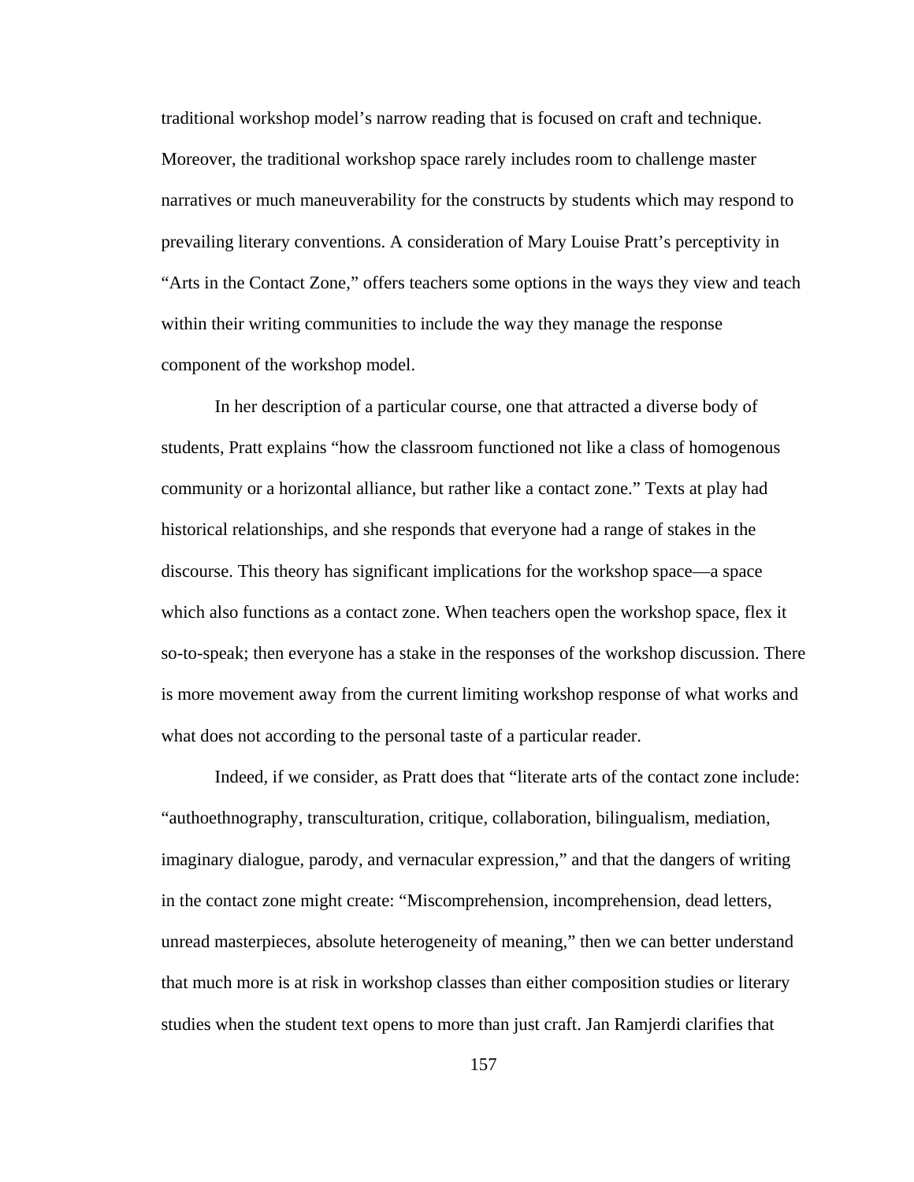traditional workshop model's narrow reading that is focused on craft and technique. Moreover, the traditional workshop space rarely includes room to challenge master narratives or much maneuverability for the constructs by students which may respond to prevailing literary conventions. A consideration of Mary Louise Pratt's perceptivity in "Arts in the Contact Zone," offers teachers some options in the ways they view and teach within their writing communities to include the way they manage the response component of the workshop model.

In her description of a particular course, one that attracted a diverse body of students, Pratt explains "how the classroom functioned not like a class of homogenous community or a horizontal alliance, but rather like a contact zone." Texts at play had historical relationships, and she responds that everyone had a range of stakes in the discourse. This theory has significant implications for the workshop space—a space which also functions as a contact zone. When teachers open the workshop space, flex it so-to-speak; then everyone has a stake in the responses of the workshop discussion. There is more movement away from the current limiting workshop response of what works and what does not according to the personal taste of a particular reader.

Indeed, if we consider, as Pratt does that "literate arts of the contact zone include: "authoethnography, transculturation, critique, collaboration, bilingualism, mediation, imaginary dialogue, parody, and vernacular expression," and that the dangers of writing in the contact zone might create: "Miscomprehension, incomprehension, dead letters, unread masterpieces, absolute heterogeneity of meaning," then we can better understand that much more is at risk in workshop classes than either composition studies or literary studies when the student text opens to more than just craft. Jan Ramjerdi clarifies that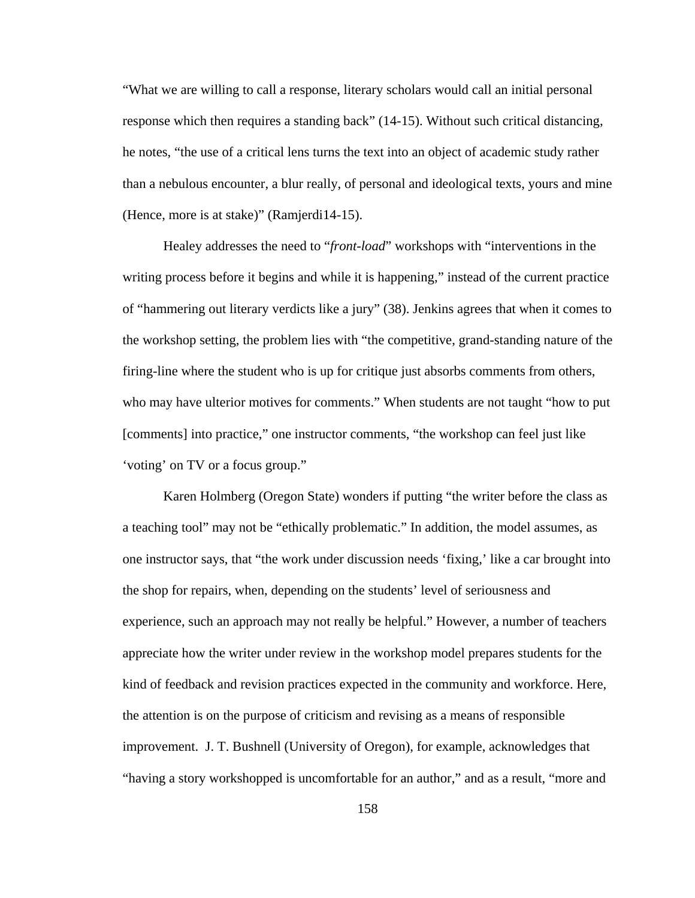"What we are willing to call a response, literary scholars would call an initial personal response which then requires a standing back" (14-15). Without such critical distancing, he notes, "the use of a critical lens turns the text into an object of academic study rather than a nebulous encounter, a blur really, of personal and ideological texts, yours and mine (Hence, more is at stake)" (Ramjerdi14-15).

Healey addresses the need to "*front-load*" workshops with "interventions in the writing process before it begins and while it is happening," instead of the current practice of "hammering out literary verdicts like a jury" (38). Jenkins agrees that when it comes to the workshop setting, the problem lies with "the competitive, grand-standing nature of the firing-line where the student who is up for critique just absorbs comments from others, who may have ulterior motives for comments." When students are not taught "how to put [comments] into practice," one instructor comments, "the workshop can feel just like 'voting' on TV or a focus group."

Karen Holmberg (Oregon State) wonders if putting "the writer before the class as a teaching tool" may not be "ethically problematic." In addition, the model assumes, as one instructor says, that "the work under discussion needs 'fixing,' like a car brought into the shop for repairs, when, depending on the students' level of seriousness and experience, such an approach may not really be helpful." However, a number of teachers appreciate how the writer under review in the workshop model prepares students for the kind of feedback and revision practices expected in the community and workforce. Here, the attention is on the purpose of criticism and revising as a means of responsible improvement. J. T. Bushnell (University of Oregon), for example, acknowledges that "having a story workshopped is uncomfortable for an author," and as a result, "more and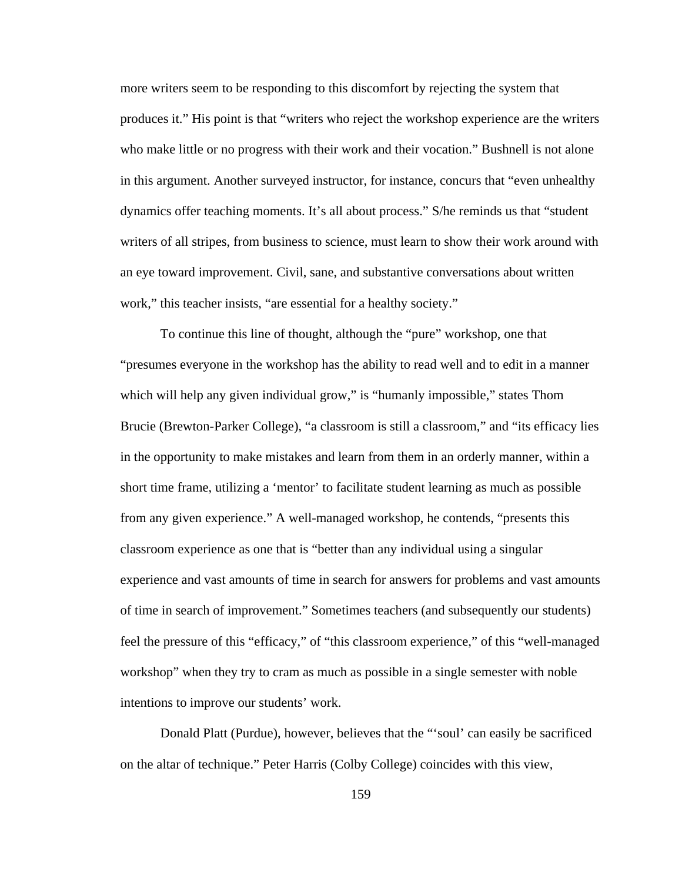more writers seem to be responding to this discomfort by rejecting the system that produces it." His point is that "writers who reject the workshop experience are the writers who make little or no progress with their work and their vocation." Bushnell is not alone in this argument. Another surveyed instructor, for instance, concurs that "even unhealthy dynamics offer teaching moments. It's all about process." S/he reminds us that "student writers of all stripes, from business to science, must learn to show their work around with an eye toward improvement. Civil, sane, and substantive conversations about written work," this teacher insists, "are essential for a healthy society."

To continue this line of thought, although the "pure" workshop, one that "presumes everyone in the workshop has the ability to read well and to edit in a manner which will help any given individual grow," is "humanly impossible," states Thom Brucie (Brewton-Parker College), "a classroom is still a classroom," and "its efficacy lies in the opportunity to make mistakes and learn from them in an orderly manner, within a short time frame, utilizing a 'mentor' to facilitate student learning as much as possible from any given experience." A well-managed workshop, he contends, "presents this classroom experience as one that is "better than any individual using a singular experience and vast amounts of time in search for answers for problems and vast amounts of time in search of improvement." Sometimes teachers (and subsequently our students) feel the pressure of this "efficacy," of "this classroom experience," of this "well-managed workshop" when they try to cram as much as possible in a single semester with noble intentions to improve our students' work.

Donald Platt (Purdue), however, believes that the "'soul' can easily be sacrificed on the altar of technique." Peter Harris (Colby College) coincides with this view,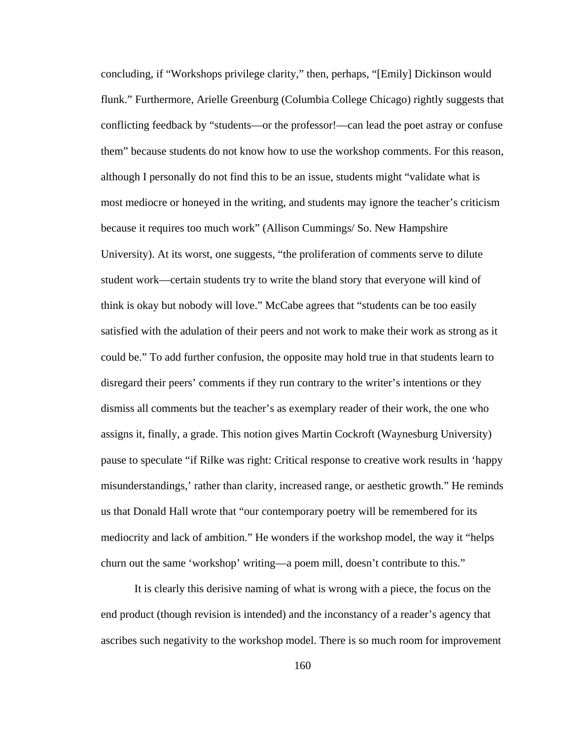concluding, if "Workshops privilege clarity," then, perhaps, "[Emily] Dickinson would flunk." Furthermore, Arielle Greenburg (Columbia College Chicago) rightly suggests that conflicting feedback by "students—or the professor!—can lead the poet astray or confuse them" because students do not know how to use the workshop comments. For this reason, although I personally do not find this to be an issue, students might "validate what is most mediocre or honeyed in the writing, and students may ignore the teacher's criticism because it requires too much work" (Allison Cummings/ So. New Hampshire University). At its worst, one suggests, "the proliferation of comments serve to dilute student work—certain students try to write the bland story that everyone will kind of think is okay but nobody will love." McCabe agrees that "students can be too easily satisfied with the adulation of their peers and not work to make their work as strong as it could be." To add further confusion, the opposite may hold true in that students learn to disregard their peers' comments if they run contrary to the writer's intentions or they dismiss all comments but the teacher's as exemplary reader of their work, the one who assigns it, finally, a grade. This notion gives Martin Cockroft (Waynesburg University) pause to speculate "if Rilke was right: Critical response to creative work results in 'happy misunderstandings,' rather than clarity, increased range, or aesthetic growth." He reminds us that Donald Hall wrote that "our contemporary poetry will be remembered for its mediocrity and lack of ambition." He wonders if the workshop model, the way it "helps churn out the same 'workshop' writing—a poem mill, doesn't contribute to this."

It is clearly this derisive naming of what is wrong with a piece, the focus on the end product (though revision is intended) and the inconstancy of a reader's agency that ascribes such negativity to the workshop model. There is so much room for improvement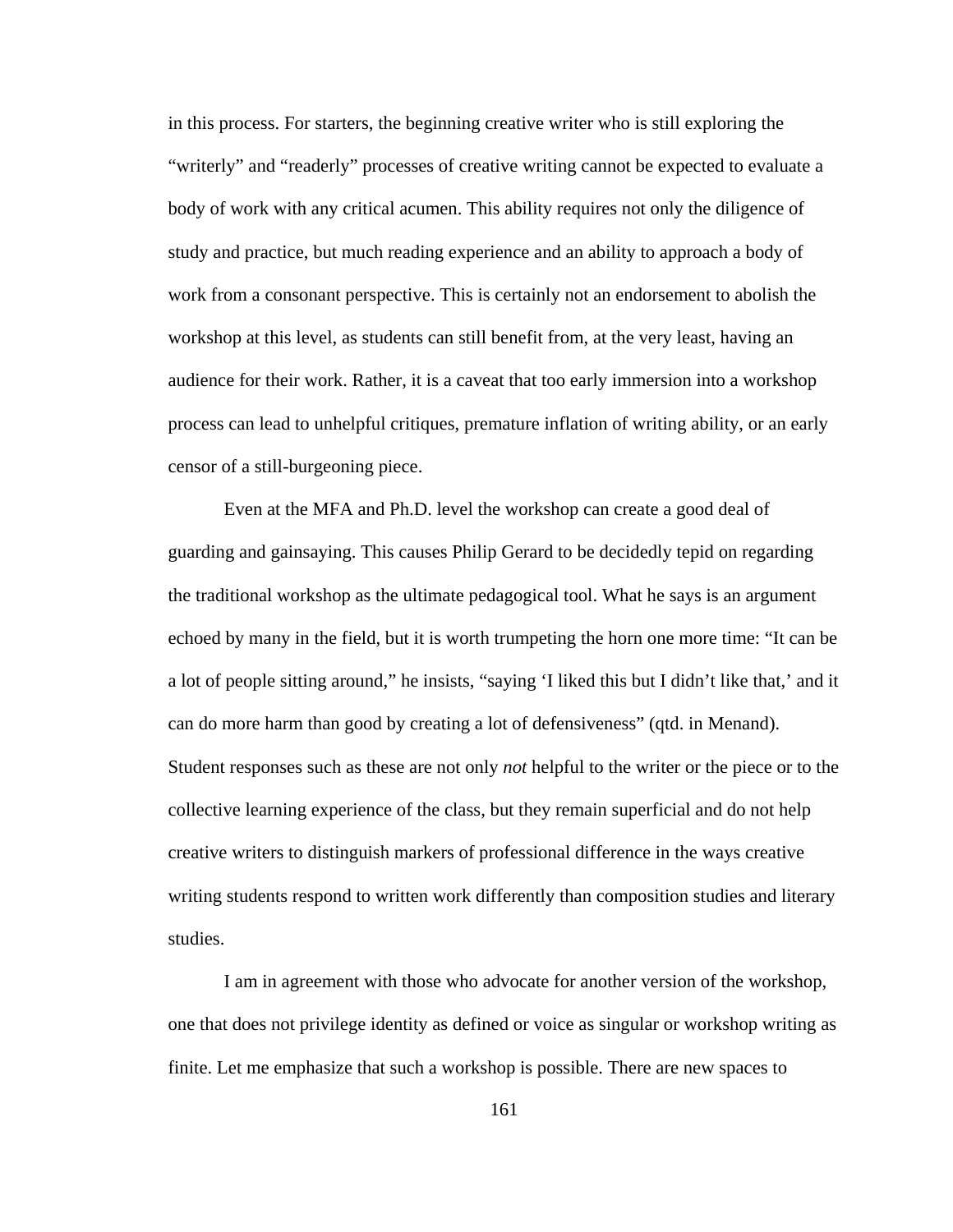in this process. For starters, the beginning creative writer who is still exploring the "writerly" and "readerly" processes of creative writing cannot be expected to evaluate a body of work with any critical acumen. This ability requires not only the diligence of study and practice, but much reading experience and an ability to approach a body of work from a consonant perspective. This is certainly not an endorsement to abolish the workshop at this level, as students can still benefit from, at the very least, having an audience for their work. Rather, it is a caveat that too early immersion into a workshop process can lead to unhelpful critiques, premature inflation of writing ability, or an early censor of a still-burgeoning piece.

Even at the MFA and Ph.D. level the workshop can create a good deal of guarding and gainsaying. This causes Philip Gerard to be decidedly tepid on regarding the traditional workshop as the ultimate pedagogical tool. What he says is an argument echoed by many in the field, but it is worth trumpeting the horn one more time: "It can be a lot of people sitting around," he insists, "saying 'I liked this but I didn't like that,' and it can do more harm than good by creating a lot of defensiveness" (qtd. in Menand). Student responses such as these are not only *not* helpful to the writer or the piece or to the collective learning experience of the class, but they remain superficial and do not help creative writers to distinguish markers of professional difference in the ways creative writing students respond to written work differently than composition studies and literary studies.

I am in agreement with those who advocate for another version of the workshop, one that does not privilege identity as defined or voice as singular or workshop writing as finite. Let me emphasize that such a workshop is possible. There are new spaces to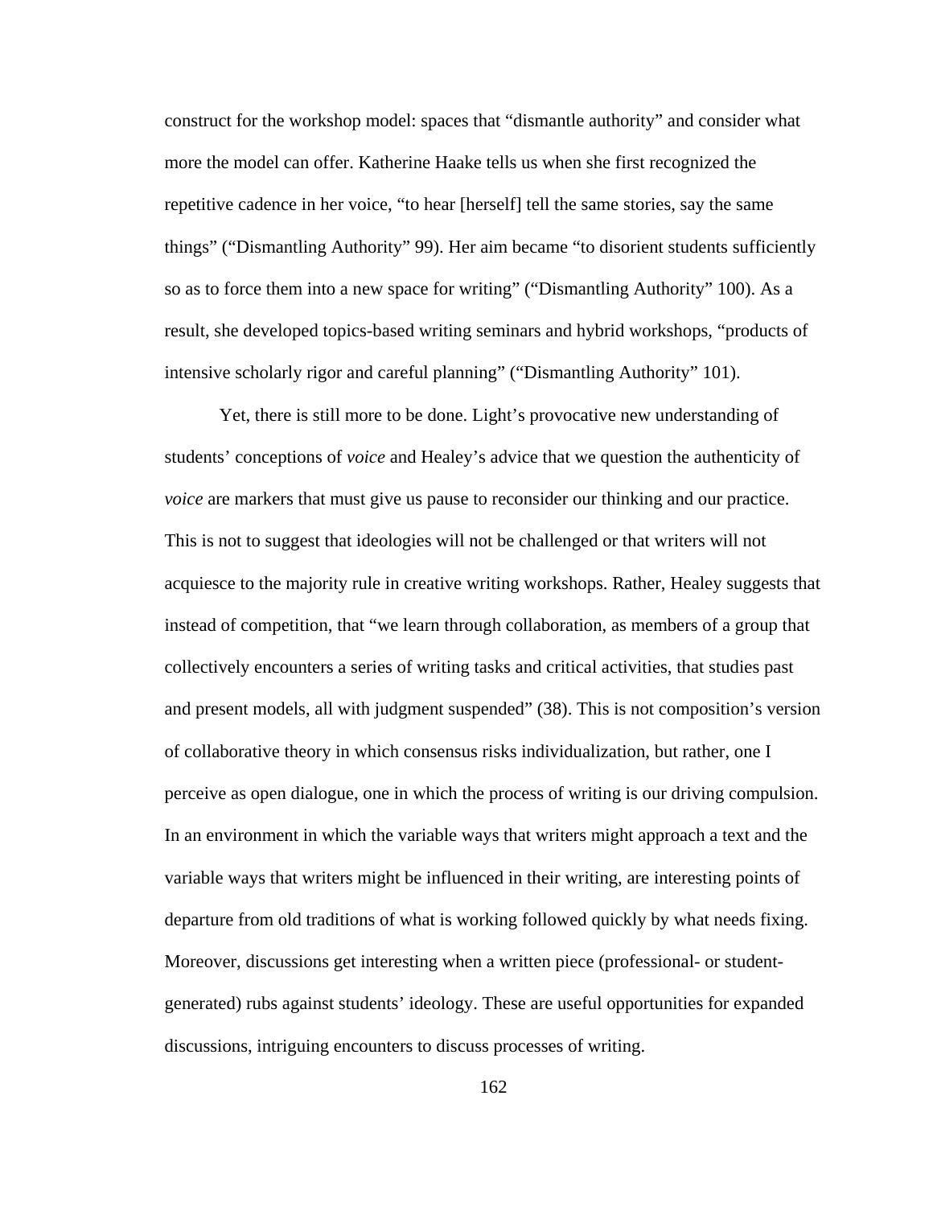construct for the workshop model: spaces that "dismantle authority" and consider what more the model can offer. Katherine Haake tells us when she first recognized the repetitive cadence in her voice, "to hear [herself] tell the same stories, say the same things" ("Dismantling Authority" 99). Her aim became "to disorient students sufficiently so as to force them into a new space for writing" ("Dismantling Authority" 100). As a result, she developed topics-based writing seminars and hybrid workshops, "products of intensive scholarly rigor and careful planning" ("Dismantling Authority" 101).

Yet, there is still more to be done. Light's provocative new understanding of students' conceptions of *voice* and Healey's advice that we question the authenticity of *voice* are markers that must give us pause to reconsider our thinking and our practice. This is not to suggest that ideologies will not be challenged or that writers will not acquiesce to the majority rule in creative writing workshops. Rather, Healey suggests that instead of competition, that "we learn through collaboration, as members of a group that collectively encounters a series of writing tasks and critical activities, that studies past and present models, all with judgment suspended" (38). This is not composition's version of collaborative theory in which consensus risks individualization, but rather, one I perceive as open dialogue, one in which the process of writing is our driving compulsion. In an environment in which the variable ways that writers might approach a text and the variable ways that writers might be influenced in their writing, are interesting points of departure from old traditions of what is working followed quickly by what needs fixing. Moreover, discussions get interesting when a written piece (professional- or student-generated) rubs against students' ideology. These are useful opportunities for expanded discussions, intriguing encounters to discuss processes of writing.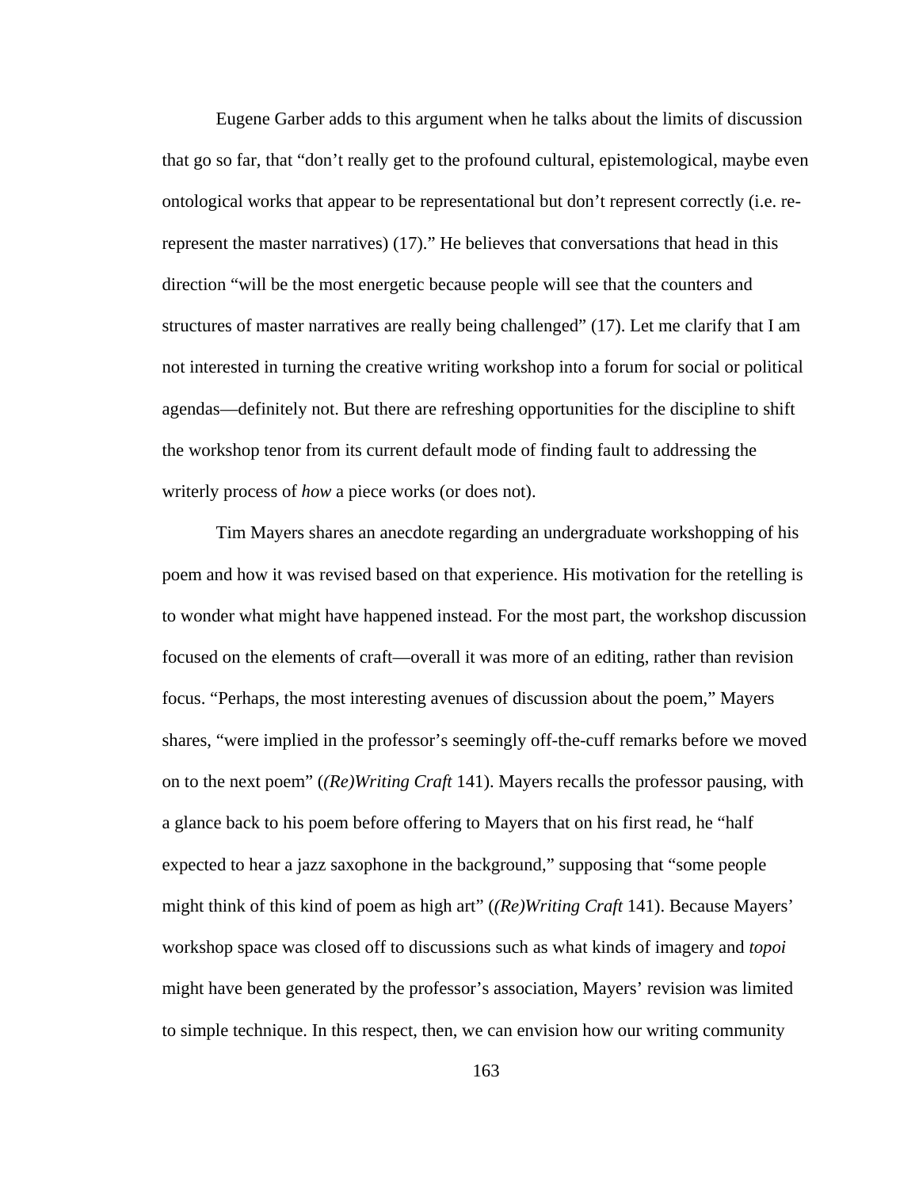Eugene Garber adds to this argument when he talks about the limits of discussion that go so far, that "don't really get to the profound cultural, epistemological, maybe even ontological works that appear to be representational but don't represent correctly (i.e. re-represent the master narratives) (17)." He believes that conversations that head in this direction "will be the most energetic because people will see that the counters and structures of master narratives are really being challenged" (17). Let me clarify that I am not interested in turning the creative writing workshop into a forum for social or political agendas—definitely not. But there are refreshing opportunities for the discipline to shift the workshop tenor from its current default mode of finding fault to addressing the writerly process of *how* a piece works (or does not).

Tim Mayers shares an anecdote regarding an undergraduate workshopping of his poem and how it was revised based on that experience. His motivation for the retelling is to wonder what might have happened instead. For the most part, the workshop discussion focused on the elements of craft—overall it was more of an editing, rather than revision focus. "Perhaps, the most interesting avenues of discussion about the poem," Mayers shares, "were implied in the professor's seemingly off-the-cuff remarks before we moved on to the next poem" (*(Re)Writing Craft* 141). Mayers recalls the professor pausing, with a glance back to his poem before offering to Mayers that on his first read, he "half expected to hear a jazz saxophone in the background," supposing that "some people might think of this kind of poem as high art" (*(Re)Writing Craft* 141). Because Mayers' workshop space was closed off to discussions such as what kinds of imagery and *topoi* might have been generated by the professor's association, Mayers' revision was limited to simple technique. In this respect, then, we can envision how our writing community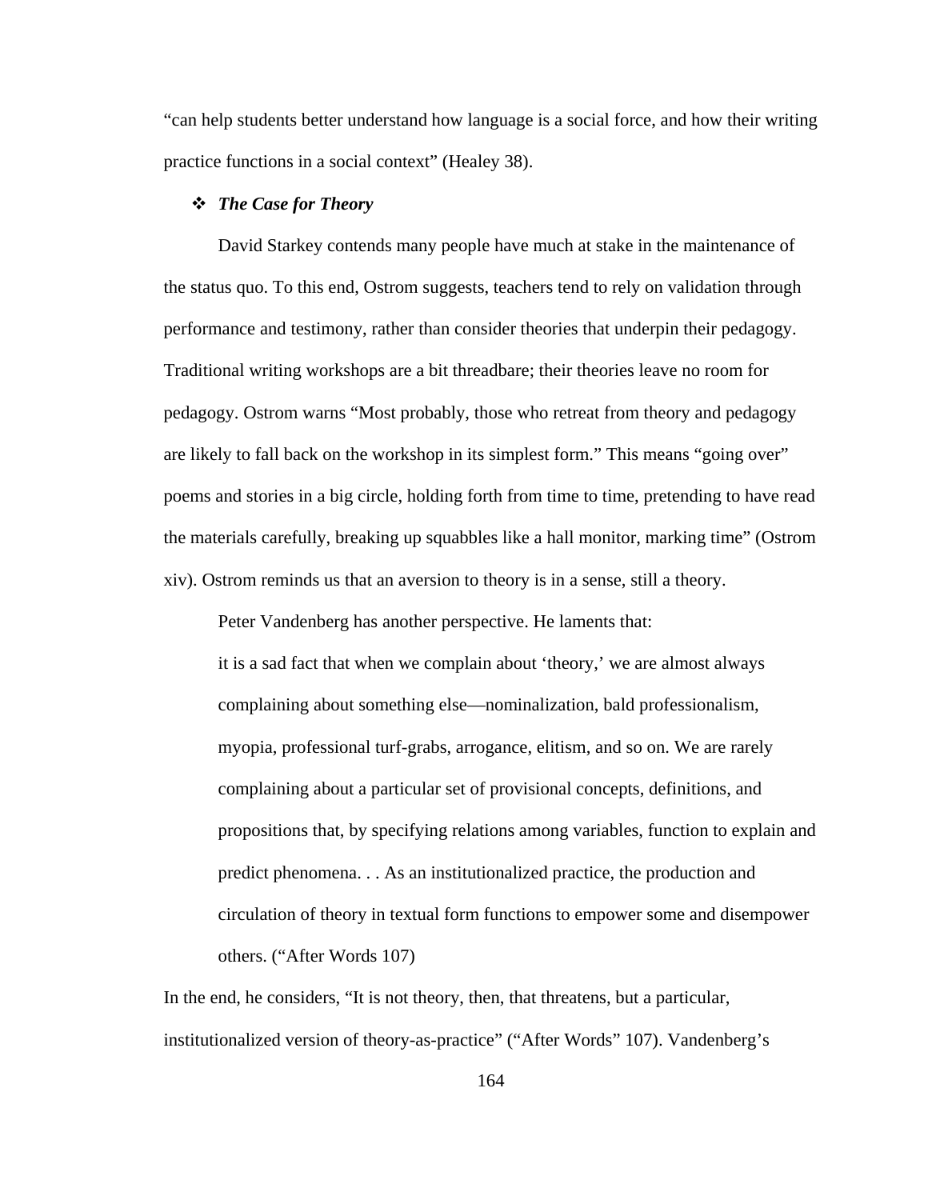"can help students better understand how language is a social force, and how their writing practice functions in a social context" (Healey 38).

- ***The Case for Theory***

David Starkey contends many people have much at stake in the maintenance of the status quo. To this end, Ostrom suggests, teachers tend to rely on validation through performance and testimony, rather than consider theories that underpin their pedagogy. Traditional writing workshops are a bit threadbare; their theories leave no room for pedagogy. Ostrom warns "Most probably, those who retreat from theory and pedagogy are likely to fall back on the workshop in its simplest form." This means "going over" poems and stories in a big circle, holding forth from time to time, pretending to have read the materials carefully, breaking up squabbles like a hall monitor, marking time" (Ostrom xiv). Ostrom reminds us that an aversion to theory is in a sense, still a theory.

Peter Vandenberg has another perspective. He laments that:

> it is a sad fact that when we complain about 'theory,' we are almost always complaining about something else—nominalization, bald professionalism, myopia, professional turf-grabs, arrogance, elitism, and so on. We are rarely complaining about a particular set of provisional concepts, definitions, and propositions that, by specifying relations among variables, function to explain and predict phenomena. . . As an institutionalized practice, the production and circulation of theory in textual form functions to empower some and disempower others. ("After Words 107)

In the end, he considers, "It is not theory, then, that threatens, but a particular, institutionalized version of theory-as-practice" ("After Words" 107). Vandenberg's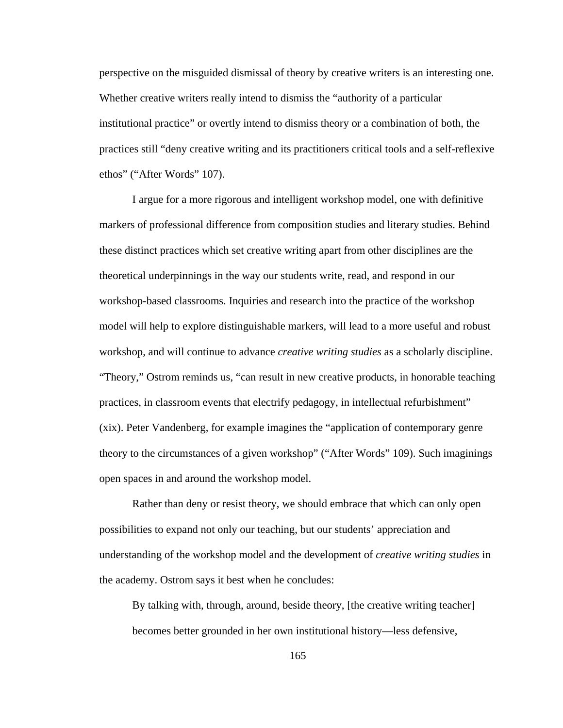perspective on the misguided dismissal of theory by creative writers is an interesting one. Whether creative writers really intend to dismiss the "authority of a particular institutional practice" or overtly intend to dismiss theory or a combination of both, the practices still "deny creative writing and its practitioners critical tools and a self-reflexive ethos" ("After Words" 107).

I argue for a more rigorous and intelligent workshop model, one with definitive markers of professional difference from composition studies and literary studies. Behind these distinct practices which set creative writing apart from other disciplines are the theoretical underpinnings in the way our students write, read, and respond in our workshop-based classrooms. Inquiries and research into the practice of the workshop model will help to explore distinguishable markers, will lead to a more useful and robust workshop, and will continue to advance *creative writing studies* as a scholarly discipline. "Theory," Ostrom reminds us, "can result in new creative products, in honorable teaching practices, in classroom events that electrify pedagogy, in intellectual refurbishment" (xix). Peter Vandenberg, for example imagines the "application of contemporary genre theory to the circumstances of a given workshop" ("After Words" 109). Such imaginings open spaces in and around the workshop model.

Rather than deny or resist theory, we should embrace that which can only open possibilities to expand not only our teaching, but our students' appreciation and understanding of the workshop model and the development of *creative writing studies* in the academy. Ostrom says it best when he concludes:

> By talking with, through, around, beside theory, [the creative writing teacher] becomes better grounded in her own institutional history—less defensive,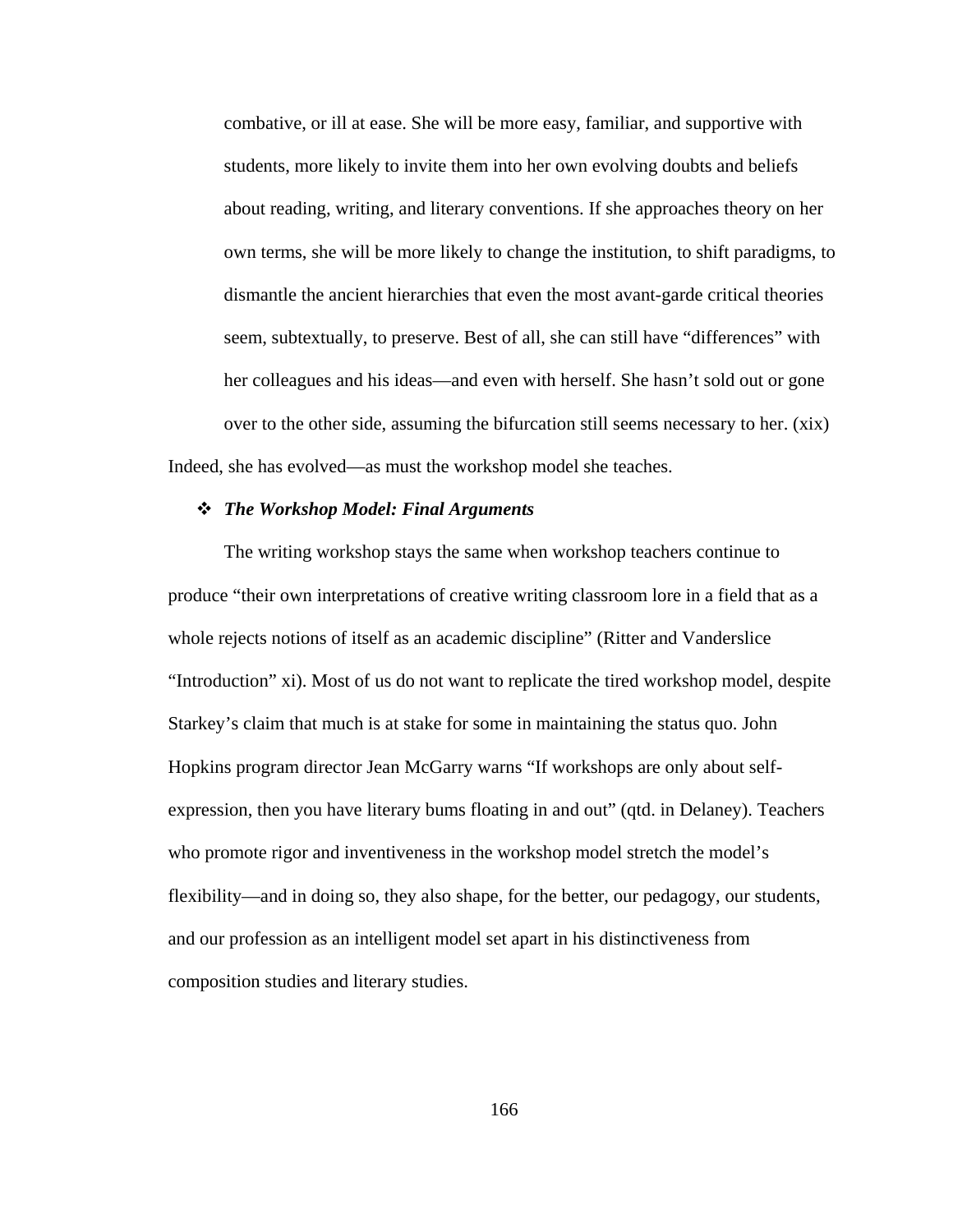> combative, or ill at ease. She will be more easy, familiar, and supportive with students, more likely to invite them into her own evolving doubts and beliefs about reading, writing, and literary conventions. If she approaches theory on her own terms, she will be more likely to change the institution, to shift paradigms, to dismantle the ancient hierarchies that even the most avant-garde critical theories seem, subtextually, to preserve. Best of all, she can still have "differences" with her colleagues and his ideas—and even with herself. She hasn't sold out or gone over to the other side, assuming the bifurcation still seems necessary to her. (xix)

Indeed, she has evolved—as must the workshop model she teaches.

### ❖ *The Workshop Model: Final Arguments*

The writing workshop stays the same when workshop teachers continue to produce "their own interpretations of creative writing classroom lore in a field that as a whole rejects notions of itself as an academic discipline" (Ritter and Vanderslice "Introduction" xi). Most of us do not want to replicate the tired workshop model, despite Starkey's claim that much is at stake for some in maintaining the status quo. John Hopkins program director Jean McGarry warns "If workshops are only about self-expression, then you have literary bums floating in and out" (qtd. in Delaney). Teachers who promote rigor and inventiveness in the workshop model stretch the model's flexibility—and in doing so, they also shape, for the better, our pedagogy, our students, and our profession as an intelligent model set apart in his distinctiveness from composition studies and literary studies.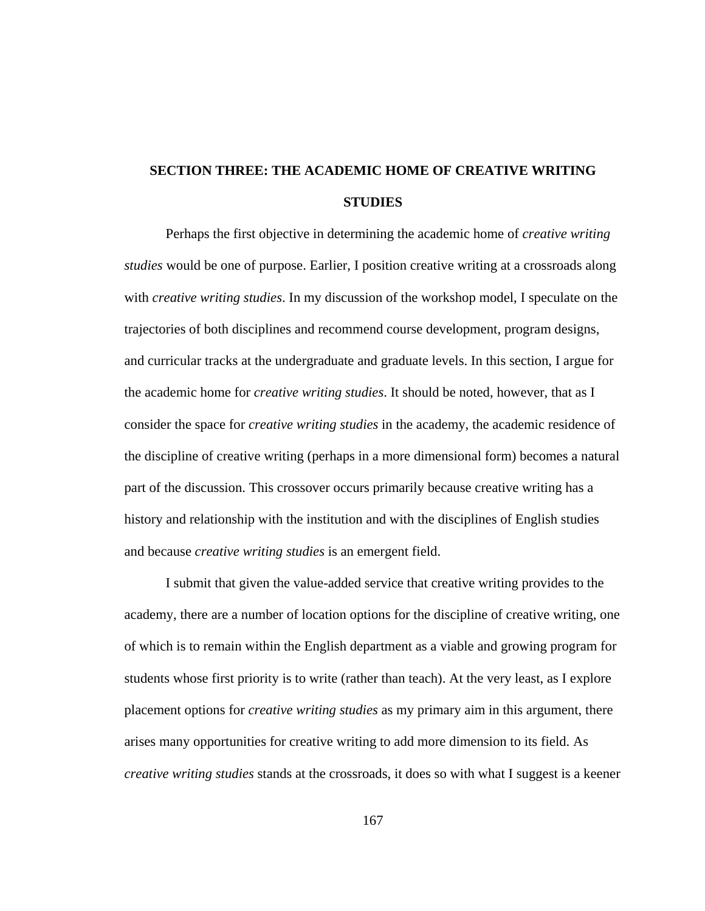# SECTION THREE: THE ACADEMIC HOME OF CREATIVE WRITING STUDIES

Perhaps the first objective in determining the academic home of *creative writing studies* would be one of purpose. Earlier, I position creative writing at a crossroads along with *creative writing studies*. In my discussion of the workshop model, I speculate on the trajectories of both disciplines and recommend course development, program designs, and curricular tracks at the undergraduate and graduate levels. In this section, I argue for the academic home for *creative writing studies*. It should be noted, however, that as I consider the space for *creative writing studies* in the academy, the academic residence of the discipline of creative writing (perhaps in a more dimensional form) becomes a natural part of the discussion. This crossover occurs primarily because creative writing has a history and relationship with the institution and with the disciplines of English studies and because *creative writing studies* is an emergent field.

I submit that given the value-added service that creative writing provides to the academy, there are a number of location options for the discipline of creative writing, one of which is to remain within the English department as a viable and growing program for students whose first priority is to write (rather than teach). At the very least, as I explore placement options for *creative writing studies* as my primary aim in this argument, there arises many opportunities for creative writing to add more dimension to its field. As *creative writing studies* stands at the crossroads, it does so with what I suggest is a keener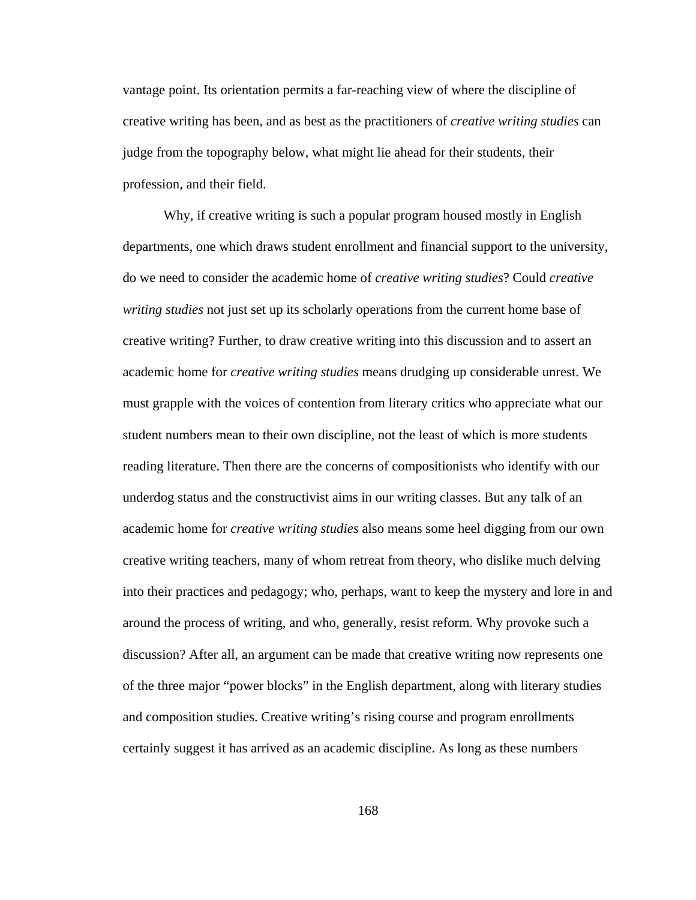vantage point. Its orientation permits a far-reaching view of where the discipline of creative writing has been, and as best as the practitioners of *creative writing studies* can judge from the topography below, what might lie ahead for their students, their profession, and their field.

Why, if creative writing is such a popular program housed mostly in English departments, one which draws student enrollment and financial support to the university, do we need to consider the academic home of *creative writing studies*? Could *creative writing studies* not just set up its scholarly operations from the current home base of creative writing? Further, to draw creative writing into this discussion and to assert an academic home for *creative writing studies* means drudging up considerable unrest. We must grapple with the voices of contention from literary critics who appreciate what our student numbers mean to their own discipline, not the least of which is more students reading literature. Then there are the concerns of compositionists who identify with our underdog status and the constructivist aims in our writing classes. But any talk of an academic home for *creative writing studies* also means some heel digging from our own creative writing teachers, many of whom retreat from theory, who dislike much delving into their practices and pedagogy; who, perhaps, want to keep the mystery and lore in and around the process of writing, and who, generally, resist reform. Why provoke such a discussion? After all, an argument can be made that creative writing now represents one of the three major "power blocks" in the English department, along with literary studies and composition studies. Creative writing's rising course and program enrollments certainly suggest it has arrived as an academic discipline. As long as these numbers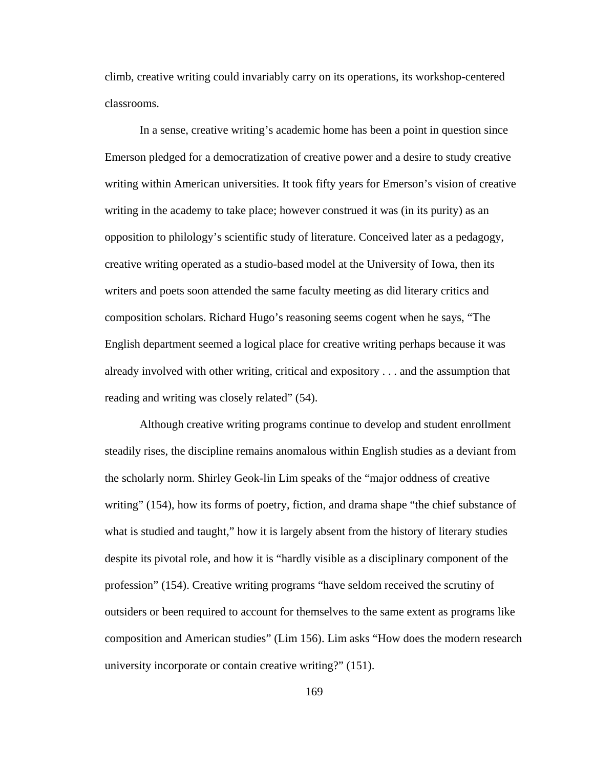climb, creative writing could invariably carry on its operations, its workshop-centered classrooms.

In a sense, creative writing's academic home has been a point in question since Emerson pledged for a democratization of creative power and a desire to study creative writing within American universities. It took fifty years for Emerson's vision of creative writing in the academy to take place; however construed it was (in its purity) as an opposition to philology's scientific study of literature. Conceived later as a pedagogy, creative writing operated as a studio-based model at the University of Iowa, then its writers and poets soon attended the same faculty meeting as did literary critics and composition scholars. Richard Hugo's reasoning seems cogent when he says, "The English department seemed a logical place for creative writing perhaps because it was already involved with other writing, critical and expository . . . and the assumption that reading and writing was closely related" (54).

Although creative writing programs continue to develop and student enrollment steadily rises, the discipline remains anomalous within English studies as a deviant from the scholarly norm. Shirley Geok-lin Lim speaks of the "major oddness of creative writing" (154), how its forms of poetry, fiction, and drama shape "the chief substance of what is studied and taught," how it is largely absent from the history of literary studies despite its pivotal role, and how it is "hardly visible as a disciplinary component of the profession" (154). Creative writing programs "have seldom received the scrutiny of outsiders or been required to account for themselves to the same extent as programs like composition and American studies" (Lim 156). Lim asks "How does the modern research university incorporate or contain creative writing?" (151).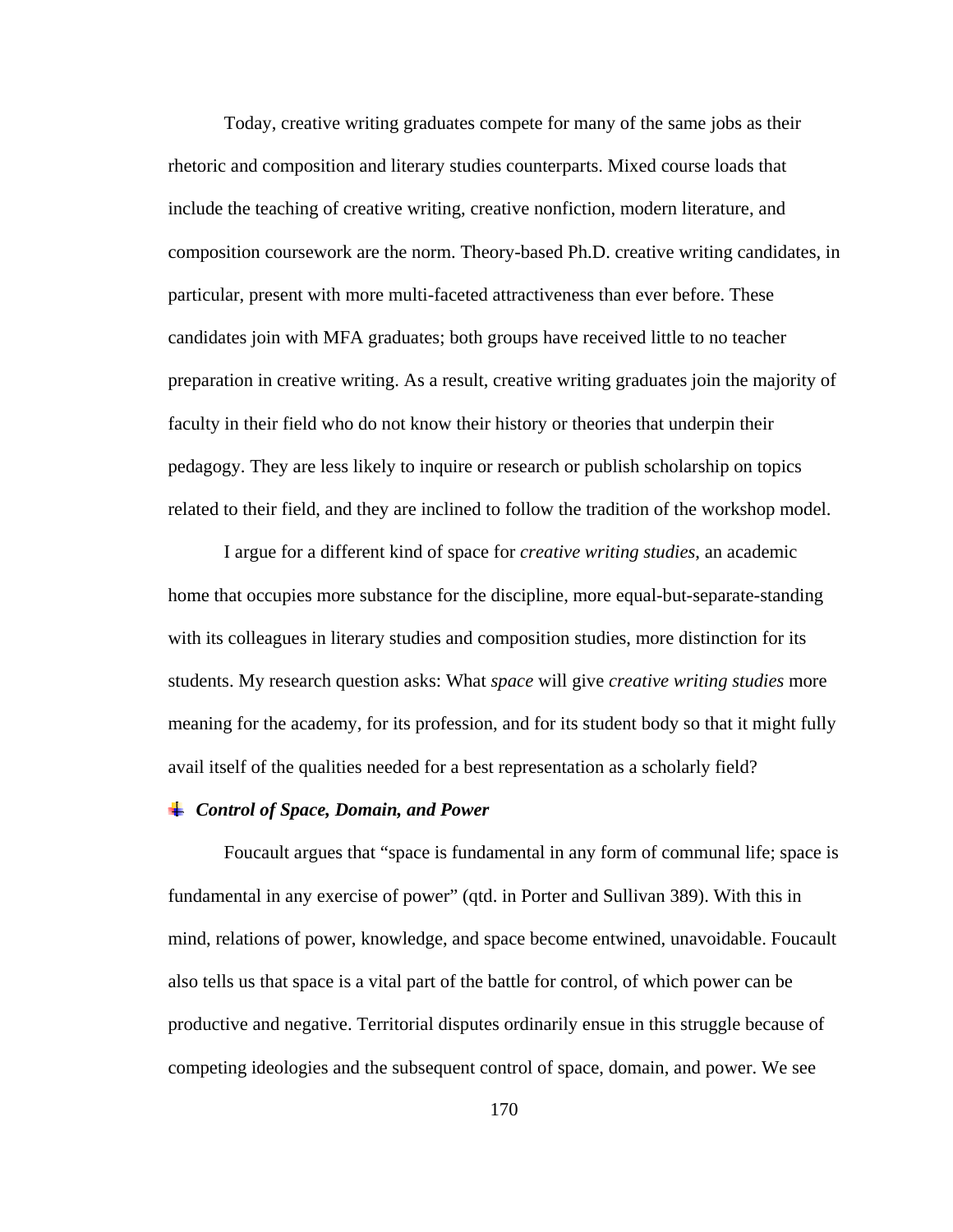Today, creative writing graduates compete for many of the same jobs as their rhetoric and composition and literary studies counterparts. Mixed course loads that include the teaching of creative writing, creative nonfiction, modern literature, and composition coursework are the norm. Theory-based Ph.D. creative writing candidates, in particular, present with more multi-faceted attractiveness than ever before. These candidates join with MFA graduates; both groups have received little to no teacher preparation in creative writing. As a result, creative writing graduates join the majority of faculty in their field who do not know their history or theories that underpin their pedagogy. They are less likely to inquire or research or publish scholarship on topics related to their field, and they are inclined to follow the tradition of the workshop model.

I argue for a different kind of space for *creative writing studies*, an academic home that occupies more substance for the discipline, more equal-but-separate-standing with its colleagues in literary studies and composition studies, more distinction for its students. My research question asks: What *space* will give *creative writing studies* more meaning for the academy, for its profession, and for its student body so that it might fully avail itself of the qualities needed for a best representation as a scholarly field?

### ***Control of Space, Domain, and Power***

Foucault argues that "space is fundamental in any form of communal life; space is fundamental in any exercise of power" (qtd. in Porter and Sullivan 389). With this in mind, relations of power, knowledge, and space become entwined, unavoidable. Foucault also tells us that space is a vital part of the battle for control, of which power can be productive and negative. Territorial disputes ordinarily ensue in this struggle because of competing ideologies and the subsequent control of space, domain, and power. We see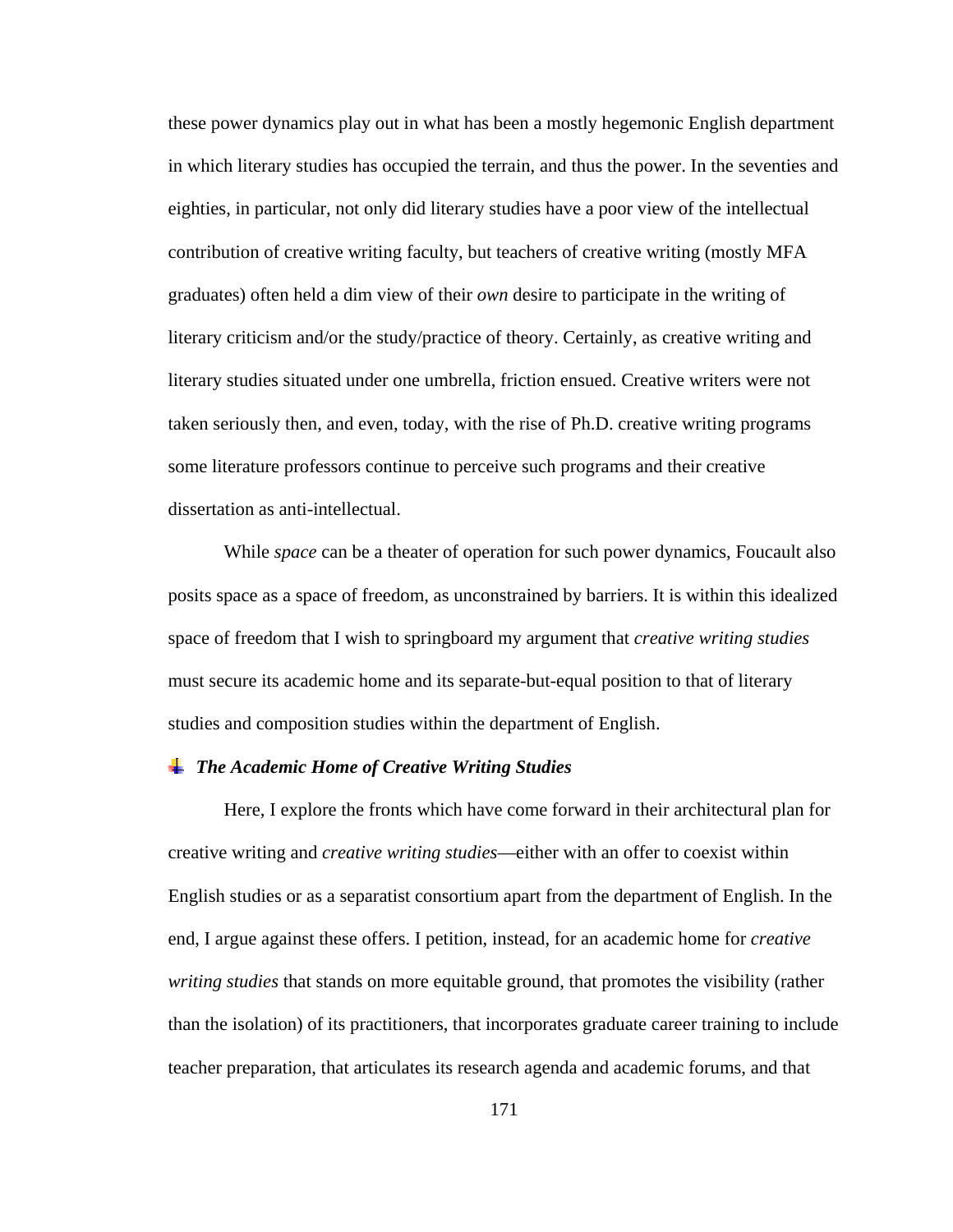these power dynamics play out in what has been a mostly hegemonic English department in which literary studies has occupied the terrain, and thus the power. In the seventies and eighties, in particular, not only did literary studies have a poor view of the intellectual contribution of creative writing faculty, but teachers of creative writing (mostly MFA graduates) often held a dim view of their *own* desire to participate in the writing of literary criticism and/or the study/practice of theory. Certainly, as creative writing and literary studies situated under one umbrella, friction ensued. Creative writers were not taken seriously then, and even, today, with the rise of Ph.D. creative writing programs some literature professors continue to perceive such programs and their creative dissertation as anti-intellectual.

While *space* can be a theater of operation for such power dynamics, Foucault also posits space as a space of freedom, as unconstrained by barriers. It is within this idealized space of freedom that I wish to springboard my argument that *creative writing studies* must secure its academic home and its separate-but-equal position to that of literary studies and composition studies within the department of English.

### ***The Academic Home of Creative Writing Studies***

Here, I explore the fronts which have come forward in their architectural plan for creative writing and *creative writing studies*—either with an offer to coexist within English studies or as a separatist consortium apart from the department of English. In the end, I argue against these offers. I petition, instead, for an academic home for *creative writing studies* that stands on more equitable ground, that promotes the visibility (rather than the isolation) of its practitioners, that incorporates graduate career training to include teacher preparation, that articulates its research agenda and academic forums, and that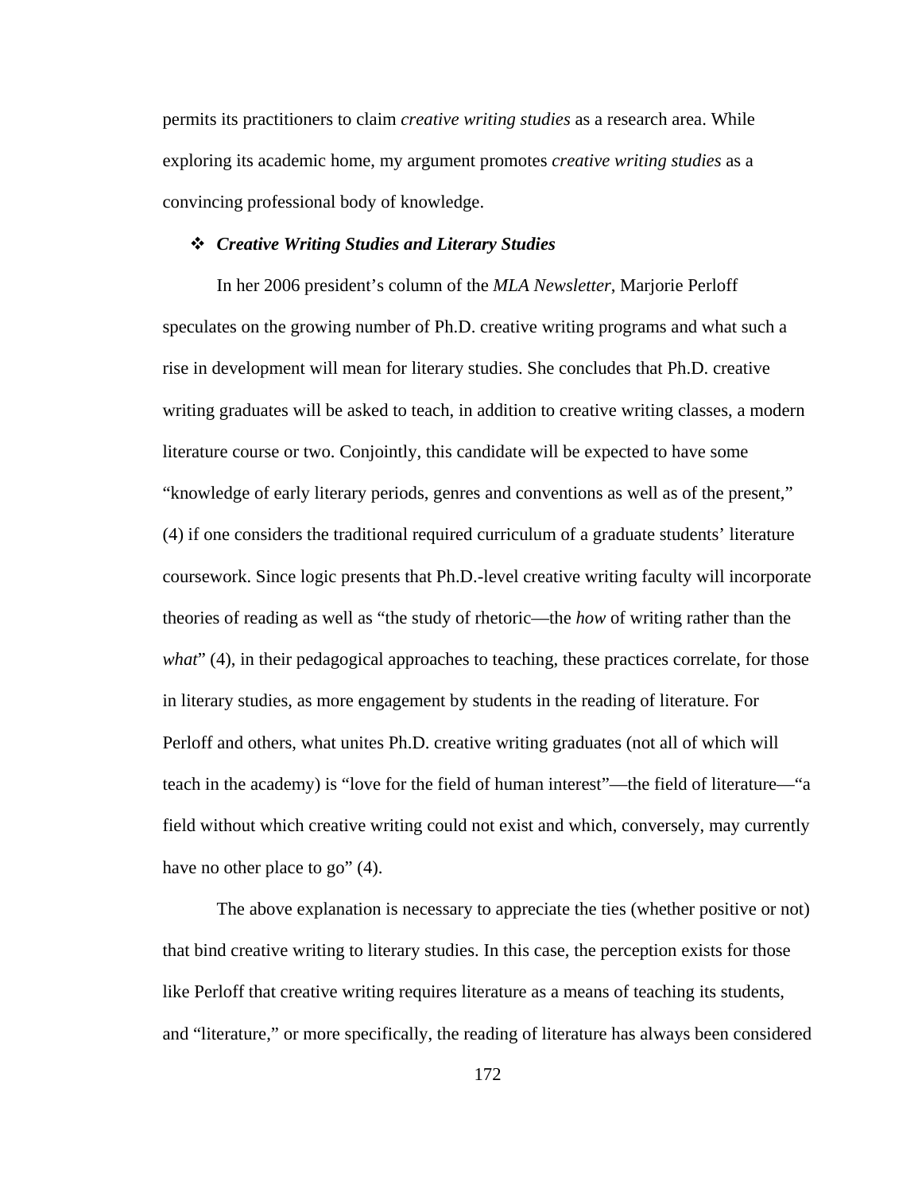permits its practitioners to claim *creative writing studies* as a research area. While exploring its academic home, my argument promotes *creative writing studies* as a convincing professional body of knowledge.

### ❖ *Creative Writing Studies and Literary Studies*

In her 2006 president's column of the *MLA Newsletter*, Marjorie Perloff speculates on the growing number of Ph.D. creative writing programs and what such a rise in development will mean for literary studies. She concludes that Ph.D. creative writing graduates will be asked to teach, in addition to creative writing classes, a modern literature course or two. Conjointly, this candidate will be expected to have some "knowledge of early literary periods, genres and conventions as well as of the present," (4) if one considers the traditional required curriculum of a graduate students' literature coursework. Since logic presents that Ph.D.-level creative writing faculty will incorporate theories of reading as well as "the study of rhetoric—the *how* of writing rather than the *what*" (4), in their pedagogical approaches to teaching, these practices correlate, for those in literary studies, as more engagement by students in the reading of literature. For Perloff and others, what unites Ph.D. creative writing graduates (not all of which will teach in the academy) is "love for the field of human interest"—the field of literature—"a field without which creative writing could not exist and which, conversely, may currently have no other place to go" (4).

The above explanation is necessary to appreciate the ties (whether positive or not) that bind creative writing to literary studies. In this case, the perception exists for those like Perloff that creative writing requires literature as a means of teaching its students, and "literature," or more specifically, the reading of literature has always been considered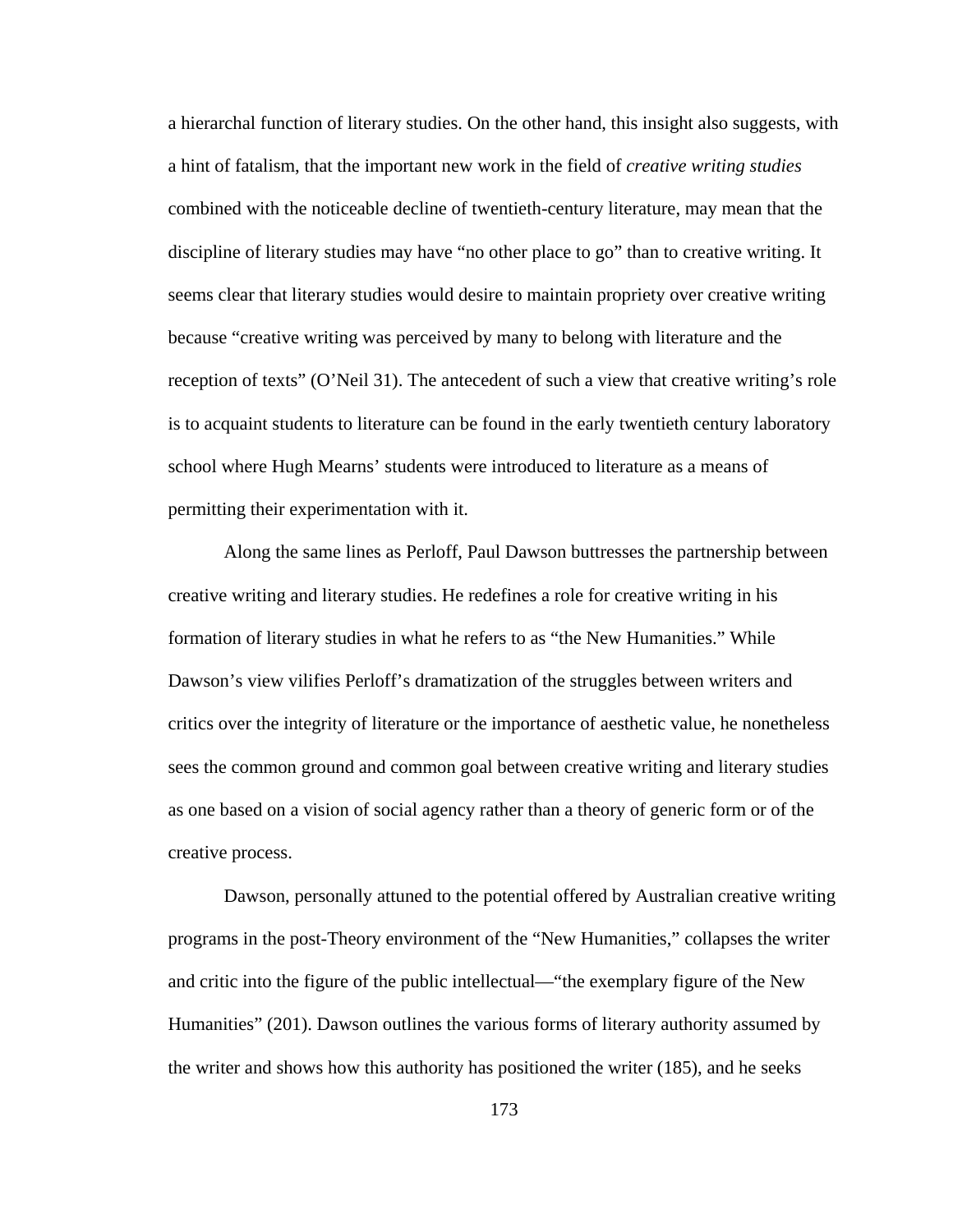a hierarchal function of literary studies. On the other hand, this insight also suggests, with a hint of fatalism, that the important new work in the field of *creative writing studies* combined with the noticeable decline of twentieth-century literature, may mean that the discipline of literary studies may have "no other place to go" than to creative writing. It seems clear that literary studies would desire to maintain propriety over creative writing because "creative writing was perceived by many to belong with literature and the reception of texts" (O'Neil 31). The antecedent of such a view that creative writing's role is to acquaint students to literature can be found in the early twentieth century laboratory school where Hugh Mearns' students were introduced to literature as a means of permitting their experimentation with it.

Along the same lines as Perloff, Paul Dawson buttresses the partnership between creative writing and literary studies. He redefines a role for creative writing in his formation of literary studies in what he refers to as "the New Humanities." While Dawson's view vilifies Perloff's dramatization of the struggles between writers and critics over the integrity of literature or the importance of aesthetic value, he nonetheless sees the common ground and common goal between creative writing and literary studies as one based on a vision of social agency rather than a theory of generic form or of the creative process.

Dawson, personally attuned to the potential offered by Australian creative writing programs in the post-Theory environment of the "New Humanities," collapses the writer and critic into the figure of the public intellectual—"the exemplary figure of the New Humanities" (201). Dawson outlines the various forms of literary authority assumed by the writer and shows how this authority has positioned the writer (185), and he seeks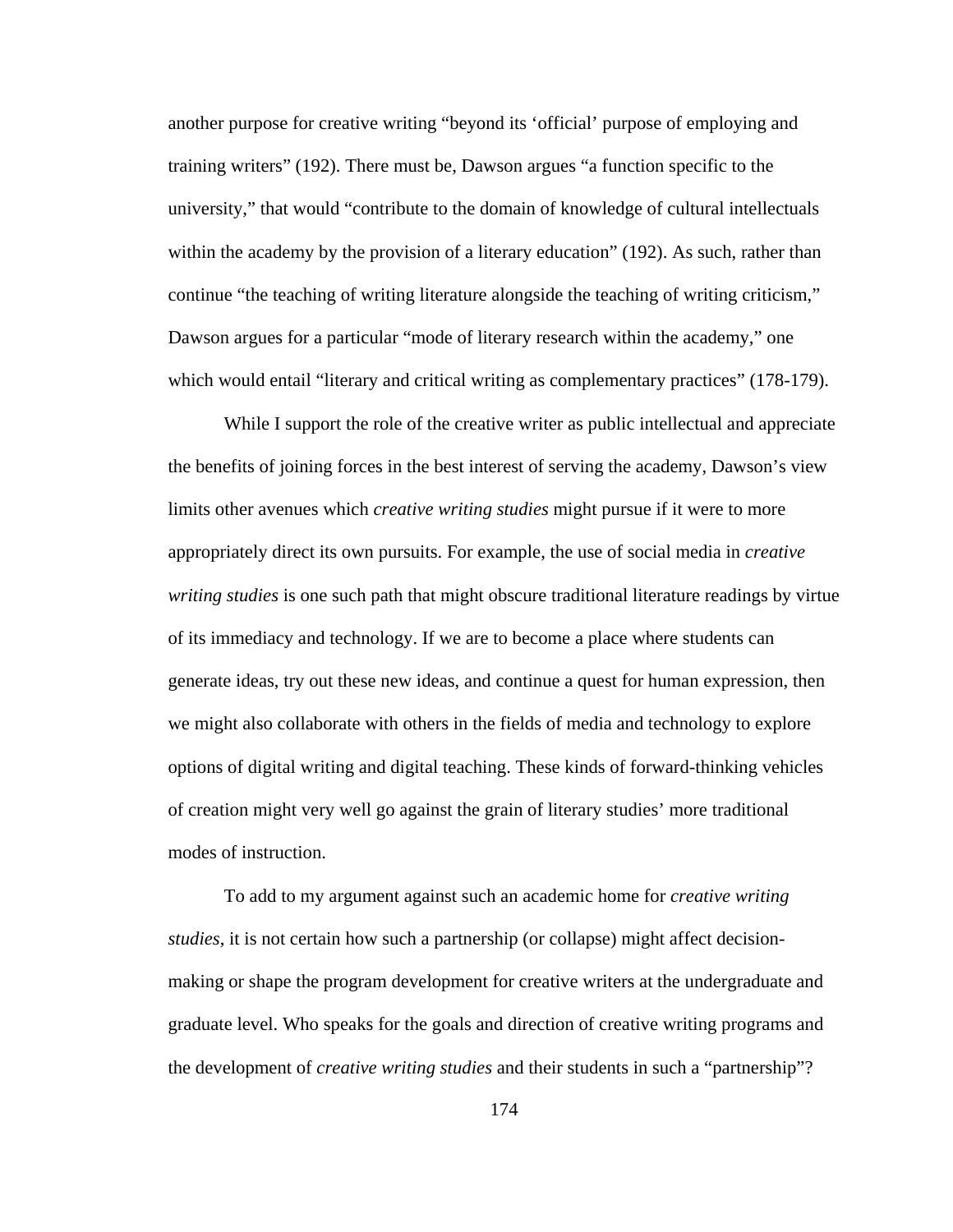another purpose for creative writing "beyond its 'official' purpose of employing and training writers" (192). There must be, Dawson argues "a function specific to the university," that would "contribute to the domain of knowledge of cultural intellectuals within the academy by the provision of a literary education" (192). As such, rather than continue "the teaching of writing literature alongside the teaching of writing criticism," Dawson argues for a particular "mode of literary research within the academy," one which would entail "literary and critical writing as complementary practices" (178-179).

While I support the role of the creative writer as public intellectual and appreciate the benefits of joining forces in the best interest of serving the academy, Dawson's view limits other avenues which *creative writing studies* might pursue if it were to more appropriately direct its own pursuits. For example, the use of social media in *creative writing studies* is one such path that might obscure traditional literature readings by virtue of its immediacy and technology. If we are to become a place where students can generate ideas, try out these new ideas, and continue a quest for human expression, then we might also collaborate with others in the fields of media and technology to explore options of digital writing and digital teaching. These kinds of forward-thinking vehicles of creation might very well go against the grain of literary studies' more traditional modes of instruction.

To add to my argument against such an academic home for *creative writing studies*, it is not certain how such a partnership (or collapse) might affect decision-making or shape the program development for creative writers at the undergraduate and graduate level. Who speaks for the goals and direction of creative writing programs and the development of *creative writing studies* and their students in such a "partnership"?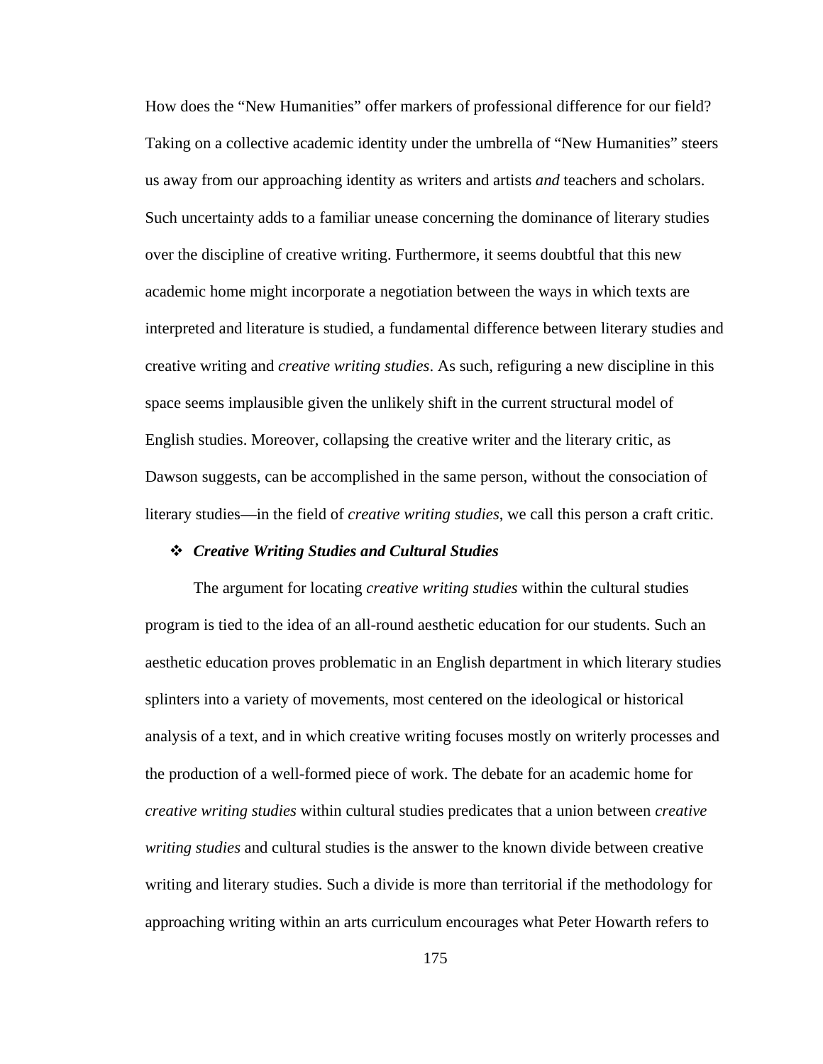How does the "New Humanities" offer markers of professional difference for our field? Taking on a collective academic identity under the umbrella of "New Humanities" steers us away from our approaching identity as writers and artists *and* teachers and scholars. Such uncertainty adds to a familiar unease concerning the dominance of literary studies over the discipline of creative writing. Furthermore, it seems doubtful that this new academic home might incorporate a negotiation between the ways in which texts are interpreted and literature is studied, a fundamental difference between literary studies and creative writing and *creative writing studies*. As such, refiguring a new discipline in this space seems implausible given the unlikely shift in the current structural model of English studies. Moreover, collapsing the creative writer and the literary critic, as Dawson suggests, can be accomplished in the same person, without the consociation of literary studies—in the field of *creative writing studies*, we call this person a craft critic.

### ❖ *Creative Writing Studies and Cultural Studies*

The argument for locating *creative writing studies* within the cultural studies program is tied to the idea of an all-round aesthetic education for our students. Such an aesthetic education proves problematic in an English department in which literary studies splinters into a variety of movements, most centered on the ideological or historical analysis of a text, and in which creative writing focuses mostly on writerly processes and the production of a well-formed piece of work. The debate for an academic home for *creative writing studies* within cultural studies predicates that a union between *creative writing studies* and cultural studies is the answer to the known divide between creative writing and literary studies. Such a divide is more than territorial if the methodology for approaching writing within an arts curriculum encourages what Peter Howarth refers to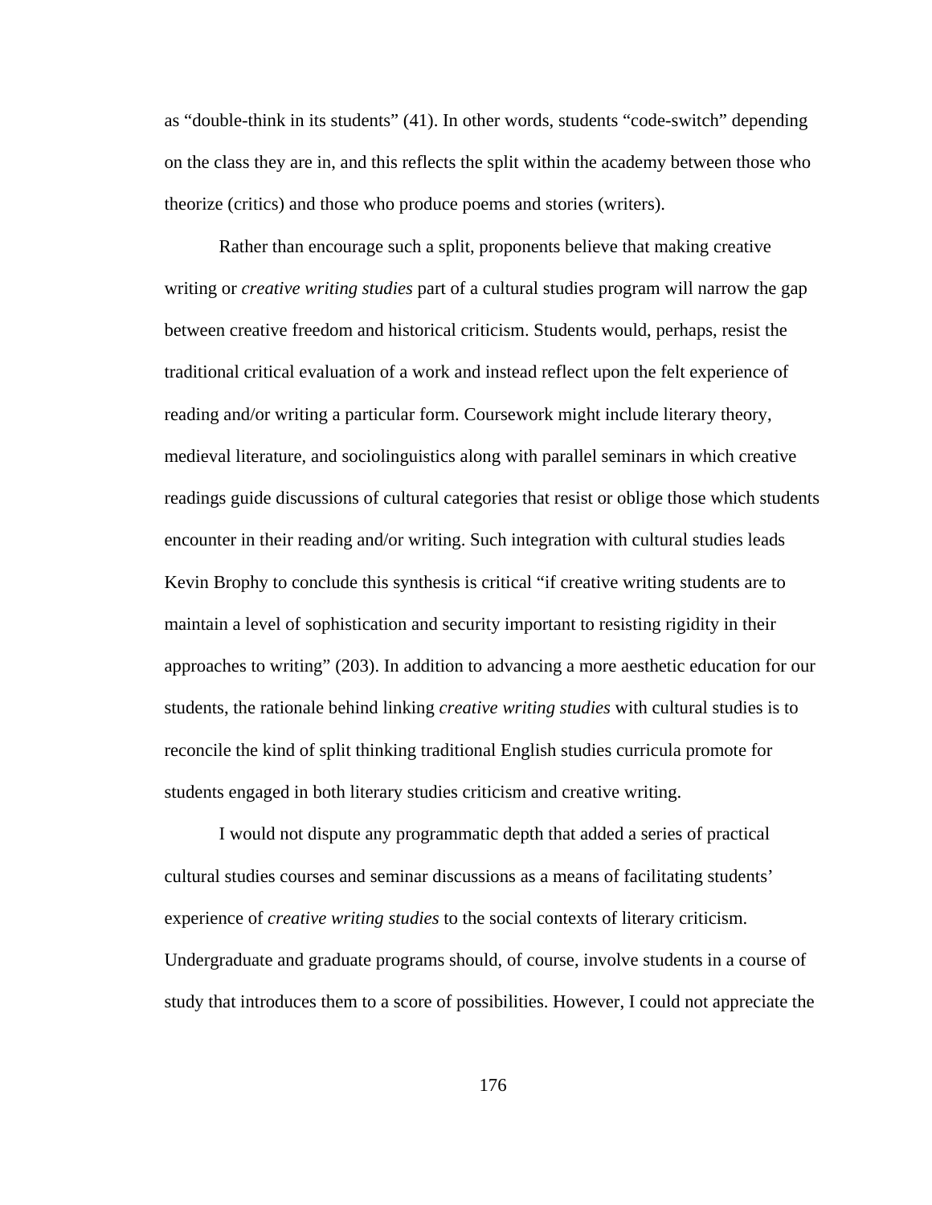as "double-think in its students" (41). In other words, students "code-switch" depending on the class they are in, and this reflects the split within the academy between those who theorize (critics) and those who produce poems and stories (writers).

Rather than encourage such a split, proponents believe that making creative writing or *creative writing studies* part of a cultural studies program will narrow the gap between creative freedom and historical criticism. Students would, perhaps, resist the traditional critical evaluation of a work and instead reflect upon the felt experience of reading and/or writing a particular form. Coursework might include literary theory, medieval literature, and sociolinguistics along with parallel seminars in which creative readings guide discussions of cultural categories that resist or oblige those which students encounter in their reading and/or writing. Such integration with cultural studies leads Kevin Brophy to conclude this synthesis is critical "if creative writing students are to maintain a level of sophistication and security important to resisting rigidity in their approaches to writing" (203). In addition to advancing a more aesthetic education for our students, the rationale behind linking *creative writing studies* with cultural studies is to reconcile the kind of split thinking traditional English studies curricula promote for students engaged in both literary studies criticism and creative writing.

I would not dispute any programmatic depth that added a series of practical cultural studies courses and seminar discussions as a means of facilitating students' experience of *creative writing studies* to the social contexts of literary criticism. Undergraduate and graduate programs should, of course, involve students in a course of study that introduces them to a score of possibilities. However, I could not appreciate the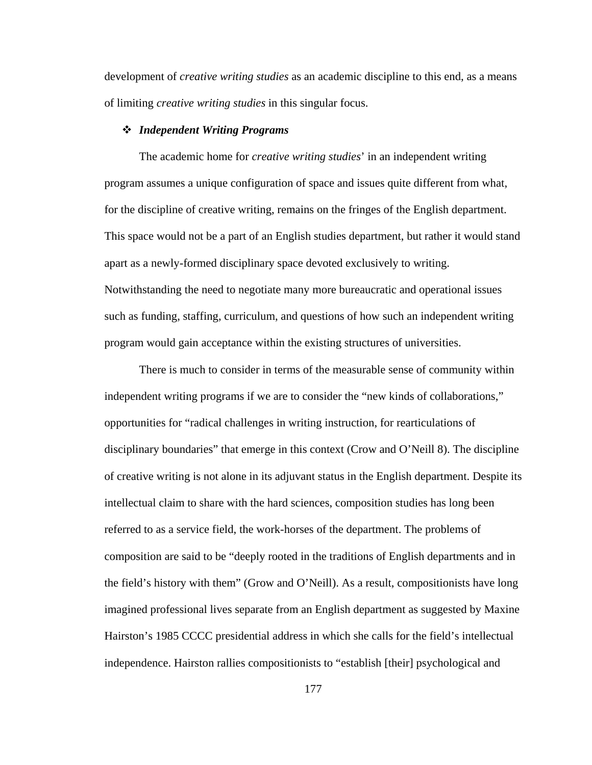development of *creative writing studies* as an academic discipline to this end, as a means of limiting *creative writing studies* in this singular focus.

### ❖ *Independent Writing Programs*

The academic home for *creative writing studies*' in an independent writing program assumes a unique configuration of space and issues quite different from what, for the discipline of creative writing, remains on the fringes of the English department. This space would not be a part of an English studies department, but rather it would stand apart as a newly-formed disciplinary space devoted exclusively to writing. Notwithstanding the need to negotiate many more bureaucratic and operational issues such as funding, staffing, curriculum, and questions of how such an independent writing program would gain acceptance within the existing structures of universities.

There is much to consider in terms of the measurable sense of community within independent writing programs if we are to consider the "new kinds of collaborations," opportunities for "radical challenges in writing instruction, for rearticulations of disciplinary boundaries" that emerge in this context (Crow and O'Neill 8). The discipline of creative writing is not alone in its adjuvant status in the English department. Despite its intellectual claim to share with the hard sciences, composition studies has long been referred to as a service field, the work-horses of the department. The problems of composition are said to be "deeply rooted in the traditions of English departments and in the field's history with them" (Grow and O'Neill). As a result, compositionists have long imagined professional lives separate from an English department as suggested by Maxine Hairston's 1985 CCCC presidential address in which she calls for the field's intellectual independence. Hairston rallies compositionists to "establish [their] psychological and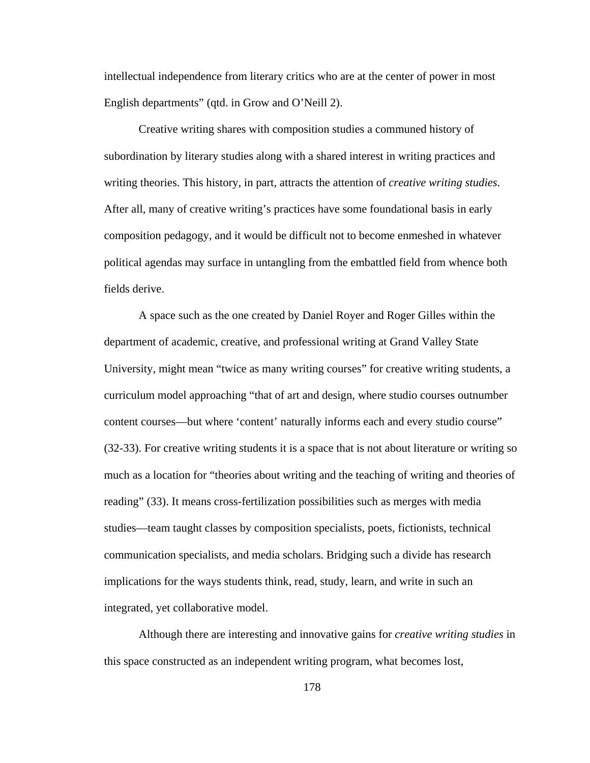intellectual independence from literary critics who are at the center of power in most English departments" (qtd. in Grow and O'Neill 2).

Creative writing shares with composition studies a communed history of subordination by literary studies along with a shared interest in writing practices and writing theories. This history, in part, attracts the attention of *creative writing studies*. After all, many of creative writing's practices have some foundational basis in early composition pedagogy, and it would be difficult not to become enmeshed in whatever political agendas may surface in untangling from the embattled field from whence both fields derive.

A space such as the one created by Daniel Royer and Roger Gilles within the department of academic, creative, and professional writing at Grand Valley State University, might mean "twice as many writing courses" for creative writing students, a curriculum model approaching "that of art and design, where studio courses outnumber content courses—but where 'content' naturally informs each and every studio course" (32-33). For creative writing students it is a space that is not about literature or writing so much as a location for "theories about writing and the teaching of writing and theories of reading" (33). It means cross-fertilization possibilities such as merges with media studies—team taught classes by composition specialists, poets, fictionists, technical communication specialists, and media scholars. Bridging such a divide has research implications for the ways students think, read, study, learn, and write in such an integrated, yet collaborative model.

Although there are interesting and innovative gains for *creative writing studies* in this space constructed as an independent writing program, what becomes lost,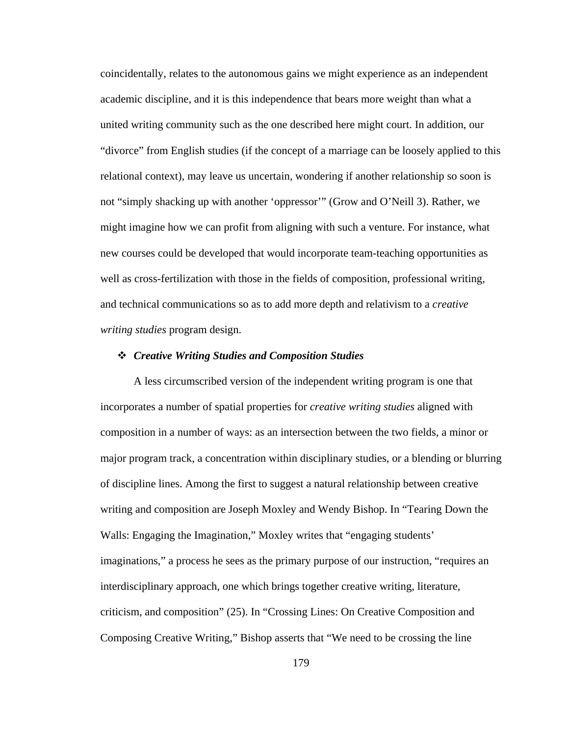coincidentally, relates to the autonomous gains we might experience as an independent academic discipline, and it is this independence that bears more weight than what a united writing community such as the one described here might court. In addition, our "divorce" from English studies (if the concept of a marriage can be loosely applied to this relational context), may leave us uncertain, wondering if another relationship so soon is not "simply shacking up with another 'oppressor'" (Grow and O'Neill 3). Rather, we might imagine how we can profit from aligning with such a venture. For instance, what new courses could be developed that would incorporate team-teaching opportunities as well as cross-fertilization with those in the fields of composition, professional writing, and technical communications so as to add more depth and relativism to a *creative writing studies* program design.

### ❖ *Creative Writing Studies and Composition Studies*

A less circumscribed version of the independent writing program is one that incorporates a number of spatial properties for *creative writing studies* aligned with composition in a number of ways: as an intersection between the two fields, a minor or major program track, a concentration within disciplinary studies, or a blending or blurring of discipline lines. Among the first to suggest a natural relationship between creative writing and composition are Joseph Moxley and Wendy Bishop. In "Tearing Down the Walls: Engaging the Imagination," Moxley writes that "engaging students' imaginations," a process he sees as the primary purpose of our instruction, "requires an interdisciplinary approach, one which brings together creative writing, literature, criticism, and composition" (25). In "Crossing Lines: On Creative Composition and Composing Creative Writing," Bishop asserts that "We need to be crossing the line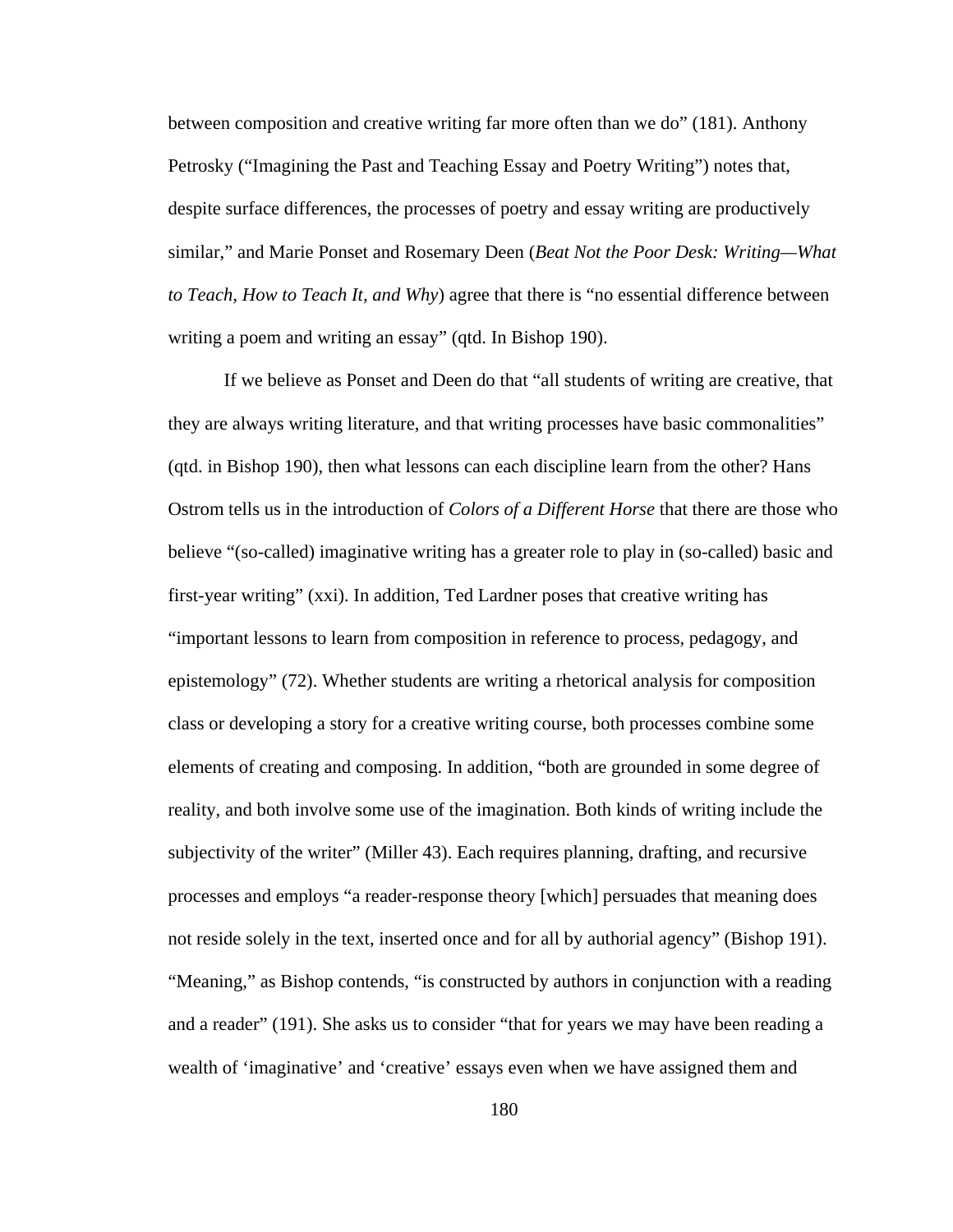between composition and creative writing far more often than we do" (181). Anthony Petrosky ("Imagining the Past and Teaching Essay and Poetry Writing") notes that, despite surface differences, the processes of poetry and essay writing are productively similar," and Marie Ponset and Rosemary Deen (*Beat Not the Poor Desk: Writing—What to Teach, How to Teach It, and Why*) agree that there is "no essential difference between writing a poem and writing an essay" (qtd. In Bishop 190).

If we believe as Ponset and Deen do that "all students of writing are creative, that they are always writing literature, and that writing processes have basic commonalities" (qtd. in Bishop 190), then what lessons can each discipline learn from the other? Hans Ostrom tells us in the introduction of *Colors of a Different Horse* that there are those who believe "(so-called) imaginative writing has a greater role to play in (so-called) basic and first-year writing" (xxi). In addition, Ted Lardner poses that creative writing has "important lessons to learn from composition in reference to process, pedagogy, and epistemology" (72). Whether students are writing a rhetorical analysis for composition class or developing a story for a creative writing course, both processes combine some elements of creating and composing. In addition, "both are grounded in some degree of reality, and both involve some use of the imagination. Both kinds of writing include the subjectivity of the writer" (Miller 43). Each requires planning, drafting, and recursive processes and employs "a reader-response theory [which] persuades that meaning does not reside solely in the text, inserted once and for all by authorial agency" (Bishop 191). "Meaning," as Bishop contends, "is constructed by authors in conjunction with a reading and a reader" (191). She asks us to consider "that for years we may have been reading a wealth of 'imaginative' and 'creative' essays even when we have assigned them and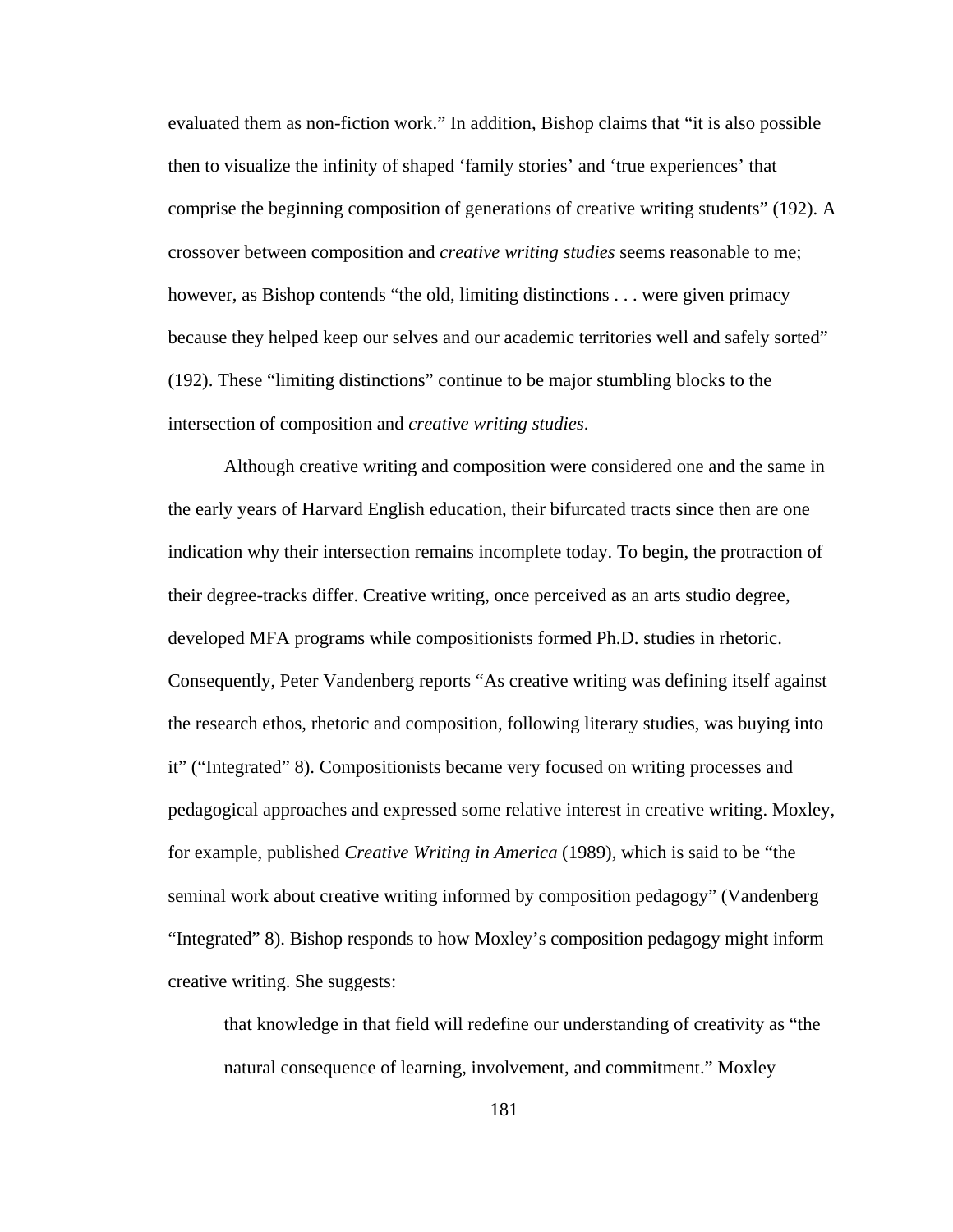evaluated them as non-fiction work." In addition, Bishop claims that "it is also possible then to visualize the infinity of shaped 'family stories' and 'true experiences' that comprise the beginning composition of generations of creative writing students" (192). A crossover between composition and *creative writing studies* seems reasonable to me; however, as Bishop contends "the old, limiting distinctions . . . were given primacy because they helped keep our selves and our academic territories well and safely sorted" (192). These "limiting distinctions" continue to be major stumbling blocks to the intersection of composition and *creative writing studies*.

Although creative writing and composition were considered one and the same in the early years of Harvard English education, their bifurcated tracts since then are one indication why their intersection remains incomplete today. To begin, the protraction of their degree-tracks differ. Creative writing, once perceived as an arts studio degree, developed MFA programs while compositionists formed Ph.D. studies in rhetoric. Consequently, Peter Vandenberg reports "As creative writing was defining itself against the research ethos, rhetoric and composition, following literary studies, was buying into it" ("Integrated" 8). Compositionists became very focused on writing processes and pedagogical approaches and expressed some relative interest in creative writing. Moxley, for example, published *Creative Writing in America* (1989), which is said to be "the seminal work about creative writing informed by composition pedagogy" (Vandenberg "Integrated" 8). Bishop responds to how Moxley's composition pedagogy might inform creative writing. She suggests:

> that knowledge in that field will redefine our understanding of creativity as "the natural consequence of learning, involvement, and commitment." Moxley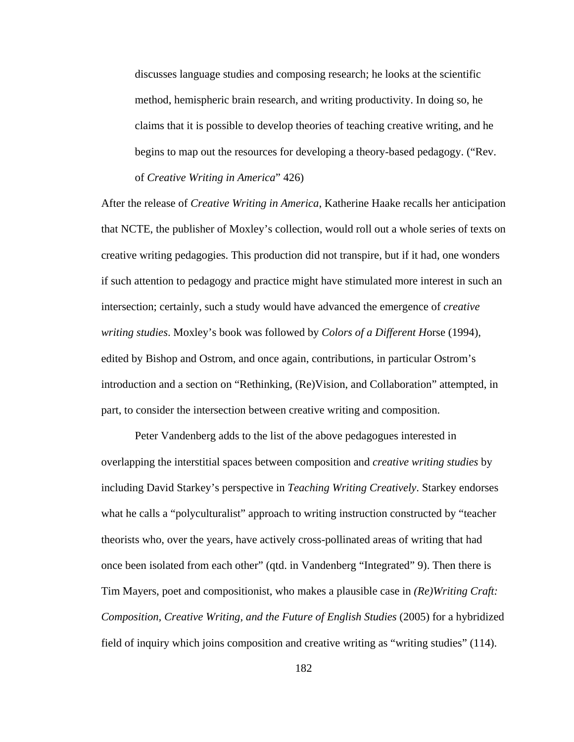> discusses language studies and composing research; he looks at the scientific method, hemispheric brain research, and writing productivity. In doing so, he claims that it is possible to develop theories of teaching creative writing, and he begins to map out the resources for developing a theory-based pedagogy. ("Rev. of *Creative Writing in America*" 426)

After the release of *Creative Writing in America*, Katherine Haake recalls her anticipation that NCTE, the publisher of Moxley's collection, would roll out a whole series of texts on creative writing pedagogies. This production did not transpire, but if it had, one wonders if such attention to pedagogy and practice might have stimulated more interest in such an intersection; certainly, such a study would have advanced the emergence of *creative writing studies*. Moxley's book was followed by *Colors of a Different H*orse (1994), edited by Bishop and Ostrom, and once again, contributions, in particular Ostrom's introduction and a section on "Rethinking, (Re)Vision, and Collaboration" attempted, in part, to consider the intersection between creative writing and composition.

Peter Vandenberg adds to the list of the above pedagogues interested in overlapping the interstitial spaces between composition and *creative writing studies* by including David Starkey's perspective in *Teaching Writing Creatively*. Starkey endorses what he calls a "polyculturalist" approach to writing instruction constructed by "teacher theorists who, over the years, have actively cross-pollinated areas of writing that had once been isolated from each other" (qtd. in Vandenberg "Integrated" 9). Then there is Tim Mayers, poet and compositionist, who makes a plausible case in *(Re)Writing Craft: Composition, Creative Writing, and the Future of English Studies* (2005) for a hybridized field of inquiry which joins composition and creative writing as "writing studies" (114).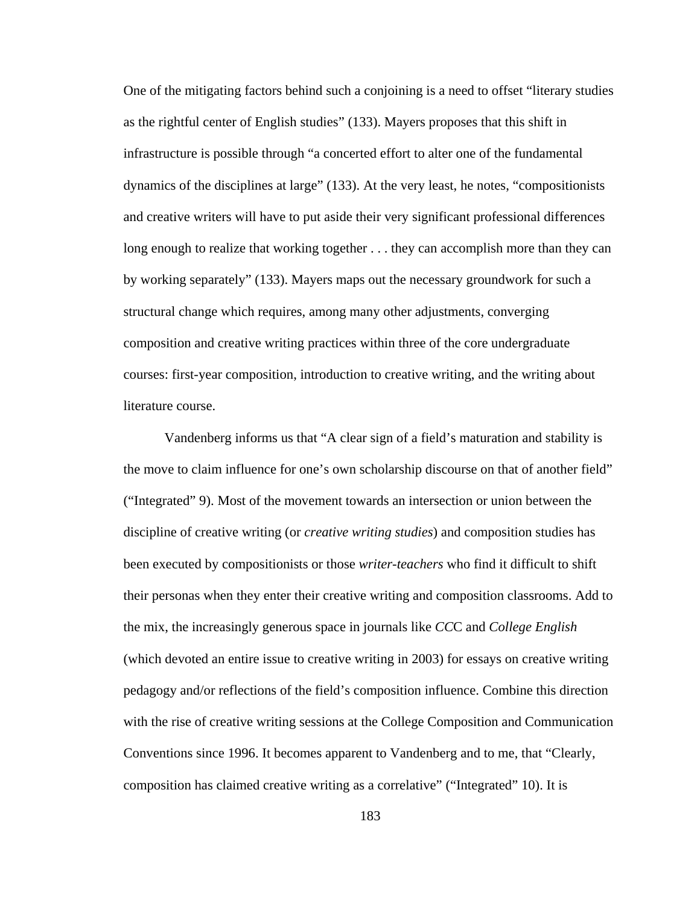One of the mitigating factors behind such a conjoining is a need to offset "literary studies as the rightful center of English studies" (133). Mayers proposes that this shift in infrastructure is possible through "a concerted effort to alter one of the fundamental dynamics of the disciplines at large" (133). At the very least, he notes, "compositionists and creative writers will have to put aside their very significant professional differences long enough to realize that working together . . . they can accomplish more than they can by working separately" (133). Mayers maps out the necessary groundwork for such a structural change which requires, among many other adjustments, converging composition and creative writing practices within three of the core undergraduate courses: first-year composition, introduction to creative writing, and the writing about literature course.

Vandenberg informs us that "A clear sign of a field's maturation and stability is the move to claim influence for one's own scholarship discourse on that of another field" ("Integrated" 9). Most of the movement towards an intersection or union between the discipline of creative writing (or *creative writing studies*) and composition studies has been executed by compositionists or those *writer-teachers* who find it difficult to shift their personas when they enter their creative writing and composition classrooms. Add to the mix, the increasingly generous space in journals like *CC*C and *College English* (which devoted an entire issue to creative writing in 2003) for essays on creative writing pedagogy and/or reflections of the field's composition influence. Combine this direction with the rise of creative writing sessions at the College Composition and Communication Conventions since 1996. It becomes apparent to Vandenberg and to me, that "Clearly, composition has claimed creative writing as a correlative" ("Integrated" 10). It is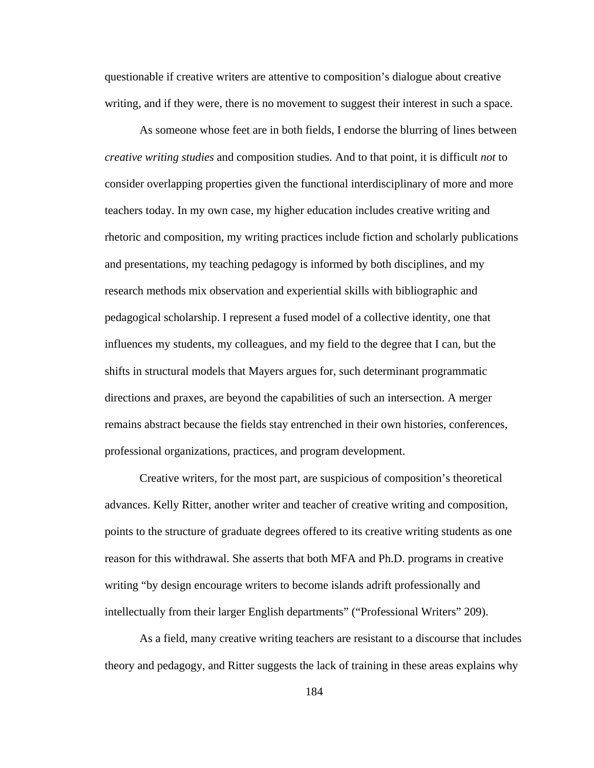questionable if creative writers are attentive to composition's dialogue about creative writing, and if they were, there is no movement to suggest their interest in such a space.

As someone whose feet are in both fields, I endorse the blurring of lines between *creative writing studies* and composition studies. And to that point, it is difficult *not* to consider overlapping properties given the functional interdisciplinary of more and more teachers today. In my own case, my higher education includes creative writing and rhetoric and composition, my writing practices include fiction and scholarly publications and presentations, my teaching pedagogy is informed by both disciplines, and my research methods mix observation and experiential skills with bibliographic and pedagogical scholarship. I represent a fused model of a collective identity, one that influences my students, my colleagues, and my field to the degree that I can, but the shifts in structural models that Mayers argues for, such determinant programmatic directions and praxes, are beyond the capabilities of such an intersection. A merger remains abstract because the fields stay entrenched in their own histories, conferences, professional organizations, practices, and program development.

Creative writers, for the most part, are suspicious of composition's theoretical advances. Kelly Ritter, another writer and teacher of creative writing and composition, points to the structure of graduate degrees offered to its creative writing students as one reason for this withdrawal. She asserts that both MFA and Ph.D. programs in creative writing "by design encourage writers to become islands adrift professionally and intellectually from their larger English departments" ("Professional Writers" 209).

As a field, many creative writing teachers are resistant to a discourse that includes theory and pedagogy, and Ritter suggests the lack of training in these areas explains why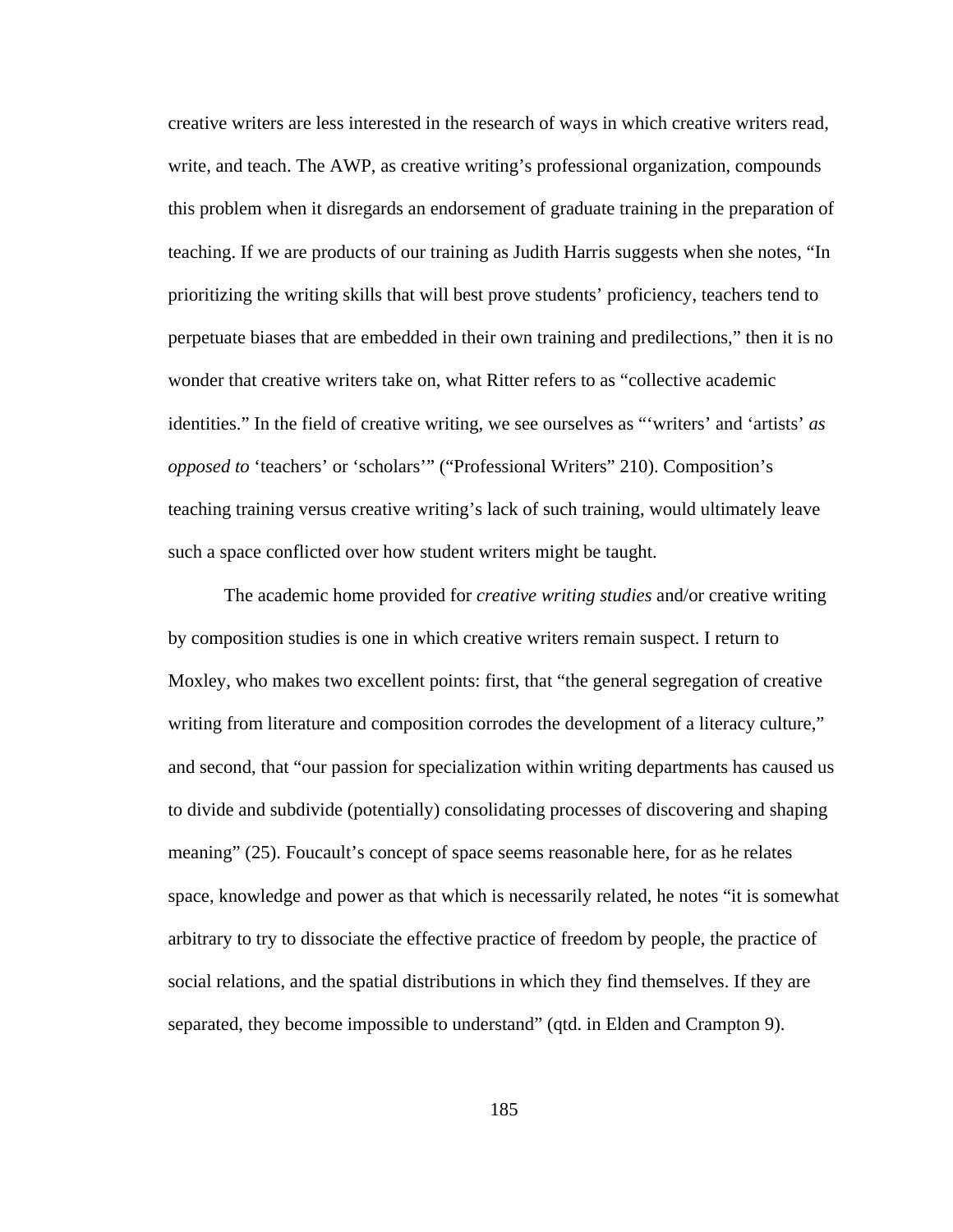creative writers are less interested in the research of ways in which creative writers read, write, and teach. The AWP, as creative writing's professional organization, compounds this problem when it disregards an endorsement of graduate training in the preparation of teaching. If we are products of our training as Judith Harris suggests when she notes, "In prioritizing the writing skills that will best prove students' proficiency, teachers tend to perpetuate biases that are embedded in their own training and predilections," then it is no wonder that creative writers take on, what Ritter refers to as "collective academic identities." In the field of creative writing, we see ourselves as "'writers' and 'artists' *as opposed to* 'teachers' or 'scholars'" ("Professional Writers" 210). Composition's teaching training versus creative writing's lack of such training, would ultimately leave such a space conflicted over how student writers might be taught.

The academic home provided for *creative writing studies* and/or creative writing by composition studies is one in which creative writers remain suspect. I return to Moxley, who makes two excellent points: first, that "the general segregation of creative writing from literature and composition corrodes the development of a literacy culture," and second, that "our passion for specialization within writing departments has caused us to divide and subdivide (potentially) consolidating processes of discovering and shaping meaning" (25). Foucault's concept of space seems reasonable here, for as he relates space, knowledge and power as that which is necessarily related, he notes "it is somewhat arbitrary to try to dissociate the effective practice of freedom by people, the practice of social relations, and the spatial distributions in which they find themselves. If they are separated, they become impossible to understand" (qtd. in Elden and Crampton 9).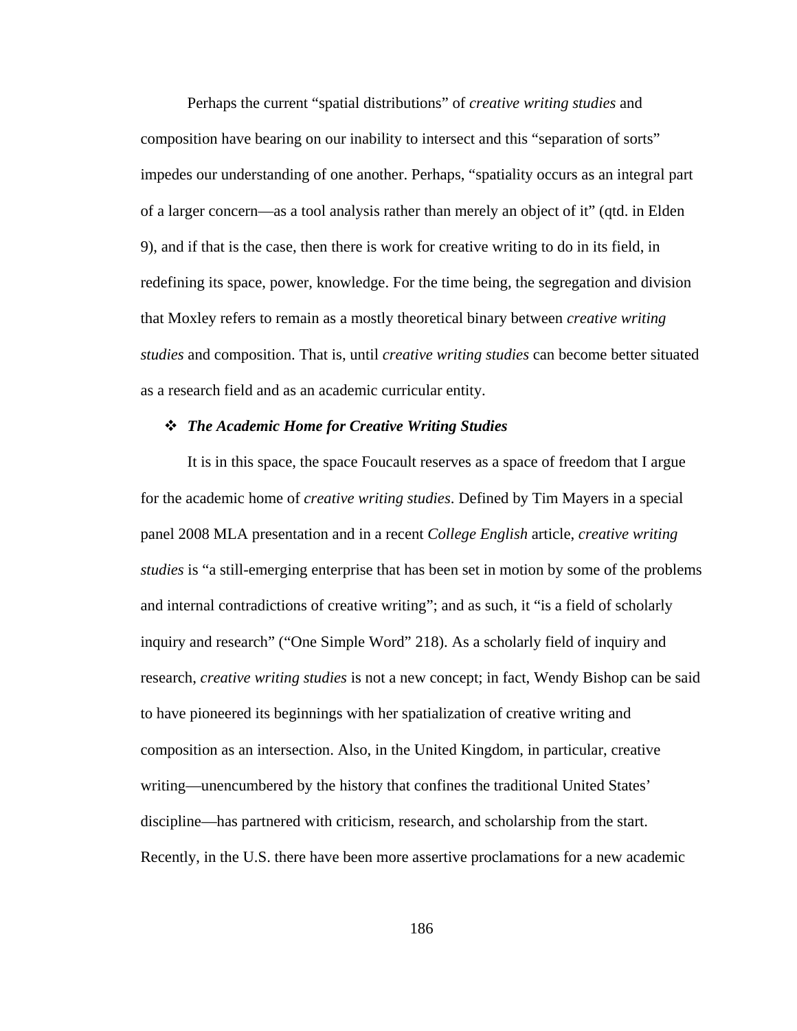Perhaps the current "spatial distributions" of *creative writing studies* and composition have bearing on our inability to intersect and this "separation of sorts" impedes our understanding of one another. Perhaps, "spatiality occurs as an integral part of a larger concern—as a tool analysis rather than merely an object of it" (qtd. in Elden 9), and if that is the case, then there is work for creative writing to do in its field, in redefining its space, power, knowledge. For the time being, the segregation and division that Moxley refers to remain as a mostly theoretical binary between *creative writing studies* and composition. That is, until *creative writing studies* can become better situated as a research field and as an academic curricular entity.

### ❖ *The Academic Home for Creative Writing Studies*

It is in this space, the space Foucault reserves as a space of freedom that I argue for the academic home of *creative writing studies*. Defined by Tim Mayers in a special panel 2008 MLA presentation and in a recent *College English* article, *creative writing studies* is "a still-emerging enterprise that has been set in motion by some of the problems and internal contradictions of creative writing"; and as such, it "is a field of scholarly inquiry and research" ("One Simple Word" 218). As a scholarly field of inquiry and research, *creative writing studies* is not a new concept; in fact, Wendy Bishop can be said to have pioneered its beginnings with her spatialization of creative writing and composition as an intersection. Also, in the United Kingdom, in particular, creative writing—unencumbered by the history that confines the traditional United States' discipline—has partnered with criticism, research, and scholarship from the start. Recently, in the U.S. there have been more assertive proclamations for a new academic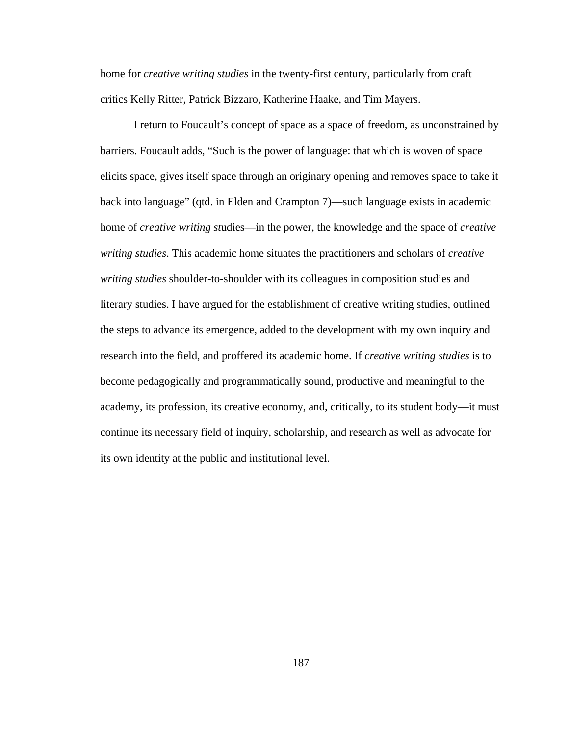home for *creative writing studies* in the twenty-first century, particularly from craft critics Kelly Ritter, Patrick Bizzaro, Katherine Haake, and Tim Mayers.

I return to Foucault's concept of space as a space of freedom, as unconstrained by barriers. Foucault adds, "Such is the power of language: that which is woven of space elicits space, gives itself space through an originary opening and removes space to take it back into language" (qtd. in Elden and Crampton 7)—such language exists in academic home of *creative writing st*udies—in the power, the knowledge and the space of *creative writing studies*. This academic home situates the practitioners and scholars of *creative writing studies* shoulder-to-shoulder with its colleagues in composition studies and literary studies. I have argued for the establishment of creative writing studies, outlined the steps to advance its emergence, added to the development with my own inquiry and research into the field, and proffered its academic home. If *creative writing studies* is to become pedagogically and programmatically sound, productive and meaningful to the academy, its profession, its creative economy, and, critically, to its student body—it must continue its necessary field of inquiry, scholarship, and research as well as advocate for its own identity at the public and institutional level.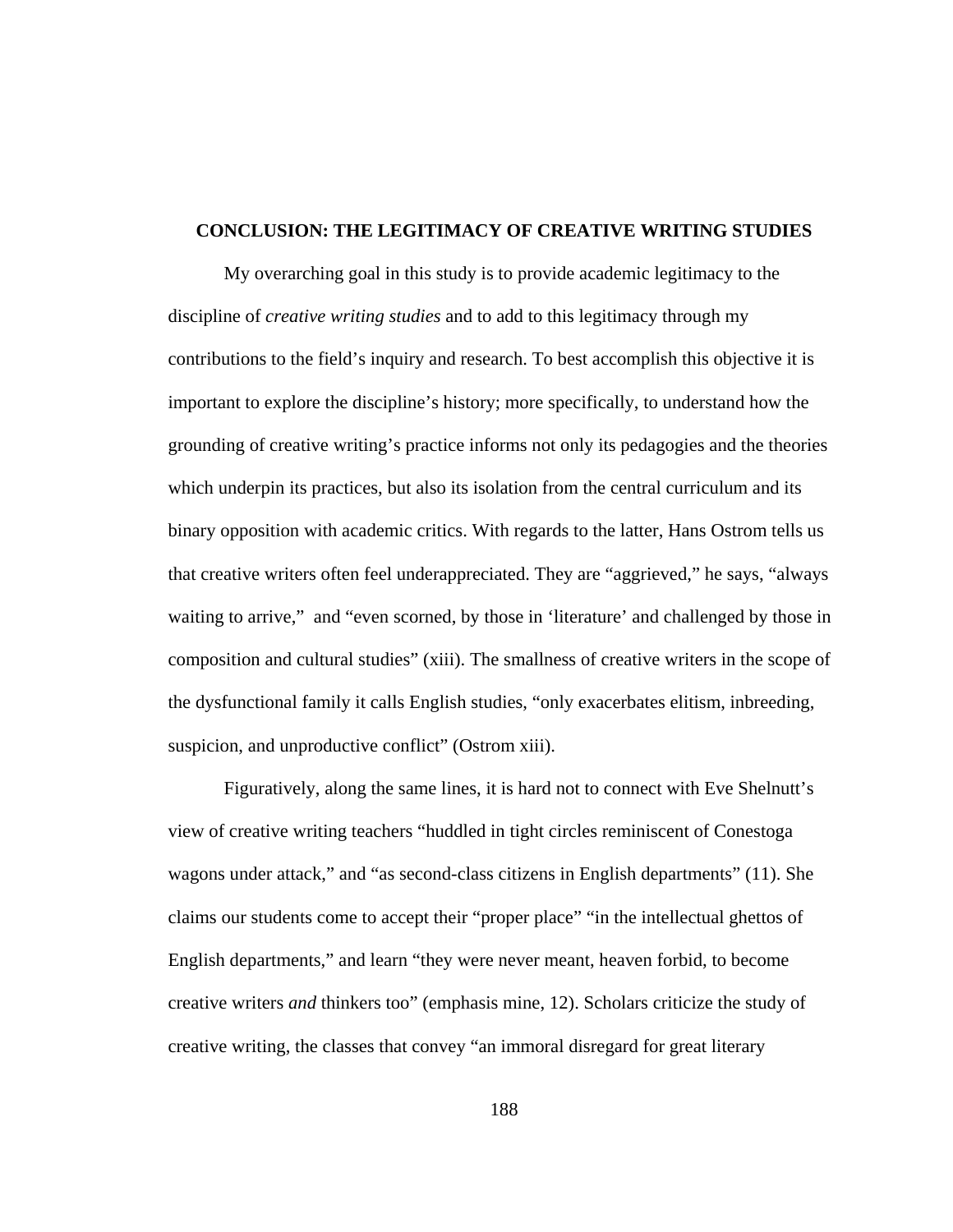# CONCLUSION: THE LEGITIMACY OF CREATIVE WRITING STUDIES

My overarching goal in this study is to provide academic legitimacy to the discipline of *creative writing studies* and to add to this legitimacy through my contributions to the field's inquiry and research. To best accomplish this objective it is important to explore the discipline's history; more specifically, to understand how the grounding of creative writing's practice informs not only its pedagogies and the theories which underpin its practices, but also its isolation from the central curriculum and its binary opposition with academic critics. With regards to the latter, Hans Ostrom tells us that creative writers often feel underappreciated. They are "aggrieved," he says, "always waiting to arrive," and "even scorned, by those in 'literature' and challenged by those in composition and cultural studies" (xiii). The smallness of creative writers in the scope of the dysfunctional family it calls English studies, "only exacerbates elitism, inbreeding, suspicion, and unproductive conflict" (Ostrom xiii).

Figuratively, along the same lines, it is hard not to connect with Eve Shelnutt's view of creative writing teachers "huddled in tight circles reminiscent of Conestoga wagons under attack," and "as second-class citizens in English departments" (11). She claims our students come to accept their "proper place" "in the intellectual ghettos of English departments," and learn "they were never meant, heaven forbid, to become creative writers *and* thinkers too" (emphasis mine, 12). Scholars criticize the study of creative writing, the classes that convey "an immoral disregard for great literary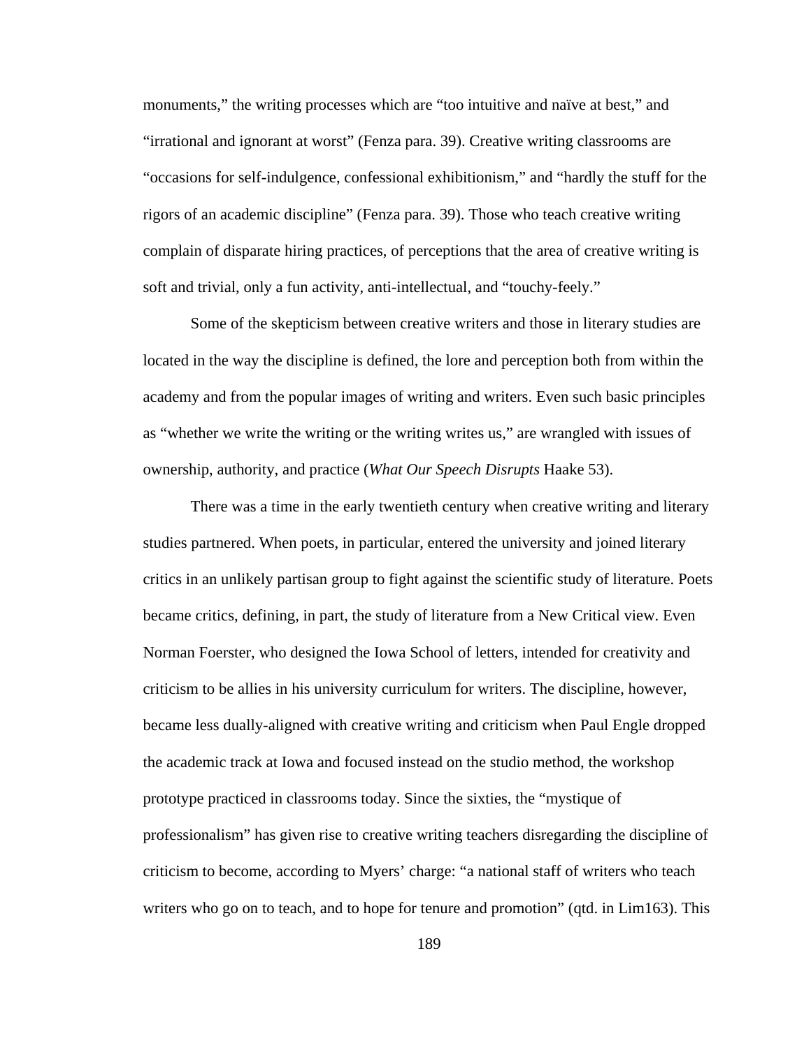monuments," the writing processes which are "too intuitive and naïve at best," and "irrational and ignorant at worst" (Fenza para. 39). Creative writing classrooms are "occasions for self-indulgence, confessional exhibitionism," and "hardly the stuff for the rigors of an academic discipline" (Fenza para. 39). Those who teach creative writing complain of disparate hiring practices, of perceptions that the area of creative writing is soft and trivial, only a fun activity, anti-intellectual, and "touchy-feely."

Some of the skepticism between creative writers and those in literary studies are located in the way the discipline is defined, the lore and perception both from within the academy and from the popular images of writing and writers. Even such basic principles as "whether we write the writing or the writing writes us," are wrangled with issues of ownership, authority, and practice (*What Our Speech Disrupts* Haake 53).

There was a time in the early twentieth century when creative writing and literary studies partnered. When poets, in particular, entered the university and joined literary critics in an unlikely partisan group to fight against the scientific study of literature. Poets became critics, defining, in part, the study of literature from a New Critical view. Even Norman Foerster, who designed the Iowa School of letters, intended for creativity and criticism to be allies in his university curriculum for writers. The discipline, however, became less dually-aligned with creative writing and criticism when Paul Engle dropped the academic track at Iowa and focused instead on the studio method, the workshop prototype practiced in classrooms today. Since the sixties, the "mystique of professionalism" has given rise to creative writing teachers disregarding the discipline of criticism to become, according to Myers' charge: "a national staff of writers who teach writers who go on to teach, and to hope for tenure and promotion" (qtd. in Lim163). This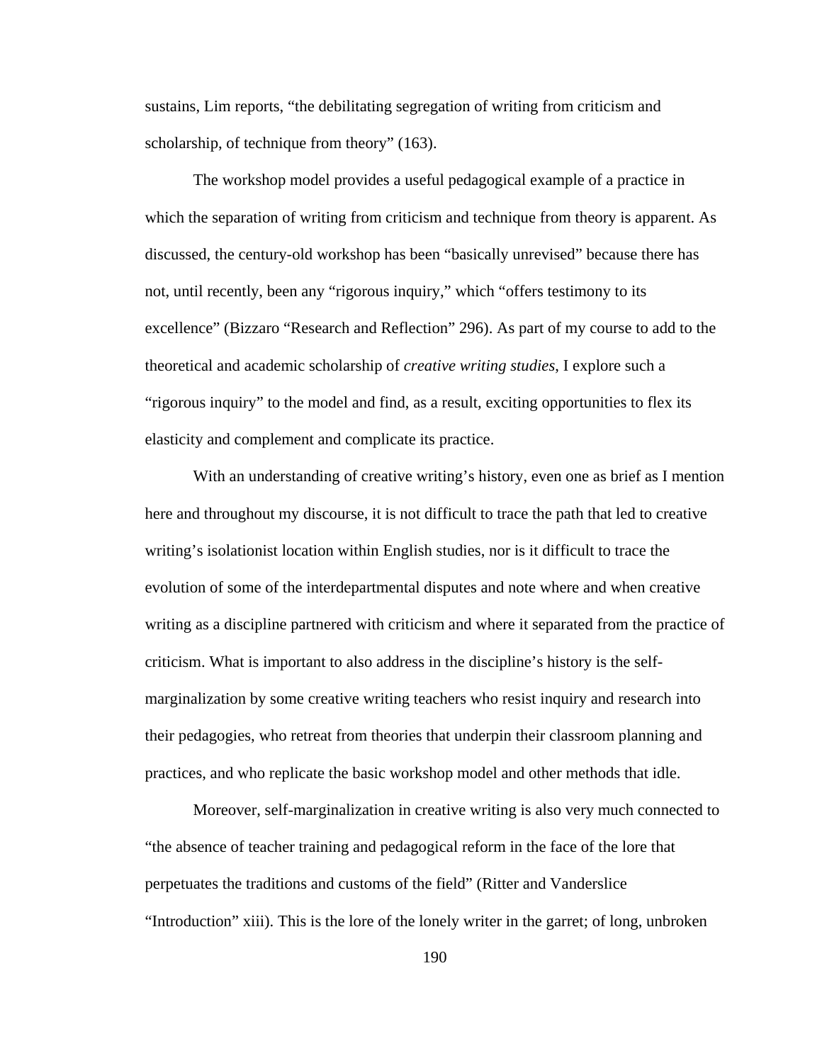sustains, Lim reports, "the debilitating segregation of writing from criticism and scholarship, of technique from theory" (163).

The workshop model provides a useful pedagogical example of a practice in which the separation of writing from criticism and technique from theory is apparent. As discussed, the century-old workshop has been "basically unrevised" because there has not, until recently, been any "rigorous inquiry," which "offers testimony to its excellence" (Bizzaro "Research and Reflection" 296). As part of my course to add to the theoretical and academic scholarship of *creative writing studies*, I explore such a "rigorous inquiry" to the model and find, as a result, exciting opportunities to flex its elasticity and complement and complicate its practice.

With an understanding of creative writing's history, even one as brief as I mention here and throughout my discourse, it is not difficult to trace the path that led to creative writing's isolationist location within English studies, nor is it difficult to trace the evolution of some of the interdepartmental disputes and note where and when creative writing as a discipline partnered with criticism and where it separated from the practice of criticism. What is important to also address in the discipline's history is the self-marginalization by some creative writing teachers who resist inquiry and research into their pedagogies, who retreat from theories that underpin their classroom planning and practices, and who replicate the basic workshop model and other methods that idle.

Moreover, self-marginalization in creative writing is also very much connected to "the absence of teacher training and pedagogical reform in the face of the lore that perpetuates the traditions and customs of the field" (Ritter and Vanderslice "Introduction" xiii). This is the lore of the lonely writer in the garret; of long, unbroken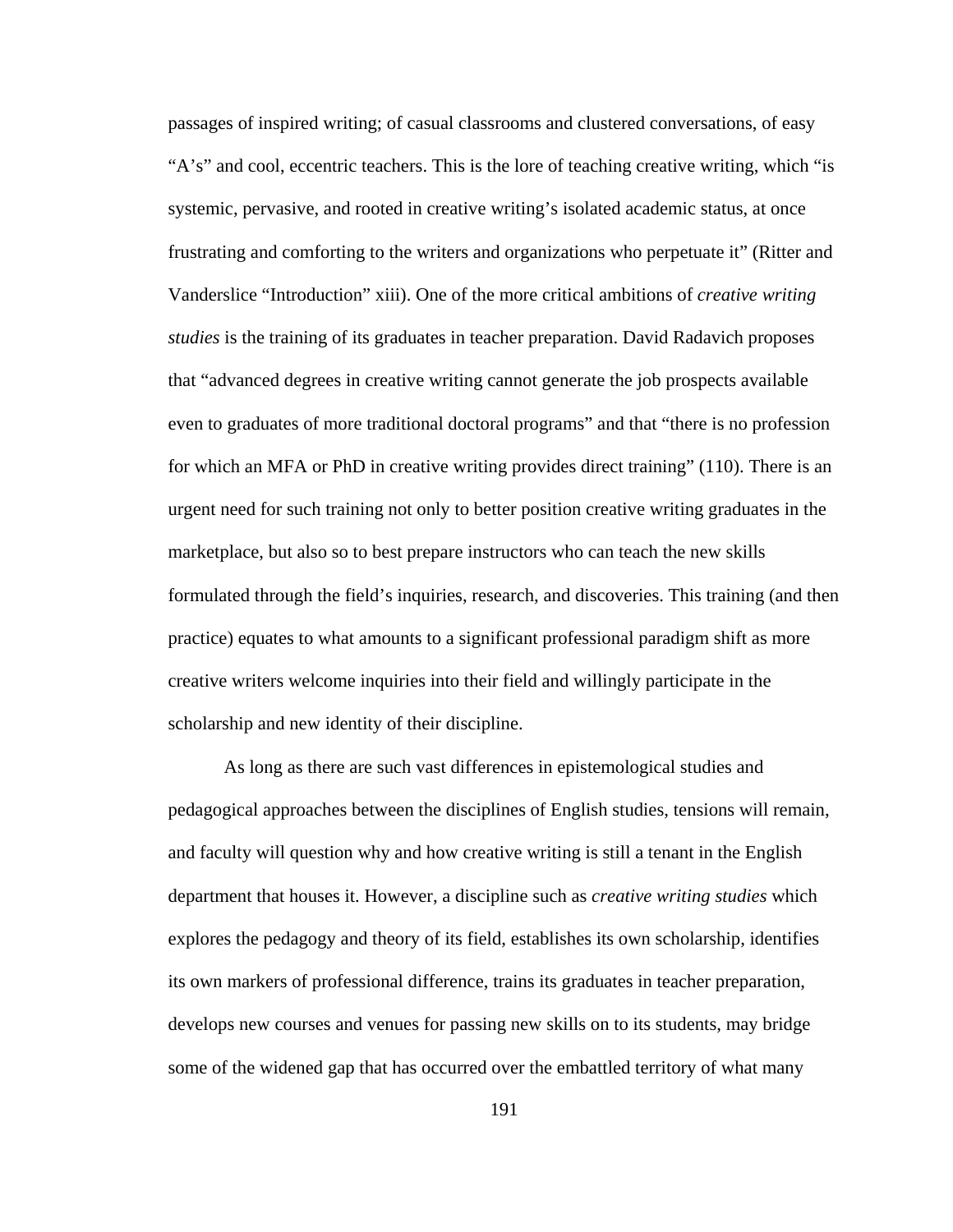passages of inspired writing; of casual classrooms and clustered conversations, of easy "A's" and cool, eccentric teachers. This is the lore of teaching creative writing, which "is systemic, pervasive, and rooted in creative writing's isolated academic status, at once frustrating and comforting to the writers and organizations who perpetuate it" (Ritter and Vanderslice "Introduction" xiii). One of the more critical ambitions of *creative writing studies* is the training of its graduates in teacher preparation. David Radavich proposes that "advanced degrees in creative writing cannot generate the job prospects available even to graduates of more traditional doctoral programs" and that "there is no profession for which an MFA or PhD in creative writing provides direct training" (110). There is an urgent need for such training not only to better position creative writing graduates in the marketplace, but also so to best prepare instructors who can teach the new skills formulated through the field's inquiries, research, and discoveries. This training (and then practice) equates to what amounts to a significant professional paradigm shift as more creative writers welcome inquiries into their field and willingly participate in the scholarship and new identity of their discipline.

As long as there are such vast differences in epistemological studies and pedagogical approaches between the disciplines of English studies, tensions will remain, and faculty will question why and how creative writing is still a tenant in the English department that houses it. However, a discipline such as *creative writing studies* which explores the pedagogy and theory of its field, establishes its own scholarship, identifies its own markers of professional difference, trains its graduates in teacher preparation, develops new courses and venues for passing new skills on to its students, may bridge some of the widened gap that has occurred over the embattled territory of what many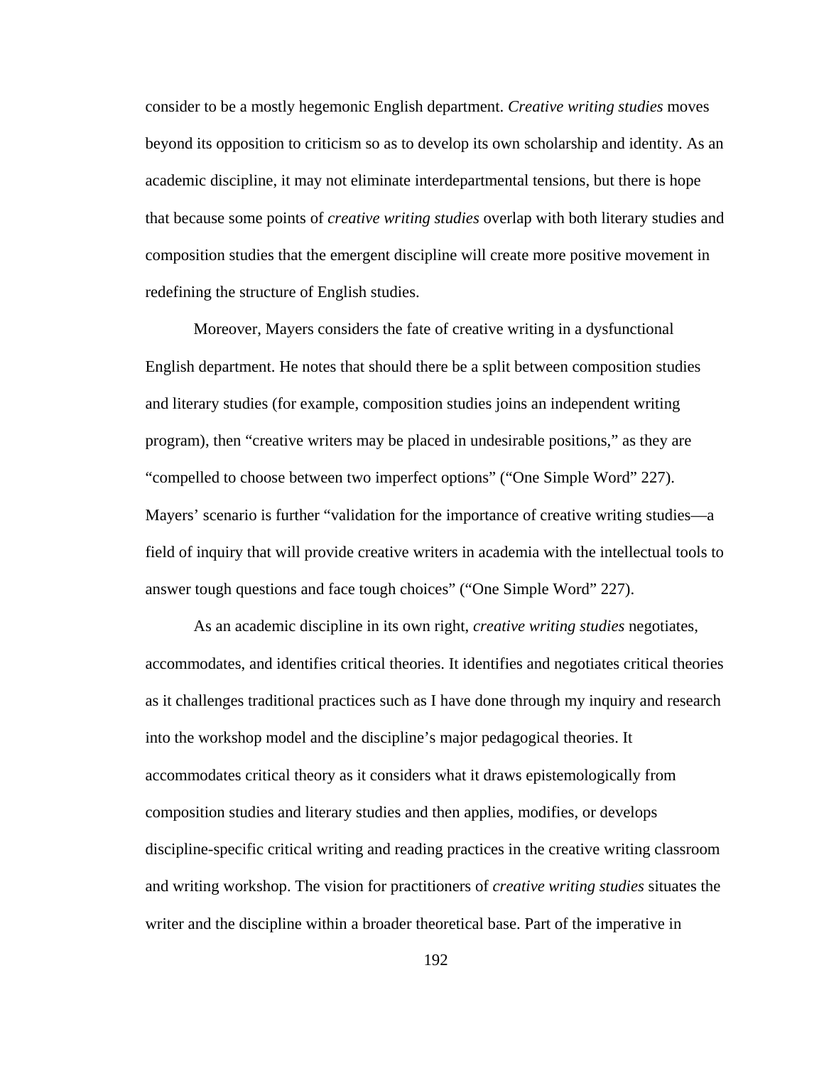consider to be a mostly hegemonic English department. *Creative writing studies* moves beyond its opposition to criticism so as to develop its own scholarship and identity. As an academic discipline, it may not eliminate interdepartmental tensions, but there is hope that because some points of *creative writing studies* overlap with both literary studies and composition studies that the emergent discipline will create more positive movement in redefining the structure of English studies.

Moreover, Mayers considers the fate of creative writing in a dysfunctional English department. He notes that should there be a split between composition studies and literary studies (for example, composition studies joins an independent writing program), then "creative writers may be placed in undesirable positions," as they are "compelled to choose between two imperfect options" ("One Simple Word" 227). Mayers' scenario is further "validation for the importance of creative writing studies—a field of inquiry that will provide creative writers in academia with the intellectual tools to answer tough questions and face tough choices" ("One Simple Word" 227).

As an academic discipline in its own right, *creative writing studies* negotiates, accommodates, and identifies critical theories. It identifies and negotiates critical theories as it challenges traditional practices such as I have done through my inquiry and research into the workshop model and the discipline's major pedagogical theories. It accommodates critical theory as it considers what it draws epistemologically from composition studies and literary studies and then applies, modifies, or develops discipline-specific critical writing and reading practices in the creative writing classroom and writing workshop. The vision for practitioners of *creative writing studies* situates the writer and the discipline within a broader theoretical base. Part of the imperative in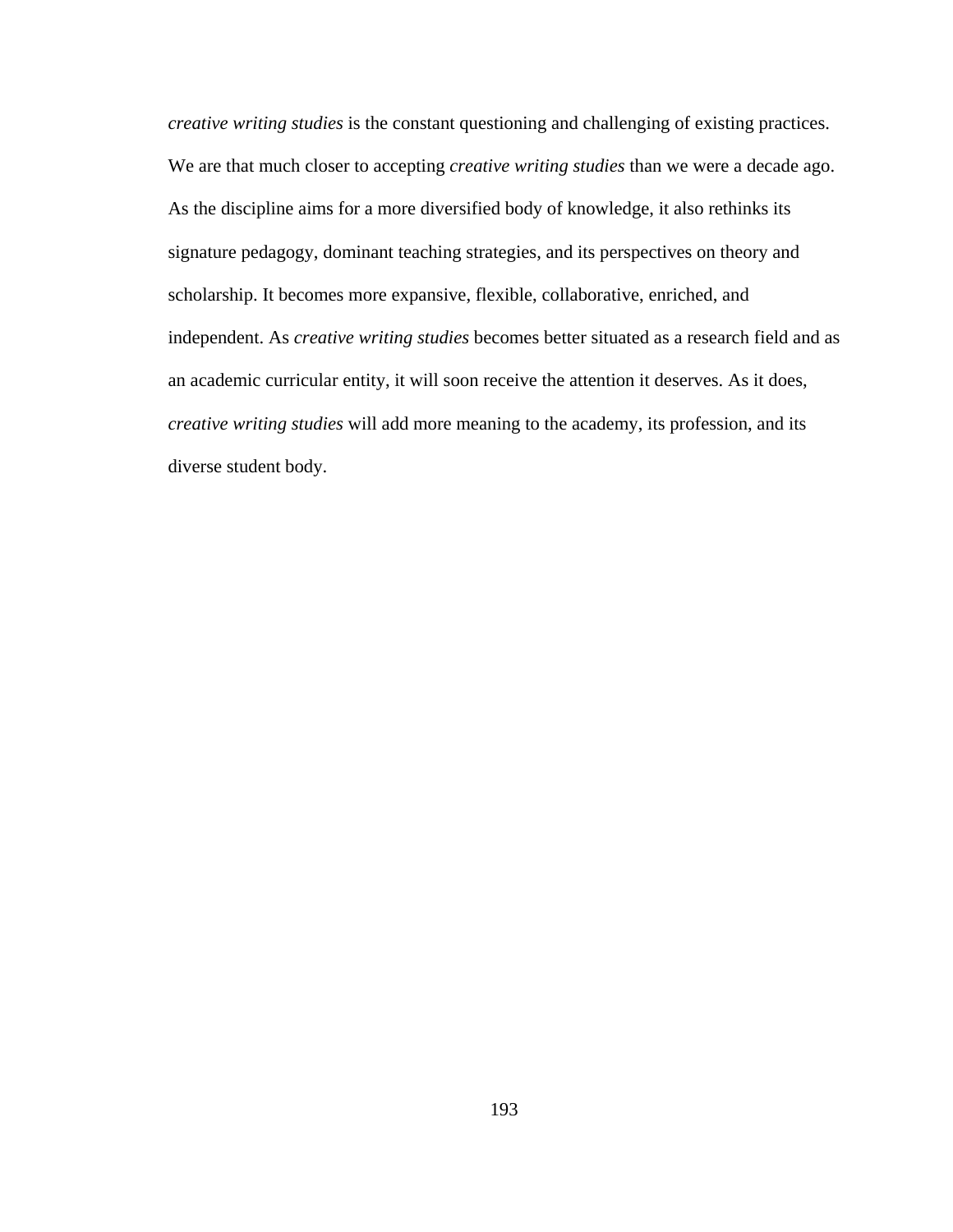*creative writing studies* is the constant questioning and challenging of existing practices. We are that much closer to accepting *creative writing studies* than we were a decade ago. As the discipline aims for a more diversified body of knowledge, it also rethinks its signature pedagogy, dominant teaching strategies, and its perspectives on theory and scholarship. It becomes more expansive, flexible, collaborative, enriched, and independent. As *creative writing studies* becomes better situated as a research field and as an academic curricular entity, it will soon receive the attention it deserves. As it does, *creative writing studies* will add more meaning to the academy, its profession, and its diverse student body.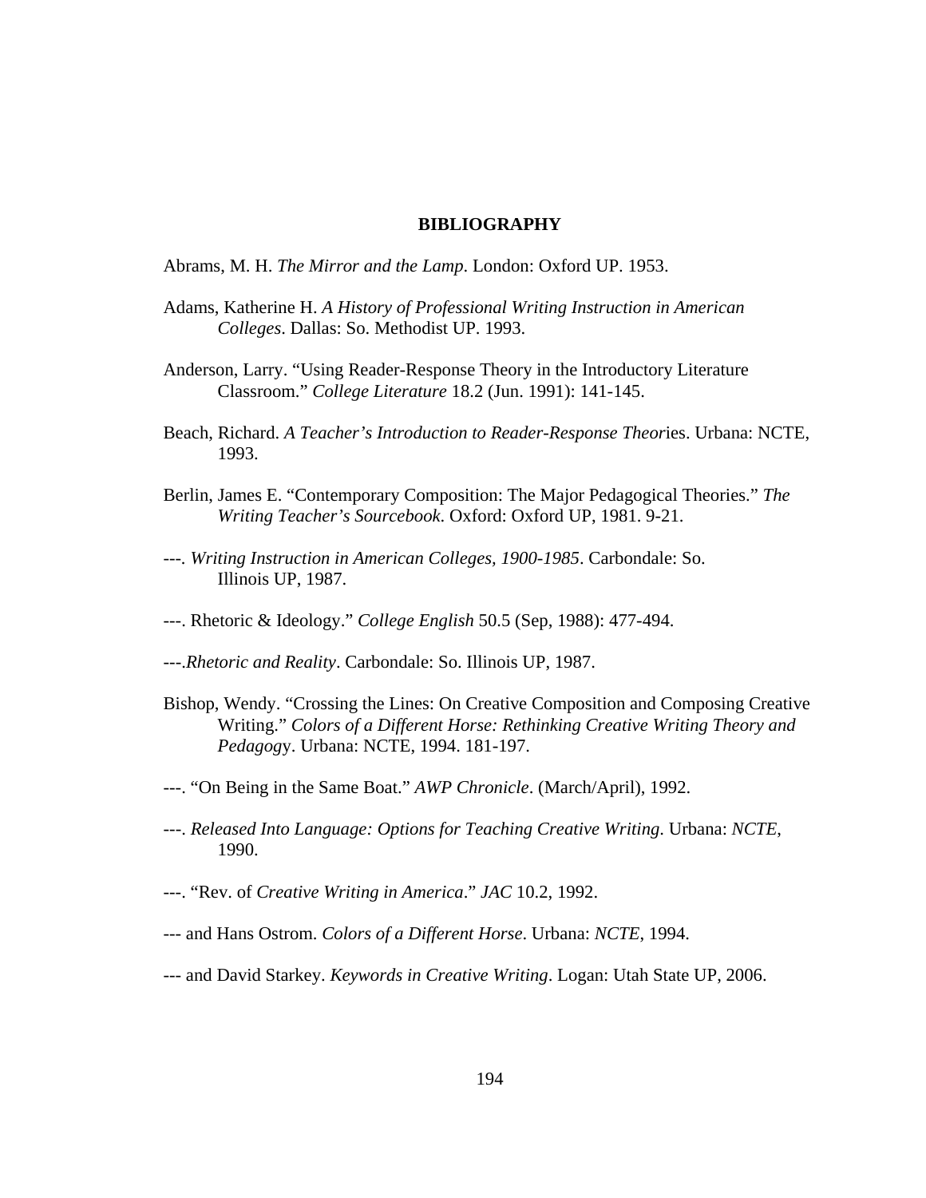## BIBLIOGRAPHY

Abrams, M. H. *The Mirror and the Lamp*. London: Oxford UP. 1953.

Adams, Katherine H. *A History of Professional Writing Instruction in American Colleges*. Dallas: So. Methodist UP. 1993.

Anderson, Larry. "Using Reader-Response Theory in the Introductory Literature Classroom." *College Literature* 18.2 (Jun. 1991): 141-145.

Beach, Richard. *A Teacher's Introduction to Reader-Response Theor*ies. Urbana: NCTE, 1993.

Berlin, James E. "Contemporary Composition: The Major Pedagogical Theories." *The Writing Teacher's Sourcebook*. Oxford: Oxford UP, 1981. 9-21.

---. *Writing Instruction in American Colleges, 1900-1985*. Carbondale: So. Illinois UP, 1987.

---. Rhetoric & Ideology." *College English* 50.5 (Sep, 1988): 477-494.

---.*Rhetoric and Reality*. Carbondale: So. Illinois UP, 1987.

Bishop, Wendy. "Crossing the Lines: On Creative Composition and Composing Creative Writing." *Colors of a Different Horse: Rethinking Creative Writing Theory and Pedagog*y. Urbana: NCTE, 1994. 181-197.

---. "On Being in the Same Boat." *AWP Chronicle*. (March/April), 1992.

---. *Released Into Language: Options for Teaching Creative Writing*. Urbana: *NCTE*, 1990.

---. "Rev. of *Creative Writing in America*." *JAC* 10.2, 1992.

--- and Hans Ostrom. *Colors of a Different Horse*. Urbana: *NCTE*, 1994.

--- and David Starkey. *Keywords in Creative Writing*. Logan: Utah State UP, 2006.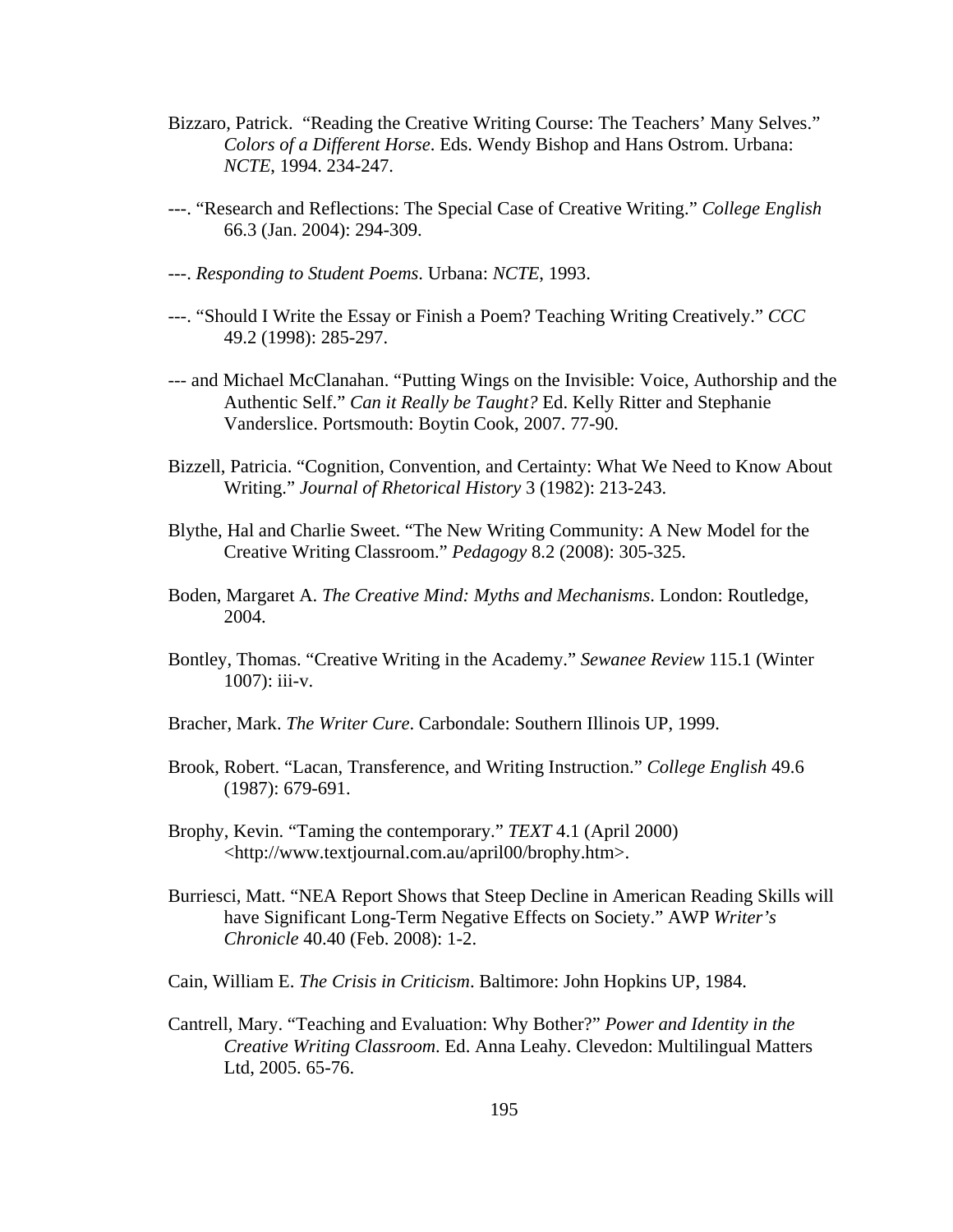Bizzaro, Patrick. "Reading the Creative Writing Course: The Teachers' Many Selves." *Colors of a Different Horse*. Eds. Wendy Bishop and Hans Ostrom. Urbana: *NCTE*, 1994. 234-247.

---. "Research and Reflections: The Special Case of Creative Writing." *College English* 66.3 (Jan. 2004): 294-309.

---. *Responding to Student Poems*. Urbana: *NCTE*, 1993.

---. "Should I Write the Essay or Finish a Poem? Teaching Writing Creatively." *CCC* 49.2 (1998): 285-297.

--- and Michael McClanahan. "Putting Wings on the Invisible: Voice, Authorship and the Authentic Self." *Can it Really be Taught?* Ed. Kelly Ritter and Stephanie Vanderslice. Portsmouth: Boytin Cook, 2007. 77-90.

Bizzell, Patricia. "Cognition, Convention, and Certainty: What We Need to Know About Writing." *Journal of Rhetorical History* 3 (1982): 213-243.

Blythe, Hal and Charlie Sweet. "The New Writing Community: A New Model for the Creative Writing Classroom." *Pedagogy* 8.2 (2008): 305-325.

Boden, Margaret A. *The Creative Mind: Myths and Mechanisms*. London: Routledge, 2004.

Bontley, Thomas. "Creative Writing in the Academy." *Sewanee Review* 115.1 (Winter 1007): iii-v.

Bracher, Mark. *The Writer Cure*. Carbondale: Southern Illinois UP, 1999.

Brook, Robert. "Lacan, Transference, and Writing Instruction." *College English* 49.6 (1987): 679-691.

Brophy, Kevin. "Taming the contemporary." *TEXT* 4.1 (April 2000) <http://www.textjournal.com.au/april00/brophy.htm>.

Burriesci, Matt. "NEA Report Shows that Steep Decline in American Reading Skills will have Significant Long-Term Negative Effects on Society." AWP *Writer's Chronicle* 40.40 (Feb. 2008): 1-2.

Cain, William E. *The Crisis in Criticism*. Baltimore: John Hopkins UP, 1984.

Cantrell, Mary. "Teaching and Evaluation: Why Bother?" *Power and Identity in the Creative Writing Classroom*. Ed. Anna Leahy. Clevedon: Multilingual Matters Ltd, 2005. 65-76.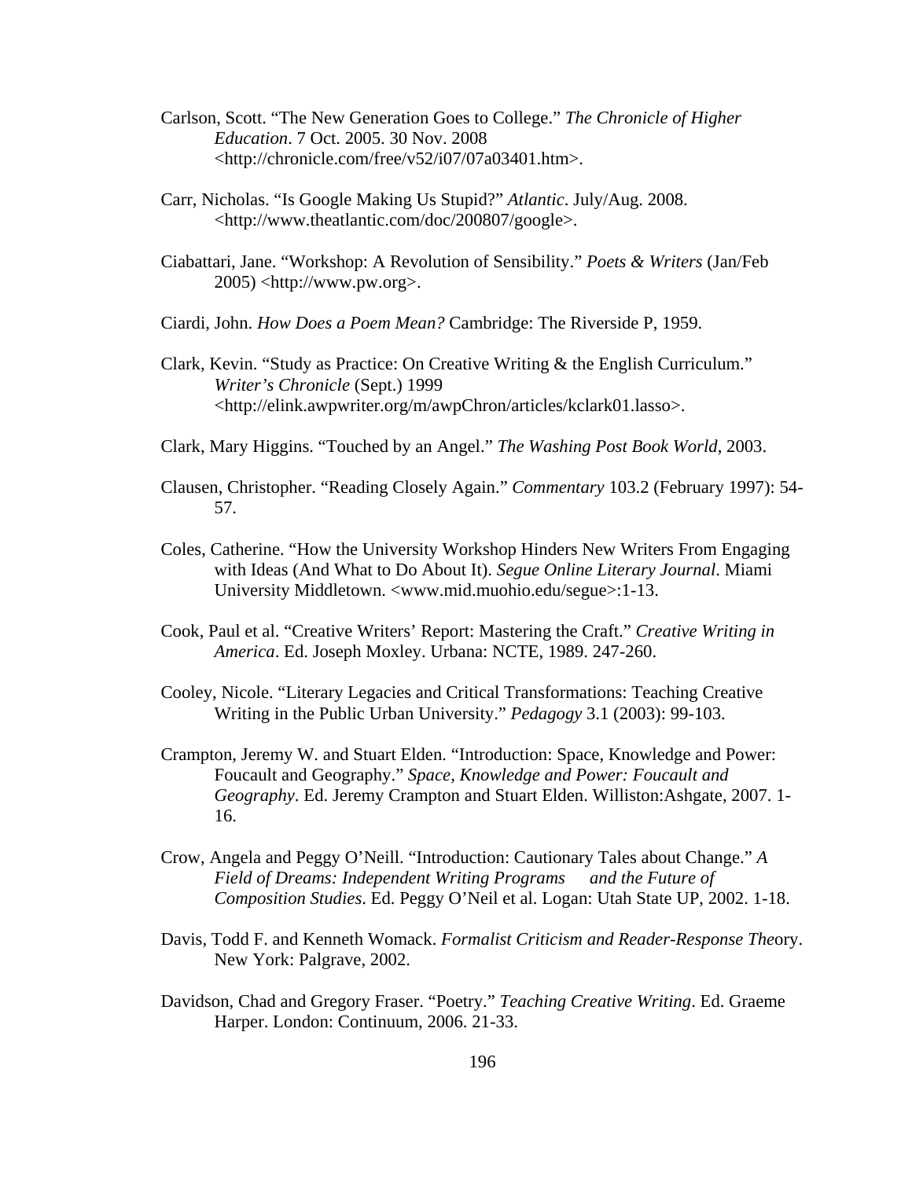Carlson, Scott. “The New Generation Goes to College.” *The Chronicle of Higher Education*. 7 Oct. 2005. 30 Nov. 2008 <http://chronicle.com/free/v52/i07/07a03401.htm>.

Carr, Nicholas. “Is Google Making Us Stupid?” *Atlantic*. July/Aug. 2008. <http://www.theatlantic.com/doc/200807/google>.

Ciabattari, Jane. “Workshop: A Revolution of Sensibility.” *Poets & Writers* (Jan/Feb 2005) <http://www.pw.org>.

Ciardi, John. *How Does a Poem Mean?* Cambridge: The Riverside P, 1959.

Clark, Kevin. “Study as Practice: On Creative Writing & the English Curriculum.” *Writer’s Chronicle* (Sept.) 1999 <http://elink.awpwriter.org/m/awpChron/articles/kclark01.lasso>.

Clark, Mary Higgins. “Touched by an Angel.” *The Washing Post Book World*, 2003.

Clausen, Christopher. “Reading Closely Again.” *Commentary* 103.2 (February 1997): 54-57.

Coles, Catherine. “How the University Workshop Hinders New Writers From Engaging with Ideas (And What to Do About It). *Segue Online Literary Journal*. Miami University Middletown. <www.mid.muohio.edu/segue>:1-13.

Cook, Paul et al. “Creative Writers’ Report: Mastering the Craft.” *Creative Writing in America*. Ed. Joseph Moxley. Urbana: NCTE, 1989. 247-260.

Cooley, Nicole. “Literary Legacies and Critical Transformations: Teaching Creative Writing in the Public Urban University.” *Pedagogy* 3.1 (2003): 99-103.

Crampton, Jeremy W. and Stuart Elden. “Introduction: Space, Knowledge and Power: Foucault and Geography.” *Space, Knowledge and Power: Foucault and Geography*. Ed. Jeremy Crampton and Stuart Elden. Williston:Ashgate, 2007. 1-16.

Crow, Angela and Peggy O’Neill. “Introduction: Cautionary Tales about Change.” *A Field of Dreams: Independent Writing Programs and the Future of Composition Studies*. Ed. Peggy O’Neil et al. Logan: Utah State UP, 2002. 1-18.

Davis, Todd F. and Kenneth Womack. *Formalist Criticism and Reader-Response The*ory. New York: Palgrave, 2002.

Davidson, Chad and Gregory Fraser. “Poetry.” *Teaching Creative Writing*. Ed. Graeme Harper. London: Continuum, 2006. 21-33.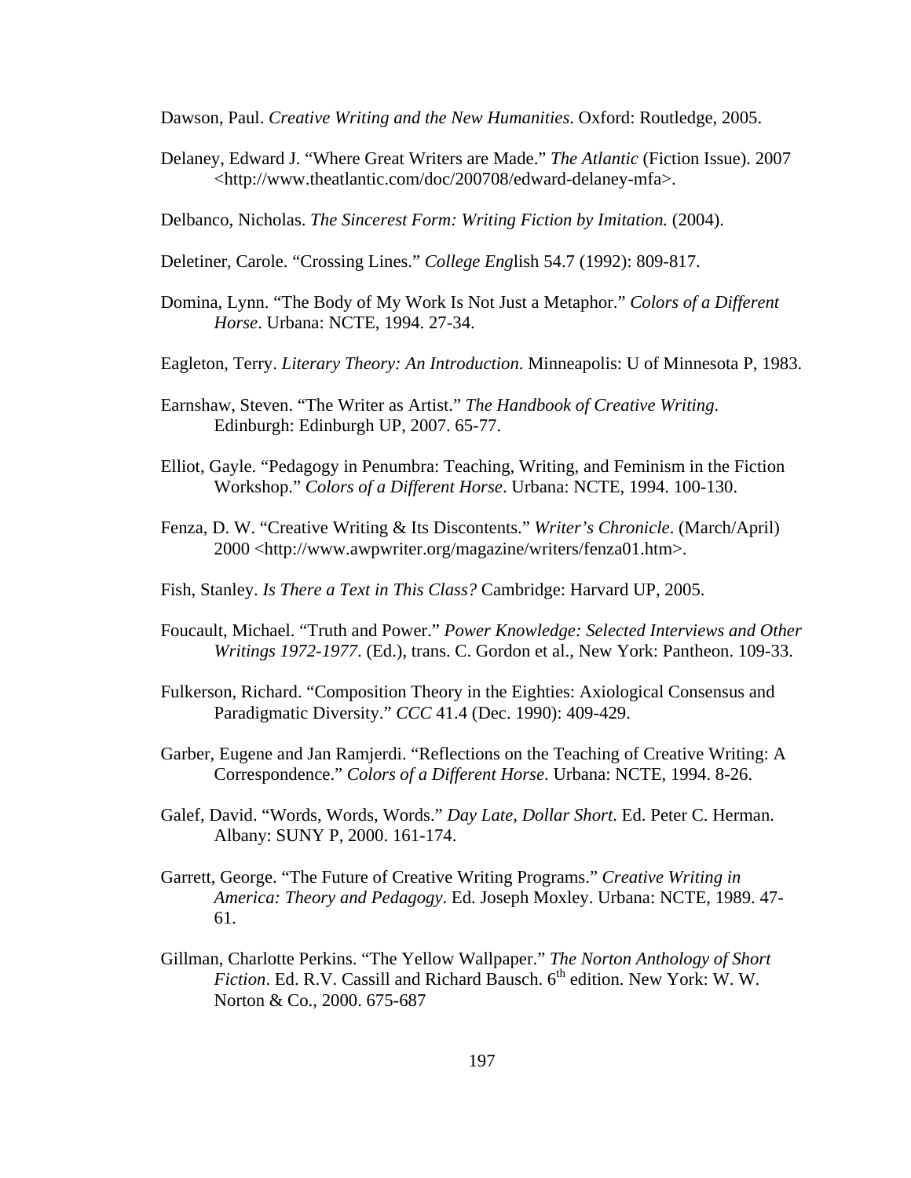Dawson, Paul. *Creative Writing and the New Humanities*. Oxford: Routledge, 2005.

Delaney, Edward J. "Where Great Writers are Made." *The Atlantic* (Fiction Issue). 2007 <http://www.theatlantic.com/doc/200708/edward-delaney-mfa>.

Delbanco, Nicholas. *The Sincerest Form: Writing Fiction by Imitation.* (2004).

Deletiner, Carole. "Crossing Lines." *College Eng*lish 54.7 (1992): 809-817.

Domina, Lynn. "The Body of My Work Is Not Just a Metaphor." *Colors of a Different Horse*. Urbana: NCTE, 1994. 27-34.

Eagleton, Terry. *Literary Theory: An Introduction*. Minneapolis: U of Minnesota P, 1983.

Earnshaw, Steven. "The Writer as Artist." *The Handbook of Creative Writing*. Edinburgh: Edinburgh UP, 2007. 65-77.

Elliot, Gayle. "Pedagogy in Penumbra: Teaching, Writing, and Feminism in the Fiction Workshop." *Colors of a Different Horse*. Urbana: NCTE, 1994. 100-130.

Fenza, D. W. "Creative Writing & Its Discontents." *Writer's Chronicle*. (March/April) 2000 <http://www.awpwriter.org/magazine/writers/fenza01.htm>.

Fish, Stanley. *Is There a Text in This Class?* Cambridge: Harvard UP, 2005.

Foucault, Michael. "Truth and Power." *Power Knowledge: Selected Interviews and Other Writings 1972-1977*. (Ed.), trans. C. Gordon et al., New York: Pantheon. 109-33.

Fulkerson, Richard. "Composition Theory in the Eighties: Axiological Consensus and Paradigmatic Diversity." *CCC* 41.4 (Dec. 1990): 409-429.

Garber, Eugene and Jan Ramjerdi. "Reflections on the Teaching of Creative Writing: A Correspondence." *Colors of a Different Horse*. Urbana: NCTE, 1994. 8-26.

Galef, David. "Words, Words, Words." *Day Late, Dollar Short*. Ed. Peter C. Herman. Albany: SUNY P, 2000. 161-174.

Garrett, George. "The Future of Creative Writing Programs." *Creative Writing in America: Theory and Pedagogy*. Ed. Joseph Moxley. Urbana: NCTE, 1989. 47-61.

Gillman, Charlotte Perkins. "The Yellow Wallpaper." *The Norton Anthology of Short Fiction*. Ed. R.V. Cassill and Richard Bausch. 6th edition. New York: W. W. Norton & Co., 2000. 675-687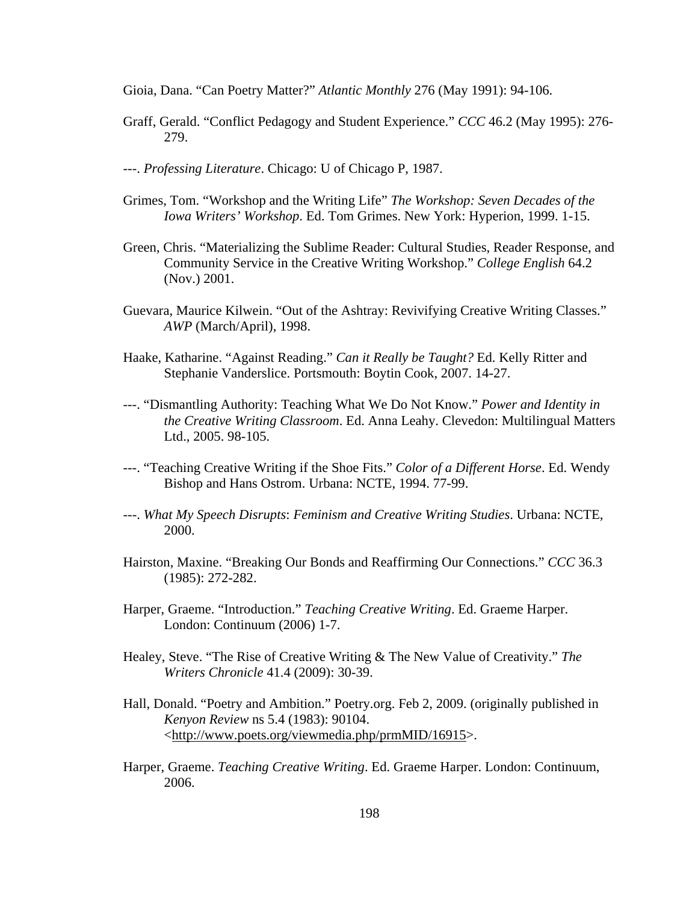Gioia, Dana. "Can Poetry Matter?" *Atlantic Monthly* 276 (May 1991): 94-106.

Graff, Gerald. "Conflict Pedagogy and Student Experience." *CCC* 46.2 (May 1995): 276-279.

---. *Professing Literature*. Chicago: U of Chicago P, 1987.

Grimes, Tom. "Workshop and the Writing Life" *The Workshop: Seven Decades of the Iowa Writers' Workshop*. Ed. Tom Grimes. New York: Hyperion, 1999. 1-15.

Green, Chris. "Materializing the Sublime Reader: Cultural Studies, Reader Response, and Community Service in the Creative Writing Workshop." *College English* 64.2 (Nov.) 2001.

Guevara, Maurice Kilwein. "Out of the Ashtray: Revivifying Creative Writing Classes." *AWP* (March/April), 1998.

Haake, Katharine. "Against Reading." *Can it Really be Taught?* Ed. Kelly Ritter and Stephanie Vanderslice. Portsmouth: Boytin Cook, 2007. 14-27.

---. "Dismantling Authority: Teaching What We Do Not Know." *Power and Identity in the Creative Writing Classroom*. Ed. Anna Leahy. Clevedon: Multilingual Matters Ltd., 2005. 98-105.

---. "Teaching Creative Writing if the Shoe Fits." *Color of a Different Horse*. Ed. Wendy Bishop and Hans Ostrom. Urbana: NCTE, 1994. 77-99.

---. *What My Speech Disrupts*: *Feminism and Creative Writing Studies*. Urbana: NCTE, 2000.

Hairston, Maxine. "Breaking Our Bonds and Reaffirming Our Connections." *CCC* 36.3 (1985): 272-282.

Harper, Graeme. "Introduction." *Teaching Creative Writing*. Ed. Graeme Harper. London: Continuum (2006) 1-7.

Healey, Steve. "The Rise of Creative Writing & The New Value of Creativity." *The Writers Chronicle* 41.4 (2009): 30-39.

Hall, Donald. "Poetry and Ambition." Poetry.org. Feb 2, 2009. (originally published in *Kenyon Review* ns 5.4 (1983): 90104. <http://www.poets.org/viewmedia.php/prmMID/16915>.

Harper, Graeme. *Teaching Creative Writing*. Ed. Graeme Harper. London: Continuum, 2006.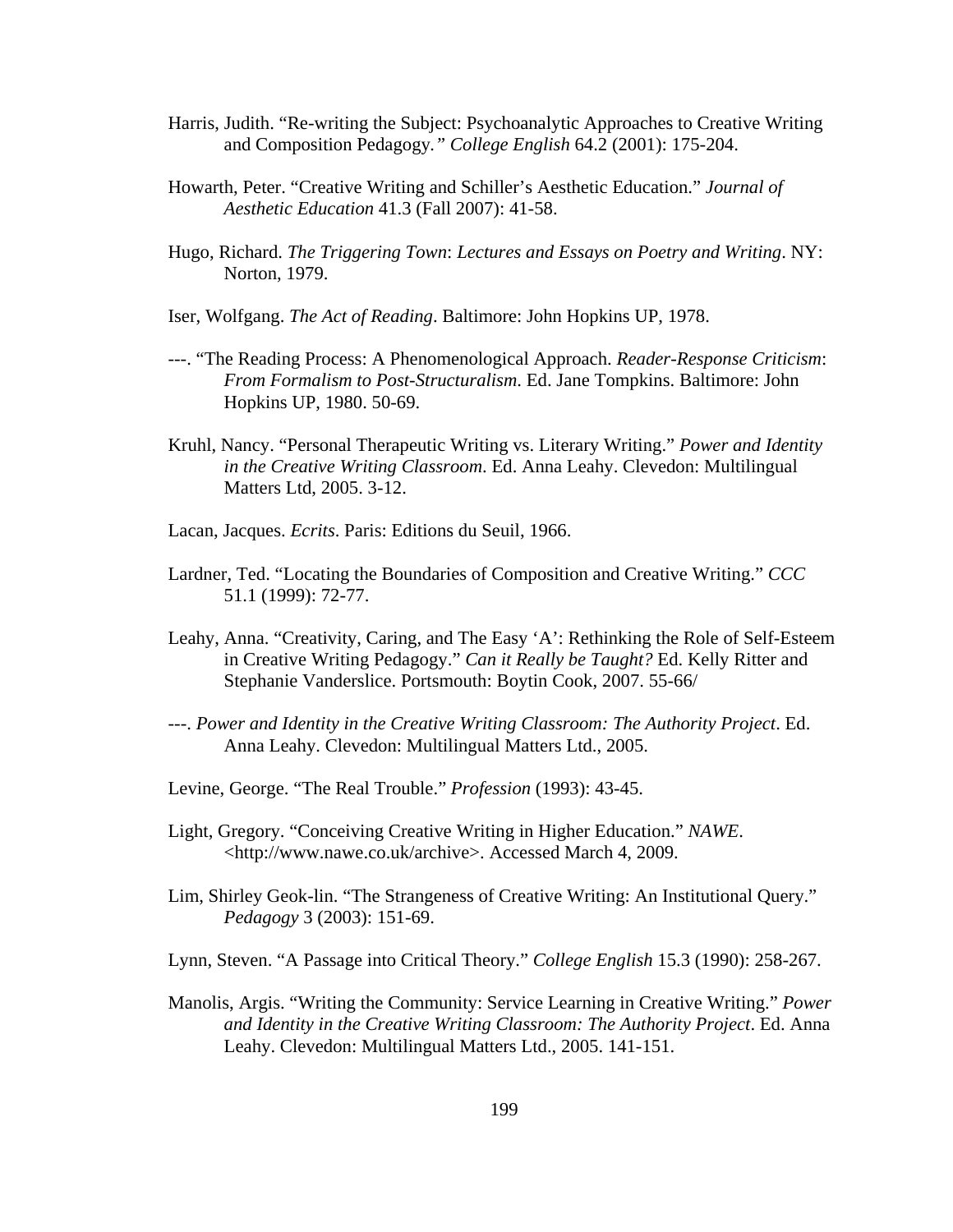Harris, Judith. "Re-writing the Subject: Psychoanalytic Approaches to Creative Writing and Composition Pedagogy*." College English* 64.2 (2001): 175-204.

Howarth, Peter. "Creative Writing and Schiller's Aesthetic Education." *Journal of Aesthetic Education* 41.3 (Fall 2007): 41-58.

Hugo, Richard. *The Triggering Town*: *Lectures and Essays on Poetry and Writing*. NY: Norton, 1979.

Iser, Wolfgang. *The Act of Reading*. Baltimore: John Hopkins UP, 1978.

---. "The Reading Process: A Phenomenological Approach. *Reader-Response Criticism*: *From Formalism to Post-Structuralism*. Ed. Jane Tompkins. Baltimore: John Hopkins UP, 1980. 50-69.

Kruhl, Nancy. "Personal Therapeutic Writing vs. Literary Writing." *Power and Identity in the Creative Writing Classroom*. Ed. Anna Leahy. Clevedon: Multilingual Matters Ltd, 2005. 3-12.

Lacan, Jacques. *Ecrits*. Paris: Editions du Seuil, 1966.

Lardner, Ted. "Locating the Boundaries of Composition and Creative Writing." *CCC* 51.1 (1999): 72-77.

Leahy, Anna. "Creativity, Caring, and The Easy 'A': Rethinking the Role of Self-Esteem in Creative Writing Pedagogy." *Can it Really be Taught?* Ed. Kelly Ritter and Stephanie Vanderslice. Portsmouth: Boytin Cook, 2007. 55-66/

---. *Power and Identity in the Creative Writing Classroom: The Authority Project*. Ed. Anna Leahy. Clevedon: Multilingual Matters Ltd., 2005.

Levine, George. "The Real Trouble." *Profession* (1993): 43-45.

Light, Gregory. "Conceiving Creative Writing in Higher Education." *NAWE*. <http://www.nawe.co.uk/archive>. Accessed March 4, 2009.

Lim, Shirley Geok-lin. "The Strangeness of Creative Writing: An Institutional Query." *Pedagogy* 3 (2003): 151-69.

Lynn, Steven. "A Passage into Critical Theory." *College English* 15.3 (1990): 258-267.

Manolis, Argis. "Writing the Community: Service Learning in Creative Writing." *Power and Identity in the Creative Writing Classroom: The Authority Project*. Ed. Anna Leahy. Clevedon: Multilingual Matters Ltd., 2005. 141-151.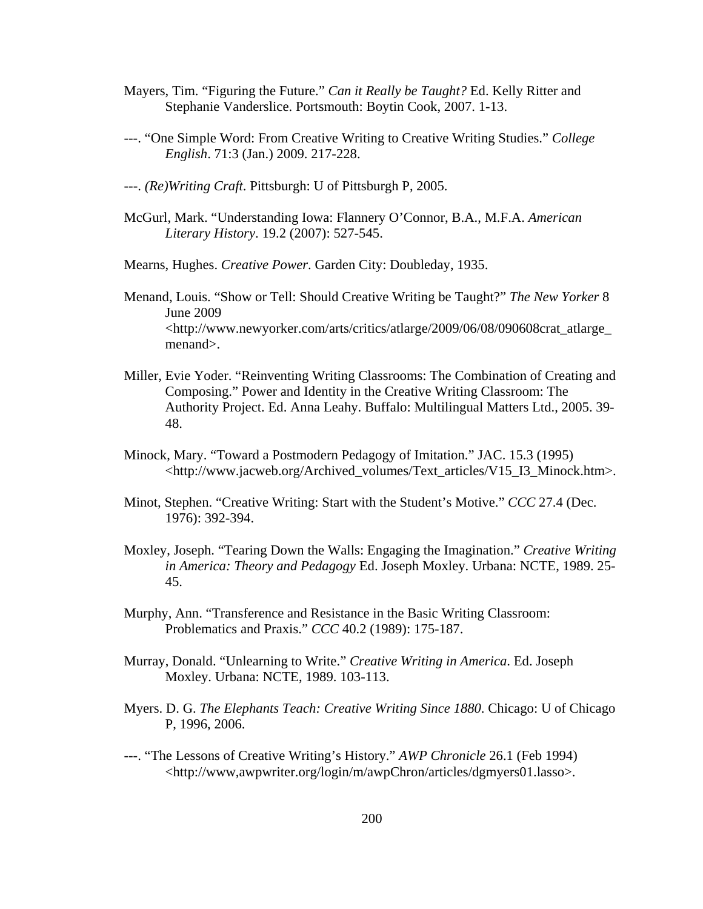Mayers, Tim. “Figuring the Future.” *Can it Really be Taught?* Ed. Kelly Ritter and Stephanie Vanderslice. Portsmouth: Boytin Cook, 2007. 1-13.

---. “One Simple Word: From Creative Writing to Creative Writing Studies.” *College English*. 71:3 (Jan.) 2009. 217-228.

---. *(Re)Writing Craft*. Pittsburgh: U of Pittsburgh P, 2005.

McGurl, Mark. “Understanding Iowa: Flannery O’Connor, B.A., M.F.A. *American Literary History*. 19.2 (2007): 527-545.

Mearns, Hughes. *Creative Power*. Garden City: Doubleday, 1935.

Menand, Louis. “Show or Tell: Should Creative Writing be Taught?” *The New Yorker* 8 June 2009 <http://www.newyorker.com/arts/critics/atlarge/2009/06/08/090608crat_atlarge_menand>.

Miller, Evie Yoder. “Reinventing Writing Classrooms: The Combination of Creating and Composing.” Power and Identity in the Creative Writing Classroom: The Authority Project. Ed. Anna Leahy. Buffalo: Multilingual Matters Ltd., 2005. 39-48.

Minock, Mary. “Toward a Postmodern Pedagogy of Imitation.” JAC. 15.3 (1995) <http://www.jacweb.org/Archived_volumes/Text_articles/V15_I3_Minock.htm>.

Minot, Stephen. “Creative Writing: Start with the Student’s Motive.” *CCC* 27.4 (Dec. 1976): 392-394.

Moxley, Joseph. “Tearing Down the Walls: Engaging the Imagination.” *Creative Writing in America: Theory and Pedagogy* Ed. Joseph Moxley. Urbana: NCTE, 1989. 25-45.

Murphy, Ann. “Transference and Resistance in the Basic Writing Classroom: Problematics and Praxis.” *CCC* 40.2 (1989): 175-187.

Murray, Donald. “Unlearning to Write.” *Creative Writing in America*. Ed. Joseph Moxley. Urbana: NCTE, 1989. 103-113.

Myers. D. G. *The Elephants Teach: Creative Writing Since 1880*. Chicago: U of Chicago P, 1996, 2006.

---. “The Lessons of Creative Writing’s History.” *AWP Chronicle* 26.1 (Feb 1994) <http://www,awpwriter.org/login/m/awpChron/articles/dgmyers01.lasso>.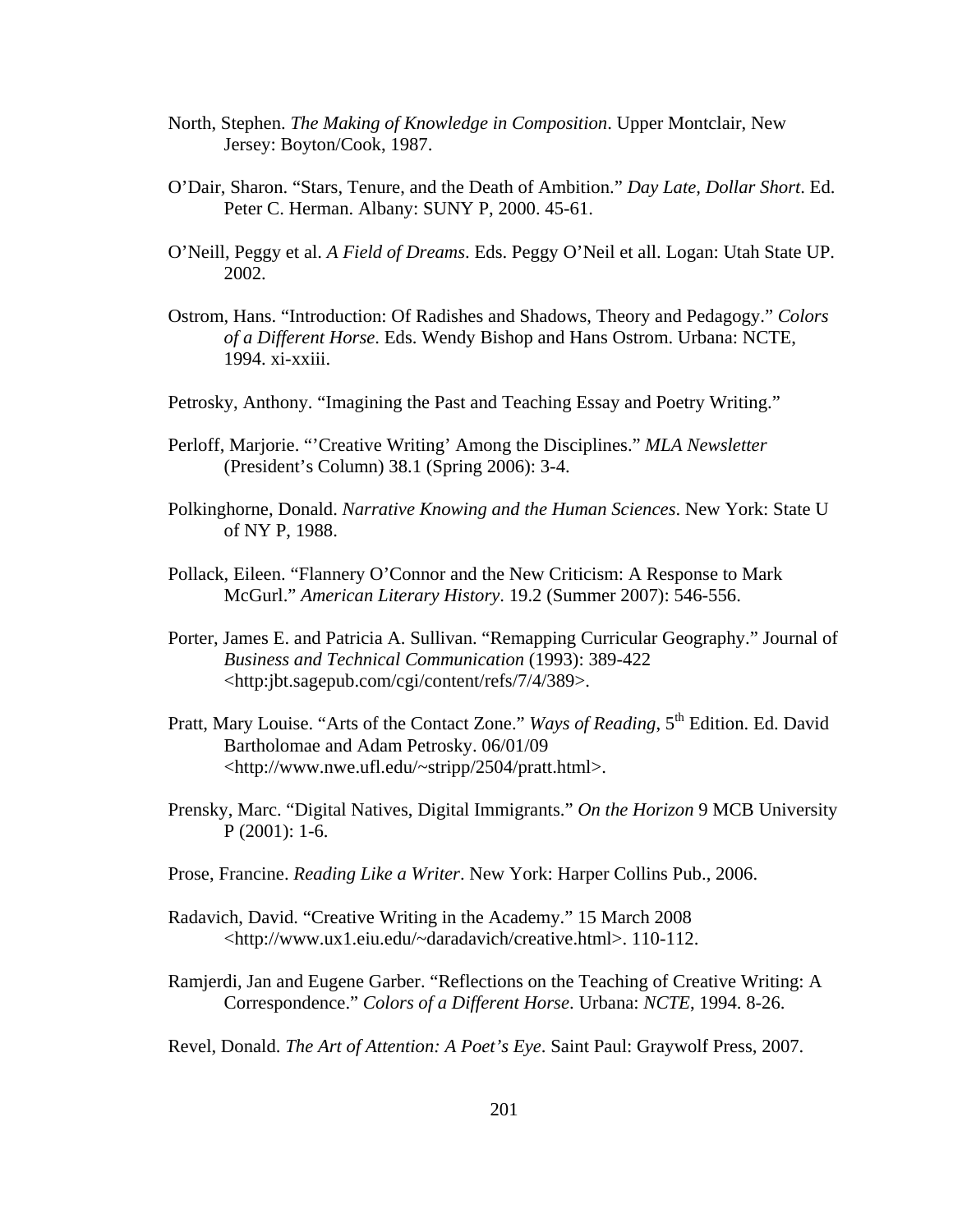North, Stephen. *The Making of Knowledge in Composition*. Upper Montclair, New Jersey: Boyton/Cook, 1987.

O'Dair, Sharon. "Stars, Tenure, and the Death of Ambition." *Day Late, Dollar Short*. Ed. Peter C. Herman. Albany: SUNY P, 2000. 45-61.

O'Neill, Peggy et al. *A Field of Dreams*. Eds. Peggy O'Neil et all. Logan: Utah State UP. 2002.

Ostrom, Hans. "Introduction: Of Radishes and Shadows, Theory and Pedagogy." *Colors of a Different Horse*. Eds. Wendy Bishop and Hans Ostrom. Urbana: NCTE, 1994. xi-xxiii.

Petrosky, Anthony. "Imagining the Past and Teaching Essay and Poetry Writing."

Perloff, Marjorie. "'Creative Writing' Among the Disciplines." *MLA Newsletter* (President's Column) 38.1 (Spring 2006): 3-4.

Polkinghorne, Donald. *Narrative Knowing and the Human Sciences*. New York: State U of NY P, 1988.

Pollack, Eileen. "Flannery O'Connor and the New Criticism: A Response to Mark McGurl." *American Literary History*. 19.2 (Summer 2007): 546-556.

Porter, James E. and Patricia A. Sullivan. "Remapping Curricular Geography." Journal of *Business and Technical Communication* (1993): 389-422 <http:jbt.sagepub.com/cgi/content/refs/7/4/389>.

Pratt, Mary Louise. "Arts of the Contact Zone." *Ways of Reading*, 5th Edition. Ed. David Bartholomae and Adam Petrosky. 06/01/09 <http://www.nwe.ufl.edu/~stripp/2504/pratt.html>.

Prensky, Marc. "Digital Natives, Digital Immigrants." *On the Horizon* 9 MCB University P (2001): 1-6.

Prose, Francine. *Reading Like a Writer*. New York: Harper Collins Pub., 2006.

Radavich, David. "Creative Writing in the Academy." 15 March 2008 <http://www.ux1.eiu.edu/~daradavich/creative.html>. 110-112.

Ramjerdi, Jan and Eugene Garber. "Reflections on the Teaching of Creative Writing: A Correspondence." *Colors of a Different Horse*. Urbana: *NCTE*, 1994. 8-26.

Revel, Donald. *The Art of Attention: A Poet's Eye*. Saint Paul: Graywolf Press, 2007.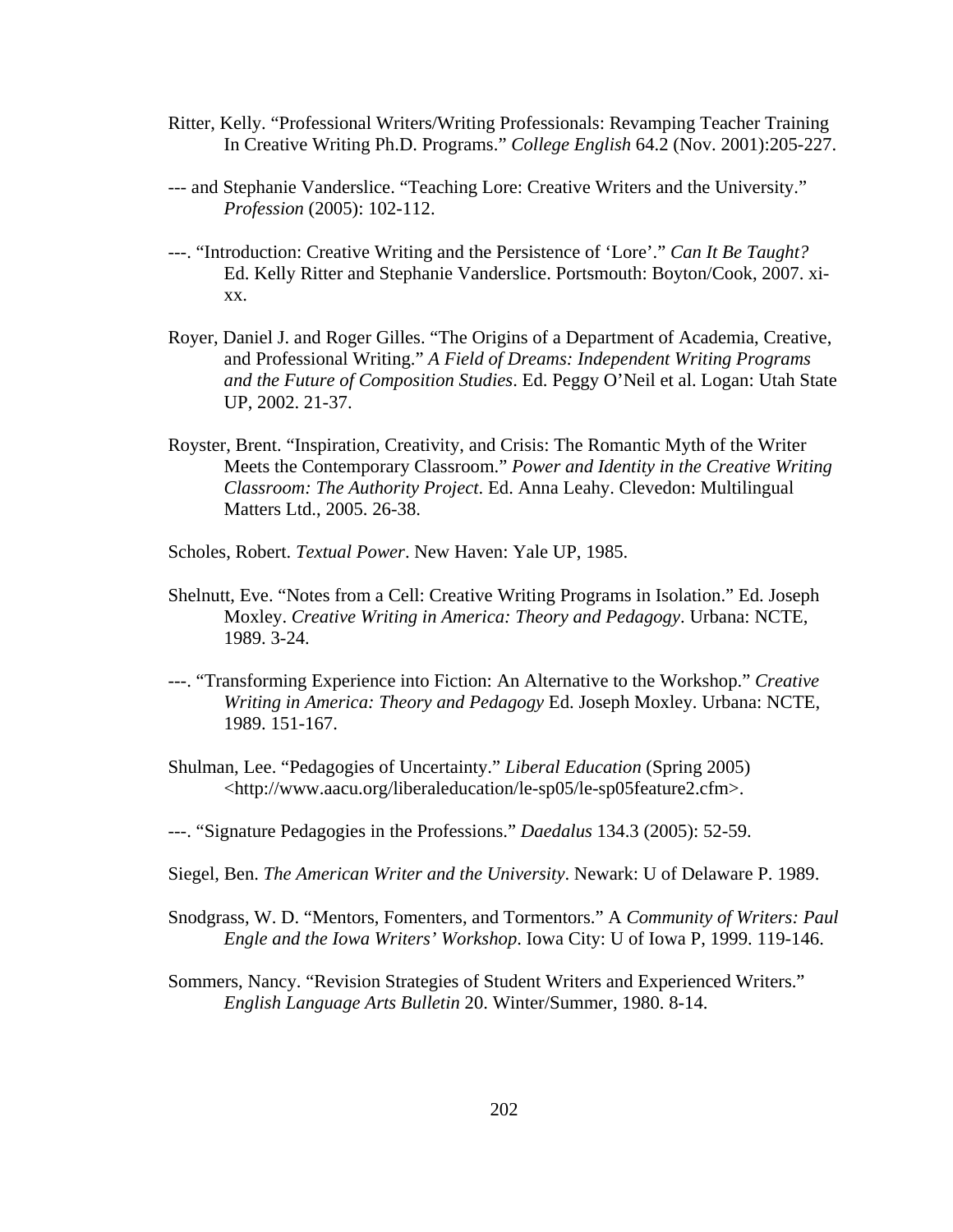Ritter, Kelly. "Professional Writers/Writing Professionals: Revamping Teacher Training In Creative Writing Ph.D. Programs." *College English* 64.2 (Nov. 2001):205-227.

--- and Stephanie Vanderslice. "Teaching Lore: Creative Writers and the University." *Profession* (2005): 102-112.

---. "Introduction: Creative Writing and the Persistence of 'Lore'." *Can It Be Taught?* Ed. Kelly Ritter and Stephanie Vanderslice. Portsmouth: Boyton/Cook, 2007. xi-xx.

Royer, Daniel J. and Roger Gilles. "The Origins of a Department of Academia, Creative, and Professional Writing." *A Field of Dreams: Independent Writing Programs and the Future of Composition Studies*. Ed. Peggy O'Neil et al. Logan: Utah State UP, 2002. 21-37.

Royster, Brent. "Inspiration, Creativity, and Crisis: The Romantic Myth of the Writer Meets the Contemporary Classroom." *Power and Identity in the Creative Writing Classroom: The Authority Project*. Ed. Anna Leahy. Clevedon: Multilingual Matters Ltd., 2005. 26-38.

Scholes, Robert. *Textual Power*. New Haven: Yale UP, 1985.

Shelnutt, Eve. "Notes from a Cell: Creative Writing Programs in Isolation." Ed. Joseph Moxley. *Creative Writing in America: Theory and Pedagogy*. Urbana: NCTE, 1989. 3-24.

---. "Transforming Experience into Fiction: An Alternative to the Workshop." *Creative Writing in America: Theory and Pedagogy* Ed. Joseph Moxley. Urbana: NCTE, 1989. 151-167.

Shulman, Lee. "Pedagogies of Uncertainty." *Liberal Education* (Spring 2005) <http://www.aacu.org/liberaleducation/le-sp05/le-sp05feature2.cfm>.

---. "Signature Pedagogies in the Professions." *Daedalus* 134.3 (2005): 52-59.

Siegel, Ben. *The American Writer and the University*. Newark: U of Delaware P. 1989.

Snodgrass, W. D. "Mentors, Fomenters, and Tormentors." A *Community of Writers: Paul Engle and the Iowa Writers' Workshop*. Iowa City: U of Iowa P, 1999. 119-146.

Sommers, Nancy. "Revision Strategies of Student Writers and Experienced Writers." *English Language Arts Bulletin* 20. Winter/Summer, 1980. 8-14.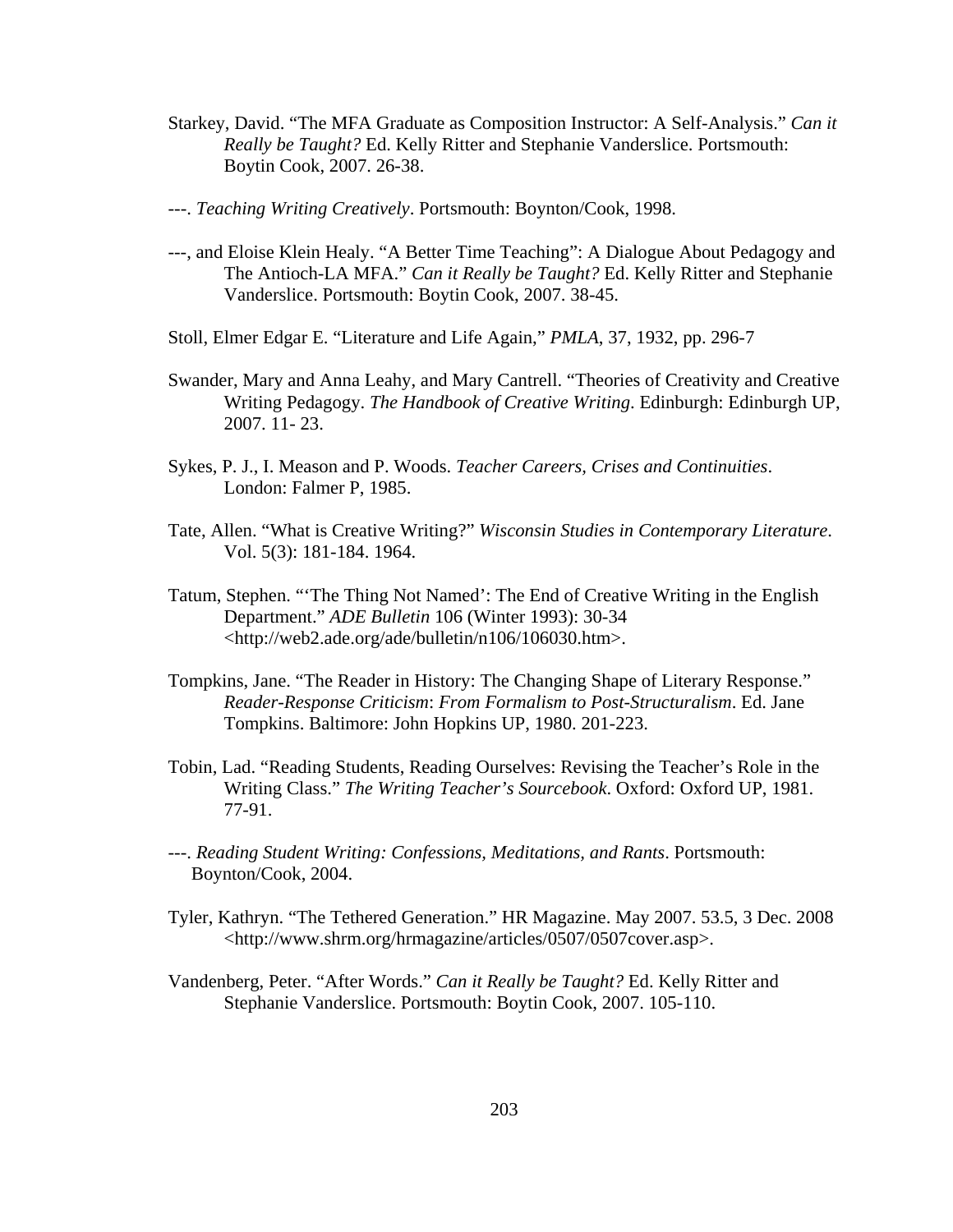Starkey, David. “The MFA Graduate as Composition Instructor: A Self-Analysis.” *Can it Really be Taught?* Ed. Kelly Ritter and Stephanie Vanderslice. Portsmouth: Boytin Cook, 2007. 26-38.

---. *Teaching Writing Creatively*. Portsmouth: Boynton/Cook, 1998.

---, and Eloise Klein Healy. “A Better Time Teaching”: A Dialogue About Pedagogy and The Antioch-LA MFA.” *Can it Really be Taught?* Ed. Kelly Ritter and Stephanie Vanderslice. Portsmouth: Boytin Cook, 2007. 38-45.

Stoll, Elmer Edgar E. “Literature and Life Again,” *PMLA*, 37, 1932, pp. 296-7

Swander, Mary and Anna Leahy, and Mary Cantrell. “Theories of Creativity and Creative Writing Pedagogy. *The Handbook of Creative Writing*. Edinburgh: Edinburgh UP, 2007. 11- 23.

Sykes, P. J., I. Meason and P. Woods. *Teacher Careers, Crises and Continuities*. London: Falmer P, 1985.

Tate, Allen. “What is Creative Writing?” *Wisconsin Studies in Contemporary Literature*. Vol. 5(3): 181-184. 1964.

Tatum, Stephen. “‘The Thing Not Named’: The End of Creative Writing in the English Department.” *ADE Bulletin* 106 (Winter 1993): 30-34 <http://web2.ade.org/ade/bulletin/n106/106030.htm>.

Tompkins, Jane. “The Reader in History: The Changing Shape of Literary Response.” *Reader-Response Criticism*: *From Formalism to Post-Structuralism*. Ed. Jane Tompkins. Baltimore: John Hopkins UP, 1980. 201-223.

Tobin, Lad. “Reading Students, Reading Ourselves: Revising the Teacher’s Role in the Writing Class.” *The Writing Teacher’s Sourcebook*. Oxford: Oxford UP, 1981. 77-91.

---. *Reading Student Writing: Confessions, Meditations, and Rants*. Portsmouth: Boynton/Cook, 2004.

Tyler, Kathryn. “The Tethered Generation.” HR Magazine. May 2007. 53.5, 3 Dec. 2008 <http://www.shrm.org/hrmagazine/articles/0507/0507cover.asp>.

Vandenberg, Peter. “After Words.” *Can it Really be Taught?* Ed. Kelly Ritter and Stephanie Vanderslice. Portsmouth: Boytin Cook, 2007. 105-110.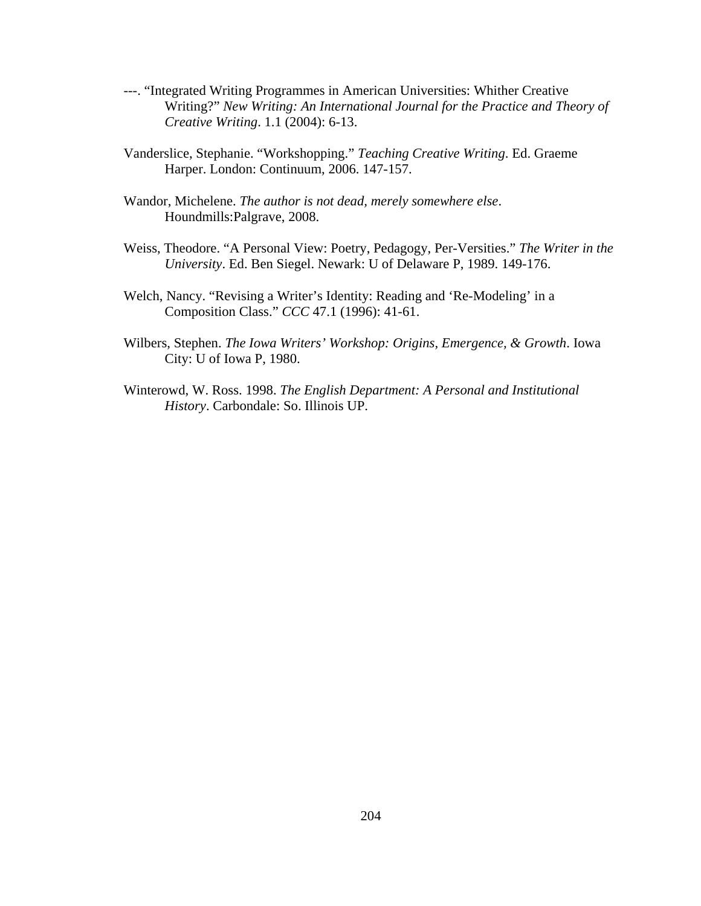---. "Integrated Writing Programmes in American Universities: Whither Creative Writing?" *New Writing: An International Journal for the Practice and Theory of Creative Writing*. 1.1 (2004): 6-13.

Vanderslice, Stephanie. "Workshopping." *Teaching Creative Writing*. Ed. Graeme Harper. London: Continuum, 2006. 147-157.

Wandor, Michelene. *The author is not dead, merely somewhere else*. Houndmills:Palgrave, 2008.

Weiss, Theodore. "A Personal View: Poetry, Pedagogy, Per-Versities." *The Writer in the University*. Ed. Ben Siegel. Newark: U of Delaware P, 1989. 149-176.

Welch, Nancy. "Revising a Writer's Identity: Reading and 'Re-Modeling' in a Composition Class." *CCC* 47.1 (1996): 41-61.

Wilbers, Stephen. *The Iowa Writers' Workshop: Origins, Emergence, & Growth*. Iowa City: U of Iowa P, 1980.

Winterowd, W. Ross. 1998. *The English Department: A Personal and Institutional History*. Carbondale: So. Illinois UP.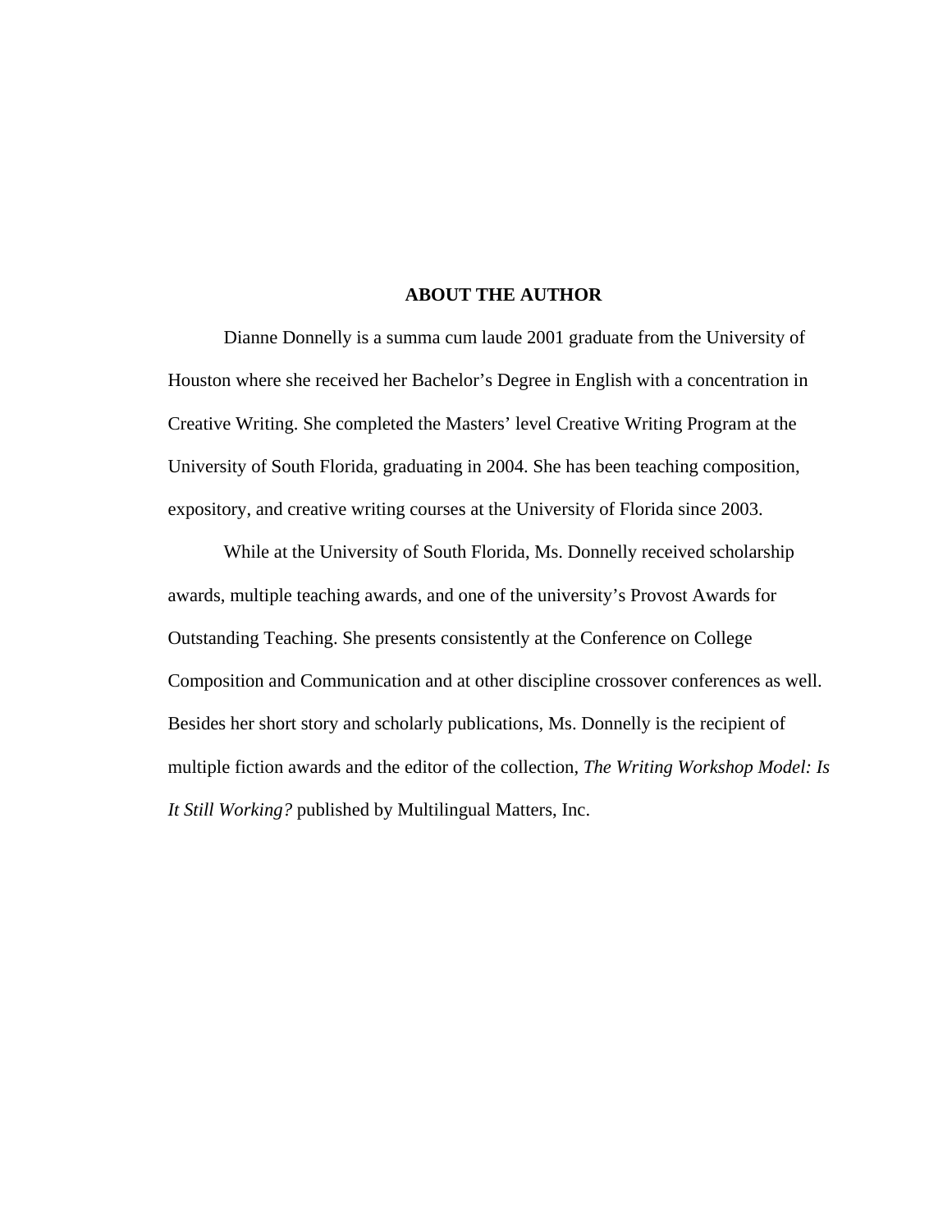# ABOUT THE AUTHOR

Dianne Donnelly is a summa cum laude 2001 graduate from the University of Houston where she received her Bachelor's Degree in English with a concentration in Creative Writing. She completed the Masters' level Creative Writing Program at the University of South Florida, graduating in 2004. She has been teaching composition, expository, and creative writing courses at the University of Florida since 2003.

While at the University of South Florida, Ms. Donnelly received scholarship awards, multiple teaching awards, and one of the university's Provost Awards for Outstanding Teaching. She presents consistently at the Conference on College Composition and Communication and at other discipline crossover conferences as well. Besides her short story and scholarly publications, Ms. Donnelly is the recipient of multiple fiction awards and the editor of the collection, *The Writing Workshop Model: Is It Still Working?* published by Multilingual Matters, Inc.